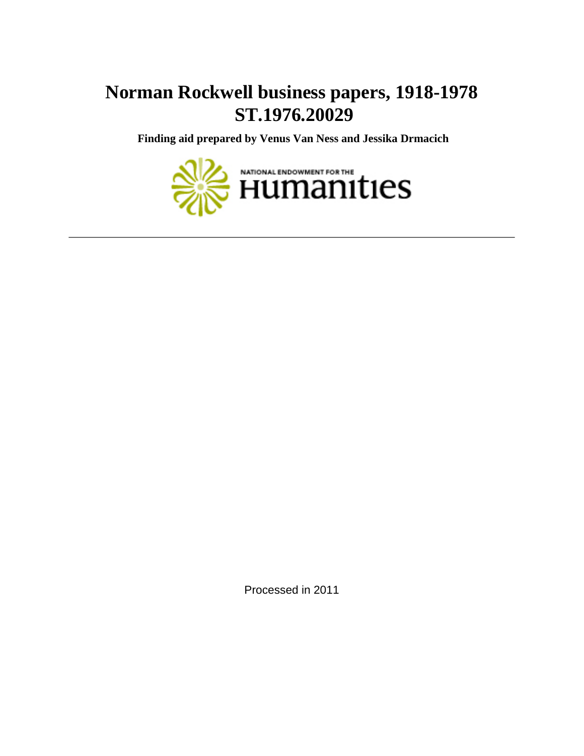# Norman Rockwell business papers, 1918-1978
# ST.1976.20029

**Finding aid prepared by Venus Van Ness and Jessika Drmacich**

NATIONAL ENDOWMENT FOR THE HUMANITIES

---

Processed in 2011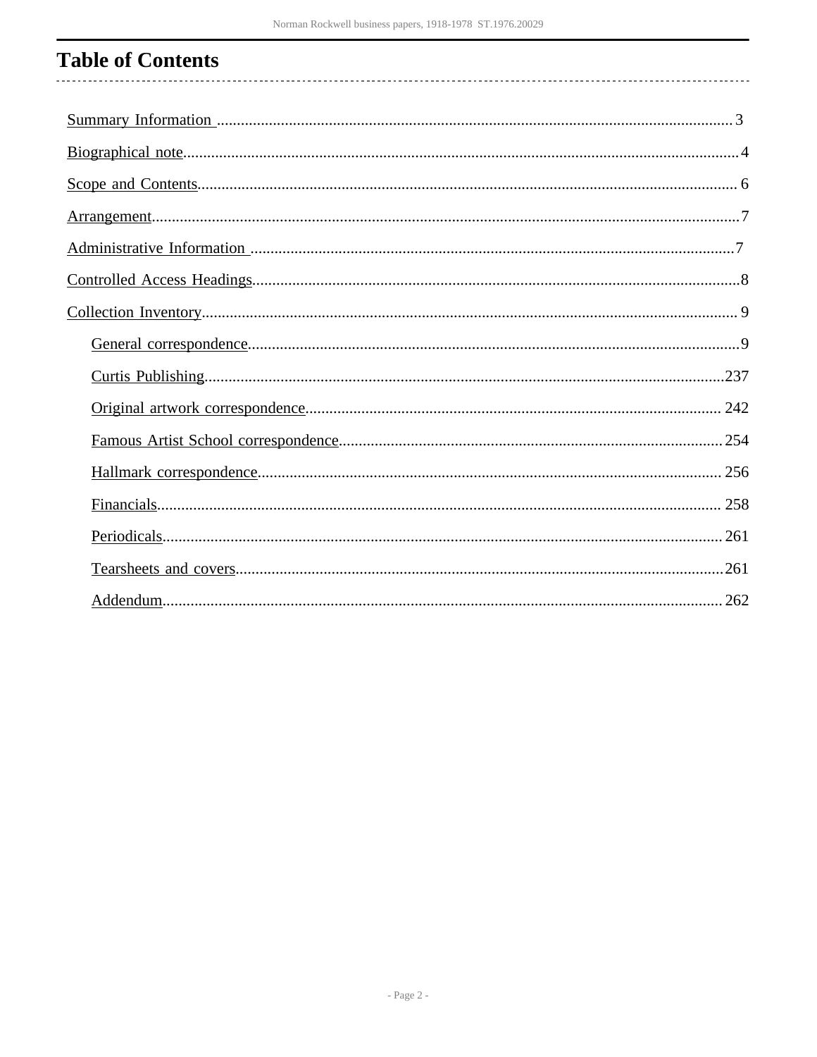# Table of Contents

- Summary Information .......... 3
- Biographical note .......... 4
- Scope and Contents .......... 6
- Arrangement .......... 7
- Administrative Information .......... 7
- Controlled Access Headings .......... 8
- Collection Inventory .......... 9
  - General correspondence .......... 9
  - Curtis Publishing .......... 237
  - Original artwork correspondence .......... 242
  - Famous Artist School correspondence .......... 254
  - Hallmark correspondence .......... 256
  - Financials .......... 258
  - Periodicals .......... 261
  - Tearsheets and covers .......... 261
  - Addendum .......... 262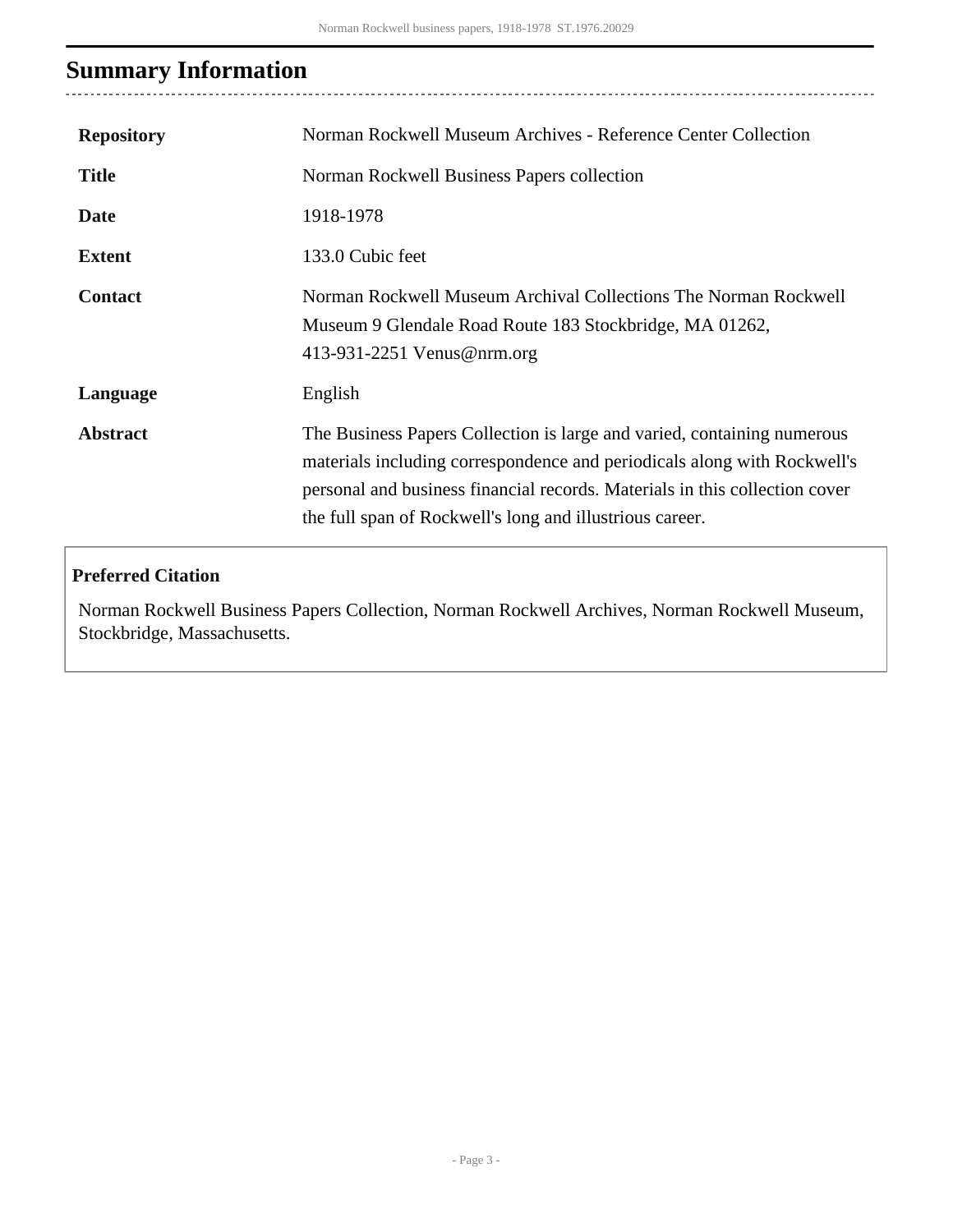# Summary Information

| | |
|---|---|
| **Repository** | Norman Rockwell Museum Archives - Reference Center Collection |
| **Title** | Norman Rockwell Business Papers collection |
| **Date** | 1918-1978 |
| **Extent** | 133.0 Cubic feet |
| **Contact** | Norman Rockwell Museum Archival Collections The Norman Rockwell Museum 9 Glendale Road Route 183 Stockbridge, MA 01262, 413-931-2251 Venus@nrm.org |
| **Language** | English |
| **Abstract** | The Business Papers Collection is large and varied, containing numerous materials including correspondence and periodicals along with Rockwell's personal and business financial records. Materials in this collection cover the full span of Rockwell's long and illustrious career. |

**Preferred Citation**

Norman Rockwell Business Papers Collection, Norman Rockwell Archives, Norman Rockwell Museum, Stockbridge, Massachusetts.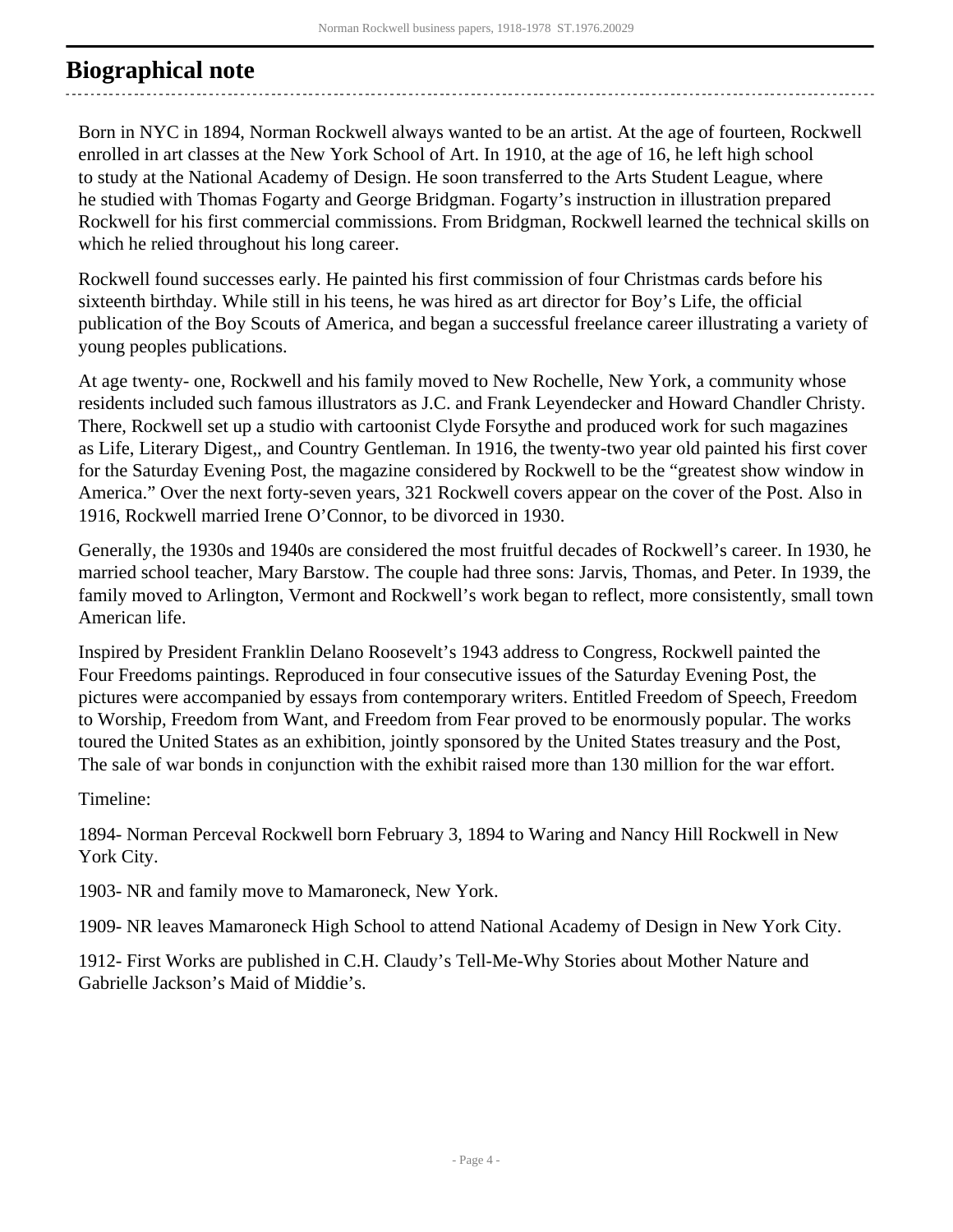## Biographical note

Born in NYC in 1894, Norman Rockwell always wanted to be an artist. At the age of fourteen, Rockwell enrolled in art classes at the New York School of Art. In 1910, at the age of 16, he left high school to study at the National Academy of Design. He soon transferred to the Arts Student League, where he studied with Thomas Fogarty and George Bridgman. Fogarty's instruction in illustration prepared Rockwell for his first commercial commissions. From Bridgman, Rockwell learned the technical skills on which he relied throughout his long career.

Rockwell found successes early. He painted his first commission of four Christmas cards before his sixteenth birthday. While still in his teens, he was hired as art director for Boy's Life, the official publication of the Boy Scouts of America, and began a successful freelance career illustrating a variety of young peoples publications.

At age twenty- one, Rockwell and his family moved to New Rochelle, New York, a community whose residents included such famous illustrators as J.C. and Frank Leyendecker and Howard Chandler Christy. There, Rockwell set up a studio with cartoonist Clyde Forsythe and produced work for such magazines as Life, Literary Digest,, and Country Gentleman. In 1916, the twenty-two year old painted his first cover for the Saturday Evening Post, the magazine considered by Rockwell to be the "greatest show window in America." Over the next forty-seven years, 321 Rockwell covers appear on the cover of the Post. Also in 1916, Rockwell married Irene O'Connor, to be divorced in 1930.

Generally, the 1930s and 1940s are considered the most fruitful decades of Rockwell's career. In 1930, he married school teacher, Mary Barstow. The couple had three sons: Jarvis, Thomas, and Peter. In 1939, the family moved to Arlington, Vermont and Rockwell's work began to reflect, more consistently, small town American life.

Inspired by President Franklin Delano Roosevelt's 1943 address to Congress, Rockwell painted the Four Freedoms paintings. Reproduced in four consecutive issues of the Saturday Evening Post, the pictures were accompanied by essays from contemporary writers. Entitled Freedom of Speech, Freedom to Worship, Freedom from Want, and Freedom from Fear proved to be enormously popular. The works toured the United States as an exhibition, jointly sponsored by the United States treasury and the Post, The sale of war bonds in conjunction with the exhibit raised more than 130 million for the war effort.

Timeline:

1894- Norman Perceval Rockwell born February 3, 1894 to Waring and Nancy Hill Rockwell in New York City.

1903- NR and family move to Mamaroneck, New York.

1909- NR leaves Mamaroneck High School to attend National Academy of Design in New York City.

1912- First Works are published in C.H. Claudy's Tell-Me-Why Stories about Mother Nature and Gabrielle Jackson's Maid of Middie's.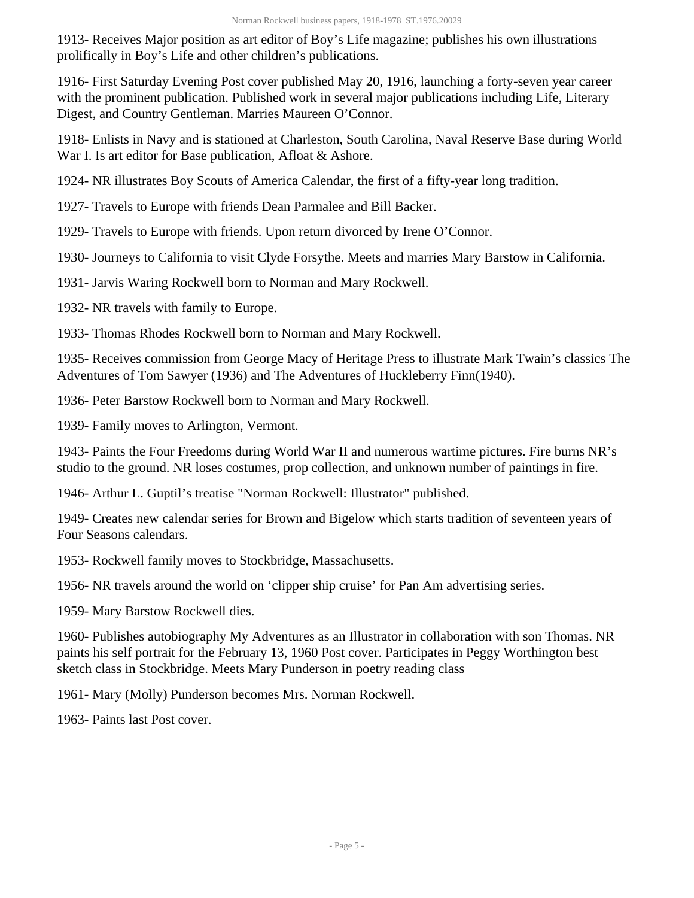1913- Receives Major position as art editor of Boy's Life magazine; publishes his own illustrations prolifically in Boy's Life and other children's publications.

1916- First Saturday Evening Post cover published May 20, 1916, launching a forty-seven year career with the prominent publication. Published work in several major publications including Life, Literary Digest, and Country Gentleman. Marries Maureen O'Connor.

1918- Enlists in Navy and is stationed at Charleston, South Carolina, Naval Reserve Base during World War I. Is art editor for Base publication, Afloat & Ashore.

1924- NR illustrates Boy Scouts of America Calendar, the first of a fifty-year long tradition.

1927- Travels to Europe with friends Dean Parmalee and Bill Backer.

1929- Travels to Europe with friends. Upon return divorced by Irene O'Connor.

1930- Journeys to California to visit Clyde Forsythe. Meets and marries Mary Barstow in California.

1931- Jarvis Waring Rockwell born to Norman and Mary Rockwell.

1932- NR travels with family to Europe.

1933- Thomas Rhodes Rockwell born to Norman and Mary Rockwell.

1935- Receives commission from George Macy of Heritage Press to illustrate Mark Twain's classics The Adventures of Tom Sawyer (1936) and The Adventures of Huckleberry Finn(1940).

1936- Peter Barstow Rockwell born to Norman and Mary Rockwell.

1939- Family moves to Arlington, Vermont.

1943- Paints the Four Freedoms during World War II and numerous wartime pictures. Fire burns NR's studio to the ground. NR loses costumes, prop collection, and unknown number of paintings in fire.

1946- Arthur L. Guptil's treatise "Norman Rockwell: Illustrator" published.

1949- Creates new calendar series for Brown and Bigelow which starts tradition of seventeen years of Four Seasons calendars.

1953- Rockwell family moves to Stockbridge, Massachusetts.

1956- NR travels around the world on 'clipper ship cruise' for Pan Am advertising series.

1959- Mary Barstow Rockwell dies.

1960- Publishes autobiography My Adventures as an Illustrator in collaboration with son Thomas. NR paints his self portrait for the February 13, 1960 Post cover. Participates in Peggy Worthington best sketch class in Stockbridge. Meets Mary Punderson in poetry reading class

1961- Mary (Molly) Punderson becomes Mrs. Norman Rockwell.

1963- Paints last Post cover.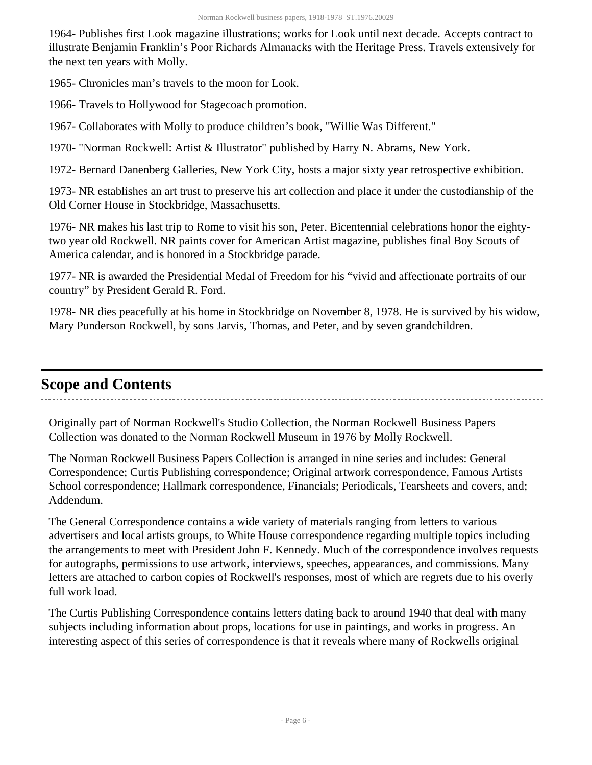1964- Publishes first Look magazine illustrations; works for Look until next decade. Accepts contract to illustrate Benjamin Franklin's Poor Richards Almanacks with the Heritage Press. Travels extensively for the next ten years with Molly.

1965- Chronicles man's travels to the moon for Look.

1966- Travels to Hollywood for Stagecoach promotion.

1967- Collaborates with Molly to produce children's book, "Willie Was Different."

1970- "Norman Rockwell: Artist & Illustrator" published by Harry N. Abrams, New York.

1972- Bernard Danenberg Galleries, New York City, hosts a major sixty year retrospective exhibition.

1973- NR establishes an art trust to preserve his art collection and place it under the custodianship of the Old Corner House in Stockbridge, Massachusetts.

1976- NR makes his last trip to Rome to visit his son, Peter. Bicentennial celebrations honor the eighty-two year old Rockwell. NR paints cover for American Artist magazine, publishes final Boy Scouts of America calendar, and is honored in a Stockbridge parade.

1977- NR is awarded the Presidential Medal of Freedom for his "vivid and affectionate portraits of our country" by President Gerald R. Ford.

1978- NR dies peacefully at his home in Stockbridge on November 8, 1978. He is survived by his widow, Mary Punderson Rockwell, by sons Jarvis, Thomas, and Peter, and by seven grandchildren.

## Scope and Contents

Originally part of Norman Rockwell's Studio Collection, the Norman Rockwell Business Papers Collection was donated to the Norman Rockwell Museum in 1976 by Molly Rockwell.

The Norman Rockwell Business Papers Collection is arranged in nine series and includes: General Correspondence; Curtis Publishing correspondence; Original artwork correspondence, Famous Artists School correspondence; Hallmark correspondence, Financials; Periodicals, Tearsheets and covers, and; Addendum.

The General Correspondence contains a wide variety of materials ranging from letters to various advertisers and local artists groups, to White House correspondence regarding multiple topics including the arrangements to meet with President John F. Kennedy. Much of the correspondence involves requests for autographs, permissions to use artwork, interviews, speeches, appearances, and commissions. Many letters are attached to carbon copies of Rockwell's responses, most of which are regrets due to his overly full work load.

The Curtis Publishing Correspondence contains letters dating back to around 1940 that deal with many subjects including information about props, locations for use in paintings, and works in progress. An interesting aspect of this series of correspondence is that it reveals where many of Rockwells original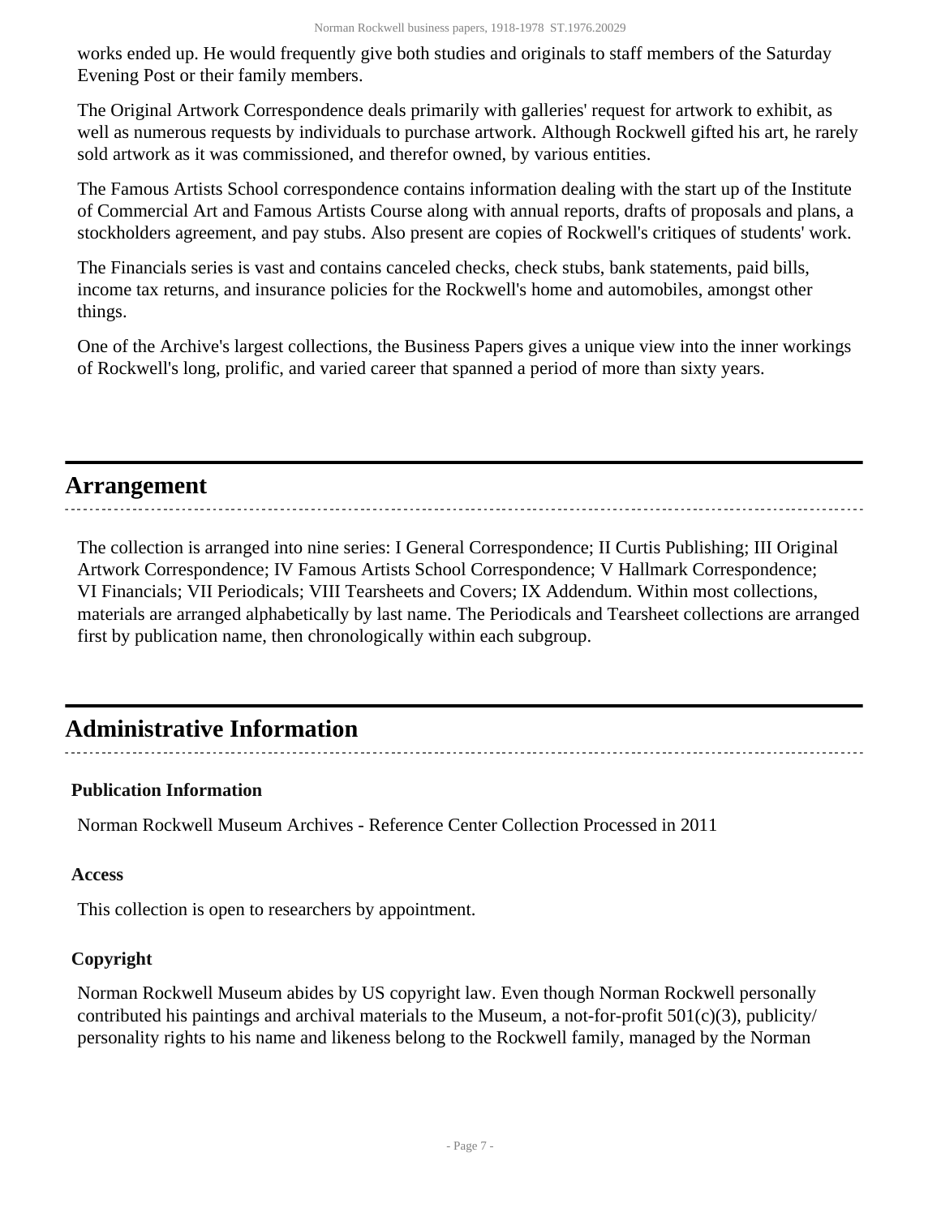works ended up. He would frequently give both studies and originals to staff members of the Saturday Evening Post or their family members.

The Original Artwork Correspondence deals primarily with galleries' request for artwork to exhibit, as well as numerous requests by individuals to purchase artwork. Although Rockwell gifted his art, he rarely sold artwork as it was commissioned, and therefor owned, by various entities.

The Famous Artists School correspondence contains information dealing with the start up of the Institute of Commercial Art and Famous Artists Course along with annual reports, drafts of proposals and plans, a stockholders agreement, and pay stubs. Also present are copies of Rockwell's critiques of students' work.

The Financials series is vast and contains canceled checks, check stubs, bank statements, paid bills, income tax returns, and insurance policies for the Rockwell's home and automobiles, amongst other things.

One of the Archive's largest collections, the Business Papers gives a unique view into the inner workings of Rockwell's long, prolific, and varied career that spanned a period of more than sixty years.

## Arrangement

The collection is arranged into nine series: I General Correspondence; II Curtis Publishing; III Original Artwork Correspondence; IV Famous Artists School Correspondence; V Hallmark Correspondence; VI Financials; VII Periodicals; VIII Tearsheets and Covers; IX Addendum. Within most collections, materials are arranged alphabetically by last name. The Periodicals and Tearsheet collections are arranged first by publication name, then chronologically within each subgroup.

## Administrative Information

### Publication Information

Norman Rockwell Museum Archives - Reference Center Collection Processed in 2011

### Access

This collection is open to researchers by appointment.

### Copyright

Norman Rockwell Museum abides by US copyright law. Even though Norman Rockwell personally contributed his paintings and archival materials to the Museum, a not-for-profit 501(c)(3), publicity/personality rights to his name and likeness belong to the Rockwell family, managed by the Norman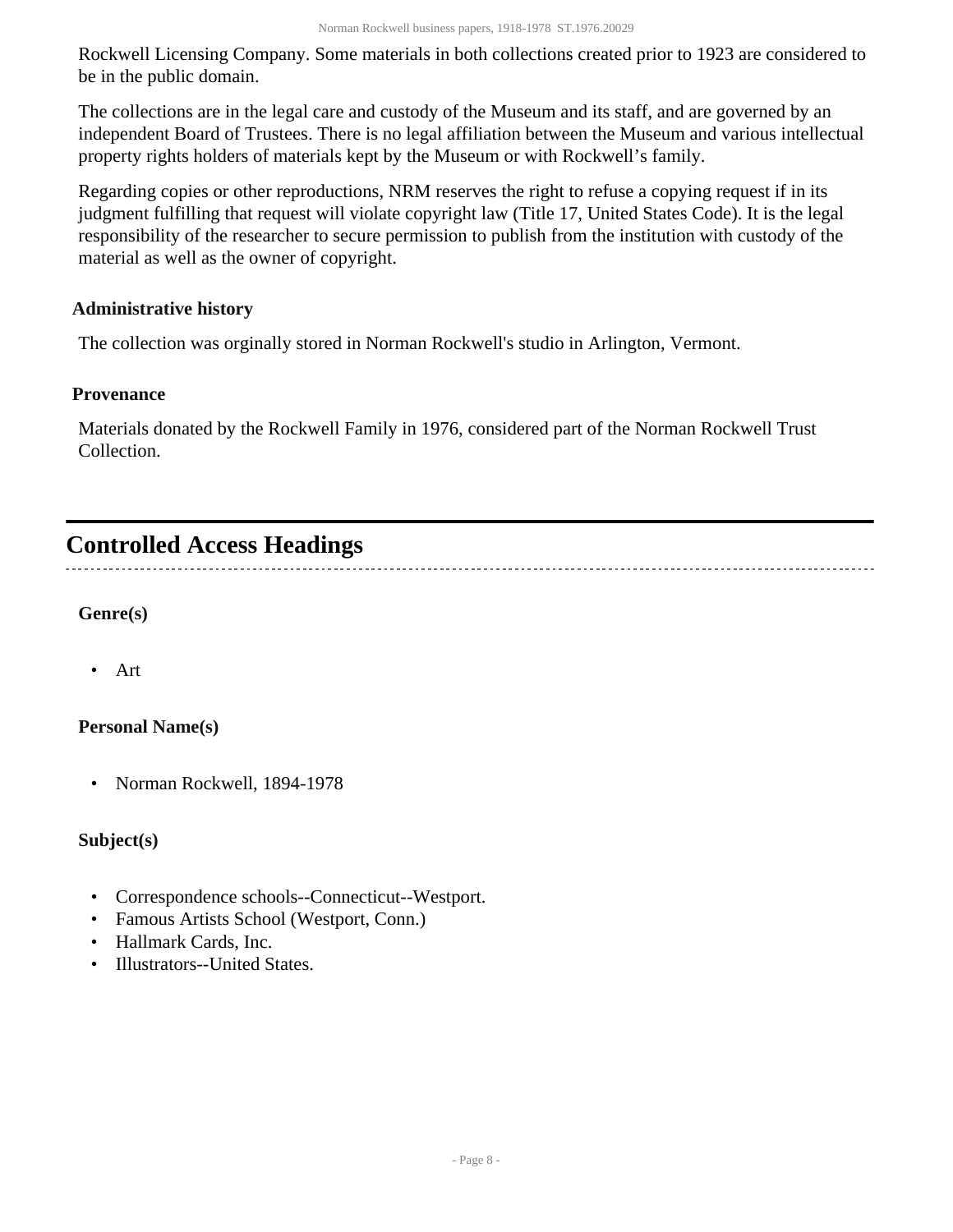Rockwell Licensing Company. Some materials in both collections created prior to 1923 are considered to be in the public domain.

The collections are in the legal care and custody of the Museum and its staff, and are governed by an independent Board of Trustees. There is no legal affiliation between the Museum and various intellectual property rights holders of materials kept by the Museum or with Rockwell's family.

Regarding copies or other reproductions, NRM reserves the right to refuse a copying request if in its judgment fulfilling that request will violate copyright law (Title 17, United States Code). It is the legal responsibility of the researcher to secure permission to publish from the institution with custody of the material as well as the owner of copyright.

### Administrative history

The collection was orginally stored in Norman Rockwell's studio in Arlington, Vermont.

### Provenance

Materials donated by the Rockwell Family in 1976, considered part of the Norman Rockwell Trust Collection.

## Controlled Access Headings

**Genre(s)**

- Art

**Personal Name(s)**

- Norman Rockwell, 1894-1978

**Subject(s)**

- Correspondence schools--Connecticut--Westport.
- Famous Artists School (Westport, Conn.)
- Hallmark Cards, Inc.
- Illustrators--United States.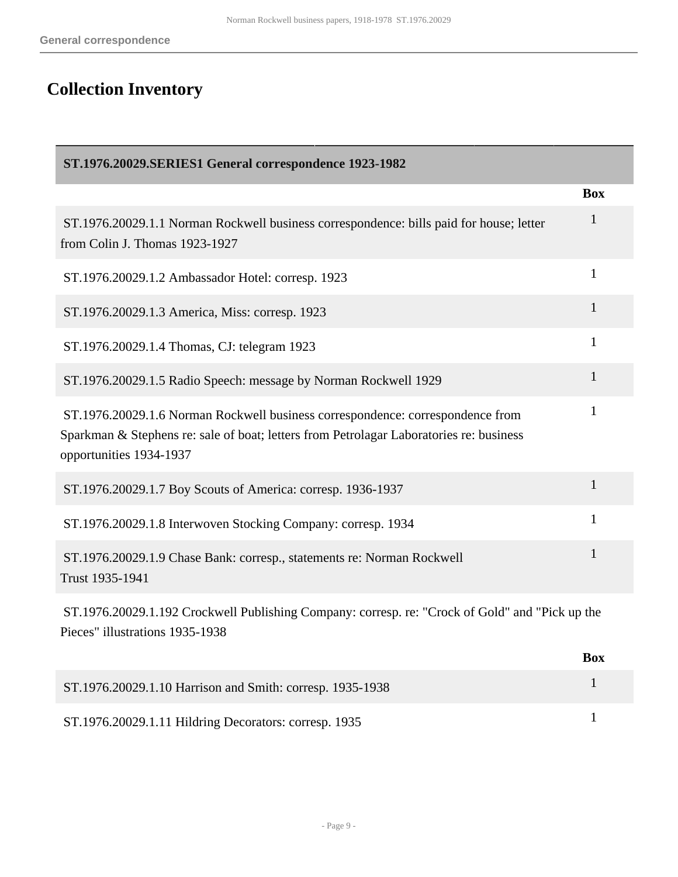## Collection Inventory

| ST.1976.20029.SERIES1 General correspondence 1923-1982 | |
|---|---|
| | **Box** |
| ST.1976.20029.1.1 Norman Rockwell business correspondence: bills paid for house; letter from Colin J. Thomas 1923-1927 | 1 |
| ST.1976.20029.1.2 Ambassador Hotel: corresp. 1923 | 1 |
| ST.1976.20029.1.3 America, Miss: corresp. 1923 | 1 |
| ST.1976.20029.1.4 Thomas, CJ: telegram 1923 | 1 |
| ST.1976.20029.1.5 Radio Speech: message by Norman Rockwell 1929 | 1 |
| ST.1976.20029.1.6 Norman Rockwell business correspondence: correspondence from Sparkman & Stephens re: sale of boat; letters from Petrolagar Laboratories re: business opportunities 1934-1937 | 1 |
| ST.1976.20029.1.7 Boy Scouts of America: corresp. 1936-1937 | 1 |
| ST.1976.20029.1.8 Interwoven Stocking Company: corresp. 1934 | 1 |
| ST.1976.20029.1.9 Chase Bank: corresp., statements re: Norman Rockwell Trust 1935-1941 | 1 |

ST.1976.20029.1.192 Crockwell Publishing Company: corresp. re: "Crock of Gold" and "Pick up the Pieces" illustrations 1935-1938

| | **Box** |
|---|---|
| ST.1976.20029.1.10 Harrison and Smith: corresp. 1935-1938 | 1 |
| ST.1976.20029.1.11 Hildring Decorators: corresp. 1935 | 1 |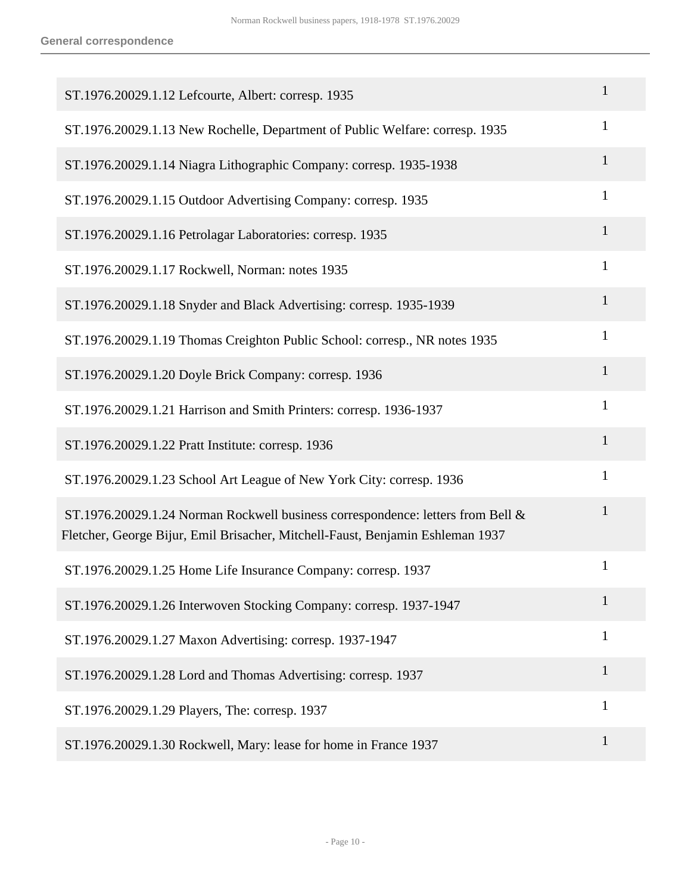## General correspondence

| | |
|---|---|
| ST.1976.20029.1.12 Lefcourte, Albert: corresp. 1935 | 1 |
| ST.1976.20029.1.13 New Rochelle, Department of Public Welfare: corresp. 1935 | 1 |
| ST.1976.20029.1.14 Niagra Lithographic Company: corresp. 1935-1938 | 1 |
| ST.1976.20029.1.15 Outdoor Advertising Company: corresp. 1935 | 1 |
| ST.1976.20029.1.16 Petrolagar Laboratories: corresp. 1935 | 1 |
| ST.1976.20029.1.17 Rockwell, Norman: notes 1935 | 1 |
| ST.1976.20029.1.18 Snyder and Black Advertising: corresp. 1935-1939 | 1 |
| ST.1976.20029.1.19 Thomas Creighton Public School: corresp., NR notes 1935 | 1 |
| ST.1976.20029.1.20 Doyle Brick Company: corresp. 1936 | 1 |
| ST.1976.20029.1.21 Harrison and Smith Printers: corresp. 1936-1937 | 1 |
| ST.1976.20029.1.22 Pratt Institute: corresp. 1936 | 1 |
| ST.1976.20029.1.23 School Art League of New York City: corresp. 1936 | 1 |
| ST.1976.20029.1.24 Norman Rockwell business correspondence: letters from Bell & Fletcher, George Bijur, Emil Brisacher, Mitchell-Faust, Benjamin Eshleman 1937 | 1 |
| ST.1976.20029.1.25 Home Life Insurance Company: corresp. 1937 | 1 |
| ST.1976.20029.1.26 Interwoven Stocking Company: corresp. 1937-1947 | 1 |
| ST.1976.20029.1.27 Maxon Advertising: corresp. 1937-1947 | 1 |
| ST.1976.20029.1.28 Lord and Thomas Advertising: corresp. 1937 | 1 |
| ST.1976.20029.1.29 Players, The: corresp. 1937 | 1 |
| ST.1976.20029.1.30 Rockwell, Mary: lease for home in France 1937 | 1 |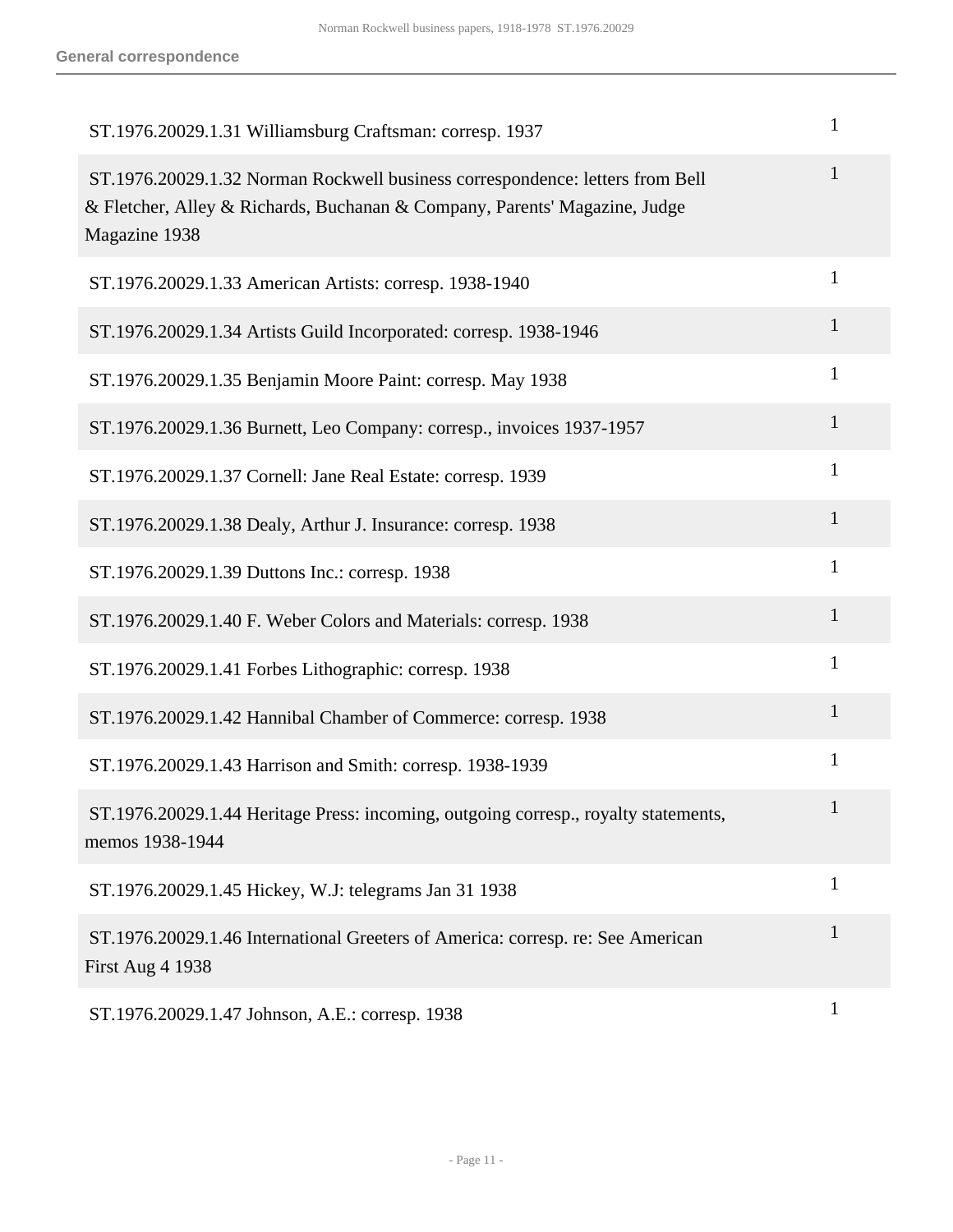| | |
|---|---|
| ST.1976.20029.1.31 Williamsburg Craftsman: corresp. 1937 | 1 |
| ST.1976.20029.1.32 Norman Rockwell business correspondence: letters from Bell & Fletcher, Alley & Richards, Buchanan & Company, Parents' Magazine, Judge Magazine 1938 | 1 |
| ST.1976.20029.1.33 American Artists: corresp. 1938-1940 | 1 |
| ST.1976.20029.1.34 Artists Guild Incorporated: corresp. 1938-1946 | 1 |
| ST.1976.20029.1.35 Benjamin Moore Paint: corresp. May 1938 | 1 |
| ST.1976.20029.1.36 Burnett, Leo Company: corresp., invoices 1937-1957 | 1 |
| ST.1976.20029.1.37 Cornell: Jane Real Estate: corresp. 1939 | 1 |
| ST.1976.20029.1.38 Dealy, Arthur J. Insurance: corresp. 1938 | 1 |
| ST.1976.20029.1.39 Duttons Inc.: corresp. 1938 | 1 |
| ST.1976.20029.1.40 F. Weber Colors and Materials: corresp. 1938 | 1 |
| ST.1976.20029.1.41 Forbes Lithographic: corresp. 1938 | 1 |
| ST.1976.20029.1.42 Hannibal Chamber of Commerce: corresp. 1938 | 1 |
| ST.1976.20029.1.43 Harrison and Smith: corresp. 1938-1939 | 1 |
| ST.1976.20029.1.44 Heritage Press: incoming, outgoing corresp., royalty statements, memos 1938-1944 | 1 |
| ST.1976.20029.1.45 Hickey, W.J: telegrams Jan 31 1938 | 1 |
| ST.1976.20029.1.46 International Greeters of America: corresp. re: See American First Aug 4 1938 | 1 |
| ST.1976.20029.1.47 Johnson, A.E.: corresp. 1938 | 1 |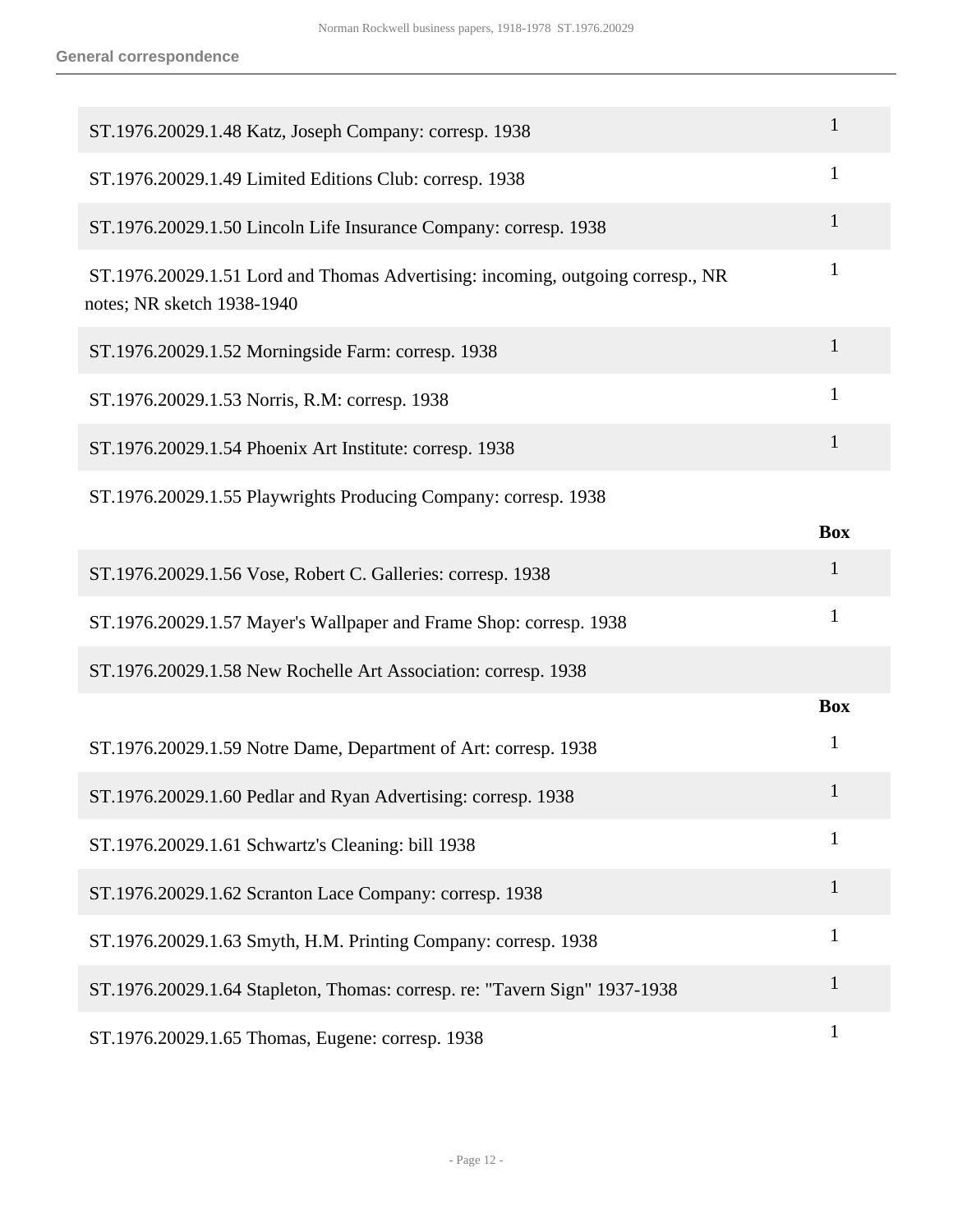| | |
|---|---|
| ST.1976.20029.1.48 Katz, Joseph Company: corresp. 1938 | 1 |
| ST.1976.20029.1.49 Limited Editions Club: corresp. 1938 | 1 |
| ST.1976.20029.1.50 Lincoln Life Insurance Company: corresp. 1938 | 1 |
| ST.1976.20029.1.51 Lord and Thomas Advertising: incoming, outgoing corresp., NR notes; NR sketch 1938-1940 | 1 |
| ST.1976.20029.1.52 Morningside Farm: corresp. 1938 | 1 |
| ST.1976.20029.1.53 Norris, R.M: corresp. 1938 | 1 |
| ST.1976.20029.1.54 Phoenix Art Institute: corresp. 1938 | 1 |
| ST.1976.20029.1.55 Playwrights Producing Company: corresp. 1938 | |

| | Box |
|---|---|
| ST.1976.20029.1.56 Vose, Robert C. Galleries: corresp. 1938 | 1 |
| ST.1976.20029.1.57 Mayer's Wallpaper and Frame Shop: corresp. 1938 | 1 |
| ST.1976.20029.1.58 New Rochelle Art Association: corresp. 1938 | |

| | Box |
|---|---|
| ST.1976.20029.1.59 Notre Dame, Department of Art: corresp. 1938 | 1 |
| ST.1976.20029.1.60 Pedlar and Ryan Advertising: corresp. 1938 | 1 |
| ST.1976.20029.1.61 Schwartz's Cleaning: bill 1938 | 1 |
| ST.1976.20029.1.62 Scranton Lace Company: corresp. 1938 | 1 |
| ST.1976.20029.1.63 Smyth, H.M. Printing Company: corresp. 1938 | 1 |
| ST.1976.20029.1.64 Stapleton, Thomas: corresp. re: "Tavern Sign" 1937-1938 | 1 |
| ST.1976.20029.1.65 Thomas, Eugene: corresp. 1938 | 1 |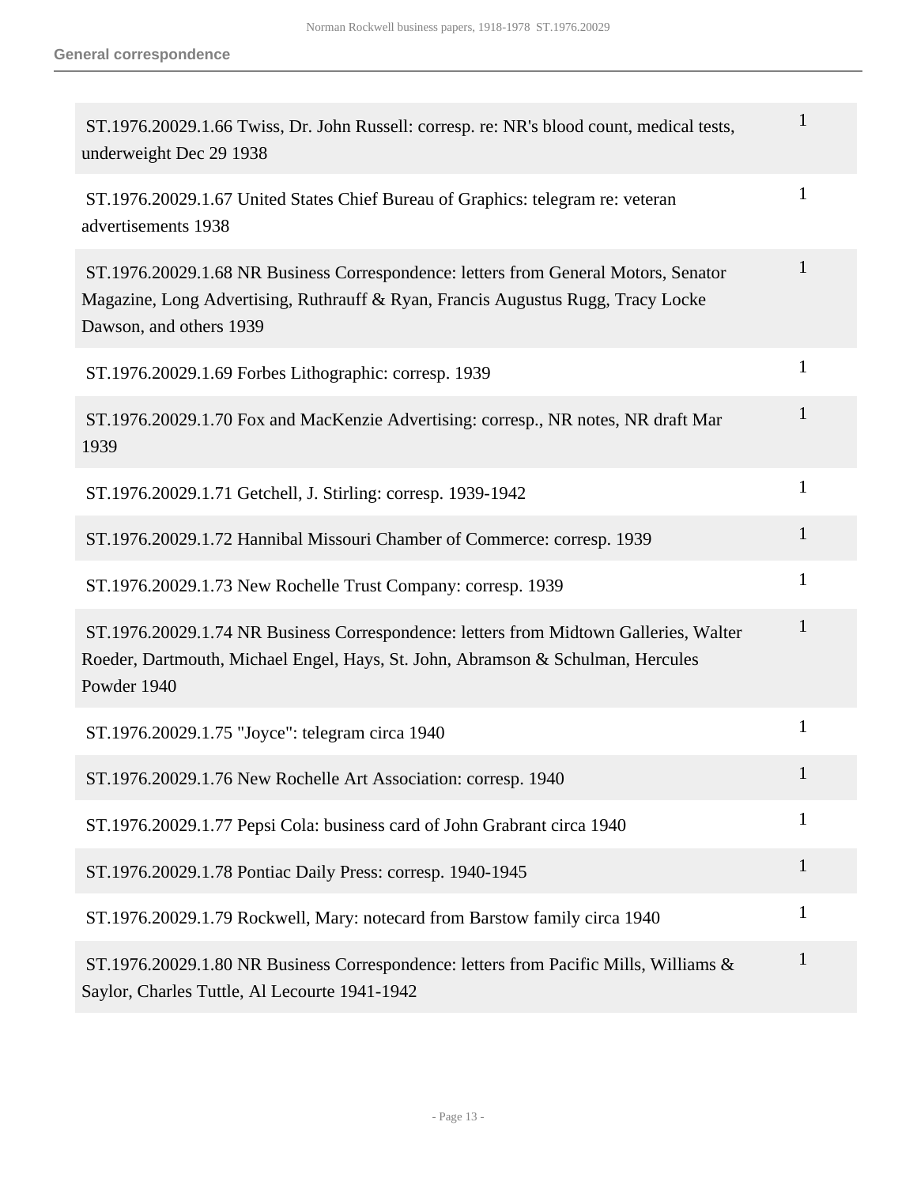| | |
|---|---|
| ST.1976.20029.1.66 Twiss, Dr. John Russell: corresp. re: NR's blood count, medical tests, underweight Dec 29 1938 | 1 |
| ST.1976.20029.1.67 United States Chief Bureau of Graphics: telegram re: veteran advertisements 1938 | 1 |
| ST.1976.20029.1.68 NR Business Correspondence: letters from General Motors, Senator Magazine, Long Advertising, Ruthrauff & Ryan, Francis Augustus Rugg, Tracy Locke Dawson, and others 1939 | 1 |
| ST.1976.20029.1.69 Forbes Lithographic: corresp. 1939 | 1 |
| ST.1976.20029.1.70 Fox and MacKenzie Advertising: corresp., NR notes, NR draft Mar 1939 | 1 |
| ST.1976.20029.1.71 Getchell, J. Stirling: corresp. 1939-1942 | 1 |
| ST.1976.20029.1.72 Hannibal Missouri Chamber of Commerce: corresp. 1939 | 1 |
| ST.1976.20029.1.73 New Rochelle Trust Company: corresp. 1939 | 1 |
| ST.1976.20029.1.74 NR Business Correspondence: letters from Midtown Galleries, Walter Roeder, Dartmouth, Michael Engel, Hays, St. John, Abramson & Schulman, Hercules Powder 1940 | 1 |
| ST.1976.20029.1.75 "Joyce": telegram circa 1940 | 1 |
| ST.1976.20029.1.76 New Rochelle Art Association: corresp. 1940 | 1 |
| ST.1976.20029.1.77 Pepsi Cola: business card of John Grabrant circa 1940 | 1 |
| ST.1976.20029.1.78 Pontiac Daily Press: corresp. 1940-1945 | 1 |
| ST.1976.20029.1.79 Rockwell, Mary: notecard from Barstow family circa 1940 | 1 |
| ST.1976.20029.1.80 NR Business Correspondence: letters from Pacific Mills, Williams & Saylor, Charles Tuttle, Al Lecourte 1941-1942 | 1 |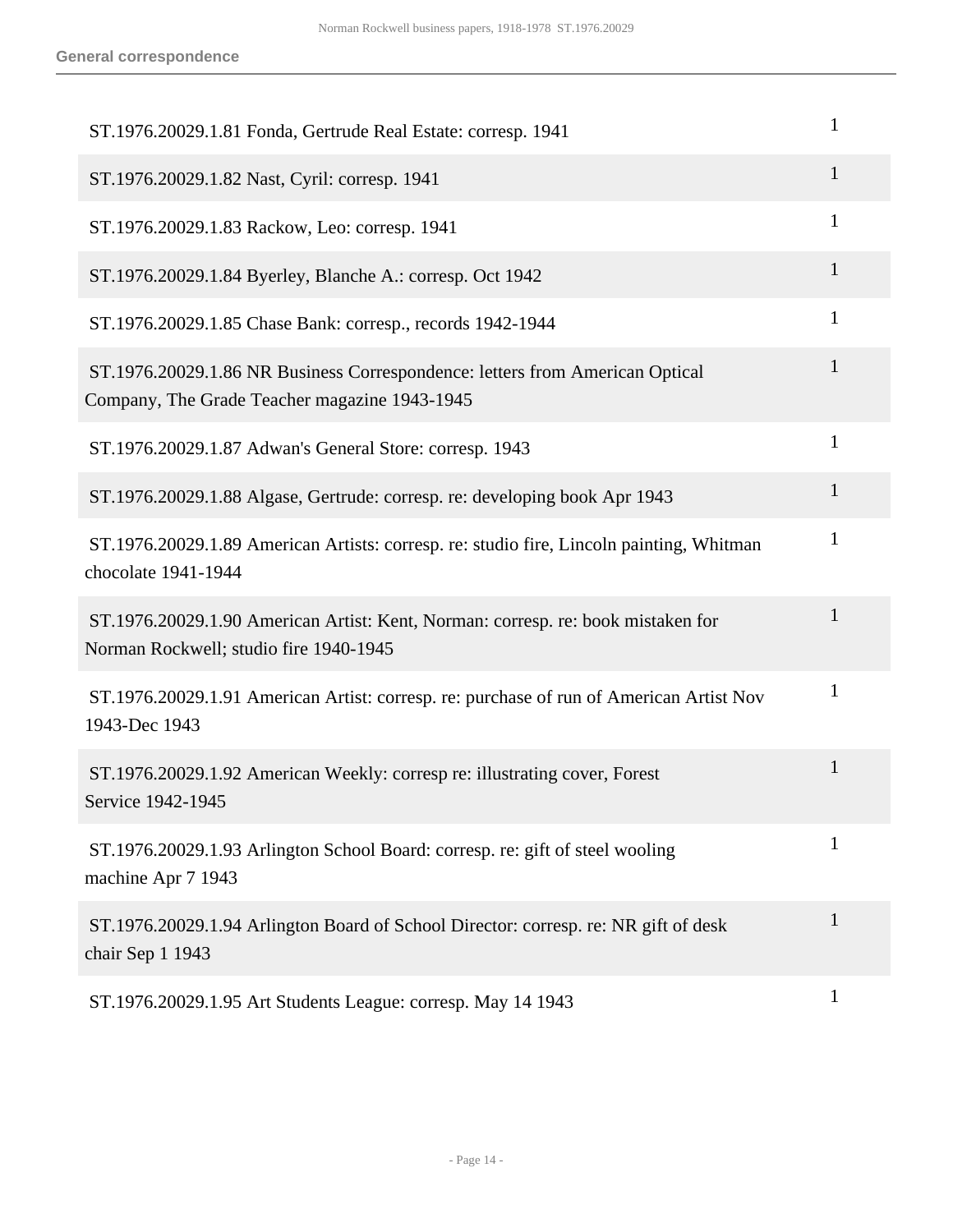| | |
|---|---|
| ST.1976.20029.1.81 Fonda, Gertrude Real Estate: corresp. 1941 | 1 |
| ST.1976.20029.1.82 Nast, Cyril: corresp. 1941 | 1 |
| ST.1976.20029.1.83 Rackow, Leo: corresp. 1941 | 1 |
| ST.1976.20029.1.84 Byerley, Blanche A.: corresp. Oct 1942 | 1 |
| ST.1976.20029.1.85 Chase Bank: corresp., records 1942-1944 | 1 |
| ST.1976.20029.1.86 NR Business Correspondence: letters from American Optical Company, The Grade Teacher magazine 1943-1945 | 1 |
| ST.1976.20029.1.87 Adwan's General Store: corresp. 1943 | 1 |
| ST.1976.20029.1.88 Algase, Gertrude: corresp. re: developing book Apr 1943 | 1 |
| ST.1976.20029.1.89 American Artists: corresp. re: studio fire, Lincoln painting, Whitman chocolate 1941-1944 | 1 |
| ST.1976.20029.1.90 American Artist: Kent, Norman: corresp. re: book mistaken for Norman Rockwell; studio fire 1940-1945 | 1 |
| ST.1976.20029.1.91 American Artist: corresp. re: purchase of run of American Artist Nov 1943-Dec 1943 | 1 |
| ST.1976.20029.1.92 American Weekly: corresp re: illustrating cover, Forest Service 1942-1945 | 1 |
| ST.1976.20029.1.93 Arlington School Board: corresp. re: gift of steel wooling machine Apr 7 1943 | 1 |
| ST.1976.20029.1.94 Arlington Board of School Director: corresp. re: NR gift of desk chair Sep 1 1943 | 1 |
| ST.1976.20029.1.95 Art Students League: corresp. May 14 1943 | 1 |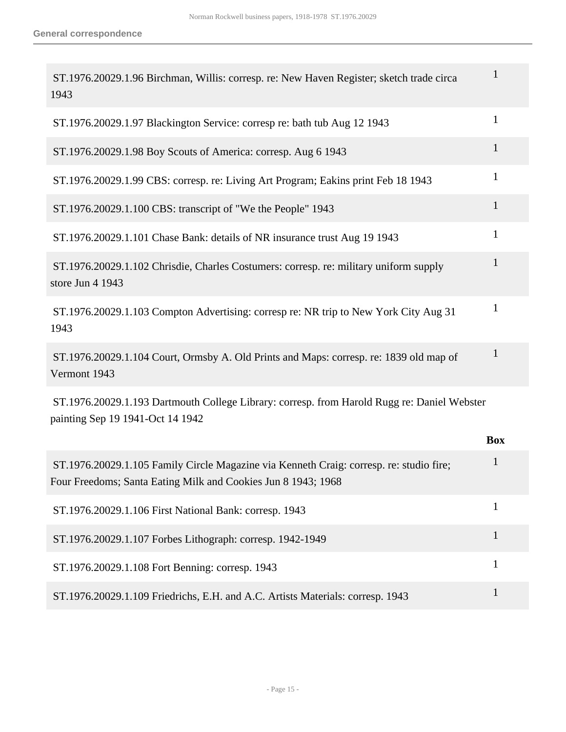| | |
|---|---|
| ST.1976.20029.1.96 Birchman, Willis: corresp. re: New Haven Register; sketch trade circa 1943 | 1 |
| ST.1976.20029.1.97 Blackington Service: corresp re: bath tub Aug 12 1943 | 1 |
| ST.1976.20029.1.98 Boy Scouts of America: corresp. Aug 6 1943 | 1 |
| ST.1976.20029.1.99 CBS: corresp. re: Living Art Program; Eakins print Feb 18 1943 | 1 |
| ST.1976.20029.1.100 CBS: transcript of "We the People" 1943 | 1 |
| ST.1976.20029.1.101 Chase Bank: details of NR insurance trust Aug 19 1943 | 1 |
| ST.1976.20029.1.102 Chrisdie, Charles Costumers: corresp. re: military uniform supply store Jun 4 1943 | 1 |
| ST.1976.20029.1.103 Compton Advertising: corresp re: NR trip to New York City Aug 31 1943 | 1 |
| ST.1976.20029.1.104 Court, Ormsby A. Old Prints and Maps: corresp. re: 1839 old map of Vermont 1943 | 1 |
| ST.1976.20029.1.193 Dartmouth College Library: corresp. from Harold Rugg re: Daniel Webster painting Sep 19 1941-Oct 14 1942 | |

| | Box |
|---|---|
| ST.1976.20029.1.105 Family Circle Magazine via Kenneth Craig: corresp. re: studio fire; Four Freedoms; Santa Eating Milk and Cookies Jun 8 1943; 1968 | 1 |
| ST.1976.20029.1.106 First National Bank: corresp. 1943 | 1 |
| ST.1976.20029.1.107 Forbes Lithograph: corresp. 1942-1949 | 1 |
| ST.1976.20029.1.108 Fort Benning: corresp. 1943 | 1 |
| ST.1976.20029.1.109 Friedrichs, E.H. and A.C. Artists Materials: corresp. 1943 | 1 |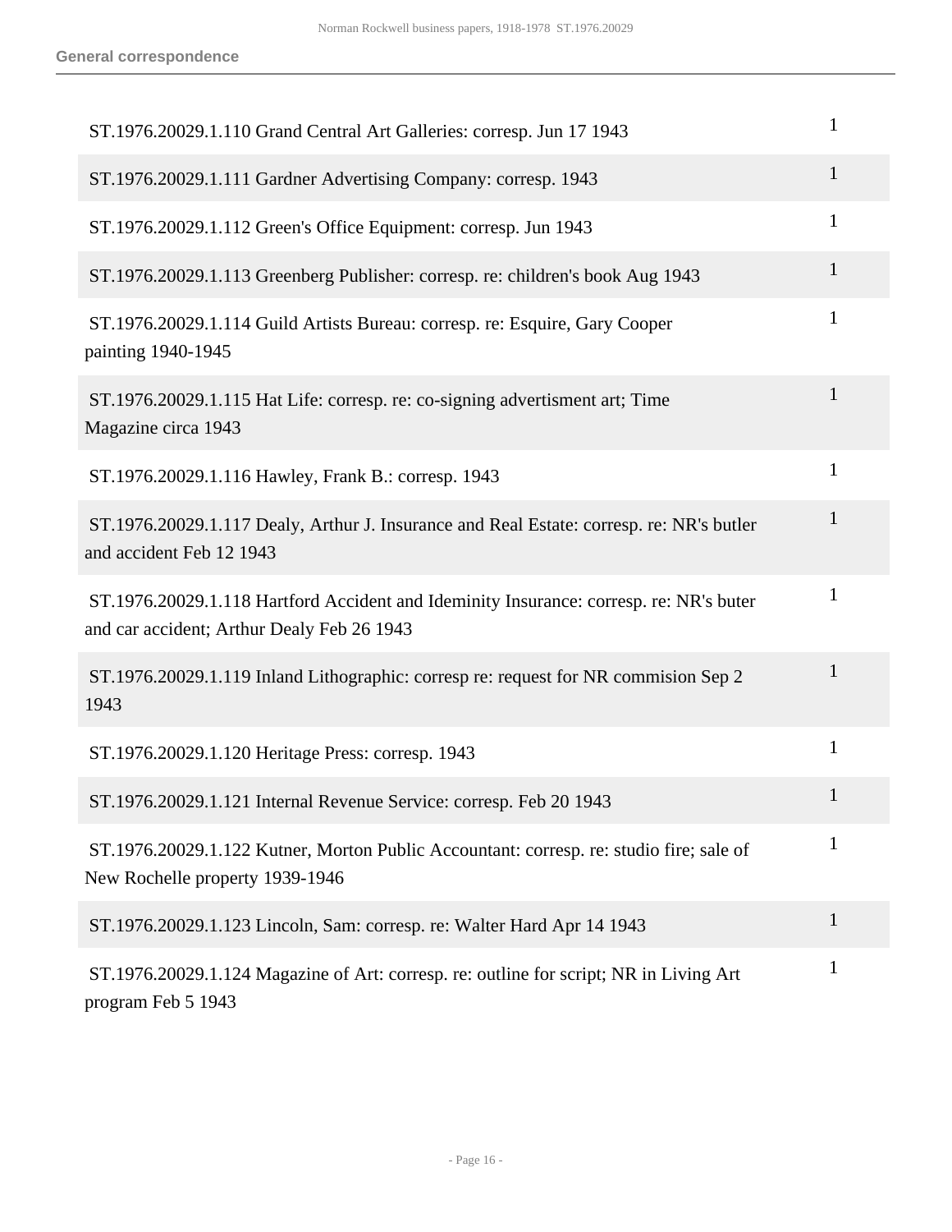| | |
|---|---|
| ST.1976.20029.1.110 Grand Central Art Galleries: corresp. Jun 17 1943 | 1 |
| ST.1976.20029.1.111 Gardner Advertising Company: corresp. 1943 | 1 |
| ST.1976.20029.1.112 Green's Office Equipment: corresp. Jun 1943 | 1 |
| ST.1976.20029.1.113 Greenberg Publisher: corresp. re: children's book Aug 1943 | 1 |
| ST.1976.20029.1.114 Guild Artists Bureau: corresp. re: Esquire, Gary Cooper painting 1940-1945 | 1 |
| ST.1976.20029.1.115 Hat Life: corresp. re: co-signing advertisment art; Time Magazine circa 1943 | 1 |
| ST.1976.20029.1.116 Hawley, Frank B.: corresp. 1943 | 1 |
| ST.1976.20029.1.117 Dealy, Arthur J. Insurance and Real Estate: corresp. re: NR's butler and accident Feb 12 1943 | 1 |
| ST.1976.20029.1.118 Hartford Accident and Ideminity Insurance: corresp. re: NR's buter and car accident; Arthur Dealy Feb 26 1943 | 1 |
| ST.1976.20029.1.119 Inland Lithographic: corresp re: request for NR commision Sep 2 1943 | 1 |
| ST.1976.20029.1.120 Heritage Press: corresp. 1943 | 1 |
| ST.1976.20029.1.121 Internal Revenue Service: corresp. Feb 20 1943 | 1 |
| ST.1976.20029.1.122 Kutner, Morton Public Accountant: corresp. re: studio fire; sale of New Rochelle property 1939-1946 | 1 |
| ST.1976.20029.1.123 Lincoln, Sam: corresp. re: Walter Hard Apr 14 1943 | 1 |
| ST.1976.20029.1.124 Magazine of Art: corresp. re: outline for script; NR in Living Art program Feb 5 1943 | 1 |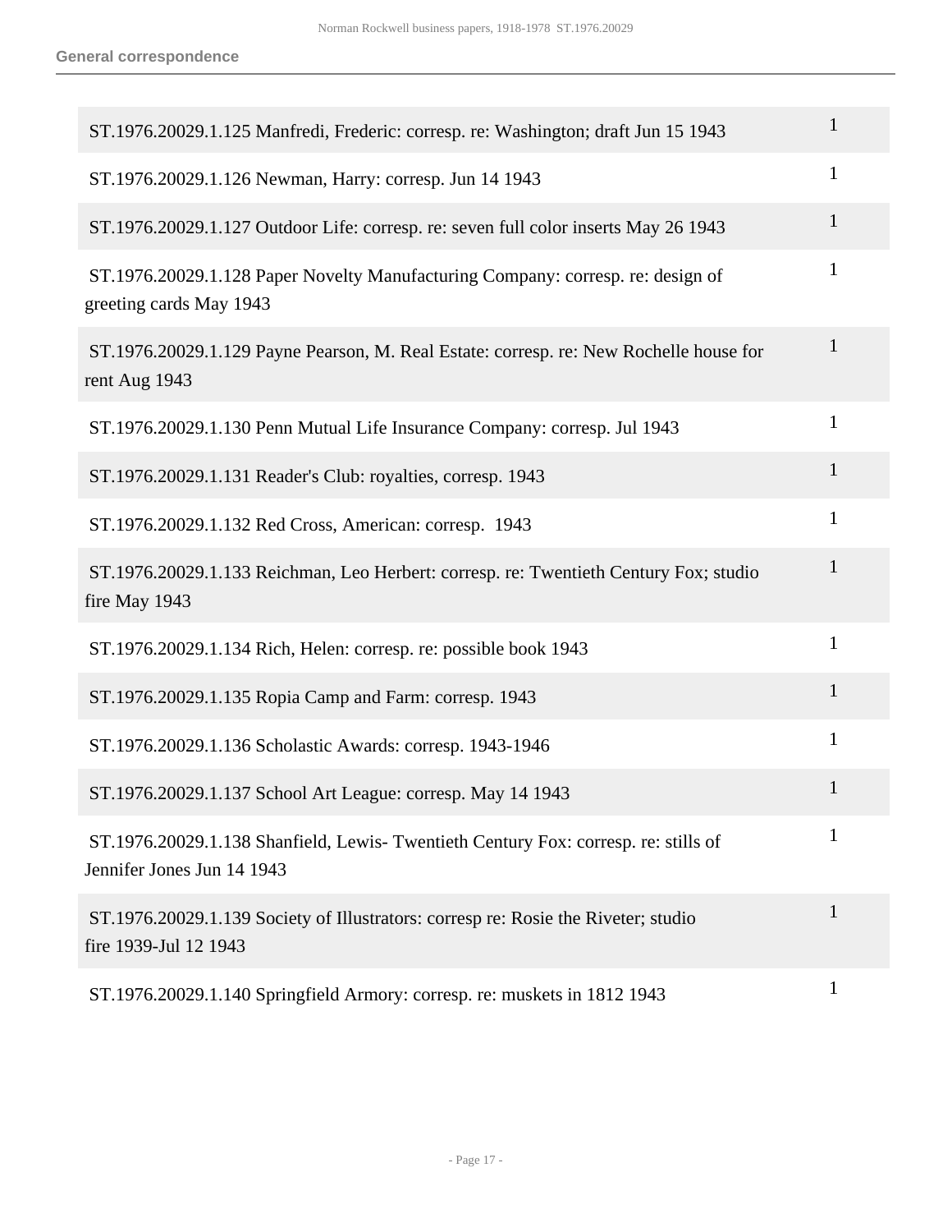| | |
|---|---|
| ST.1976.20029.1.125 Manfredi, Frederic: corresp. re: Washington; draft Jun 15 1943 | 1 |
| ST.1976.20029.1.126 Newman, Harry: corresp. Jun 14 1943 | 1 |
| ST.1976.20029.1.127 Outdoor Life: corresp. re: seven full color inserts May 26 1943 | 1 |
| ST.1976.20029.1.128 Paper Novelty Manufacturing Company: corresp. re: design of greeting cards May 1943 | 1 |
| ST.1976.20029.1.129 Payne Pearson, M. Real Estate: corresp. re: New Rochelle house for rent Aug 1943 | 1 |
| ST.1976.20029.1.130 Penn Mutual Life Insurance Company: corresp. Jul 1943 | 1 |
| ST.1976.20029.1.131 Reader's Club: royalties, corresp. 1943 | 1 |
| ST.1976.20029.1.132 Red Cross, American: corresp. 1943 | 1 |
| ST.1976.20029.1.133 Reichman, Leo Herbert: corresp. re: Twentieth Century Fox; studio fire May 1943 | 1 |
| ST.1976.20029.1.134 Rich, Helen: corresp. re: possible book 1943 | 1 |
| ST.1976.20029.1.135 Ropia Camp and Farm: corresp. 1943 | 1 |
| ST.1976.20029.1.136 Scholastic Awards: corresp. 1943-1946 | 1 |
| ST.1976.20029.1.137 School Art League: corresp. May 14 1943 | 1 |
| ST.1976.20029.1.138 Shanfield, Lewis- Twentieth Century Fox: corresp. re: stills of Jennifer Jones Jun 14 1943 | 1 |
| ST.1976.20029.1.139 Society of Illustrators: corresp re: Rosie the Riveter; studio fire 1939-Jul 12 1943 | 1 |
| ST.1976.20029.1.140 Springfield Armory: corresp. re: muskets in 1812 1943 | 1 |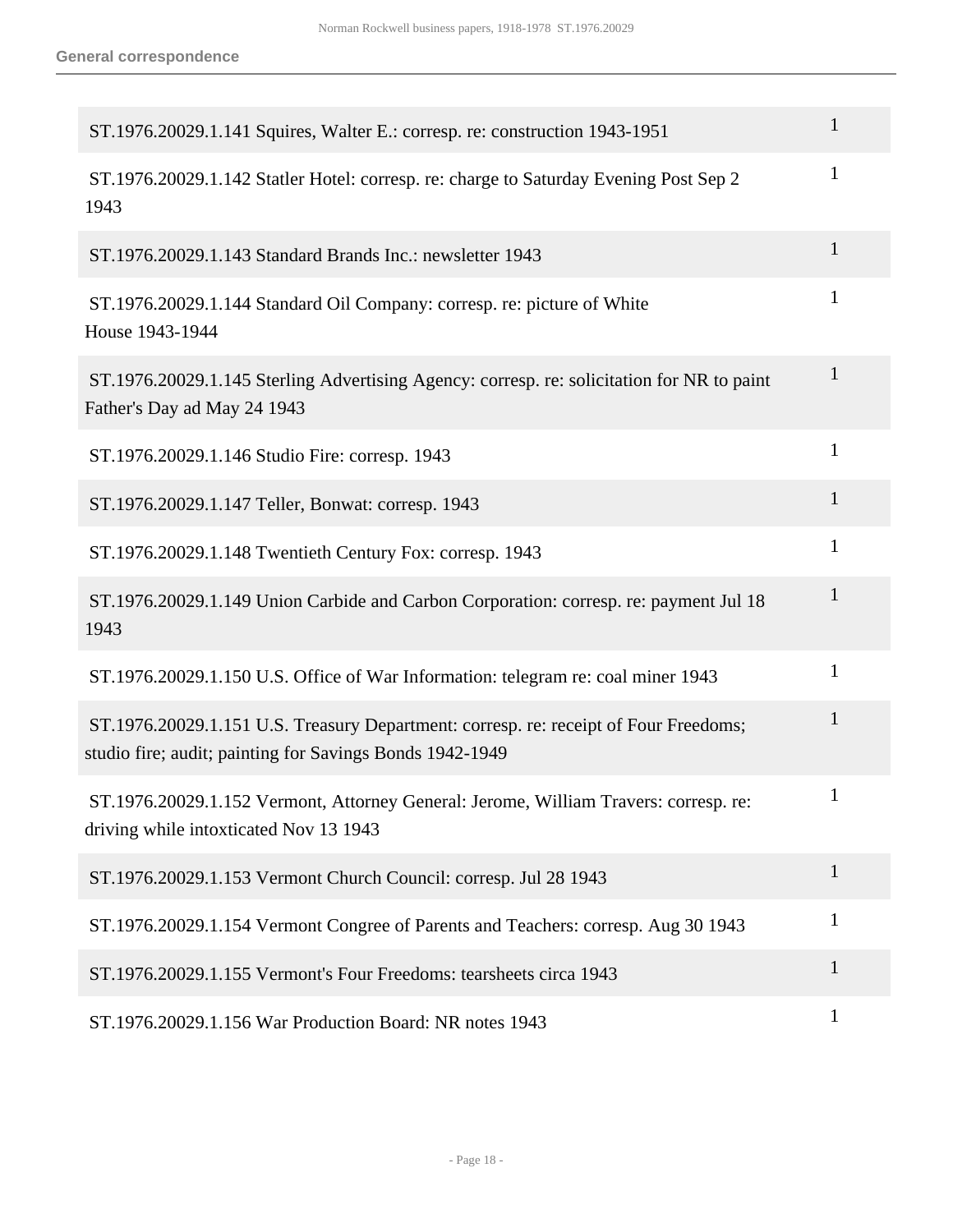**General correspondence**

| | |
|---|---|
| ST.1976.20029.1.141 Squires, Walter E.: corresp. re: construction 1943-1951 | 1 |
| ST.1976.20029.1.142 Statler Hotel: corresp. re: charge to Saturday Evening Post Sep 2 1943 | 1 |
| ST.1976.20029.1.143 Standard Brands Inc.: newsletter 1943 | 1 |
| ST.1976.20029.1.144 Standard Oil Company: corresp. re: picture of White House 1943-1944 | 1 |
| ST.1976.20029.1.145 Sterling Advertising Agency: corresp. re: solicitation for NR to paint Father's Day ad May 24 1943 | 1 |
| ST.1976.20029.1.146 Studio Fire: corresp. 1943 | 1 |
| ST.1976.20029.1.147 Teller, Bonwat: corresp. 1943 | 1 |
| ST.1976.20029.1.148 Twentieth Century Fox: corresp. 1943 | 1 |
| ST.1976.20029.1.149 Union Carbide and Carbon Corporation: corresp. re: payment Jul 18 1943 | 1 |
| ST.1976.20029.1.150 U.S. Office of War Information: telegram re: coal miner 1943 | 1 |
| ST.1976.20029.1.151 U.S. Treasury Department: corresp. re: receipt of Four Freedoms; studio fire; audit; painting for Savings Bonds 1942-1949 | 1 |
| ST.1976.20029.1.152 Vermont, Attorney General: Jerome, William Travers: corresp. re: driving while intoxticated Nov 13 1943 | 1 |
| ST.1976.20029.1.153 Vermont Church Council: corresp. Jul 28 1943 | 1 |
| ST.1976.20029.1.154 Vermont Congree of Parents and Teachers: corresp. Aug 30 1943 | 1 |
| ST.1976.20029.1.155 Vermont's Four Freedoms: tearsheets circa 1943 | 1 |
| ST.1976.20029.1.156 War Production Board: NR notes 1943 | 1 |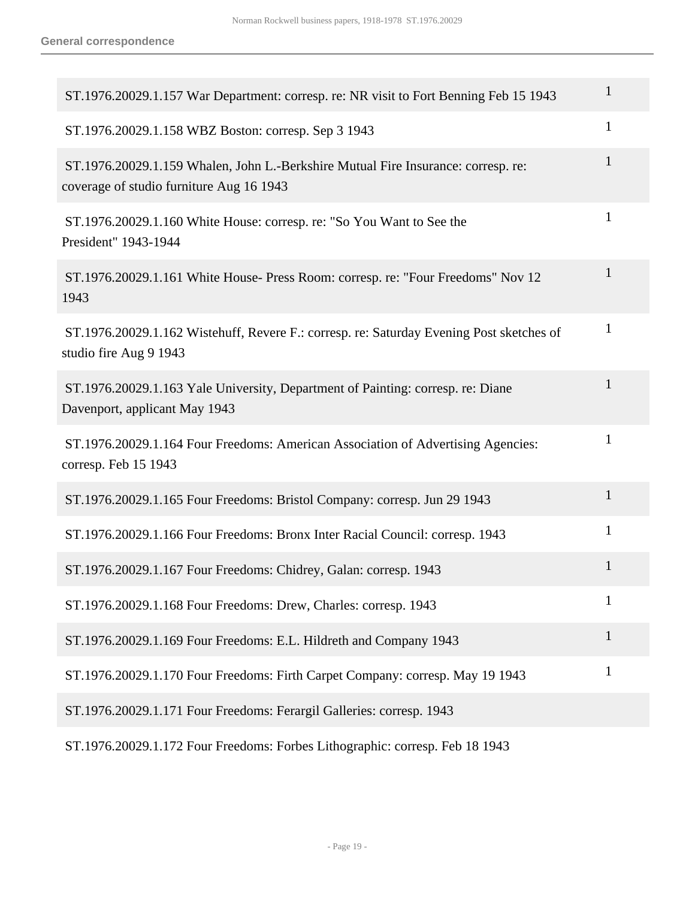| | |
|---|---|
| ST.1976.20029.1.157 War Department: corresp. re: NR visit to Fort Benning Feb 15 1943 | 1 |
| ST.1976.20029.1.158 WBZ Boston: corresp. Sep 3 1943 | 1 |
| ST.1976.20029.1.159 Whalen, John L.-Berkshire Mutual Fire Insurance: corresp. re: coverage of studio furniture Aug 16 1943 | 1 |
| ST.1976.20029.1.160 White House: corresp. re: "So You Want to See the President" 1943-1944 | 1 |
| ST.1976.20029.1.161 White House- Press Room: corresp. re: "Four Freedoms" Nov 12 1943 | 1 |
| ST.1976.20029.1.162 Wistehuff, Revere F.: corresp. re: Saturday Evening Post sketches of studio fire Aug 9 1943 | 1 |
| ST.1976.20029.1.163 Yale University, Department of Painting: corresp. re: Diane Davenport, applicant May 1943 | 1 |
| ST.1976.20029.1.164 Four Freedoms: American Association of Advertising Agencies: corresp. Feb 15 1943 | 1 |
| ST.1976.20029.1.165 Four Freedoms: Bristol Company: corresp. Jun 29 1943 | 1 |
| ST.1976.20029.1.166 Four Freedoms: Bronx Inter Racial Council: corresp. 1943 | 1 |
| ST.1976.20029.1.167 Four Freedoms: Chidrey, Galan: corresp. 1943 | 1 |
| ST.1976.20029.1.168 Four Freedoms: Drew, Charles: corresp. 1943 | 1 |
| ST.1976.20029.1.169 Four Freedoms: E.L. Hildreth and Company 1943 | 1 |
| ST.1976.20029.1.170 Four Freedoms: Firth Carpet Company: corresp. May 19 1943 | 1 |
| ST.1976.20029.1.171 Four Freedoms: Ferargil Galleries: corresp. 1943 | |
| ST.1976.20029.1.172 Four Freedoms: Forbes Lithographic: corresp. Feb 18 1943 | |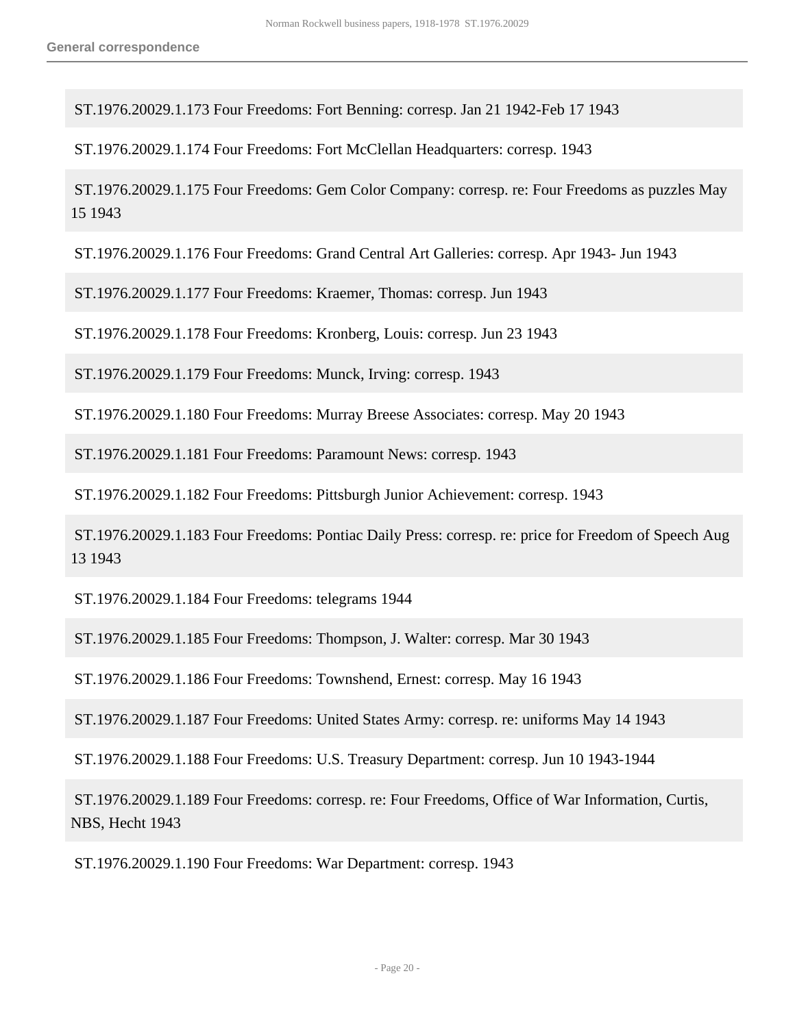ST.1976.20029.1.173 Four Freedoms: Fort Benning: corresp. Jan 21 1942-Feb 17 1943

ST.1976.20029.1.174 Four Freedoms: Fort McClellan Headquarters: corresp. 1943

ST.1976.20029.1.175 Four Freedoms: Gem Color Company: corresp. re: Four Freedoms as puzzles May 15 1943

ST.1976.20029.1.176 Four Freedoms: Grand Central Art Galleries: corresp. Apr 1943- Jun 1943

ST.1976.20029.1.177 Four Freedoms: Kraemer, Thomas: corresp. Jun 1943

ST.1976.20029.1.178 Four Freedoms: Kronberg, Louis: corresp. Jun 23 1943

ST.1976.20029.1.179 Four Freedoms: Munck, Irving: corresp. 1943

ST.1976.20029.1.180 Four Freedoms: Murray Breese Associates: corresp. May 20 1943

ST.1976.20029.1.181 Four Freedoms: Paramount News: corresp. 1943

ST.1976.20029.1.182 Four Freedoms: Pittsburgh Junior Achievement: corresp. 1943

ST.1976.20029.1.183 Four Freedoms: Pontiac Daily Press: corresp. re: price for Freedom of Speech Aug 13 1943

ST.1976.20029.1.184 Four Freedoms: telegrams 1944

ST.1976.20029.1.185 Four Freedoms: Thompson, J. Walter: corresp. Mar 30 1943

ST.1976.20029.1.186 Four Freedoms: Townshend, Ernest: corresp. May 16 1943

ST.1976.20029.1.187 Four Freedoms: United States Army: corresp. re: uniforms May 14 1943

ST.1976.20029.1.188 Four Freedoms: U.S. Treasury Department: corresp. Jun 10 1943-1944

ST.1976.20029.1.189 Four Freedoms: corresp. re: Four Freedoms, Office of War Information, Curtis, NBS, Hecht 1943

ST.1976.20029.1.190 Four Freedoms: War Department: corresp. 1943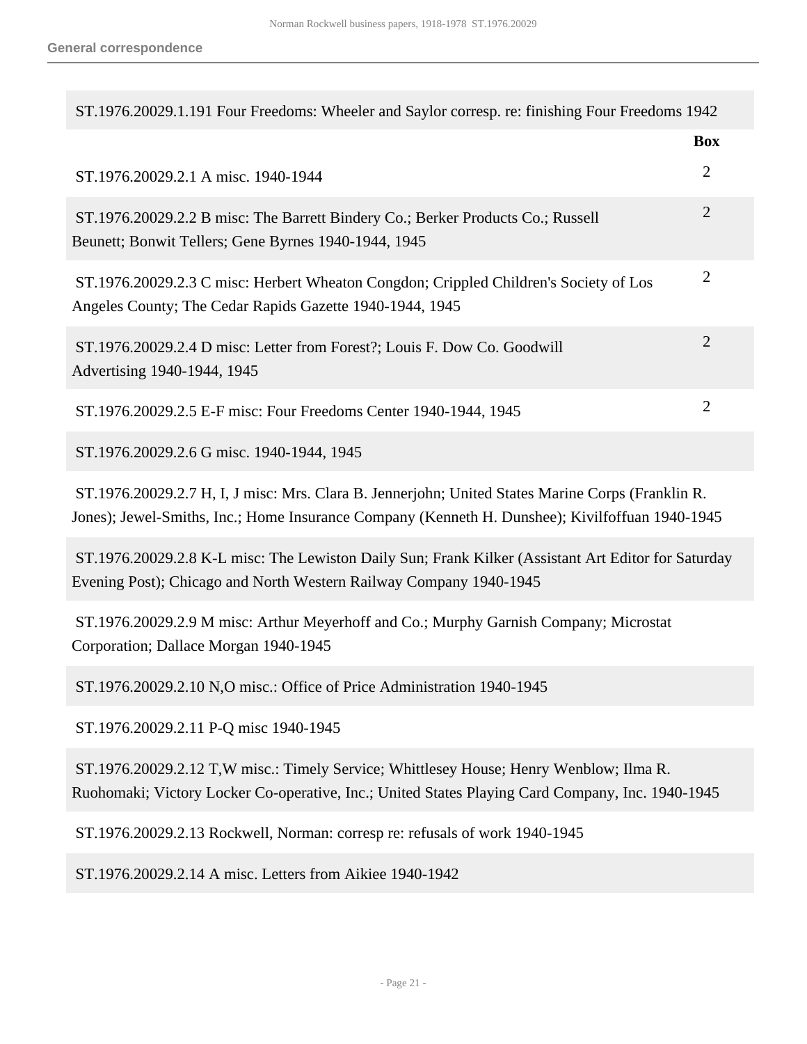**General correspondence**

| | Box |
|---|---|
| ST.1976.20029.1.191 Four Freedoms: Wheeler and Saylor corresp. re: finishing Four Freedoms 1942 | |
| ST.1976.20029.2.1 A misc. 1940-1944 | 2 |
| ST.1976.20029.2.2 B misc: The Barrett Bindery Co.; Berker Products Co.; Russell Beunett; Bonwit Tellers; Gene Byrnes 1940-1944, 1945 | 2 |
| ST.1976.20029.2.3 C misc: Herbert Wheaton Congdon; Crippled Children's Society of Los Angeles County; The Cedar Rapids Gazette 1940-1944, 1945 | 2 |
| ST.1976.20029.2.4 D misc: Letter from Forest?; Louis F. Dow Co. Goodwill Advertising 1940-1944, 1945 | 2 |
| ST.1976.20029.2.5 E-F misc: Four Freedoms Center 1940-1944, 1945 | 2 |
| ST.1976.20029.2.6 G misc. 1940-1944, 1945 | |
| ST.1976.20029.2.7 H, I, J misc: Mrs. Clara B. Jennerjohn; United States Marine Corps (Franklin R. Jones); Jewel-Smiths, Inc.; Home Insurance Company (Kenneth H. Dunshee); Kivilfoffuan 1940-1945 | |
| ST.1976.20029.2.8 K-L misc: The Lewiston Daily Sun; Frank Kilker (Assistant Art Editor for Saturday Evening Post); Chicago and North Western Railway Company 1940-1945 | |
| ST.1976.20029.2.9 M misc: Arthur Meyerhoff and Co.; Murphy Garnish Company; Microstat Corporation; Dallace Morgan 1940-1945 | |
| ST.1976.20029.2.10 N,O misc.: Office of Price Administration 1940-1945 | |
| ST.1976.20029.2.11 P-Q misc 1940-1945 | |
| ST.1976.20029.2.12 T,W misc.: Timely Service; Whittlesey House; Henry Wenblow; Ilma R. Ruohomaki; Victory Locker Co-operative, Inc.; United States Playing Card Company, Inc. 1940-1945 | |
| ST.1976.20029.2.13 Rockwell, Norman: corresp re: refusals of work 1940-1945 | |
| ST.1976.20029.2.14 A misc. Letters from Aikiee 1940-1942 | |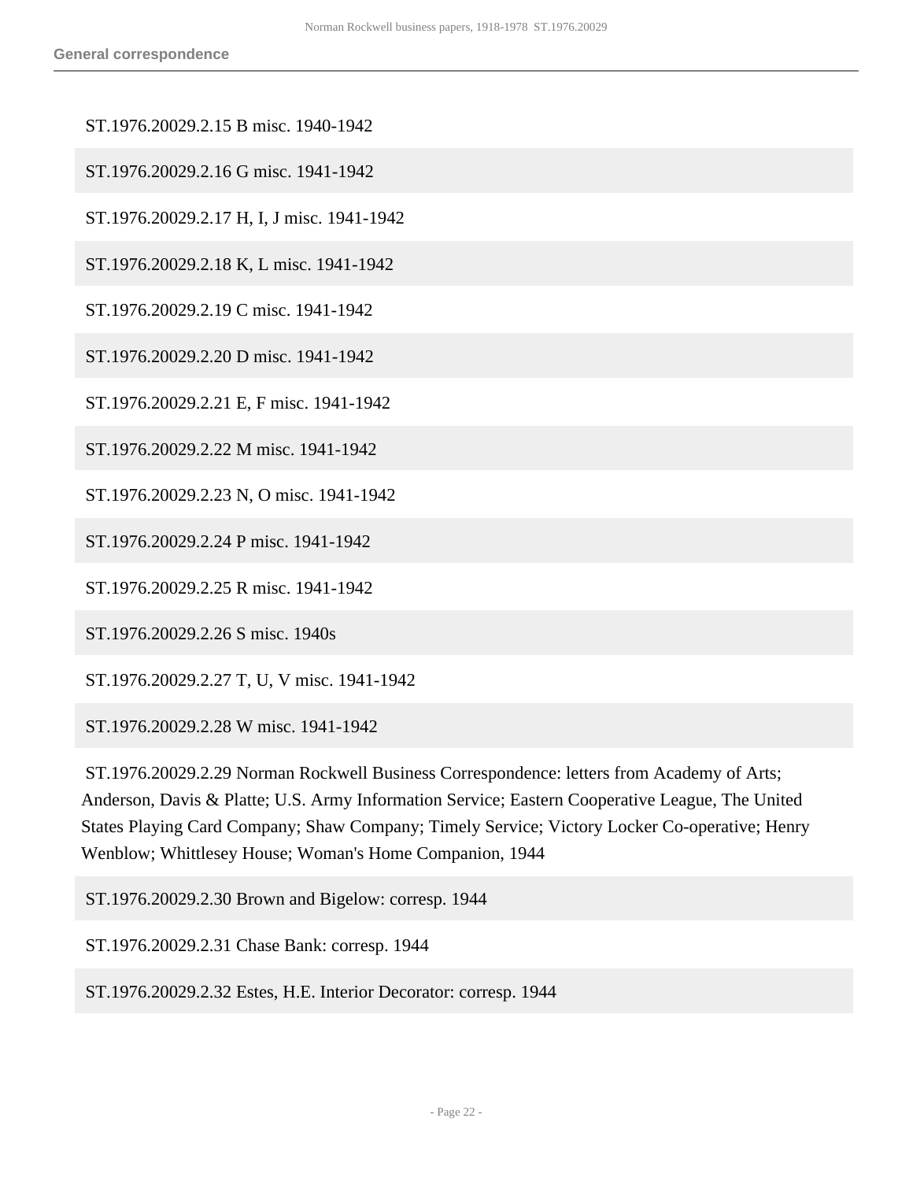ST.1976.20029.2.15 B misc. 1940-1942

ST.1976.20029.2.16 G misc. 1941-1942

ST.1976.20029.2.17 H, I, J misc. 1941-1942

ST.1976.20029.2.18 K, L misc. 1941-1942

ST.1976.20029.2.19 C misc. 1941-1942

ST.1976.20029.2.20 D misc. 1941-1942

ST.1976.20029.2.21 E, F misc. 1941-1942

ST.1976.20029.2.22 M misc. 1941-1942

ST.1976.20029.2.23 N, O misc. 1941-1942

ST.1976.20029.2.24 P misc. 1941-1942

ST.1976.20029.2.25 R misc. 1941-1942

ST.1976.20029.2.26 S misc. 1940s

ST.1976.20029.2.27 T, U, V misc. 1941-1942

ST.1976.20029.2.28 W misc. 1941-1942

ST.1976.20029.2.29 Norman Rockwell Business Correspondence: letters from Academy of Arts; Anderson, Davis & Platte; U.S. Army Information Service; Eastern Cooperative League, The United States Playing Card Company; Shaw Company; Timely Service; Victory Locker Co-operative; Henry Wenblow; Whittlesey House; Woman's Home Companion, 1944

ST.1976.20029.2.30 Brown and Bigelow: corresp. 1944

ST.1976.20029.2.31 Chase Bank: corresp. 1944

ST.1976.20029.2.32 Estes, H.E. Interior Decorator: corresp. 1944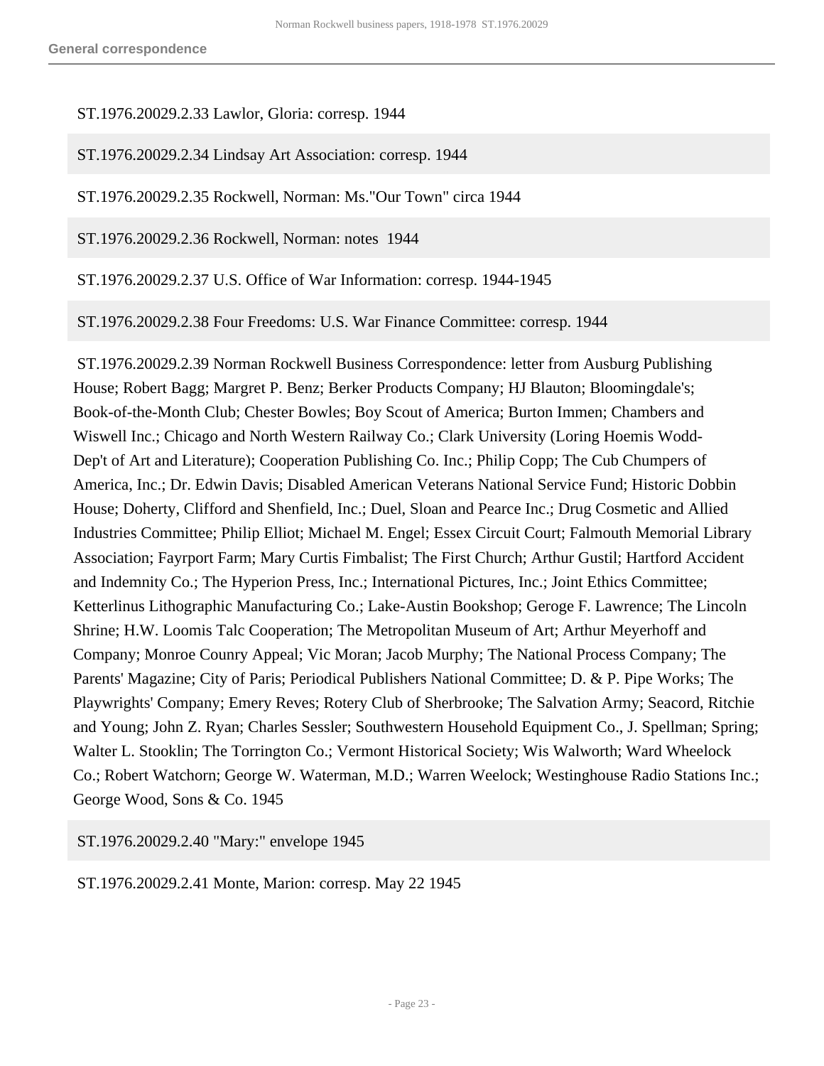ST.1976.20029.2.33 Lawlor, Gloria: corresp. 1944

ST.1976.20029.2.34 Lindsay Art Association: corresp. 1944

ST.1976.20029.2.35 Rockwell, Norman: Ms."Our Town" circa 1944

ST.1976.20029.2.36 Rockwell, Norman: notes 1944

ST.1976.20029.2.37 U.S. Office of War Information: corresp. 1944-1945

ST.1976.20029.2.38 Four Freedoms: U.S. War Finance Committee: corresp. 1944

ST.1976.20029.2.39 Norman Rockwell Business Correspondence: letter from Ausburg Publishing House; Robert Bagg; Margret P. Benz; Berker Products Company; HJ Blauton; Bloomingdale's; Book-of-the-Month Club; Chester Bowles; Boy Scout of America; Burton Immen; Chambers and Wiswell Inc.; Chicago and North Western Railway Co.; Clark University (Loring Hoemis Wodd-Dep't of Art and Literature); Cooperation Publishing Co. Inc.; Philip Copp; The Cub Chumpers of America, Inc.; Dr. Edwin Davis; Disabled American Veterans National Service Fund; Historic Dobbin House; Doherty, Clifford and Shenfield, Inc.; Duel, Sloan and Pearce Inc.; Drug Cosmetic and Allied Industries Committee; Philip Elliot; Michael M. Engel; Essex Circuit Court; Falmouth Memorial Library Association; Fayrport Farm; Mary Curtis Fimbalist; The First Church; Arthur Gustil; Hartford Accident and Indemnity Co.; The Hyperion Press, Inc.; International Pictures, Inc.; Joint Ethics Committee; Ketterlinus Lithographic Manufacturing Co.; Lake-Austin Bookshop; Geroge F. Lawrence; The Lincoln Shrine; H.W. Loomis Talc Cooperation; The Metropolitan Museum of Art; Arthur Meyerhoff and Company; Monroe Counry Appeal; Vic Moran; Jacob Murphy; The National Process Company; The Parents' Magazine; City of Paris; Periodical Publishers National Committee; D. & P. Pipe Works; The Playwrights' Company; Emery Reves; Rotery Club of Sherbrooke; The Salvation Army; Seacord, Ritchie and Young; John Z. Ryan; Charles Sessler; Southwestern Household Equipment Co., J. Spellman; Spring; Walter L. Stooklin; The Torrington Co.; Vermont Historical Society; Wis Walworth; Ward Wheelock Co.; Robert Watchorn; George W. Waterman, M.D.; Warren Weelock; Westinghouse Radio Stations Inc.; George Wood, Sons & Co. 1945

ST.1976.20029.2.40 "Mary:" envelope 1945

ST.1976.20029.2.41 Monte, Marion: corresp. May 22 1945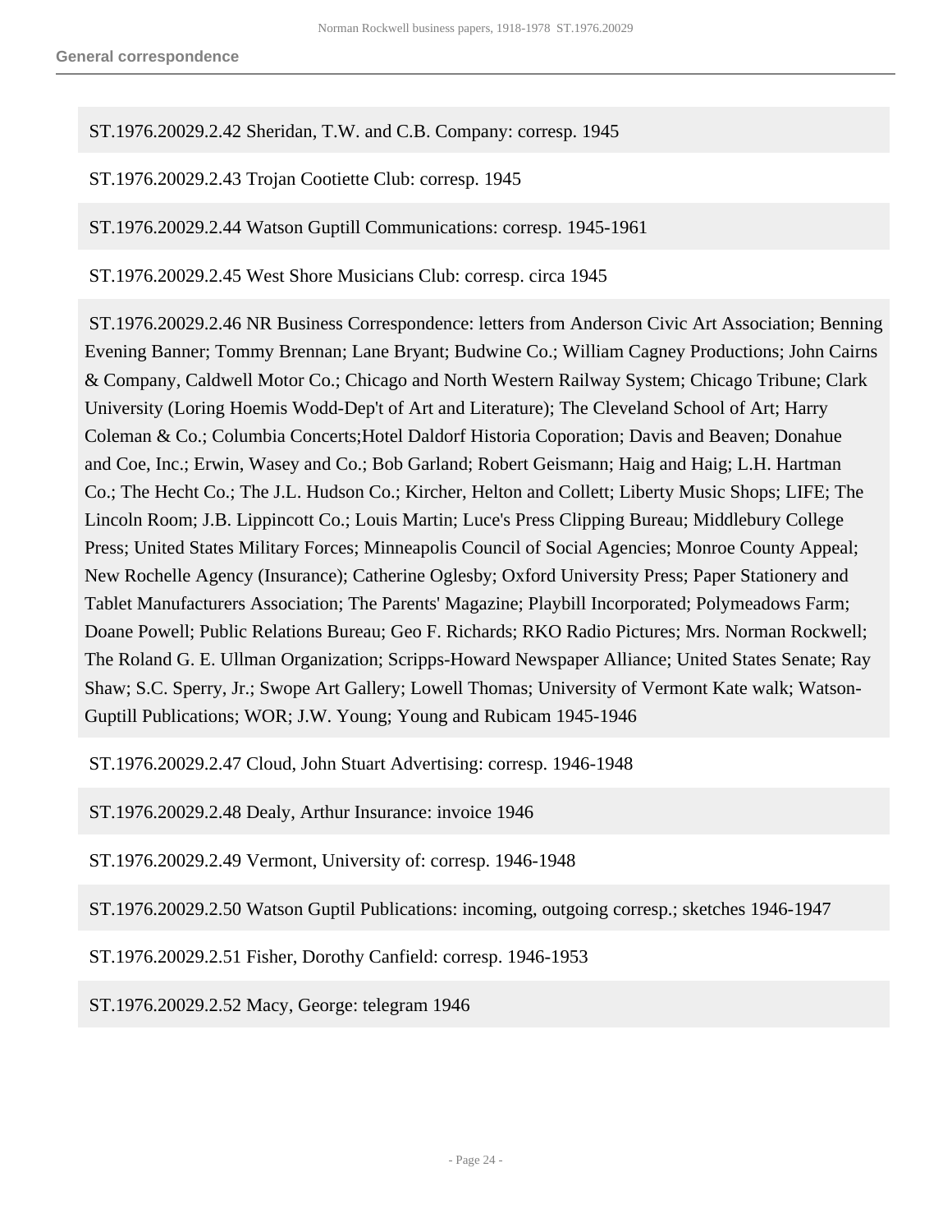ST.1976.20029.2.42 Sheridan, T.W. and C.B. Company: corresp. 1945

ST.1976.20029.2.43 Trojan Cootiette Club: corresp. 1945

ST.1976.20029.2.44 Watson Guptill Communications: corresp. 1945-1961

ST.1976.20029.2.45 West Shore Musicians Club: corresp. circa 1945

ST.1976.20029.2.46 NR Business Correspondence: letters from Anderson Civic Art Association; Benning Evening Banner; Tommy Brennan; Lane Bryant; Budwine Co.; William Cagney Productions; John Cairns & Company, Caldwell Motor Co.; Chicago and North Western Railway System; Chicago Tribune; Clark University (Loring Hoemis Wodd-Dep't of Art and Literature); The Cleveland School of Art; Harry Coleman & Co.; Columbia Concerts;Hotel Daldorf Historia Coporation; Davis and Beaven; Donahue and Coe, Inc.; Erwin, Wasey and Co.; Bob Garland; Robert Geismann; Haig and Haig; L.H. Hartman Co.; The Hecht Co.; The J.L. Hudson Co.; Kircher, Helton and Collett; Liberty Music Shops; LIFE; The Lincoln Room; J.B. Lippincott Co.; Louis Martin; Luce's Press Clipping Bureau; Middlebury College Press; United States Military Forces; Minneapolis Council of Social Agencies; Monroe County Appeal; New Rochelle Agency (Insurance); Catherine Oglesby; Oxford University Press; Paper Stationery and Tablet Manufacturers Association; The Parents' Magazine; Playbill Incorporated; Polymeadows Farm; Doane Powell; Public Relations Bureau; Geo F. Richards; RKO Radio Pictures; Mrs. Norman Rockwell; The Roland G. E. Ullman Organization; Scripps-Howard Newspaper Alliance; United States Senate; Ray Shaw; S.C. Sperry, Jr.; Swope Art Gallery; Lowell Thomas; University of Vermont Kate walk; Watson-Guptill Publications; WOR; J.W. Young; Young and Rubicam 1945-1946

ST.1976.20029.2.47 Cloud, John Stuart Advertising: corresp. 1946-1948

ST.1976.20029.2.48 Dealy, Arthur Insurance: invoice 1946

ST.1976.20029.2.49 Vermont, University of: corresp. 1946-1948

ST.1976.20029.2.50 Watson Guptil Publications: incoming, outgoing corresp.; sketches 1946-1947

ST.1976.20029.2.51 Fisher, Dorothy Canfield: corresp. 1946-1953

ST.1976.20029.2.52 Macy, George: telegram 1946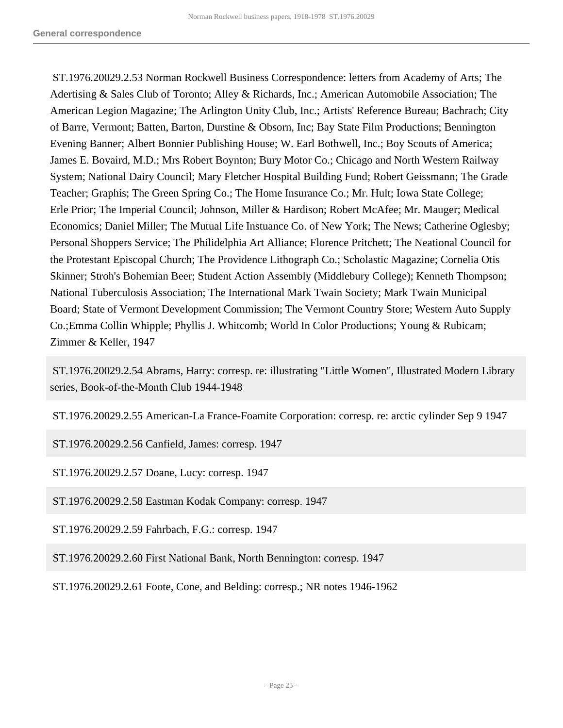ST.1976.20029.2.53 Norman Rockwell Business Correspondence: letters from Academy of Arts; The Adertising & Sales Club of Toronto; Alley & Richards, Inc.; American Automobile Association; The American Legion Magazine; The Arlington Unity Club, Inc.; Artists' Reference Bureau; Bachrach; City of Barre, Vermont; Batten, Barton, Durstine & Obsorn, Inc; Bay State Film Productions; Bennington Evening Banner; Albert Bonnier Publishing House; W. Earl Bothwell, Inc.; Boy Scouts of America; James E. Bovaird, M.D.; Mrs Robert Boynton; Bury Motor Co.; Chicago and North Western Railway System; National Dairy Council; Mary Fletcher Hospital Building Fund; Robert Geissmann; The Grade Teacher; Graphis; The Green Spring Co.; The Home Insurance Co.; Mr. Hult; Iowa State College; Erle Prior; The Imperial Council; Johnson, Miller & Hardison; Robert McAfee; Mr. Mauger; Medical Economics; Daniel Miller; The Mutual Life Instuance Co. of New York; The News; Catherine Oglesby; Personal Shoppers Service; The Philidelphia Art Alliance; Florence Pritchett; The Neational Council for the Protestant Episcopal Church; The Providence Lithograph Co.; Scholastic Magazine; Cornelia Otis Skinner; Stroh's Bohemian Beer; Student Action Assembly (Middlebury College); Kenneth Thompson; National Tuberculosis Association; The International Mark Twain Society; Mark Twain Municipal Board; State of Vermont Development Commission; The Vermont Country Store; Western Auto Supply Co.;Emma Collin Whipple; Phyllis J. Whitcomb; World In Color Productions; Young & Rubicam; Zimmer & Keller, 1947

ST.1976.20029.2.54 Abrams, Harry: corresp. re: illustrating "Little Women", Illustrated Modern Library series, Book-of-the-Month Club 1944-1948

ST.1976.20029.2.55 American-La France-Foamite Corporation: corresp. re: arctic cylinder Sep 9 1947

ST.1976.20029.2.56 Canfield, James: corresp. 1947

ST.1976.20029.2.57 Doane, Lucy: corresp. 1947

ST.1976.20029.2.58 Eastman Kodak Company: corresp. 1947

ST.1976.20029.2.59 Fahrbach, F.G.: corresp. 1947

ST.1976.20029.2.60 First National Bank, North Bennington: corresp. 1947

ST.1976.20029.2.61 Foote, Cone, and Belding: corresp.; NR notes 1946-1962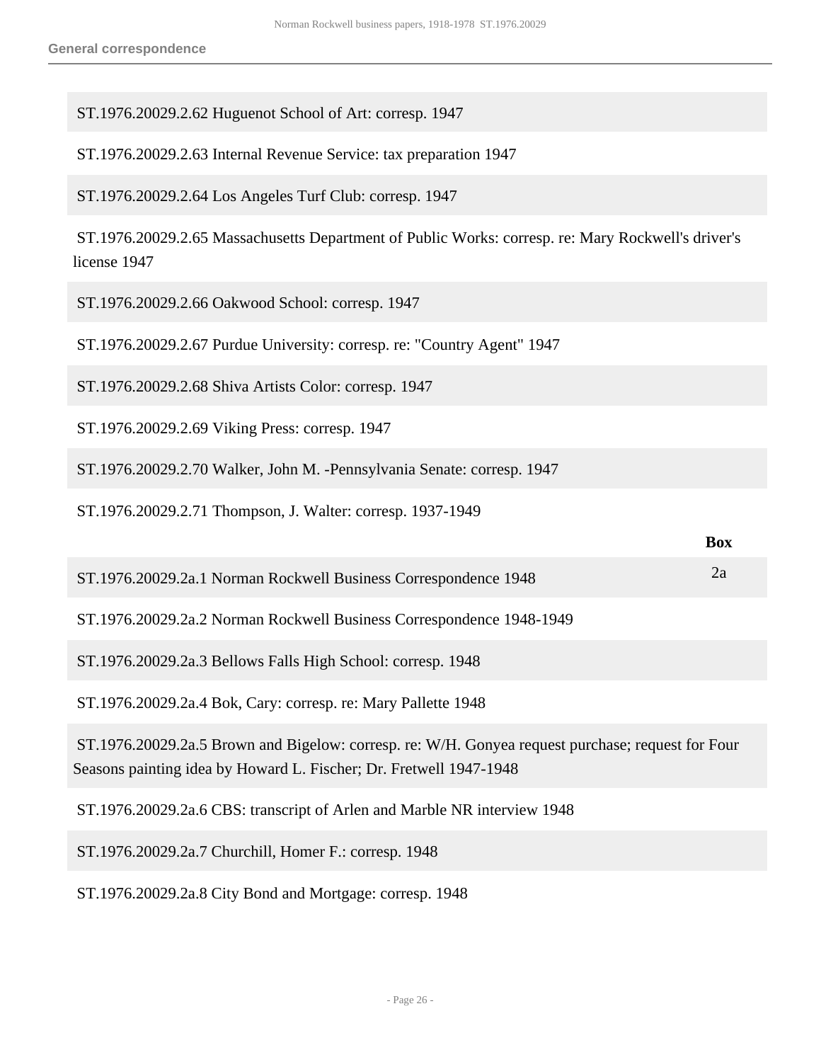ST.1976.20029.2.62 Huguenot School of Art: corresp. 1947

ST.1976.20029.2.63 Internal Revenue Service: tax preparation 1947

ST.1976.20029.2.64 Los Angeles Turf Club: corresp. 1947

ST.1976.20029.2.65 Massachusetts Department of Public Works: corresp. re: Mary Rockwell's driver's license 1947

ST.1976.20029.2.66 Oakwood School: corresp. 1947

ST.1976.20029.2.67 Purdue University: corresp. re: "Country Agent" 1947

ST.1976.20029.2.68 Shiva Artists Color: corresp. 1947

ST.1976.20029.2.69 Viking Press: corresp. 1947

ST.1976.20029.2.70 Walker, John M. -Pennsylvania Senate: corresp. 1947

ST.1976.20029.2.71 Thompson, J. Walter: corresp. 1937-1949

| | Box |
|---|---|
| ST.1976.20029.2a.1 Norman Rockwell Business Correspondence 1948 | 2a |
| ST.1976.20029.2a.2 Norman Rockwell Business Correspondence 1948-1949 | |
| ST.1976.20029.2a.3 Bellows Falls High School: corresp. 1948 | |
| ST.1976.20029.2a.4 Bok, Cary: corresp. re: Mary Pallette 1948 | |
| ST.1976.20029.2a.5 Brown and Bigelow: corresp. re: W/H. Gonyea request purchase; request for Four Seasons painting idea by Howard L. Fischer; Dr. Fretwell 1947-1948 | |
| ST.1976.20029.2a.6 CBS: transcript of Arlen and Marble NR interview 1948 | |
| ST.1976.20029.2a.7 Churchill, Homer F.: corresp. 1948 | |
| ST.1976.20029.2a.8 City Bond and Mortgage: corresp. 1948 | |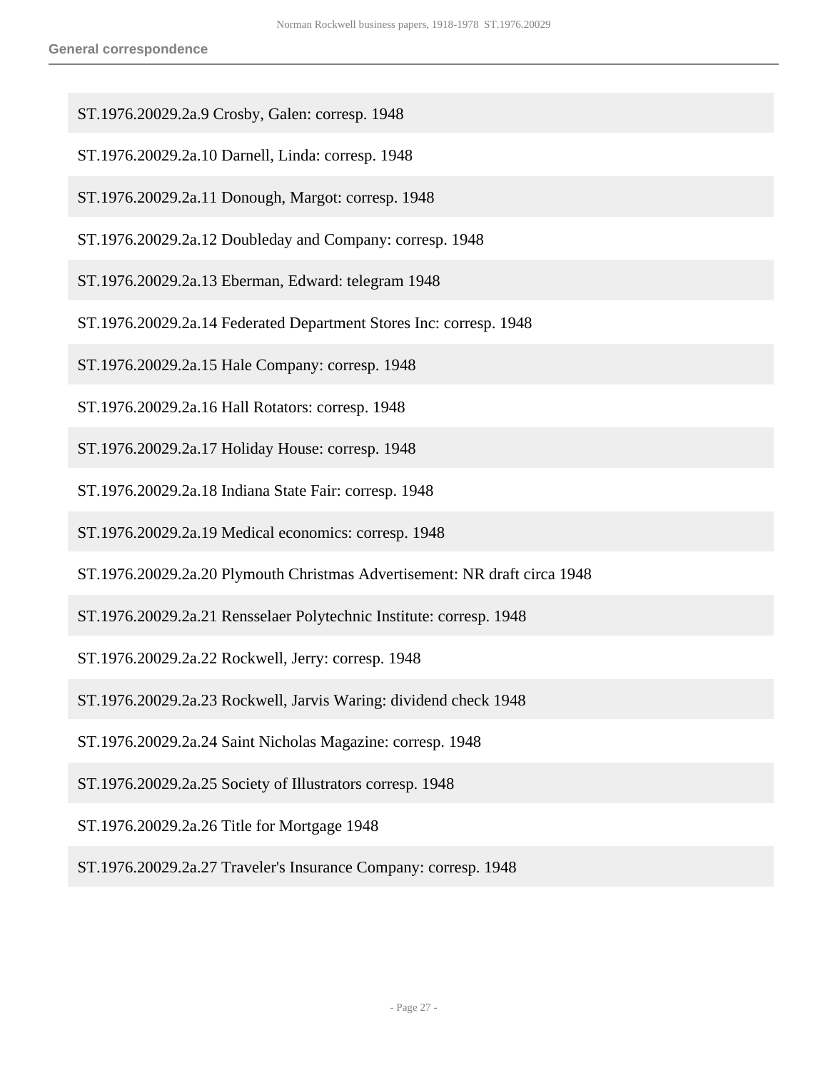ST.1976.20029.2a.9 Crosby, Galen: corresp. 1948

ST.1976.20029.2a.10 Darnell, Linda: corresp. 1948

ST.1976.20029.2a.11 Donough, Margot: corresp. 1948

ST.1976.20029.2a.12 Doubleday and Company: corresp. 1948

ST.1976.20029.2a.13 Eberman, Edward: telegram 1948

ST.1976.20029.2a.14 Federated Department Stores Inc: corresp. 1948

ST.1976.20029.2a.15 Hale Company: corresp. 1948

ST.1976.20029.2a.16 Hall Rotators: corresp. 1948

ST.1976.20029.2a.17 Holiday House: corresp. 1948

ST.1976.20029.2a.18 Indiana State Fair: corresp. 1948

ST.1976.20029.2a.19 Medical economics: corresp. 1948

ST.1976.20029.2a.20 Plymouth Christmas Advertisement: NR draft circa 1948

ST.1976.20029.2a.21 Rensselaer Polytechnic Institute: corresp. 1948

ST.1976.20029.2a.22 Rockwell, Jerry: corresp. 1948

ST.1976.20029.2a.23 Rockwell, Jarvis Waring: dividend check 1948

ST.1976.20029.2a.24 Saint Nicholas Magazine: corresp. 1948

ST.1976.20029.2a.25 Society of Illustrators corresp. 1948

ST.1976.20029.2a.26 Title for Mortgage 1948

ST.1976.20029.2a.27 Traveler's Insurance Company: corresp. 1948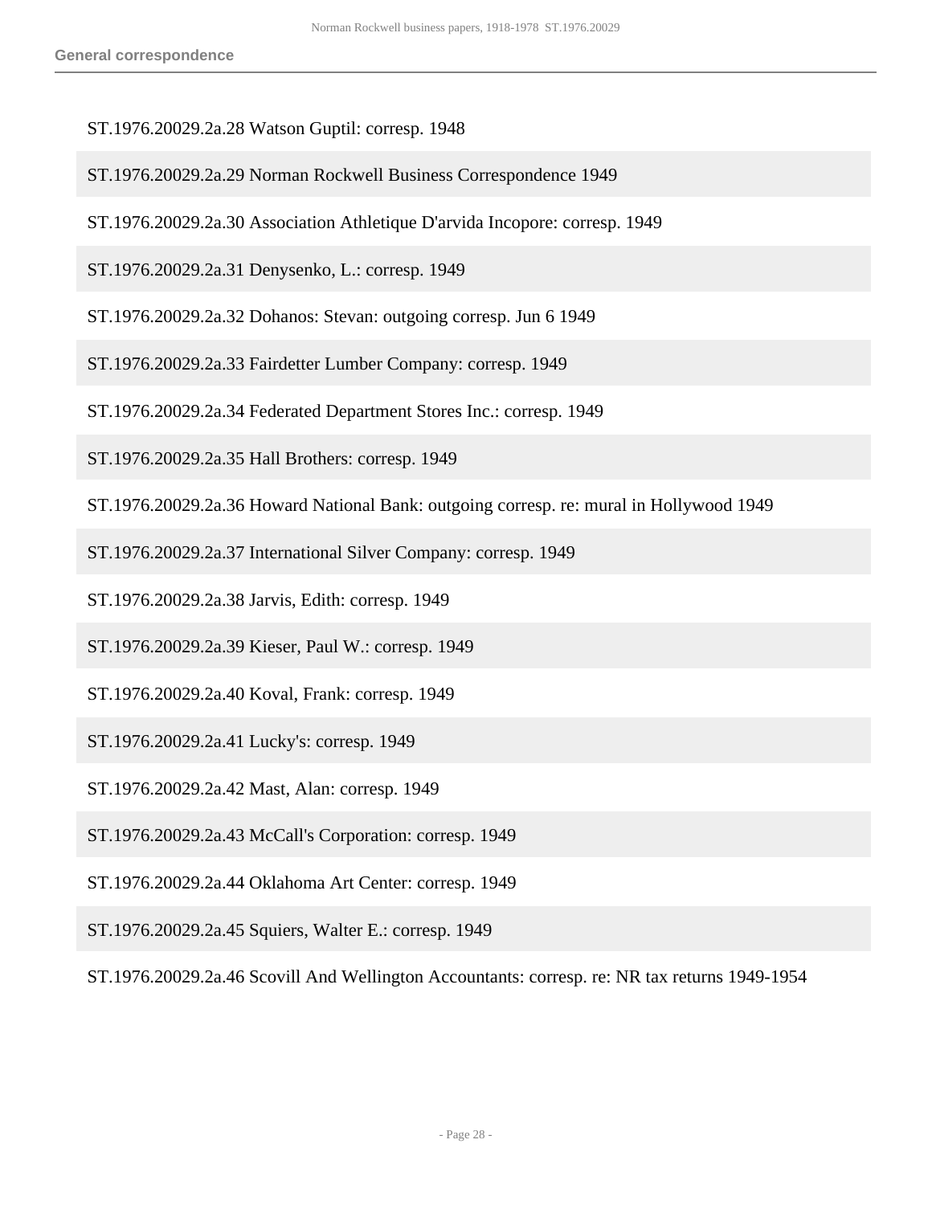ST.1976.20029.2a.28 Watson Guptil: corresp. 1948

ST.1976.20029.2a.29 Norman Rockwell Business Correspondence 1949

ST.1976.20029.2a.30 Association Athletique D'arvida Incopore: corresp. 1949

ST.1976.20029.2a.31 Denysenko, L.: corresp. 1949

ST.1976.20029.2a.32 Dohanos: Stevan: outgoing corresp. Jun 6 1949

ST.1976.20029.2a.33 Fairdetter Lumber Company: corresp. 1949

ST.1976.20029.2a.34 Federated Department Stores Inc.: corresp. 1949

ST.1976.20029.2a.35 Hall Brothers: corresp. 1949

ST.1976.20029.2a.36 Howard National Bank: outgoing corresp. re: mural in Hollywood 1949

ST.1976.20029.2a.37 International Silver Company: corresp. 1949

ST.1976.20029.2a.38 Jarvis, Edith: corresp. 1949

ST.1976.20029.2a.39 Kieser, Paul W.: corresp. 1949

ST.1976.20029.2a.40 Koval, Frank: corresp. 1949

ST.1976.20029.2a.41 Lucky's: corresp. 1949

ST.1976.20029.2a.42 Mast, Alan: corresp. 1949

ST.1976.20029.2a.43 McCall's Corporation: corresp. 1949

ST.1976.20029.2a.44 Oklahoma Art Center: corresp. 1949

ST.1976.20029.2a.45 Squiers, Walter E.: corresp. 1949

ST.1976.20029.2a.46 Scovill And Wellington Accountants: corresp. re: NR tax returns 1949-1954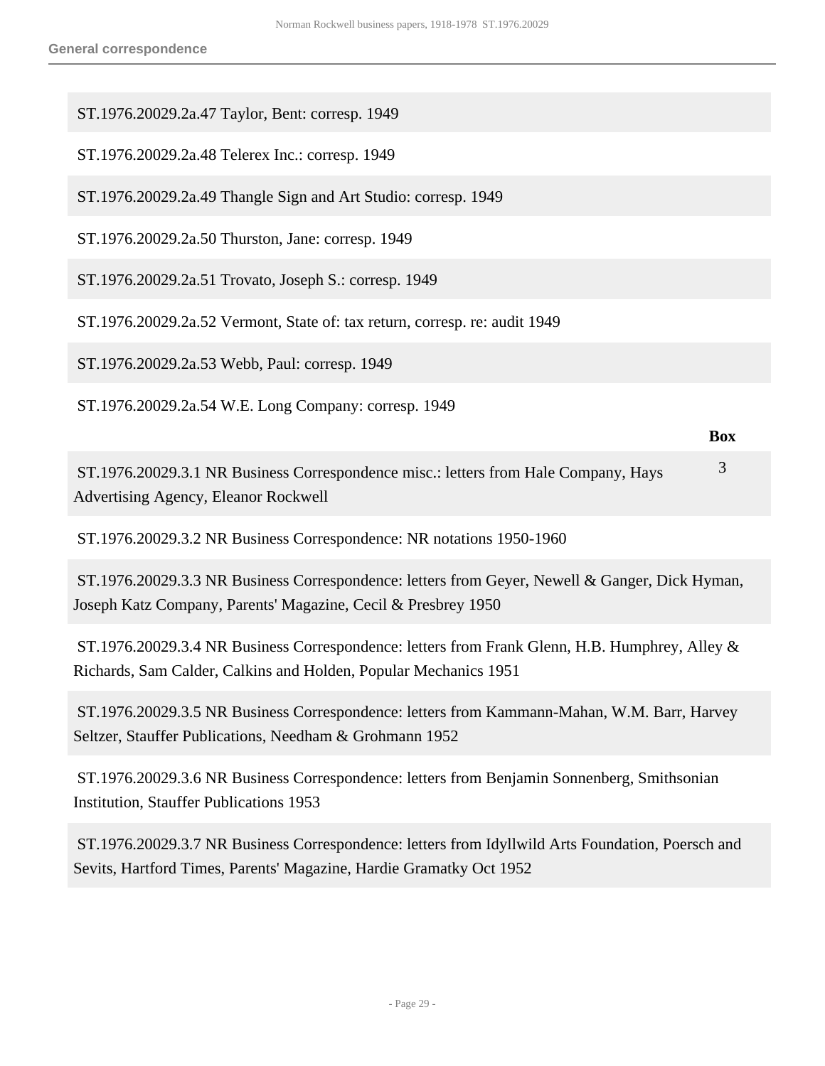ST.1976.20029.2a.47 Taylor, Bent: corresp. 1949

ST.1976.20029.2a.48 Telerex Inc.: corresp. 1949

ST.1976.20029.2a.49 Thangle Sign and Art Studio: corresp. 1949

ST.1976.20029.2a.50 Thurston, Jane: corresp. 1949

ST.1976.20029.2a.51 Trovato, Joseph S.: corresp. 1949

ST.1976.20029.2a.52 Vermont, State of: tax return, corresp. re: audit 1949

ST.1976.20029.2a.53 Webb, Paul: corresp. 1949

ST.1976.20029.2a.54 W.E. Long Company: corresp. 1949

| | Box |
|---|---|
| ST.1976.20029.3.1 NR Business Correspondence misc.: letters from Hale Company, Hays Advertising Agency, Eleanor Rockwell | 3 |
| ST.1976.20029.3.2 NR Business Correspondence: NR notations 1950-1960 | |
| ST.1976.20029.3.3 NR Business Correspondence: letters from Geyer, Newell & Ganger, Dick Hyman, Joseph Katz Company, Parents' Magazine, Cecil & Presbrey 1950 | |
| ST.1976.20029.3.4 NR Business Correspondence: letters from Frank Glenn, H.B. Humphrey, Alley & Richards, Sam Calder, Calkins and Holden, Popular Mechanics 1951 | |
| ST.1976.20029.3.5 NR Business Correspondence: letters from Kammann-Mahan, W.M. Barr, Harvey Seltzer, Stauffer Publications, Needham & Grohmann 1952 | |
| ST.1976.20029.3.6 NR Business Correspondence: letters from Benjamin Sonnenberg, Smithsonian Institution, Stauffer Publications 1953 | |
| ST.1976.20029.3.7 NR Business Correspondence: letters from Idyllwild Arts Foundation, Poersch and Sevits, Hartford Times, Parents' Magazine, Hardie Gramatky Oct 1952 | |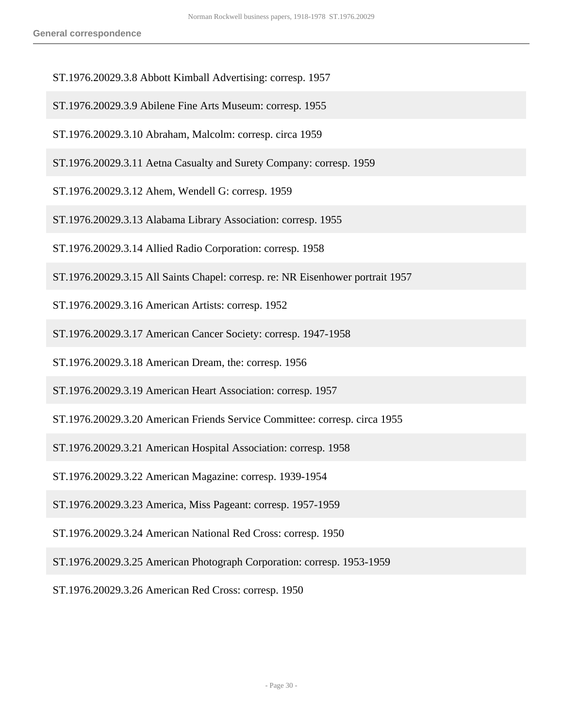ST.1976.20029.3.8 Abbott Kimball Advertising: corresp. 1957

ST.1976.20029.3.9 Abilene Fine Arts Museum: corresp. 1955

ST.1976.20029.3.10 Abraham, Malcolm: corresp. circa 1959

ST.1976.20029.3.11 Aetna Casualty and Surety Company: corresp. 1959

ST.1976.20029.3.12 Ahem, Wendell G: corresp. 1959

ST.1976.20029.3.13 Alabama Library Association: corresp. 1955

ST.1976.20029.3.14 Allied Radio Corporation: corresp. 1958

ST.1976.20029.3.15 All Saints Chapel: corresp. re: NR Eisenhower portrait 1957

ST.1976.20029.3.16 American Artists: corresp. 1952

ST.1976.20029.3.17 American Cancer Society: corresp. 1947-1958

ST.1976.20029.3.18 American Dream, the: corresp. 1956

ST.1976.20029.3.19 American Heart Association: corresp. 1957

ST.1976.20029.3.20 American Friends Service Committee: corresp. circa 1955

ST.1976.20029.3.21 American Hospital Association: corresp. 1958

ST.1976.20029.3.22 American Magazine: corresp. 1939-1954

ST.1976.20029.3.23 America, Miss Pageant: corresp. 1957-1959

ST.1976.20029.3.24 American National Red Cross: corresp. 1950

ST.1976.20029.3.25 American Photograph Corporation: corresp. 1953-1959

ST.1976.20029.3.26 American Red Cross: corresp. 1950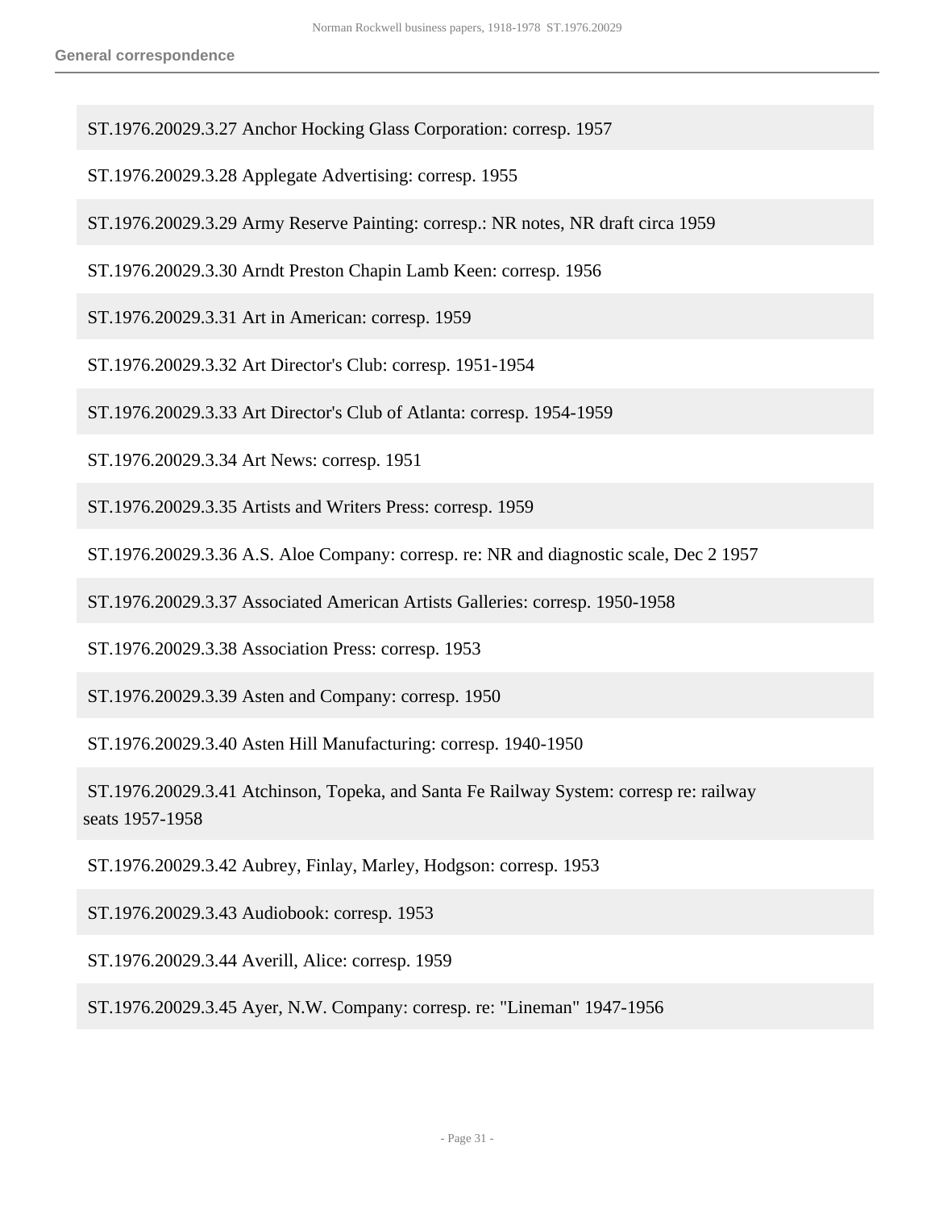ST.1976.20029.3.27 Anchor Hocking Glass Corporation: corresp. 1957

ST.1976.20029.3.28 Applegate Advertising: corresp. 1955

ST.1976.20029.3.29 Army Reserve Painting: corresp.: NR notes, NR draft circa 1959

ST.1976.20029.3.30 Arndt Preston Chapin Lamb Keen: corresp. 1956

ST.1976.20029.3.31 Art in American: corresp. 1959

ST.1976.20029.3.32 Art Director's Club: corresp. 1951-1954

ST.1976.20029.3.33 Art Director's Club of Atlanta: corresp. 1954-1959

ST.1976.20029.3.34 Art News: corresp. 1951

ST.1976.20029.3.35 Artists and Writers Press: corresp. 1959

ST.1976.20029.3.36 A.S. Aloe Company: corresp. re: NR and diagnostic scale, Dec 2 1957

ST.1976.20029.3.37 Associated American Artists Galleries: corresp. 1950-1958

ST.1976.20029.3.38 Association Press: corresp. 1953

ST.1976.20029.3.39 Asten and Company: corresp. 1950

ST.1976.20029.3.40 Asten Hill Manufacturing: corresp. 1940-1950

ST.1976.20029.3.41 Atchinson, Topeka, and Santa Fe Railway System: corresp re: railway seats 1957-1958

ST.1976.20029.3.42 Aubrey, Finlay, Marley, Hodgson: corresp. 1953

ST.1976.20029.3.43 Audiobook: corresp. 1953

ST.1976.20029.3.44 Averill, Alice: corresp. 1959

ST.1976.20029.3.45 Ayer, N.W. Company: corresp. re: "Lineman" 1947-1956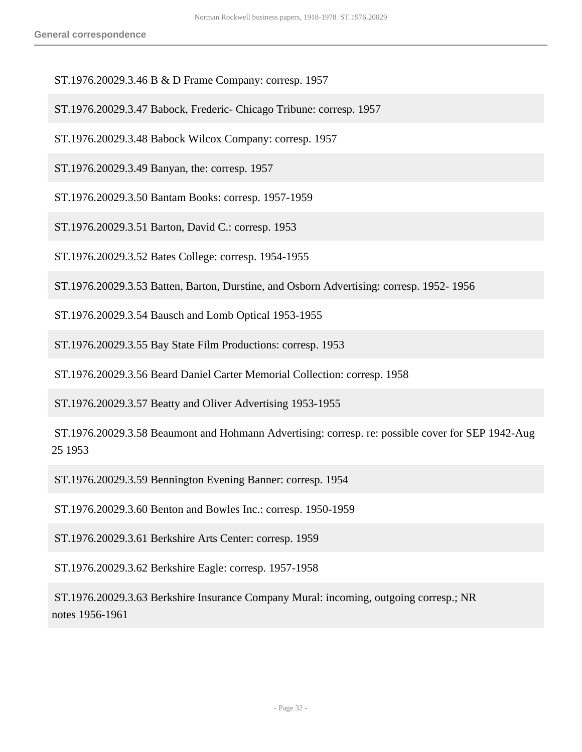ST.1976.20029.3.46 B & D Frame Company: corresp. 1957

ST.1976.20029.3.47 Babock, Frederic- Chicago Tribune: corresp. 1957

ST.1976.20029.3.48 Babock Wilcox Company: corresp. 1957

ST.1976.20029.3.49 Banyan, the: corresp. 1957

ST.1976.20029.3.50 Bantam Books: corresp. 1957-1959

ST.1976.20029.3.51 Barton, David C.: corresp. 1953

ST.1976.20029.3.52 Bates College: corresp. 1954-1955

ST.1976.20029.3.53 Batten, Barton, Durstine, and Osborn Advertising: corresp. 1952- 1956

ST.1976.20029.3.54 Bausch and Lomb Optical 1953-1955

ST.1976.20029.3.55 Bay State Film Productions: corresp. 1953

ST.1976.20029.3.56 Beard Daniel Carter Memorial Collection: corresp. 1958

ST.1976.20029.3.57 Beatty and Oliver Advertising 1953-1955

ST.1976.20029.3.58 Beaumont and Hohmann Advertising: corresp. re: possible cover for SEP 1942-Aug 25 1953

ST.1976.20029.3.59 Bennington Evening Banner: corresp. 1954

ST.1976.20029.3.60 Benton and Bowles Inc.: corresp. 1950-1959

ST.1976.20029.3.61 Berkshire Arts Center: corresp. 1959

ST.1976.20029.3.62 Berkshire Eagle: corresp. 1957-1958

ST.1976.20029.3.63 Berkshire Insurance Company Mural: incoming, outgoing corresp.; NR notes 1956-1961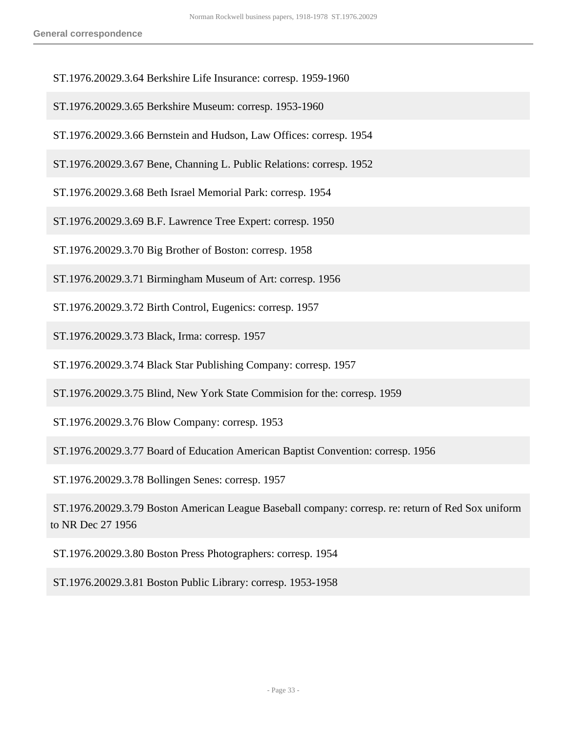ST.1976.20029.3.64 Berkshire Life Insurance: corresp. 1959-1960

ST.1976.20029.3.65 Berkshire Museum: corresp. 1953-1960

ST.1976.20029.3.66 Bernstein and Hudson, Law Offices: corresp. 1954

ST.1976.20029.3.67 Bene, Channing L. Public Relations: corresp. 1952

ST.1976.20029.3.68 Beth Israel Memorial Park: corresp. 1954

ST.1976.20029.3.69 B.F. Lawrence Tree Expert: corresp. 1950

ST.1976.20029.3.70 Big Brother of Boston: corresp. 1958

ST.1976.20029.3.71 Birmingham Museum of Art: corresp. 1956

ST.1976.20029.3.72 Birth Control, Eugenics: corresp. 1957

ST.1976.20029.3.73 Black, Irma: corresp. 1957

ST.1976.20029.3.74 Black Star Publishing Company: corresp. 1957

ST.1976.20029.3.75 Blind, New York State Commision for the: corresp. 1959

ST.1976.20029.3.76 Blow Company: corresp. 1953

ST.1976.20029.3.77 Board of Education American Baptist Convention: corresp. 1956

ST.1976.20029.3.78 Bollingen Senes: corresp. 1957

ST.1976.20029.3.79 Boston American League Baseball company: corresp. re: return of Red Sox uniform to NR Dec 27 1956

ST.1976.20029.3.80 Boston Press Photographers: corresp. 1954

ST.1976.20029.3.81 Boston Public Library: corresp. 1953-1958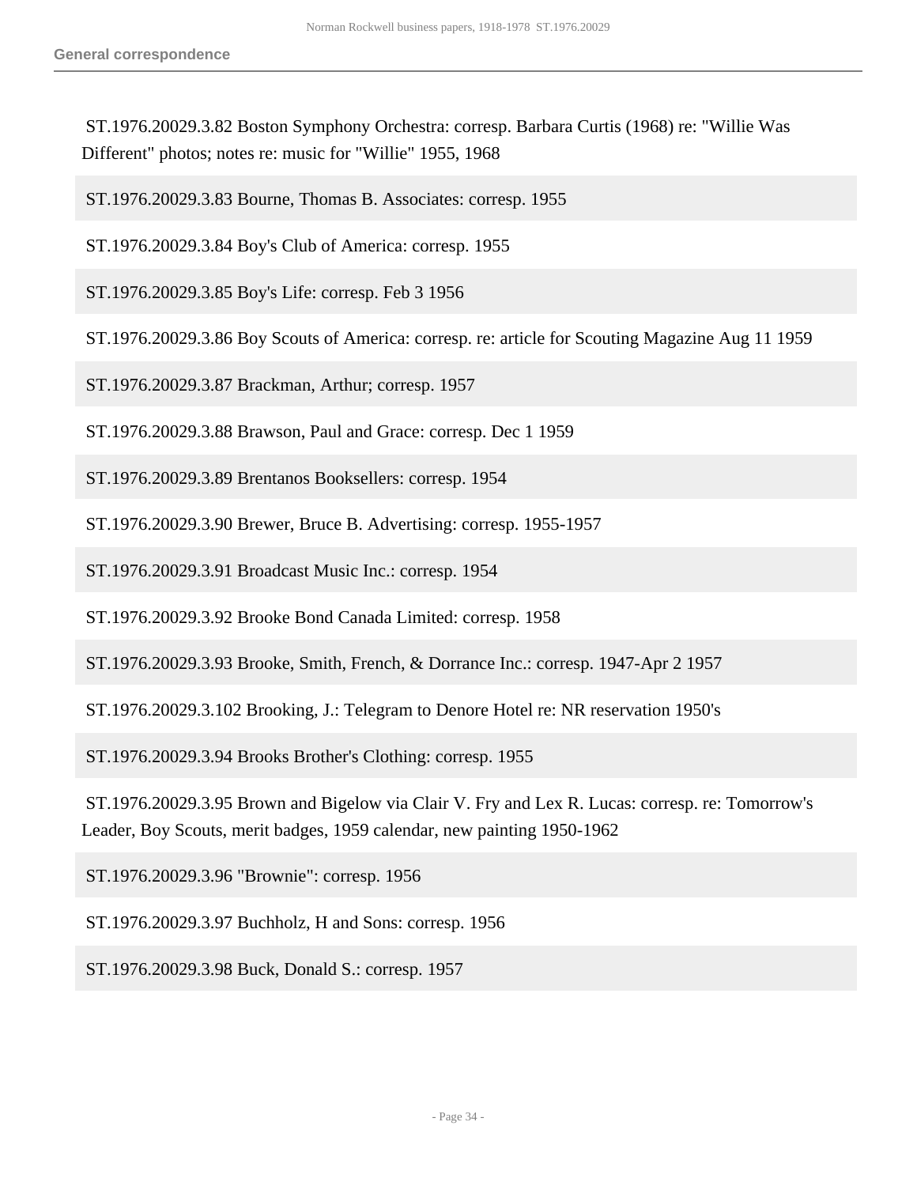ST.1976.20029.3.82 Boston Symphony Orchestra: corresp. Barbara Curtis (1968) re: "Willie Was Different" photos; notes re: music for "Willie" 1955, 1968

ST.1976.20029.3.83 Bourne, Thomas B. Associates: corresp. 1955

ST.1976.20029.3.84 Boy's Club of America: corresp. 1955

ST.1976.20029.3.85 Boy's Life: corresp. Feb 3 1956

ST.1976.20029.3.86 Boy Scouts of America: corresp. re: article for Scouting Magazine Aug 11 1959

ST.1976.20029.3.87 Brackman, Arthur; corresp. 1957

ST.1976.20029.3.88 Brawson, Paul and Grace: corresp. Dec 1 1959

ST.1976.20029.3.89 Brentanos Booksellers: corresp. 1954

ST.1976.20029.3.90 Brewer, Bruce B. Advertising: corresp. 1955-1957

ST.1976.20029.3.91 Broadcast Music Inc.: corresp. 1954

ST.1976.20029.3.92 Brooke Bond Canada Limited: corresp. 1958

ST.1976.20029.3.93 Brooke, Smith, French, & Dorrance Inc.: corresp. 1947-Apr 2 1957

ST.1976.20029.3.102 Brooking, J.: Telegram to Denore Hotel re: NR reservation 1950's

ST.1976.20029.3.94 Brooks Brother's Clothing: corresp. 1955

ST.1976.20029.3.95 Brown and Bigelow via Clair V. Fry and Lex R. Lucas: corresp. re: Tomorrow's Leader, Boy Scouts, merit badges, 1959 calendar, new painting 1950-1962

ST.1976.20029.3.96 "Brownie": corresp. 1956

ST.1976.20029.3.97 Buchholz, H and Sons: corresp. 1956

ST.1976.20029.3.98 Buck, Donald S.: corresp. 1957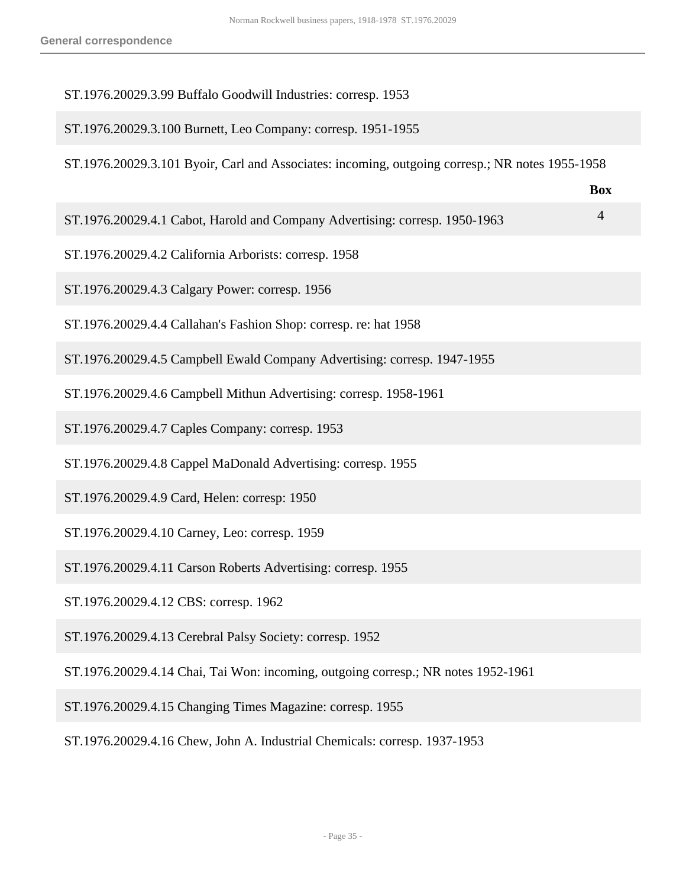ST.1976.20029.3.99 Buffalo Goodwill Industries: corresp. 1953

ST.1976.20029.3.100 Burnett, Leo Company: corresp. 1951-1955

ST.1976.20029.3.101 Byoir, Carl and Associates: incoming, outgoing corresp.; NR notes 1955-1958

| | Box |
|---|---|
| ST.1976.20029.4.1 Cabot, Harold and Company Advertising: corresp. 1950-1963 | 4 |
| ST.1976.20029.4.2 California Arborists: corresp. 1958 | |
| ST.1976.20029.4.3 Calgary Power: corresp. 1956 | |
| ST.1976.20029.4.4 Callahan's Fashion Shop: corresp. re: hat 1958 | |
| ST.1976.20029.4.5 Campbell Ewald Company Advertising: corresp. 1947-1955 | |
| ST.1976.20029.4.6 Campbell Mithun Advertising: corresp. 1958-1961 | |
| ST.1976.20029.4.7 Caples Company: corresp. 1953 | |
| ST.1976.20029.4.8 Cappel MaDonald Advertising: corresp. 1955 | |
| ST.1976.20029.4.9 Card, Helen: corresp: 1950 | |
| ST.1976.20029.4.10 Carney, Leo: corresp. 1959 | |
| ST.1976.20029.4.11 Carson Roberts Advertising: corresp. 1955 | |
| ST.1976.20029.4.12 CBS: corresp. 1962 | |
| ST.1976.20029.4.13 Cerebral Palsy Society: corresp. 1952 | |
| ST.1976.20029.4.14 Chai, Tai Won: incoming, outgoing corresp.; NR notes 1952-1961 | |
| ST.1976.20029.4.15 Changing Times Magazine: corresp. 1955 | |
| ST.1976.20029.4.16 Chew, John A. Industrial Chemicals: corresp. 1937-1953 | |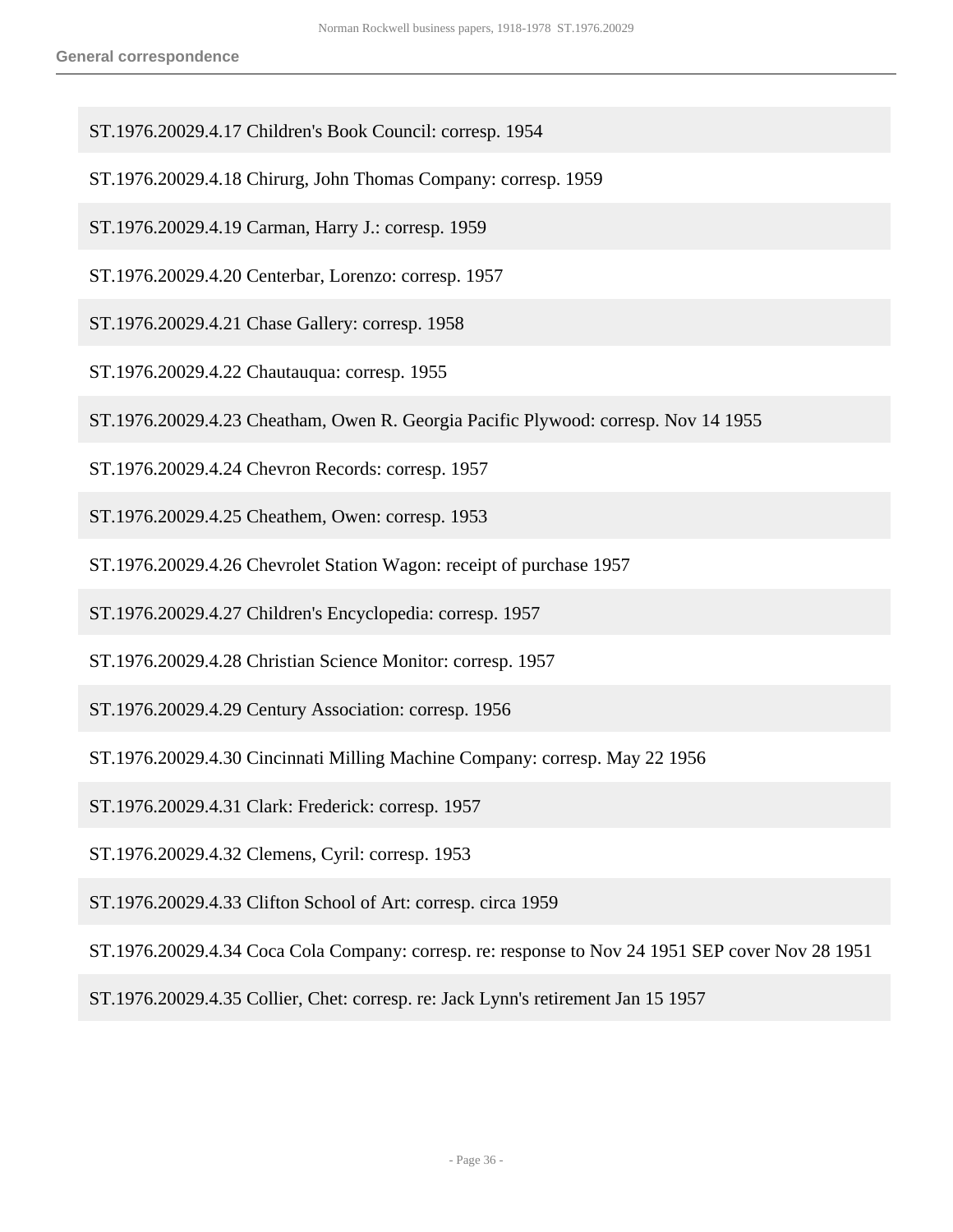ST.1976.20029.4.17 Children's Book Council: corresp. 1954

ST.1976.20029.4.18 Chirurg, John Thomas Company: corresp. 1959

ST.1976.20029.4.19 Carman, Harry J.: corresp. 1959

ST.1976.20029.4.20 Centerbar, Lorenzo: corresp. 1957

ST.1976.20029.4.21 Chase Gallery: corresp. 1958

ST.1976.20029.4.22 Chautauqua: corresp. 1955

ST.1976.20029.4.23 Cheatham, Owen R. Georgia Pacific Plywood: corresp. Nov 14 1955

ST.1976.20029.4.24 Chevron Records: corresp. 1957

ST.1976.20029.4.25 Cheathem, Owen: corresp. 1953

ST.1976.20029.4.26 Chevrolet Station Wagon: receipt of purchase 1957

ST.1976.20029.4.27 Children's Encyclopedia: corresp. 1957

ST.1976.20029.4.28 Christian Science Monitor: corresp. 1957

ST.1976.20029.4.29 Century Association: corresp. 1956

ST.1976.20029.4.30 Cincinnati Milling Machine Company: corresp. May 22 1956

ST.1976.20029.4.31 Clark: Frederick: corresp. 1957

ST.1976.20029.4.32 Clemens, Cyril: corresp. 1953

ST.1976.20029.4.33 Clifton School of Art: corresp. circa 1959

ST.1976.20029.4.34 Coca Cola Company: corresp. re: response to Nov 24 1951 SEP cover Nov 28 1951

ST.1976.20029.4.35 Collier, Chet: corresp. re: Jack Lynn's retirement Jan 15 1957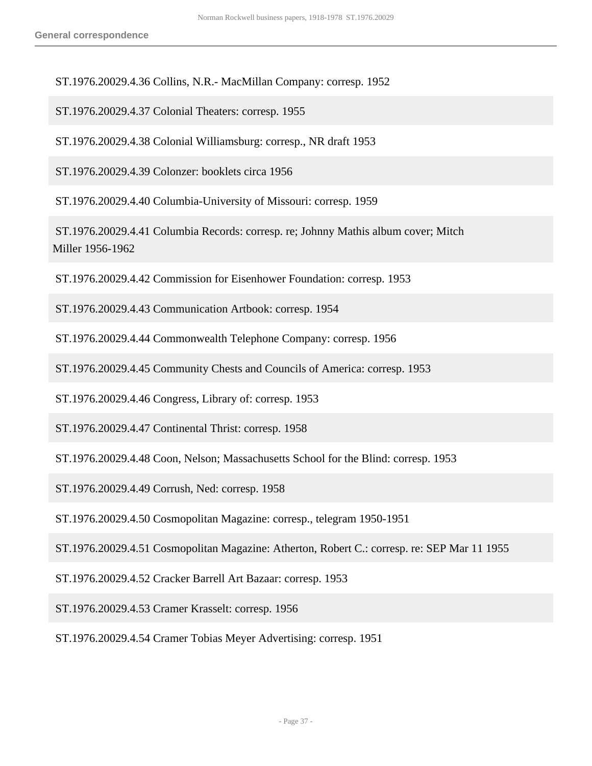ST.1976.20029.4.36 Collins, N.R.- MacMillan Company: corresp. 1952

ST.1976.20029.4.37 Colonial Theaters: corresp. 1955

ST.1976.20029.4.38 Colonial Williamsburg: corresp., NR draft 1953

ST.1976.20029.4.39 Colonzer: booklets circa 1956

ST.1976.20029.4.40 Columbia-University of Missouri: corresp. 1959

ST.1976.20029.4.41 Columbia Records: corresp. re; Johnny Mathis album cover; Mitch Miller 1956-1962

ST.1976.20029.4.42 Commission for Eisenhower Foundation: corresp. 1953

ST.1976.20029.4.43 Communication Artbook: corresp. 1954

ST.1976.20029.4.44 Commonwealth Telephone Company: corresp. 1956

ST.1976.20029.4.45 Community Chests and Councils of America: corresp. 1953

ST.1976.20029.4.46 Congress, Library of: corresp. 1953

ST.1976.20029.4.47 Continental Thrist: corresp. 1958

ST.1976.20029.4.48 Coon, Nelson; Massachusetts School for the Blind: corresp. 1953

ST.1976.20029.4.49 Corrush, Ned: corresp. 1958

ST.1976.20029.4.50 Cosmopolitan Magazine: corresp., telegram 1950-1951

ST.1976.20029.4.51 Cosmopolitan Magazine: Atherton, Robert C.: corresp. re: SEP Mar 11 1955

ST.1976.20029.4.52 Cracker Barrell Art Bazaar: corresp. 1953

ST.1976.20029.4.53 Cramer Krasselt: corresp. 1956

ST.1976.20029.4.54 Cramer Tobias Meyer Advertising: corresp. 1951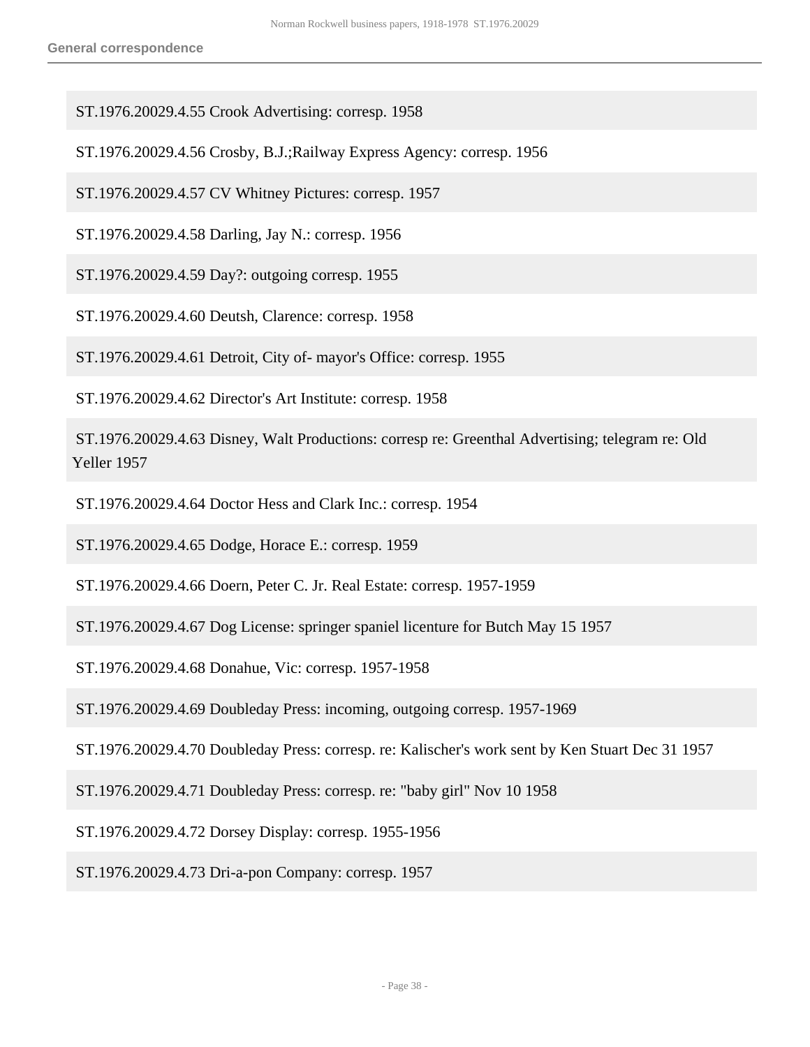ST.1976.20029.4.55 Crook Advertising: corresp. 1958

ST.1976.20029.4.56 Crosby, B.J.;Railway Express Agency: corresp. 1956

ST.1976.20029.4.57 CV Whitney Pictures: corresp. 1957

ST.1976.20029.4.58 Darling, Jay N.: corresp. 1956

ST.1976.20029.4.59 Day?: outgoing corresp. 1955

ST.1976.20029.4.60 Deutsh, Clarence: corresp. 1958

ST.1976.20029.4.61 Detroit, City of- mayor's Office: corresp. 1955

ST.1976.20029.4.62 Director's Art Institute: corresp. 1958

ST.1976.20029.4.63 Disney, Walt Productions: corresp re: Greenthal Advertising; telegram re: Old Yeller 1957

ST.1976.20029.4.64 Doctor Hess and Clark Inc.: corresp. 1954

ST.1976.20029.4.65 Dodge, Horace E.: corresp. 1959

ST.1976.20029.4.66 Doern, Peter C. Jr. Real Estate: corresp. 1957-1959

ST.1976.20029.4.67 Dog License: springer spaniel licenture for Butch May 15 1957

ST.1976.20029.4.68 Donahue, Vic: corresp. 1957-1958

ST.1976.20029.4.69 Doubleday Press: incoming, outgoing corresp. 1957-1969

ST.1976.20029.4.70 Doubleday Press: corresp. re: Kalischer's work sent by Ken Stuart Dec 31 1957

ST.1976.20029.4.71 Doubleday Press: corresp. re: "baby girl" Nov 10 1958

ST.1976.20029.4.72 Dorsey Display: corresp. 1955-1956

ST.1976.20029.4.73 Dri-a-pon Company: corresp. 1957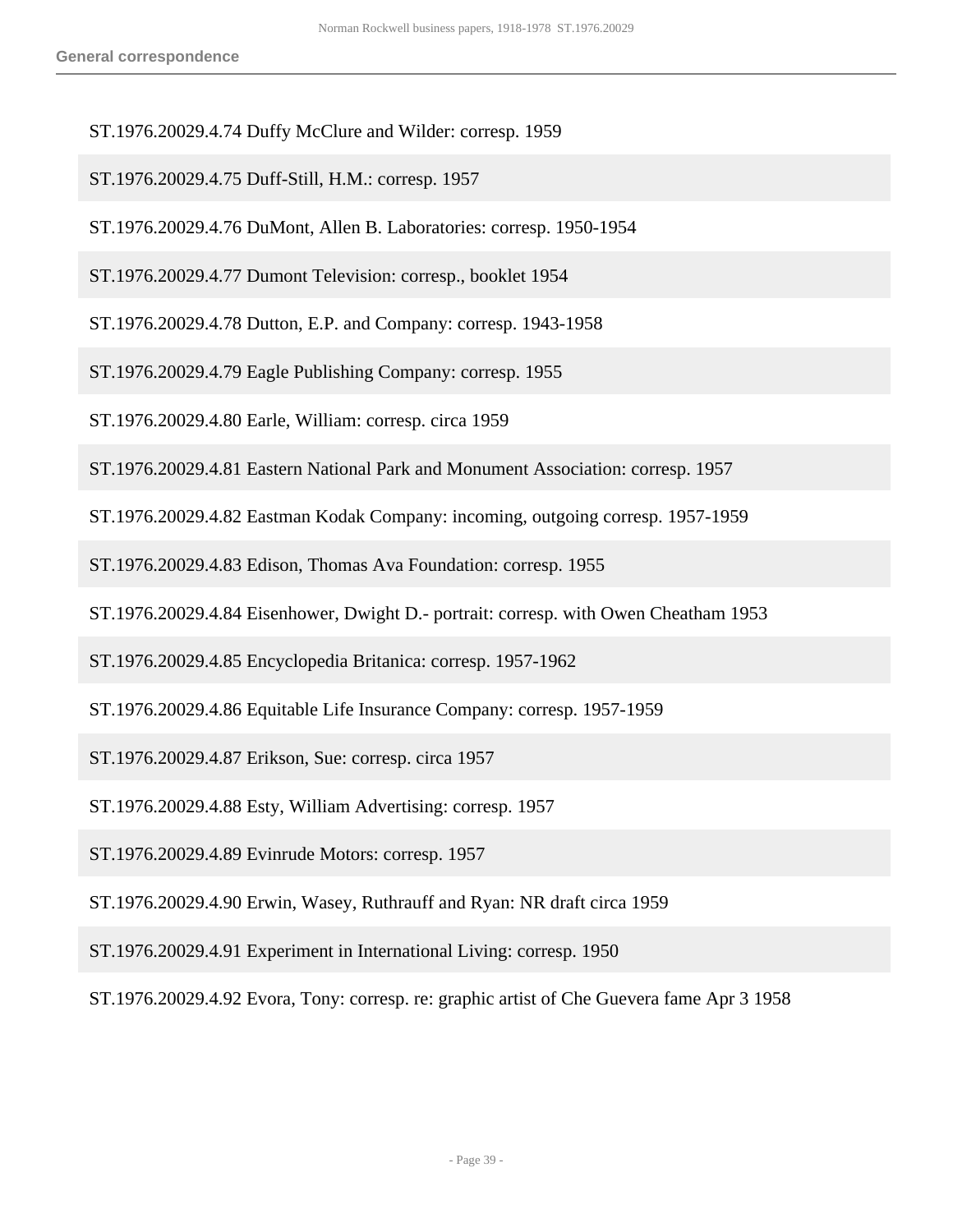ST.1976.20029.4.74 Duffy McClure and Wilder: corresp. 1959

ST.1976.20029.4.75 Duff-Still, H.M.: corresp. 1957

ST.1976.20029.4.76 DuMont, Allen B. Laboratories: corresp. 1950-1954

ST.1976.20029.4.77 Dumont Television: corresp., booklet 1954

ST.1976.20029.4.78 Dutton, E.P. and Company: corresp. 1943-1958

ST.1976.20029.4.79 Eagle Publishing Company: corresp. 1955

ST.1976.20029.4.80 Earle, William: corresp. circa 1959

ST.1976.20029.4.81 Eastern National Park and Monument Association: corresp. 1957

ST.1976.20029.4.82 Eastman Kodak Company: incoming, outgoing corresp. 1957-1959

ST.1976.20029.4.83 Edison, Thomas Ava Foundation: corresp. 1955

ST.1976.20029.4.84 Eisenhower, Dwight D.- portrait: corresp. with Owen Cheatham 1953

ST.1976.20029.4.85 Encyclopedia Britanica: corresp. 1957-1962

ST.1976.20029.4.86 Equitable Life Insurance Company: corresp. 1957-1959

ST.1976.20029.4.87 Erikson, Sue: corresp. circa 1957

ST.1976.20029.4.88 Esty, William Advertising: corresp. 1957

ST.1976.20029.4.89 Evinrude Motors: corresp. 1957

ST.1976.20029.4.90 Erwin, Wasey, Ruthrauff and Ryan: NR draft circa 1959

ST.1976.20029.4.91 Experiment in International Living: corresp. 1950

ST.1976.20029.4.92 Evora, Tony: corresp. re: graphic artist of Che Guevera fame Apr 3 1958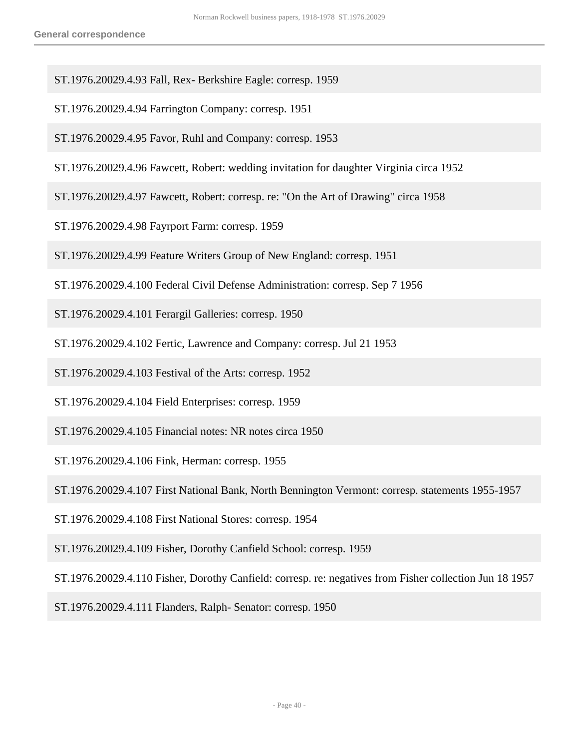ST.1976.20029.4.93 Fall, Rex- Berkshire Eagle: corresp. 1959

ST.1976.20029.4.94 Farrington Company: corresp. 1951

ST.1976.20029.4.95 Favor, Ruhl and Company: corresp. 1953

ST.1976.20029.4.96 Fawcett, Robert: wedding invitation for daughter Virginia circa 1952

ST.1976.20029.4.97 Fawcett, Robert: corresp. re: "On the Art of Drawing" circa 1958

ST.1976.20029.4.98 Fayrport Farm: corresp. 1959

ST.1976.20029.4.99 Feature Writers Group of New England: corresp. 1951

ST.1976.20029.4.100 Federal Civil Defense Administration: corresp. Sep 7 1956

ST.1976.20029.4.101 Ferargil Galleries: corresp. 1950

ST.1976.20029.4.102 Fertic, Lawrence and Company: corresp. Jul 21 1953

ST.1976.20029.4.103 Festival of the Arts: corresp. 1952

ST.1976.20029.4.104 Field Enterprises: corresp. 1959

ST.1976.20029.4.105 Financial notes: NR notes circa 1950

ST.1976.20029.4.106 Fink, Herman: corresp. 1955

ST.1976.20029.4.107 First National Bank, North Bennington Vermont: corresp. statements 1955-1957

ST.1976.20029.4.108 First National Stores: corresp. 1954

ST.1976.20029.4.109 Fisher, Dorothy Canfield School: corresp. 1959

ST.1976.20029.4.110 Fisher, Dorothy Canfield: corresp. re: negatives from Fisher collection Jun 18 1957

ST.1976.20029.4.111 Flanders, Ralph- Senator: corresp. 1950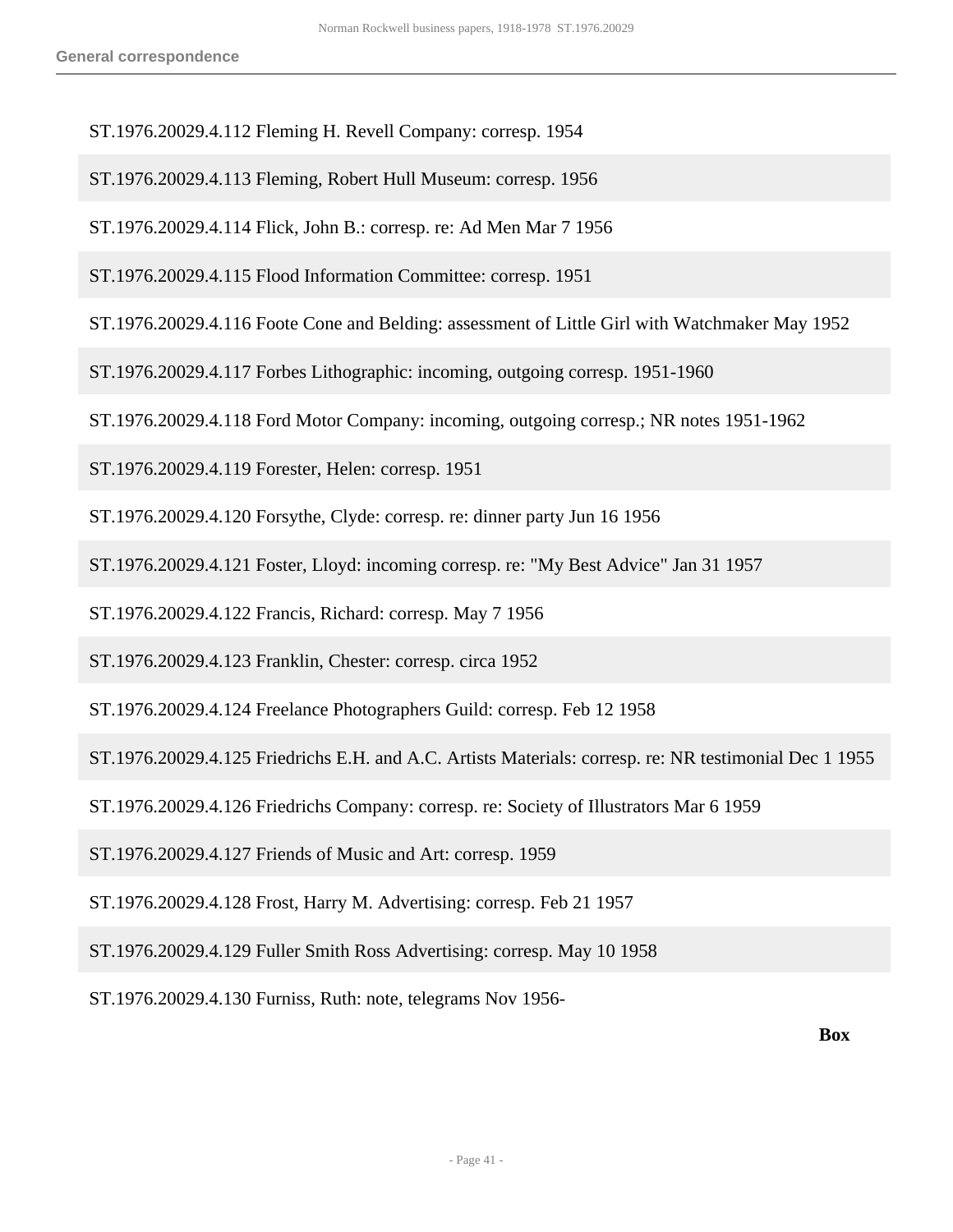ST.1976.20029.4.112 Fleming H. Revell Company: corresp. 1954

ST.1976.20029.4.113 Fleming, Robert Hull Museum: corresp. 1956

ST.1976.20029.4.114 Flick, John B.: corresp. re: Ad Men Mar 7 1956

ST.1976.20029.4.115 Flood Information Committee: corresp. 1951

ST.1976.20029.4.116 Foote Cone and Belding: assessment of Little Girl with Watchmaker May 1952

ST.1976.20029.4.117 Forbes Lithographic: incoming, outgoing corresp. 1951-1960

ST.1976.20029.4.118 Ford Motor Company: incoming, outgoing corresp.; NR notes 1951-1962

ST.1976.20029.4.119 Forester, Helen: corresp. 1951

ST.1976.20029.4.120 Forsythe, Clyde: corresp. re: dinner party Jun 16 1956

ST.1976.20029.4.121 Foster, Lloyd: incoming corresp. re: "My Best Advice" Jan 31 1957

ST.1976.20029.4.122 Francis, Richard: corresp. May 7 1956

ST.1976.20029.4.123 Franklin, Chester: corresp. circa 1952

ST.1976.20029.4.124 Freelance Photographers Guild: corresp. Feb 12 1958

ST.1976.20029.4.125 Friedrichs E.H. and A.C. Artists Materials: corresp. re: NR testimonial Dec 1 1955

ST.1976.20029.4.126 Friedrichs Company: corresp. re: Society of Illustrators Mar 6 1959

ST.1976.20029.4.127 Friends of Music and Art: corresp. 1959

ST.1976.20029.4.128 Frost, Harry M. Advertising: corresp. Feb 21 1957

ST.1976.20029.4.129 Fuller Smith Ross Advertising: corresp. May 10 1958

ST.1976.20029.4.130 Furniss, Ruth: note, telegrams Nov 1956-

**Box**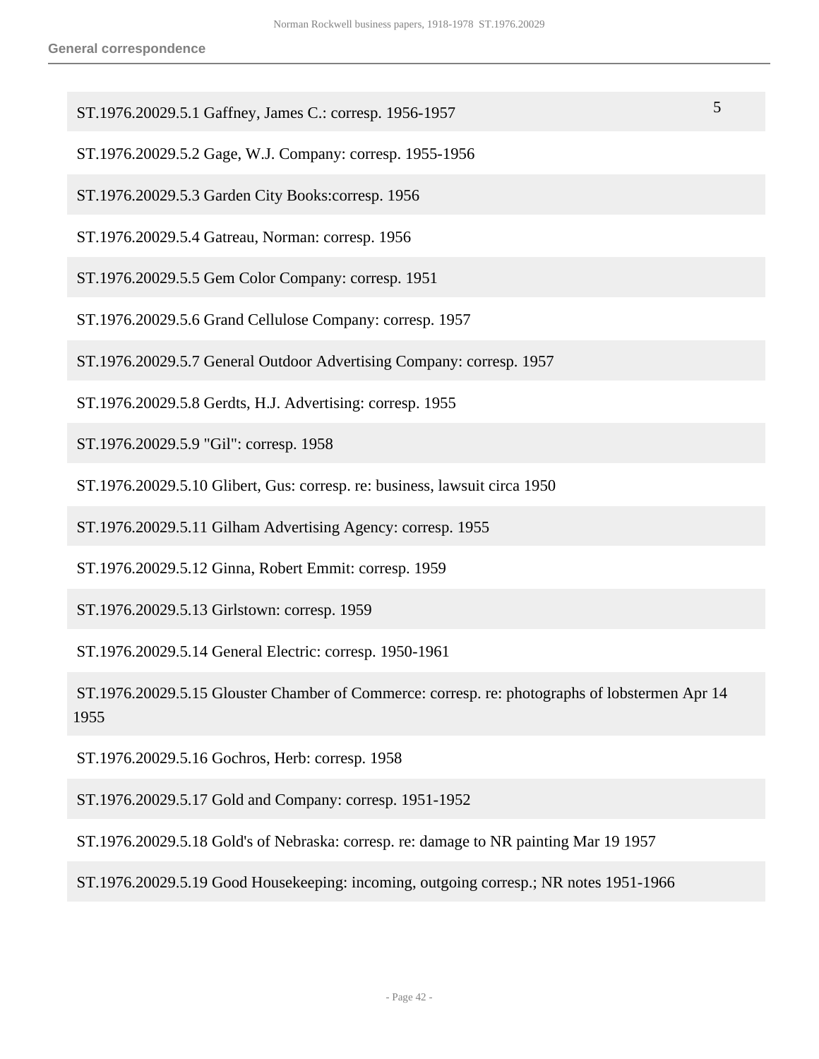## General correspondence

| | |
|---|---|
| ST.1976.20029.5.1 Gaffney, James C.: corresp. 1956-1957 | 5 |
| ST.1976.20029.5.2 Gage, W.J. Company: corresp. 1955-1956 | |
| ST.1976.20029.5.3 Garden City Books:corresp. 1956 | |
| ST.1976.20029.5.4 Gatreau, Norman: corresp. 1956 | |
| ST.1976.20029.5.5 Gem Color Company: corresp. 1951 | |
| ST.1976.20029.5.6 Grand Cellulose Company: corresp. 1957 | |
| ST.1976.20029.5.7 General Outdoor Advertising Company: corresp. 1957 | |
| ST.1976.20029.5.8 Gerdts, H.J. Advertising: corresp. 1955 | |
| ST.1976.20029.5.9 "Gil": corresp. 1958 | |
| ST.1976.20029.5.10 Glibert, Gus: corresp. re: business, lawsuit circa 1950 | |
| ST.1976.20029.5.11 Gilham Advertising Agency: corresp. 1955 | |
| ST.1976.20029.5.12 Ginna, Robert Emmit: corresp. 1959 | |
| ST.1976.20029.5.13 Girlstown: corresp. 1959 | |
| ST.1976.20029.5.14 General Electric: corresp. 1950-1961 | |
| ST.1976.20029.5.15 Glouster Chamber of Commerce: corresp. re: photographs of lobstermen Apr 14 1955 | |
| ST.1976.20029.5.16 Gochros, Herb: corresp. 1958 | |
| ST.1976.20029.5.17 Gold and Company: corresp. 1951-1952 | |
| ST.1976.20029.5.18 Gold's of Nebraska: corresp. re: damage to NR painting Mar 19 1957 | |
| ST.1976.20029.5.19 Good Housekeeping: incoming, outgoing corresp.; NR notes 1951-1966 | |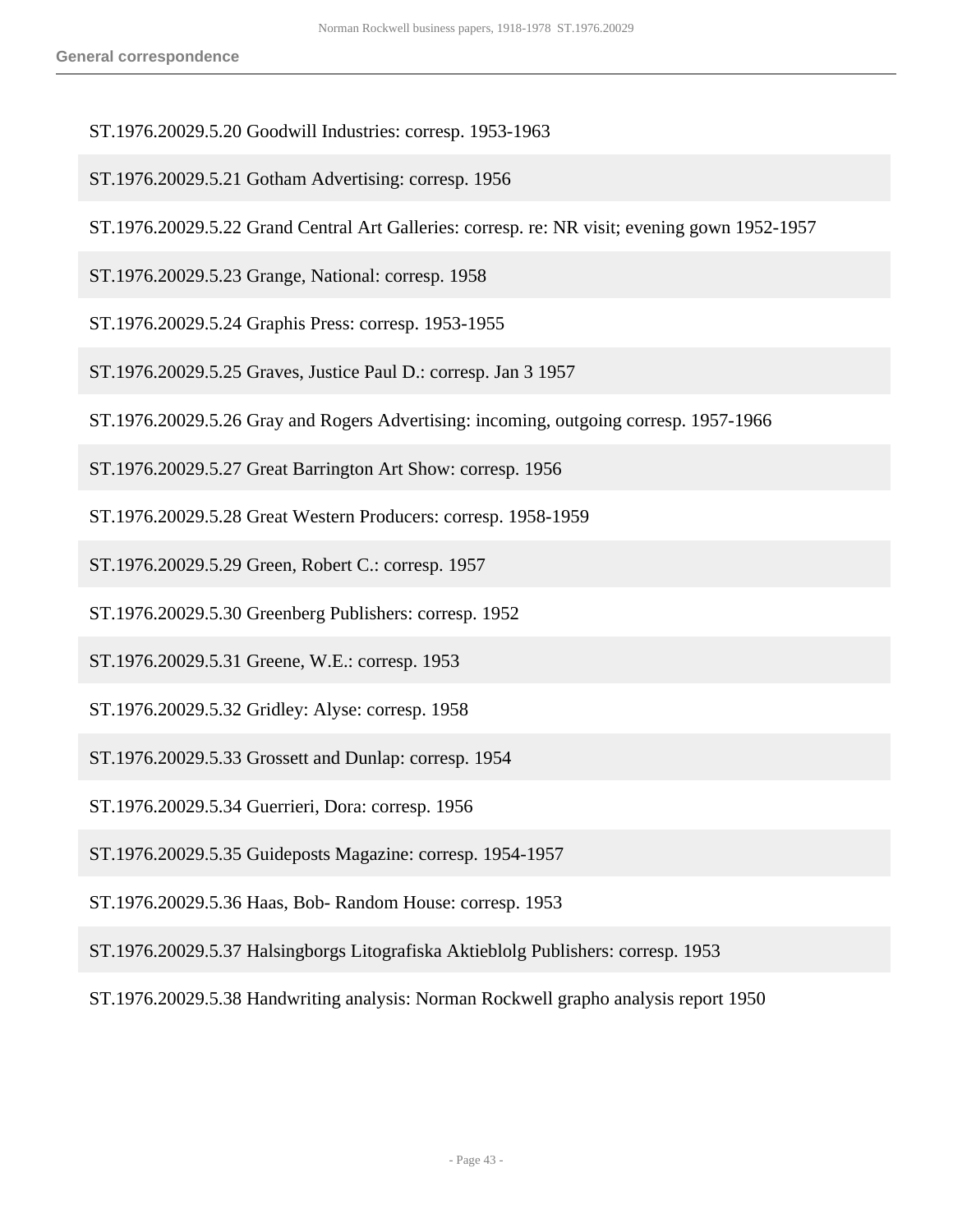ST.1976.20029.5.20 Goodwill Industries: corresp. 1953-1963

ST.1976.20029.5.21 Gotham Advertising: corresp. 1956

ST.1976.20029.5.22 Grand Central Art Galleries: corresp. re: NR visit; evening gown 1952-1957

ST.1976.20029.5.23 Grange, National: corresp. 1958

ST.1976.20029.5.24 Graphis Press: corresp. 1953-1955

ST.1976.20029.5.25 Graves, Justice Paul D.: corresp. Jan 3 1957

ST.1976.20029.5.26 Gray and Rogers Advertising: incoming, outgoing corresp. 1957-1966

ST.1976.20029.5.27 Great Barrington Art Show: corresp. 1956

ST.1976.20029.5.28 Great Western Producers: corresp. 1958-1959

ST.1976.20029.5.29 Green, Robert C.: corresp. 1957

ST.1976.20029.5.30 Greenberg Publishers: corresp. 1952

ST.1976.20029.5.31 Greene, W.E.: corresp. 1953

ST.1976.20029.5.32 Gridley: Alyse: corresp. 1958

ST.1976.20029.5.33 Grossett and Dunlap: corresp. 1954

ST.1976.20029.5.34 Guerrieri, Dora: corresp. 1956

ST.1976.20029.5.35 Guideposts Magazine: corresp. 1954-1957

ST.1976.20029.5.36 Haas, Bob- Random House: corresp. 1953

ST.1976.20029.5.37 Halsingborgs Litografiska Aktieblolg Publishers: corresp. 1953

ST.1976.20029.5.38 Handwriting analysis: Norman Rockwell grapho analysis report 1950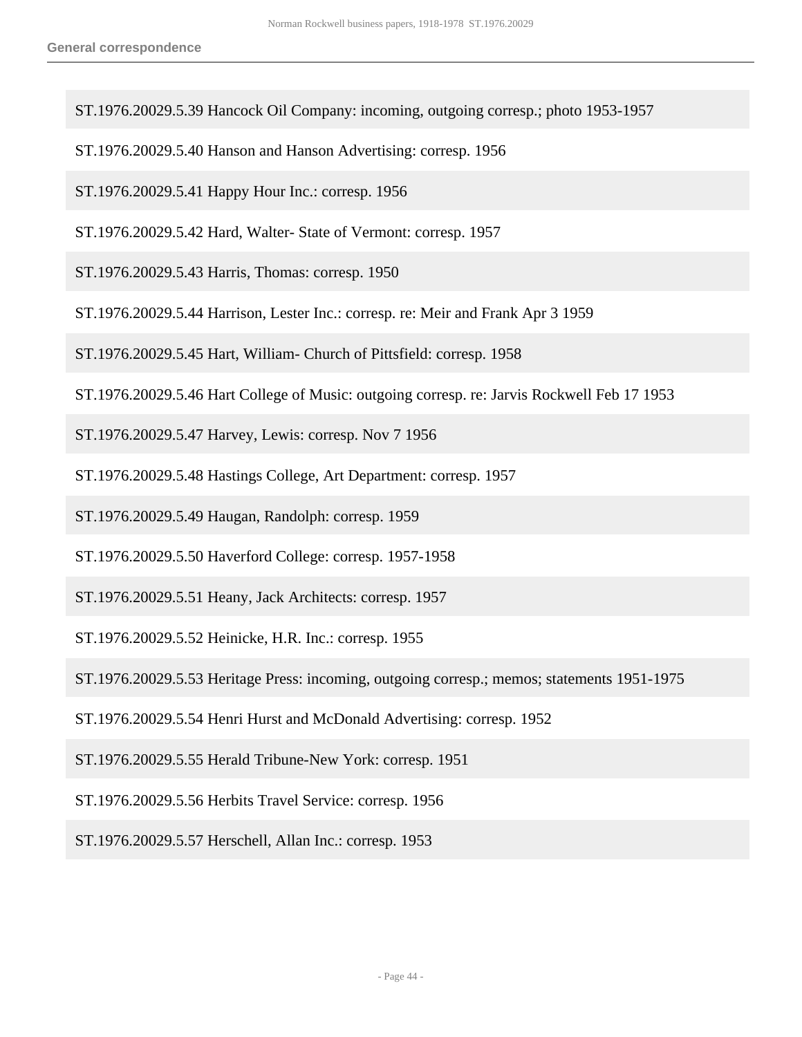ST.1976.20029.5.39 Hancock Oil Company: incoming, outgoing corresp.; photo 1953-1957

ST.1976.20029.5.40 Hanson and Hanson Advertising: corresp. 1956

ST.1976.20029.5.41 Happy Hour Inc.: corresp. 1956

ST.1976.20029.5.42 Hard, Walter- State of Vermont: corresp. 1957

ST.1976.20029.5.43 Harris, Thomas: corresp. 1950

ST.1976.20029.5.44 Harrison, Lester Inc.: corresp. re: Meir and Frank Apr 3 1959

ST.1976.20029.5.45 Hart, William- Church of Pittsfield: corresp. 1958

ST.1976.20029.5.46 Hart College of Music: outgoing corresp. re: Jarvis Rockwell Feb 17 1953

ST.1976.20029.5.47 Harvey, Lewis: corresp. Nov 7 1956

ST.1976.20029.5.48 Hastings College, Art Department: corresp. 1957

ST.1976.20029.5.49 Haugan, Randolph: corresp. 1959

ST.1976.20029.5.50 Haverford College: corresp. 1957-1958

ST.1976.20029.5.51 Heany, Jack Architects: corresp. 1957

ST.1976.20029.5.52 Heinicke, H.R. Inc.: corresp. 1955

ST.1976.20029.5.53 Heritage Press: incoming, outgoing corresp.; memos; statements 1951-1975

ST.1976.20029.5.54 Henri Hurst and McDonald Advertising: corresp. 1952

ST.1976.20029.5.55 Herald Tribune-New York: corresp. 1951

ST.1976.20029.5.56 Herbits Travel Service: corresp. 1956

ST.1976.20029.5.57 Herschell, Allan Inc.: corresp. 1953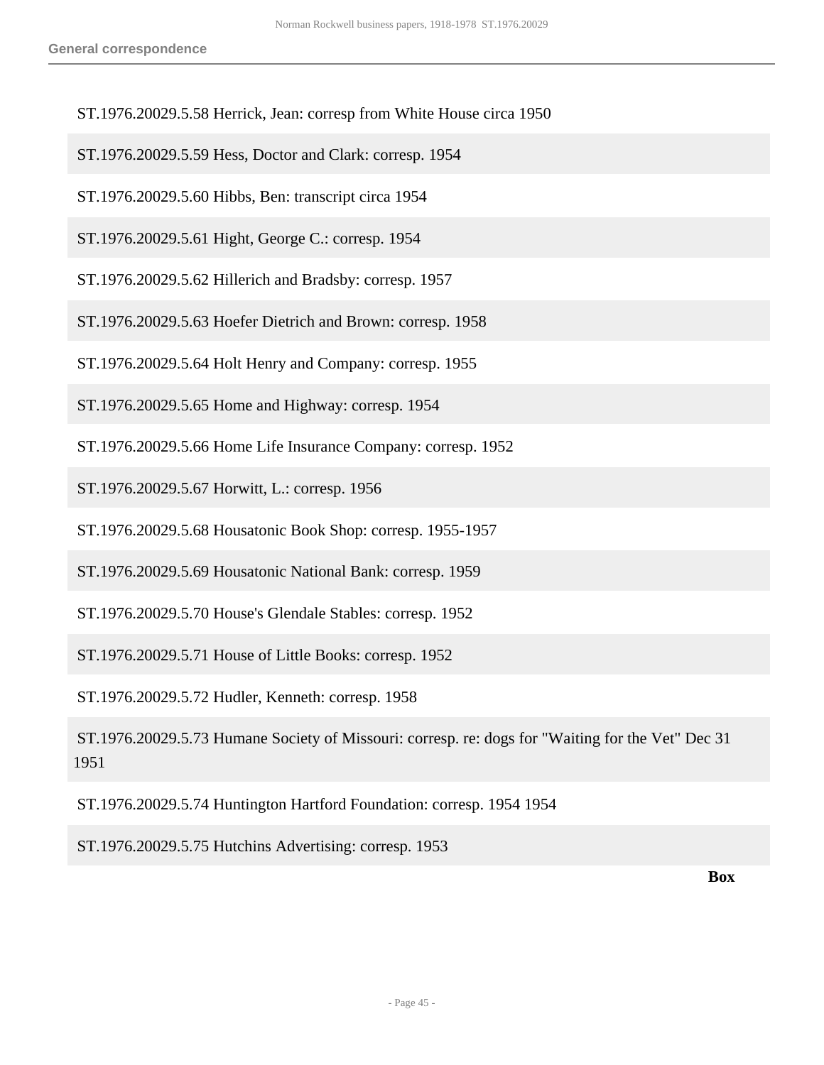ST.1976.20029.5.58 Herrick, Jean: corresp from White House circa 1950

ST.1976.20029.5.59 Hess, Doctor and Clark: corresp. 1954

ST.1976.20029.5.60 Hibbs, Ben: transcript circa 1954

ST.1976.20029.5.61 Hight, George C.: corresp. 1954

ST.1976.20029.5.62 Hillerich and Bradsby: corresp. 1957

ST.1976.20029.5.63 Hoefer Dietrich and Brown: corresp. 1958

ST.1976.20029.5.64 Holt Henry and Company: corresp. 1955

ST.1976.20029.5.65 Home and Highway: corresp. 1954

ST.1976.20029.5.66 Home Life Insurance Company: corresp. 1952

ST.1976.20029.5.67 Horwitt, L.: corresp. 1956

ST.1976.20029.5.68 Housatonic Book Shop: corresp. 1955-1957

ST.1976.20029.5.69 Housatonic National Bank: corresp. 1959

ST.1976.20029.5.70 House's Glendale Stables: corresp. 1952

ST.1976.20029.5.71 House of Little Books: corresp. 1952

ST.1976.20029.5.72 Hudler, Kenneth: corresp. 1958

ST.1976.20029.5.73 Humane Society of Missouri: corresp. re: dogs for "Waiting for the Vet" Dec 31 1951

ST.1976.20029.5.74 Huntington Hartford Foundation: corresp. 1954 1954

ST.1976.20029.5.75 Hutchins Advertising: corresp. 1953

**Box**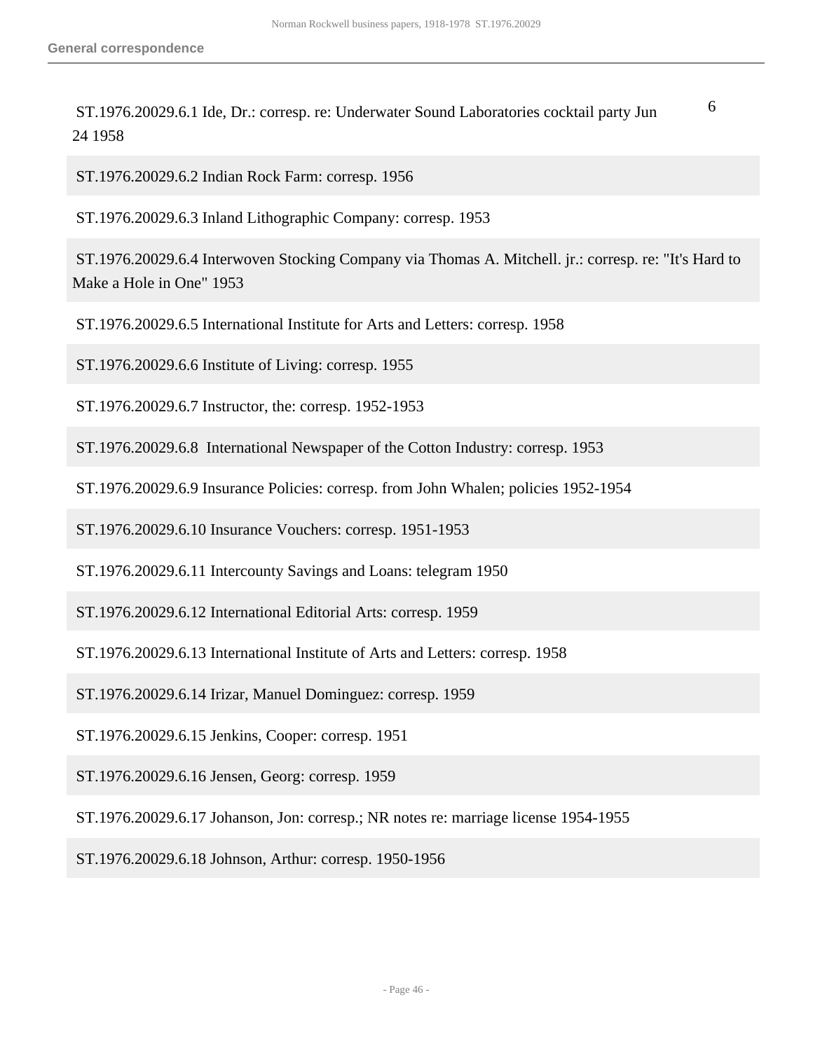ST.1976.20029.6.1 Ide, Dr.: corresp. re: Underwater Sound Laboratories cocktail party Jun 24 1958 — 6

ST.1976.20029.6.2 Indian Rock Farm: corresp. 1956

ST.1976.20029.6.3 Inland Lithographic Company: corresp. 1953

ST.1976.20029.6.4 Interwoven Stocking Company via Thomas A. Mitchell. jr.: corresp. re: "It's Hard to Make a Hole in One" 1953

ST.1976.20029.6.5 International Institute for Arts and Letters: corresp. 1958

ST.1976.20029.6.6 Institute of Living: corresp. 1955

ST.1976.20029.6.7 Instructor, the: corresp. 1952-1953

ST.1976.20029.6.8 International Newspaper of the Cotton Industry: corresp. 1953

ST.1976.20029.6.9 Insurance Policies: corresp. from John Whalen; policies 1952-1954

ST.1976.20029.6.10 Insurance Vouchers: corresp. 1951-1953

ST.1976.20029.6.11 Intercounty Savings and Loans: telegram 1950

ST.1976.20029.6.12 International Editorial Arts: corresp. 1959

ST.1976.20029.6.13 International Institute of Arts and Letters: corresp. 1958

ST.1976.20029.6.14 Irizar, Manuel Dominguez: corresp. 1959

ST.1976.20029.6.15 Jenkins, Cooper: corresp. 1951

ST.1976.20029.6.16 Jensen, Georg: corresp. 1959

ST.1976.20029.6.17 Johanson, Jon: corresp.; NR notes re: marriage license 1954-1955

ST.1976.20029.6.18 Johnson, Arthur: corresp. 1950-1956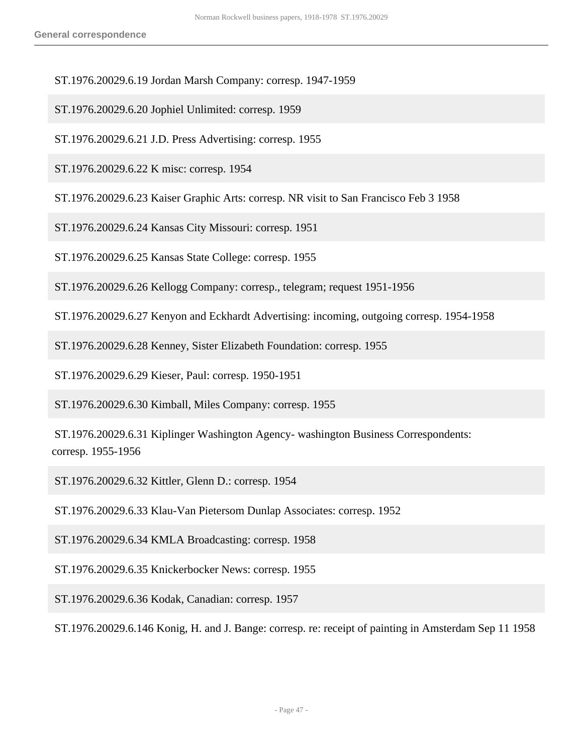## General correspondence

ST.1976.20029.6.19 Jordan Marsh Company: corresp. 1947-1959

ST.1976.20029.6.20 Jophiel Unlimited: corresp. 1959

ST.1976.20029.6.21 J.D. Press Advertising: corresp. 1955

ST.1976.20029.6.22 K misc: corresp. 1954

ST.1976.20029.6.23 Kaiser Graphic Arts: corresp. NR visit to San Francisco Feb 3 1958

ST.1976.20029.6.24 Kansas City Missouri: corresp. 1951

ST.1976.20029.6.25 Kansas State College: corresp. 1955

ST.1976.20029.6.26 Kellogg Company: corresp., telegram; request 1951-1956

ST.1976.20029.6.27 Kenyon and Eckhardt Advertising: incoming, outgoing corresp. 1954-1958

ST.1976.20029.6.28 Kenney, Sister Elizabeth Foundation: corresp. 1955

ST.1976.20029.6.29 Kieser, Paul: corresp. 1950-1951

ST.1976.20029.6.30 Kimball, Miles Company: corresp. 1955

ST.1976.20029.6.31 Kiplinger Washington Agency- washington Business Correspondents: corresp. 1955-1956

ST.1976.20029.6.32 Kittler, Glenn D.: corresp. 1954

ST.1976.20029.6.33 Klau-Van Pietersom Dunlap Associates: corresp. 1952

ST.1976.20029.6.34 KMLA Broadcasting: corresp. 1958

ST.1976.20029.6.35 Knickerbocker News: corresp. 1955

ST.1976.20029.6.36 Kodak, Canadian: corresp. 1957

ST.1976.20029.6.146 Konig, H. and J. Bange: corresp. re: receipt of painting in Amsterdam Sep 11 1958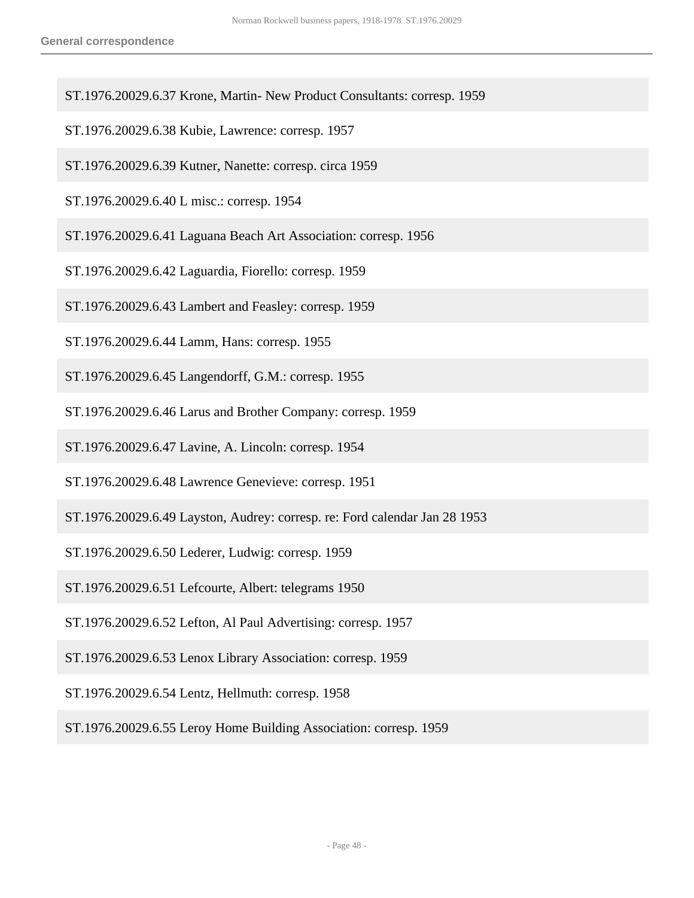ST.1976.20029.6.37 Krone, Martin- New Product Consultants: corresp. 1959

ST.1976.20029.6.38 Kubie, Lawrence: corresp. 1957

ST.1976.20029.6.39 Kutner, Nanette: corresp. circa 1959

ST.1976.20029.6.40 L misc.: corresp. 1954

ST.1976.20029.6.41 Laguana Beach Art Association: corresp. 1956

ST.1976.20029.6.42 Laguardia, Fiorello: corresp. 1959

ST.1976.20029.6.43 Lambert and Feasley: corresp. 1959

ST.1976.20029.6.44 Lamm, Hans: corresp. 1955

ST.1976.20029.6.45 Langendorff, G.M.: corresp. 1955

ST.1976.20029.6.46 Larus and Brother Company: corresp. 1959

ST.1976.20029.6.47 Lavine, A. Lincoln: corresp. 1954

ST.1976.20029.6.48 Lawrence Genevieve: corresp. 1951

ST.1976.20029.6.49 Layston, Audrey: corresp. re: Ford calendar Jan 28 1953

ST.1976.20029.6.50 Lederer, Ludwig: corresp. 1959

ST.1976.20029.6.51 Lefcourte, Albert: telegrams 1950

ST.1976.20029.6.52 Lefton, Al Paul Advertising: corresp. 1957

ST.1976.20029.6.53 Lenox Library Association: corresp. 1959

ST.1976.20029.6.54 Lentz, Hellmuth: corresp. 1958

ST.1976.20029.6.55 Leroy Home Building Association: corresp. 1959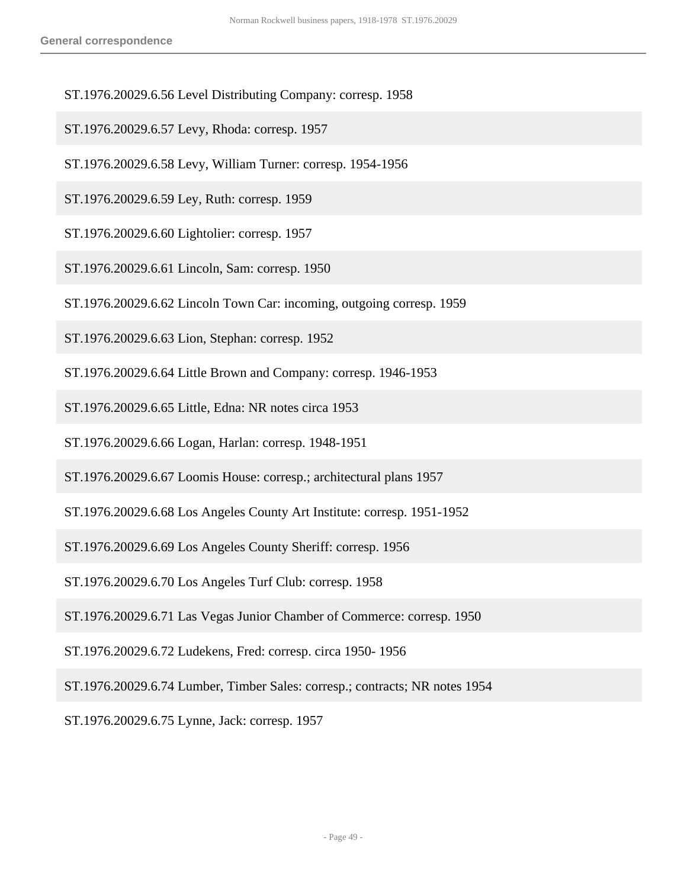ST.1976.20029.6.56 Level Distributing Company: corresp. 1958

ST.1976.20029.6.57 Levy, Rhoda: corresp. 1957

ST.1976.20029.6.58 Levy, William Turner: corresp. 1954-1956

ST.1976.20029.6.59 Ley, Ruth: corresp. 1959

ST.1976.20029.6.60 Lightolier: corresp. 1957

ST.1976.20029.6.61 Lincoln, Sam: corresp. 1950

ST.1976.20029.6.62 Lincoln Town Car: incoming, outgoing corresp. 1959

ST.1976.20029.6.63 Lion, Stephan: corresp. 1952

ST.1976.20029.6.64 Little Brown and Company: corresp. 1946-1953

ST.1976.20029.6.65 Little, Edna: NR notes circa 1953

ST.1976.20029.6.66 Logan, Harlan: corresp. 1948-1951

ST.1976.20029.6.67 Loomis House: corresp.; architectural plans 1957

ST.1976.20029.6.68 Los Angeles County Art Institute: corresp. 1951-1952

ST.1976.20029.6.69 Los Angeles County Sheriff: corresp. 1956

ST.1976.20029.6.70 Los Angeles Turf Club: corresp. 1958

ST.1976.20029.6.71 Las Vegas Junior Chamber of Commerce: corresp. 1950

ST.1976.20029.6.72 Ludekens, Fred: corresp. circa 1950- 1956

ST.1976.20029.6.74 Lumber, Timber Sales: corresp.; contracts; NR notes 1954

ST.1976.20029.6.75 Lynne, Jack: corresp. 1957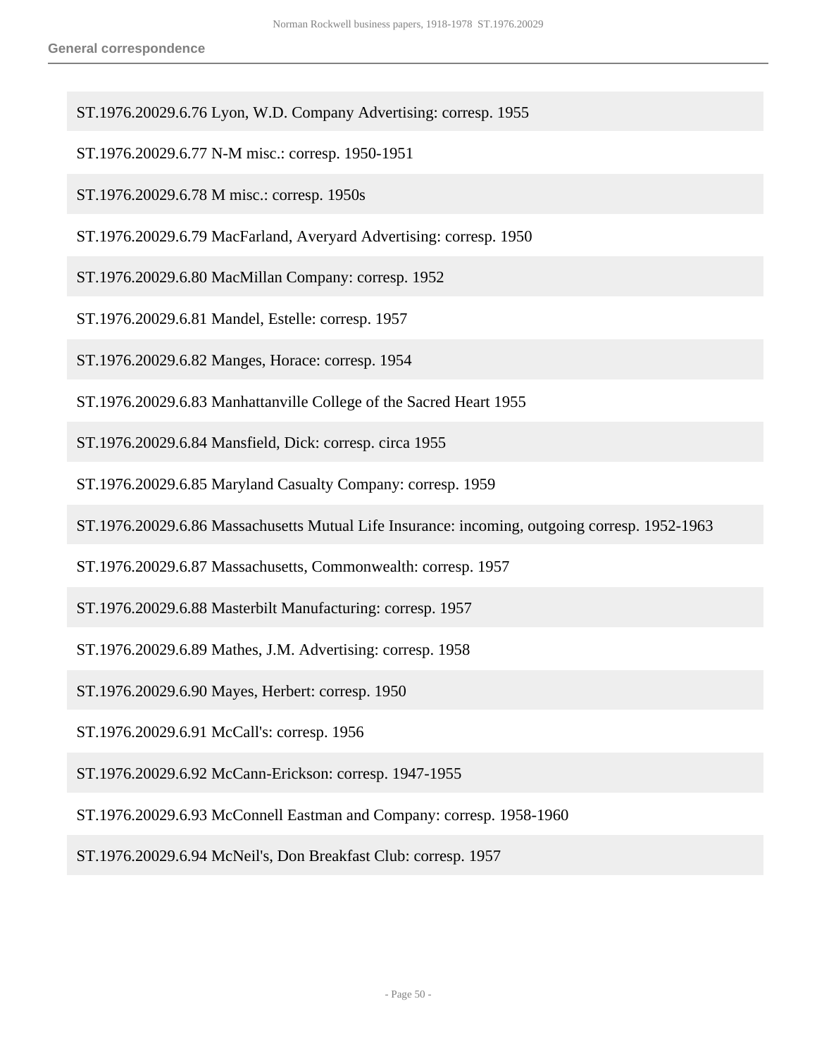ST.1976.20029.6.76 Lyon, W.D. Company Advertising: corresp. 1955

ST.1976.20029.6.77 N-M misc.: corresp. 1950-1951

ST.1976.20029.6.78 M misc.: corresp. 1950s

ST.1976.20029.6.79 MacFarland, Averyard Advertising: corresp. 1950

ST.1976.20029.6.80 MacMillan Company: corresp. 1952

ST.1976.20029.6.81 Mandel, Estelle: corresp. 1957

ST.1976.20029.6.82 Manges, Horace: corresp. 1954

ST.1976.20029.6.83 Manhattanville College of the Sacred Heart 1955

ST.1976.20029.6.84 Mansfield, Dick: corresp. circa 1955

ST.1976.20029.6.85 Maryland Casualty Company: corresp. 1959

ST.1976.20029.6.86 Massachusetts Mutual Life Insurance: incoming, outgoing corresp. 1952-1963

ST.1976.20029.6.87 Massachusetts, Commonwealth: corresp. 1957

ST.1976.20029.6.88 Masterbilt Manufacturing: corresp. 1957

ST.1976.20029.6.89 Mathes, J.M. Advertising: corresp. 1958

ST.1976.20029.6.90 Mayes, Herbert: corresp. 1950

ST.1976.20029.6.91 McCall's: corresp. 1956

ST.1976.20029.6.92 McCann-Erickson: corresp. 1947-1955

ST.1976.20029.6.93 McConnell Eastman and Company: corresp. 1958-1960

ST.1976.20029.6.94 McNeil's, Don Breakfast Club: corresp. 1957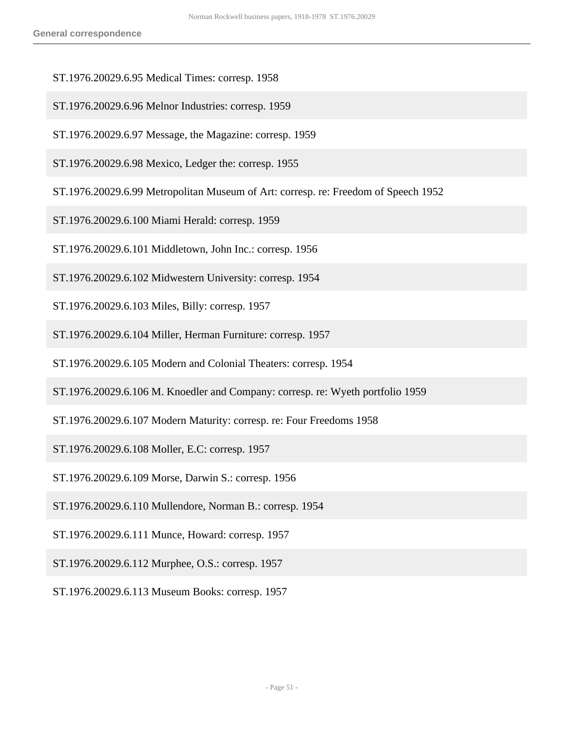ST.1976.20029.6.95 Medical Times: corresp. 1958

ST.1976.20029.6.96 Melnor Industries: corresp. 1959

ST.1976.20029.6.97 Message, the Magazine: corresp. 1959

ST.1976.20029.6.98 Mexico, Ledger the: corresp. 1955

ST.1976.20029.6.99 Metropolitan Museum of Art: corresp. re: Freedom of Speech 1952

ST.1976.20029.6.100 Miami Herald: corresp. 1959

ST.1976.20029.6.101 Middletown, John Inc.: corresp. 1956

ST.1976.20029.6.102 Midwestern University: corresp. 1954

ST.1976.20029.6.103 Miles, Billy: corresp. 1957

ST.1976.20029.6.104 Miller, Herman Furniture: corresp. 1957

ST.1976.20029.6.105 Modern and Colonial Theaters: corresp. 1954

ST.1976.20029.6.106 M. Knoedler and Company: corresp. re: Wyeth portfolio 1959

ST.1976.20029.6.107 Modern Maturity: corresp. re: Four Freedoms 1958

ST.1976.20029.6.108 Moller, E.C: corresp. 1957

ST.1976.20029.6.109 Morse, Darwin S.: corresp. 1956

ST.1976.20029.6.110 Mullendore, Norman B.: corresp. 1954

ST.1976.20029.6.111 Munce, Howard: corresp. 1957

ST.1976.20029.6.112 Murphee, O.S.: corresp. 1957

ST.1976.20029.6.113 Museum Books: corresp. 1957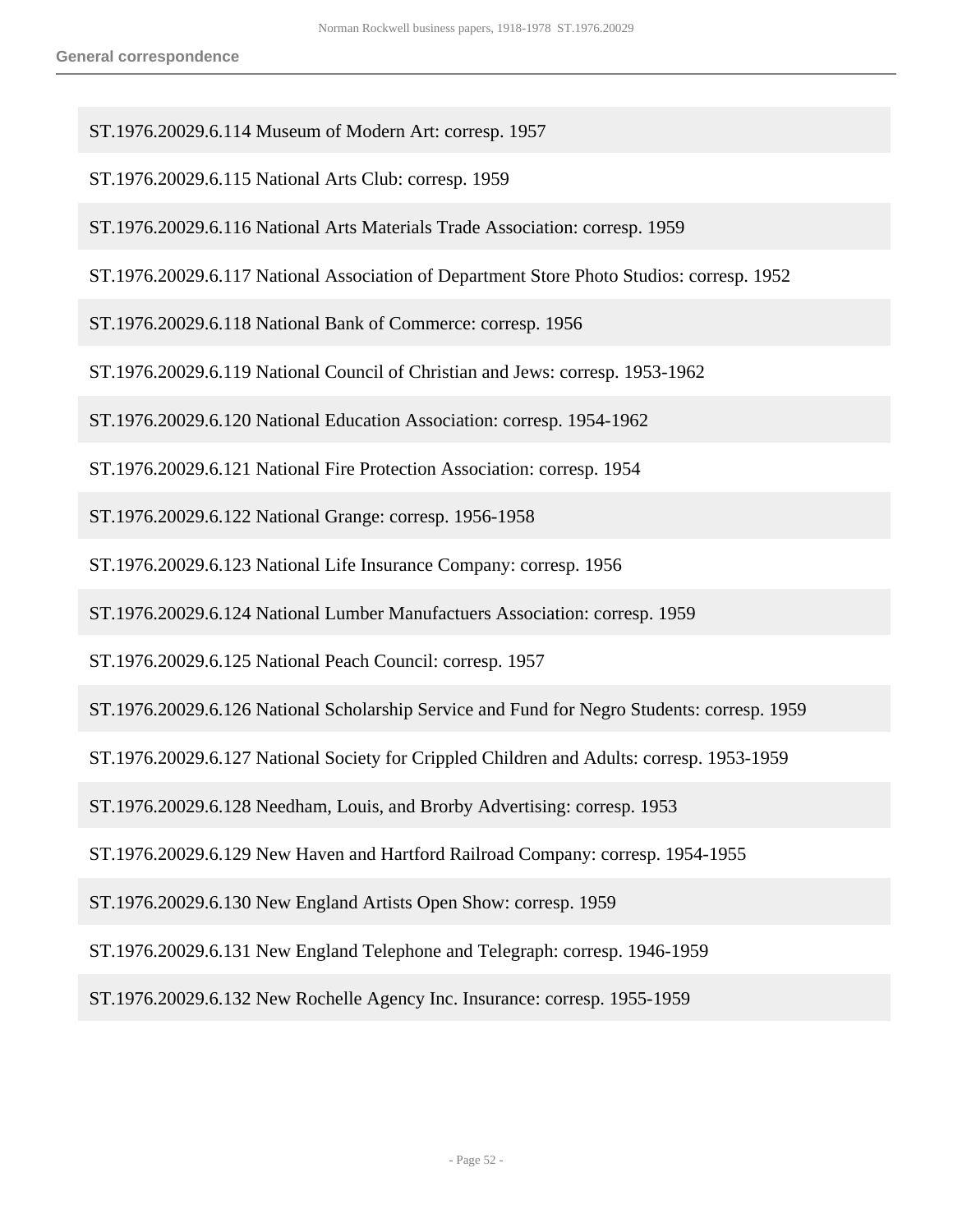ST.1976.20029.6.114 Museum of Modern Art: corresp. 1957

ST.1976.20029.6.115 National Arts Club: corresp. 1959

ST.1976.20029.6.116 National Arts Materials Trade Association: corresp. 1959

ST.1976.20029.6.117 National Association of Department Store Photo Studios: corresp. 1952

ST.1976.20029.6.118 National Bank of Commerce: corresp. 1956

ST.1976.20029.6.119 National Council of Christian and Jews: corresp. 1953-1962

ST.1976.20029.6.120 National Education Association: corresp. 1954-1962

ST.1976.20029.6.121 National Fire Protection Association: corresp. 1954

ST.1976.20029.6.122 National Grange: corresp. 1956-1958

ST.1976.20029.6.123 National Life Insurance Company: corresp. 1956

ST.1976.20029.6.124 National Lumber Manufactuers Association: corresp. 1959

ST.1976.20029.6.125 National Peach Council: corresp. 1957

ST.1976.20029.6.126 National Scholarship Service and Fund for Negro Students: corresp. 1959

ST.1976.20029.6.127 National Society for Crippled Children and Adults: corresp. 1953-1959

ST.1976.20029.6.128 Needham, Louis, and Brorby Advertising: corresp. 1953

ST.1976.20029.6.129 New Haven and Hartford Railroad Company: corresp. 1954-1955

ST.1976.20029.6.130 New England Artists Open Show: corresp. 1959

ST.1976.20029.6.131 New England Telephone and Telegraph: corresp. 1946-1959

ST.1976.20029.6.132 New Rochelle Agency Inc. Insurance: corresp. 1955-1959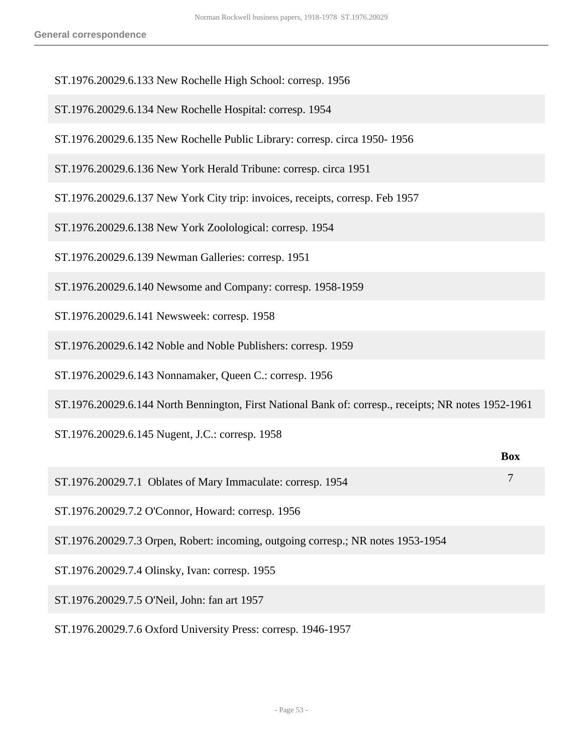ST.1976.20029.6.133 New Rochelle High School: corresp. 1956

ST.1976.20029.6.134 New Rochelle Hospital: corresp. 1954

ST.1976.20029.6.135 New Rochelle Public Library: corresp. circa 1950- 1956

ST.1976.20029.6.136 New York Herald Tribune: corresp. circa 1951

ST.1976.20029.6.137 New York City trip: invoices, receipts, corresp. Feb 1957

ST.1976.20029.6.138 New York Zoolological: corresp. 1954

ST.1976.20029.6.139 Newman Galleries: corresp. 1951

ST.1976.20029.6.140 Newsome and Company: corresp. 1958-1959

ST.1976.20029.6.141 Newsweek: corresp. 1958

ST.1976.20029.6.142 Noble and Noble Publishers: corresp. 1959

ST.1976.20029.6.143 Nonnamaker, Queen C.: corresp. 1956

ST.1976.20029.6.144 North Bennington, First National Bank of: corresp., receipts; NR notes 1952-1961

ST.1976.20029.6.145 Nugent, J.C.: corresp. 1958

| | Box |
|---|---|
| ST.1976.20029.7.1 Oblates of Mary Immaculate: corresp. 1954 | 7 |
| ST.1976.20029.7.2 O'Connor, Howard: corresp. 1956 | |
| ST.1976.20029.7.3 Orpen, Robert: incoming, outgoing corresp.; NR notes 1953-1954 | |
| ST.1976.20029.7.4 Olinsky, Ivan: corresp. 1955 | |
| ST.1976.20029.7.5 O'Neil, John: fan art 1957 | |
| ST.1976.20029.7.6 Oxford University Press: corresp. 1946-1957 | |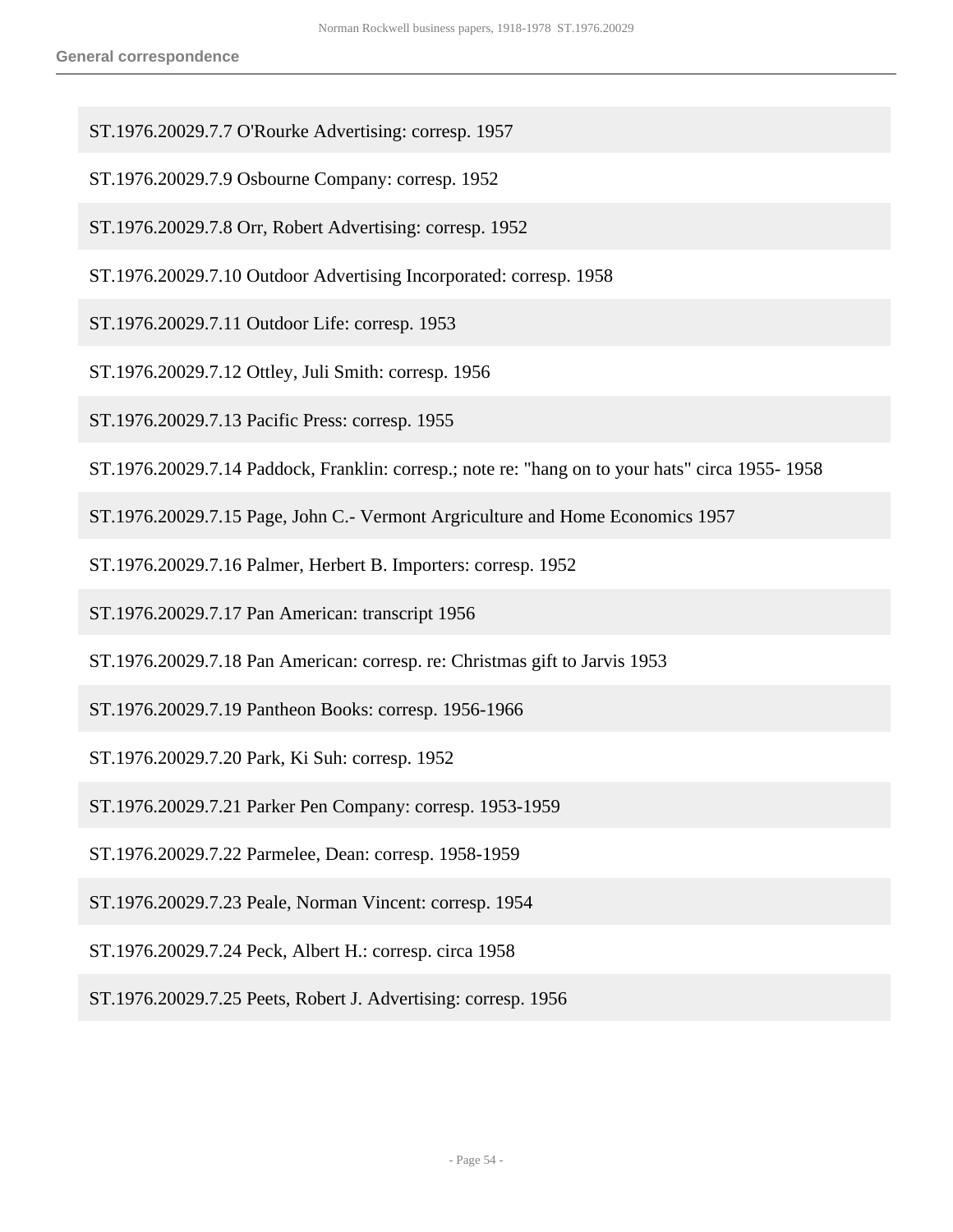ST.1976.20029.7.7 O'Rourke Advertising: corresp. 1957

ST.1976.20029.7.9 Osbourne Company: corresp. 1952

ST.1976.20029.7.8 Orr, Robert Advertising: corresp. 1952

ST.1976.20029.7.10 Outdoor Advertising Incorporated: corresp. 1958

ST.1976.20029.7.11 Outdoor Life: corresp. 1953

ST.1976.20029.7.12 Ottley, Juli Smith: corresp. 1956

ST.1976.20029.7.13 Pacific Press: corresp. 1955

ST.1976.20029.7.14 Paddock, Franklin: corresp.; note re: "hang on to your hats" circa 1955- 1958

ST.1976.20029.7.15 Page, John C.- Vermont Argriculture and Home Economics 1957

ST.1976.20029.7.16 Palmer, Herbert B. Importers: corresp. 1952

ST.1976.20029.7.17 Pan American: transcript 1956

ST.1976.20029.7.18 Pan American: corresp. re: Christmas gift to Jarvis 1953

ST.1976.20029.7.19 Pantheon Books: corresp. 1956-1966

ST.1976.20029.7.20 Park, Ki Suh: corresp. 1952

ST.1976.20029.7.21 Parker Pen Company: corresp. 1953-1959

ST.1976.20029.7.22 Parmelee, Dean: corresp. 1958-1959

ST.1976.20029.7.23 Peale, Norman Vincent: corresp. 1954

ST.1976.20029.7.24 Peck, Albert H.: corresp. circa 1958

ST.1976.20029.7.25 Peets, Robert J. Advertising: corresp. 1956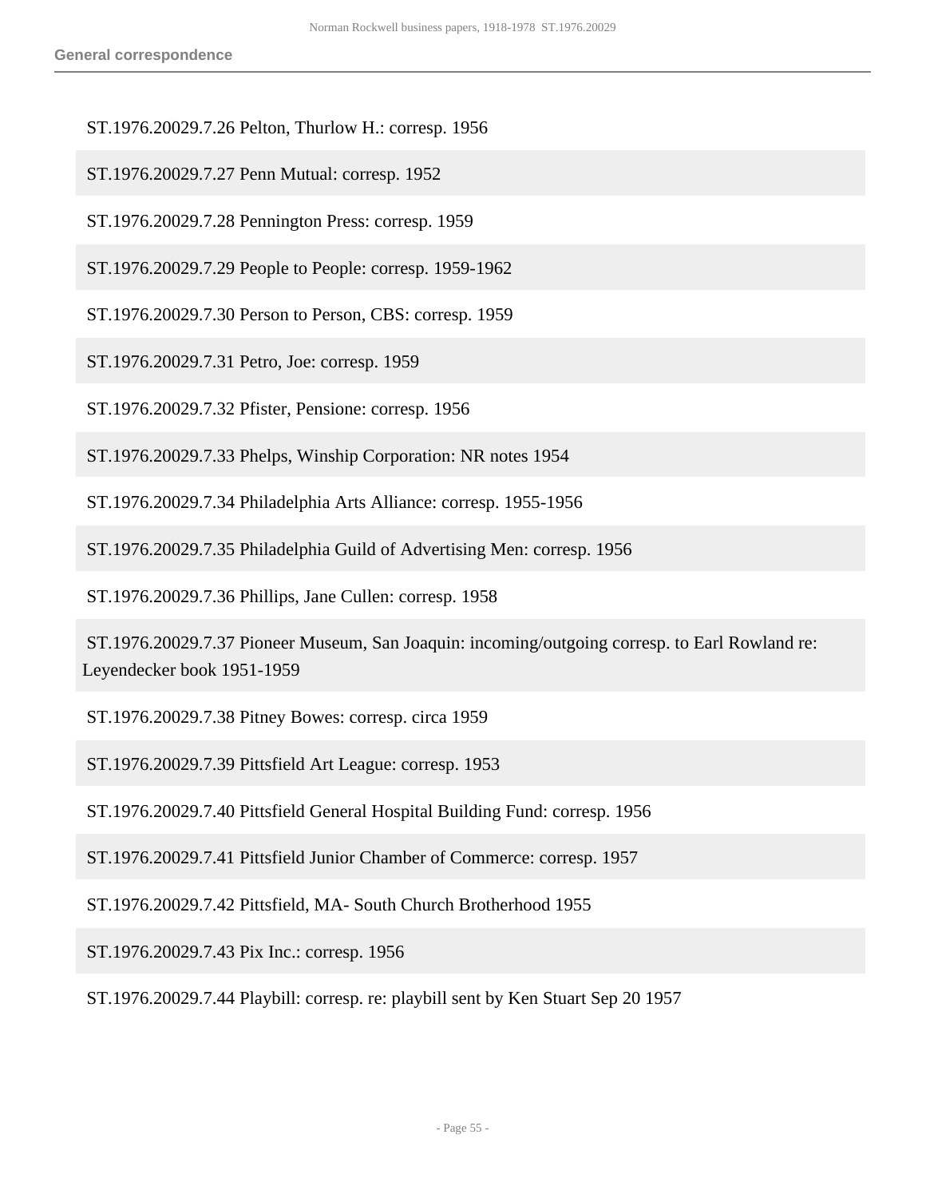ST.1976.20029.7.26 Pelton, Thurlow H.: corresp. 1956

ST.1976.20029.7.27 Penn Mutual: corresp. 1952

ST.1976.20029.7.28 Pennington Press: corresp. 1959

ST.1976.20029.7.29 People to People: corresp. 1959-1962

ST.1976.20029.7.30 Person to Person, CBS: corresp. 1959

ST.1976.20029.7.31 Petro, Joe: corresp. 1959

ST.1976.20029.7.32 Pfister, Pensione: corresp. 1956

ST.1976.20029.7.33 Phelps, Winship Corporation: NR notes 1954

ST.1976.20029.7.34 Philadelphia Arts Alliance: corresp. 1955-1956

ST.1976.20029.7.35 Philadelphia Guild of Advertising Men: corresp. 1956

ST.1976.20029.7.36 Phillips, Jane Cullen: corresp. 1958

ST.1976.20029.7.37 Pioneer Museum, San Joaquin: incoming/outgoing corresp. to Earl Rowland re: Leyendecker book 1951-1959

ST.1976.20029.7.38 Pitney Bowes: corresp. circa 1959

ST.1976.20029.7.39 Pittsfield Art League: corresp. 1953

ST.1976.20029.7.40 Pittsfield General Hospital Building Fund: corresp. 1956

ST.1976.20029.7.41 Pittsfield Junior Chamber of Commerce: corresp. 1957

ST.1976.20029.7.42 Pittsfield, MA- South Church Brotherhood 1955

ST.1976.20029.7.43 Pix Inc.: corresp. 1956

ST.1976.20029.7.44 Playbill: corresp. re: playbill sent by Ken Stuart Sep 20 1957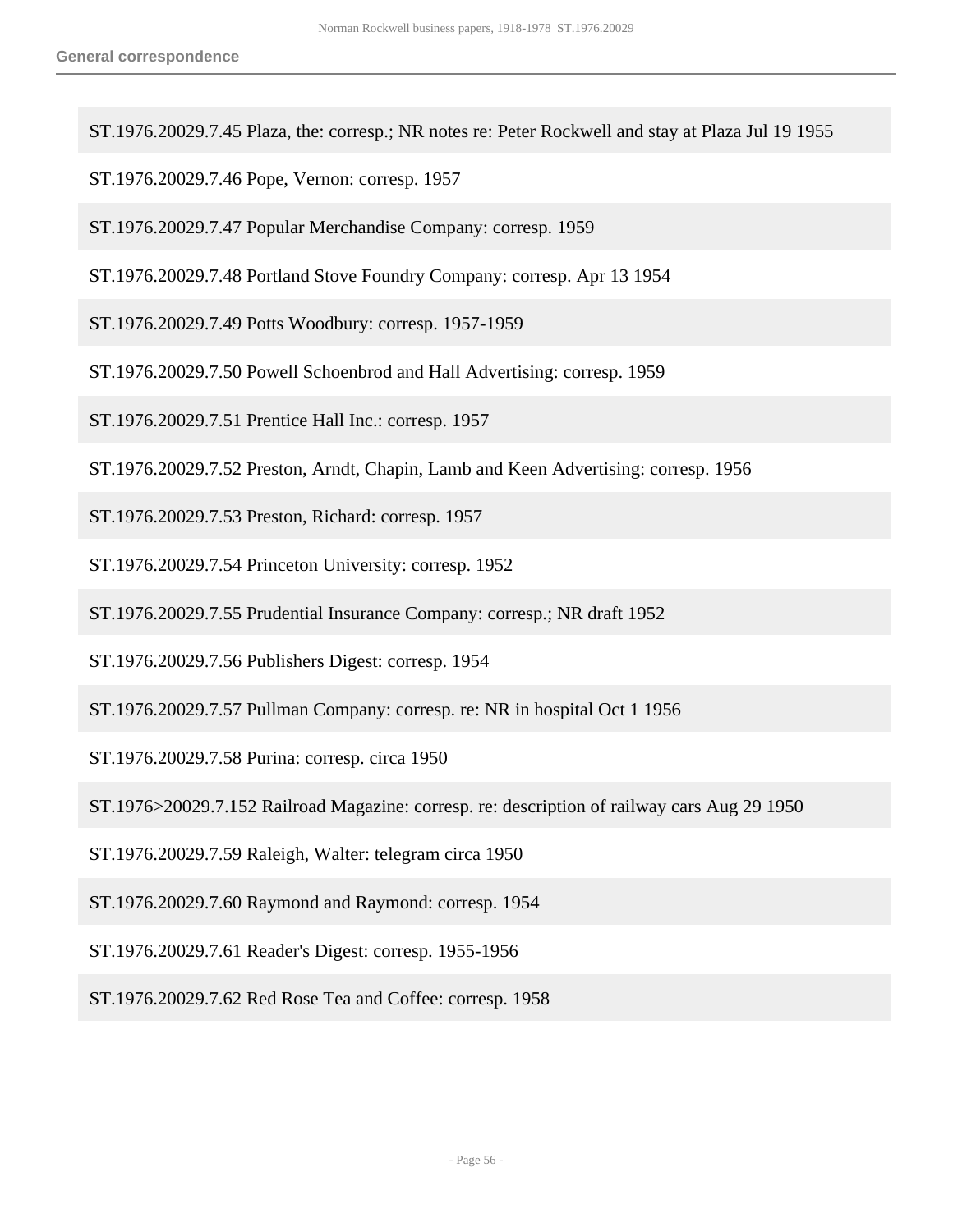**General correspondence**

ST.1976.20029.7.45 Plaza, the: corresp.; NR notes re: Peter Rockwell and stay at Plaza Jul 19 1955

ST.1976.20029.7.46 Pope, Vernon: corresp. 1957

ST.1976.20029.7.47 Popular Merchandise Company: corresp. 1959

ST.1976.20029.7.48 Portland Stove Foundry Company: corresp. Apr 13 1954

ST.1976.20029.7.49 Potts Woodbury: corresp. 1957-1959

ST.1976.20029.7.50 Powell Schoenbrod and Hall Advertising: corresp. 1959

ST.1976.20029.7.51 Prentice Hall Inc.: corresp. 1957

ST.1976.20029.7.52 Preston, Arndt, Chapin, Lamb and Keen Advertising: corresp. 1956

ST.1976.20029.7.53 Preston, Richard: corresp. 1957

ST.1976.20029.7.54 Princeton University: corresp. 1952

ST.1976.20029.7.55 Prudential Insurance Company: corresp.; NR draft 1952

ST.1976.20029.7.56 Publishers Digest: corresp. 1954

ST.1976.20029.7.57 Pullman Company: corresp. re: NR in hospital Oct 1 1956

ST.1976.20029.7.58 Purina: corresp. circa 1950

ST.1976>20029.7.152 Railroad Magazine: corresp. re: description of railway cars Aug 29 1950

ST.1976.20029.7.59 Raleigh, Walter: telegram circa 1950

ST.1976.20029.7.60 Raymond and Raymond: corresp. 1954

ST.1976.20029.7.61 Reader's Digest: corresp. 1955-1956

ST.1976.20029.7.62 Red Rose Tea and Coffee: corresp. 1958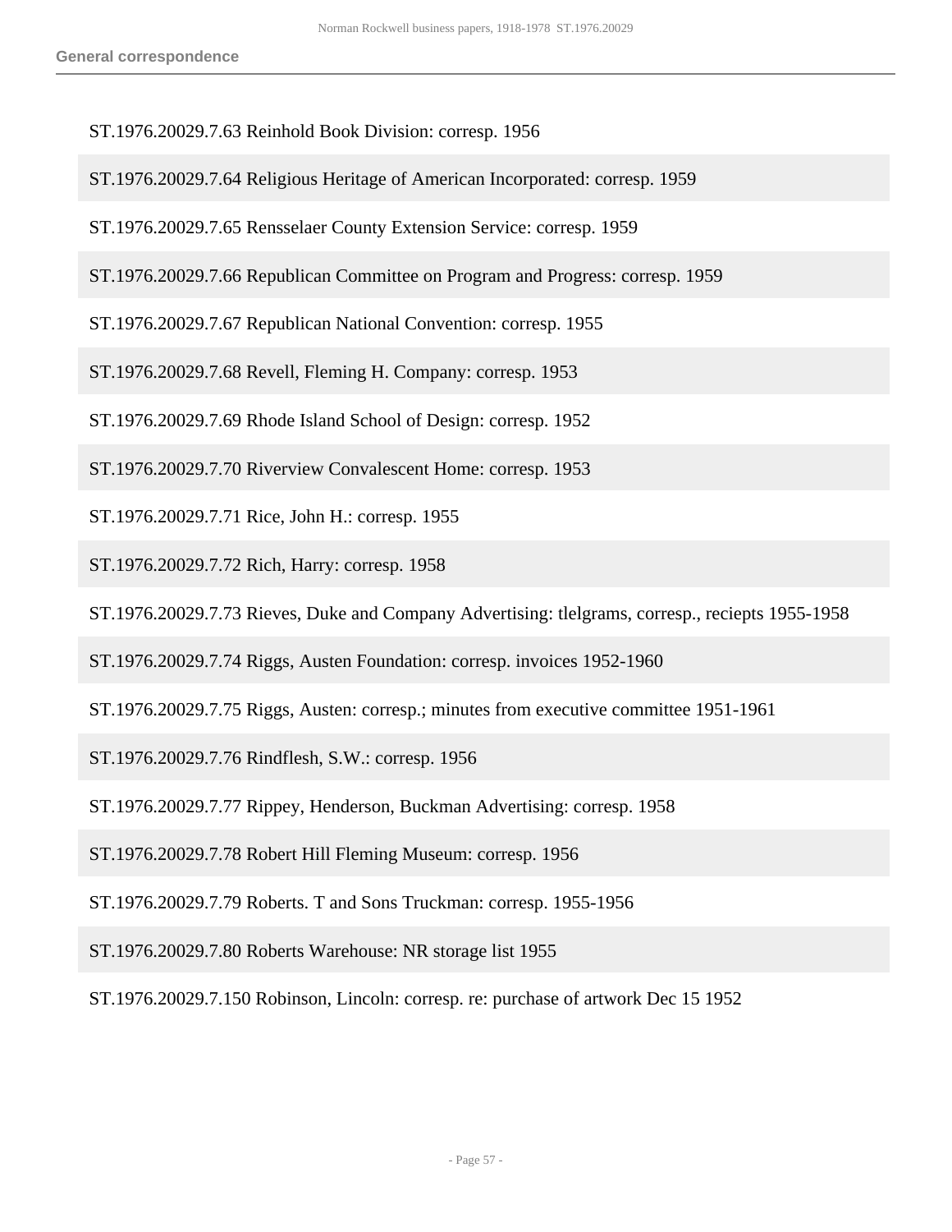ST.1976.20029.7.63 Reinhold Book Division: corresp. 1956

ST.1976.20029.7.64 Religious Heritage of American Incorporated: corresp. 1959

ST.1976.20029.7.65 Rensselaer County Extension Service: corresp. 1959

ST.1976.20029.7.66 Republican Committee on Program and Progress: corresp. 1959

ST.1976.20029.7.67 Republican National Convention: corresp. 1955

ST.1976.20029.7.68 Revell, Fleming H. Company: corresp. 1953

ST.1976.20029.7.69 Rhode Island School of Design: corresp. 1952

ST.1976.20029.7.70 Riverview Convalescent Home: corresp. 1953

ST.1976.20029.7.71 Rice, John H.: corresp. 1955

ST.1976.20029.7.72 Rich, Harry: corresp. 1958

ST.1976.20029.7.73 Rieves, Duke and Company Advertising: tlelgrams, corresp., reciepts 1955-1958

ST.1976.20029.7.74 Riggs, Austen Foundation: corresp. invoices 1952-1960

ST.1976.20029.7.75 Riggs, Austen: corresp.; minutes from executive committee 1951-1961

ST.1976.20029.7.76 Rindflesh, S.W.: corresp. 1956

ST.1976.20029.7.77 Rippey, Henderson, Buckman Advertising: corresp. 1958

ST.1976.20029.7.78 Robert Hill Fleming Museum: corresp. 1956

ST.1976.20029.7.79 Roberts. T and Sons Truckman: corresp. 1955-1956

ST.1976.20029.7.80 Roberts Warehouse: NR storage list 1955

ST.1976.20029.7.150 Robinson, Lincoln: corresp. re: purchase of artwork Dec 15 1952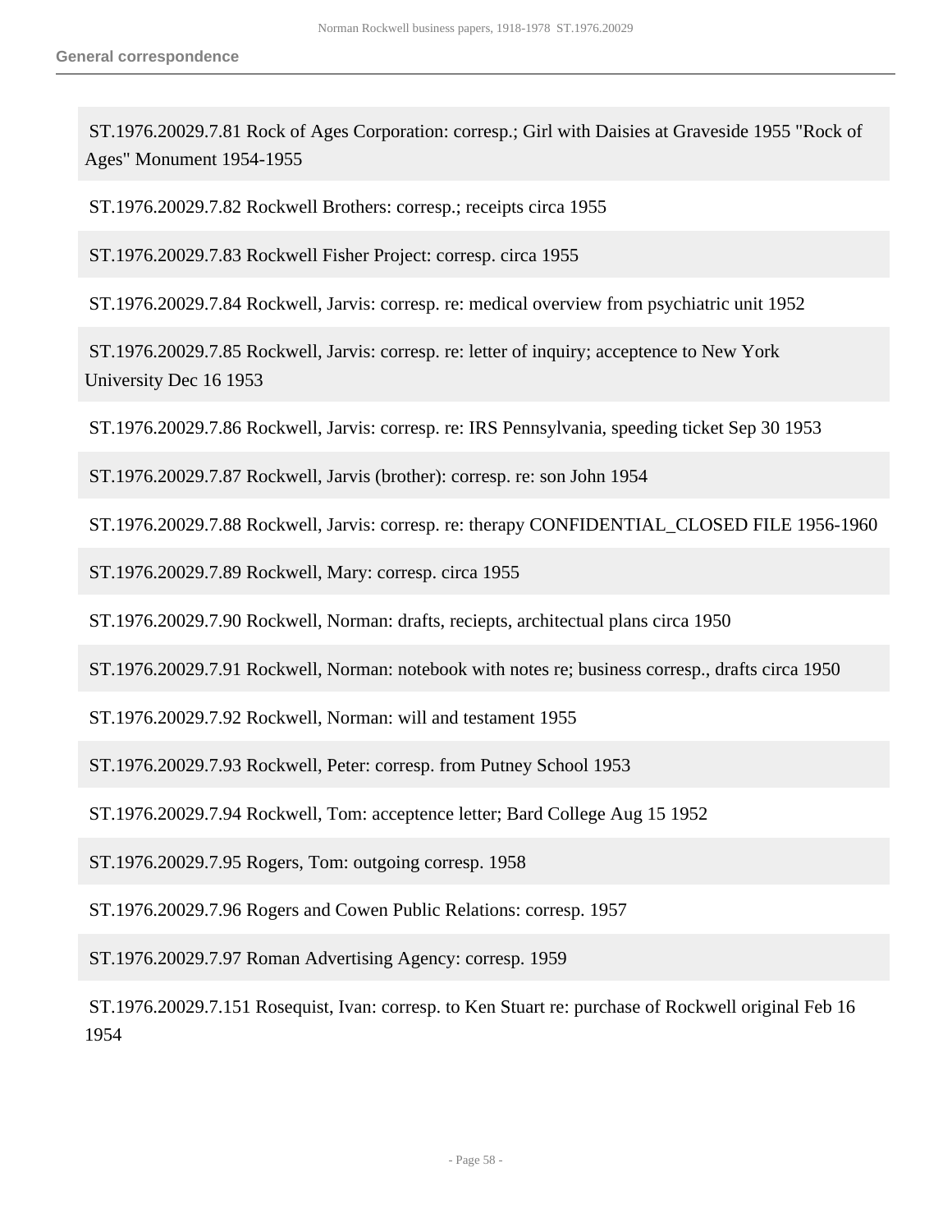ST.1976.20029.7.81 Rock of Ages Corporation: corresp.; Girl with Daisies at Graveside 1955 "Rock of Ages" Monument 1954-1955

ST.1976.20029.7.82 Rockwell Brothers: corresp.; receipts circa 1955

ST.1976.20029.7.83 Rockwell Fisher Project: corresp. circa 1955

ST.1976.20029.7.84 Rockwell, Jarvis: corresp. re: medical overview from psychiatric unit 1952

ST.1976.20029.7.85 Rockwell, Jarvis: corresp. re: letter of inquiry; acceptence to New York University Dec 16 1953

ST.1976.20029.7.86 Rockwell, Jarvis: corresp. re: IRS Pennsylvania, speeding ticket Sep 30 1953

ST.1976.20029.7.87 Rockwell, Jarvis (brother): corresp. re: son John 1954

ST.1976.20029.7.88 Rockwell, Jarvis: corresp. re: therapy CONFIDENTIAL_CLOSED FILE 1956-1960

ST.1976.20029.7.89 Rockwell, Mary: corresp. circa 1955

ST.1976.20029.7.90 Rockwell, Norman: drafts, reciepts, architectual plans circa 1950

ST.1976.20029.7.91 Rockwell, Norman: notebook with notes re; business corresp., drafts circa 1950

ST.1976.20029.7.92 Rockwell, Norman: will and testament 1955

ST.1976.20029.7.93 Rockwell, Peter: corresp. from Putney School 1953

ST.1976.20029.7.94 Rockwell, Tom: acceptence letter; Bard College Aug 15 1952

ST.1976.20029.7.95 Rogers, Tom: outgoing corresp. 1958

ST.1976.20029.7.96 Rogers and Cowen Public Relations: corresp. 1957

ST.1976.20029.7.97 Roman Advertising Agency: corresp. 1959

ST.1976.20029.7.151 Rosequist, Ivan: corresp. to Ken Stuart re: purchase of Rockwell original Feb 16 1954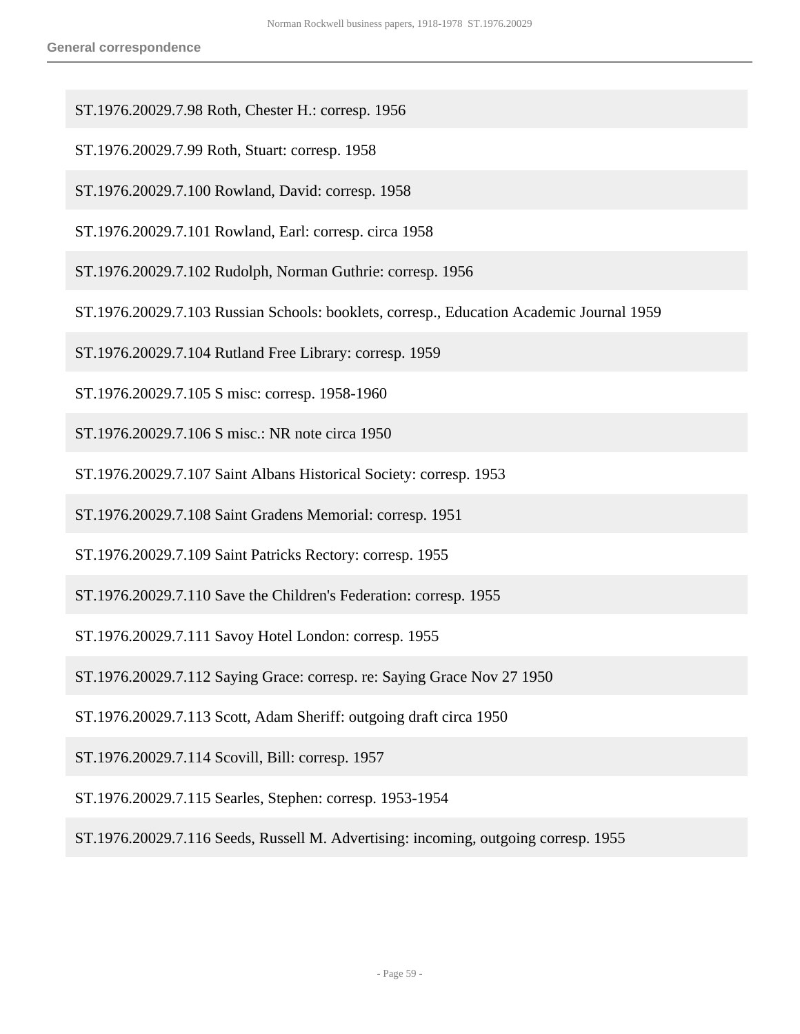ST.1976.20029.7.98 Roth, Chester H.: corresp. 1956

ST.1976.20029.7.99 Roth, Stuart: corresp. 1958

ST.1976.20029.7.100 Rowland, David: corresp. 1958

ST.1976.20029.7.101 Rowland, Earl: corresp. circa 1958

ST.1976.20029.7.102 Rudolph, Norman Guthrie: corresp. 1956

ST.1976.20029.7.103 Russian Schools: booklets, corresp., Education Academic Journal 1959

ST.1976.20029.7.104 Rutland Free Library: corresp. 1959

ST.1976.20029.7.105 S misc: corresp. 1958-1960

ST.1976.20029.7.106 S misc.: NR note circa 1950

ST.1976.20029.7.107 Saint Albans Historical Society: corresp. 1953

ST.1976.20029.7.108 Saint Gradens Memorial: corresp. 1951

ST.1976.20029.7.109 Saint Patricks Rectory: corresp. 1955

ST.1976.20029.7.110 Save the Children's Federation: corresp. 1955

ST.1976.20029.7.111 Savoy Hotel London: corresp. 1955

ST.1976.20029.7.112 Saying Grace: corresp. re: Saying Grace Nov 27 1950

ST.1976.20029.7.113 Scott, Adam Sheriff: outgoing draft circa 1950

ST.1976.20029.7.114 Scovill, Bill: corresp. 1957

ST.1976.20029.7.115 Searles, Stephen: corresp. 1953-1954

ST.1976.20029.7.116 Seeds, Russell M. Advertising: incoming, outgoing corresp. 1955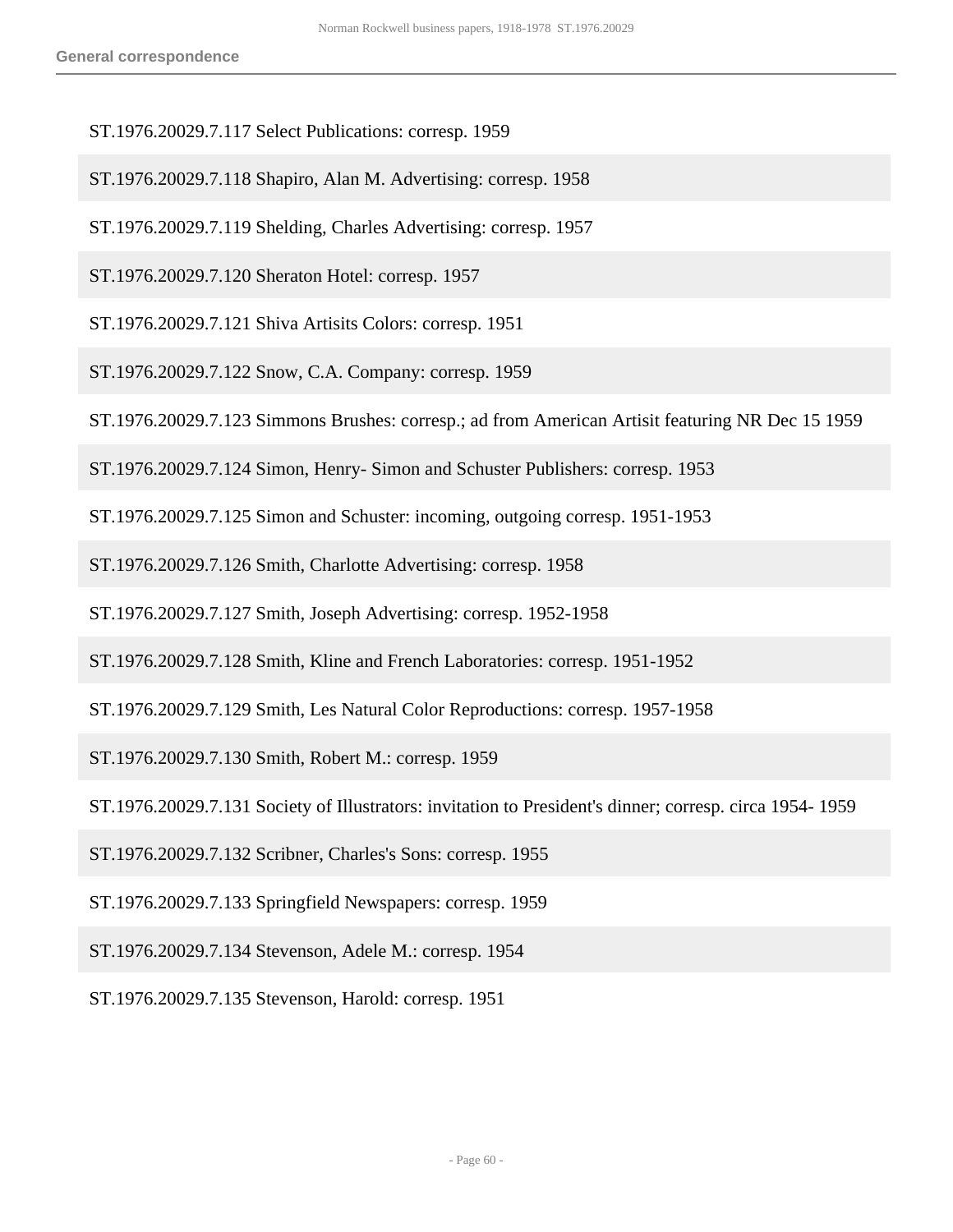ST.1976.20029.7.117 Select Publications: corresp. 1959

ST.1976.20029.7.118 Shapiro, Alan M. Advertising: corresp. 1958

ST.1976.20029.7.119 Shelding, Charles Advertising: corresp. 1957

ST.1976.20029.7.120 Sheraton Hotel: corresp. 1957

ST.1976.20029.7.121 Shiva Artisits Colors: corresp. 1951

ST.1976.20029.7.122 Snow, C.A. Company: corresp. 1959

ST.1976.20029.7.123 Simmons Brushes: corresp.; ad from American Artisit featuring NR Dec 15 1959

ST.1976.20029.7.124 Simon, Henry- Simon and Schuster Publishers: corresp. 1953

ST.1976.20029.7.125 Simon and Schuster: incoming, outgoing corresp. 1951-1953

ST.1976.20029.7.126 Smith, Charlotte Advertising: corresp. 1958

ST.1976.20029.7.127 Smith, Joseph Advertising: corresp. 1952-1958

ST.1976.20029.7.128 Smith, Kline and French Laboratories: corresp. 1951-1952

ST.1976.20029.7.129 Smith, Les Natural Color Reproductions: corresp. 1957-1958

ST.1976.20029.7.130 Smith, Robert M.: corresp. 1959

ST.1976.20029.7.131 Society of Illustrators: invitation to President's dinner; corresp. circa 1954- 1959

ST.1976.20029.7.132 Scribner, Charles's Sons: corresp. 1955

ST.1976.20029.7.133 Springfield Newspapers: corresp. 1959

ST.1976.20029.7.134 Stevenson, Adele M.: corresp. 1954

ST.1976.20029.7.135 Stevenson, Harold: corresp. 1951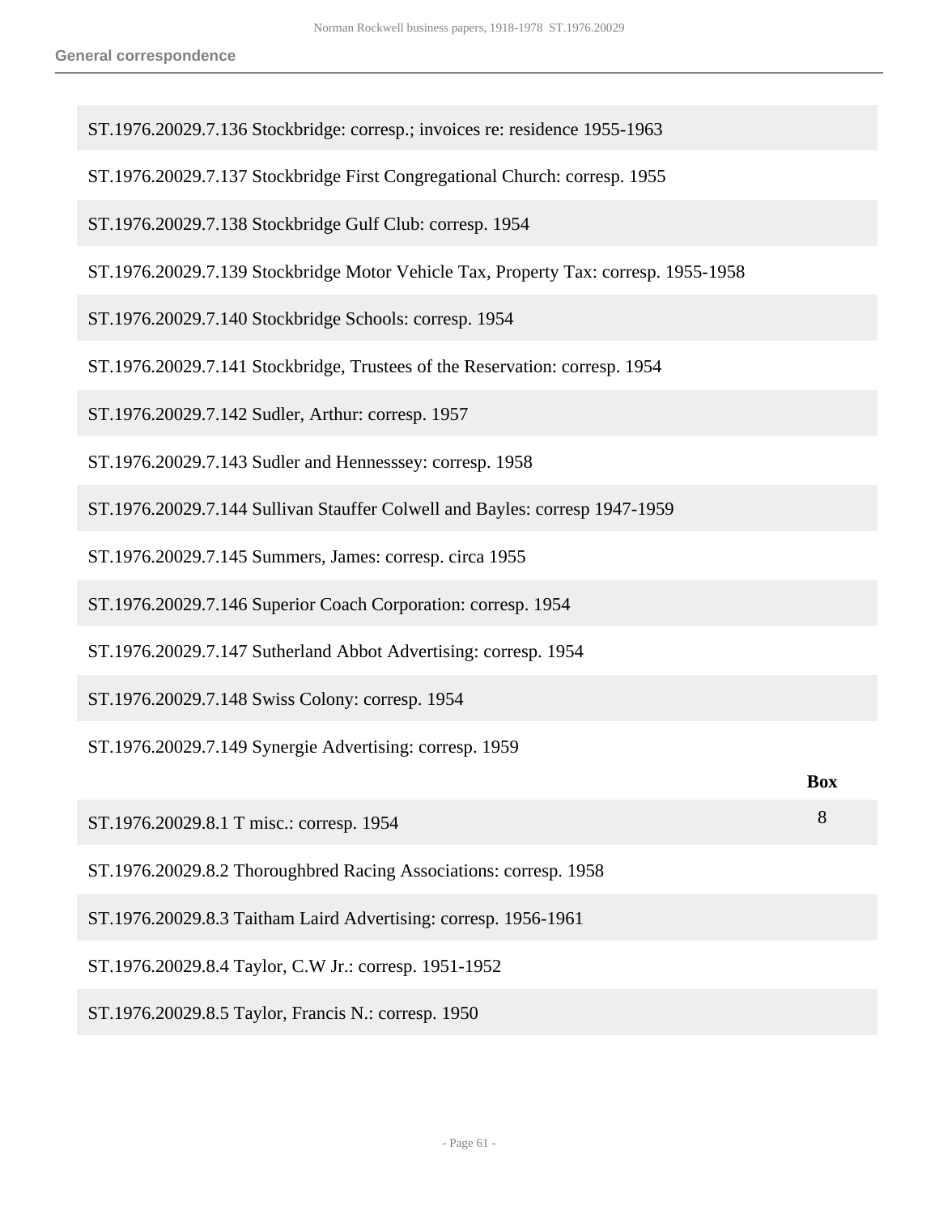ST.1976.20029.7.136 Stockbridge: corresp.; invoices re: residence 1955-1963

ST.1976.20029.7.137 Stockbridge First Congregational Church: corresp. 1955

ST.1976.20029.7.138 Stockbridge Gulf Club: corresp. 1954

ST.1976.20029.7.139 Stockbridge Motor Vehicle Tax, Property Tax: corresp. 1955-1958

ST.1976.20029.7.140 Stockbridge Schools: corresp. 1954

ST.1976.20029.7.141 Stockbridge, Trustees of the Reservation: corresp. 1954

ST.1976.20029.7.142 Sudler, Arthur: corresp. 1957

ST.1976.20029.7.143 Sudler and Hennesssey: corresp. 1958

ST.1976.20029.7.144 Sullivan Stauffer Colwell and Bayles: corresp 1947-1959

ST.1976.20029.7.145 Summers, James: corresp. circa 1955

ST.1976.20029.7.146 Superior Coach Corporation: corresp. 1954

ST.1976.20029.7.147 Sutherland Abbot Advertising: corresp. 1954

ST.1976.20029.7.148 Swiss Colony: corresp. 1954

ST.1976.20029.7.149 Synergie Advertising: corresp. 1959

| | Box |
|---|---|
| ST.1976.20029.8.1 T misc.: corresp. 1954 | 8 |
| ST.1976.20029.8.2 Thoroughbred Racing Associations: corresp. 1958 | |
| ST.1976.20029.8.3 Taitham Laird Advertising: corresp. 1956-1961 | |
| ST.1976.20029.8.4 Taylor, C.W Jr.: corresp. 1951-1952 | |
| ST.1976.20029.8.5 Taylor, Francis N.: corresp. 1950 | |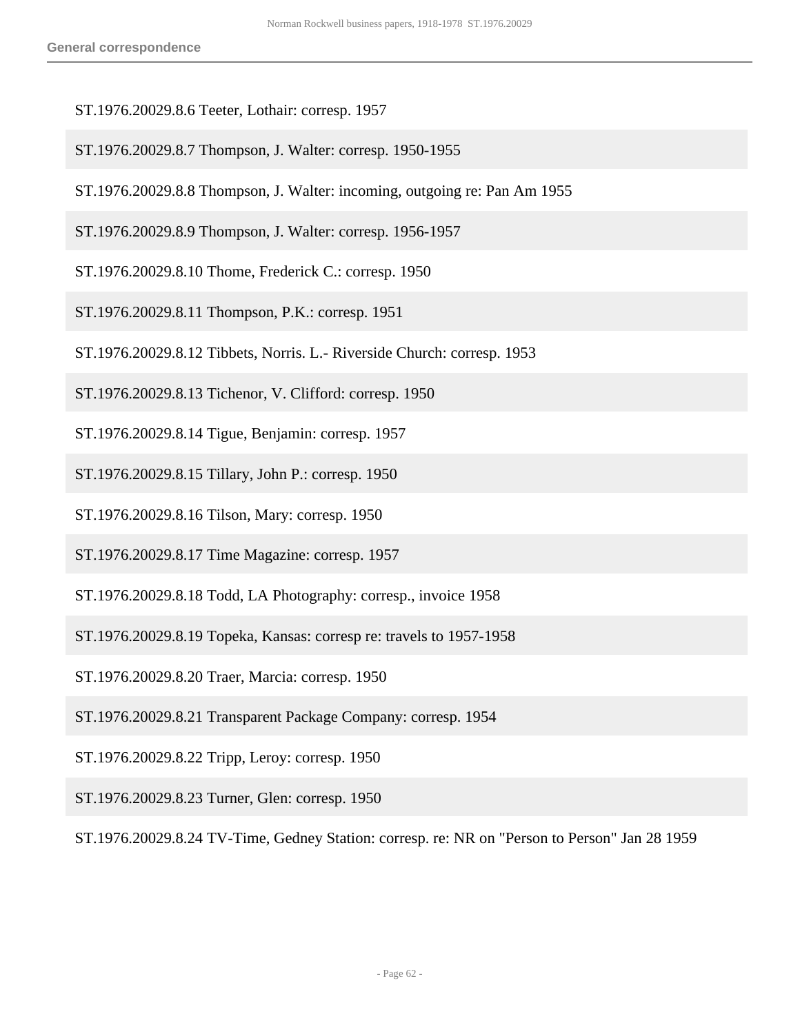ST.1976.20029.8.6 Teeter, Lothair: corresp. 1957

ST.1976.20029.8.7 Thompson, J. Walter: corresp. 1950-1955

ST.1976.20029.8.8 Thompson, J. Walter: incoming, outgoing re: Pan Am 1955

ST.1976.20029.8.9 Thompson, J. Walter: corresp. 1956-1957

ST.1976.20029.8.10 Thome, Frederick C.: corresp. 1950

ST.1976.20029.8.11 Thompson, P.K.: corresp. 1951

ST.1976.20029.8.12 Tibbets, Norris. L.- Riverside Church: corresp. 1953

ST.1976.20029.8.13 Tichenor, V. Clifford: corresp. 1950

ST.1976.20029.8.14 Tigue, Benjamin: corresp. 1957

ST.1976.20029.8.15 Tillary, John P.: corresp. 1950

ST.1976.20029.8.16 Tilson, Mary: corresp. 1950

ST.1976.20029.8.17 Time Magazine: corresp. 1957

ST.1976.20029.8.18 Todd, LA Photography: corresp., invoice 1958

ST.1976.20029.8.19 Topeka, Kansas: corresp re: travels to 1957-1958

ST.1976.20029.8.20 Traer, Marcia: corresp. 1950

ST.1976.20029.8.21 Transparent Package Company: corresp. 1954

ST.1976.20029.8.22 Tripp, Leroy: corresp. 1950

ST.1976.20029.8.23 Turner, Glen: corresp. 1950

ST.1976.20029.8.24 TV-Time, Gedney Station: corresp. re: NR on "Person to Person" Jan 28 1959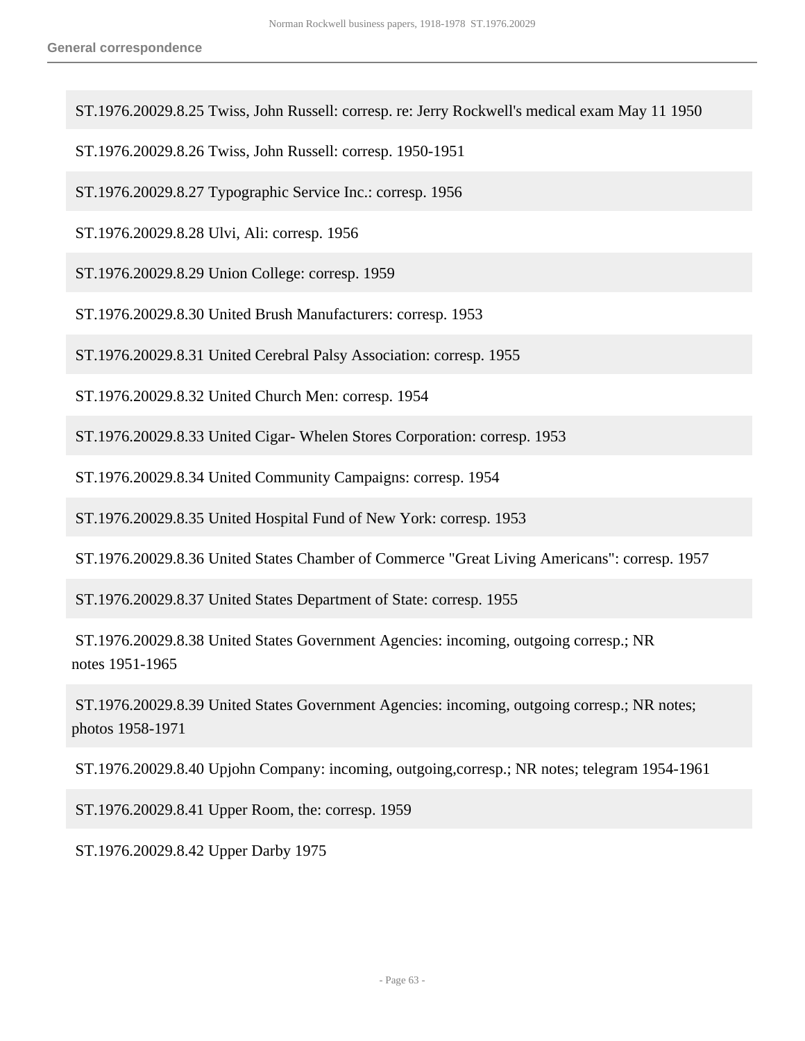ST.1976.20029.8.25 Twiss, John Russell: corresp. re: Jerry Rockwell's medical exam May 11 1950

ST.1976.20029.8.26 Twiss, John Russell: corresp. 1950-1951

ST.1976.20029.8.27 Typographic Service Inc.: corresp. 1956

ST.1976.20029.8.28 Ulvi, Ali: corresp. 1956

ST.1976.20029.8.29 Union College: corresp. 1959

ST.1976.20029.8.30 United Brush Manufacturers: corresp. 1953

ST.1976.20029.8.31 United Cerebral Palsy Association: corresp. 1955

ST.1976.20029.8.32 United Church Men: corresp. 1954

ST.1976.20029.8.33 United Cigar- Whelen Stores Corporation: corresp. 1953

ST.1976.20029.8.34 United Community Campaigns: corresp. 1954

ST.1976.20029.8.35 United Hospital Fund of New York: corresp. 1953

ST.1976.20029.8.36 United States Chamber of Commerce "Great Living Americans": corresp. 1957

ST.1976.20029.8.37 United States Department of State: corresp. 1955

ST.1976.20029.8.38 United States Government Agencies: incoming, outgoing corresp.; NR notes 1951-1965

ST.1976.20029.8.39 United States Government Agencies: incoming, outgoing corresp.; NR notes; photos 1958-1971

ST.1976.20029.8.40 Upjohn Company: incoming, outgoing,corresp.; NR notes; telegram 1954-1961

ST.1976.20029.8.41 Upper Room, the: corresp. 1959

ST.1976.20029.8.42 Upper Darby 1975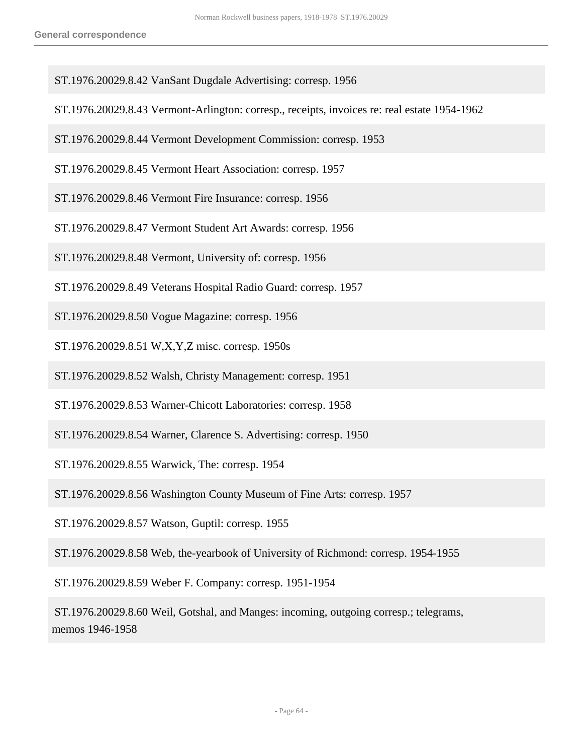ST.1976.20029.8.42 VanSant Dugdale Advertising: corresp. 1956

ST.1976.20029.8.43 Vermont-Arlington: corresp., receipts, invoices re: real estate 1954-1962

ST.1976.20029.8.44 Vermont Development Commission: corresp. 1953

ST.1976.20029.8.45 Vermont Heart Association: corresp. 1957

ST.1976.20029.8.46 Vermont Fire Insurance: corresp. 1956

ST.1976.20029.8.47 Vermont Student Art Awards: corresp. 1956

ST.1976.20029.8.48 Vermont, University of: corresp. 1956

ST.1976.20029.8.49 Veterans Hospital Radio Guard: corresp. 1957

ST.1976.20029.8.50 Vogue Magazine: corresp. 1956

ST.1976.20029.8.51 W,X,Y,Z misc. corresp. 1950s

ST.1976.20029.8.52 Walsh, Christy Management: corresp. 1951

ST.1976.20029.8.53 Warner-Chicott Laboratories: corresp. 1958

ST.1976.20029.8.54 Warner, Clarence S. Advertising: corresp. 1950

ST.1976.20029.8.55 Warwick, The: corresp. 1954

ST.1976.20029.8.56 Washington County Museum of Fine Arts: corresp. 1957

ST.1976.20029.8.57 Watson, Guptil: corresp. 1955

ST.1976.20029.8.58 Web, the-yearbook of University of Richmond: corresp. 1954-1955

ST.1976.20029.8.59 Weber F. Company: corresp. 1951-1954

ST.1976.20029.8.60 Weil, Gotshal, and Manges: incoming, outgoing corresp.; telegrams, memos 1946-1958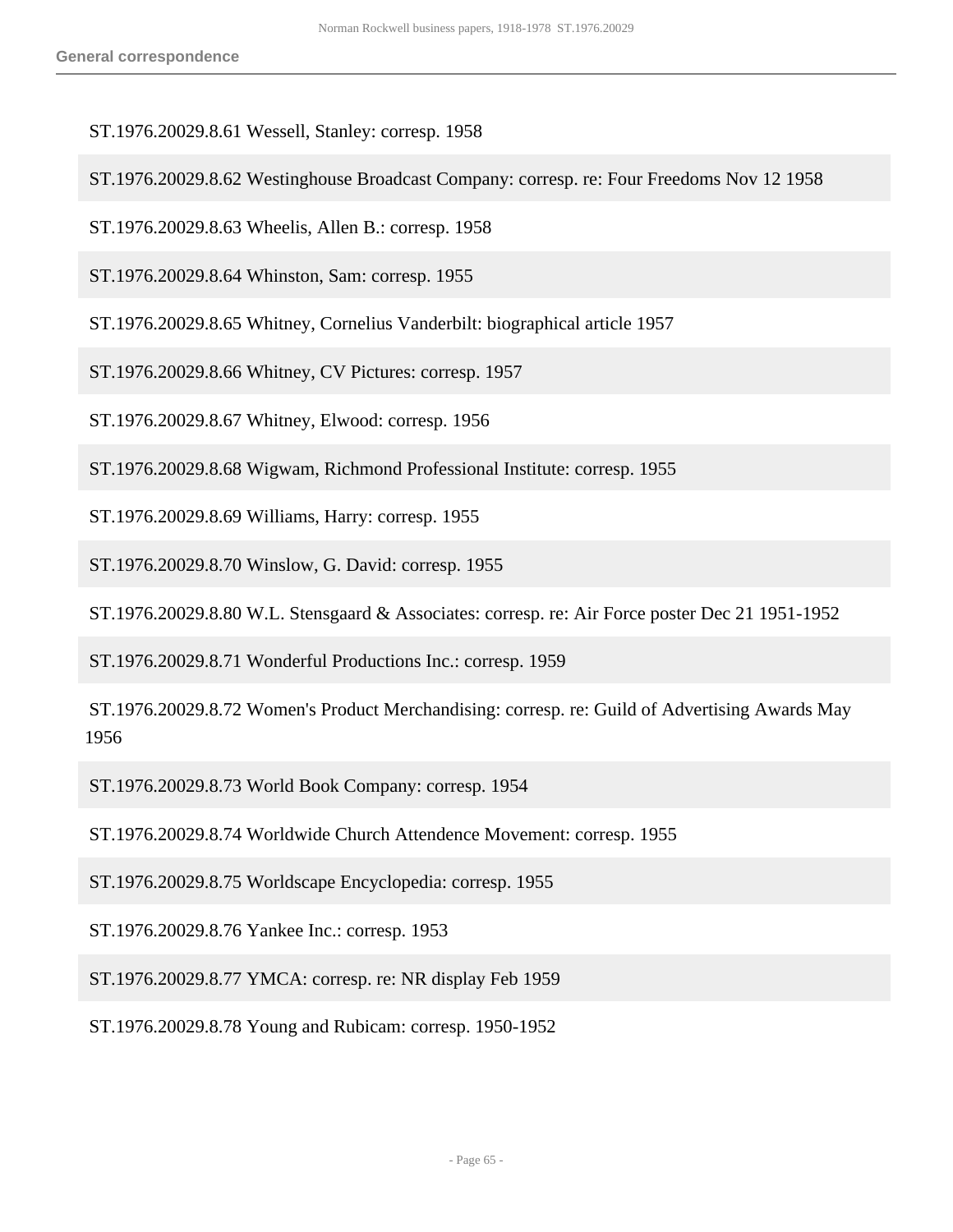ST.1976.20029.8.61 Wessell, Stanley: corresp. 1958

ST.1976.20029.8.62 Westinghouse Broadcast Company: corresp. re: Four Freedoms Nov 12 1958

ST.1976.20029.8.63 Wheelis, Allen B.: corresp. 1958

ST.1976.20029.8.64 Whinston, Sam: corresp. 1955

ST.1976.20029.8.65 Whitney, Cornelius Vanderbilt: biographical article 1957

ST.1976.20029.8.66 Whitney, CV Pictures: corresp. 1957

ST.1976.20029.8.67 Whitney, Elwood: corresp. 1956

ST.1976.20029.8.68 Wigwam, Richmond Professional Institute: corresp. 1955

ST.1976.20029.8.69 Williams, Harry: corresp. 1955

ST.1976.20029.8.70 Winslow, G. David: corresp. 1955

ST.1976.20029.8.80 W.L. Stensgaard & Associates: corresp. re: Air Force poster Dec 21 1951-1952

ST.1976.20029.8.71 Wonderful Productions Inc.: corresp. 1959

ST.1976.20029.8.72 Women's Product Merchandising: corresp. re: Guild of Advertising Awards May 1956

ST.1976.20029.8.73 World Book Company: corresp. 1954

ST.1976.20029.8.74 Worldwide Church Attendence Movement: corresp. 1955

ST.1976.20029.8.75 Worldscape Encyclopedia: corresp. 1955

ST.1976.20029.8.76 Yankee Inc.: corresp. 1953

ST.1976.20029.8.77 YMCA: corresp. re: NR display Feb 1959

ST.1976.20029.8.78 Young and Rubicam: corresp. 1950-1952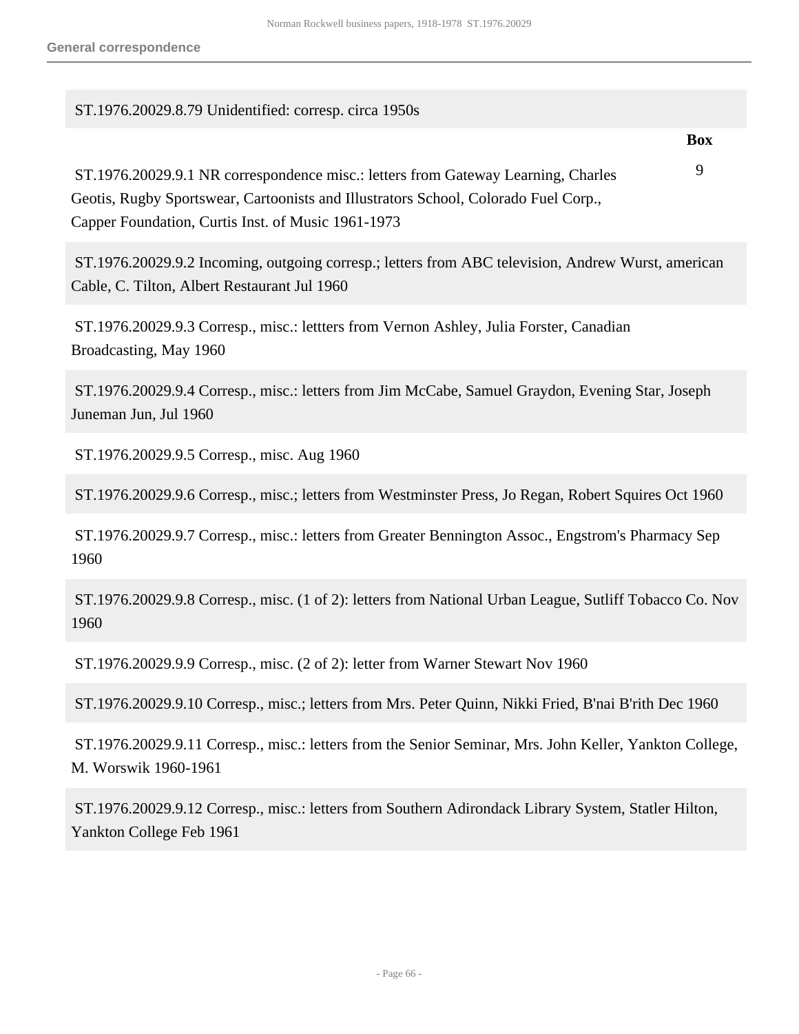ST.1976.20029.8.79 Unidentified: corresp. circa 1950s

| | Box |
|---|---|
| ST.1976.20029.9.1 NR correspondence misc.: letters from Gateway Learning, Charles Geotis, Rugby Sportswear, Cartoonists and Illustrators School, Colorado Fuel Corp., Capper Foundation, Curtis Inst. of Music 1961-1973 | 9 |

ST.1976.20029.9.2 Incoming, outgoing corresp.; letters from ABC television, Andrew Wurst, american Cable, C. Tilton, Albert Restaurant Jul 1960

ST.1976.20029.9.3 Corresp., misc.: lettters from Vernon Ashley, Julia Forster, Canadian Broadcasting, May 1960

ST.1976.20029.9.4 Corresp., misc.: letters from Jim McCabe, Samuel Graydon, Evening Star, Joseph Juneman Jun, Jul 1960

ST.1976.20029.9.5 Corresp., misc. Aug 1960

ST.1976.20029.9.6 Corresp., misc.; letters from Westminster Press, Jo Regan, Robert Squires Oct 1960

ST.1976.20029.9.7 Corresp., misc.: letters from Greater Bennington Assoc., Engstrom's Pharmacy Sep 1960

ST.1976.20029.9.8 Corresp., misc. (1 of 2): letters from National Urban League, Sutliff Tobacco Co. Nov 1960

ST.1976.20029.9.9 Corresp., misc. (2 of 2): letter from Warner Stewart Nov 1960

ST.1976.20029.9.10 Corresp., misc.; letters from Mrs. Peter Quinn, Nikki Fried, B'nai B'rith Dec 1960

ST.1976.20029.9.11 Corresp., misc.: letters from the Senior Seminar, Mrs. John Keller, Yankton College, M. Worswik 1960-1961

ST.1976.20029.9.12 Corresp., misc.: letters from Southern Adirondack Library System, Statler Hilton, Yankton College Feb 1961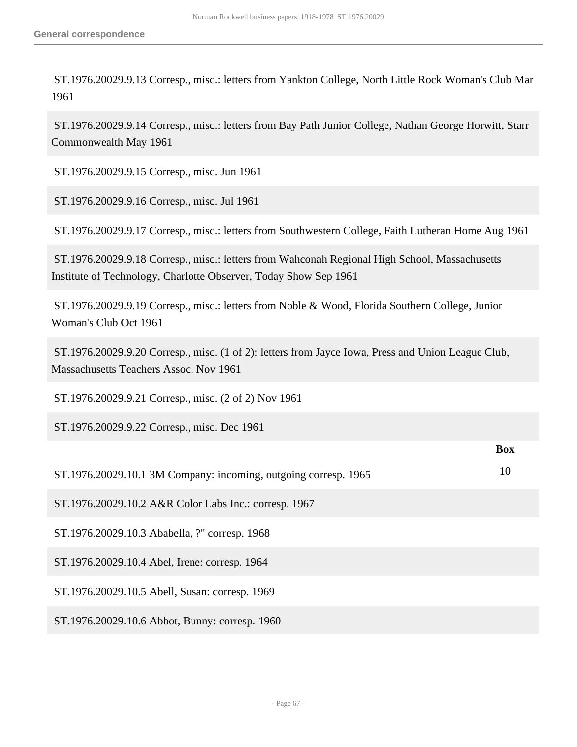ST.1976.20029.9.13 Corresp., misc.: letters from Yankton College, North Little Rock Woman's Club Mar 1961

ST.1976.20029.9.14 Corresp., misc.: letters from Bay Path Junior College, Nathan George Horwitt, Starr Commonwealth May 1961

ST.1976.20029.9.15 Corresp., misc. Jun 1961

ST.1976.20029.9.16 Corresp., misc. Jul 1961

ST.1976.20029.9.17 Corresp., misc.: letters from Southwestern College, Faith Lutheran Home Aug 1961

ST.1976.20029.9.18 Corresp., misc.: letters from Wahconah Regional High School, Massachusetts Institute of Technology, Charlotte Observer, Today Show Sep 1961

ST.1976.20029.9.19 Corresp., misc.: letters from Noble & Wood, Florida Southern College, Junior Woman's Club Oct 1961

ST.1976.20029.9.20 Corresp., misc. (1 of 2): letters from Jayce Iowa, Press and Union League Club, Massachusetts Teachers Assoc. Nov 1961

ST.1976.20029.9.21 Corresp., misc. (2 of 2) Nov 1961

ST.1976.20029.9.22 Corresp., misc. Dec 1961

| | Box |
|---|---|
| ST.1976.20029.10.1 3M Company: incoming, outgoing corresp. 1965 | 10 |
| ST.1976.20029.10.2 A&R Color Labs Inc.: corresp. 1967 | |
| ST.1976.20029.10.3 Ababella, ?" corresp. 1968 | |
| ST.1976.20029.10.4 Abel, Irene: corresp. 1964 | |
| ST.1976.20029.10.5 Abell, Susan: corresp. 1969 | |
| ST.1976.20029.10.6 Abbot, Bunny: corresp. 1960 | |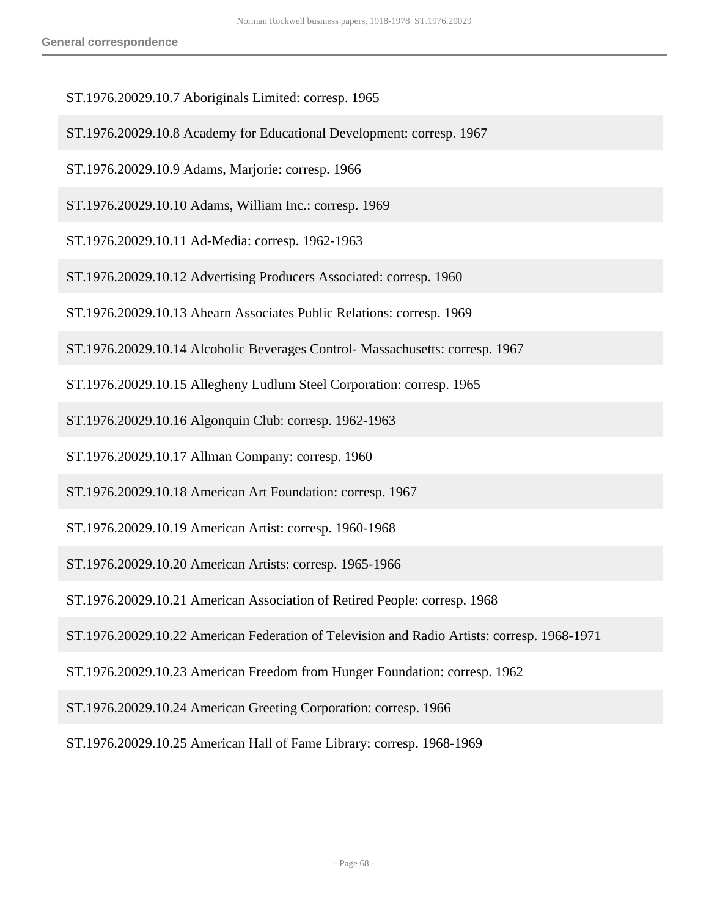ST.1976.20029.10.7 Aboriginals Limited: corresp. 1965

ST.1976.20029.10.8 Academy for Educational Development: corresp. 1967

ST.1976.20029.10.9 Adams, Marjorie: corresp. 1966

ST.1976.20029.10.10 Adams, William Inc.: corresp. 1969

ST.1976.20029.10.11 Ad-Media: corresp. 1962-1963

ST.1976.20029.10.12 Advertising Producers Associated: corresp. 1960

ST.1976.20029.10.13 Ahearn Associates Public Relations: corresp. 1969

ST.1976.20029.10.14 Alcoholic Beverages Control- Massachusetts: corresp. 1967

ST.1976.20029.10.15 Allegheny Ludlum Steel Corporation: corresp. 1965

ST.1976.20029.10.16 Algonquin Club: corresp. 1962-1963

ST.1976.20029.10.17 Allman Company: corresp. 1960

ST.1976.20029.10.18 American Art Foundation: corresp. 1967

ST.1976.20029.10.19 American Artist: corresp. 1960-1968

ST.1976.20029.10.20 American Artists: corresp. 1965-1966

ST.1976.20029.10.21 American Association of Retired People: corresp. 1968

ST.1976.20029.10.22 American Federation of Television and Radio Artists: corresp. 1968-1971

ST.1976.20029.10.23 American Freedom from Hunger Foundation: corresp. 1962

ST.1976.20029.10.24 American Greeting Corporation: corresp. 1966

ST.1976.20029.10.25 American Hall of Fame Library: corresp. 1968-1969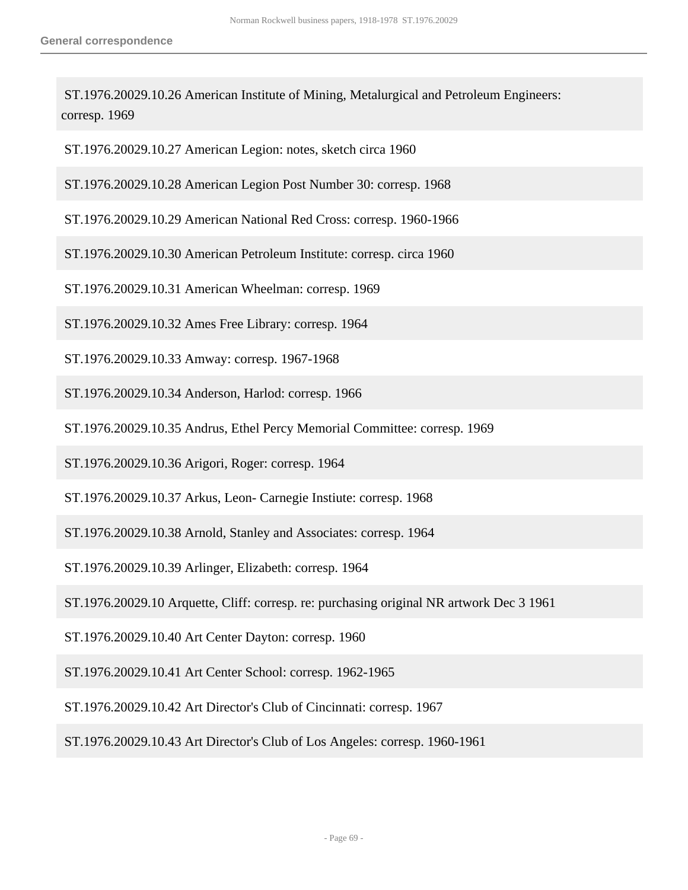ST.1976.20029.10.26 American Institute of Mining, Metalurgical and Petroleum Engineers: corresp. 1969

ST.1976.20029.10.27 American Legion: notes, sketch circa 1960

ST.1976.20029.10.28 American Legion Post Number 30: corresp. 1968

ST.1976.20029.10.29 American National Red Cross: corresp. 1960-1966

ST.1976.20029.10.30 American Petroleum Institute: corresp. circa 1960

ST.1976.20029.10.31 American Wheelman: corresp. 1969

ST.1976.20029.10.32 Ames Free Library: corresp. 1964

ST.1976.20029.10.33 Amway: corresp. 1967-1968

ST.1976.20029.10.34 Anderson, Harlod: corresp. 1966

ST.1976.20029.10.35 Andrus, Ethel Percy Memorial Committee: corresp. 1969

ST.1976.20029.10.36 Arigori, Roger: corresp. 1964

ST.1976.20029.10.37 Arkus, Leon- Carnegie Instiute: corresp. 1968

ST.1976.20029.10.38 Arnold, Stanley and Associates: corresp. 1964

ST.1976.20029.10.39 Arlinger, Elizabeth: corresp. 1964

ST.1976.20029.10 Arquette, Cliff: corresp. re: purchasing original NR artwork Dec 3 1961

ST.1976.20029.10.40 Art Center Dayton: corresp. 1960

ST.1976.20029.10.41 Art Center School: corresp. 1962-1965

ST.1976.20029.10.42 Art Director's Club of Cincinnati: corresp. 1967

ST.1976.20029.10.43 Art Director's Club of Los Angeles: corresp. 1960-1961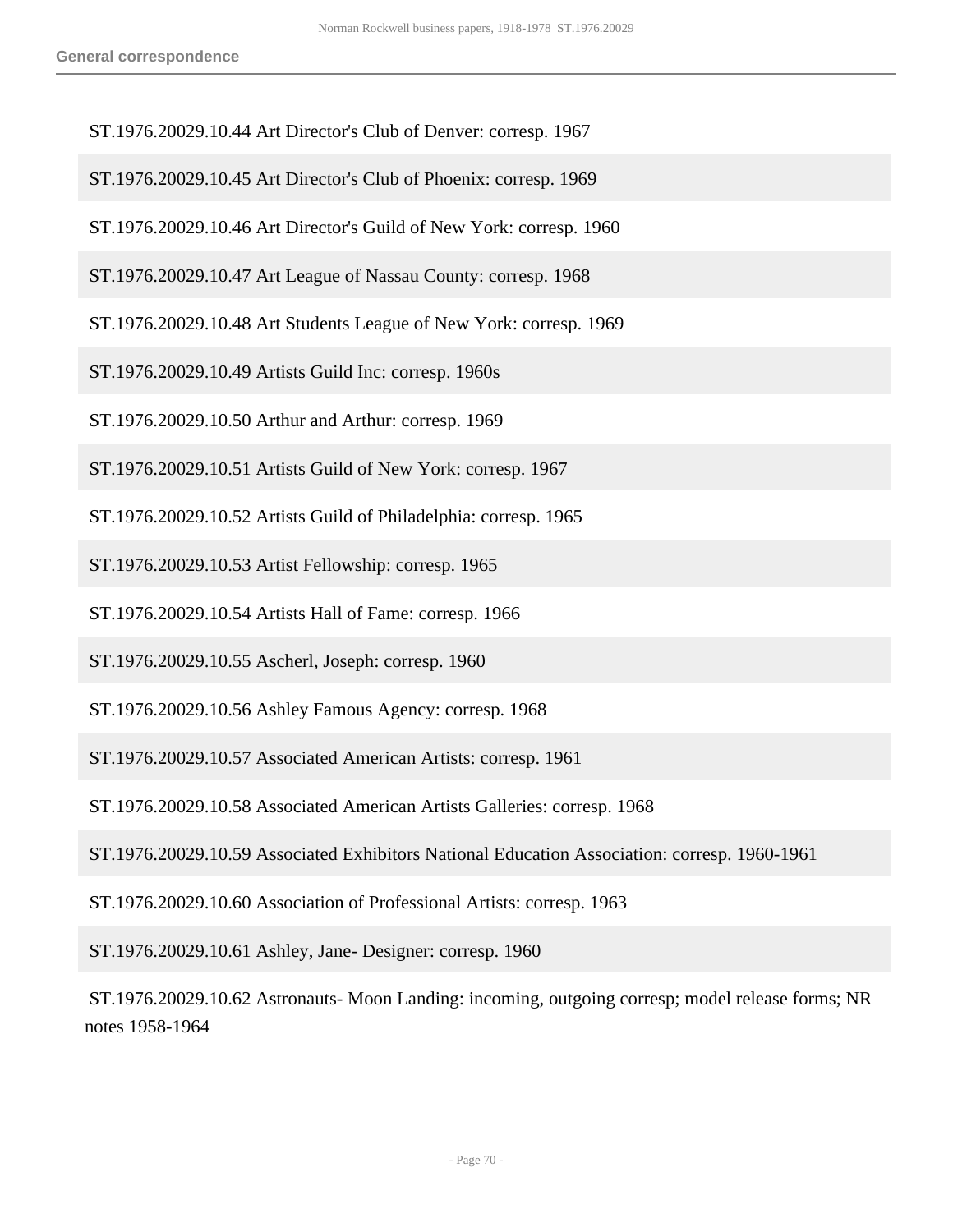ST.1976.20029.10.44 Art Director's Club of Denver: corresp. 1967

ST.1976.20029.10.45 Art Director's Club of Phoenix: corresp. 1969

ST.1976.20029.10.46 Art Director's Guild of New York: corresp. 1960

ST.1976.20029.10.47 Art League of Nassau County: corresp. 1968

ST.1976.20029.10.48 Art Students League of New York: corresp. 1969

ST.1976.20029.10.49 Artists Guild Inc: corresp. 1960s

ST.1976.20029.10.50 Arthur and Arthur: corresp. 1969

ST.1976.20029.10.51 Artists Guild of New York: corresp. 1967

ST.1976.20029.10.52 Artists Guild of Philadelphia: corresp. 1965

ST.1976.20029.10.53 Artist Fellowship: corresp. 1965

ST.1976.20029.10.54 Artists Hall of Fame: corresp. 1966

ST.1976.20029.10.55 Ascherl, Joseph: corresp. 1960

ST.1976.20029.10.56 Ashley Famous Agency: corresp. 1968

ST.1976.20029.10.57 Associated American Artists: corresp. 1961

ST.1976.20029.10.58 Associated American Artists Galleries: corresp. 1968

ST.1976.20029.10.59 Associated Exhibitors National Education Association: corresp. 1960-1961

ST.1976.20029.10.60 Association of Professional Artists: corresp. 1963

ST.1976.20029.10.61 Ashley, Jane- Designer: corresp. 1960

ST.1976.20029.10.62 Astronauts- Moon Landing: incoming, outgoing corresp; model release forms; NR notes 1958-1964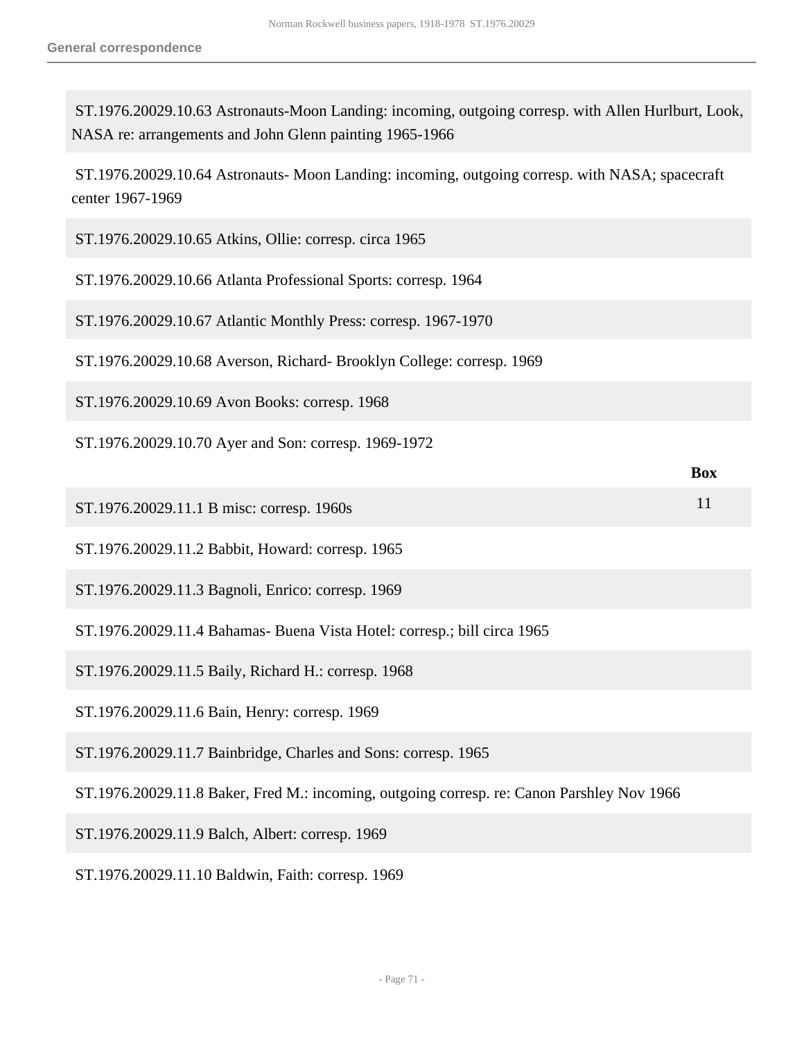ST.1976.20029.10.63 Astronauts-Moon Landing: incoming, outgoing corresp. with Allen Hurlburt, Look, NASA re: arrangements and John Glenn painting 1965-1966

ST.1976.20029.10.64 Astronauts- Moon Landing: incoming, outgoing corresp. with NASA; spacecraft center 1967-1969

ST.1976.20029.10.65 Atkins, Ollie: corresp. circa 1965

ST.1976.20029.10.66 Atlanta Professional Sports: corresp. 1964

ST.1976.20029.10.67 Atlantic Monthly Press: corresp. 1967-1970

ST.1976.20029.10.68 Averson, Richard- Brooklyn College: corresp. 1969

ST.1976.20029.10.69 Avon Books: corresp. 1968

ST.1976.20029.10.70 Ayer and Son: corresp. 1969-1972

| | Box |
|---|---|
| ST.1976.20029.11.1 B misc: corresp. 1960s | 11 |
| ST.1976.20029.11.2 Babbit, Howard: corresp. 1965 | |
| ST.1976.20029.11.3 Bagnoli, Enrico: corresp. 1969 | |
| ST.1976.20029.11.4 Bahamas- Buena Vista Hotel: corresp.; bill circa 1965 | |
| ST.1976.20029.11.5 Baily, Richard H.: corresp. 1968 | |
| ST.1976.20029.11.6 Bain, Henry: corresp. 1969 | |
| ST.1976.20029.11.7 Bainbridge, Charles and Sons: corresp. 1965 | |
| ST.1976.20029.11.8 Baker, Fred M.: incoming, outgoing corresp. re: Canon Parshley Nov 1966 | |
| ST.1976.20029.11.9 Balch, Albert: corresp. 1969 | |
| ST.1976.20029.11.10 Baldwin, Faith: corresp. 1969 | |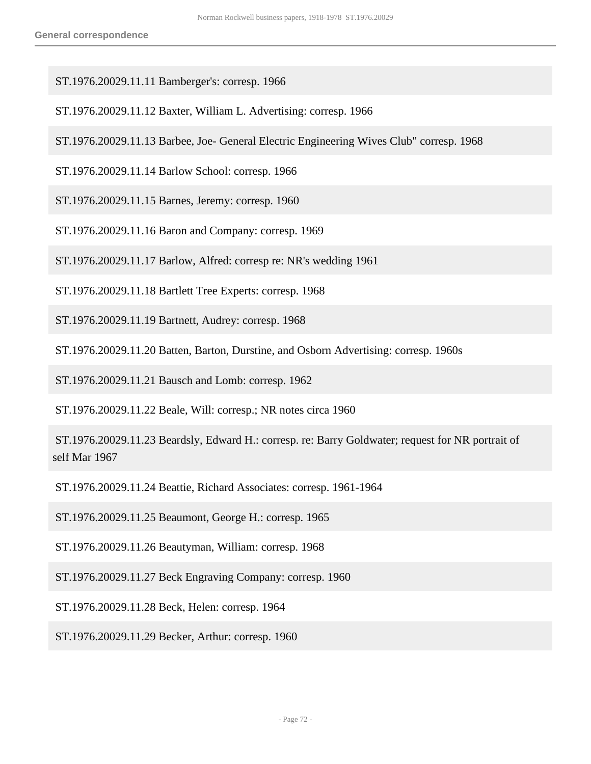ST.1976.20029.11.11 Bamberger's: corresp. 1966

ST.1976.20029.11.12 Baxter, William L. Advertising: corresp. 1966

ST.1976.20029.11.13 Barbee, Joe- General Electric Engineering Wives Club" corresp. 1968

ST.1976.20029.11.14 Barlow School: corresp. 1966

ST.1976.20029.11.15 Barnes, Jeremy: corresp. 1960

ST.1976.20029.11.16 Baron and Company: corresp. 1969

ST.1976.20029.11.17 Barlow, Alfred: corresp re: NR's wedding 1961

ST.1976.20029.11.18 Bartlett Tree Experts: corresp. 1968

ST.1976.20029.11.19 Bartnett, Audrey: corresp. 1968

ST.1976.20029.11.20 Batten, Barton, Durstine, and Osborn Advertising: corresp. 1960s

ST.1976.20029.11.21 Bausch and Lomb: corresp. 1962

ST.1976.20029.11.22 Beale, Will: corresp.; NR notes circa 1960

ST.1976.20029.11.23 Beardsly, Edward H.: corresp. re: Barry Goldwater; request for NR portrait of self Mar 1967

ST.1976.20029.11.24 Beattie, Richard Associates: corresp. 1961-1964

ST.1976.20029.11.25 Beaumont, George H.: corresp. 1965

ST.1976.20029.11.26 Beautyman, William: corresp. 1968

ST.1976.20029.11.27 Beck Engraving Company: corresp. 1960

ST.1976.20029.11.28 Beck, Helen: corresp. 1964

ST.1976.20029.11.29 Becker, Arthur: corresp. 1960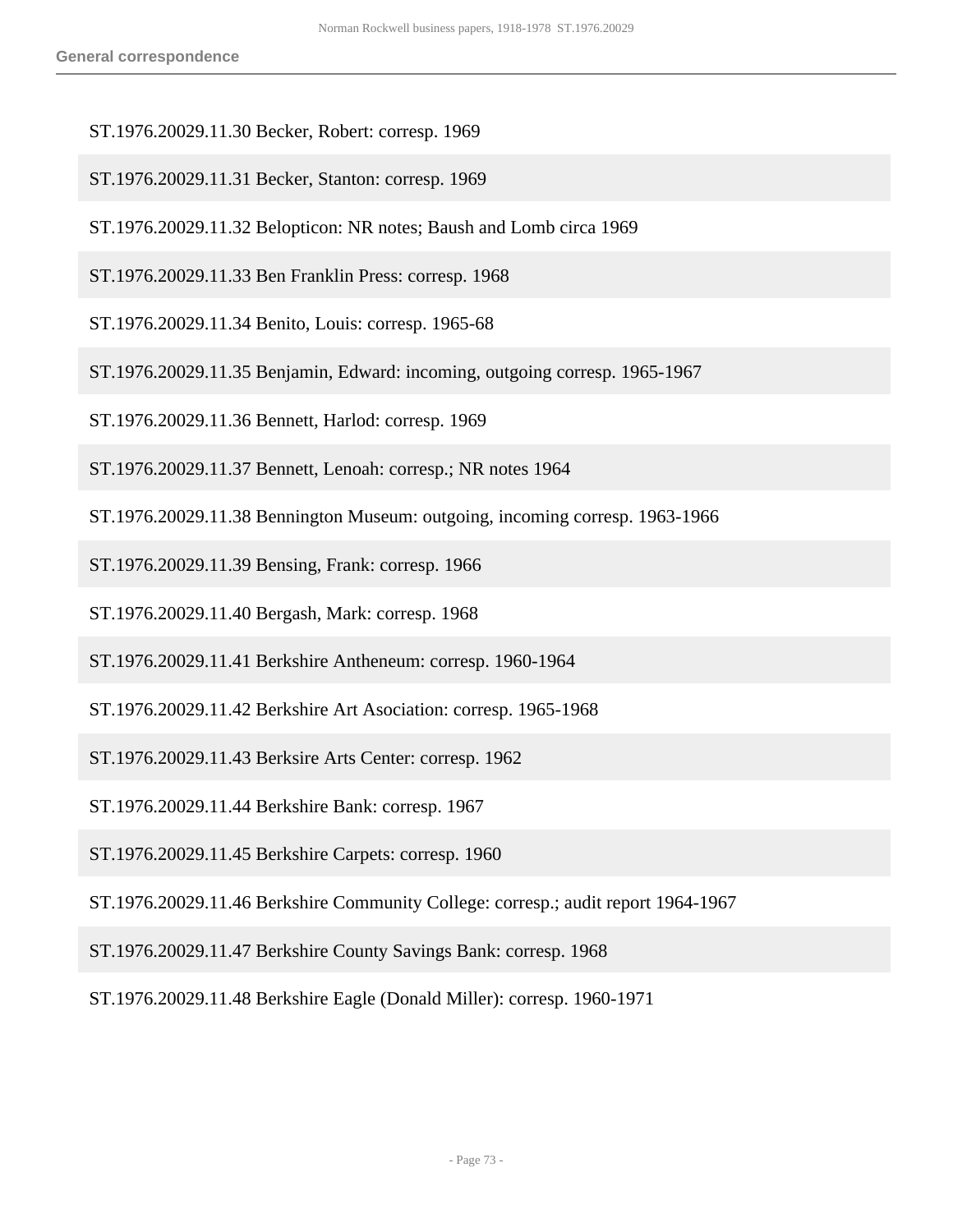ST.1976.20029.11.30 Becker, Robert: corresp. 1969

ST.1976.20029.11.31 Becker, Stanton: corresp. 1969

ST.1976.20029.11.32 Belopticon: NR notes; Baush and Lomb circa 1969

ST.1976.20029.11.33 Ben Franklin Press: corresp. 1968

ST.1976.20029.11.34 Benito, Louis: corresp. 1965-68

ST.1976.20029.11.35 Benjamin, Edward: incoming, outgoing corresp. 1965-1967

ST.1976.20029.11.36 Bennett, Harlod: corresp. 1969

ST.1976.20029.11.37 Bennett, Lenoah: corresp.; NR notes 1964

ST.1976.20029.11.38 Bennington Museum: outgoing, incoming corresp. 1963-1966

ST.1976.20029.11.39 Bensing, Frank: corresp. 1966

ST.1976.20029.11.40 Bergash, Mark: corresp. 1968

ST.1976.20029.11.41 Berkshire Antheneum: corresp. 1960-1964

ST.1976.20029.11.42 Berkshire Art Asociation: corresp. 1965-1968

ST.1976.20029.11.43 Berksire Arts Center: corresp. 1962

ST.1976.20029.11.44 Berkshire Bank: corresp. 1967

ST.1976.20029.11.45 Berkshire Carpets: corresp. 1960

ST.1976.20029.11.46 Berkshire Community College: corresp.; audit report 1964-1967

ST.1976.20029.11.47 Berkshire County Savings Bank: corresp. 1968

ST.1976.20029.11.48 Berkshire Eagle (Donald Miller): corresp. 1960-1971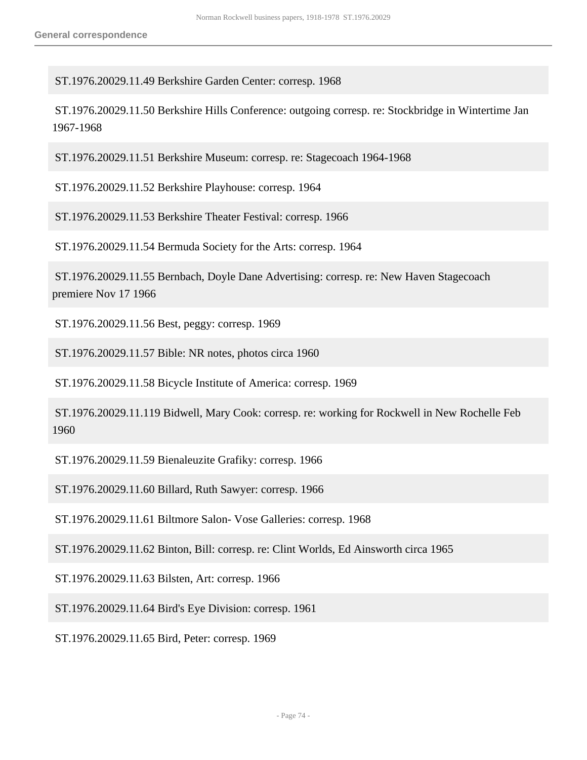ST.1976.20029.11.49 Berkshire Garden Center: corresp. 1968

ST.1976.20029.11.50 Berkshire Hills Conference: outgoing corresp. re: Stockbridge in Wintertime Jan 1967-1968

ST.1976.20029.11.51 Berkshire Museum: corresp. re: Stagecoach 1964-1968

ST.1976.20029.11.52 Berkshire Playhouse: corresp. 1964

ST.1976.20029.11.53 Berkshire Theater Festival: corresp. 1966

ST.1976.20029.11.54 Bermuda Society for the Arts: corresp. 1964

ST.1976.20029.11.55 Bernbach, Doyle Dane Advertising: corresp. re: New Haven Stagecoach premiere Nov 17 1966

ST.1976.20029.11.56 Best, peggy: corresp. 1969

ST.1976.20029.11.57 Bible: NR notes, photos circa 1960

ST.1976.20029.11.58 Bicycle Institute of America: corresp. 1969

ST.1976.20029.11.119 Bidwell, Mary Cook: corresp. re: working for Rockwell in New Rochelle Feb 1960

ST.1976.20029.11.59 Bienaleuzite Grafiky: corresp. 1966

ST.1976.20029.11.60 Billard, Ruth Sawyer: corresp. 1966

ST.1976.20029.11.61 Biltmore Salon- Vose Galleries: corresp. 1968

ST.1976.20029.11.62 Binton, Bill: corresp. re: Clint Worlds, Ed Ainsworth circa 1965

ST.1976.20029.11.63 Bilsten, Art: corresp. 1966

ST.1976.20029.11.64 Bird's Eye Division: corresp. 1961

ST.1976.20029.11.65 Bird, Peter: corresp. 1969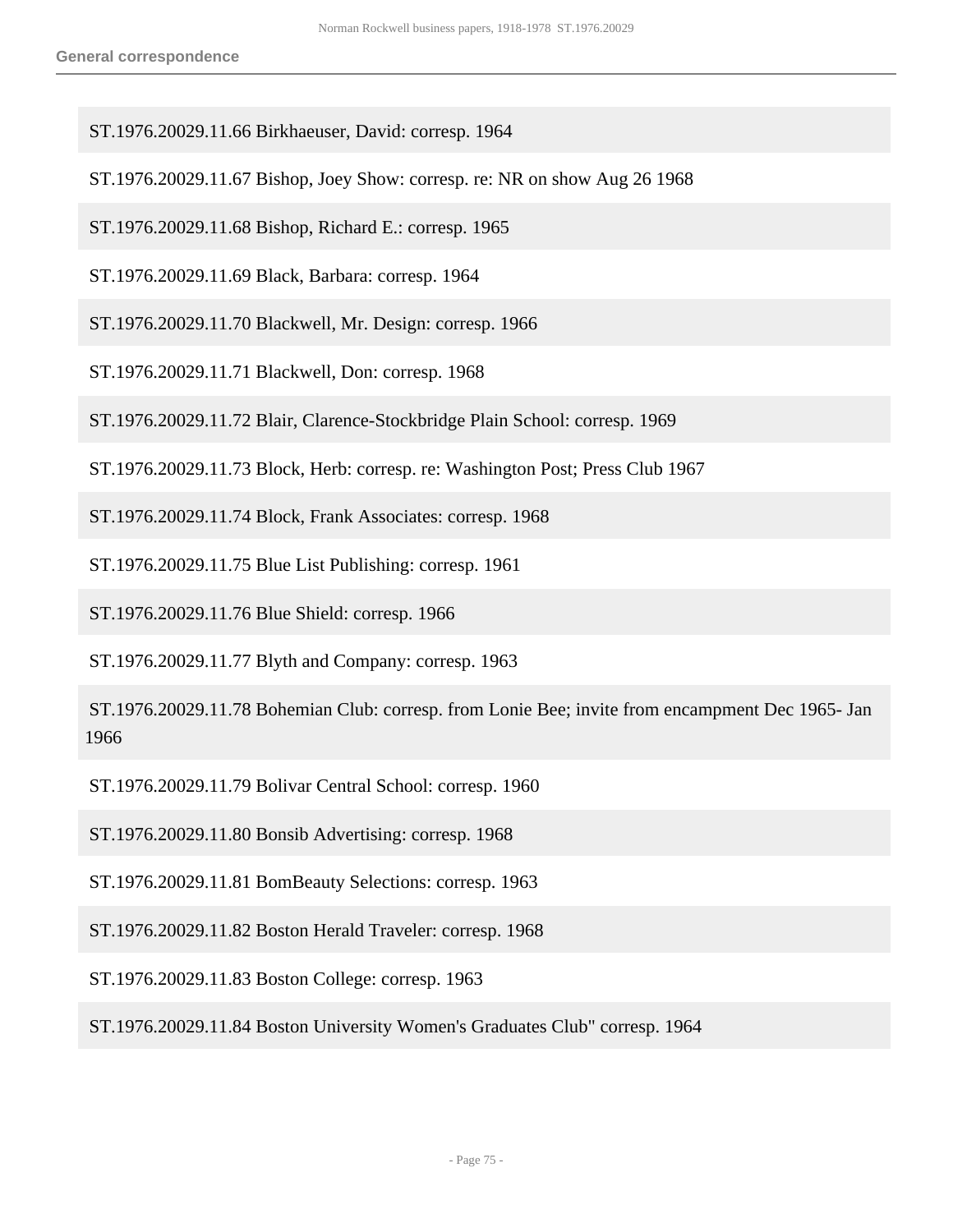ST.1976.20029.11.66 Birkhaeuser, David: corresp. 1964

ST.1976.20029.11.67 Bishop, Joey Show: corresp. re: NR on show Aug 26 1968

ST.1976.20029.11.68 Bishop, Richard E.: corresp. 1965

ST.1976.20029.11.69 Black, Barbara: corresp. 1964

ST.1976.20029.11.70 Blackwell, Mr. Design: corresp. 1966

ST.1976.20029.11.71 Blackwell, Don: corresp. 1968

ST.1976.20029.11.72 Blair, Clarence-Stockbridge Plain School: corresp. 1969

ST.1976.20029.11.73 Block, Herb: corresp. re: Washington Post; Press Club 1967

ST.1976.20029.11.74 Block, Frank Associates: corresp. 1968

ST.1976.20029.11.75 Blue List Publishing: corresp. 1961

ST.1976.20029.11.76 Blue Shield: corresp. 1966

ST.1976.20029.11.77 Blyth and Company: corresp. 1963

ST.1976.20029.11.78 Bohemian Club: corresp. from Lonie Bee; invite from encampment Dec 1965- Jan 1966

ST.1976.20029.11.79 Bolivar Central School: corresp. 1960

ST.1976.20029.11.80 Bonsib Advertising: corresp. 1968

ST.1976.20029.11.81 BomBeauty Selections: corresp. 1963

ST.1976.20029.11.82 Boston Herald Traveler: corresp. 1968

ST.1976.20029.11.83 Boston College: corresp. 1963

ST.1976.20029.11.84 Boston University Women's Graduates Club" corresp. 1964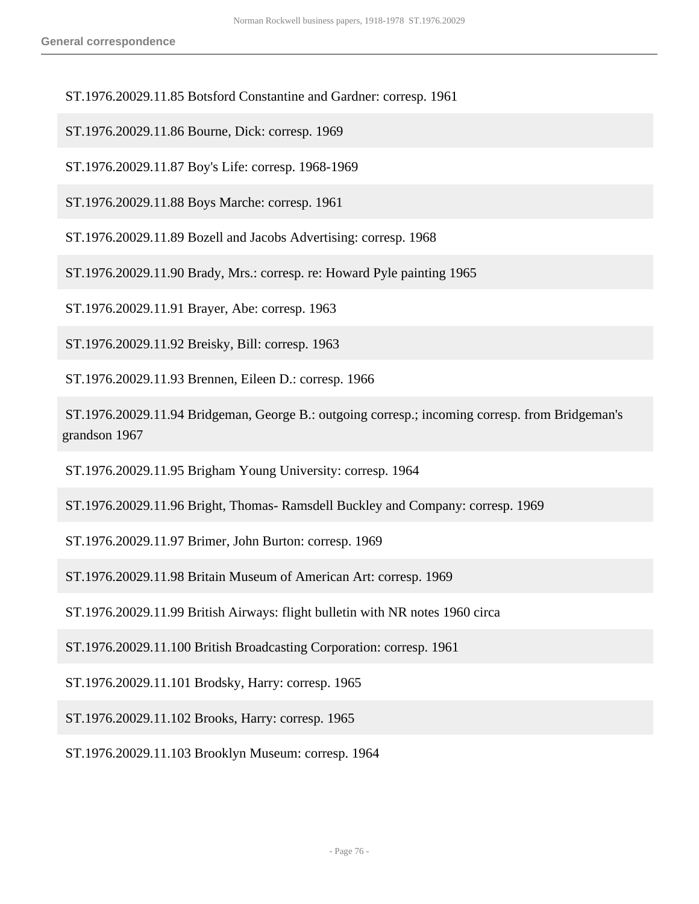ST.1976.20029.11.85 Botsford Constantine and Gardner: corresp. 1961

ST.1976.20029.11.86 Bourne, Dick: corresp. 1969

ST.1976.20029.11.87 Boy's Life: corresp. 1968-1969

ST.1976.20029.11.88 Boys Marche: corresp. 1961

ST.1976.20029.11.89 Bozell and Jacobs Advertising: corresp. 1968

ST.1976.20029.11.90 Brady, Mrs.: corresp. re: Howard Pyle painting 1965

ST.1976.20029.11.91 Brayer, Abe: corresp. 1963

ST.1976.20029.11.92 Breisky, Bill: corresp. 1963

ST.1976.20029.11.93 Brennen, Eileen D.: corresp. 1966

ST.1976.20029.11.94 Bridgeman, George B.: outgoing corresp.; incoming corresp. from Bridgeman's grandson 1967

ST.1976.20029.11.95 Brigham Young University: corresp. 1964

ST.1976.20029.11.96 Bright, Thomas- Ramsdell Buckley and Company: corresp. 1969

ST.1976.20029.11.97 Brimer, John Burton: corresp. 1969

ST.1976.20029.11.98 Britain Museum of American Art: corresp. 1969

ST.1976.20029.11.99 British Airways: flight bulletin with NR notes 1960 circa

ST.1976.20029.11.100 British Broadcasting Corporation: corresp. 1961

ST.1976.20029.11.101 Brodsky, Harry: corresp. 1965

ST.1976.20029.11.102 Brooks, Harry: corresp. 1965

ST.1976.20029.11.103 Brooklyn Museum: corresp. 1964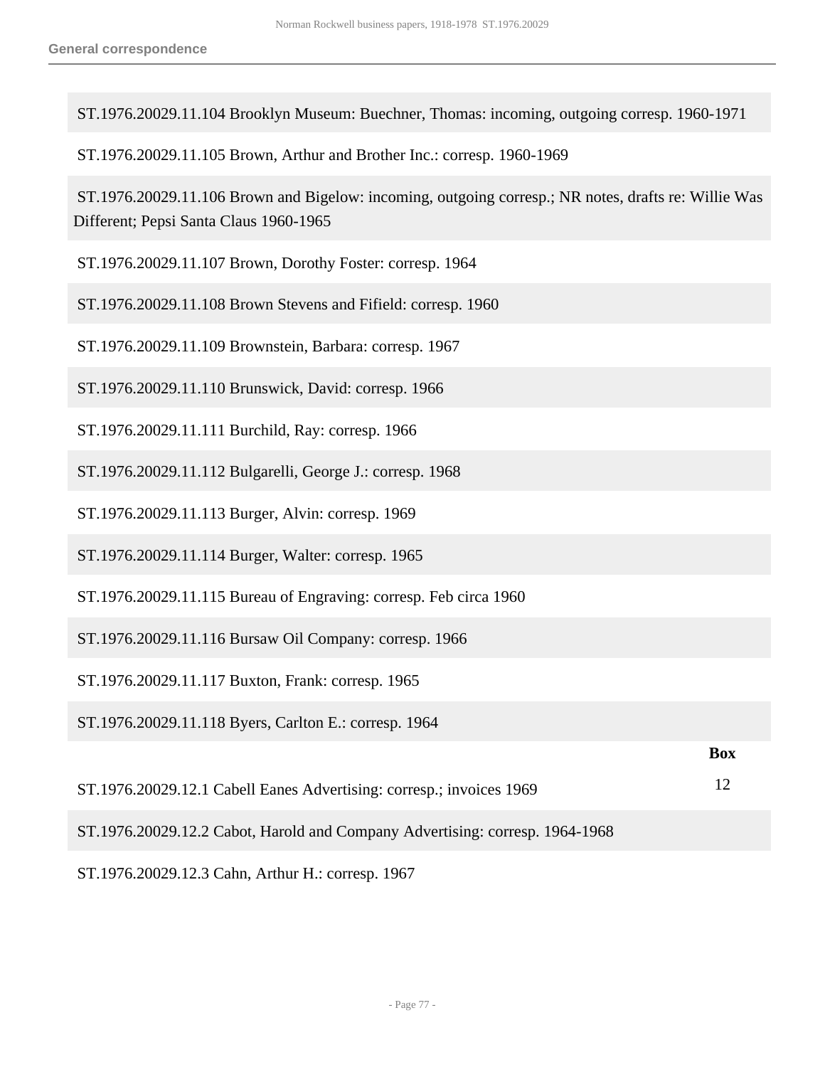ST.1976.20029.11.104 Brooklyn Museum: Buechner, Thomas: incoming, outgoing corresp. 1960-1971

ST.1976.20029.11.105 Brown, Arthur and Brother Inc.: corresp. 1960-1969

ST.1976.20029.11.106 Brown and Bigelow: incoming, outgoing corresp.; NR notes, drafts re: Willie Was Different; Pepsi Santa Claus 1960-1965

ST.1976.20029.11.107 Brown, Dorothy Foster: corresp. 1964

ST.1976.20029.11.108 Brown Stevens and Fifield: corresp. 1960

ST.1976.20029.11.109 Brownstein, Barbara: corresp. 1967

ST.1976.20029.11.110 Brunswick, David: corresp. 1966

ST.1976.20029.11.111 Burchild, Ray: corresp. 1966

ST.1976.20029.11.112 Bulgarelli, George J.: corresp. 1968

ST.1976.20029.11.113 Burger, Alvin: corresp. 1969

ST.1976.20029.11.114 Burger, Walter: corresp. 1965

ST.1976.20029.11.115 Bureau of Engraving: corresp. Feb circa 1960

ST.1976.20029.11.116 Bursaw Oil Company: corresp. 1966

ST.1976.20029.11.117 Buxton, Frank: corresp. 1965

ST.1976.20029.11.118 Byers, Carlton E.: corresp. 1964

**Box** 12

ST.1976.20029.12.1 Cabell Eanes Advertising: corresp.; invoices 1969

ST.1976.20029.12.2 Cabot, Harold and Company Advertising: corresp. 1964-1968

ST.1976.20029.12.3 Cahn, Arthur H.: corresp. 1967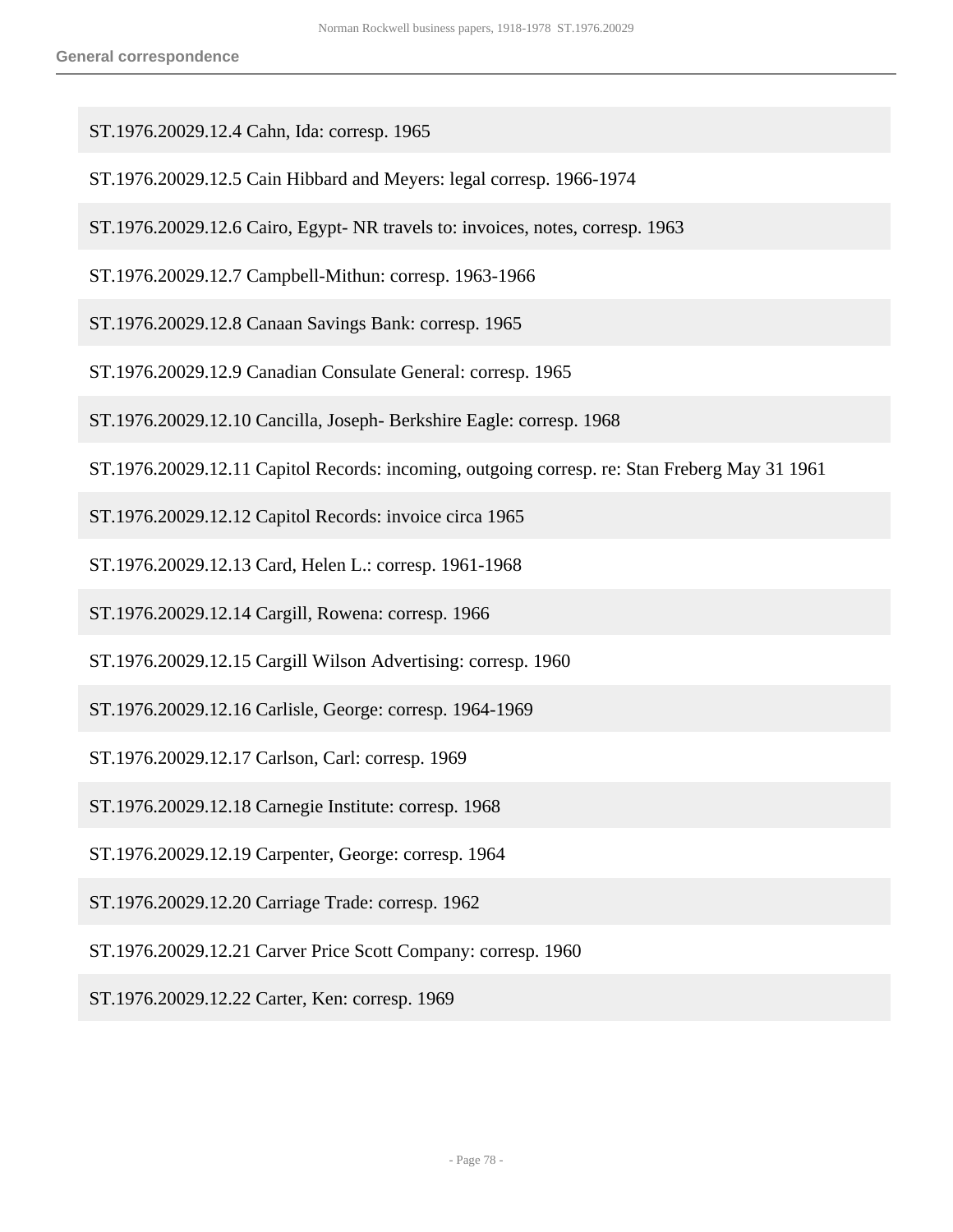ST.1976.20029.12.4 Cahn, Ida: corresp. 1965

ST.1976.20029.12.5 Cain Hibbard and Meyers: legal corresp. 1966-1974

ST.1976.20029.12.6 Cairo, Egypt- NR travels to: invoices, notes, corresp. 1963

ST.1976.20029.12.7 Campbell-Mithun: corresp. 1963-1966

ST.1976.20029.12.8 Canaan Savings Bank: corresp. 1965

ST.1976.20029.12.9 Canadian Consulate General: corresp. 1965

ST.1976.20029.12.10 Cancilla, Joseph- Berkshire Eagle: corresp. 1968

ST.1976.20029.12.11 Capitol Records: incoming, outgoing corresp. re: Stan Freberg May 31 1961

ST.1976.20029.12.12 Capitol Records: invoice circa 1965

ST.1976.20029.12.13 Card, Helen L.: corresp. 1961-1968

ST.1976.20029.12.14 Cargill, Rowena: corresp. 1966

ST.1976.20029.12.15 Cargill Wilson Advertising: corresp. 1960

ST.1976.20029.12.16 Carlisle, George: corresp. 1964-1969

ST.1976.20029.12.17 Carlson, Carl: corresp. 1969

ST.1976.20029.12.18 Carnegie Institute: corresp. 1968

ST.1976.20029.12.19 Carpenter, George: corresp. 1964

ST.1976.20029.12.20 Carriage Trade: corresp. 1962

ST.1976.20029.12.21 Carver Price Scott Company: corresp. 1960

ST.1976.20029.12.22 Carter, Ken: corresp. 1969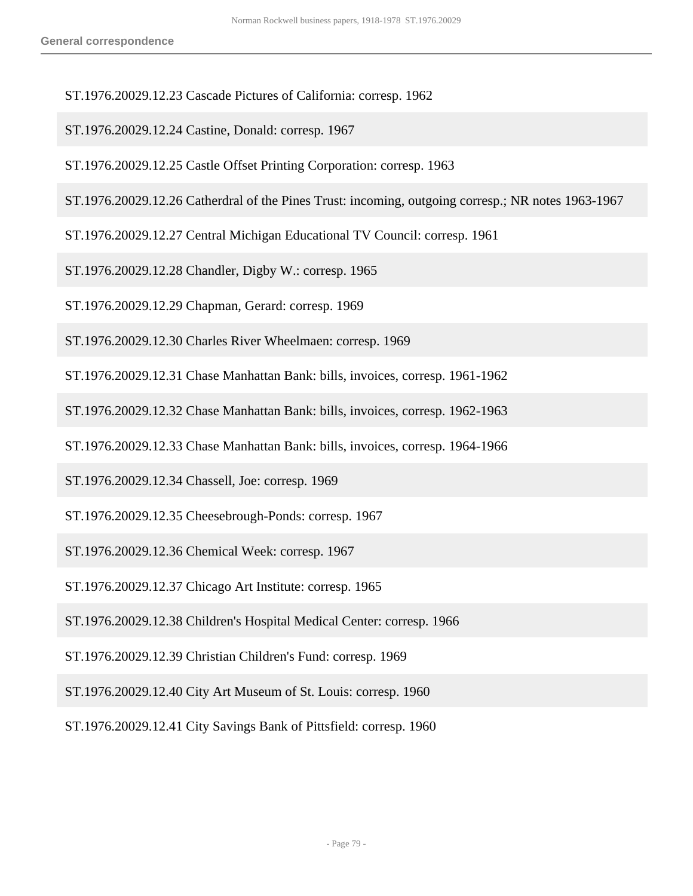ST.1976.20029.12.23 Cascade Pictures of California: corresp. 1962

ST.1976.20029.12.24 Castine, Donald: corresp. 1967

ST.1976.20029.12.25 Castle Offset Printing Corporation: corresp. 1963

ST.1976.20029.12.26 Catherdral of the Pines Trust: incoming, outgoing corresp.; NR notes 1963-1967

ST.1976.20029.12.27 Central Michigan Educational TV Council: corresp. 1961

ST.1976.20029.12.28 Chandler, Digby W.: corresp. 1965

ST.1976.20029.12.29 Chapman, Gerard: corresp. 1969

ST.1976.20029.12.30 Charles River Wheelmaen: corresp. 1969

ST.1976.20029.12.31 Chase Manhattan Bank: bills, invoices, corresp. 1961-1962

ST.1976.20029.12.32 Chase Manhattan Bank: bills, invoices, corresp. 1962-1963

ST.1976.20029.12.33 Chase Manhattan Bank: bills, invoices, corresp. 1964-1966

ST.1976.20029.12.34 Chassell, Joe: corresp. 1969

ST.1976.20029.12.35 Cheesebrough-Ponds: corresp. 1967

ST.1976.20029.12.36 Chemical Week: corresp. 1967

ST.1976.20029.12.37 Chicago Art Institute: corresp. 1965

ST.1976.20029.12.38 Children's Hospital Medical Center: corresp. 1966

ST.1976.20029.12.39 Christian Children's Fund: corresp. 1969

ST.1976.20029.12.40 City Art Museum of St. Louis: corresp. 1960

ST.1976.20029.12.41 City Savings Bank of Pittsfield: corresp. 1960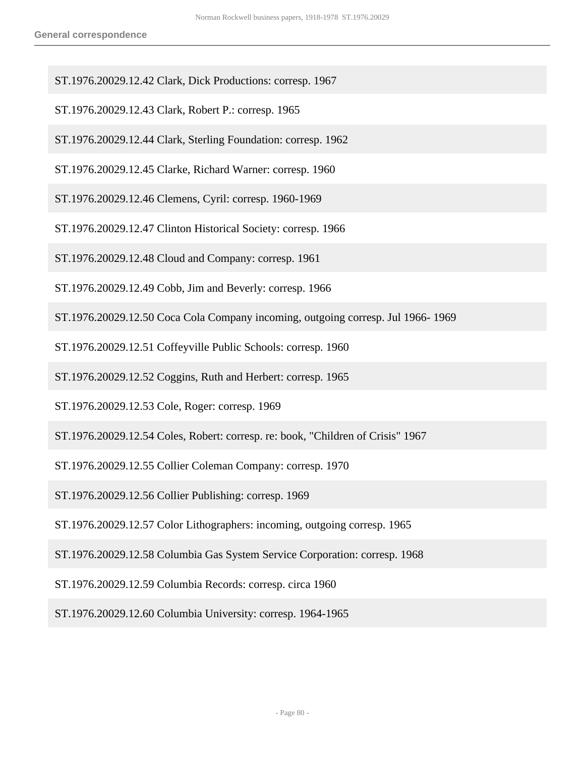ST.1976.20029.12.42 Clark, Dick Productions: corresp. 1967

ST.1976.20029.12.43 Clark, Robert P.: corresp. 1965

ST.1976.20029.12.44 Clark, Sterling Foundation: corresp. 1962

ST.1976.20029.12.45 Clarke, Richard Warner: corresp. 1960

ST.1976.20029.12.46 Clemens, Cyril: corresp. 1960-1969

ST.1976.20029.12.47 Clinton Historical Society: corresp. 1966

ST.1976.20029.12.48 Cloud and Company: corresp. 1961

ST.1976.20029.12.49 Cobb, Jim and Beverly: corresp. 1966

ST.1976.20029.12.50 Coca Cola Company incoming, outgoing corresp. Jul 1966- 1969

ST.1976.20029.12.51 Coffeyville Public Schools: corresp. 1960

ST.1976.20029.12.52 Coggins, Ruth and Herbert: corresp. 1965

ST.1976.20029.12.53 Cole, Roger: corresp. 1969

ST.1976.20029.12.54 Coles, Robert: corresp. re: book, "Children of Crisis" 1967

ST.1976.20029.12.55 Collier Coleman Company: corresp. 1970

ST.1976.20029.12.56 Collier Publishing: corresp. 1969

ST.1976.20029.12.57 Color Lithographers: incoming, outgoing corresp. 1965

ST.1976.20029.12.58 Columbia Gas System Service Corporation: corresp. 1968

ST.1976.20029.12.59 Columbia Records: corresp. circa 1960

ST.1976.20029.12.60 Columbia University: corresp. 1964-1965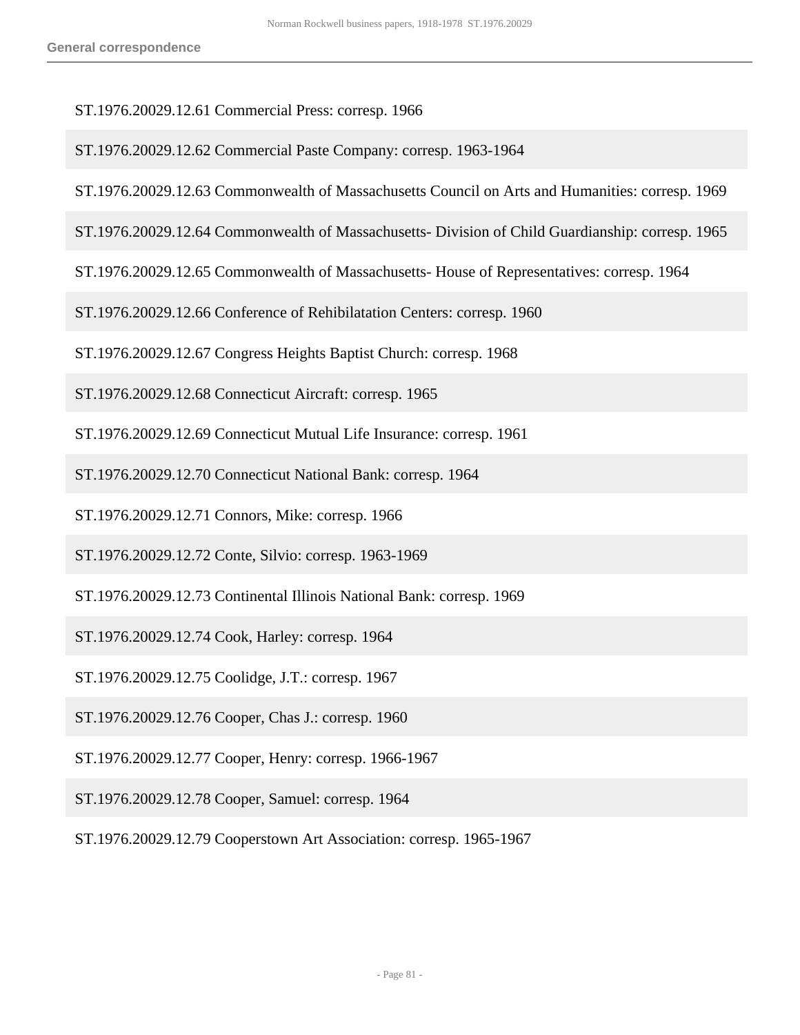ST.1976.20029.12.61 Commercial Press: corresp. 1966

ST.1976.20029.12.62 Commercial Paste Company: corresp. 1963-1964

ST.1976.20029.12.63 Commonwealth of Massachusetts Council on Arts and Humanities: corresp. 1969

ST.1976.20029.12.64 Commonwealth of Massachusetts- Division of Child Guardianship: corresp. 1965

ST.1976.20029.12.65 Commonwealth of Massachusetts- House of Representatives: corresp. 1964

ST.1976.20029.12.66 Conference of Rehibilatation Centers: corresp. 1960

ST.1976.20029.12.67 Congress Heights Baptist Church: corresp. 1968

ST.1976.20029.12.68 Connecticut Aircraft: corresp. 1965

ST.1976.20029.12.69 Connecticut Mutual Life Insurance: corresp. 1961

ST.1976.20029.12.70 Connecticut National Bank: corresp. 1964

ST.1976.20029.12.71 Connors, Mike: corresp. 1966

ST.1976.20029.12.72 Conte, Silvio: corresp. 1963-1969

ST.1976.20029.12.73 Continental Illinois National Bank: corresp. 1969

ST.1976.20029.12.74 Cook, Harley: corresp. 1964

ST.1976.20029.12.75 Coolidge, J.T.: corresp. 1967

ST.1976.20029.12.76 Cooper, Chas J.: corresp. 1960

ST.1976.20029.12.77 Cooper, Henry: corresp. 1966-1967

ST.1976.20029.12.78 Cooper, Samuel: corresp. 1964

ST.1976.20029.12.79 Cooperstown Art Association: corresp. 1965-1967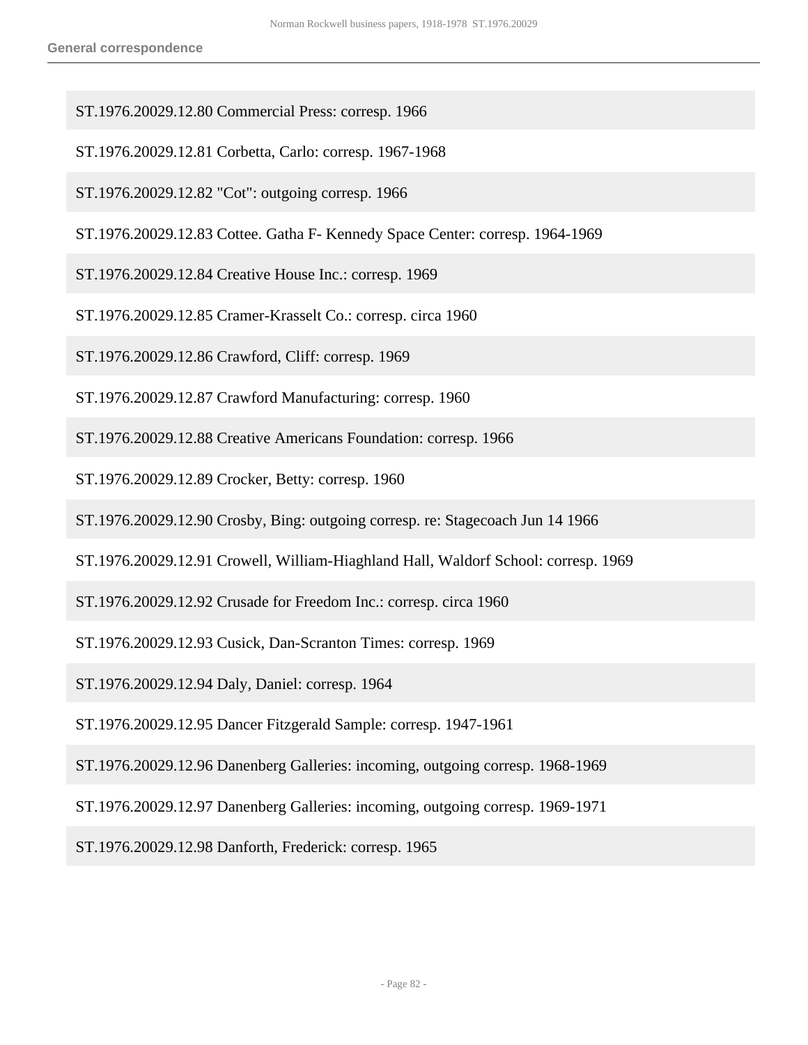ST.1976.20029.12.80 Commercial Press: corresp. 1966

ST.1976.20029.12.81 Corbetta, Carlo: corresp. 1967-1968

ST.1976.20029.12.82 "Cot": outgoing corresp. 1966

ST.1976.20029.12.83 Cottee. Gatha F- Kennedy Space Center: corresp. 1964-1969

ST.1976.20029.12.84 Creative House Inc.: corresp. 1969

ST.1976.20029.12.85 Cramer-Krasselt Co.: corresp. circa 1960

ST.1976.20029.12.86 Crawford, Cliff: corresp. 1969

ST.1976.20029.12.87 Crawford Manufacturing: corresp. 1960

ST.1976.20029.12.88 Creative Americans Foundation: corresp. 1966

ST.1976.20029.12.89 Crocker, Betty: corresp. 1960

ST.1976.20029.12.90 Crosby, Bing: outgoing corresp. re: Stagecoach Jun 14 1966

ST.1976.20029.12.91 Crowell, William-Hiaghland Hall, Waldorf School: corresp. 1969

ST.1976.20029.12.92 Crusade for Freedom Inc.: corresp. circa 1960

ST.1976.20029.12.93 Cusick, Dan-Scranton Times: corresp. 1969

ST.1976.20029.12.94 Daly, Daniel: corresp. 1964

ST.1976.20029.12.95 Dancer Fitzgerald Sample: corresp. 1947-1961

ST.1976.20029.12.96 Danenberg Galleries: incoming, outgoing corresp. 1968-1969

ST.1976.20029.12.97 Danenberg Galleries: incoming, outgoing corresp. 1969-1971

ST.1976.20029.12.98 Danforth, Frederick: corresp. 1965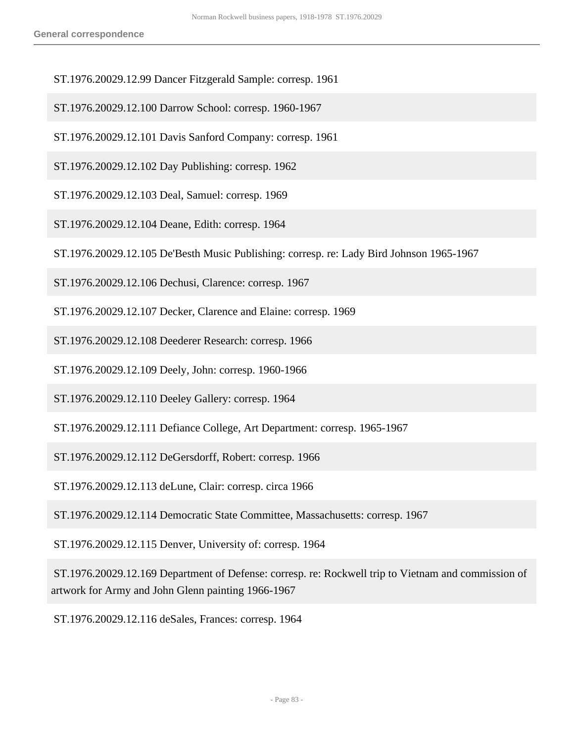ST.1976.20029.12.99 Dancer Fitzgerald Sample: corresp. 1961

ST.1976.20029.12.100 Darrow School: corresp. 1960-1967

ST.1976.20029.12.101 Davis Sanford Company: corresp. 1961

ST.1976.20029.12.102 Day Publishing: corresp. 1962

ST.1976.20029.12.103 Deal, Samuel: corresp. 1969

ST.1976.20029.12.104 Deane, Edith: corresp. 1964

ST.1976.20029.12.105 De'Besth Music Publishing: corresp. re: Lady Bird Johnson 1965-1967

ST.1976.20029.12.106 Dechusi, Clarence: corresp. 1967

ST.1976.20029.12.107 Decker, Clarence and Elaine: corresp. 1969

ST.1976.20029.12.108 Deederer Research: corresp. 1966

ST.1976.20029.12.109 Deely, John: corresp. 1960-1966

ST.1976.20029.12.110 Deeley Gallery: corresp. 1964

ST.1976.20029.12.111 Defiance College, Art Department: corresp. 1965-1967

ST.1976.20029.12.112 DeGersdorff, Robert: corresp. 1966

ST.1976.20029.12.113 deLune, Clair: corresp. circa 1966

ST.1976.20029.12.114 Democratic State Committee, Massachusetts: corresp. 1967

ST.1976.20029.12.115 Denver, University of: corresp. 1964

ST.1976.20029.12.169 Department of Defense: corresp. re: Rockwell trip to Vietnam and commission of artwork for Army and John Glenn painting 1966-1967

ST.1976.20029.12.116 deSales, Frances: corresp. 1964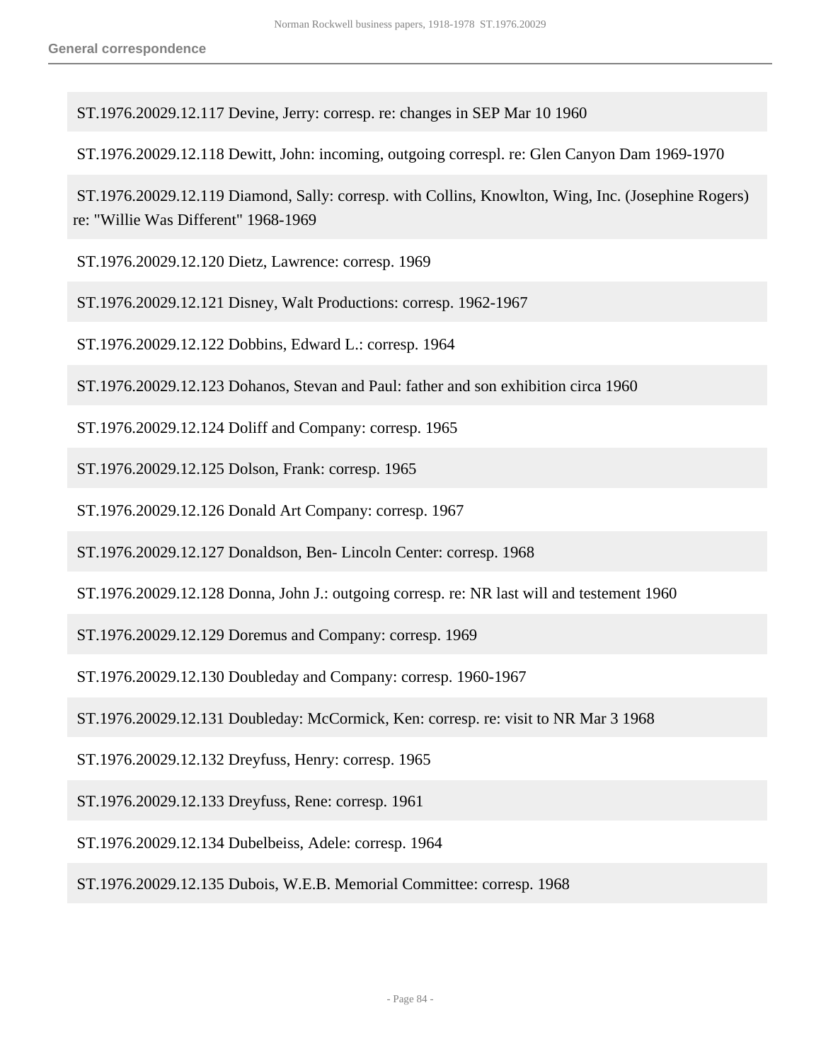ST.1976.20029.12.117 Devine, Jerry: corresp. re: changes in SEP Mar 10 1960

ST.1976.20029.12.118 Dewitt, John: incoming, outgoing correspl. re: Glen Canyon Dam 1969-1970

ST.1976.20029.12.119 Diamond, Sally: corresp. with Collins, Knowlton, Wing, Inc. (Josephine Rogers) re: "Willie Was Different" 1968-1969

ST.1976.20029.12.120 Dietz, Lawrence: corresp. 1969

ST.1976.20029.12.121 Disney, Walt Productions: corresp. 1962-1967

ST.1976.20029.12.122 Dobbins, Edward L.: corresp. 1964

ST.1976.20029.12.123 Dohanos, Stevan and Paul: father and son exhibition circa 1960

ST.1976.20029.12.124 Doliff and Company: corresp. 1965

ST.1976.20029.12.125 Dolson, Frank: corresp. 1965

ST.1976.20029.12.126 Donald Art Company: corresp. 1967

ST.1976.20029.12.127 Donaldson, Ben- Lincoln Center: corresp. 1968

ST.1976.20029.12.128 Donna, John J.: outgoing corresp. re: NR last will and testement 1960

ST.1976.20029.12.129 Doremus and Company: corresp. 1969

ST.1976.20029.12.130 Doubleday and Company: corresp. 1960-1967

ST.1976.20029.12.131 Doubleday: McCormick, Ken: corresp. re: visit to NR Mar 3 1968

ST.1976.20029.12.132 Dreyfuss, Henry: corresp. 1965

ST.1976.20029.12.133 Dreyfuss, Rene: corresp. 1961

ST.1976.20029.12.134 Dubelbeiss, Adele: corresp. 1964

ST.1976.20029.12.135 Dubois, W.E.B. Memorial Committee: corresp. 1968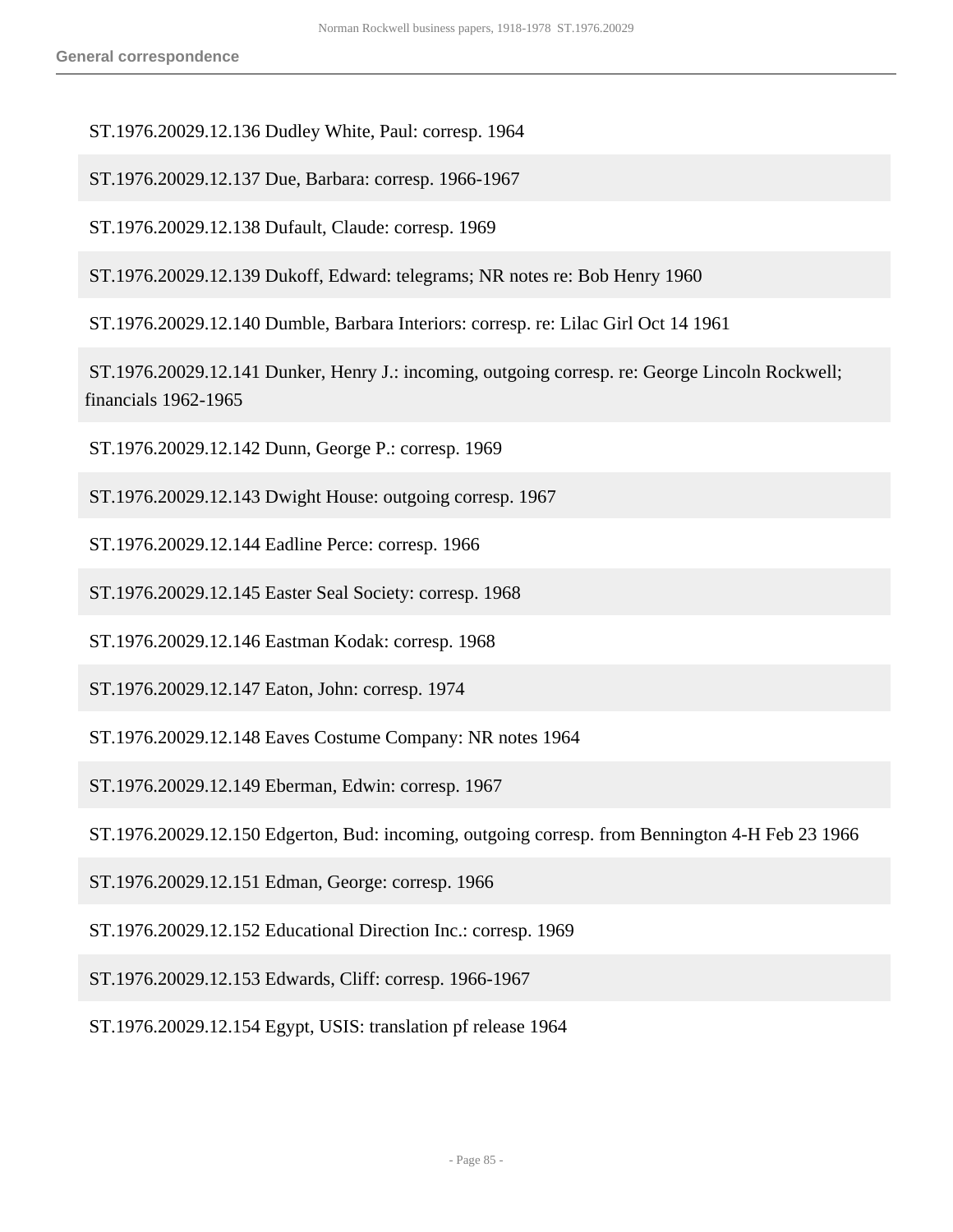ST.1976.20029.12.136 Dudley White, Paul: corresp. 1964

ST.1976.20029.12.137 Due, Barbara: corresp. 1966-1967

ST.1976.20029.12.138 Dufault, Claude: corresp. 1969

ST.1976.20029.12.139 Dukoff, Edward: telegrams; NR notes re: Bob Henry 1960

ST.1976.20029.12.140 Dumble, Barbara Interiors: corresp. re: Lilac Girl Oct 14 1961

ST.1976.20029.12.141 Dunker, Henry J.: incoming, outgoing corresp. re: George Lincoln Rockwell; financials 1962-1965

ST.1976.20029.12.142 Dunn, George P.: corresp. 1969

ST.1976.20029.12.143 Dwight House: outgoing corresp. 1967

ST.1976.20029.12.144 Eadline Perce: corresp. 1966

ST.1976.20029.12.145 Easter Seal Society: corresp. 1968

ST.1976.20029.12.146 Eastman Kodak: corresp. 1968

ST.1976.20029.12.147 Eaton, John: corresp. 1974

ST.1976.20029.12.148 Eaves Costume Company: NR notes 1964

ST.1976.20029.12.149 Eberman, Edwin: corresp. 1967

ST.1976.20029.12.150 Edgerton, Bud: incoming, outgoing corresp. from Bennington 4-H Feb 23 1966

ST.1976.20029.12.151 Edman, George: corresp. 1966

ST.1976.20029.12.152 Educational Direction Inc.: corresp. 1969

ST.1976.20029.12.153 Edwards, Cliff: corresp. 1966-1967

ST.1976.20029.12.154 Egypt, USIS: translation pf release 1964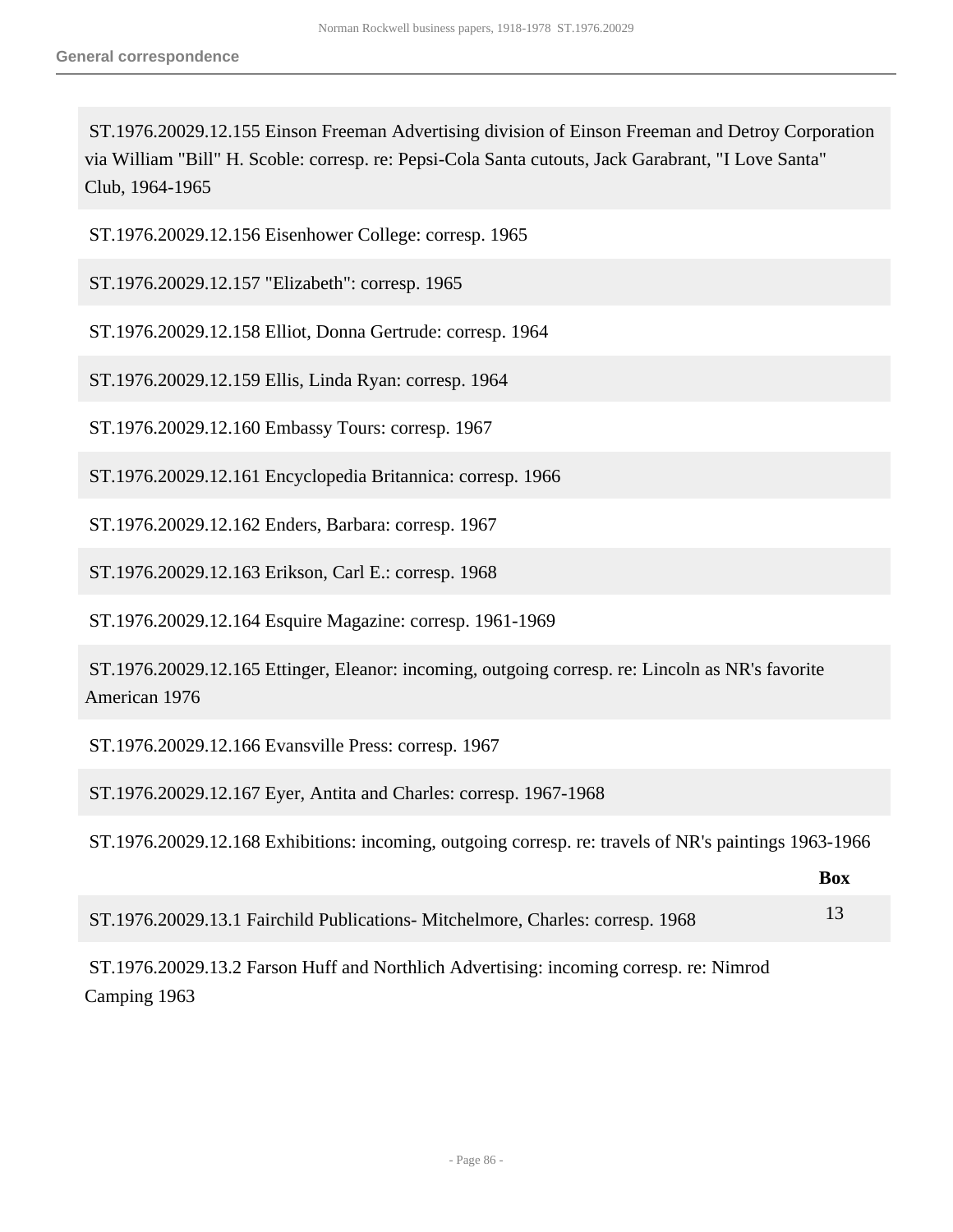**General correspondence**

ST.1976.20029.12.155 Einson Freeman Advertising division of Einson Freeman and Detroy Corporation via William "Bill" H. Scoble: corresp. re: Pepsi-Cola Santa cutouts, Jack Garabrant, "I Love Santa" Club, 1964-1965

ST.1976.20029.12.156 Eisenhower College: corresp. 1965

ST.1976.20029.12.157 "Elizabeth": corresp. 1965

ST.1976.20029.12.158 Elliot, Donna Gertrude: corresp. 1964

ST.1976.20029.12.159 Ellis, Linda Ryan: corresp. 1964

ST.1976.20029.12.160 Embassy Tours: corresp. 1967

ST.1976.20029.12.161 Encyclopedia Britannica: corresp. 1966

ST.1976.20029.12.162 Enders, Barbara: corresp. 1967

ST.1976.20029.12.163 Erikson, Carl E.: corresp. 1968

ST.1976.20029.12.164 Esquire Magazine: corresp. 1961-1969

ST.1976.20029.12.165 Ettinger, Eleanor: incoming, outgoing corresp. re: Lincoln as NR's favorite American 1976

ST.1976.20029.12.166 Evansville Press: corresp. 1967

ST.1976.20029.12.167 Eyer, Antita and Charles: corresp. 1967-1968

ST.1976.20029.12.168 Exhibitions: incoming, outgoing corresp. re: travels of NR's paintings 1963-1966

| | Box |
|---|---|
| ST.1976.20029.13.1 Fairchild Publications- Mitchelmore, Charles: corresp. 1968 | 13 |

ST.1976.20029.13.2 Farson Huff and Northlich Advertising: incoming corresp. re: Nimrod Camping 1963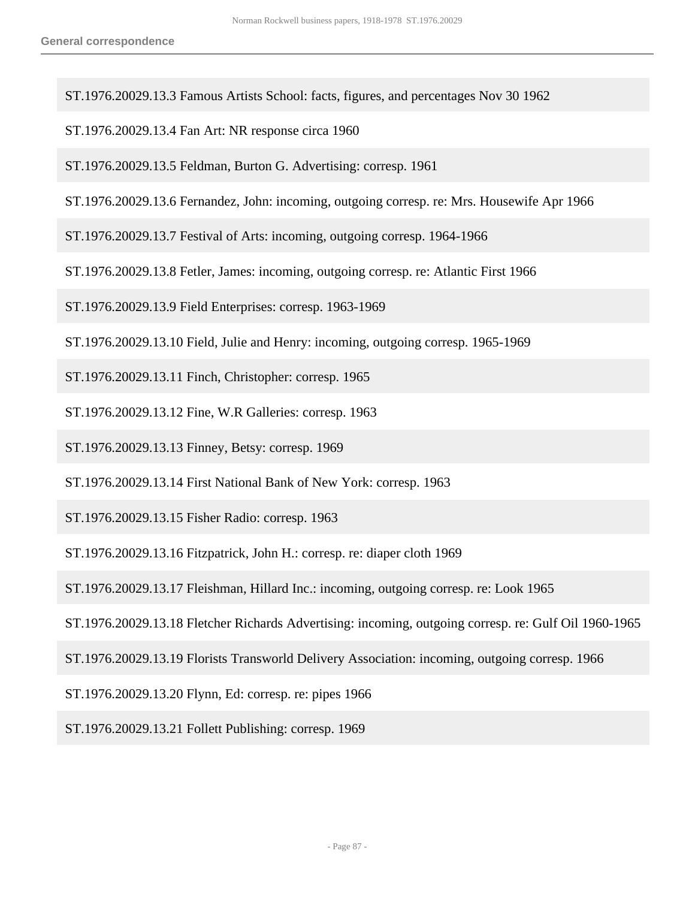ST.1976.20029.13.3 Famous Artists School: facts, figures, and percentages Nov 30 1962

ST.1976.20029.13.4 Fan Art: NR response circa 1960

ST.1976.20029.13.5 Feldman, Burton G. Advertising: corresp. 1961

ST.1976.20029.13.6 Fernandez, John: incoming, outgoing corresp. re: Mrs. Housewife Apr 1966

ST.1976.20029.13.7 Festival of Arts: incoming, outgoing corresp. 1964-1966

ST.1976.20029.13.8 Fetler, James: incoming, outgoing corresp. re: Atlantic First 1966

ST.1976.20029.13.9 Field Enterprises: corresp. 1963-1969

ST.1976.20029.13.10 Field, Julie and Henry: incoming, outgoing corresp. 1965-1969

ST.1976.20029.13.11 Finch, Christopher: corresp. 1965

ST.1976.20029.13.12 Fine, W.R Galleries: corresp. 1963

ST.1976.20029.13.13 Finney, Betsy: corresp. 1969

ST.1976.20029.13.14 First National Bank of New York: corresp. 1963

ST.1976.20029.13.15 Fisher Radio: corresp. 1963

ST.1976.20029.13.16 Fitzpatrick, John H.: corresp. re: diaper cloth 1969

ST.1976.20029.13.17 Fleishman, Hillard Inc.: incoming, outgoing corresp. re: Look 1965

ST.1976.20029.13.18 Fletcher Richards Advertising: incoming, outgoing corresp. re: Gulf Oil 1960-1965

ST.1976.20029.13.19 Florists Transworld Delivery Association: incoming, outgoing corresp. 1966

ST.1976.20029.13.20 Flynn, Ed: corresp. re: pipes 1966

ST.1976.20029.13.21 Follett Publishing: corresp. 1969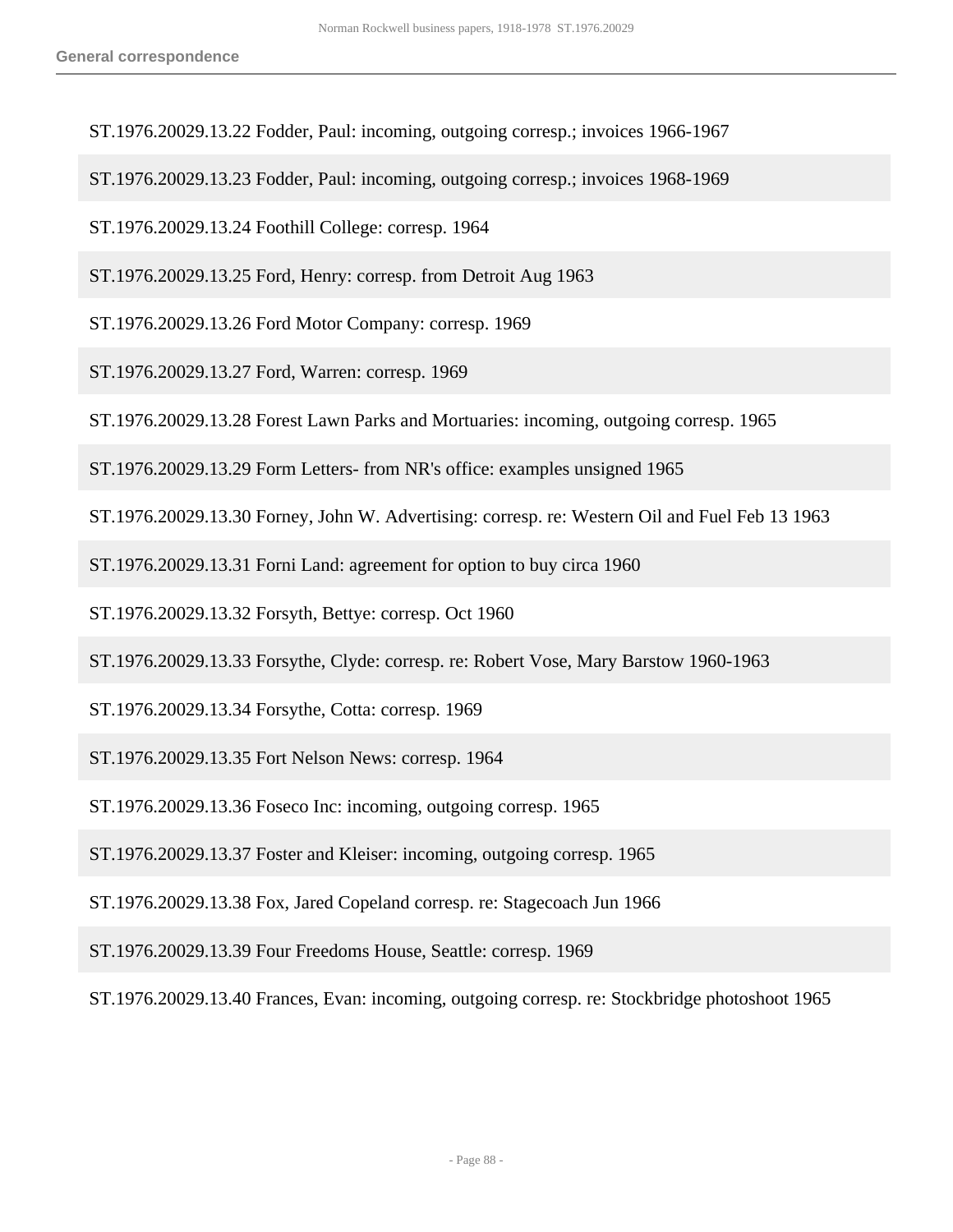ST.1976.20029.13.22 Fodder, Paul: incoming, outgoing corresp.; invoices 1966-1967

ST.1976.20029.13.23 Fodder, Paul: incoming, outgoing corresp.; invoices 1968-1969

ST.1976.20029.13.24 Foothill College: corresp. 1964

ST.1976.20029.13.25 Ford, Henry: corresp. from Detroit Aug 1963

ST.1976.20029.13.26 Ford Motor Company: corresp. 1969

ST.1976.20029.13.27 Ford, Warren: corresp. 1969

ST.1976.20029.13.28 Forest Lawn Parks and Mortuaries: incoming, outgoing corresp. 1965

ST.1976.20029.13.29 Form Letters- from NR's office: examples unsigned 1965

ST.1976.20029.13.30 Forney, John W. Advertising: corresp. re: Western Oil and Fuel Feb 13 1963

ST.1976.20029.13.31 Forni Land: agreement for option to buy circa 1960

ST.1976.20029.13.32 Forsyth, Bettye: corresp. Oct 1960

ST.1976.20029.13.33 Forsythe, Clyde: corresp. re: Robert Vose, Mary Barstow 1960-1963

ST.1976.20029.13.34 Forsythe, Cotta: corresp. 1969

ST.1976.20029.13.35 Fort Nelson News: corresp. 1964

ST.1976.20029.13.36 Foseco Inc: incoming, outgoing corresp. 1965

ST.1976.20029.13.37 Foster and Kleiser: incoming, outgoing corresp. 1965

ST.1976.20029.13.38 Fox, Jared Copeland corresp. re: Stagecoach Jun 1966

ST.1976.20029.13.39 Four Freedoms House, Seattle: corresp. 1969

ST.1976.20029.13.40 Frances, Evan: incoming, outgoing corresp. re: Stockbridge photoshoot 1965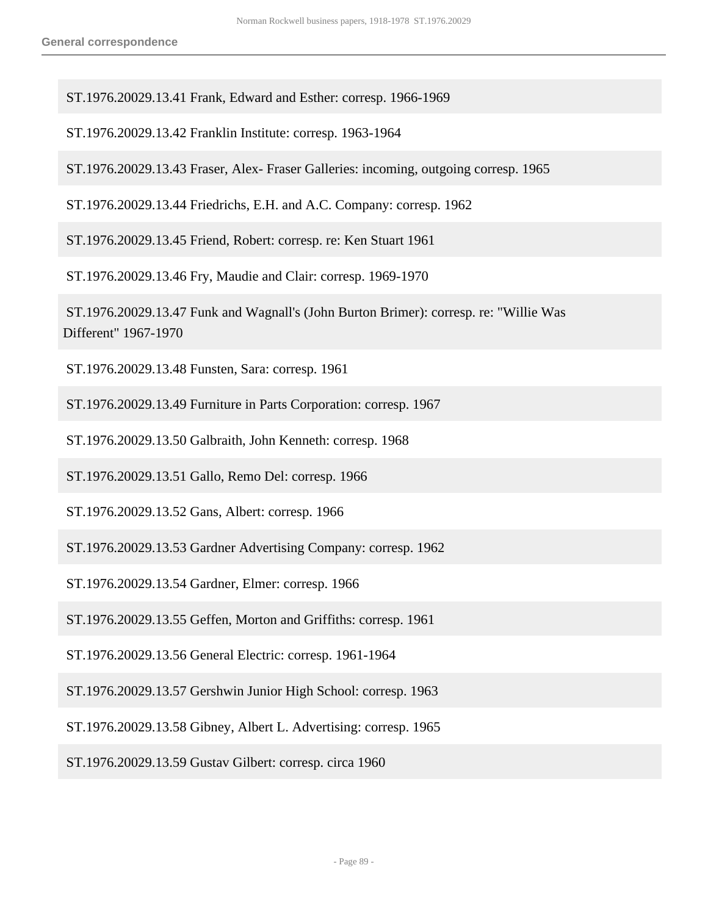ST.1976.20029.13.41 Frank, Edward and Esther: corresp. 1966-1969

ST.1976.20029.13.42 Franklin Institute: corresp. 1963-1964

ST.1976.20029.13.43 Fraser, Alex- Fraser Galleries: incoming, outgoing corresp. 1965

ST.1976.20029.13.44 Friedrichs, E.H. and A.C. Company: corresp. 1962

ST.1976.20029.13.45 Friend, Robert: corresp. re: Ken Stuart 1961

ST.1976.20029.13.46 Fry, Maudie and Clair: corresp. 1969-1970

ST.1976.20029.13.47 Funk and Wagnall's (John Burton Brimer): corresp. re: "Willie Was Different" 1967-1970

ST.1976.20029.13.48 Funsten, Sara: corresp. 1961

ST.1976.20029.13.49 Furniture in Parts Corporation: corresp. 1967

ST.1976.20029.13.50 Galbraith, John Kenneth: corresp. 1968

ST.1976.20029.13.51 Gallo, Remo Del: corresp. 1966

ST.1976.20029.13.52 Gans, Albert: corresp. 1966

ST.1976.20029.13.53 Gardner Advertising Company: corresp. 1962

ST.1976.20029.13.54 Gardner, Elmer: corresp. 1966

ST.1976.20029.13.55 Geffen, Morton and Griffiths: corresp. 1961

ST.1976.20029.13.56 General Electric: corresp. 1961-1964

ST.1976.20029.13.57 Gershwin Junior High School: corresp. 1963

ST.1976.20029.13.58 Gibney, Albert L. Advertising: corresp. 1965

ST.1976.20029.13.59 Gustav Gilbert: corresp. circa 1960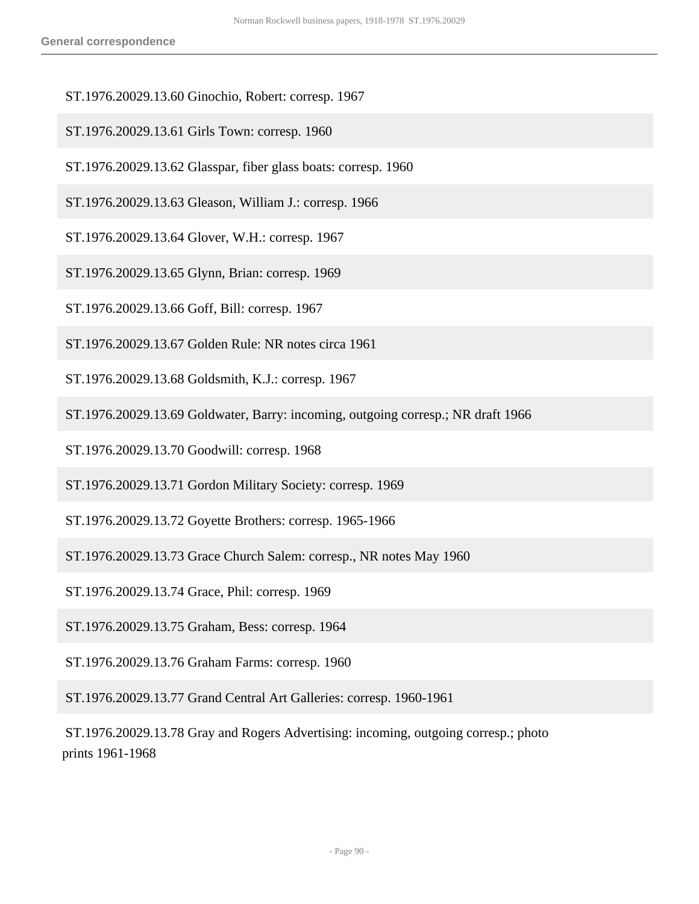ST.1976.20029.13.60 Ginochio, Robert: corresp. 1967

ST.1976.20029.13.61 Girls Town: corresp. 1960

ST.1976.20029.13.62 Glasspar, fiber glass boats: corresp. 1960

ST.1976.20029.13.63 Gleason, William J.: corresp. 1966

ST.1976.20029.13.64 Glover, W.H.: corresp. 1967

ST.1976.20029.13.65 Glynn, Brian: corresp. 1969

ST.1976.20029.13.66 Goff, Bill: corresp. 1967

ST.1976.20029.13.67 Golden Rule: NR notes circa 1961

ST.1976.20029.13.68 Goldsmith, K.J.: corresp. 1967

ST.1976.20029.13.69 Goldwater, Barry: incoming, outgoing corresp.; NR draft 1966

ST.1976.20029.13.70 Goodwill: corresp. 1968

ST.1976.20029.13.71 Gordon Military Society: corresp. 1969

ST.1976.20029.13.72 Goyette Brothers: corresp. 1965-1966

ST.1976.20029.13.73 Grace Church Salem: corresp., NR notes May 1960

ST.1976.20029.13.74 Grace, Phil: corresp. 1969

ST.1976.20029.13.75 Graham, Bess: corresp. 1964

ST.1976.20029.13.76 Graham Farms: corresp. 1960

ST.1976.20029.13.77 Grand Central Art Galleries: corresp. 1960-1961

ST.1976.20029.13.78 Gray and Rogers Advertising: incoming, outgoing corresp.; photo prints 1961-1968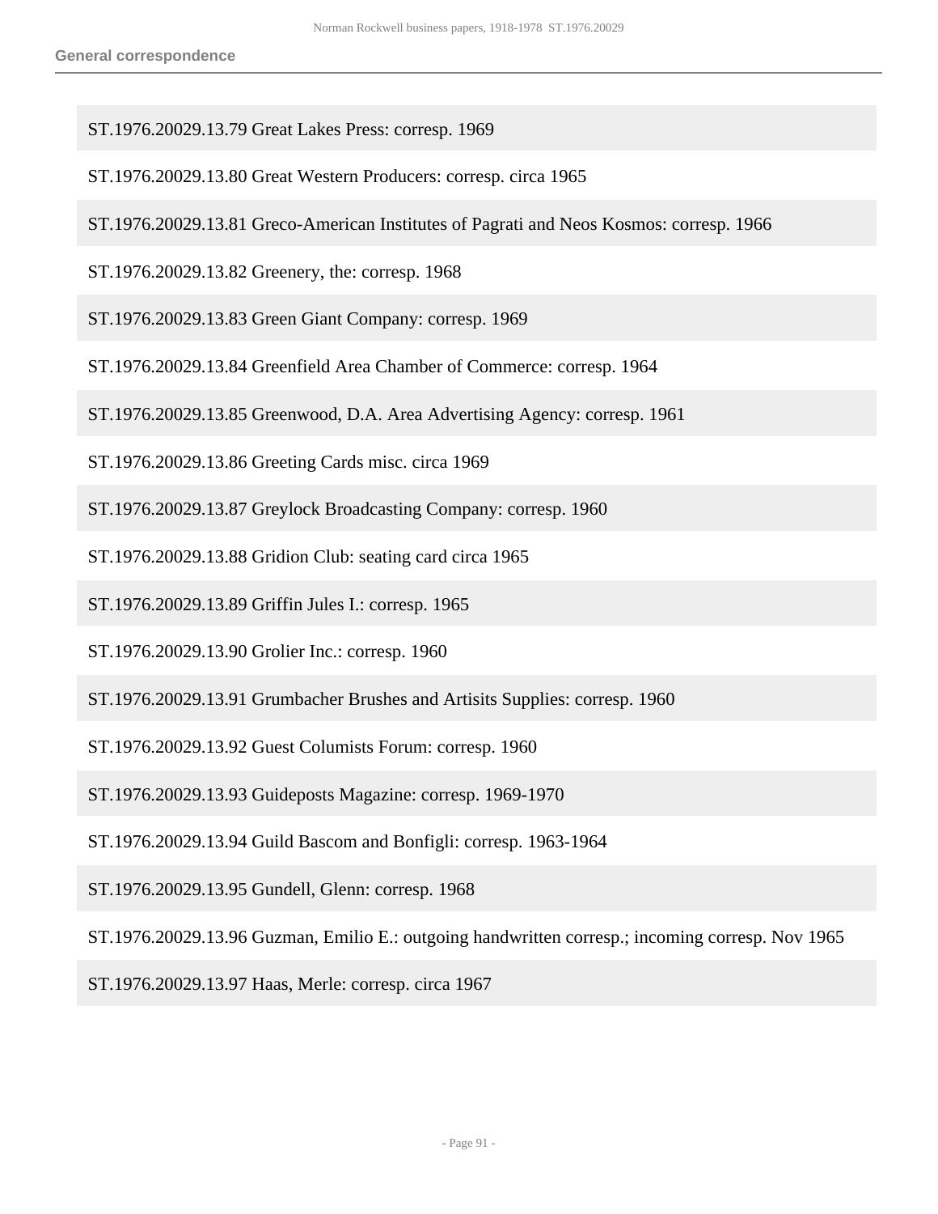ST.1976.20029.13.79 Great Lakes Press: corresp. 1969

ST.1976.20029.13.80 Great Western Producers: corresp. circa 1965

ST.1976.20029.13.81 Greco-American Institutes of Pagrati and Neos Kosmos: corresp. 1966

ST.1976.20029.13.82 Greenery, the: corresp. 1968

ST.1976.20029.13.83 Green Giant Company: corresp. 1969

ST.1976.20029.13.84 Greenfield Area Chamber of Commerce: corresp. 1964

ST.1976.20029.13.85 Greenwood, D.A. Area Advertising Agency: corresp. 1961

ST.1976.20029.13.86 Greeting Cards misc. circa 1969

ST.1976.20029.13.87 Greylock Broadcasting Company: corresp. 1960

ST.1976.20029.13.88 Gridion Club: seating card circa 1965

ST.1976.20029.13.89 Griffin Jules I.: corresp. 1965

ST.1976.20029.13.90 Grolier Inc.: corresp. 1960

ST.1976.20029.13.91 Grumbacher Brushes and Artisits Supplies: corresp. 1960

ST.1976.20029.13.92 Guest Columists Forum: corresp. 1960

ST.1976.20029.13.93 Guideposts Magazine: corresp. 1969-1970

ST.1976.20029.13.94 Guild Bascom and Bonfigli: corresp. 1963-1964

ST.1976.20029.13.95 Gundell, Glenn: corresp. 1968

ST.1976.20029.13.96 Guzman, Emilio E.: outgoing handwritten corresp.; incoming corresp. Nov 1965

ST.1976.20029.13.97 Haas, Merle: corresp. circa 1967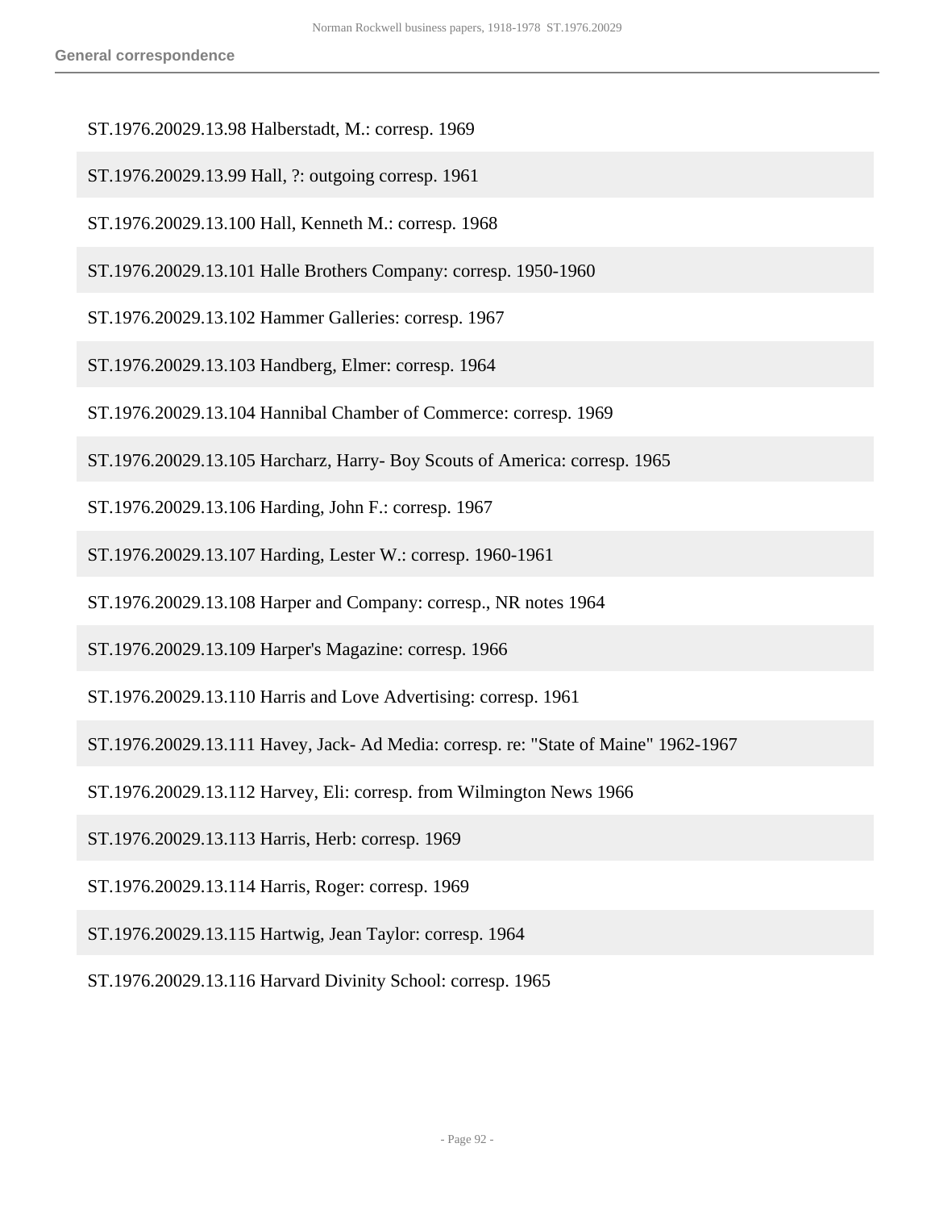ST.1976.20029.13.98 Halberstadt, M.: corresp. 1969

ST.1976.20029.13.99 Hall, ?: outgoing corresp. 1961

ST.1976.20029.13.100 Hall, Kenneth M.: corresp. 1968

ST.1976.20029.13.101 Halle Brothers Company: corresp. 1950-1960

ST.1976.20029.13.102 Hammer Galleries: corresp. 1967

ST.1976.20029.13.103 Handberg, Elmer: corresp. 1964

ST.1976.20029.13.104 Hannibal Chamber of Commerce: corresp. 1969

ST.1976.20029.13.105 Harcharz, Harry- Boy Scouts of America: corresp. 1965

ST.1976.20029.13.106 Harding, John F.: corresp. 1967

ST.1976.20029.13.107 Harding, Lester W.: corresp. 1960-1961

ST.1976.20029.13.108 Harper and Company: corresp., NR notes 1964

ST.1976.20029.13.109 Harper's Magazine: corresp. 1966

ST.1976.20029.13.110 Harris and Love Advertising: corresp. 1961

ST.1976.20029.13.111 Havey, Jack- Ad Media: corresp. re: "State of Maine" 1962-1967

ST.1976.20029.13.112 Harvey, Eli: corresp. from Wilmington News 1966

ST.1976.20029.13.113 Harris, Herb: corresp. 1969

ST.1976.20029.13.114 Harris, Roger: corresp. 1969

ST.1976.20029.13.115 Hartwig, Jean Taylor: corresp. 1964

ST.1976.20029.13.116 Harvard Divinity School: corresp. 1965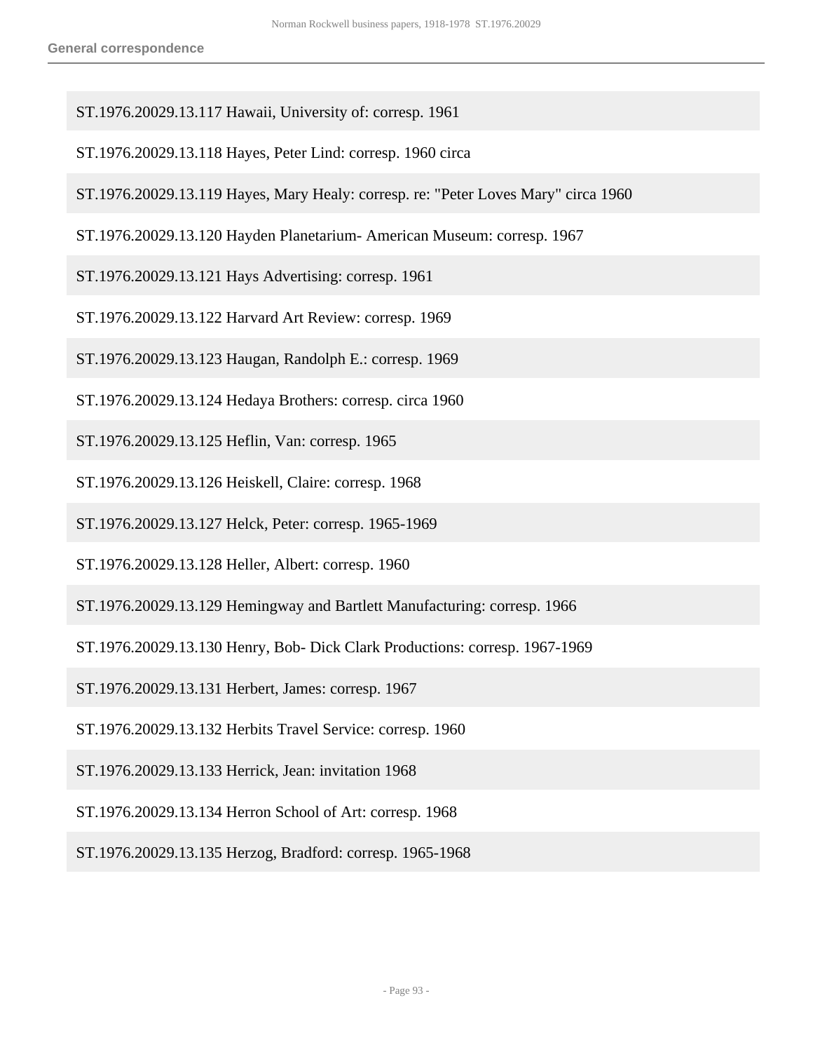ST.1976.20029.13.117 Hawaii, University of: corresp. 1961

ST.1976.20029.13.118 Hayes, Peter Lind: corresp. 1960 circa

ST.1976.20029.13.119 Hayes, Mary Healy: corresp. re: "Peter Loves Mary" circa 1960

ST.1976.20029.13.120 Hayden Planetarium- American Museum: corresp. 1967

ST.1976.20029.13.121 Hays Advertising: corresp. 1961

ST.1976.20029.13.122 Harvard Art Review: corresp. 1969

ST.1976.20029.13.123 Haugan, Randolph E.: corresp. 1969

ST.1976.20029.13.124 Hedaya Brothers: corresp. circa 1960

ST.1976.20029.13.125 Heflin, Van: corresp. 1965

ST.1976.20029.13.126 Heiskell, Claire: corresp. 1968

ST.1976.20029.13.127 Helck, Peter: corresp. 1965-1969

ST.1976.20029.13.128 Heller, Albert: corresp. 1960

ST.1976.20029.13.129 Hemingway and Bartlett Manufacturing: corresp. 1966

ST.1976.20029.13.130 Henry, Bob- Dick Clark Productions: corresp. 1967-1969

ST.1976.20029.13.131 Herbert, James: corresp. 1967

ST.1976.20029.13.132 Herbits Travel Service: corresp. 1960

ST.1976.20029.13.133 Herrick, Jean: invitation 1968

ST.1976.20029.13.134 Herron School of Art: corresp. 1968

ST.1976.20029.13.135 Herzog, Bradford: corresp. 1965-1968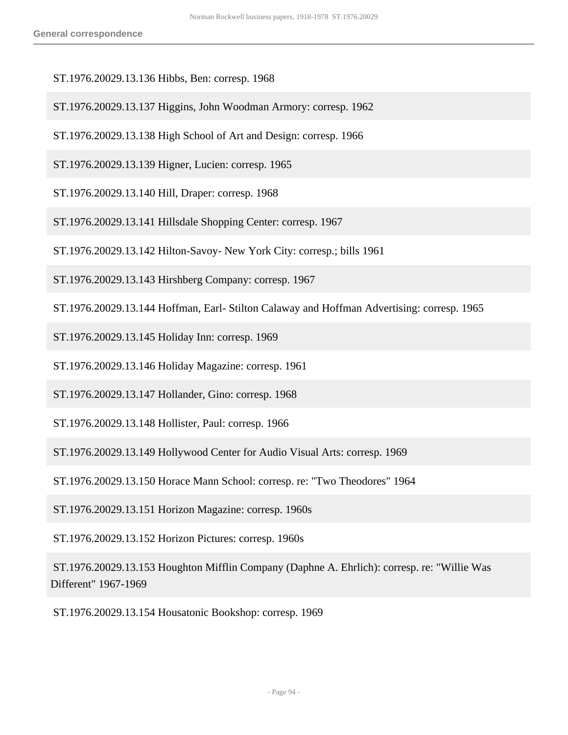ST.1976.20029.13.136 Hibbs, Ben: corresp. 1968

ST.1976.20029.13.137 Higgins, John Woodman Armory: corresp. 1962

ST.1976.20029.13.138 High School of Art and Design: corresp. 1966

ST.1976.20029.13.139 Higner, Lucien: corresp. 1965

ST.1976.20029.13.140 Hill, Draper: corresp. 1968

ST.1976.20029.13.141 Hillsdale Shopping Center: corresp. 1967

ST.1976.20029.13.142 Hilton-Savoy- New York City: corresp.; bills 1961

ST.1976.20029.13.143 Hirshberg Company: corresp. 1967

ST.1976.20029.13.144 Hoffman, Earl- Stilton Calaway and Hoffman Advertising: corresp. 1965

ST.1976.20029.13.145 Holiday Inn: corresp. 1969

ST.1976.20029.13.146 Holiday Magazine: corresp. 1961

ST.1976.20029.13.147 Hollander, Gino: corresp. 1968

ST.1976.20029.13.148 Hollister, Paul: corresp. 1966

ST.1976.20029.13.149 Hollywood Center for Audio Visual Arts: corresp. 1969

ST.1976.20029.13.150 Horace Mann School: corresp. re: "Two Theodores" 1964

ST.1976.20029.13.151 Horizon Magazine: corresp. 1960s

ST.1976.20029.13.152 Horizon Pictures: corresp. 1960s

ST.1976.20029.13.153 Houghton Mifflin Company (Daphne A. Ehrlich): corresp. re: "Willie Was Different" 1967-1969

ST.1976.20029.13.154 Housatonic Bookshop: corresp. 1969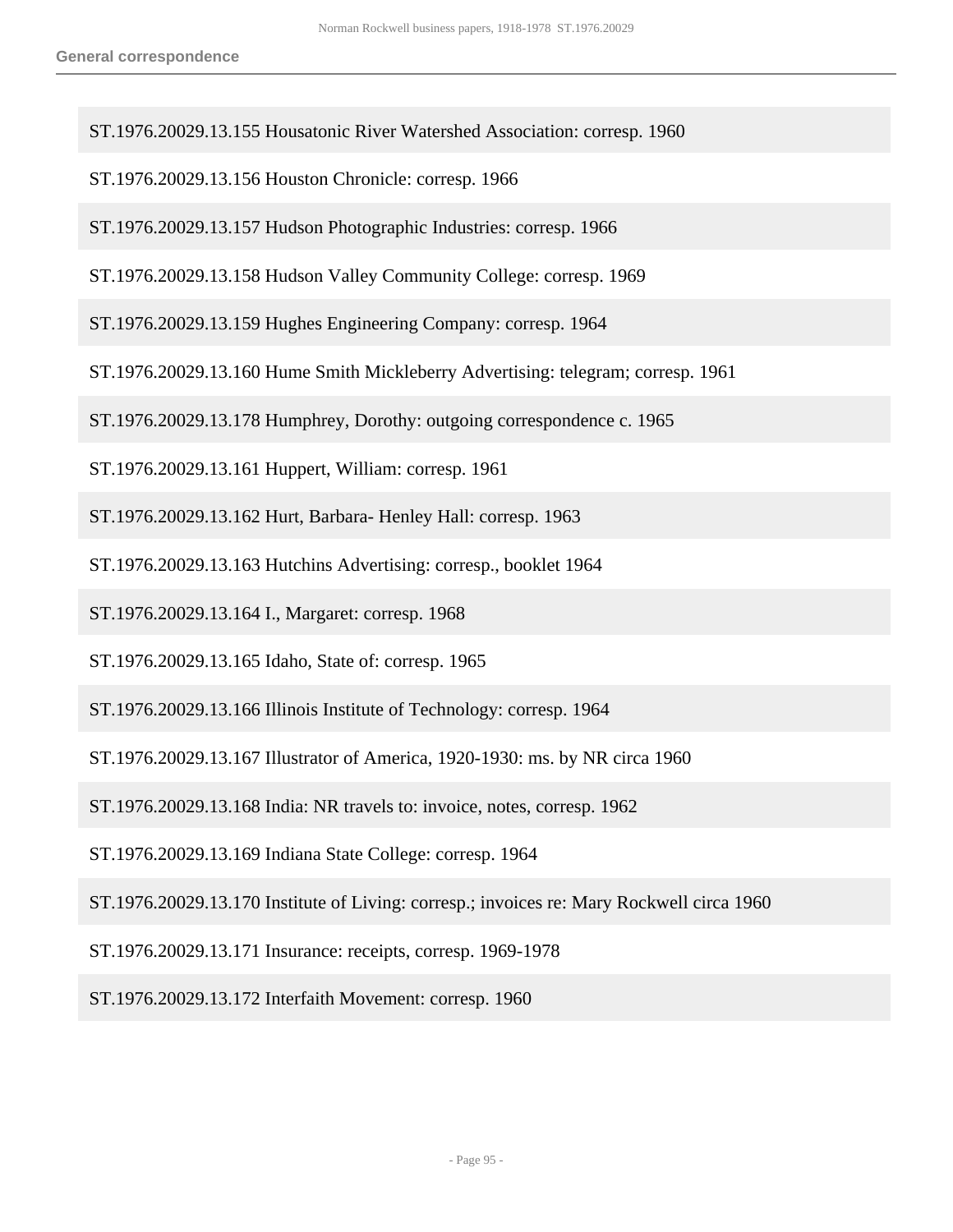ST.1976.20029.13.155 Housatonic River Watershed Association: corresp. 1960

ST.1976.20029.13.156 Houston Chronicle: corresp. 1966

ST.1976.20029.13.157 Hudson Photographic Industries: corresp. 1966

ST.1976.20029.13.158 Hudson Valley Community College: corresp. 1969

ST.1976.20029.13.159 Hughes Engineering Company: corresp. 1964

ST.1976.20029.13.160 Hume Smith Mickleberry Advertising: telegram; corresp. 1961

ST.1976.20029.13.178 Humphrey, Dorothy: outgoing correspondence c. 1965

ST.1976.20029.13.161 Huppert, William: corresp. 1961

ST.1976.20029.13.162 Hurt, Barbara- Henley Hall: corresp. 1963

ST.1976.20029.13.163 Hutchins Advertising: corresp., booklet 1964

ST.1976.20029.13.164 I., Margaret: corresp. 1968

ST.1976.20029.13.165 Idaho, State of: corresp. 1965

ST.1976.20029.13.166 Illinois Institute of Technology: corresp. 1964

ST.1976.20029.13.167 Illustrator of America, 1920-1930: ms. by NR circa 1960

ST.1976.20029.13.168 India: NR travels to: invoice, notes, corresp. 1962

ST.1976.20029.13.169 Indiana State College: corresp. 1964

ST.1976.20029.13.170 Institute of Living: corresp.; invoices re: Mary Rockwell circa 1960

ST.1976.20029.13.171 Insurance: receipts, corresp. 1969-1978

ST.1976.20029.13.172 Interfaith Movement: corresp. 1960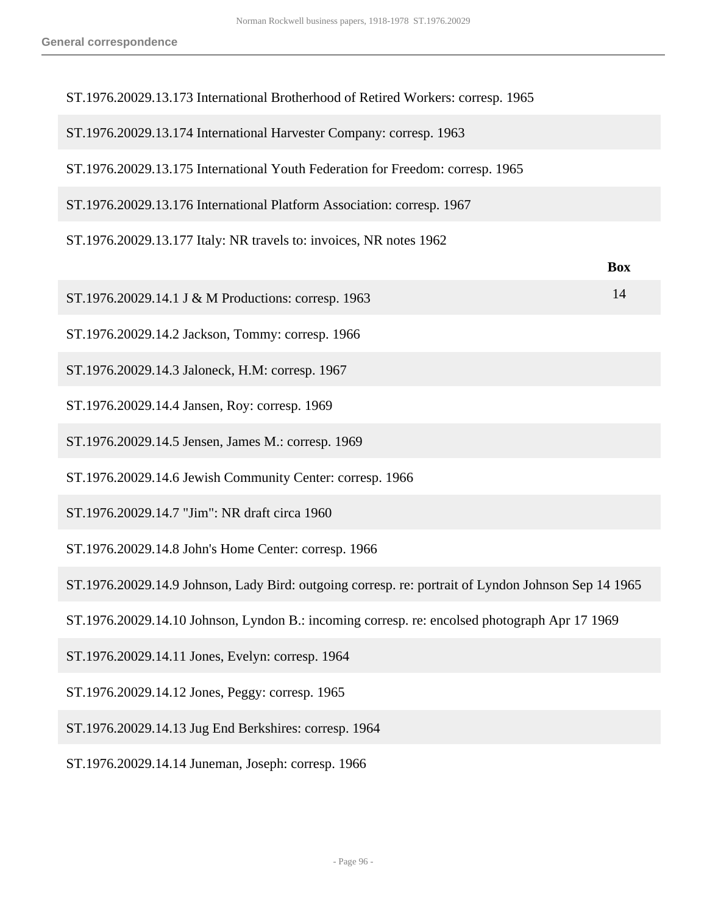ST.1976.20029.13.173 International Brotherhood of Retired Workers: corresp. 1965

ST.1976.20029.13.174 International Harvester Company: corresp. 1963

ST.1976.20029.13.175 International Youth Federation for Freedom: corresp. 1965

ST.1976.20029.13.176 International Platform Association: corresp. 1967

ST.1976.20029.13.177 Italy: NR travels to: invoices, NR notes 1962

| | Box |
|---|---|
| ST.1976.20029.14.1 J & M Productions: corresp. 1963 | 14 |
| ST.1976.20029.14.2 Jackson, Tommy: corresp. 1966 | |
| ST.1976.20029.14.3 Jaloneck, H.M: corresp. 1967 | |
| ST.1976.20029.14.4 Jansen, Roy: corresp. 1969 | |
| ST.1976.20029.14.5 Jensen, James M.: corresp. 1969 | |
| ST.1976.20029.14.6 Jewish Community Center: corresp. 1966 | |
| ST.1976.20029.14.7 "Jim": NR draft circa 1960 | |
| ST.1976.20029.14.8 John's Home Center: corresp. 1966 | |
| ST.1976.20029.14.9 Johnson, Lady Bird: outgoing corresp. re: portrait of Lyndon Johnson Sep 14 1965 | |
| ST.1976.20029.14.10 Johnson, Lyndon B.: incoming corresp. re: encolsed photograph Apr 17 1969 | |
| ST.1976.20029.14.11 Jones, Evelyn: corresp. 1964 | |
| ST.1976.20029.14.12 Jones, Peggy: corresp. 1965 | |
| ST.1976.20029.14.13 Jug End Berkshires: corresp. 1964 | |
| ST.1976.20029.14.14 Juneman, Joseph: corresp. 1966 | |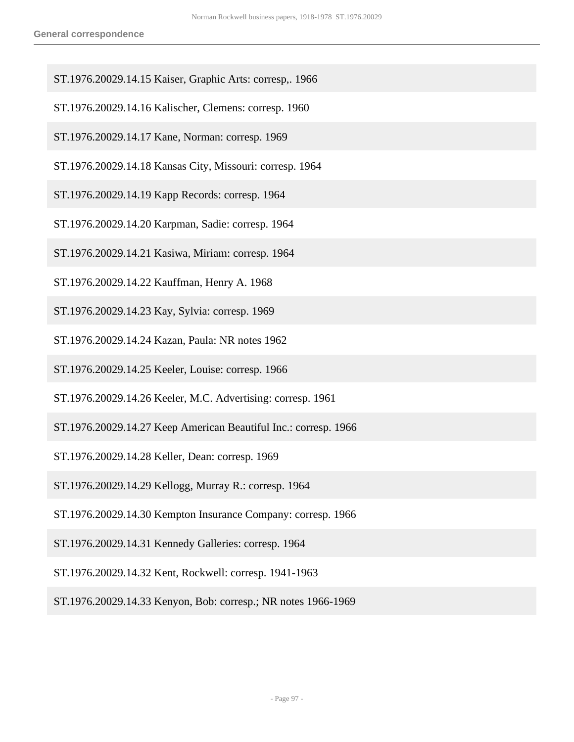ST.1976.20029.14.15 Kaiser, Graphic Arts: corresp,. 1966

ST.1976.20029.14.16 Kalischer, Clemens: corresp. 1960

ST.1976.20029.14.17 Kane, Norman: corresp. 1969

ST.1976.20029.14.18 Kansas City, Missouri: corresp. 1964

ST.1976.20029.14.19 Kapp Records: corresp. 1964

ST.1976.20029.14.20 Karpman, Sadie: corresp. 1964

ST.1976.20029.14.21 Kasiwa, Miriam: corresp. 1964

ST.1976.20029.14.22 Kauffman, Henry A. 1968

ST.1976.20029.14.23 Kay, Sylvia: corresp. 1969

ST.1976.20029.14.24 Kazan, Paula: NR notes 1962

ST.1976.20029.14.25 Keeler, Louise: corresp. 1966

ST.1976.20029.14.26 Keeler, M.C. Advertising: corresp. 1961

ST.1976.20029.14.27 Keep American Beautiful Inc.: corresp. 1966

ST.1976.20029.14.28 Keller, Dean: corresp. 1969

ST.1976.20029.14.29 Kellogg, Murray R.: corresp. 1964

ST.1976.20029.14.30 Kempton Insurance Company: corresp. 1966

ST.1976.20029.14.31 Kennedy Galleries: corresp. 1964

ST.1976.20029.14.32 Kent, Rockwell: corresp. 1941-1963

ST.1976.20029.14.33 Kenyon, Bob: corresp.; NR notes 1966-1969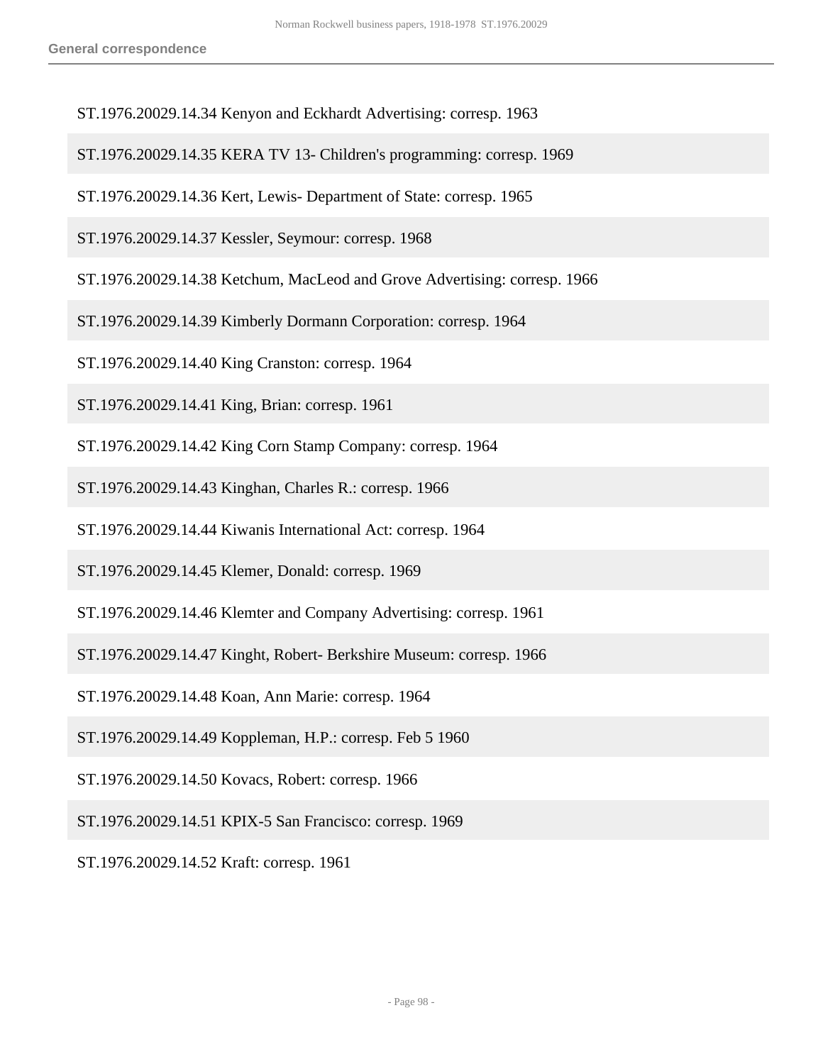ST.1976.20029.14.34 Kenyon and Eckhardt Advertising: corresp. 1963

ST.1976.20029.14.35 KERA TV 13- Children's programming: corresp. 1969

ST.1976.20029.14.36 Kert, Lewis- Department of State: corresp. 1965

ST.1976.20029.14.37 Kessler, Seymour: corresp. 1968

ST.1976.20029.14.38 Ketchum, MacLeod and Grove Advertising: corresp. 1966

ST.1976.20029.14.39 Kimberly Dormann Corporation: corresp. 1964

ST.1976.20029.14.40 King Cranston: corresp. 1964

ST.1976.20029.14.41 King, Brian: corresp. 1961

ST.1976.20029.14.42 King Corn Stamp Company: corresp. 1964

ST.1976.20029.14.43 Kinghan, Charles R.: corresp. 1966

ST.1976.20029.14.44 Kiwanis International Act: corresp. 1964

ST.1976.20029.14.45 Klemer, Donald: corresp. 1969

ST.1976.20029.14.46 Klemter and Company Advertising: corresp. 1961

ST.1976.20029.14.47 Kinght, Robert- Berkshire Museum: corresp. 1966

ST.1976.20029.14.48 Koan, Ann Marie: corresp. 1964

ST.1976.20029.14.49 Koppleman, H.P.: corresp. Feb 5 1960

ST.1976.20029.14.50 Kovacs, Robert: corresp. 1966

ST.1976.20029.14.51 KPIX-5 San Francisco: corresp. 1969

ST.1976.20029.14.52 Kraft: corresp. 1961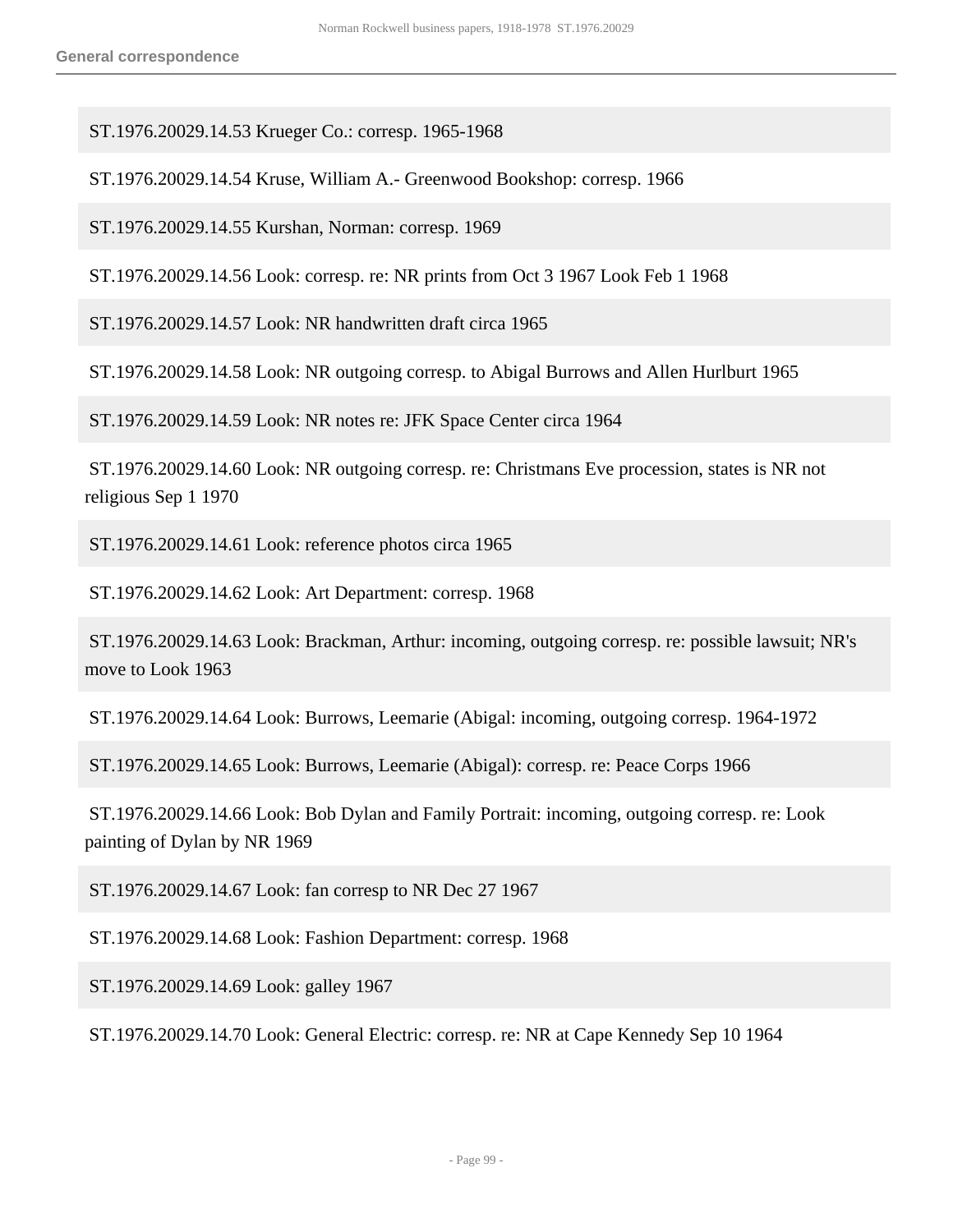ST.1976.20029.14.53 Krueger Co.: corresp. 1965-1968

ST.1976.20029.14.54 Kruse, William A.- Greenwood Bookshop: corresp. 1966

ST.1976.20029.14.55 Kurshan, Norman: corresp. 1969

ST.1976.20029.14.56 Look: corresp. re: NR prints from Oct 3 1967 Look Feb 1 1968

ST.1976.20029.14.57 Look: NR handwritten draft circa 1965

ST.1976.20029.14.58 Look: NR outgoing corresp. to Abigal Burrows and Allen Hurlburt 1965

ST.1976.20029.14.59 Look: NR notes re: JFK Space Center circa 1964

ST.1976.20029.14.60 Look: NR outgoing corresp. re: Christmans Eve procession, states is NR not religious Sep 1 1970

ST.1976.20029.14.61 Look: reference photos circa 1965

ST.1976.20029.14.62 Look: Art Department: corresp. 1968

ST.1976.20029.14.63 Look: Brackman, Arthur: incoming, outgoing corresp. re: possible lawsuit; NR's move to Look 1963

ST.1976.20029.14.64 Look: Burrows, Leemarie (Abigal: incoming, outgoing corresp. 1964-1972

ST.1976.20029.14.65 Look: Burrows, Leemarie (Abigal): corresp. re: Peace Corps 1966

ST.1976.20029.14.66 Look: Bob Dylan and Family Portrait: incoming, outgoing corresp. re: Look painting of Dylan by NR 1969

ST.1976.20029.14.67 Look: fan corresp to NR Dec 27 1967

ST.1976.20029.14.68 Look: Fashion Department: corresp. 1968

ST.1976.20029.14.69 Look: galley 1967

ST.1976.20029.14.70 Look: General Electric: corresp. re: NR at Cape Kennedy Sep 10 1964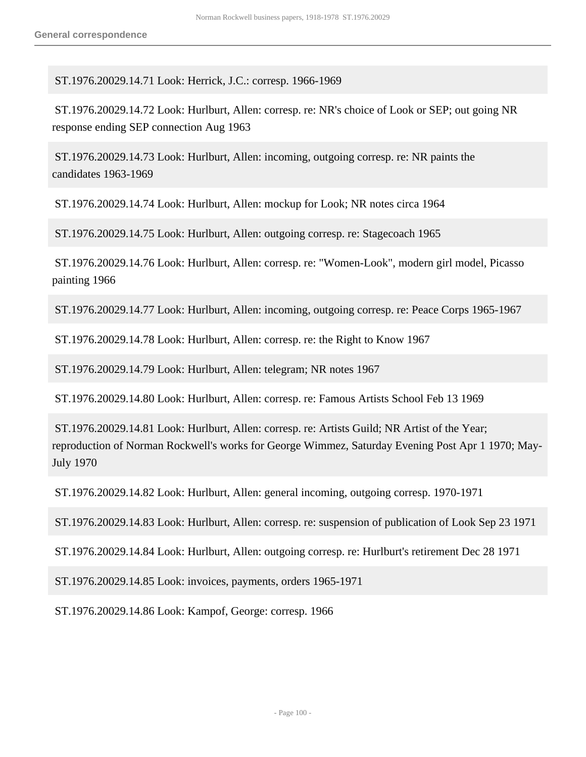ST.1976.20029.14.71 Look: Herrick, J.C.: corresp. 1966-1969

ST.1976.20029.14.72 Look: Hurlburt, Allen: corresp. re: NR's choice of Look or SEP; out going NR response ending SEP connection Aug 1963

ST.1976.20029.14.73 Look: Hurlburt, Allen: incoming, outgoing corresp. re: NR paints the candidates 1963-1969

ST.1976.20029.14.74 Look: Hurlburt, Allen: mockup for Look; NR notes circa 1964

ST.1976.20029.14.75 Look: Hurlburt, Allen: outgoing corresp. re: Stagecoach 1965

ST.1976.20029.14.76 Look: Hurlburt, Allen: corresp. re: "Women-Look", modern girl model, Picasso painting 1966

ST.1976.20029.14.77 Look: Hurlburt, Allen: incoming, outgoing corresp. re: Peace Corps 1965-1967

ST.1976.20029.14.78 Look: Hurlburt, Allen: corresp. re: the Right to Know 1967

ST.1976.20029.14.79 Look: Hurlburt, Allen: telegram; NR notes 1967

ST.1976.20029.14.80 Look: Hurlburt, Allen: corresp. re: Famous Artists School Feb 13 1969

ST.1976.20029.14.81 Look: Hurlburt, Allen: corresp. re: Artists Guild; NR Artist of the Year; reproduction of Norman Rockwell's works for George Wimmez, Saturday Evening Post Apr 1 1970; May-July 1970

ST.1976.20029.14.82 Look: Hurlburt, Allen: general incoming, outgoing corresp. 1970-1971

ST.1976.20029.14.83 Look: Hurlburt, Allen: corresp. re: suspension of publication of Look Sep 23 1971

ST.1976.20029.14.84 Look: Hurlburt, Allen: outgoing corresp. re: Hurlburt's retirement Dec 28 1971

ST.1976.20029.14.85 Look: invoices, payments, orders 1965-1971

ST.1976.20029.14.86 Look: Kampof, George: corresp. 1966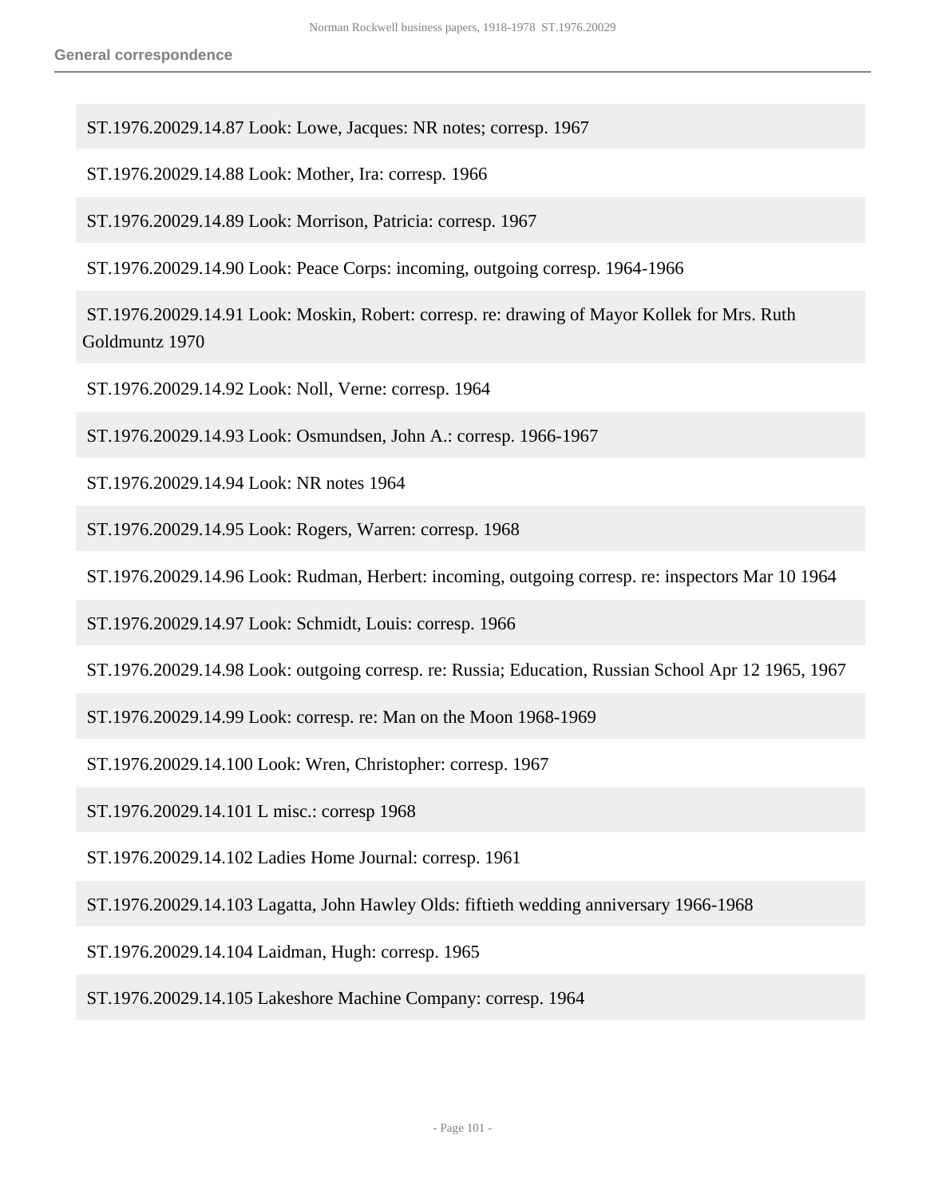ST.1976.20029.14.87 Look: Lowe, Jacques: NR notes; corresp. 1967

ST.1976.20029.14.88 Look: Mother, Ira: corresp. 1966

ST.1976.20029.14.89 Look: Morrison, Patricia: corresp. 1967

ST.1976.20029.14.90 Look: Peace Corps: incoming, outgoing corresp. 1964-1966

ST.1976.20029.14.91 Look: Moskin, Robert: corresp. re: drawing of Mayor Kollek for Mrs. Ruth Goldmuntz 1970

ST.1976.20029.14.92 Look: Noll, Verne: corresp. 1964

ST.1976.20029.14.93 Look: Osmundsen, John A.: corresp. 1966-1967

ST.1976.20029.14.94 Look: NR notes 1964

ST.1976.20029.14.95 Look: Rogers, Warren: corresp. 1968

ST.1976.20029.14.96 Look: Rudman, Herbert: incoming, outgoing corresp. re: inspectors Mar 10 1964

ST.1976.20029.14.97 Look: Schmidt, Louis: corresp. 1966

ST.1976.20029.14.98 Look: outgoing corresp. re: Russia; Education, Russian School Apr 12 1965, 1967

ST.1976.20029.14.99 Look: corresp. re: Man on the Moon 1968-1969

ST.1976.20029.14.100 Look: Wren, Christopher: corresp. 1967

ST.1976.20029.14.101 L misc.: corresp 1968

ST.1976.20029.14.102 Ladies Home Journal: corresp. 1961

ST.1976.20029.14.103 Lagatta, John Hawley Olds: fiftieth wedding anniversary 1966-1968

ST.1976.20029.14.104 Laidman, Hugh: corresp. 1965

ST.1976.20029.14.105 Lakeshore Machine Company: corresp. 1964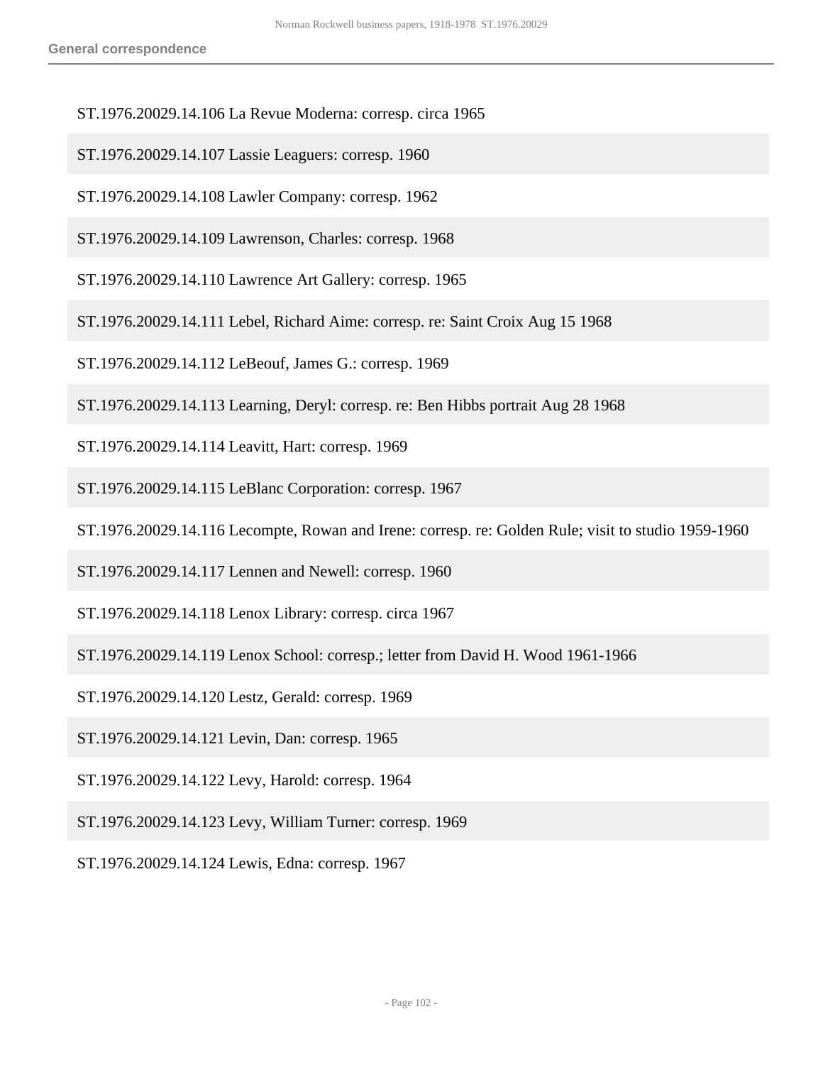ST.1976.20029.14.106 La Revue Moderna: corresp. circa 1965

ST.1976.20029.14.107 Lassie Leaguers: corresp. 1960

ST.1976.20029.14.108 Lawler Company: corresp. 1962

ST.1976.20029.14.109 Lawrenson, Charles: corresp. 1968

ST.1976.20029.14.110 Lawrence Art Gallery: corresp. 1965

ST.1976.20029.14.111 Lebel, Richard Aime: corresp. re: Saint Croix Aug 15 1968

ST.1976.20029.14.112 LeBeouf, James G.: corresp. 1969

ST.1976.20029.14.113 Learning, Deryl: corresp. re: Ben Hibbs portrait Aug 28 1968

ST.1976.20029.14.114 Leavitt, Hart: corresp. 1969

ST.1976.20029.14.115 LeBlanc Corporation: corresp. 1967

ST.1976.20029.14.116 Lecompte, Rowan and Irene: corresp. re: Golden Rule; visit to studio 1959-1960

ST.1976.20029.14.117 Lennen and Newell: corresp. 1960

ST.1976.20029.14.118 Lenox Library: corresp. circa 1967

ST.1976.20029.14.119 Lenox School: corresp.; letter from David H. Wood 1961-1966

ST.1976.20029.14.120 Lestz, Gerald: corresp. 1969

ST.1976.20029.14.121 Levin, Dan: corresp. 1965

ST.1976.20029.14.122 Levy, Harold: corresp. 1964

ST.1976.20029.14.123 Levy, William Turner: corresp. 1969

ST.1976.20029.14.124 Lewis, Edna: corresp. 1967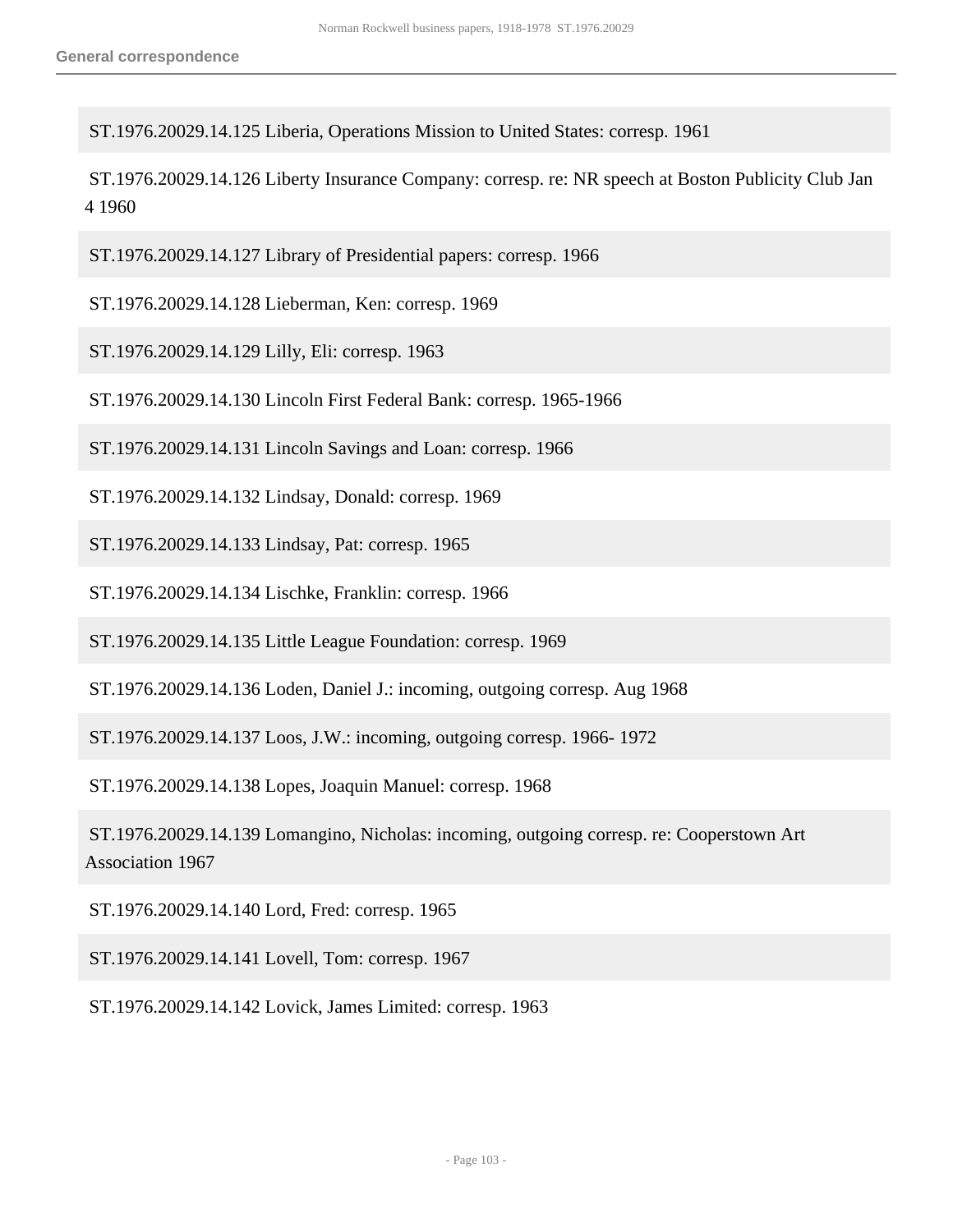ST.1976.20029.14.125 Liberia, Operations Mission to United States: corresp. 1961

ST.1976.20029.14.126 Liberty Insurance Company: corresp. re: NR speech at Boston Publicity Club Jan 4 1960

ST.1976.20029.14.127 Library of Presidential papers: corresp. 1966

ST.1976.20029.14.128 Lieberman, Ken: corresp. 1969

ST.1976.20029.14.129 Lilly, Eli: corresp. 1963

ST.1976.20029.14.130 Lincoln First Federal Bank: corresp. 1965-1966

ST.1976.20029.14.131 Lincoln Savings and Loan: corresp. 1966

ST.1976.20029.14.132 Lindsay, Donald: corresp. 1969

ST.1976.20029.14.133 Lindsay, Pat: corresp. 1965

ST.1976.20029.14.134 Lischke, Franklin: corresp. 1966

ST.1976.20029.14.135 Little League Foundation: corresp. 1969

ST.1976.20029.14.136 Loden, Daniel J.: incoming, outgoing corresp. Aug 1968

ST.1976.20029.14.137 Loos, J.W.: incoming, outgoing corresp. 1966- 1972

ST.1976.20029.14.138 Lopes, Joaquin Manuel: corresp. 1968

ST.1976.20029.14.139 Lomangino, Nicholas: incoming, outgoing corresp. re: Cooperstown Art Association 1967

ST.1976.20029.14.140 Lord, Fred: corresp. 1965

ST.1976.20029.14.141 Lovell, Tom: corresp. 1967

ST.1976.20029.14.142 Lovick, James Limited: corresp. 1963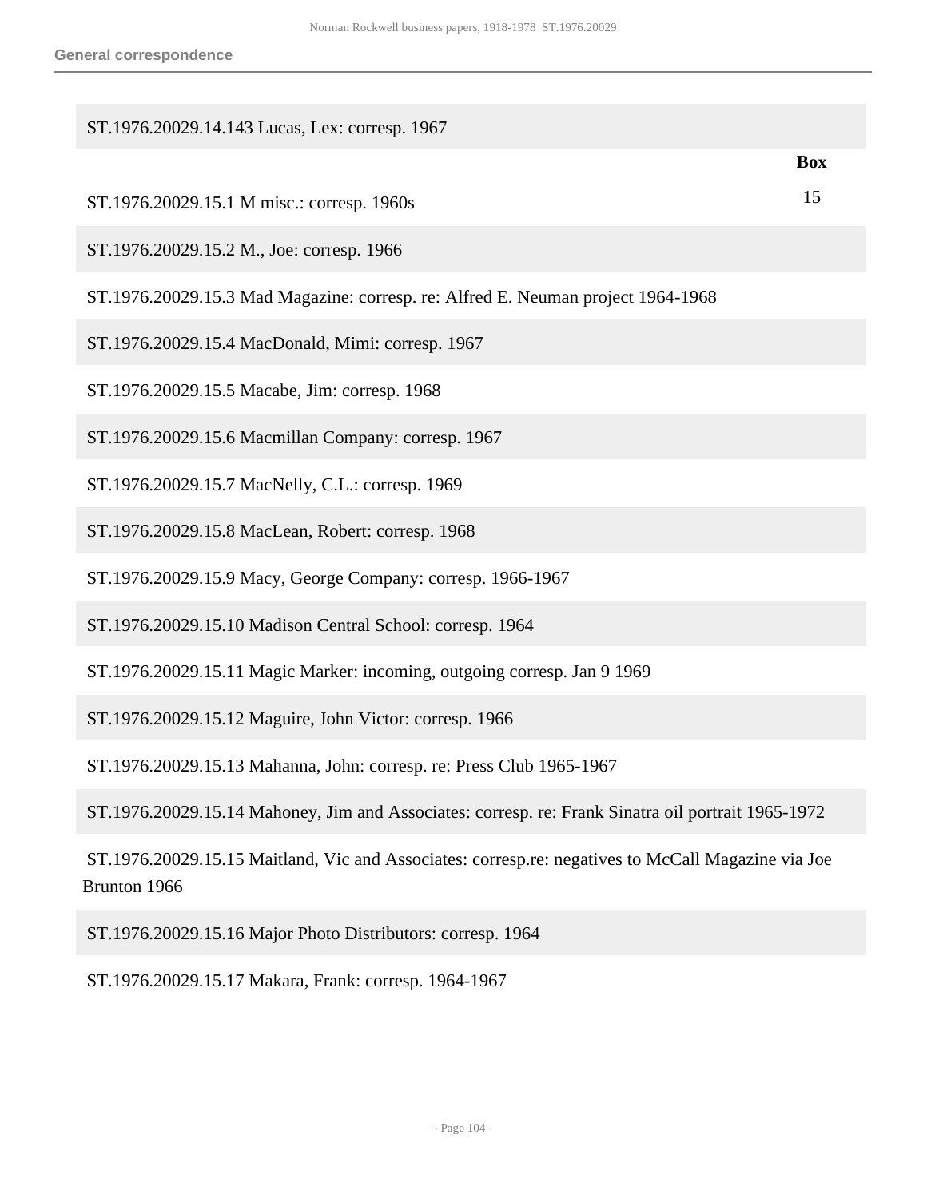ST.1976.20029.14.143 Lucas, Lex: corresp. 1967

**Box**

15

ST.1976.20029.15.1 M misc.: corresp. 1960s

ST.1976.20029.15.2 M., Joe: corresp. 1966

ST.1976.20029.15.3 Mad Magazine: corresp. re: Alfred E. Neuman project 1964-1968

ST.1976.20029.15.4 MacDonald, Mimi: corresp. 1967

ST.1976.20029.15.5 Macabe, Jim: corresp. 1968

ST.1976.20029.15.6 Macmillan Company: corresp. 1967

ST.1976.20029.15.7 MacNelly, C.L.: corresp. 1969

ST.1976.20029.15.8 MacLean, Robert: corresp. 1968

ST.1976.20029.15.9 Macy, George Company: corresp. 1966-1967

ST.1976.20029.15.10 Madison Central School: corresp. 1964

ST.1976.20029.15.11 Magic Marker: incoming, outgoing corresp. Jan 9 1969

ST.1976.20029.15.12 Maguire, John Victor: corresp. 1966

ST.1976.20029.15.13 Mahanna, John: corresp. re: Press Club 1965-1967

ST.1976.20029.15.14 Mahoney, Jim and Associates: corresp. re: Frank Sinatra oil portrait 1965-1972

ST.1976.20029.15.15 Maitland, Vic and Associates: corresp.re: negatives to McCall Magazine via Joe Brunton 1966

ST.1976.20029.15.16 Major Photo Distributors: corresp. 1964

ST.1976.20029.15.17 Makara, Frank: corresp. 1964-1967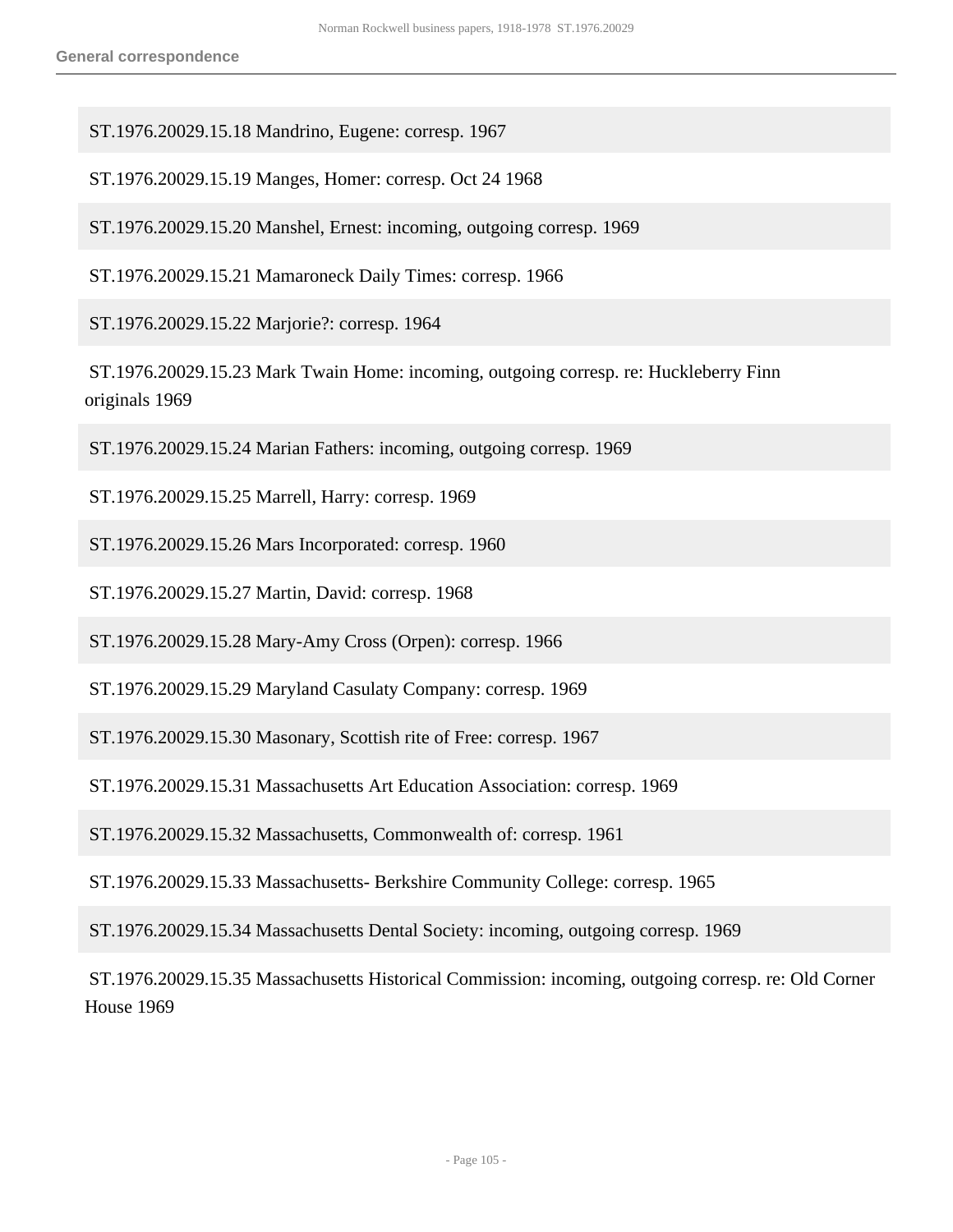ST.1976.20029.15.18 Mandrino, Eugene: corresp. 1967

ST.1976.20029.15.19 Manges, Homer: corresp. Oct 24 1968

ST.1976.20029.15.20 Manshel, Ernest: incoming, outgoing corresp. 1969

ST.1976.20029.15.21 Mamaroneck Daily Times: corresp. 1966

ST.1976.20029.15.22 Marjorie?: corresp. 1964

ST.1976.20029.15.23 Mark Twain Home: incoming, outgoing corresp. re: Huckleberry Finn originals 1969

ST.1976.20029.15.24 Marian Fathers: incoming, outgoing corresp. 1969

ST.1976.20029.15.25 Marrell, Harry: corresp. 1969

ST.1976.20029.15.26 Mars Incorporated: corresp. 1960

ST.1976.20029.15.27 Martin, David: corresp. 1968

ST.1976.20029.15.28 Mary-Amy Cross (Orpen): corresp. 1966

ST.1976.20029.15.29 Maryland Casulaty Company: corresp. 1969

ST.1976.20029.15.30 Masonary, Scottish rite of Free: corresp. 1967

ST.1976.20029.15.31 Massachusetts Art Education Association: corresp. 1969

ST.1976.20029.15.32 Massachusetts, Commonwealth of: corresp. 1961

ST.1976.20029.15.33 Massachusetts- Berkshire Community College: corresp. 1965

ST.1976.20029.15.34 Massachusetts Dental Society: incoming, outgoing corresp. 1969

ST.1976.20029.15.35 Massachusetts Historical Commission: incoming, outgoing corresp. re: Old Corner House 1969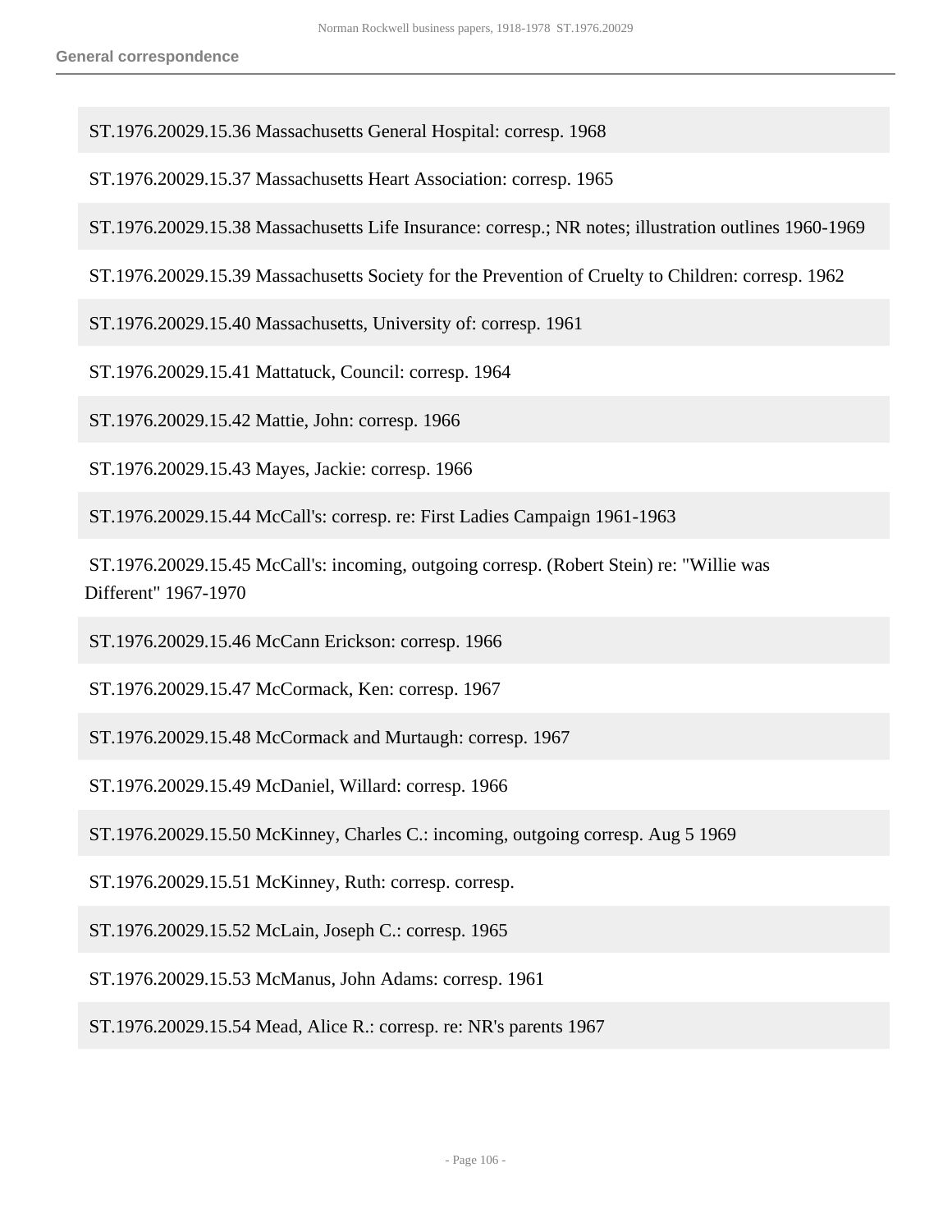ST.1976.20029.15.36 Massachusetts General Hospital: corresp. 1968

ST.1976.20029.15.37 Massachusetts Heart Association: corresp. 1965

ST.1976.20029.15.38 Massachusetts Life Insurance: corresp.; NR notes; illustration outlines 1960-1969

ST.1976.20029.15.39 Massachusetts Society for the Prevention of Cruelty to Children: corresp. 1962

ST.1976.20029.15.40 Massachusetts, University of: corresp. 1961

ST.1976.20029.15.41 Mattatuck, Council: corresp. 1964

ST.1976.20029.15.42 Mattie, John: corresp. 1966

ST.1976.20029.15.43 Mayes, Jackie: corresp. 1966

ST.1976.20029.15.44 McCall's: corresp. re: First Ladies Campaign 1961-1963

ST.1976.20029.15.45 McCall's: incoming, outgoing corresp. (Robert Stein) re: "Willie was Different" 1967-1970

ST.1976.20029.15.46 McCann Erickson: corresp. 1966

ST.1976.20029.15.47 McCormack, Ken: corresp. 1967

ST.1976.20029.15.48 McCormack and Murtaugh: corresp. 1967

ST.1976.20029.15.49 McDaniel, Willard: corresp. 1966

ST.1976.20029.15.50 McKinney, Charles C.: incoming, outgoing corresp. Aug 5 1969

ST.1976.20029.15.51 McKinney, Ruth: corresp. corresp.

ST.1976.20029.15.52 McLain, Joseph C.: corresp. 1965

ST.1976.20029.15.53 McManus, John Adams: corresp. 1961

ST.1976.20029.15.54 Mead, Alice R.: corresp. re: NR's parents 1967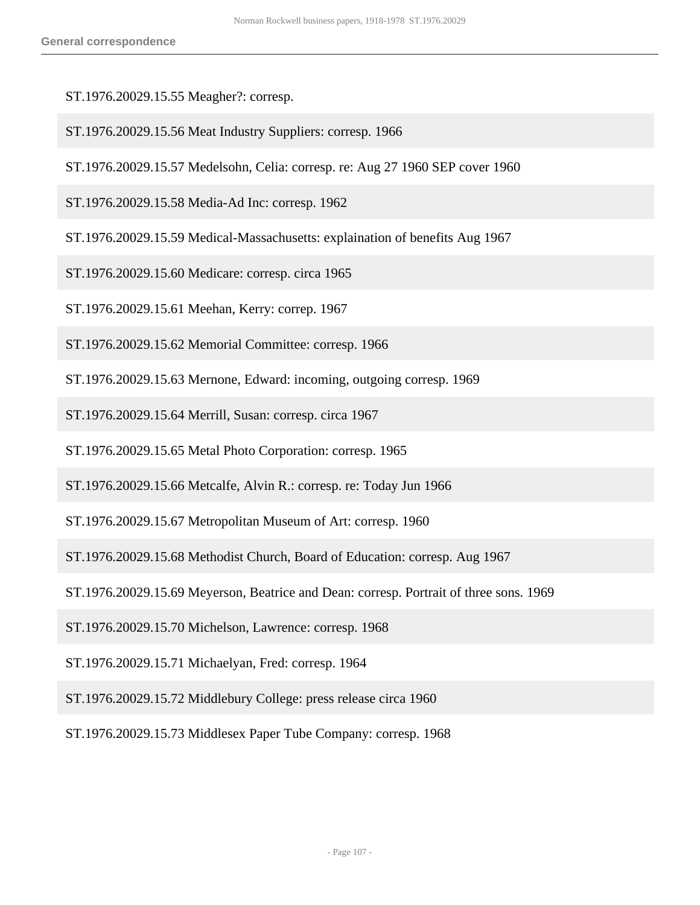ST.1976.20029.15.55 Meagher?: corresp.

ST.1976.20029.15.56 Meat Industry Suppliers: corresp. 1966

ST.1976.20029.15.57 Medelsohn, Celia: corresp. re: Aug 27 1960 SEP cover 1960

ST.1976.20029.15.58 Media-Ad Inc: corresp. 1962

ST.1976.20029.15.59 Medical-Massachusetts: explaination of benefits Aug 1967

ST.1976.20029.15.60 Medicare: corresp. circa 1965

ST.1976.20029.15.61 Meehan, Kerry: correp. 1967

ST.1976.20029.15.62 Memorial Committee: corresp. 1966

ST.1976.20029.15.63 Mernone, Edward: incoming, outgoing corresp. 1969

ST.1976.20029.15.64 Merrill, Susan: corresp. circa 1967

ST.1976.20029.15.65 Metal Photo Corporation: corresp. 1965

ST.1976.20029.15.66 Metcalfe, Alvin R.: corresp. re: Today Jun 1966

ST.1976.20029.15.67 Metropolitan Museum of Art: corresp. 1960

ST.1976.20029.15.68 Methodist Church, Board of Education: corresp. Aug 1967

ST.1976.20029.15.69 Meyerson, Beatrice and Dean: corresp. Portrait of three sons. 1969

ST.1976.20029.15.70 Michelson, Lawrence: corresp. 1968

ST.1976.20029.15.71 Michaelyan, Fred: corresp. 1964

ST.1976.20029.15.72 Middlebury College: press release circa 1960

ST.1976.20029.15.73 Middlesex Paper Tube Company: corresp. 1968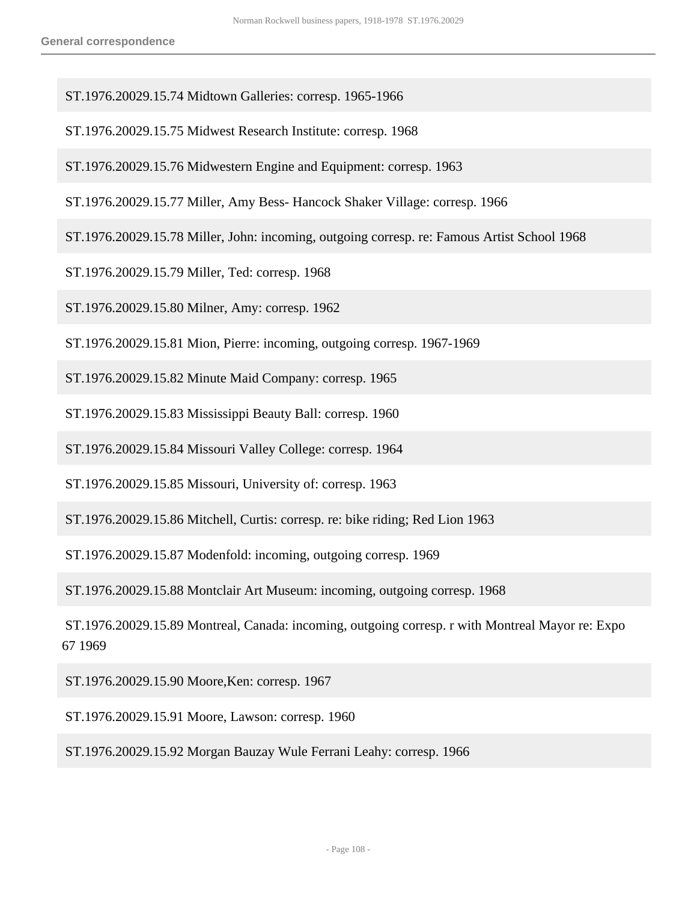ST.1976.20029.15.74 Midtown Galleries: corresp. 1965-1966

ST.1976.20029.15.75 Midwest Research Institute: corresp. 1968

ST.1976.20029.15.76 Midwestern Engine and Equipment: corresp. 1963

ST.1976.20029.15.77 Miller, Amy Bess- Hancock Shaker Village: corresp. 1966

ST.1976.20029.15.78 Miller, John: incoming, outgoing corresp. re: Famous Artist School 1968

ST.1976.20029.15.79 Miller, Ted: corresp. 1968

ST.1976.20029.15.80 Milner, Amy: corresp. 1962

ST.1976.20029.15.81 Mion, Pierre: incoming, outgoing corresp. 1967-1969

ST.1976.20029.15.82 Minute Maid Company: corresp. 1965

ST.1976.20029.15.83 Mississippi Beauty Ball: corresp. 1960

ST.1976.20029.15.84 Missouri Valley College: corresp. 1964

ST.1976.20029.15.85 Missouri, University of: corresp. 1963

ST.1976.20029.15.86 Mitchell, Curtis: corresp. re: bike riding; Red Lion 1963

ST.1976.20029.15.87 Modenfold: incoming, outgoing corresp. 1969

ST.1976.20029.15.88 Montclair Art Museum: incoming, outgoing corresp. 1968

ST.1976.20029.15.89 Montreal, Canada: incoming, outgoing corresp. r with Montreal Mayor re: Expo 67 1969

ST.1976.20029.15.90 Moore,Ken: corresp. 1967

ST.1976.20029.15.91 Moore, Lawson: corresp. 1960

ST.1976.20029.15.92 Morgan Bauzay Wule Ferrani Leahy: corresp. 1966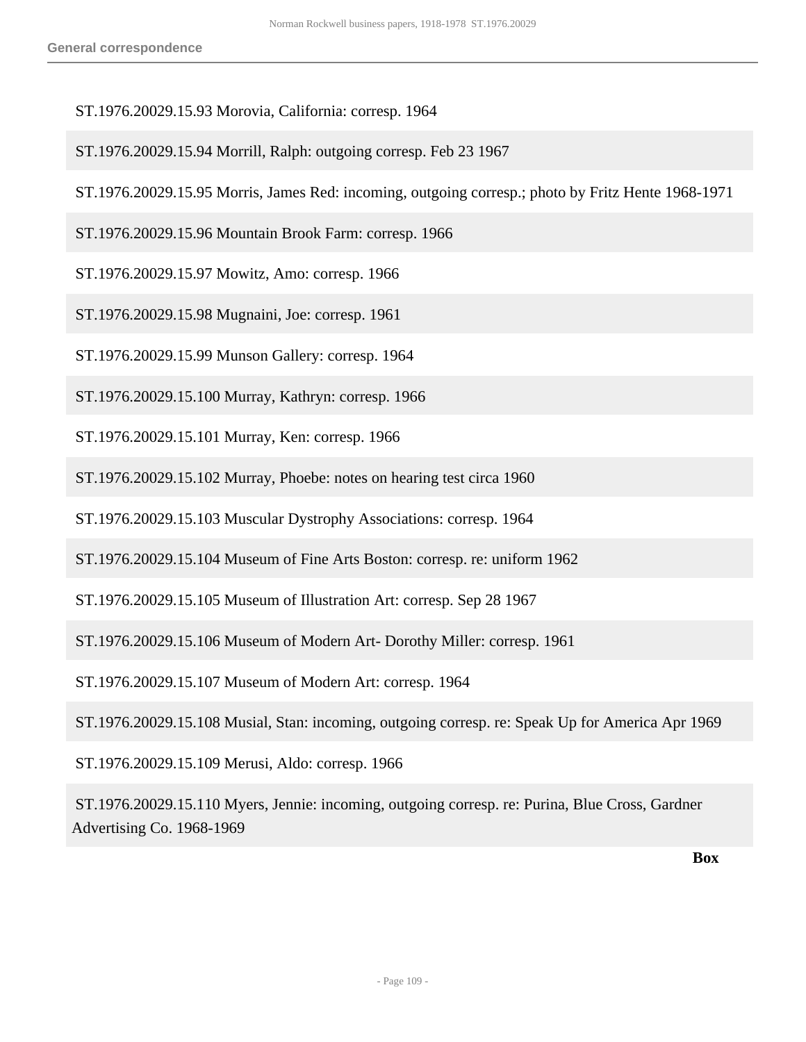ST.1976.20029.15.93 Morovia, California: corresp. 1964

ST.1976.20029.15.94 Morrill, Ralph: outgoing corresp. Feb 23 1967

ST.1976.20029.15.95 Morris, James Red: incoming, outgoing corresp.; photo by Fritz Hente 1968-1971

ST.1976.20029.15.96 Mountain Brook Farm: corresp. 1966

ST.1976.20029.15.97 Mowitz, Amo: corresp. 1966

ST.1976.20029.15.98 Mugnaini, Joe: corresp. 1961

ST.1976.20029.15.99 Munson Gallery: corresp. 1964

ST.1976.20029.15.100 Murray, Kathryn: corresp. 1966

ST.1976.20029.15.101 Murray, Ken: corresp. 1966

ST.1976.20029.15.102 Murray, Phoebe: notes on hearing test circa 1960

ST.1976.20029.15.103 Muscular Dystrophy Associations: corresp. 1964

ST.1976.20029.15.104 Museum of Fine Arts Boston: corresp. re: uniform 1962

ST.1976.20029.15.105 Museum of Illustration Art: corresp. Sep 28 1967

ST.1976.20029.15.106 Museum of Modern Art- Dorothy Miller: corresp. 1961

ST.1976.20029.15.107 Museum of Modern Art: corresp. 1964

ST.1976.20029.15.108 Musial, Stan: incoming, outgoing corresp. re: Speak Up for America Apr 1969

ST.1976.20029.15.109 Merusi, Aldo: corresp. 1966

ST.1976.20029.15.110 Myers, Jennie: incoming, outgoing corresp. re: Purina, Blue Cross, Gardner Advertising Co. 1968-1969

**Box**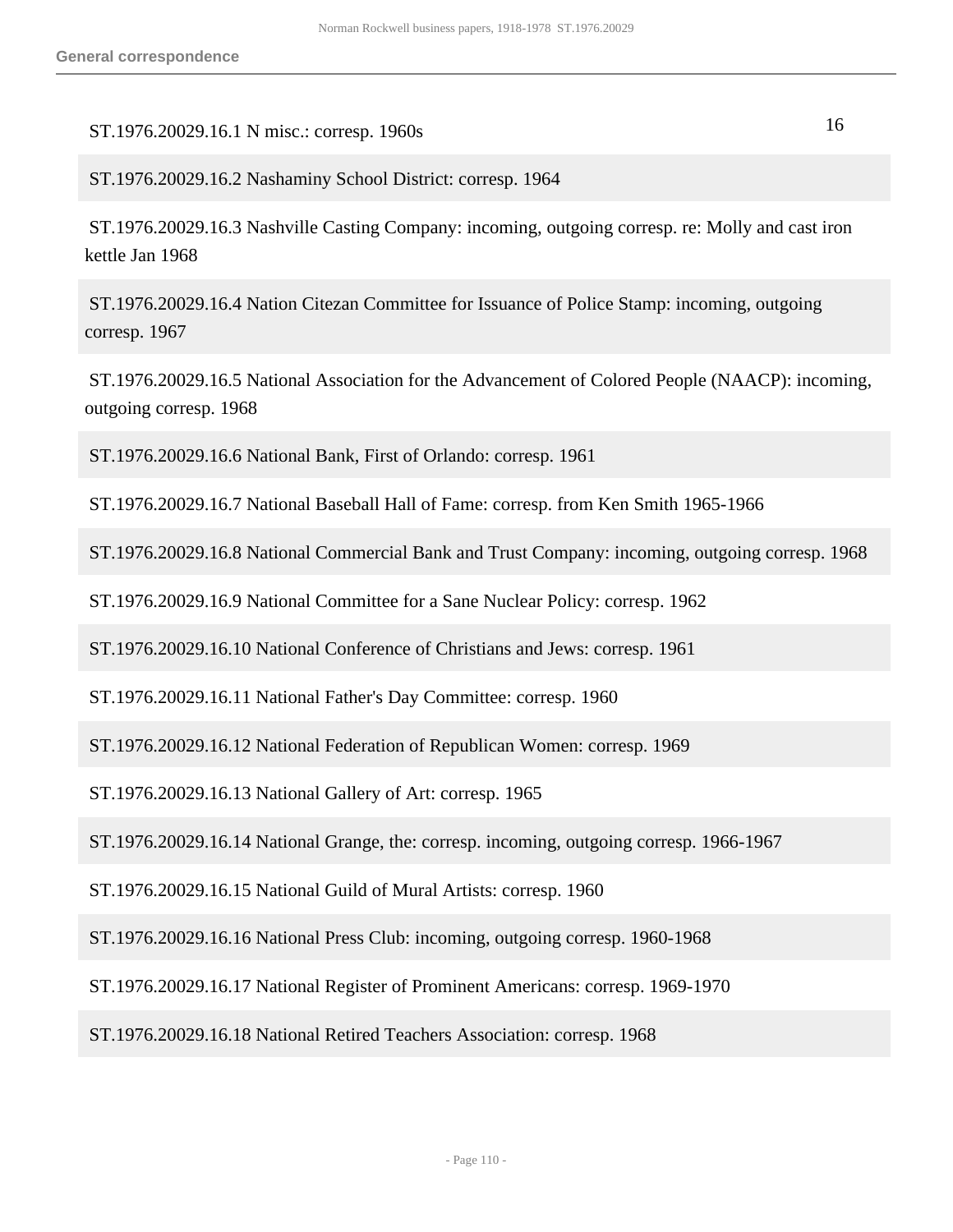16

ST.1976.20029.16.1 N misc.: corresp. 1960s

ST.1976.20029.16.2 Nashaminy School District: corresp. 1964

ST.1976.20029.16.3 Nashville Casting Company: incoming, outgoing corresp. re: Molly and cast iron kettle Jan 1968

ST.1976.20029.16.4 Nation Citezan Committee for Issuance of Police Stamp: incoming, outgoing corresp. 1967

ST.1976.20029.16.5 National Association for the Advancement of Colored People (NAACP): incoming, outgoing corresp. 1968

ST.1976.20029.16.6 National Bank, First of Orlando: corresp. 1961

ST.1976.20029.16.7 National Baseball Hall of Fame: corresp. from Ken Smith 1965-1966

ST.1976.20029.16.8 National Commercial Bank and Trust Company: incoming, outgoing corresp. 1968

ST.1976.20029.16.9 National Committee for a Sane Nuclear Policy: corresp. 1962

ST.1976.20029.16.10 National Conference of Christians and Jews: corresp. 1961

ST.1976.20029.16.11 National Father's Day Committee: corresp. 1960

ST.1976.20029.16.12 National Federation of Republican Women: corresp. 1969

ST.1976.20029.16.13 National Gallery of Art: corresp. 1965

ST.1976.20029.16.14 National Grange, the: corresp. incoming, outgoing corresp. 1966-1967

ST.1976.20029.16.15 National Guild of Mural Artists: corresp. 1960

ST.1976.20029.16.16 National Press Club: incoming, outgoing corresp. 1960-1968

ST.1976.20029.16.17 National Register of Prominent Americans: corresp. 1969-1970

ST.1976.20029.16.18 National Retired Teachers Association: corresp. 1968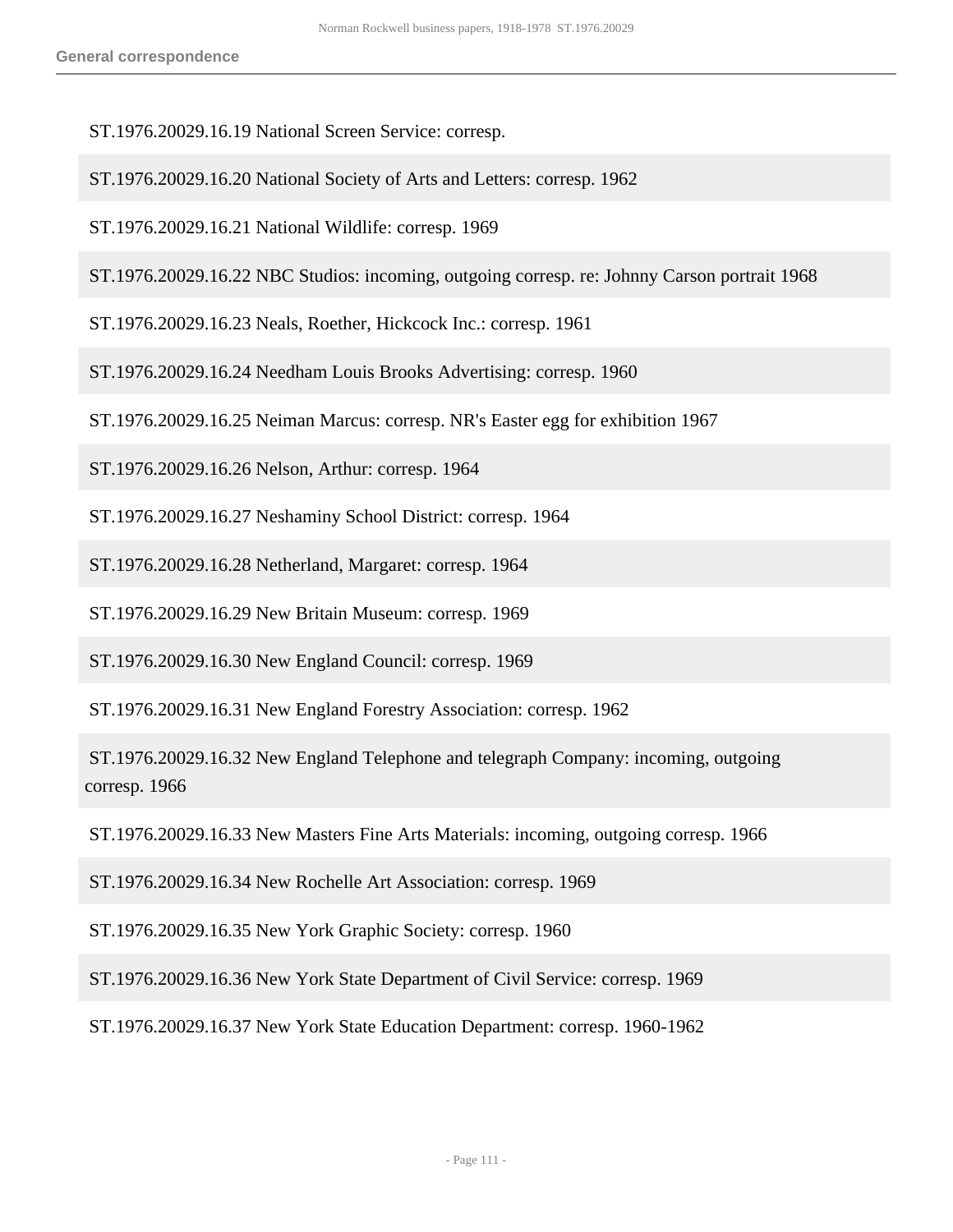ST.1976.20029.16.19 National Screen Service: corresp.

ST.1976.20029.16.20 National Society of Arts and Letters: corresp. 1962

ST.1976.20029.16.21 National Wildlife: corresp. 1969

ST.1976.20029.16.22 NBC Studios: incoming, outgoing corresp. re: Johnny Carson portrait 1968

ST.1976.20029.16.23 Neals, Roether, Hickcock Inc.: corresp. 1961

ST.1976.20029.16.24 Needham Louis Brooks Advertising: corresp. 1960

ST.1976.20029.16.25 Neiman Marcus: corresp. NR's Easter egg for exhibition 1967

ST.1976.20029.16.26 Nelson, Arthur: corresp. 1964

ST.1976.20029.16.27 Neshaminy School District: corresp. 1964

ST.1976.20029.16.28 Netherland, Margaret: corresp. 1964

ST.1976.20029.16.29 New Britain Museum: corresp. 1969

ST.1976.20029.16.30 New England Council: corresp. 1969

ST.1976.20029.16.31 New England Forestry Association: corresp. 1962

ST.1976.20029.16.32 New England Telephone and telegraph Company: incoming, outgoing corresp. 1966

ST.1976.20029.16.33 New Masters Fine Arts Materials: incoming, outgoing corresp. 1966

ST.1976.20029.16.34 New Rochelle Art Association: corresp. 1969

ST.1976.20029.16.35 New York Graphic Society: corresp. 1960

ST.1976.20029.16.36 New York State Department of Civil Service: corresp. 1969

ST.1976.20029.16.37 New York State Education Department: corresp. 1960-1962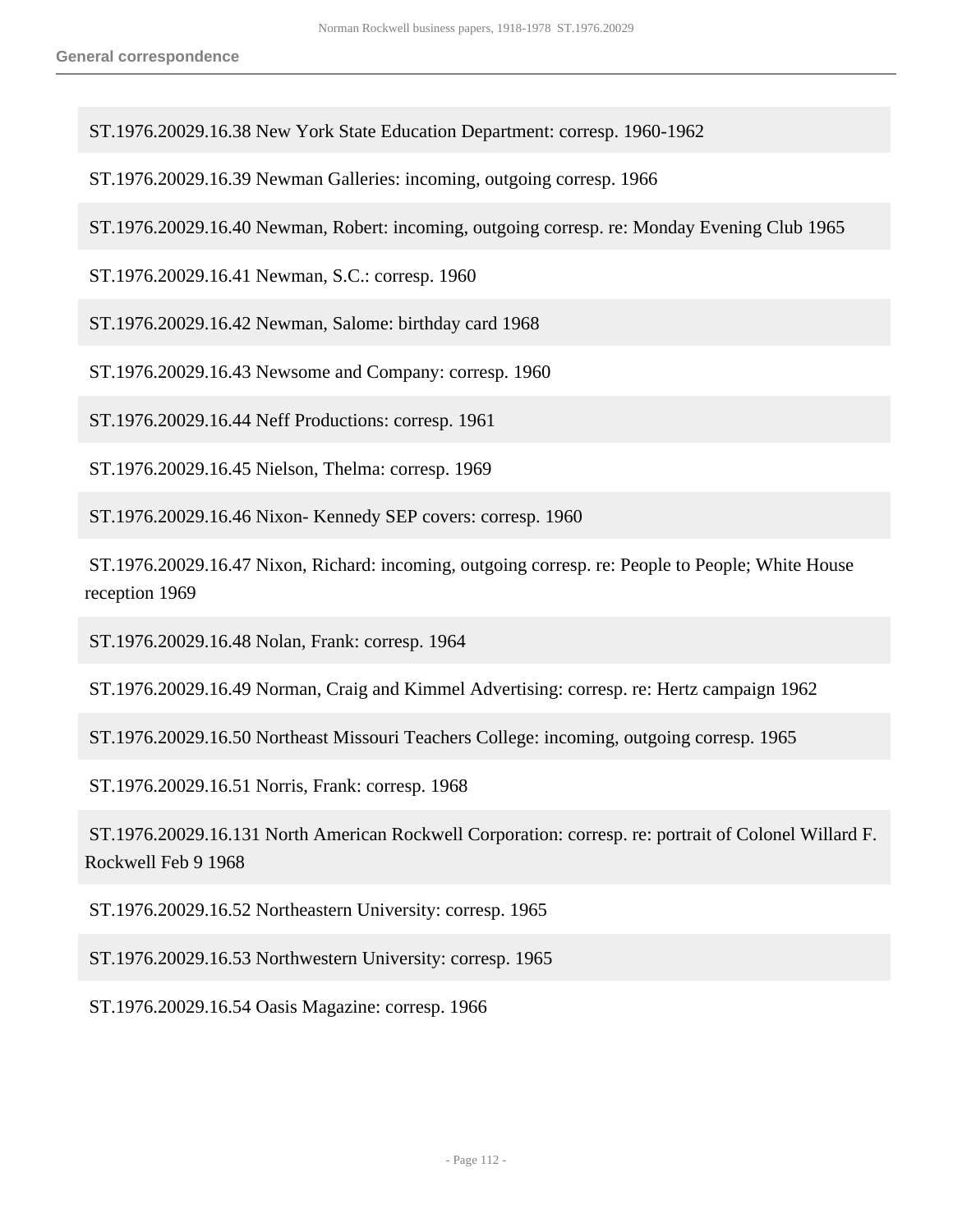ST.1976.20029.16.38 New York State Education Department: corresp. 1960-1962

ST.1976.20029.16.39 Newman Galleries: incoming, outgoing corresp. 1966

ST.1976.20029.16.40 Newman, Robert: incoming, outgoing corresp. re: Monday Evening Club 1965

ST.1976.20029.16.41 Newman, S.C.: corresp. 1960

ST.1976.20029.16.42 Newman, Salome: birthday card 1968

ST.1976.20029.16.43 Newsome and Company: corresp. 1960

ST.1976.20029.16.44 Neff Productions: corresp. 1961

ST.1976.20029.16.45 Nielson, Thelma: corresp. 1969

ST.1976.20029.16.46 Nixon- Kennedy SEP covers: corresp. 1960

ST.1976.20029.16.47 Nixon, Richard: incoming, outgoing corresp. re: People to People; White House reception 1969

ST.1976.20029.16.48 Nolan, Frank: corresp. 1964

ST.1976.20029.16.49 Norman, Craig and Kimmel Advertising: corresp. re: Hertz campaign 1962

ST.1976.20029.16.50 Northeast Missouri Teachers College: incoming, outgoing corresp. 1965

ST.1976.20029.16.51 Norris, Frank: corresp. 1968

ST.1976.20029.16.131 North American Rockwell Corporation: corresp. re: portrait of Colonel Willard F. Rockwell Feb 9 1968

ST.1976.20029.16.52 Northeastern University: corresp. 1965

ST.1976.20029.16.53 Northwestern University: corresp. 1965

ST.1976.20029.16.54 Oasis Magazine: corresp. 1966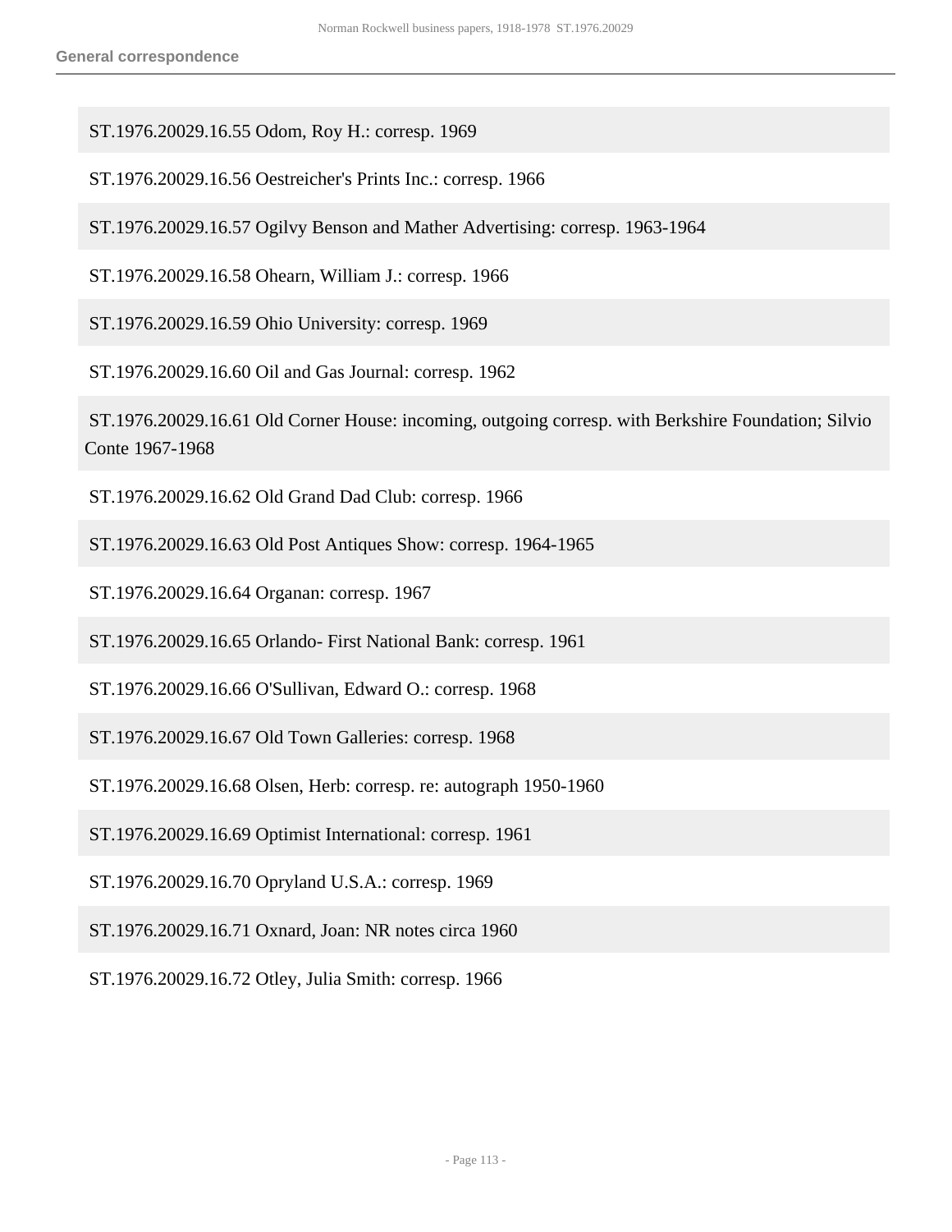ST.1976.20029.16.55 Odom, Roy H.: corresp. 1969

ST.1976.20029.16.56 Oestreicher's Prints Inc.: corresp. 1966

ST.1976.20029.16.57 Ogilvy Benson and Mather Advertising: corresp. 1963-1964

ST.1976.20029.16.58 Ohearn, William J.: corresp. 1966

ST.1976.20029.16.59 Ohio University: corresp. 1969

ST.1976.20029.16.60 Oil and Gas Journal: corresp. 1962

ST.1976.20029.16.61 Old Corner House: incoming, outgoing corresp. with Berkshire Foundation; Silvio Conte 1967-1968

ST.1976.20029.16.62 Old Grand Dad Club: corresp. 1966

ST.1976.20029.16.63 Old Post Antiques Show: corresp. 1964-1965

ST.1976.20029.16.64 Organan: corresp. 1967

ST.1976.20029.16.65 Orlando- First National Bank: corresp. 1961

ST.1976.20029.16.66 O'Sullivan, Edward O.: corresp. 1968

ST.1976.20029.16.67 Old Town Galleries: corresp. 1968

ST.1976.20029.16.68 Olsen, Herb: corresp. re: autograph 1950-1960

ST.1976.20029.16.69 Optimist International: corresp. 1961

ST.1976.20029.16.70 Opryland U.S.A.: corresp. 1969

ST.1976.20029.16.71 Oxnard, Joan: NR notes circa 1960

ST.1976.20029.16.72 Otley, Julia Smith: corresp. 1966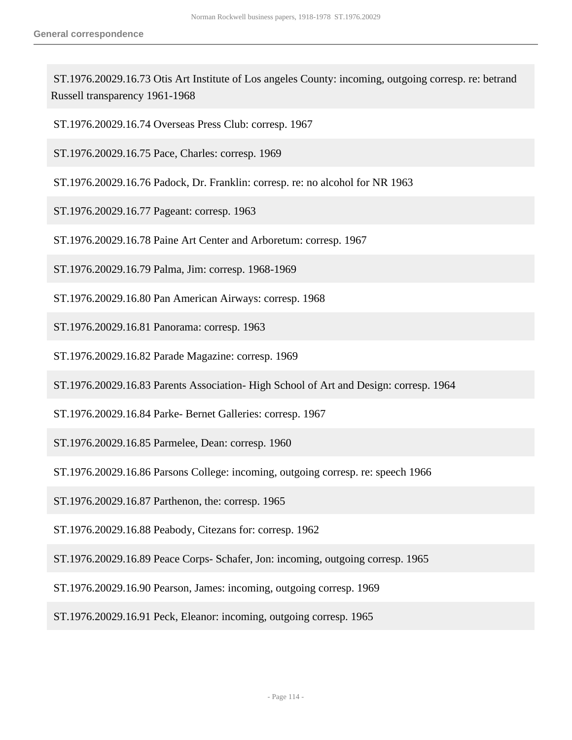ST.1976.20029.16.73 Otis Art Institute of Los angeles County: incoming, outgoing corresp. re: betrand Russell transparency 1961-1968

ST.1976.20029.16.74 Overseas Press Club: corresp. 1967

ST.1976.20029.16.75 Pace, Charles: corresp. 1969

ST.1976.20029.16.76 Padock, Dr. Franklin: corresp. re: no alcohol for NR 1963

ST.1976.20029.16.77 Pageant: corresp. 1963

ST.1976.20029.16.78 Paine Art Center and Arboretum: corresp. 1967

ST.1976.20029.16.79 Palma, Jim: corresp. 1968-1969

ST.1976.20029.16.80 Pan American Airways: corresp. 1968

ST.1976.20029.16.81 Panorama: corresp. 1963

ST.1976.20029.16.82 Parade Magazine: corresp. 1969

ST.1976.20029.16.83 Parents Association- High School of Art and Design: corresp. 1964

ST.1976.20029.16.84 Parke- Bernet Galleries: corresp. 1967

ST.1976.20029.16.85 Parmelee, Dean: corresp. 1960

ST.1976.20029.16.86 Parsons College: incoming, outgoing corresp. re: speech 1966

ST.1976.20029.16.87 Parthenon, the: corresp. 1965

ST.1976.20029.16.88 Peabody, Citezans for: corresp. 1962

ST.1976.20029.16.89 Peace Corps- Schafer, Jon: incoming, outgoing corresp. 1965

ST.1976.20029.16.90 Pearson, James: incoming, outgoing corresp. 1969

ST.1976.20029.16.91 Peck, Eleanor: incoming, outgoing corresp. 1965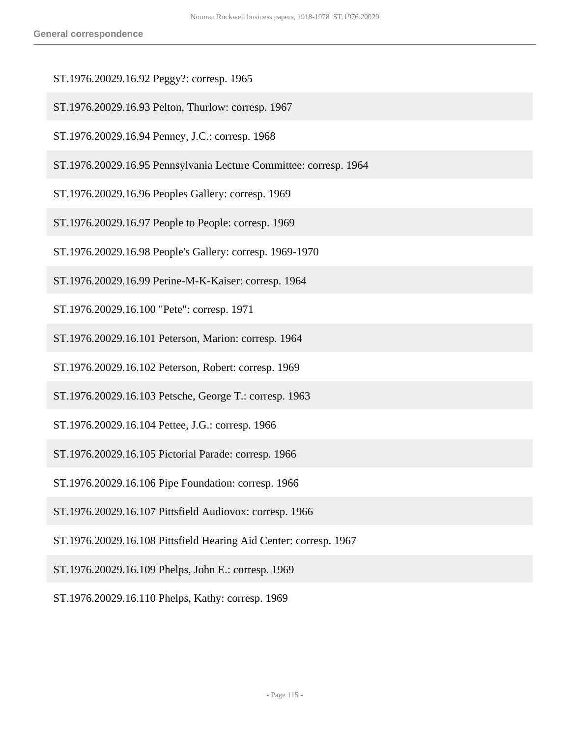ST.1976.20029.16.92 Peggy?: corresp. 1965

ST.1976.20029.16.93 Pelton, Thurlow: corresp. 1967

ST.1976.20029.16.94 Penney, J.C.: corresp. 1968

ST.1976.20029.16.95 Pennsylvania Lecture Committee: corresp. 1964

ST.1976.20029.16.96 Peoples Gallery: corresp. 1969

ST.1976.20029.16.97 People to People: corresp. 1969

ST.1976.20029.16.98 People's Gallery: corresp. 1969-1970

ST.1976.20029.16.99 Perine-M-K-Kaiser: corresp. 1964

ST.1976.20029.16.100 "Pete": corresp. 1971

ST.1976.20029.16.101 Peterson, Marion: corresp. 1964

ST.1976.20029.16.102 Peterson, Robert: corresp. 1969

ST.1976.20029.16.103 Petsche, George T.: corresp. 1963

ST.1976.20029.16.104 Pettee, J.G.: corresp. 1966

ST.1976.20029.16.105 Pictorial Parade: corresp. 1966

ST.1976.20029.16.106 Pipe Foundation: corresp. 1966

ST.1976.20029.16.107 Pittsfield Audiovox: corresp. 1966

ST.1976.20029.16.108 Pittsfield Hearing Aid Center: corresp. 1967

ST.1976.20029.16.109 Phelps, John E.: corresp. 1969

ST.1976.20029.16.110 Phelps, Kathy: corresp. 1969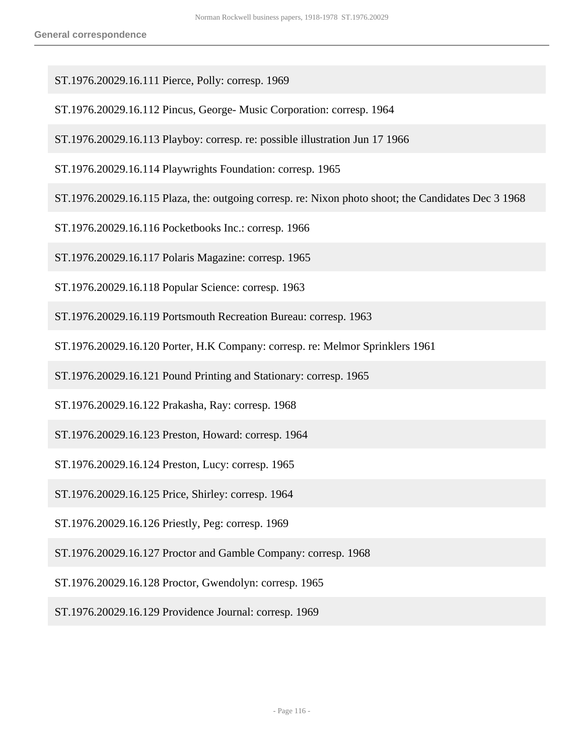ST.1976.20029.16.111 Pierce, Polly: corresp. 1969

ST.1976.20029.16.112 Pincus, George- Music Corporation: corresp. 1964

ST.1976.20029.16.113 Playboy: corresp. re: possible illustration Jun 17 1966

ST.1976.20029.16.114 Playwrights Foundation: corresp. 1965

ST.1976.20029.16.115 Plaza, the: outgoing corresp. re: Nixon photo shoot; the Candidates Dec 3 1968

ST.1976.20029.16.116 Pocketbooks Inc.: corresp. 1966

ST.1976.20029.16.117 Polaris Magazine: corresp. 1965

ST.1976.20029.16.118 Popular Science: corresp. 1963

ST.1976.20029.16.119 Portsmouth Recreation Bureau: corresp. 1963

ST.1976.20029.16.120 Porter, H.K Company: corresp. re: Melmor Sprinklers 1961

ST.1976.20029.16.121 Pound Printing and Stationary: corresp. 1965

ST.1976.20029.16.122 Prakasha, Ray: corresp. 1968

ST.1976.20029.16.123 Preston, Howard: corresp. 1964

ST.1976.20029.16.124 Preston, Lucy: corresp. 1965

ST.1976.20029.16.125 Price, Shirley: corresp. 1964

ST.1976.20029.16.126 Priestly, Peg: corresp. 1969

ST.1976.20029.16.127 Proctor and Gamble Company: corresp. 1968

ST.1976.20029.16.128 Proctor, Gwendolyn: corresp. 1965

ST.1976.20029.16.129 Providence Journal: corresp. 1969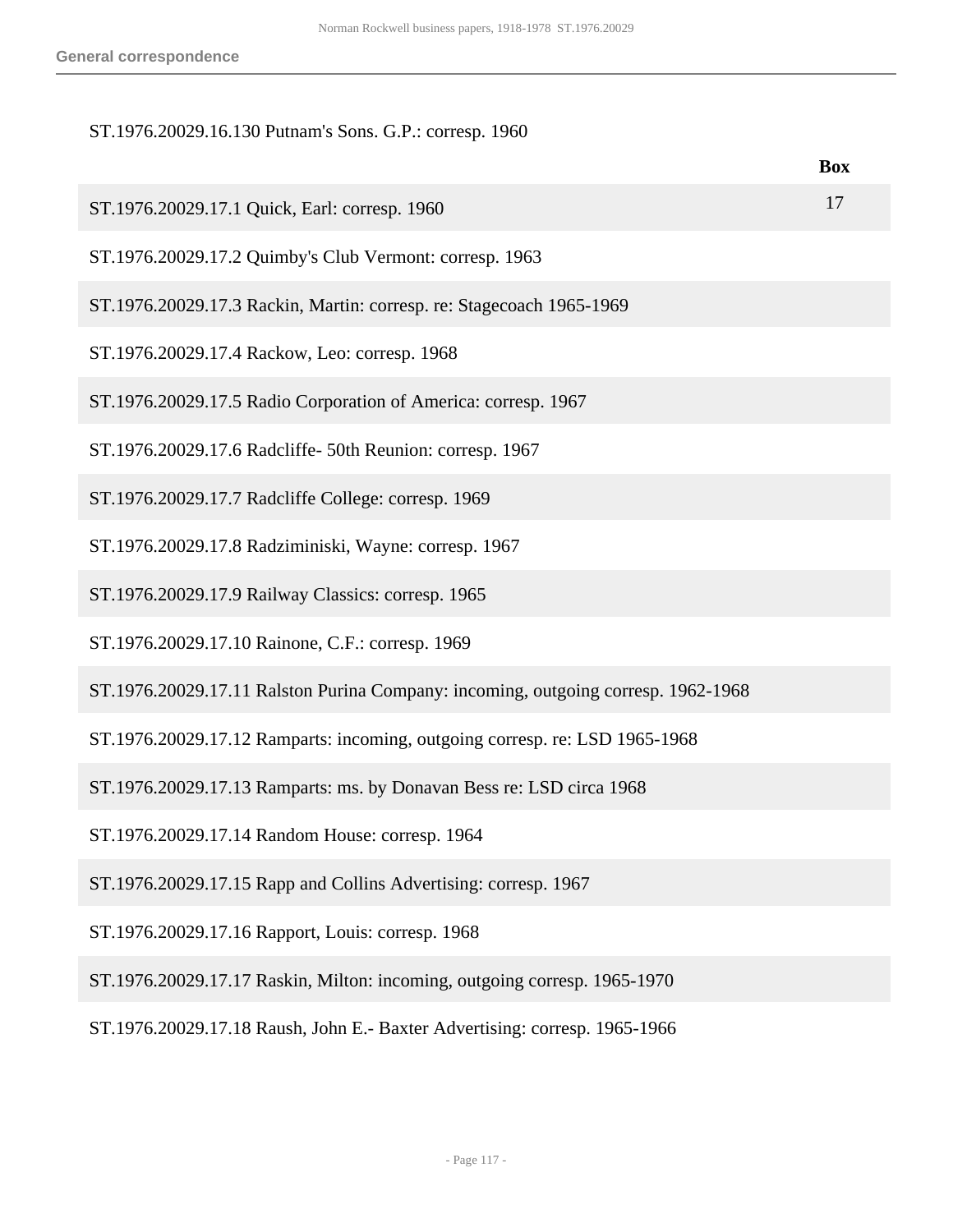ST.1976.20029.16.130 Putnam's Sons. G.P.: corresp. 1960

| | Box |
|---|---|
| ST.1976.20029.17.1 Quick, Earl: corresp. 1960 | 17 |
| ST.1976.20029.17.2 Quimby's Club Vermont: corresp. 1963 | |
| ST.1976.20029.17.3 Rackin, Martin: corresp. re: Stagecoach 1965-1969 | |
| ST.1976.20029.17.4 Rackow, Leo: corresp. 1968 | |
| ST.1976.20029.17.5 Radio Corporation of America: corresp. 1967 | |
| ST.1976.20029.17.6 Radcliffe- 50th Reunion: corresp. 1967 | |
| ST.1976.20029.17.7 Radcliffe College: corresp. 1969 | |
| ST.1976.20029.17.8 Radziminiski, Wayne: corresp. 1967 | |
| ST.1976.20029.17.9 Railway Classics: corresp. 1965 | |
| ST.1976.20029.17.10 Rainone, C.F.: corresp. 1969 | |
| ST.1976.20029.17.11 Ralston Purina Company: incoming, outgoing corresp. 1962-1968 | |
| ST.1976.20029.17.12 Ramparts: incoming, outgoing corresp. re: LSD 1965-1968 | |
| ST.1976.20029.17.13 Ramparts: ms. by Donavan Bess re: LSD circa 1968 | |
| ST.1976.20029.17.14 Random House: corresp. 1964 | |
| ST.1976.20029.17.15 Rapp and Collins Advertising: corresp. 1967 | |
| ST.1976.20029.17.16 Rapport, Louis: corresp. 1968 | |
| ST.1976.20029.17.17 Raskin, Milton: incoming, outgoing corresp. 1965-1970 | |
| ST.1976.20029.17.18 Raush, John E.- Baxter Advertising: corresp. 1965-1966 | |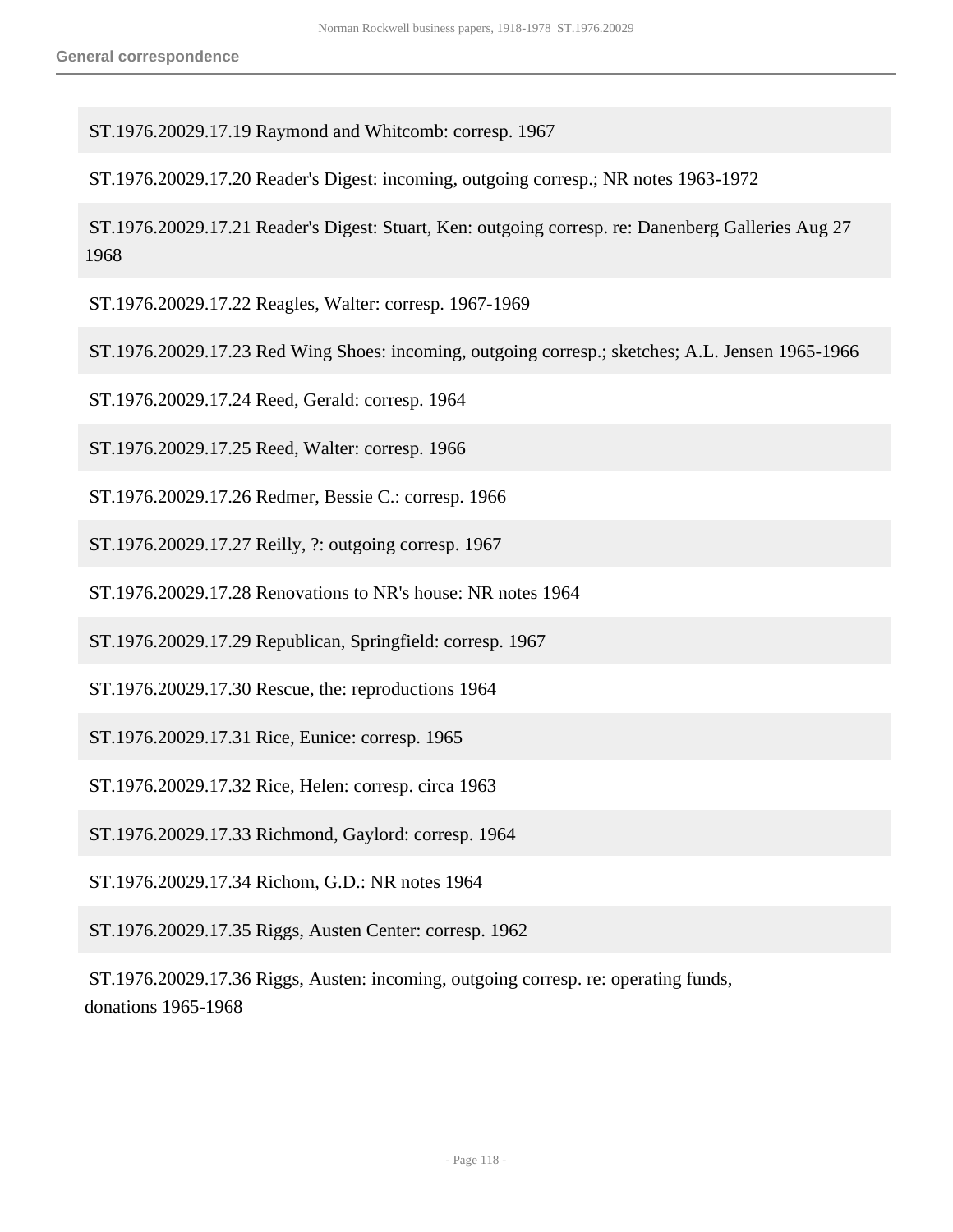ST.1976.20029.17.19 Raymond and Whitcomb: corresp. 1967

ST.1976.20029.17.20 Reader's Digest: incoming, outgoing corresp.; NR notes 1963-1972

ST.1976.20029.17.21 Reader's Digest: Stuart, Ken: outgoing corresp. re: Danenberg Galleries Aug 27 1968

ST.1976.20029.17.22 Reagles, Walter: corresp. 1967-1969

ST.1976.20029.17.23 Red Wing Shoes: incoming, outgoing corresp.; sketches; A.L. Jensen 1965-1966

ST.1976.20029.17.24 Reed, Gerald: corresp. 1964

ST.1976.20029.17.25 Reed, Walter: corresp. 1966

ST.1976.20029.17.26 Redmer, Bessie C.: corresp. 1966

ST.1976.20029.17.27 Reilly, ?: outgoing corresp. 1967

ST.1976.20029.17.28 Renovations to NR's house: NR notes 1964

ST.1976.20029.17.29 Republican, Springfield: corresp. 1967

ST.1976.20029.17.30 Rescue, the: reproductions 1964

ST.1976.20029.17.31 Rice, Eunice: corresp. 1965

ST.1976.20029.17.32 Rice, Helen: corresp. circa 1963

ST.1976.20029.17.33 Richmond, Gaylord: corresp. 1964

ST.1976.20029.17.34 Richom, G.D.: NR notes 1964

ST.1976.20029.17.35 Riggs, Austen Center: corresp. 1962

ST.1976.20029.17.36 Riggs, Austen: incoming, outgoing corresp. re: operating funds, donations 1965-1968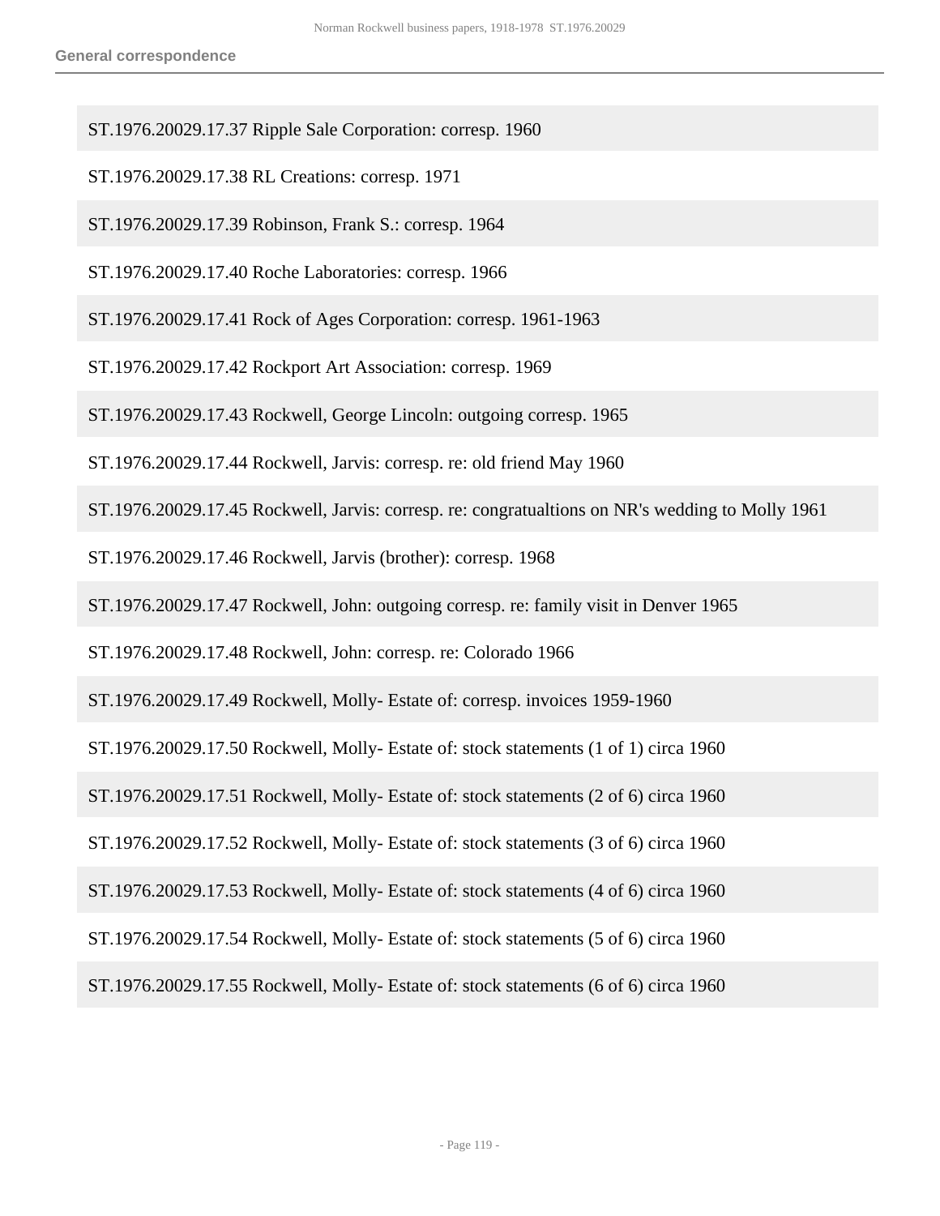ST.1976.20029.17.37 Ripple Sale Corporation: corresp. 1960

ST.1976.20029.17.38 RL Creations: corresp. 1971

ST.1976.20029.17.39 Robinson, Frank S.: corresp. 1964

ST.1976.20029.17.40 Roche Laboratories: corresp. 1966

ST.1976.20029.17.41 Rock of Ages Corporation: corresp. 1961-1963

ST.1976.20029.17.42 Rockport Art Association: corresp. 1969

ST.1976.20029.17.43 Rockwell, George Lincoln: outgoing corresp. 1965

ST.1976.20029.17.44 Rockwell, Jarvis: corresp. re: old friend May 1960

ST.1976.20029.17.45 Rockwell, Jarvis: corresp. re: congratualtions on NR's wedding to Molly 1961

ST.1976.20029.17.46 Rockwell, Jarvis (brother): corresp. 1968

ST.1976.20029.17.47 Rockwell, John: outgoing corresp. re: family visit in Denver 1965

ST.1976.20029.17.48 Rockwell, John: corresp. re: Colorado 1966

ST.1976.20029.17.49 Rockwell, Molly- Estate of: corresp. invoices 1959-1960

ST.1976.20029.17.50 Rockwell, Molly- Estate of: stock statements (1 of 1) circa 1960

ST.1976.20029.17.51 Rockwell, Molly- Estate of: stock statements (2 of 6) circa 1960

ST.1976.20029.17.52 Rockwell, Molly- Estate of: stock statements (3 of 6) circa 1960

ST.1976.20029.17.53 Rockwell, Molly- Estate of: stock statements (4 of 6) circa 1960

ST.1976.20029.17.54 Rockwell, Molly- Estate of: stock statements (5 of 6) circa 1960

ST.1976.20029.17.55 Rockwell, Molly- Estate of: stock statements (6 of 6) circa 1960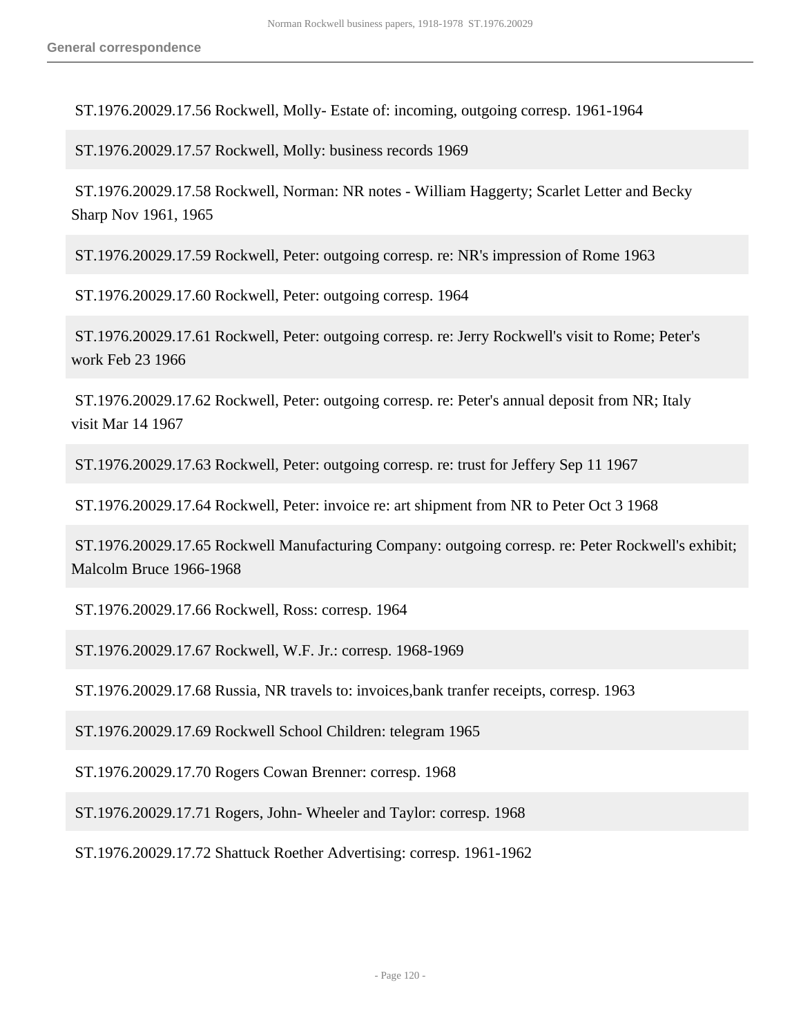ST.1976.20029.17.56 Rockwell, Molly- Estate of: incoming, outgoing corresp. 1961-1964

ST.1976.20029.17.57 Rockwell, Molly: business records 1969

ST.1976.20029.17.58 Rockwell, Norman: NR notes - William Haggerty; Scarlet Letter and Becky Sharp Nov 1961, 1965

ST.1976.20029.17.59 Rockwell, Peter: outgoing corresp. re: NR's impression of Rome 1963

ST.1976.20029.17.60 Rockwell, Peter: outgoing corresp. 1964

ST.1976.20029.17.61 Rockwell, Peter: outgoing corresp. re: Jerry Rockwell's visit to Rome; Peter's work Feb 23 1966

ST.1976.20029.17.62 Rockwell, Peter: outgoing corresp. re: Peter's annual deposit from NR; Italy visit Mar 14 1967

ST.1976.20029.17.63 Rockwell, Peter: outgoing corresp. re: trust for Jeffery Sep 11 1967

ST.1976.20029.17.64 Rockwell, Peter: invoice re: art shipment from NR to Peter Oct 3 1968

ST.1976.20029.17.65 Rockwell Manufacturing Company: outgoing corresp. re: Peter Rockwell's exhibit; Malcolm Bruce 1966-1968

ST.1976.20029.17.66 Rockwell, Ross: corresp. 1964

ST.1976.20029.17.67 Rockwell, W.F. Jr.: corresp. 1968-1969

ST.1976.20029.17.68 Russia, NR travels to: invoices,bank tranfer receipts, corresp. 1963

ST.1976.20029.17.69 Rockwell School Children: telegram 1965

ST.1976.20029.17.70 Rogers Cowan Brenner: corresp. 1968

ST.1976.20029.17.71 Rogers, John- Wheeler and Taylor: corresp. 1968

ST.1976.20029.17.72 Shattuck Roether Advertising: corresp. 1961-1962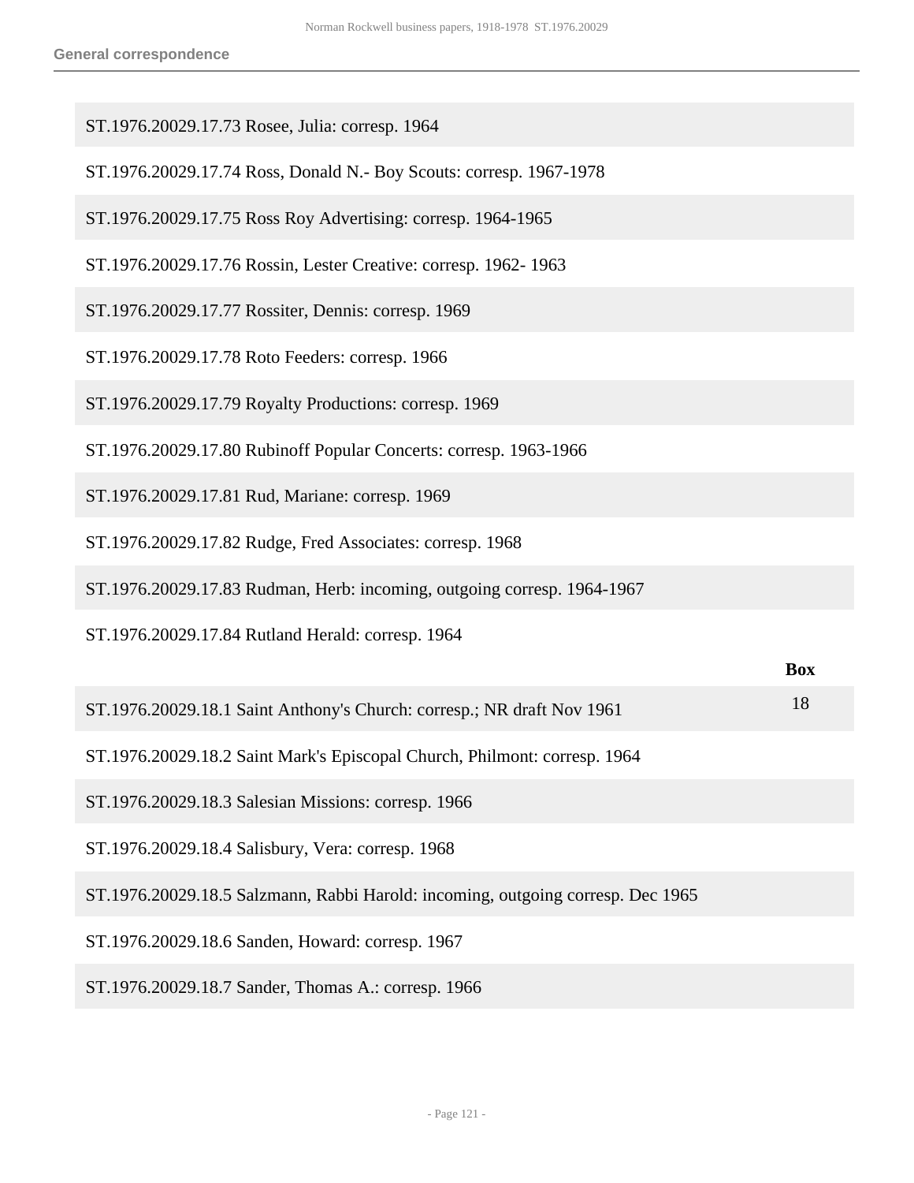ST.1976.20029.17.73 Rosee, Julia: corresp. 1964

ST.1976.20029.17.74 Ross, Donald N.- Boy Scouts: corresp. 1967-1978

ST.1976.20029.17.75 Ross Roy Advertising: corresp. 1964-1965

ST.1976.20029.17.76 Rossin, Lester Creative: corresp. 1962- 1963

ST.1976.20029.17.77 Rossiter, Dennis: corresp. 1969

ST.1976.20029.17.78 Roto Feeders: corresp. 1966

ST.1976.20029.17.79 Royalty Productions: corresp. 1969

ST.1976.20029.17.80 Rubinoff Popular Concerts: corresp. 1963-1966

ST.1976.20029.17.81 Rud, Mariane: corresp. 1969

ST.1976.20029.17.82 Rudge, Fred Associates: corresp. 1968

ST.1976.20029.17.83 Rudman, Herb: incoming, outgoing corresp. 1964-1967

ST.1976.20029.17.84 Rutland Herald: corresp. 1964

| | Box |
|---|---|
| ST.1976.20029.18.1 Saint Anthony's Church: corresp.; NR draft Nov 1961 | 18 |
| ST.1976.20029.18.2 Saint Mark's Episcopal Church, Philmont: corresp. 1964 | |
| ST.1976.20029.18.3 Salesian Missions: corresp. 1966 | |
| ST.1976.20029.18.4 Salisbury, Vera: corresp. 1968 | |
| ST.1976.20029.18.5 Salzmann, Rabbi Harold: incoming, outgoing corresp. Dec 1965 | |
| ST.1976.20029.18.6 Sanden, Howard: corresp. 1967 | |
| ST.1976.20029.18.7 Sander, Thomas A.: corresp. 1966 | |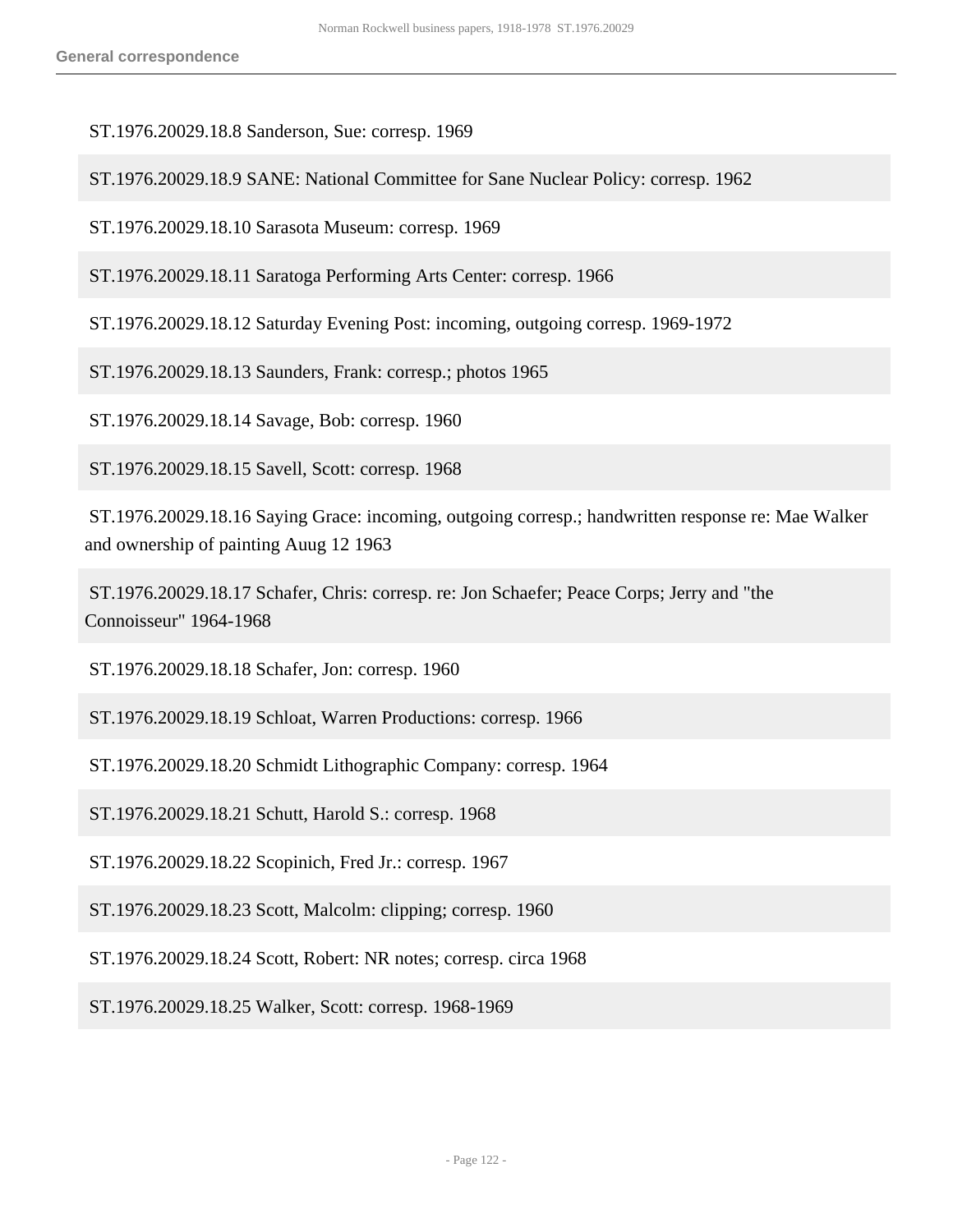ST.1976.20029.18.8 Sanderson, Sue: corresp. 1969

ST.1976.20029.18.9 SANE: National Committee for Sane Nuclear Policy: corresp. 1962

ST.1976.20029.18.10 Sarasota Museum: corresp. 1969

ST.1976.20029.18.11 Saratoga Performing Arts Center: corresp. 1966

ST.1976.20029.18.12 Saturday Evening Post: incoming, outgoing corresp. 1969-1972

ST.1976.20029.18.13 Saunders, Frank: corresp.; photos 1965

ST.1976.20029.18.14 Savage, Bob: corresp. 1960

ST.1976.20029.18.15 Savell, Scott: corresp. 1968

ST.1976.20029.18.16 Saying Grace: incoming, outgoing corresp.; handwritten response re: Mae Walker and ownership of painting Auug 12 1963

ST.1976.20029.18.17 Schafer, Chris: corresp. re: Jon Schaefer; Peace Corps; Jerry and "the Connoisseur" 1964-1968

ST.1976.20029.18.18 Schafer, Jon: corresp. 1960

ST.1976.20029.18.19 Schloat, Warren Productions: corresp. 1966

ST.1976.20029.18.20 Schmidt Lithographic Company: corresp. 1964

ST.1976.20029.18.21 Schutt, Harold S.: corresp. 1968

ST.1976.20029.18.22 Scopinich, Fred Jr.: corresp. 1967

ST.1976.20029.18.23 Scott, Malcolm: clipping; corresp. 1960

ST.1976.20029.18.24 Scott, Robert: NR notes; corresp. circa 1968

ST.1976.20029.18.25 Walker, Scott: corresp. 1968-1969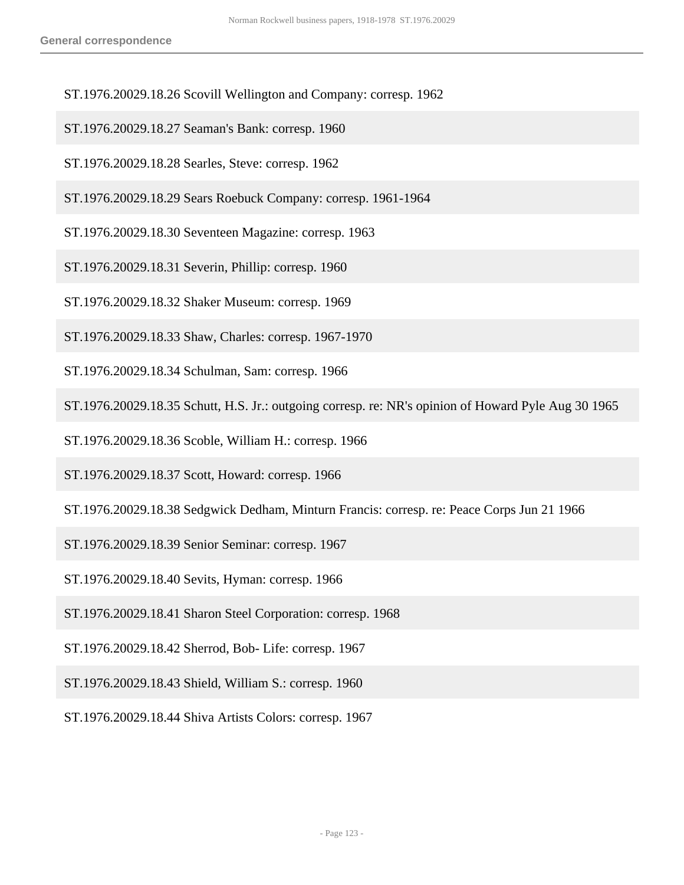ST.1976.20029.18.26 Scovill Wellington and Company: corresp. 1962

ST.1976.20029.18.27 Seaman's Bank: corresp. 1960

ST.1976.20029.18.28 Searles, Steve: corresp. 1962

ST.1976.20029.18.29 Sears Roebuck Company: corresp. 1961-1964

ST.1976.20029.18.30 Seventeen Magazine: corresp. 1963

ST.1976.20029.18.31 Severin, Phillip: corresp. 1960

ST.1976.20029.18.32 Shaker Museum: corresp. 1969

ST.1976.20029.18.33 Shaw, Charles: corresp. 1967-1970

ST.1976.20029.18.34 Schulman, Sam: corresp. 1966

ST.1976.20029.18.35 Schutt, H.S. Jr.: outgoing corresp. re: NR's opinion of Howard Pyle Aug 30 1965

ST.1976.20029.18.36 Scoble, William H.: corresp. 1966

ST.1976.20029.18.37 Scott, Howard: corresp. 1966

ST.1976.20029.18.38 Sedgwick Dedham, Minturn Francis: corresp. re: Peace Corps Jun 21 1966

ST.1976.20029.18.39 Senior Seminar: corresp. 1967

ST.1976.20029.18.40 Sevits, Hyman: corresp. 1966

ST.1976.20029.18.41 Sharon Steel Corporation: corresp. 1968

ST.1976.20029.18.42 Sherrod, Bob- Life: corresp. 1967

ST.1976.20029.18.43 Shield, William S.: corresp. 1960

ST.1976.20029.18.44 Shiva Artists Colors: corresp. 1967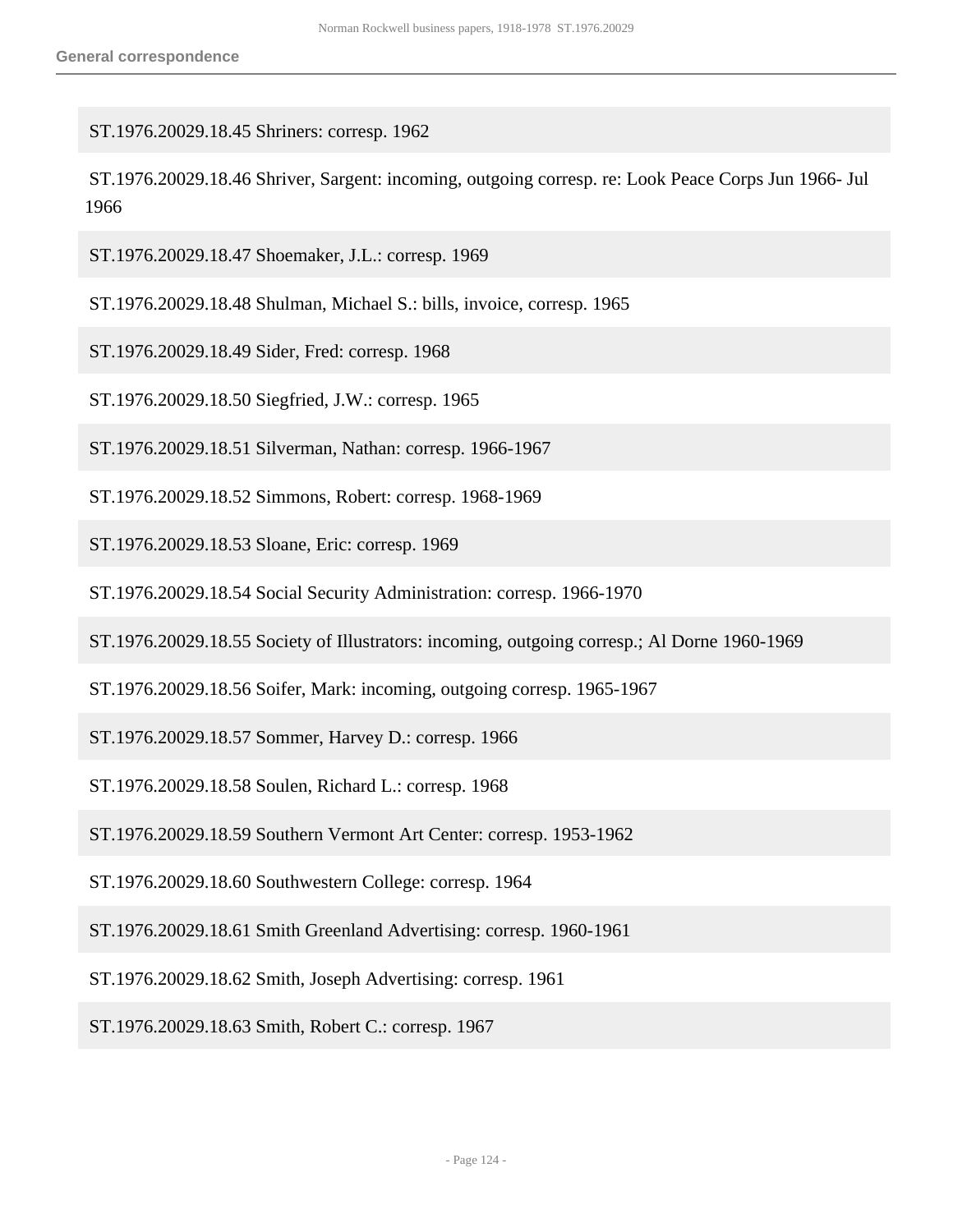ST.1976.20029.18.45 Shriners: corresp. 1962

ST.1976.20029.18.46 Shriver, Sargent: incoming, outgoing corresp. re: Look Peace Corps Jun 1966- Jul 1966

ST.1976.20029.18.47 Shoemaker, J.L.: corresp. 1969

ST.1976.20029.18.48 Shulman, Michael S.: bills, invoice, corresp. 1965

ST.1976.20029.18.49 Sider, Fred: corresp. 1968

ST.1976.20029.18.50 Siegfried, J.W.: corresp. 1965

ST.1976.20029.18.51 Silverman, Nathan: corresp. 1966-1967

ST.1976.20029.18.52 Simmons, Robert: corresp. 1968-1969

ST.1976.20029.18.53 Sloane, Eric: corresp. 1969

ST.1976.20029.18.54 Social Security Administration: corresp. 1966-1970

ST.1976.20029.18.55 Society of Illustrators: incoming, outgoing corresp.; Al Dorne 1960-1969

ST.1976.20029.18.56 Soifer, Mark: incoming, outgoing corresp. 1965-1967

ST.1976.20029.18.57 Sommer, Harvey D.: corresp. 1966

ST.1976.20029.18.58 Soulen, Richard L.: corresp. 1968

ST.1976.20029.18.59 Southern Vermont Art Center: corresp. 1953-1962

ST.1976.20029.18.60 Southwestern College: corresp. 1964

ST.1976.20029.18.61 Smith Greenland Advertising: corresp. 1960-1961

ST.1976.20029.18.62 Smith, Joseph Advertising: corresp. 1961

ST.1976.20029.18.63 Smith, Robert C.: corresp. 1967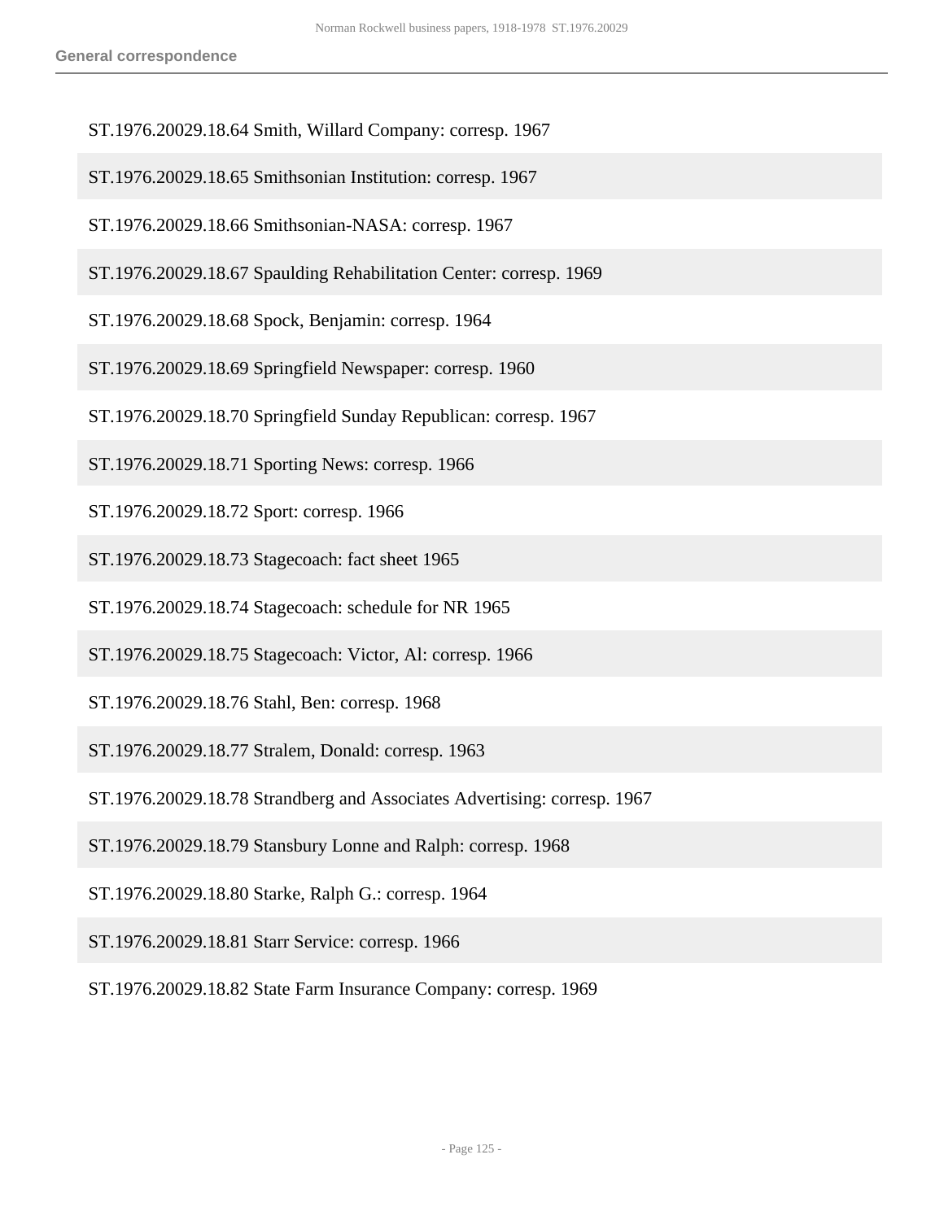ST.1976.20029.18.64 Smith, Willard Company: corresp. 1967

ST.1976.20029.18.65 Smithsonian Institution: corresp. 1967

ST.1976.20029.18.66 Smithsonian-NASA: corresp. 1967

ST.1976.20029.18.67 Spaulding Rehabilitation Center: corresp. 1969

ST.1976.20029.18.68 Spock, Benjamin: corresp. 1964

ST.1976.20029.18.69 Springfield Newspaper: corresp. 1960

ST.1976.20029.18.70 Springfield Sunday Republican: corresp. 1967

ST.1976.20029.18.71 Sporting News: corresp. 1966

ST.1976.20029.18.72 Sport: corresp. 1966

ST.1976.20029.18.73 Stagecoach: fact sheet 1965

ST.1976.20029.18.74 Stagecoach: schedule for NR 1965

ST.1976.20029.18.75 Stagecoach: Victor, Al: corresp. 1966

ST.1976.20029.18.76 Stahl, Ben: corresp. 1968

ST.1976.20029.18.77 Stralem, Donald: corresp. 1963

ST.1976.20029.18.78 Strandberg and Associates Advertising: corresp. 1967

ST.1976.20029.18.79 Stansbury Lonne and Ralph: corresp. 1968

ST.1976.20029.18.80 Starke, Ralph G.: corresp. 1964

ST.1976.20029.18.81 Starr Service: corresp. 1966

ST.1976.20029.18.82 State Farm Insurance Company: corresp. 1969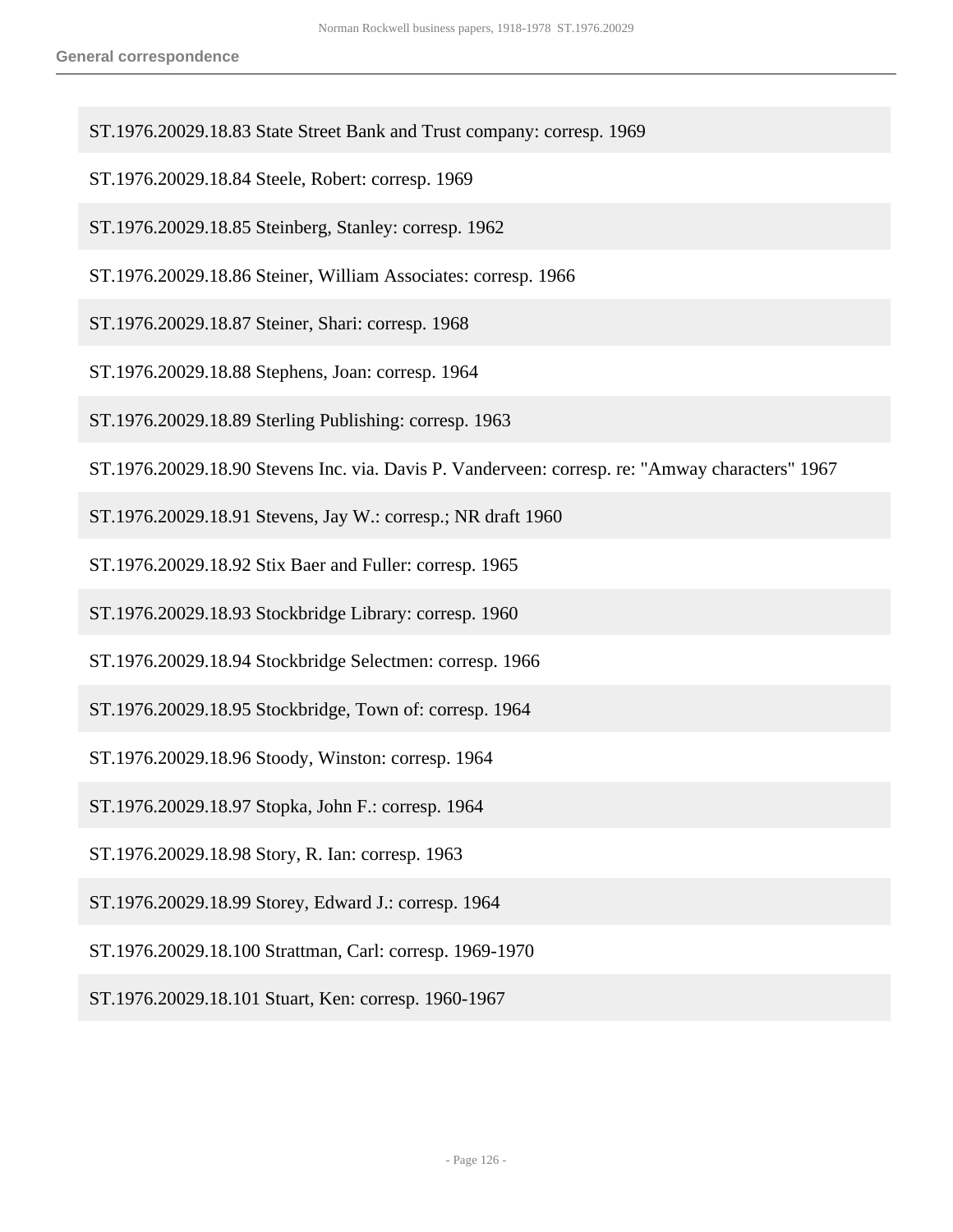ST.1976.20029.18.83 State Street Bank and Trust company: corresp. 1969

ST.1976.20029.18.84 Steele, Robert: corresp. 1969

ST.1976.20029.18.85 Steinberg, Stanley: corresp. 1962

ST.1976.20029.18.86 Steiner, William Associates: corresp. 1966

ST.1976.20029.18.87 Steiner, Shari: corresp. 1968

ST.1976.20029.18.88 Stephens, Joan: corresp. 1964

ST.1976.20029.18.89 Sterling Publishing: corresp. 1963

ST.1976.20029.18.90 Stevens Inc. via. Davis P. Vanderveen: corresp. re: "Amway characters" 1967

ST.1976.20029.18.91 Stevens, Jay W.: corresp.; NR draft 1960

ST.1976.20029.18.92 Stix Baer and Fuller: corresp. 1965

ST.1976.20029.18.93 Stockbridge Library: corresp. 1960

ST.1976.20029.18.94 Stockbridge Selectmen: corresp. 1966

ST.1976.20029.18.95 Stockbridge, Town of: corresp. 1964

ST.1976.20029.18.96 Stoody, Winston: corresp. 1964

ST.1976.20029.18.97 Stopka, John F.: corresp. 1964

ST.1976.20029.18.98 Story, R. Ian: corresp. 1963

ST.1976.20029.18.99 Storey, Edward J.: corresp. 1964

ST.1976.20029.18.100 Strattman, Carl: corresp. 1969-1970

ST.1976.20029.18.101 Stuart, Ken: corresp. 1960-1967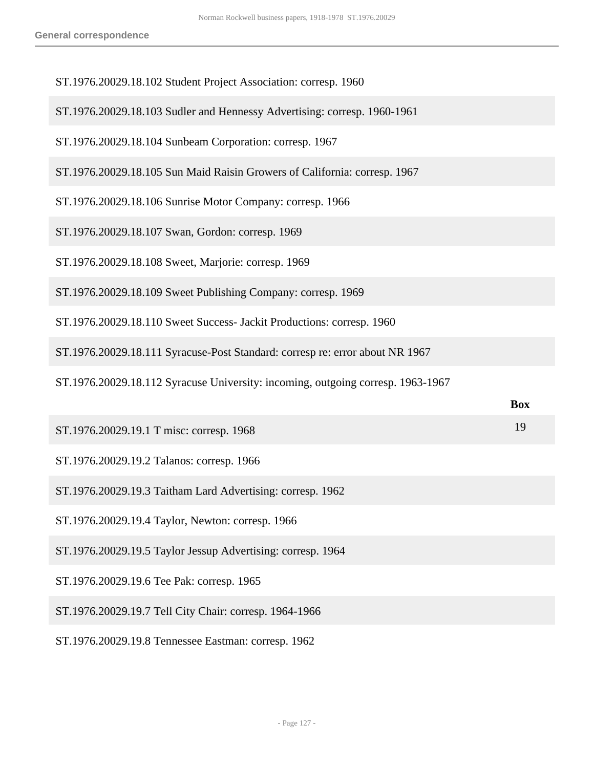ST.1976.20029.18.102 Student Project Association: corresp. 1960

ST.1976.20029.18.103 Sudler and Hennessy Advertising: corresp. 1960-1961

ST.1976.20029.18.104 Sunbeam Corporation: corresp. 1967

ST.1976.20029.18.105 Sun Maid Raisin Growers of California: corresp. 1967

ST.1976.20029.18.106 Sunrise Motor Company: corresp. 1966

ST.1976.20029.18.107 Swan, Gordon: corresp. 1969

ST.1976.20029.18.108 Sweet, Marjorie: corresp. 1969

ST.1976.20029.18.109 Sweet Publishing Company: corresp. 1969

ST.1976.20029.18.110 Sweet Success- Jackit Productions: corresp. 1960

ST.1976.20029.18.111 Syracuse-Post Standard: corresp re: error about NR 1967

ST.1976.20029.18.112 Syracuse University: incoming, outgoing corresp. 1963-1967

| | Box |
|---|---|
| ST.1976.20029.19.1 T misc: corresp. 1968 | 19 |
| ST.1976.20029.19.2 Talanos: corresp. 1966 | |
| ST.1976.20029.19.3 Taitham Lard Advertising: corresp. 1962 | |
| ST.1976.20029.19.4 Taylor, Newton: corresp. 1966 | |
| ST.1976.20029.19.5 Taylor Jessup Advertising: corresp. 1964 | |
| ST.1976.20029.19.6 Tee Pak: corresp. 1965 | |
| ST.1976.20029.19.7 Tell City Chair: corresp. 1964-1966 | |
| ST.1976.20029.19.8 Tennessee Eastman: corresp. 1962 | |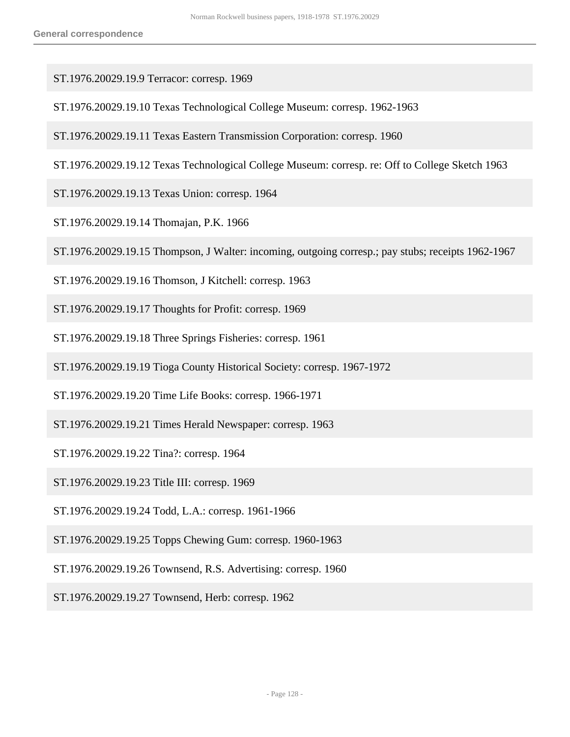ST.1976.20029.19.9 Terracor: corresp. 1969

ST.1976.20029.19.10 Texas Technological College Museum: corresp. 1962-1963

ST.1976.20029.19.11 Texas Eastern Transmission Corporation: corresp. 1960

ST.1976.20029.19.12 Texas Technological College Museum: corresp. re: Off to College Sketch 1963

ST.1976.20029.19.13 Texas Union: corresp. 1964

ST.1976.20029.19.14 Thomajan, P.K. 1966

ST.1976.20029.19.15 Thompson, J Walter: incoming, outgoing corresp.; pay stubs; receipts 1962-1967

ST.1976.20029.19.16 Thomson, J Kitchell: corresp. 1963

ST.1976.20029.19.17 Thoughts for Profit: corresp. 1969

ST.1976.20029.19.18 Three Springs Fisheries: corresp. 1961

ST.1976.20029.19.19 Tioga County Historical Society: corresp. 1967-1972

ST.1976.20029.19.20 Time Life Books: corresp. 1966-1971

ST.1976.20029.19.21 Times Herald Newspaper: corresp. 1963

ST.1976.20029.19.22 Tina?: corresp. 1964

ST.1976.20029.19.23 Title III: corresp. 1969

ST.1976.20029.19.24 Todd, L.A.: corresp. 1961-1966

ST.1976.20029.19.25 Topps Chewing Gum: corresp. 1960-1963

ST.1976.20029.19.26 Townsend, R.S. Advertising: corresp. 1960

ST.1976.20029.19.27 Townsend, Herb: corresp. 1962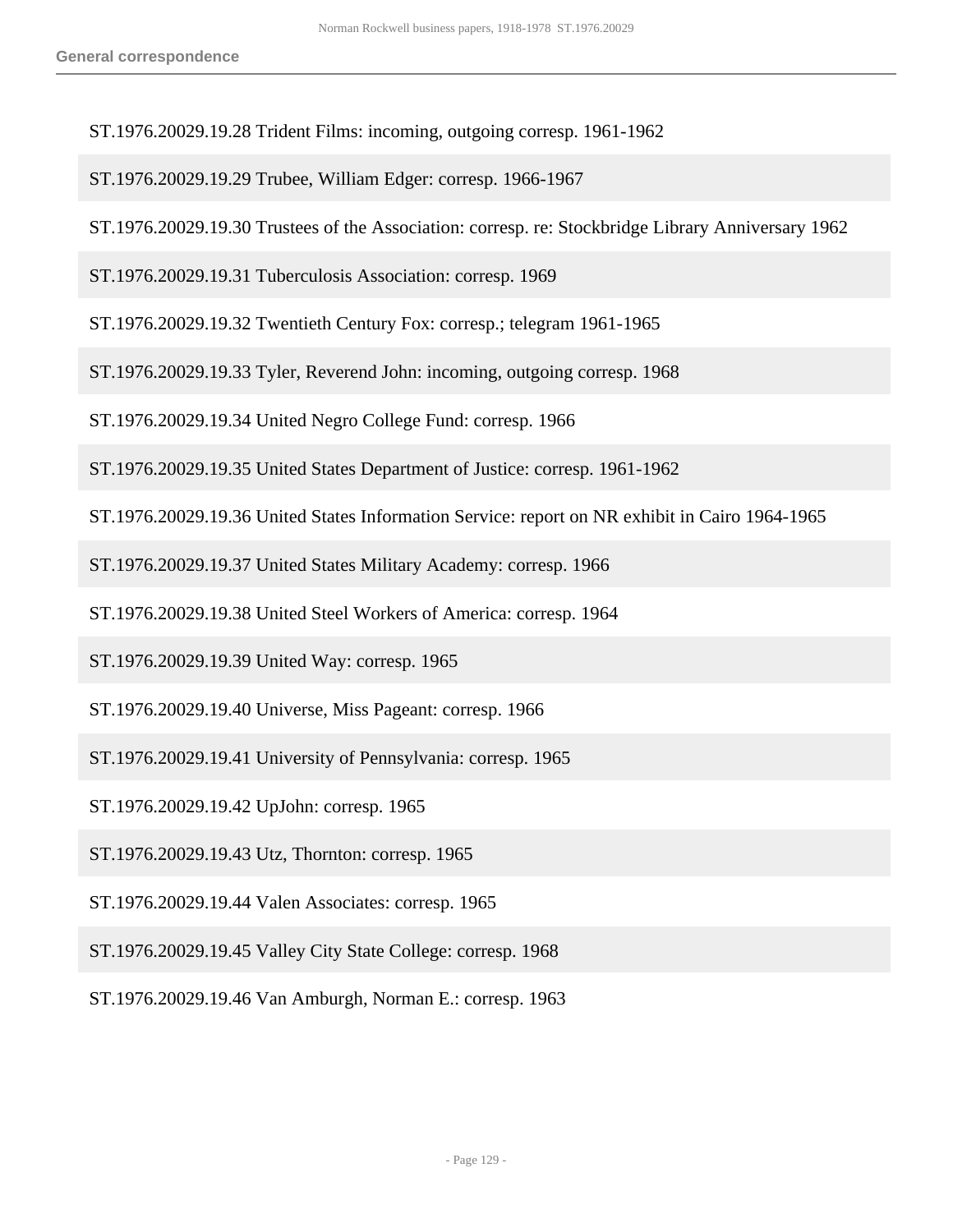ST.1976.20029.19.28 Trident Films: incoming, outgoing corresp. 1961-1962

ST.1976.20029.19.29 Trubee, William Edger: corresp. 1966-1967

ST.1976.20029.19.30 Trustees of the Association: corresp. re: Stockbridge Library Anniversary 1962

ST.1976.20029.19.31 Tuberculosis Association: corresp. 1969

ST.1976.20029.19.32 Twentieth Century Fox: corresp.; telegram 1961-1965

ST.1976.20029.19.33 Tyler, Reverend John: incoming, outgoing corresp. 1968

ST.1976.20029.19.34 United Negro College Fund: corresp. 1966

ST.1976.20029.19.35 United States Department of Justice: corresp. 1961-1962

ST.1976.20029.19.36 United States Information Service: report on NR exhibit in Cairo 1964-1965

ST.1976.20029.19.37 United States Military Academy: corresp. 1966

ST.1976.20029.19.38 United Steel Workers of America: corresp. 1964

ST.1976.20029.19.39 United Way: corresp. 1965

ST.1976.20029.19.40 Universe, Miss Pageant: corresp. 1966

ST.1976.20029.19.41 University of Pennsylvania: corresp. 1965

ST.1976.20029.19.42 UpJohn: corresp. 1965

ST.1976.20029.19.43 Utz, Thornton: corresp. 1965

ST.1976.20029.19.44 Valen Associates: corresp. 1965

ST.1976.20029.19.45 Valley City State College: corresp. 1968

ST.1976.20029.19.46 Van Amburgh, Norman E.: corresp. 1963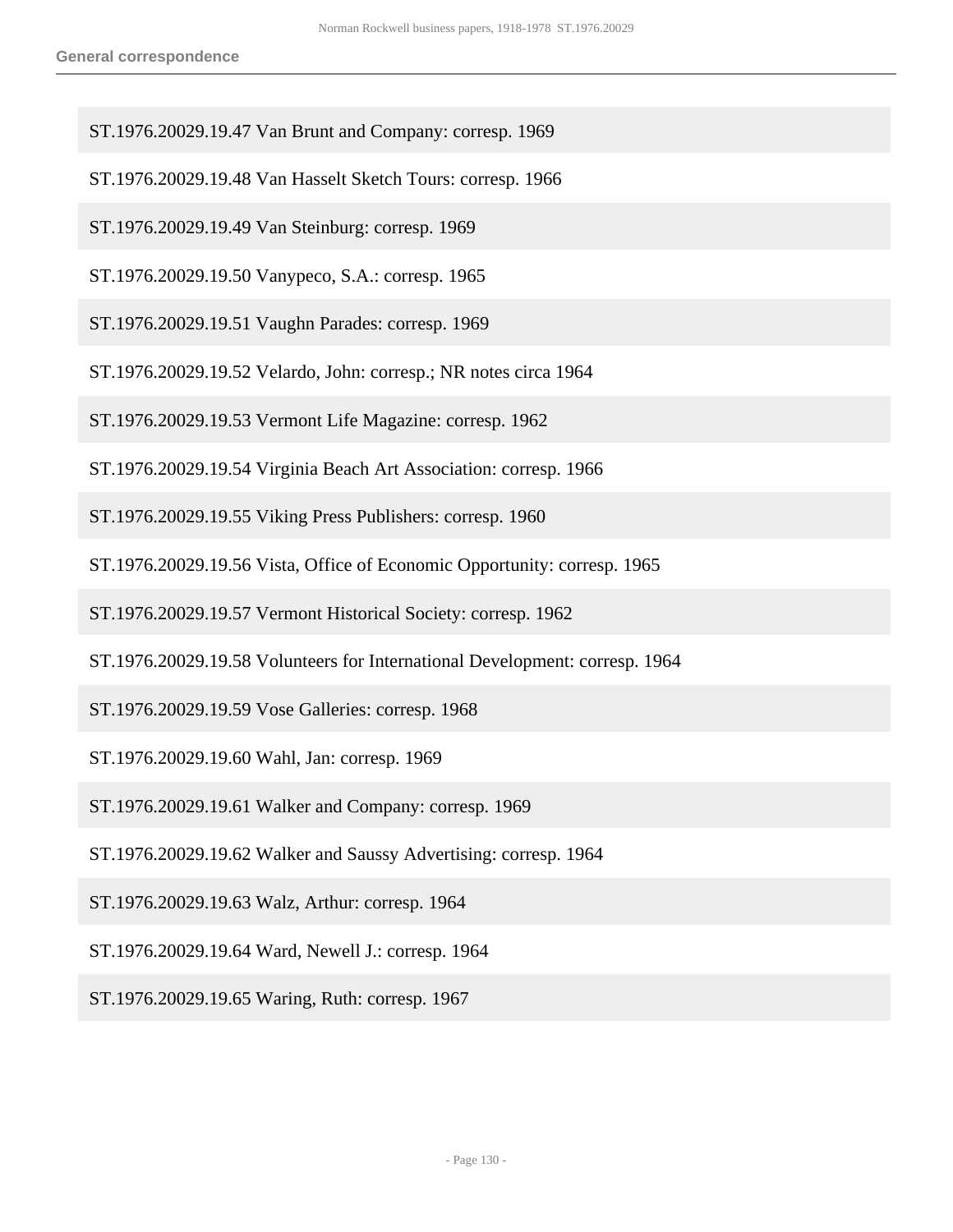ST.1976.20029.19.47 Van Brunt and Company: corresp. 1969

ST.1976.20029.19.48 Van Hasselt Sketch Tours: corresp. 1966

ST.1976.20029.19.49 Van Steinburg: corresp. 1969

ST.1976.20029.19.50 Vanypeco, S.A.: corresp. 1965

ST.1976.20029.19.51 Vaughn Parades: corresp. 1969

ST.1976.20029.19.52 Velardo, John: corresp.; NR notes circa 1964

ST.1976.20029.19.53 Vermont Life Magazine: corresp. 1962

ST.1976.20029.19.54 Virginia Beach Art Association: corresp. 1966

ST.1976.20029.19.55 Viking Press Publishers: corresp. 1960

ST.1976.20029.19.56 Vista, Office of Economic Opportunity: corresp. 1965

ST.1976.20029.19.57 Vermont Historical Society: corresp. 1962

ST.1976.20029.19.58 Volunteers for International Development: corresp. 1964

ST.1976.20029.19.59 Vose Galleries: corresp. 1968

ST.1976.20029.19.60 Wahl, Jan: corresp. 1969

ST.1976.20029.19.61 Walker and Company: corresp. 1969

ST.1976.20029.19.62 Walker and Saussy Advertising: corresp. 1964

ST.1976.20029.19.63 Walz, Arthur: corresp. 1964

ST.1976.20029.19.64 Ward, Newell J.: corresp. 1964

ST.1976.20029.19.65 Waring, Ruth: corresp. 1967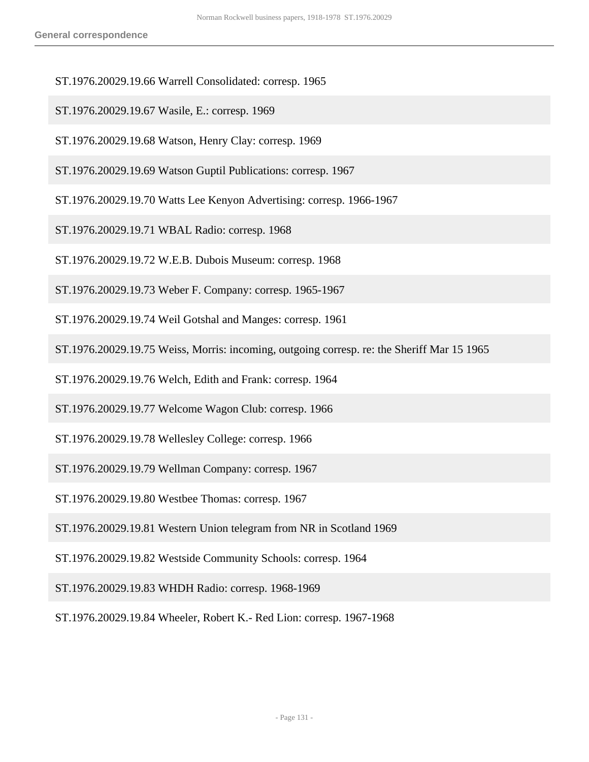ST.1976.20029.19.66 Warrell Consolidated: corresp. 1965

ST.1976.20029.19.67 Wasile, E.: corresp. 1969

ST.1976.20029.19.68 Watson, Henry Clay: corresp. 1969

ST.1976.20029.19.69 Watson Guptil Publications: corresp. 1967

ST.1976.20029.19.70 Watts Lee Kenyon Advertising: corresp. 1966-1967

ST.1976.20029.19.71 WBAL Radio: corresp. 1968

ST.1976.20029.19.72 W.E.B. Dubois Museum: corresp. 1968

ST.1976.20029.19.73 Weber F. Company: corresp. 1965-1967

ST.1976.20029.19.74 Weil Gotshal and Manges: corresp. 1961

ST.1976.20029.19.75 Weiss, Morris: incoming, outgoing corresp. re: the Sheriff Mar 15 1965

ST.1976.20029.19.76 Welch, Edith and Frank: corresp. 1964

ST.1976.20029.19.77 Welcome Wagon Club: corresp. 1966

ST.1976.20029.19.78 Wellesley College: corresp. 1966

ST.1976.20029.19.79 Wellman Company: corresp. 1967

ST.1976.20029.19.80 Westbee Thomas: corresp. 1967

ST.1976.20029.19.81 Western Union telegram from NR in Scotland 1969

ST.1976.20029.19.82 Westside Community Schools: corresp. 1964

ST.1976.20029.19.83 WHDH Radio: corresp. 1968-1969

ST.1976.20029.19.84 Wheeler, Robert K.- Red Lion: corresp. 1967-1968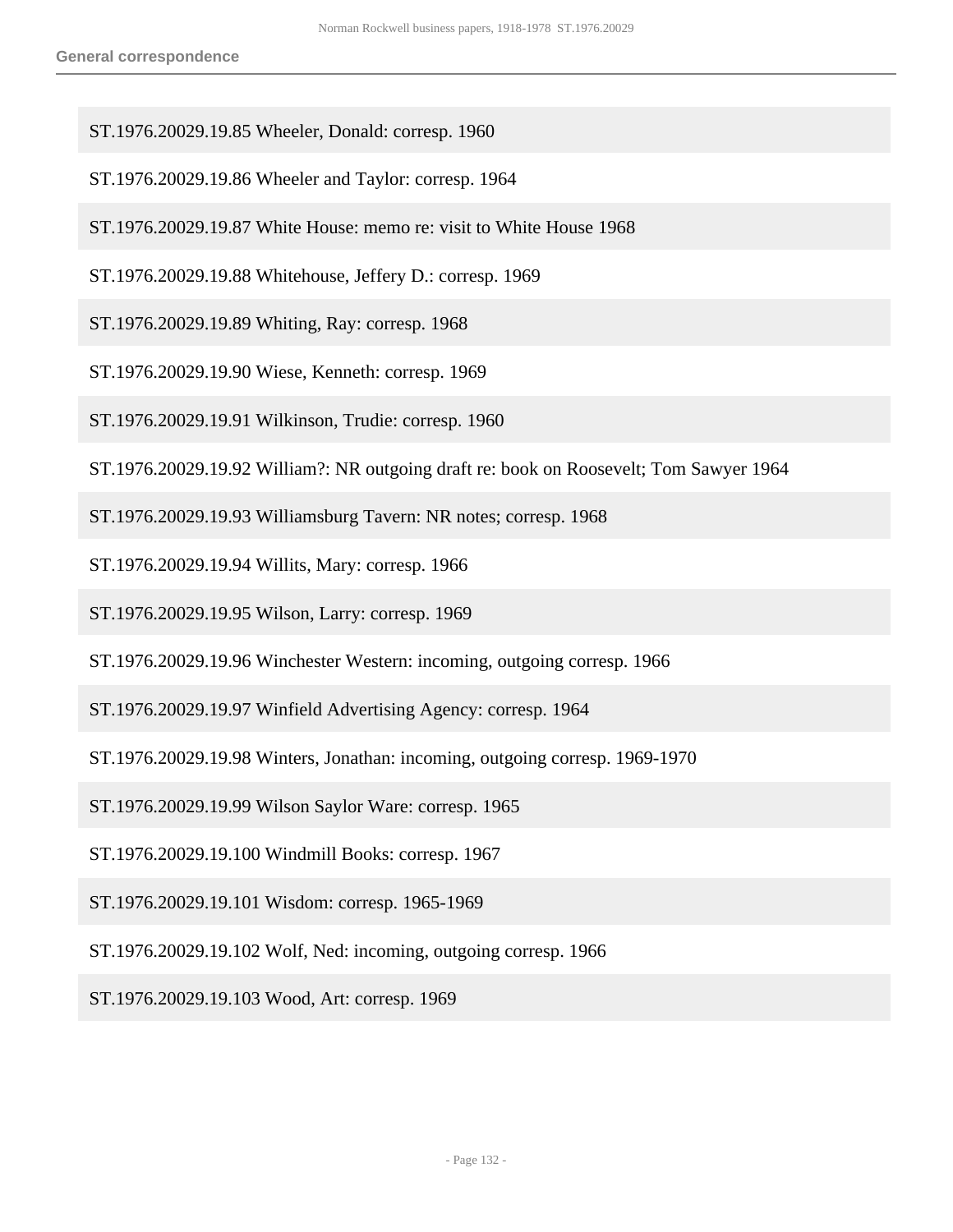ST.1976.20029.19.85 Wheeler, Donald: corresp. 1960

ST.1976.20029.19.86 Wheeler and Taylor: corresp. 1964

ST.1976.20029.19.87 White House: memo re: visit to White House 1968

ST.1976.20029.19.88 Whitehouse, Jeffery D.: corresp. 1969

ST.1976.20029.19.89 Whiting, Ray: corresp. 1968

ST.1976.20029.19.90 Wiese, Kenneth: corresp. 1969

ST.1976.20029.19.91 Wilkinson, Trudie: corresp. 1960

ST.1976.20029.19.92 William?: NR outgoing draft re: book on Roosevelt; Tom Sawyer 1964

ST.1976.20029.19.93 Williamsburg Tavern: NR notes; corresp. 1968

ST.1976.20029.19.94 Willits, Mary: corresp. 1966

ST.1976.20029.19.95 Wilson, Larry: corresp. 1969

ST.1976.20029.19.96 Winchester Western: incoming, outgoing corresp. 1966

ST.1976.20029.19.97 Winfield Advertising Agency: corresp. 1964

ST.1976.20029.19.98 Winters, Jonathan: incoming, outgoing corresp. 1969-1970

ST.1976.20029.19.99 Wilson Saylor Ware: corresp. 1965

ST.1976.20029.19.100 Windmill Books: corresp. 1967

ST.1976.20029.19.101 Wisdom: corresp. 1965-1969

ST.1976.20029.19.102 Wolf, Ned: incoming, outgoing corresp. 1966

ST.1976.20029.19.103 Wood, Art: corresp. 1969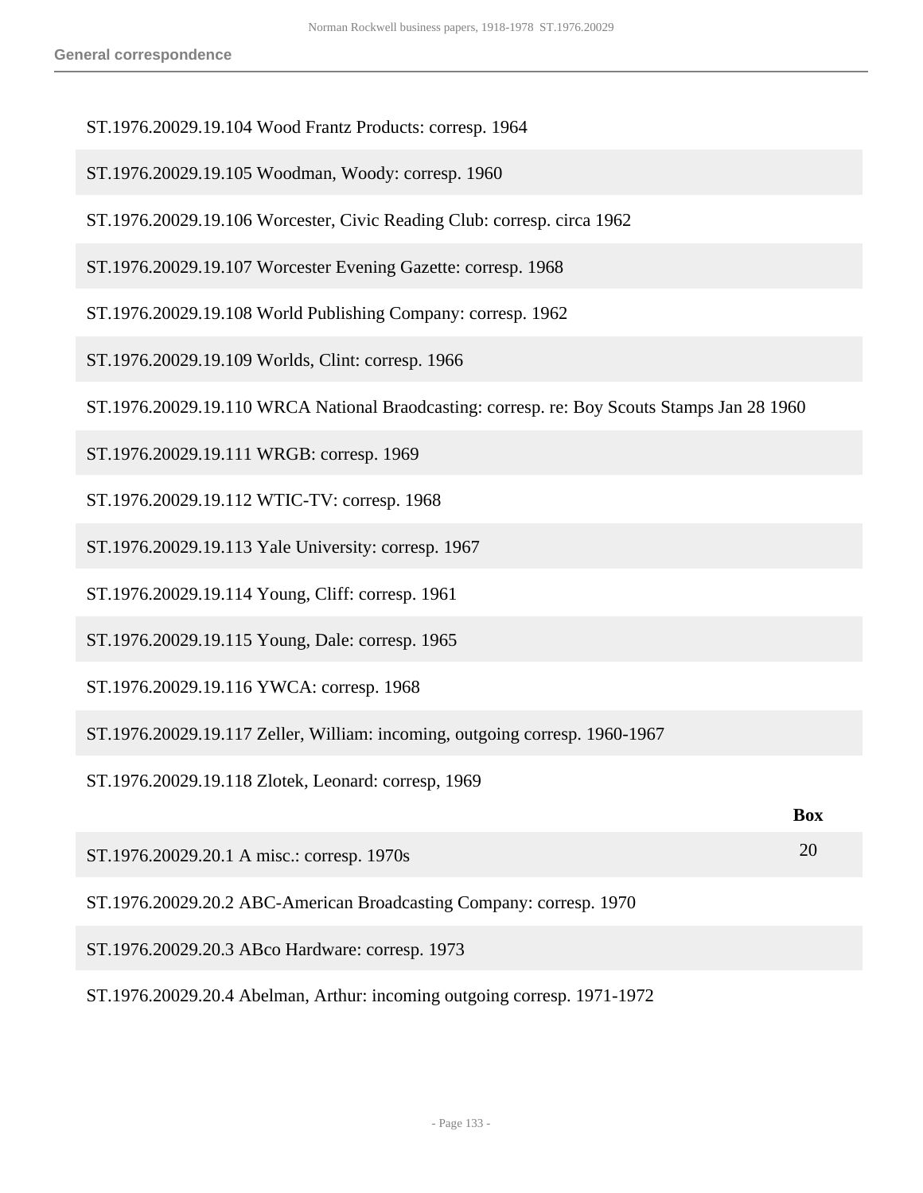ST.1976.20029.19.104 Wood Frantz Products: corresp. 1964

ST.1976.20029.19.105 Woodman, Woody: corresp. 1960

ST.1976.20029.19.106 Worcester, Civic Reading Club: corresp. circa 1962

ST.1976.20029.19.107 Worcester Evening Gazette: corresp. 1968

ST.1976.20029.19.108 World Publishing Company: corresp. 1962

ST.1976.20029.19.109 Worlds, Clint: corresp. 1966

ST.1976.20029.19.110 WRCA National Braodcasting: corresp. re: Boy Scouts Stamps Jan 28 1960

ST.1976.20029.19.111 WRGB: corresp. 1969

ST.1976.20029.19.112 WTIC-TV: corresp. 1968

ST.1976.20029.19.113 Yale University: corresp. 1967

ST.1976.20029.19.114 Young, Cliff: corresp. 1961

ST.1976.20029.19.115 Young, Dale: corresp. 1965

ST.1976.20029.19.116 YWCA: corresp. 1968

ST.1976.20029.19.117 Zeller, William: incoming, outgoing corresp. 1960-1967

ST.1976.20029.19.118 Zlotek, Leonard: corresp, 1969

| | Box |
|---|---|
| ST.1976.20029.20.1 A misc.: corresp. 1970s | 20 |
| ST.1976.20029.20.2 ABC-American Broadcasting Company: corresp. 1970 | |
| ST.1976.20029.20.3 ABco Hardware: corresp. 1973 | |
| ST.1976.20029.20.4 Abelman, Arthur: incoming outgoing corresp. 1971-1972 | |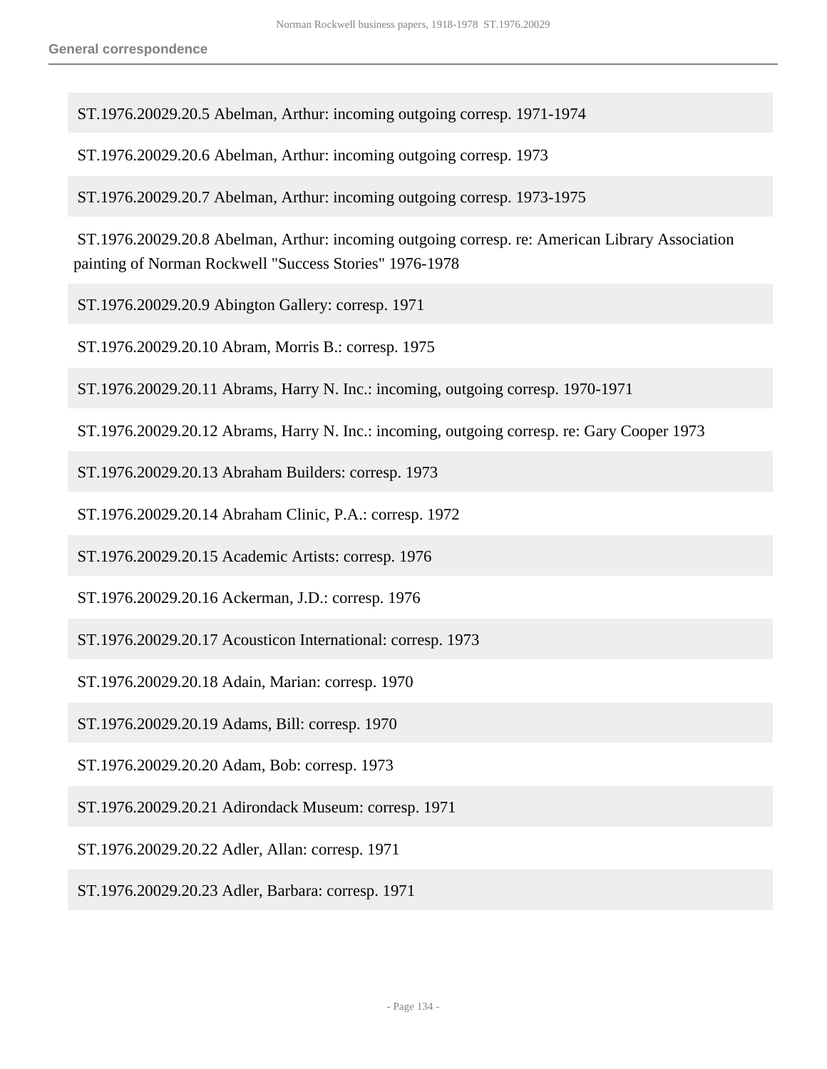ST.1976.20029.20.5 Abelman, Arthur: incoming outgoing corresp. 1971-1974

ST.1976.20029.20.6 Abelman, Arthur: incoming outgoing corresp. 1973

ST.1976.20029.20.7 Abelman, Arthur: incoming outgoing corresp. 1973-1975

ST.1976.20029.20.8 Abelman, Arthur: incoming outgoing corresp. re: American Library Association painting of Norman Rockwell "Success Stories" 1976-1978

ST.1976.20029.20.9 Abington Gallery: corresp. 1971

ST.1976.20029.20.10 Abram, Morris B.: corresp. 1975

ST.1976.20029.20.11 Abrams, Harry N. Inc.: incoming, outgoing corresp. 1970-1971

ST.1976.20029.20.12 Abrams, Harry N. Inc.: incoming, outgoing corresp. re: Gary Cooper 1973

ST.1976.20029.20.13 Abraham Builders: corresp. 1973

ST.1976.20029.20.14 Abraham Clinic, P.A.: corresp. 1972

ST.1976.20029.20.15 Academic Artists: corresp. 1976

ST.1976.20029.20.16 Ackerman, J.D.: corresp. 1976

ST.1976.20029.20.17 Acousticon International: corresp. 1973

ST.1976.20029.20.18 Adain, Marian: corresp. 1970

ST.1976.20029.20.19 Adams, Bill: corresp. 1970

ST.1976.20029.20.20 Adam, Bob: corresp. 1973

ST.1976.20029.20.21 Adirondack Museum: corresp. 1971

ST.1976.20029.20.22 Adler, Allan: corresp. 1971

ST.1976.20029.20.23 Adler, Barbara: corresp. 1971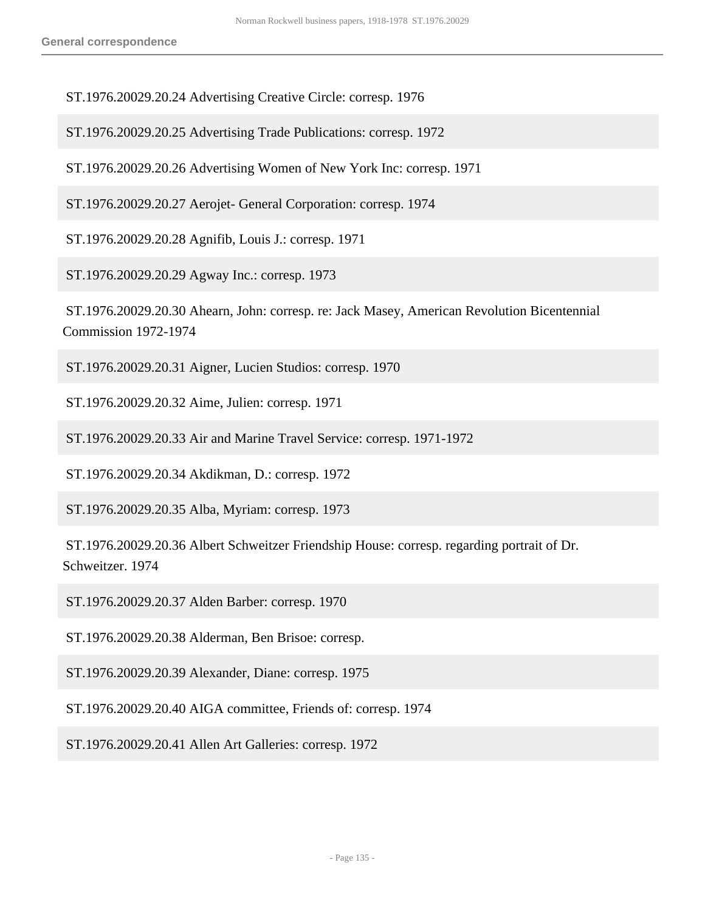ST.1976.20029.20.24 Advertising Creative Circle: corresp. 1976

ST.1976.20029.20.25 Advertising Trade Publications: corresp. 1972

ST.1976.20029.20.26 Advertising Women of New York Inc: corresp. 1971

ST.1976.20029.20.27 Aerojet- General Corporation: corresp. 1974

ST.1976.20029.20.28 Agnifib, Louis J.: corresp. 1971

ST.1976.20029.20.29 Agway Inc.: corresp. 1973

ST.1976.20029.20.30 Ahearn, John: corresp. re: Jack Masey, American Revolution Bicentennial Commission 1972-1974

ST.1976.20029.20.31 Aigner, Lucien Studios: corresp. 1970

ST.1976.20029.20.32 Aime, Julien: corresp. 1971

ST.1976.20029.20.33 Air and Marine Travel Service: corresp. 1971-1972

ST.1976.20029.20.34 Akdikman, D.: corresp. 1972

ST.1976.20029.20.35 Alba, Myriam: corresp. 1973

ST.1976.20029.20.36 Albert Schweitzer Friendship House: corresp. regarding portrait of Dr. Schweitzer. 1974

ST.1976.20029.20.37 Alden Barber: corresp. 1970

ST.1976.20029.20.38 Alderman, Ben Brisoe: corresp.

ST.1976.20029.20.39 Alexander, Diane: corresp. 1975

ST.1976.20029.20.40 AIGA committee, Friends of: corresp. 1974

ST.1976.20029.20.41 Allen Art Galleries: corresp. 1972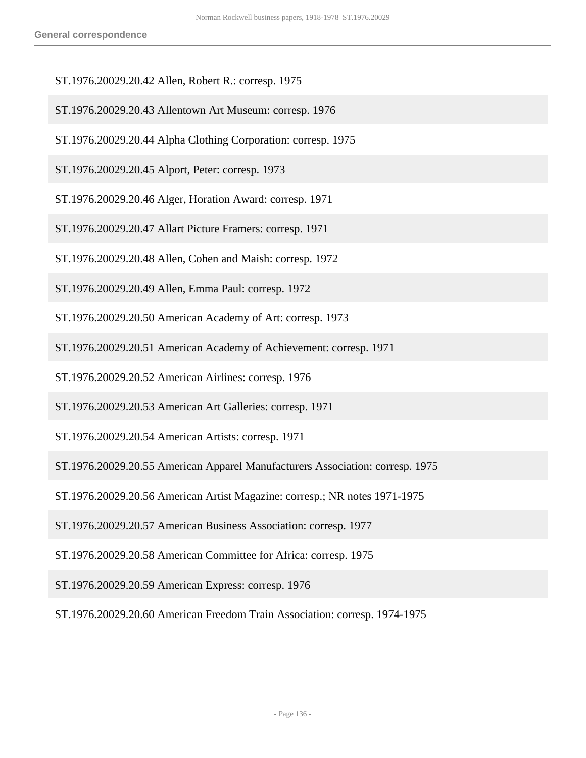ST.1976.20029.20.42 Allen, Robert R.: corresp. 1975

ST.1976.20029.20.43 Allentown Art Museum: corresp. 1976

ST.1976.20029.20.44 Alpha Clothing Corporation: corresp. 1975

ST.1976.20029.20.45 Alport, Peter: corresp. 1973

ST.1976.20029.20.46 Alger, Horation Award: corresp. 1971

ST.1976.20029.20.47 Allart Picture Framers: corresp. 1971

ST.1976.20029.20.48 Allen, Cohen and Maish: corresp. 1972

ST.1976.20029.20.49 Allen, Emma Paul: corresp. 1972

ST.1976.20029.20.50 American Academy of Art: corresp. 1973

ST.1976.20029.20.51 American Academy of Achievement: corresp. 1971

ST.1976.20029.20.52 American Airlines: corresp. 1976

ST.1976.20029.20.53 American Art Galleries: corresp. 1971

ST.1976.20029.20.54 American Artists: corresp. 1971

ST.1976.20029.20.55 American Apparel Manufacturers Association: corresp. 1975

ST.1976.20029.20.56 American Artist Magazine: corresp.; NR notes 1971-1975

ST.1976.20029.20.57 American Business Association: corresp. 1977

ST.1976.20029.20.58 American Committee for Africa: corresp. 1975

ST.1976.20029.20.59 American Express: corresp. 1976

ST.1976.20029.20.60 American Freedom Train Association: corresp. 1974-1975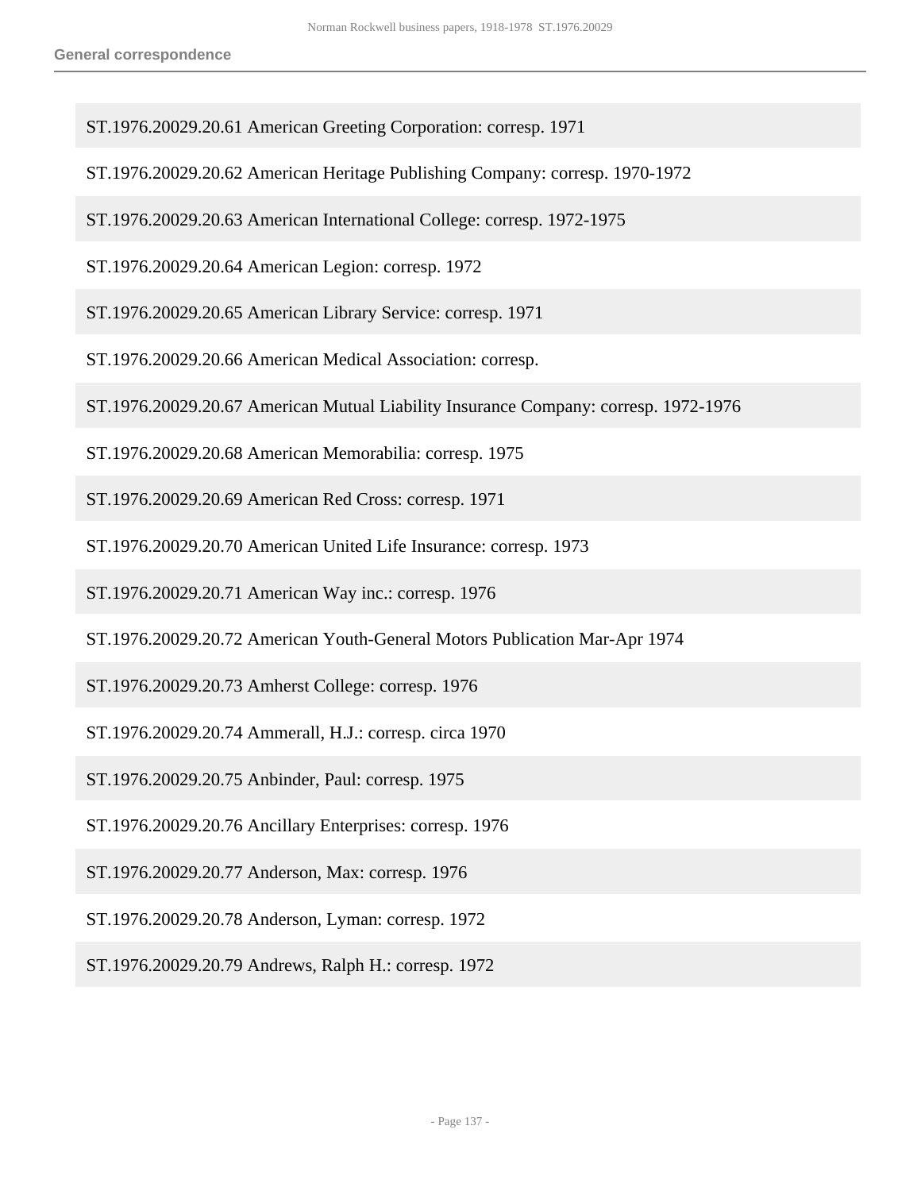ST.1976.20029.20.61 American Greeting Corporation: corresp. 1971

ST.1976.20029.20.62 American Heritage Publishing Company: corresp. 1970-1972

ST.1976.20029.20.63 American International College: corresp. 1972-1975

ST.1976.20029.20.64 American Legion: corresp. 1972

ST.1976.20029.20.65 American Library Service: corresp. 1971

ST.1976.20029.20.66 American Medical Association: corresp.

ST.1976.20029.20.67 American Mutual Liability Insurance Company: corresp. 1972-1976

ST.1976.20029.20.68 American Memorabilia: corresp. 1975

ST.1976.20029.20.69 American Red Cross: corresp. 1971

ST.1976.20029.20.70 American United Life Insurance: corresp. 1973

ST.1976.20029.20.71 American Way inc.: corresp. 1976

ST.1976.20029.20.72 American Youth-General Motors Publication Mar-Apr 1974

ST.1976.20029.20.73 Amherst College: corresp. 1976

ST.1976.20029.20.74 Ammerall, H.J.: corresp. circa 1970

ST.1976.20029.20.75 Anbinder, Paul: corresp. 1975

ST.1976.20029.20.76 Ancillary Enterprises: corresp. 1976

ST.1976.20029.20.77 Anderson, Max: corresp. 1976

ST.1976.20029.20.78 Anderson, Lyman: corresp. 1972

ST.1976.20029.20.79 Andrews, Ralph H.: corresp. 1972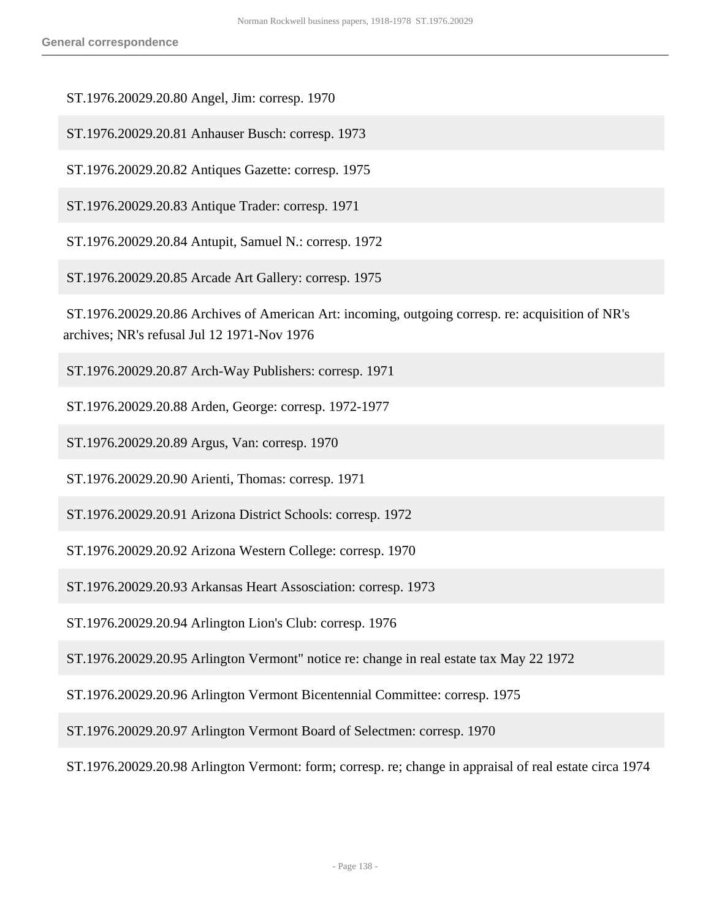ST.1976.20029.20.80 Angel, Jim: corresp. 1970

ST.1976.20029.20.81 Anhauser Busch: corresp. 1973

ST.1976.20029.20.82 Antiques Gazette: corresp. 1975

ST.1976.20029.20.83 Antique Trader: corresp. 1971

ST.1976.20029.20.84 Antupit, Samuel N.: corresp. 1972

ST.1976.20029.20.85 Arcade Art Gallery: corresp. 1975

ST.1976.20029.20.86 Archives of American Art: incoming, outgoing corresp. re: acquisition of NR's archives; NR's refusal Jul 12 1971-Nov 1976

ST.1976.20029.20.87 Arch-Way Publishers: corresp. 1971

ST.1976.20029.20.88 Arden, George: corresp. 1972-1977

ST.1976.20029.20.89 Argus, Van: corresp. 1970

ST.1976.20029.20.90 Arienti, Thomas: corresp. 1971

ST.1976.20029.20.91 Arizona District Schools: corresp. 1972

ST.1976.20029.20.92 Arizona Western College: corresp. 1970

ST.1976.20029.20.93 Arkansas Heart Assosciation: corresp. 1973

ST.1976.20029.20.94 Arlington Lion's Club: corresp. 1976

ST.1976.20029.20.95 Arlington Vermont" notice re: change in real estate tax May 22 1972

ST.1976.20029.20.96 Arlington Vermont Bicentennial Committee: corresp. 1975

ST.1976.20029.20.97 Arlington Vermont Board of Selectmen: corresp. 1970

ST.1976.20029.20.98 Arlington Vermont: form; corresp. re; change in appraisal of real estate circa 1974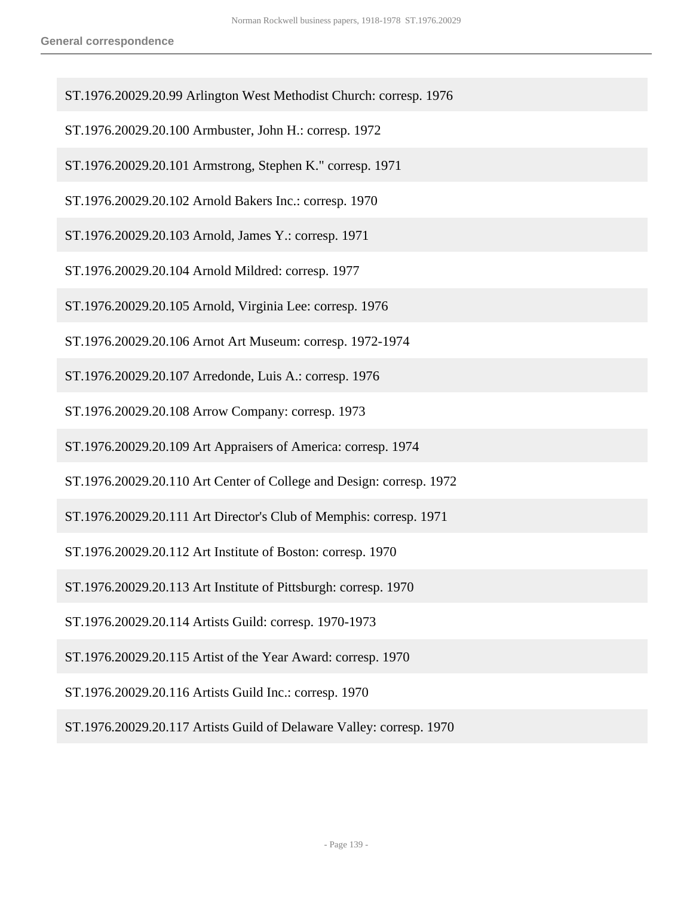ST.1976.20029.20.99 Arlington West Methodist Church: corresp. 1976

ST.1976.20029.20.100 Armbuster, John H.: corresp. 1972

ST.1976.20029.20.101 Armstrong, Stephen K." corresp. 1971

ST.1976.20029.20.102 Arnold Bakers Inc.: corresp. 1970

ST.1976.20029.20.103 Arnold, James Y.: corresp. 1971

ST.1976.20029.20.104 Arnold Mildred: corresp. 1977

ST.1976.20029.20.105 Arnold, Virginia Lee: corresp. 1976

ST.1976.20029.20.106 Arnot Art Museum: corresp. 1972-1974

ST.1976.20029.20.107 Arredonde, Luis A.: corresp. 1976

ST.1976.20029.20.108 Arrow Company: corresp. 1973

ST.1976.20029.20.109 Art Appraisers of America: corresp. 1974

ST.1976.20029.20.110 Art Center of College and Design: corresp. 1972

ST.1976.20029.20.111 Art Director's Club of Memphis: corresp. 1971

ST.1976.20029.20.112 Art Institute of Boston: corresp. 1970

ST.1976.20029.20.113 Art Institute of Pittsburgh: corresp. 1970

ST.1976.20029.20.114 Artists Guild: corresp. 1970-1973

ST.1976.20029.20.115 Artist of the Year Award: corresp. 1970

ST.1976.20029.20.116 Artists Guild Inc.: corresp. 1970

ST.1976.20029.20.117 Artists Guild of Delaware Valley: corresp. 1970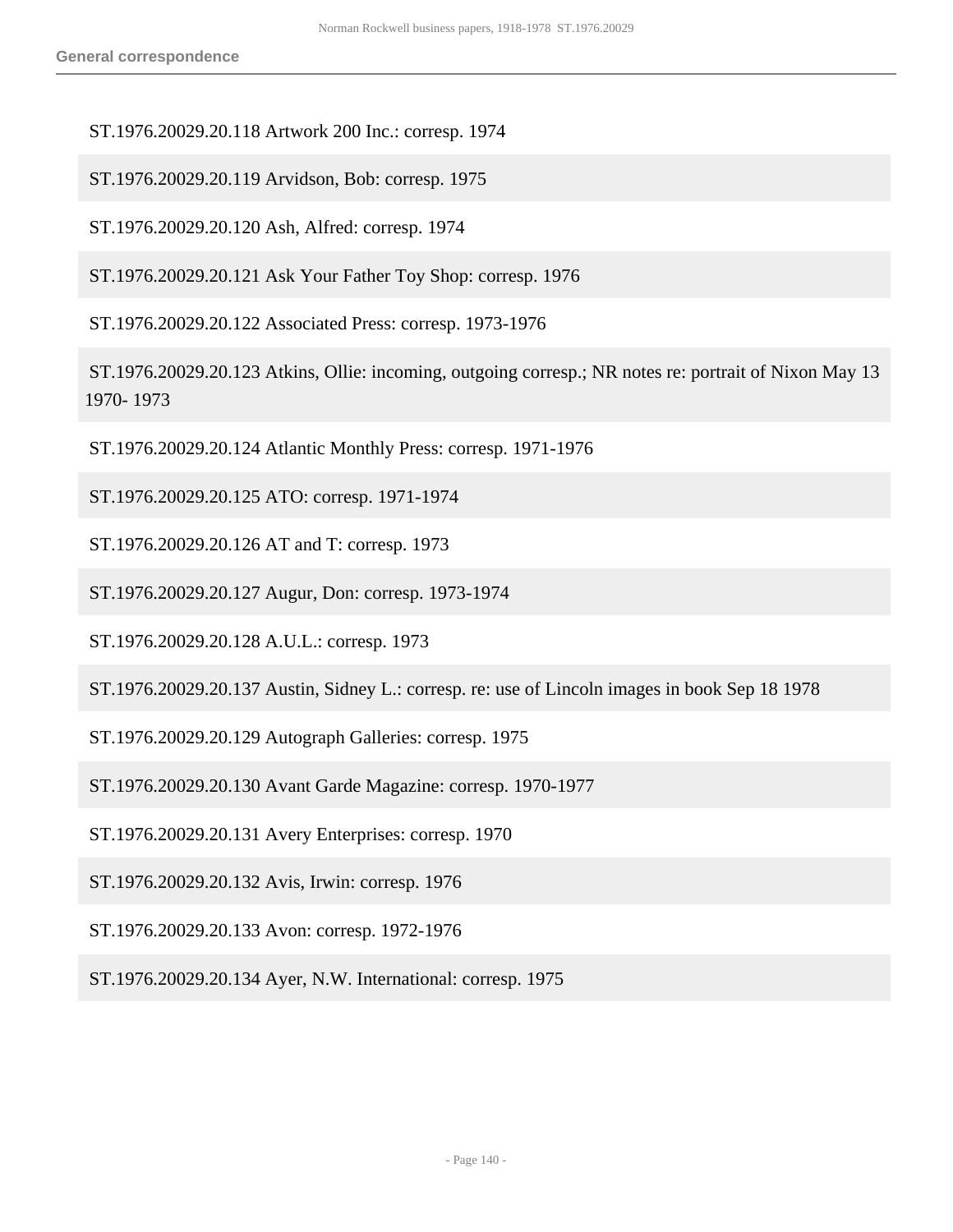ST.1976.20029.20.118 Artwork 200 Inc.: corresp. 1974

ST.1976.20029.20.119 Arvidson, Bob: corresp. 1975

ST.1976.20029.20.120 Ash, Alfred: corresp. 1974

ST.1976.20029.20.121 Ask Your Father Toy Shop: corresp. 1976

ST.1976.20029.20.122 Associated Press: corresp. 1973-1976

ST.1976.20029.20.123 Atkins, Ollie: incoming, outgoing corresp.; NR notes re: portrait of Nixon May 13 1970- 1973

ST.1976.20029.20.124 Atlantic Monthly Press: corresp. 1971-1976

ST.1976.20029.20.125 ATO: corresp. 1971-1974

ST.1976.20029.20.126 AT and T: corresp. 1973

ST.1976.20029.20.127 Augur, Don: corresp. 1973-1974

ST.1976.20029.20.128 A.U.L.: corresp. 1973

ST.1976.20029.20.137 Austin, Sidney L.: corresp. re: use of Lincoln images in book Sep 18 1978

ST.1976.20029.20.129 Autograph Galleries: corresp. 1975

ST.1976.20029.20.130 Avant Garde Magazine: corresp. 1970-1977

ST.1976.20029.20.131 Avery Enterprises: corresp. 1970

ST.1976.20029.20.132 Avis, Irwin: corresp. 1976

ST.1976.20029.20.133 Avon: corresp. 1972-1976

ST.1976.20029.20.134 Ayer, N.W. International: corresp. 1975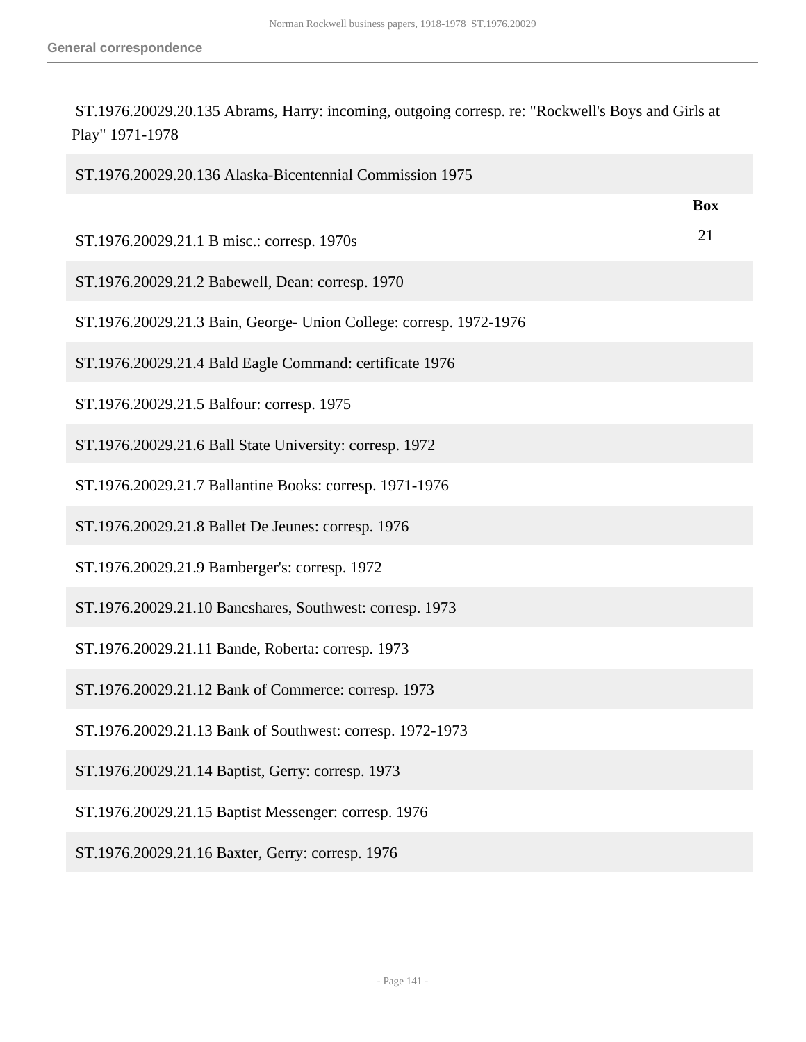ST.1976.20029.20.135 Abrams, Harry: incoming, outgoing corresp. re: "Rockwell's Boys and Girls at Play" 1971-1978

ST.1976.20029.20.136 Alaska-Bicentennial Commission 1975

| | Box |
|---|---|
| ST.1976.20029.21.1 B misc.: corresp. 1970s | 21 |
| ST.1976.20029.21.2 Babewell, Dean: corresp. 1970 | |
| ST.1976.20029.21.3 Bain, George- Union College: corresp. 1972-1976 | |
| ST.1976.20029.21.4 Bald Eagle Command: certificate 1976 | |
| ST.1976.20029.21.5 Balfour: corresp. 1975 | |
| ST.1976.20029.21.6 Ball State University: corresp. 1972 | |
| ST.1976.20029.21.7 Ballantine Books: corresp. 1971-1976 | |
| ST.1976.20029.21.8 Ballet De Jeunes: corresp. 1976 | |
| ST.1976.20029.21.9 Bamberger's: corresp. 1972 | |
| ST.1976.20029.21.10 Bancshares, Southwest: corresp. 1973 | |
| ST.1976.20029.21.11 Bande, Roberta: corresp. 1973 | |
| ST.1976.20029.21.12 Bank of Commerce: corresp. 1973 | |
| ST.1976.20029.21.13 Bank of Southwest: corresp. 1972-1973 | |
| ST.1976.20029.21.14 Baptist, Gerry: corresp. 1973 | |
| ST.1976.20029.21.15 Baptist Messenger: corresp. 1976 | |
| ST.1976.20029.21.16 Baxter, Gerry: corresp. 1976 | |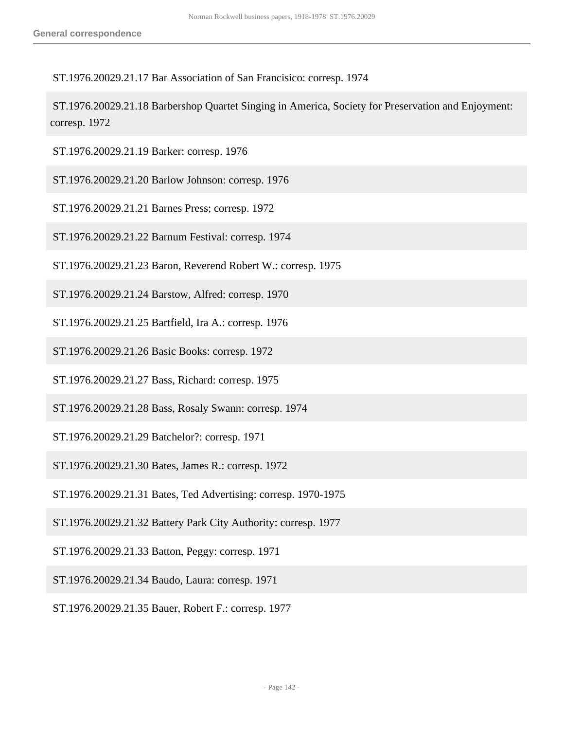ST.1976.20029.21.17 Bar Association of San Francisico: corresp. 1974

ST.1976.20029.21.18 Barbershop Quartet Singing in America, Society for Preservation and Enjoyment: corresp. 1972

ST.1976.20029.21.19 Barker: corresp. 1976

ST.1976.20029.21.20 Barlow Johnson: corresp. 1976

ST.1976.20029.21.21 Barnes Press; corresp. 1972

ST.1976.20029.21.22 Barnum Festival: corresp. 1974

ST.1976.20029.21.23 Baron, Reverend Robert W.: corresp. 1975

ST.1976.20029.21.24 Barstow, Alfred: corresp. 1970

ST.1976.20029.21.25 Bartfield, Ira A.: corresp. 1976

ST.1976.20029.21.26 Basic Books: corresp. 1972

ST.1976.20029.21.27 Bass, Richard: corresp. 1975

ST.1976.20029.21.28 Bass, Rosaly Swann: corresp. 1974

ST.1976.20029.21.29 Batchelor?: corresp. 1971

ST.1976.20029.21.30 Bates, James R.: corresp. 1972

ST.1976.20029.21.31 Bates, Ted Advertising: corresp. 1970-1975

ST.1976.20029.21.32 Battery Park City Authority: corresp. 1977

ST.1976.20029.21.33 Batton, Peggy: corresp. 1971

ST.1976.20029.21.34 Baudo, Laura: corresp. 1971

ST.1976.20029.21.35 Bauer, Robert F.: corresp. 1977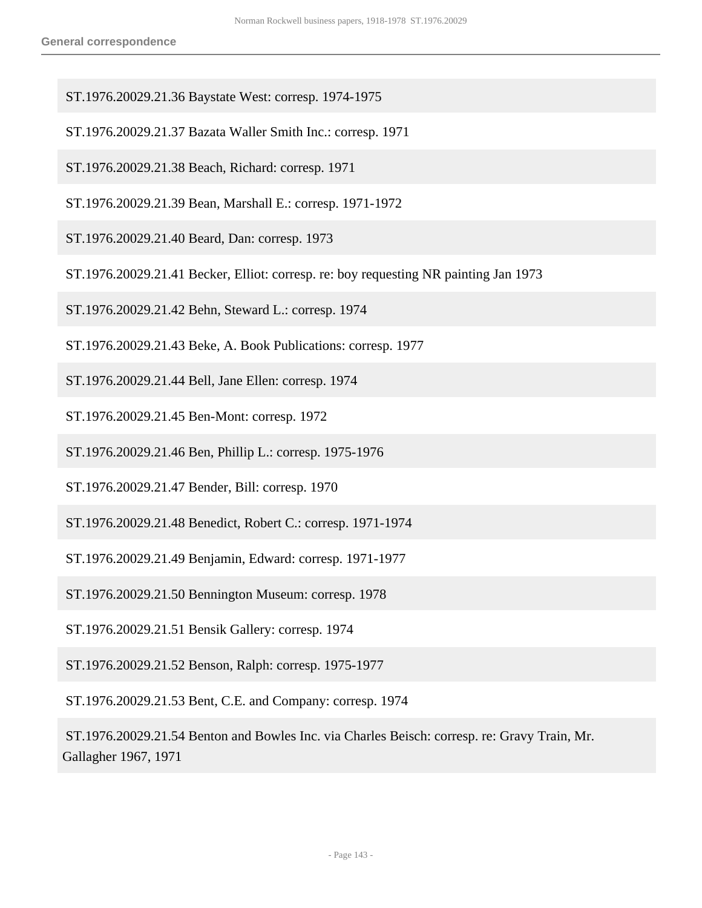ST.1976.20029.21.36 Baystate West: corresp. 1974-1975

ST.1976.20029.21.37 Bazata Waller Smith Inc.: corresp. 1971

ST.1976.20029.21.38 Beach, Richard: corresp. 1971

ST.1976.20029.21.39 Bean, Marshall E.: corresp. 1971-1972

ST.1976.20029.21.40 Beard, Dan: corresp. 1973

ST.1976.20029.21.41 Becker, Elliot: corresp. re: boy requesting NR painting Jan 1973

ST.1976.20029.21.42 Behn, Steward L.: corresp. 1974

ST.1976.20029.21.43 Beke, A. Book Publications: corresp. 1977

ST.1976.20029.21.44 Bell, Jane Ellen: corresp. 1974

ST.1976.20029.21.45 Ben-Mont: corresp. 1972

ST.1976.20029.21.46 Ben, Phillip L.: corresp. 1975-1976

ST.1976.20029.21.47 Bender, Bill: corresp. 1970

ST.1976.20029.21.48 Benedict, Robert C.: corresp. 1971-1974

ST.1976.20029.21.49 Benjamin, Edward: corresp. 1971-1977

ST.1976.20029.21.50 Bennington Museum: corresp. 1978

ST.1976.20029.21.51 Bensik Gallery: corresp. 1974

ST.1976.20029.21.52 Benson, Ralph: corresp. 1975-1977

ST.1976.20029.21.53 Bent, C.E. and Company: corresp. 1974

ST.1976.20029.21.54 Benton and Bowles Inc. via Charles Beisch: corresp. re: Gravy Train, Mr. Gallagher 1967, 1971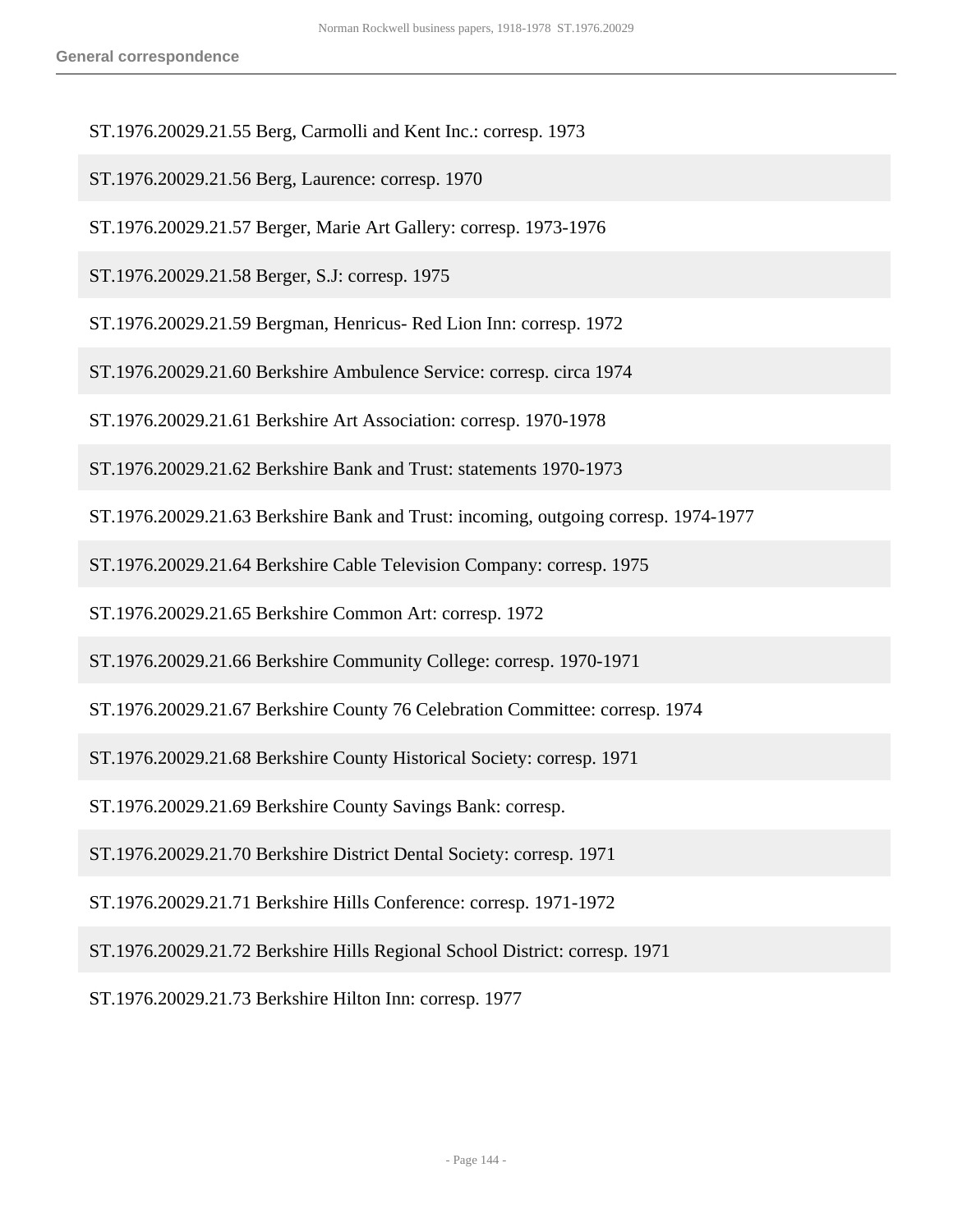ST.1976.20029.21.55 Berg, Carmolli and Kent Inc.: corresp. 1973

ST.1976.20029.21.56 Berg, Laurence: corresp. 1970

ST.1976.20029.21.57 Berger, Marie Art Gallery: corresp. 1973-1976

ST.1976.20029.21.58 Berger, S.J: corresp. 1975

ST.1976.20029.21.59 Bergman, Henricus- Red Lion Inn: corresp. 1972

ST.1976.20029.21.60 Berkshire Ambulence Service: corresp. circa 1974

ST.1976.20029.21.61 Berkshire Art Association: corresp. 1970-1978

ST.1976.20029.21.62 Berkshire Bank and Trust: statements 1970-1973

ST.1976.20029.21.63 Berkshire Bank and Trust: incoming, outgoing corresp. 1974-1977

ST.1976.20029.21.64 Berkshire Cable Television Company: corresp. 1975

ST.1976.20029.21.65 Berkshire Common Art: corresp. 1972

ST.1976.20029.21.66 Berkshire Community College: corresp. 1970-1971

ST.1976.20029.21.67 Berkshire County 76 Celebration Committee: corresp. 1974

ST.1976.20029.21.68 Berkshire County Historical Society: corresp. 1971

ST.1976.20029.21.69 Berkshire County Savings Bank: corresp.

ST.1976.20029.21.70 Berkshire District Dental Society: corresp. 1971

ST.1976.20029.21.71 Berkshire Hills Conference: corresp. 1971-1972

ST.1976.20029.21.72 Berkshire Hills Regional School District: corresp. 1971

ST.1976.20029.21.73 Berkshire Hilton Inn: corresp. 1977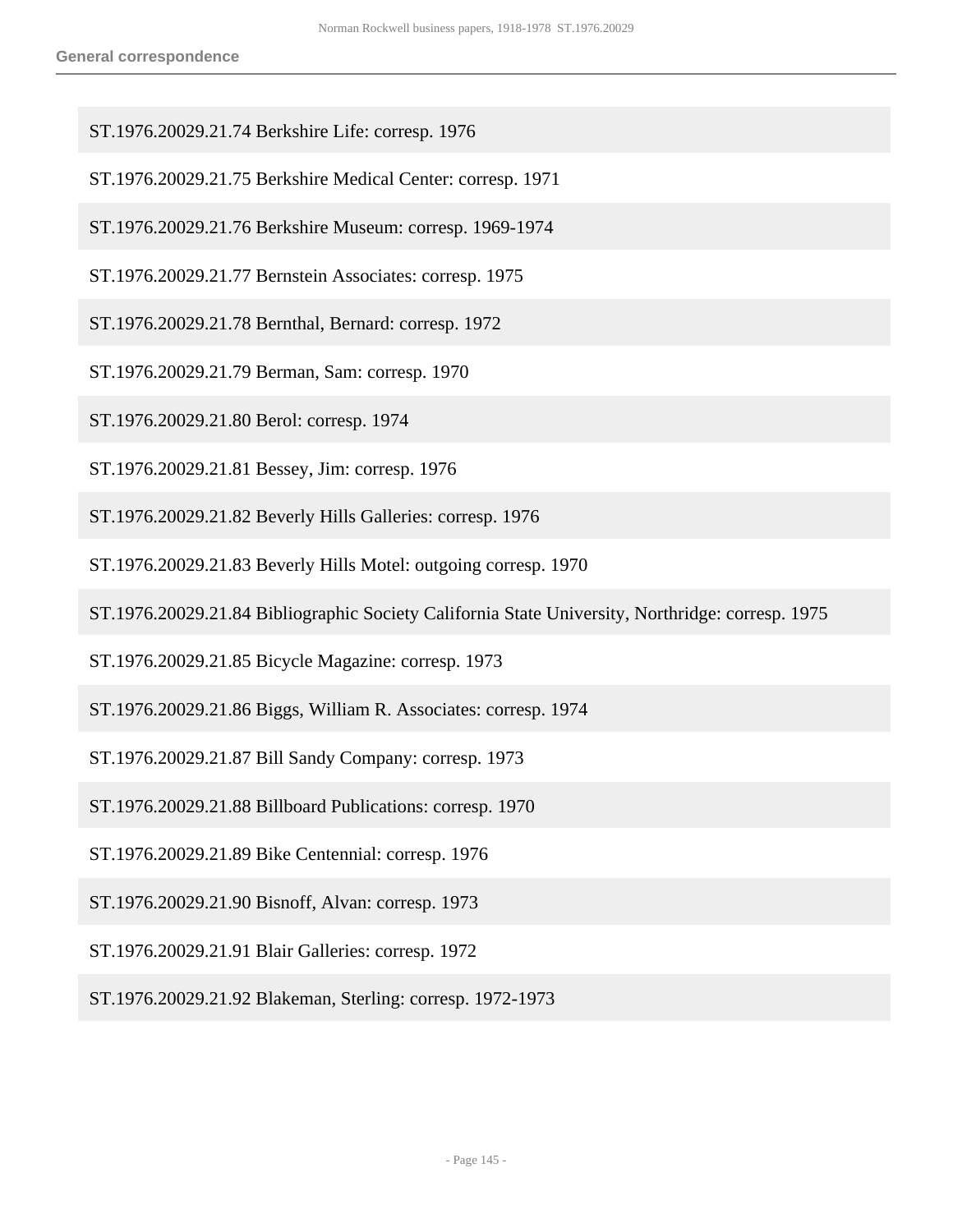ST.1976.20029.21.74 Berkshire Life: corresp. 1976

ST.1976.20029.21.75 Berkshire Medical Center: corresp. 1971

ST.1976.20029.21.76 Berkshire Museum: corresp. 1969-1974

ST.1976.20029.21.77 Bernstein Associates: corresp. 1975

ST.1976.20029.21.78 Bernthal, Bernard: corresp. 1972

ST.1976.20029.21.79 Berman, Sam: corresp. 1970

ST.1976.20029.21.80 Berol: corresp. 1974

ST.1976.20029.21.81 Bessey, Jim: corresp. 1976

ST.1976.20029.21.82 Beverly Hills Galleries: corresp. 1976

ST.1976.20029.21.83 Beverly Hills Motel: outgoing corresp. 1970

ST.1976.20029.21.84 Bibliographic Society California State University, Northridge: corresp. 1975

ST.1976.20029.21.85 Bicycle Magazine: corresp. 1973

ST.1976.20029.21.86 Biggs, William R. Associates: corresp. 1974

ST.1976.20029.21.87 Bill Sandy Company: corresp. 1973

ST.1976.20029.21.88 Billboard Publications: corresp. 1970

ST.1976.20029.21.89 Bike Centennial: corresp. 1976

ST.1976.20029.21.90 Bisnoff, Alvan: corresp. 1973

ST.1976.20029.21.91 Blair Galleries: corresp. 1972

ST.1976.20029.21.92 Blakeman, Sterling: corresp. 1972-1973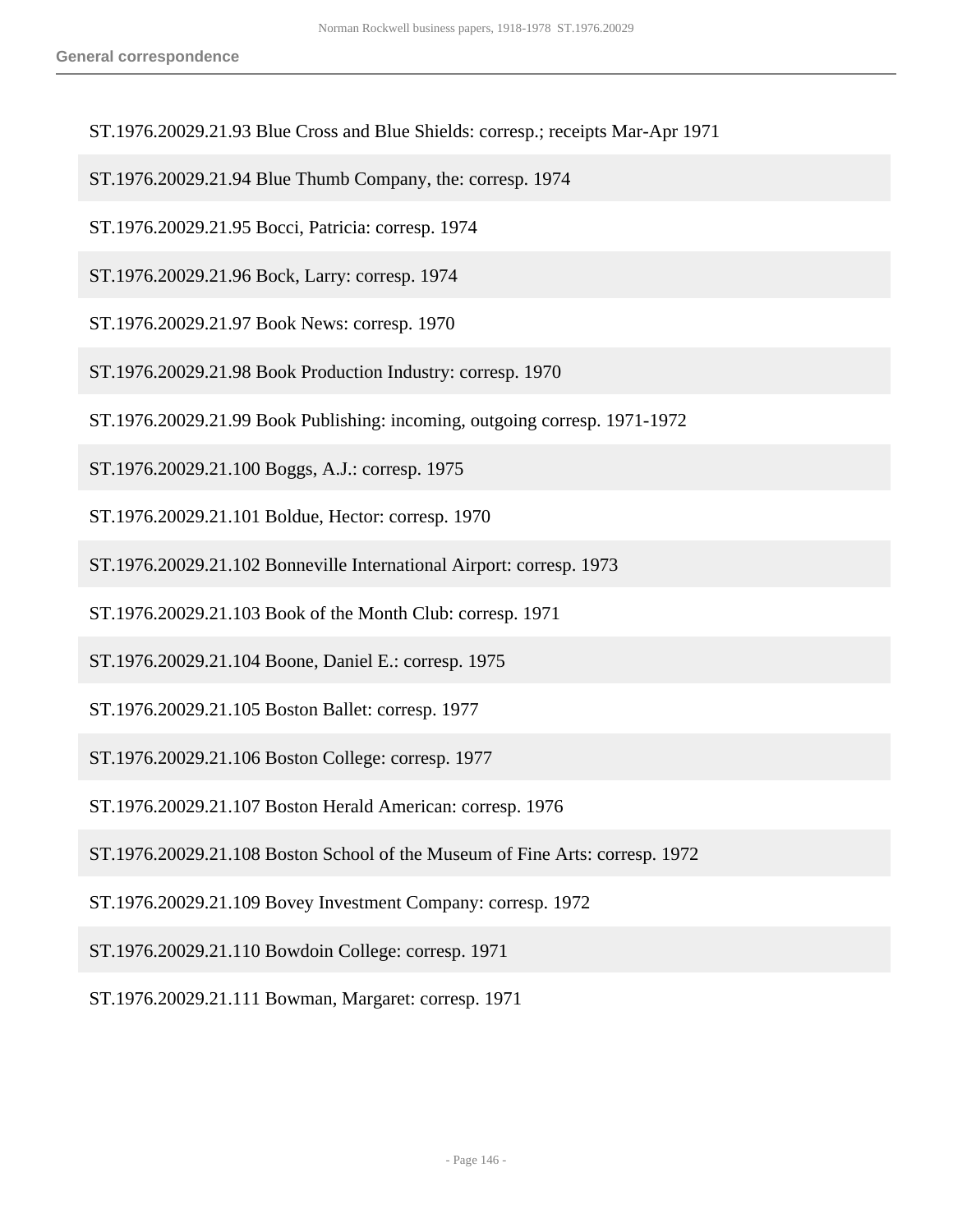ST.1976.20029.21.93 Blue Cross and Blue Shields: corresp.; receipts Mar-Apr 1971

ST.1976.20029.21.94 Blue Thumb Company, the: corresp. 1974

ST.1976.20029.21.95 Bocci, Patricia: corresp. 1974

ST.1976.20029.21.96 Bock, Larry: corresp. 1974

ST.1976.20029.21.97 Book News: corresp. 1970

ST.1976.20029.21.98 Book Production Industry: corresp. 1970

ST.1976.20029.21.99 Book Publishing: incoming, outgoing corresp. 1971-1972

ST.1976.20029.21.100 Boggs, A.J.: corresp. 1975

ST.1976.20029.21.101 Boldue, Hector: corresp. 1970

ST.1976.20029.21.102 Bonneville International Airport: corresp. 1973

ST.1976.20029.21.103 Book of the Month Club: corresp. 1971

ST.1976.20029.21.104 Boone, Daniel E.: corresp. 1975

ST.1976.20029.21.105 Boston Ballet: corresp. 1977

ST.1976.20029.21.106 Boston College: corresp. 1977

ST.1976.20029.21.107 Boston Herald American: corresp. 1976

ST.1976.20029.21.108 Boston School of the Museum of Fine Arts: corresp. 1972

ST.1976.20029.21.109 Bovey Investment Company: corresp. 1972

ST.1976.20029.21.110 Bowdoin College: corresp. 1971

ST.1976.20029.21.111 Bowman, Margaret: corresp. 1971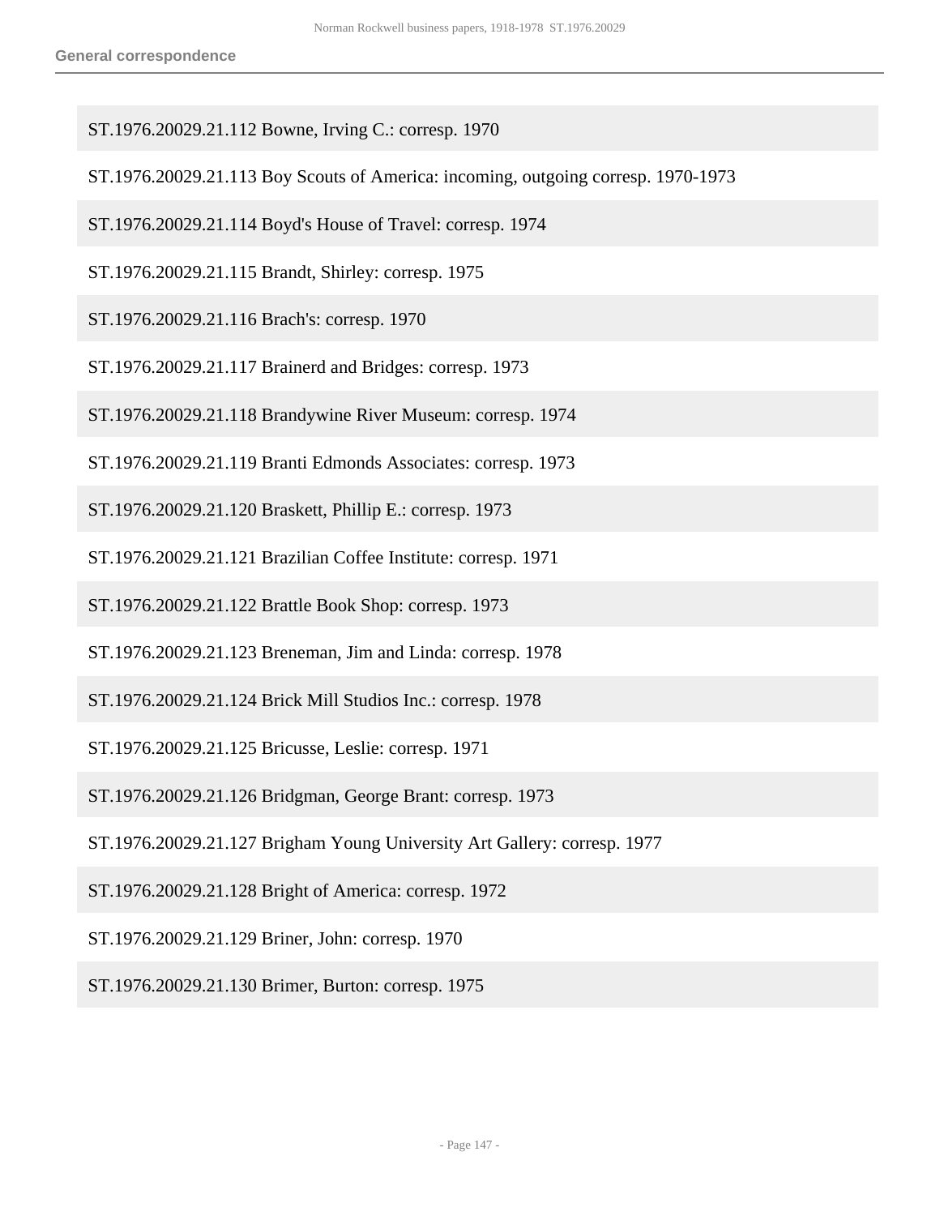ST.1976.20029.21.112 Bowne, Irving C.: corresp. 1970

ST.1976.20029.21.113 Boy Scouts of America: incoming, outgoing corresp. 1970-1973

ST.1976.20029.21.114 Boyd's House of Travel: corresp. 1974

ST.1976.20029.21.115 Brandt, Shirley: corresp. 1975

ST.1976.20029.21.116 Brach's: corresp. 1970

ST.1976.20029.21.117 Brainerd and Bridges: corresp. 1973

ST.1976.20029.21.118 Brandywine River Museum: corresp. 1974

ST.1976.20029.21.119 Branti Edmonds Associates: corresp. 1973

ST.1976.20029.21.120 Braskett, Phillip E.: corresp. 1973

ST.1976.20029.21.121 Brazilian Coffee Institute: corresp. 1971

ST.1976.20029.21.122 Brattle Book Shop: corresp. 1973

ST.1976.20029.21.123 Breneman, Jim and Linda: corresp. 1978

ST.1976.20029.21.124 Brick Mill Studios Inc.: corresp. 1978

ST.1976.20029.21.125 Bricusse, Leslie: corresp. 1971

ST.1976.20029.21.126 Bridgman, George Brant: corresp. 1973

ST.1976.20029.21.127 Brigham Young University Art Gallery: corresp. 1977

ST.1976.20029.21.128 Bright of America: corresp. 1972

ST.1976.20029.21.129 Briner, John: corresp. 1970

ST.1976.20029.21.130 Brimer, Burton: corresp. 1975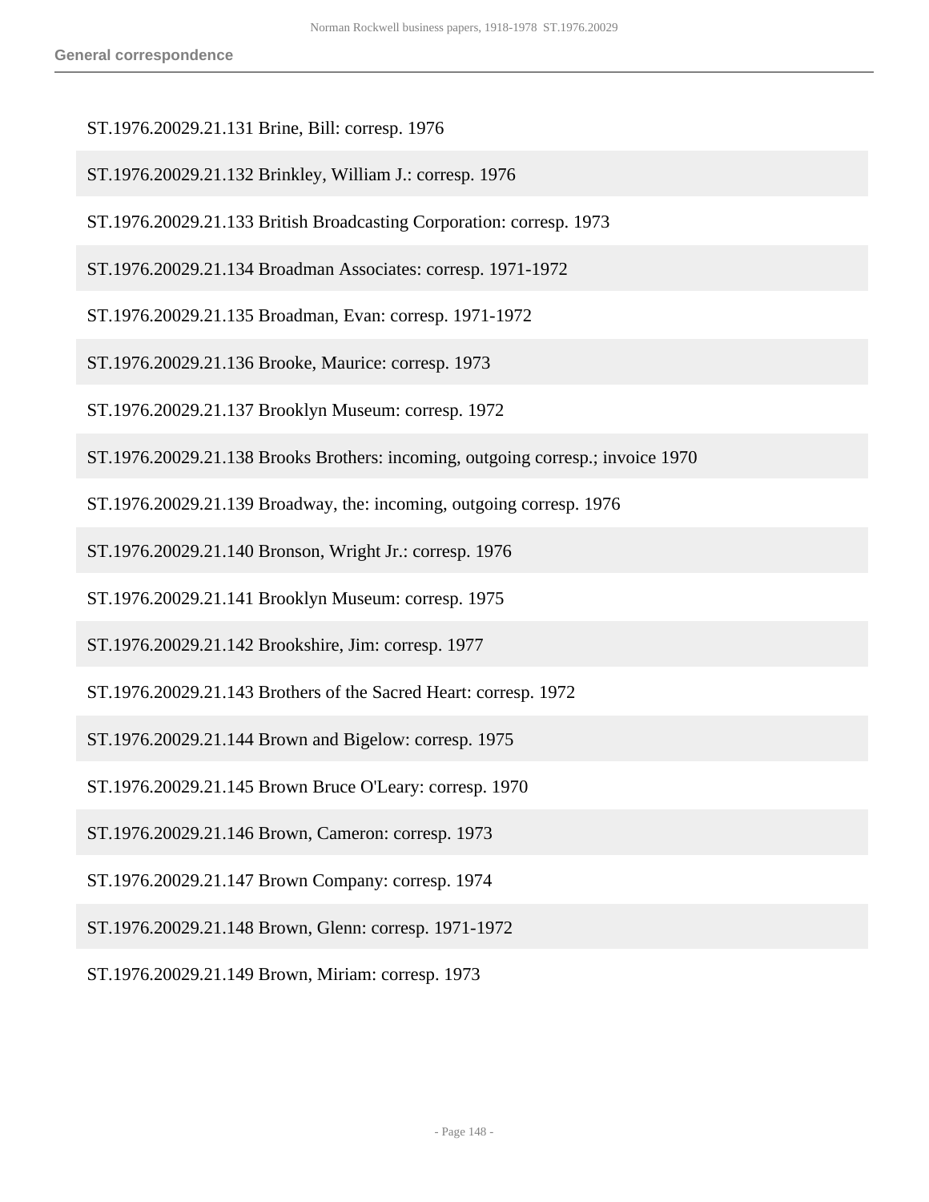ST.1976.20029.21.131 Brine, Bill: corresp. 1976

ST.1976.20029.21.132 Brinkley, William J.: corresp. 1976

ST.1976.20029.21.133 British Broadcasting Corporation: corresp. 1973

ST.1976.20029.21.134 Broadman Associates: corresp. 1971-1972

ST.1976.20029.21.135 Broadman, Evan: corresp. 1971-1972

ST.1976.20029.21.136 Brooke, Maurice: corresp. 1973

ST.1976.20029.21.137 Brooklyn Museum: corresp. 1972

ST.1976.20029.21.138 Brooks Brothers: incoming, outgoing corresp.; invoice 1970

ST.1976.20029.21.139 Broadway, the: incoming, outgoing corresp. 1976

ST.1976.20029.21.140 Bronson, Wright Jr.: corresp. 1976

ST.1976.20029.21.141 Brooklyn Museum: corresp. 1975

ST.1976.20029.21.142 Brookshire, Jim: corresp. 1977

ST.1976.20029.21.143 Brothers of the Sacred Heart: corresp. 1972

ST.1976.20029.21.144 Brown and Bigelow: corresp. 1975

ST.1976.20029.21.145 Brown Bruce O'Leary: corresp. 1970

ST.1976.20029.21.146 Brown, Cameron: corresp. 1973

ST.1976.20029.21.147 Brown Company: corresp. 1974

ST.1976.20029.21.148 Brown, Glenn: corresp. 1971-1972

ST.1976.20029.21.149 Brown, Miriam: corresp. 1973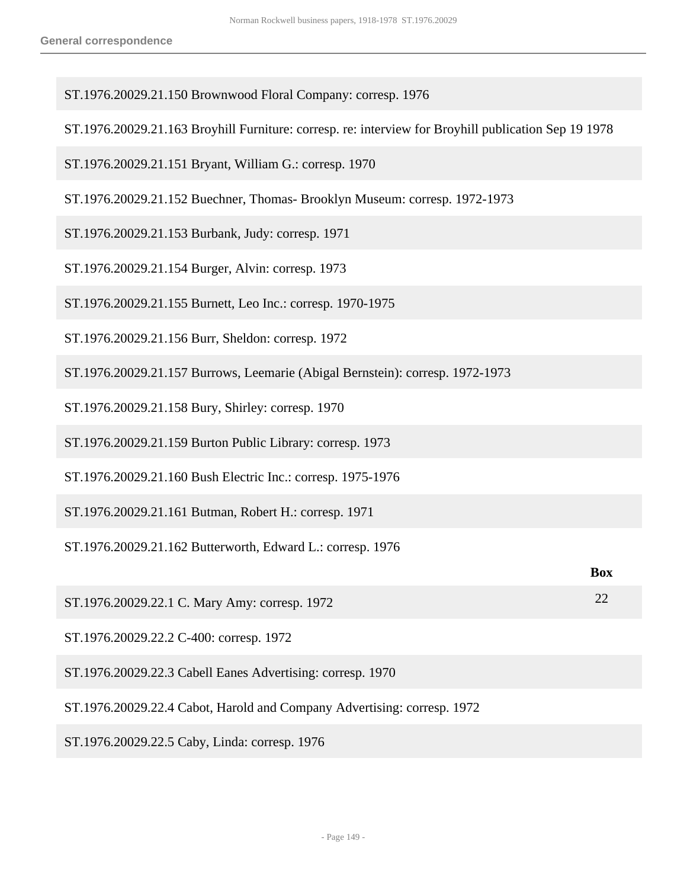ST.1976.20029.21.150 Brownwood Floral Company: corresp. 1976

ST.1976.20029.21.163 Broyhill Furniture: corresp. re: interview for Broyhill publication Sep 19 1978

ST.1976.20029.21.151 Bryant, William G.: corresp. 1970

ST.1976.20029.21.152 Buechner, Thomas- Brooklyn Museum: corresp. 1972-1973

ST.1976.20029.21.153 Burbank, Judy: corresp. 1971

ST.1976.20029.21.154 Burger, Alvin: corresp. 1973

ST.1976.20029.21.155 Burnett, Leo Inc.: corresp. 1970-1975

ST.1976.20029.21.156 Burr, Sheldon: corresp. 1972

ST.1976.20029.21.157 Burrows, Leemarie (Abigal Bernstein): corresp. 1972-1973

ST.1976.20029.21.158 Bury, Shirley: corresp. 1970

ST.1976.20029.21.159 Burton Public Library: corresp. 1973

ST.1976.20029.21.160 Bush Electric Inc.: corresp. 1975-1976

ST.1976.20029.21.161 Butman, Robert H.: corresp. 1971

ST.1976.20029.21.162 Butterworth, Edward L.: corresp. 1976

| | Box |
|---|---|
| ST.1976.20029.22.1 C. Mary Amy: corresp. 1972 | 22 |
| ST.1976.20029.22.2 C-400: corresp. 1972 | |
| ST.1976.20029.22.3 Cabell Eanes Advertising: corresp. 1970 | |
| ST.1976.20029.22.4 Cabot, Harold and Company Advertising: corresp. 1972 | |
| ST.1976.20029.22.5 Caby, Linda: corresp. 1976 | |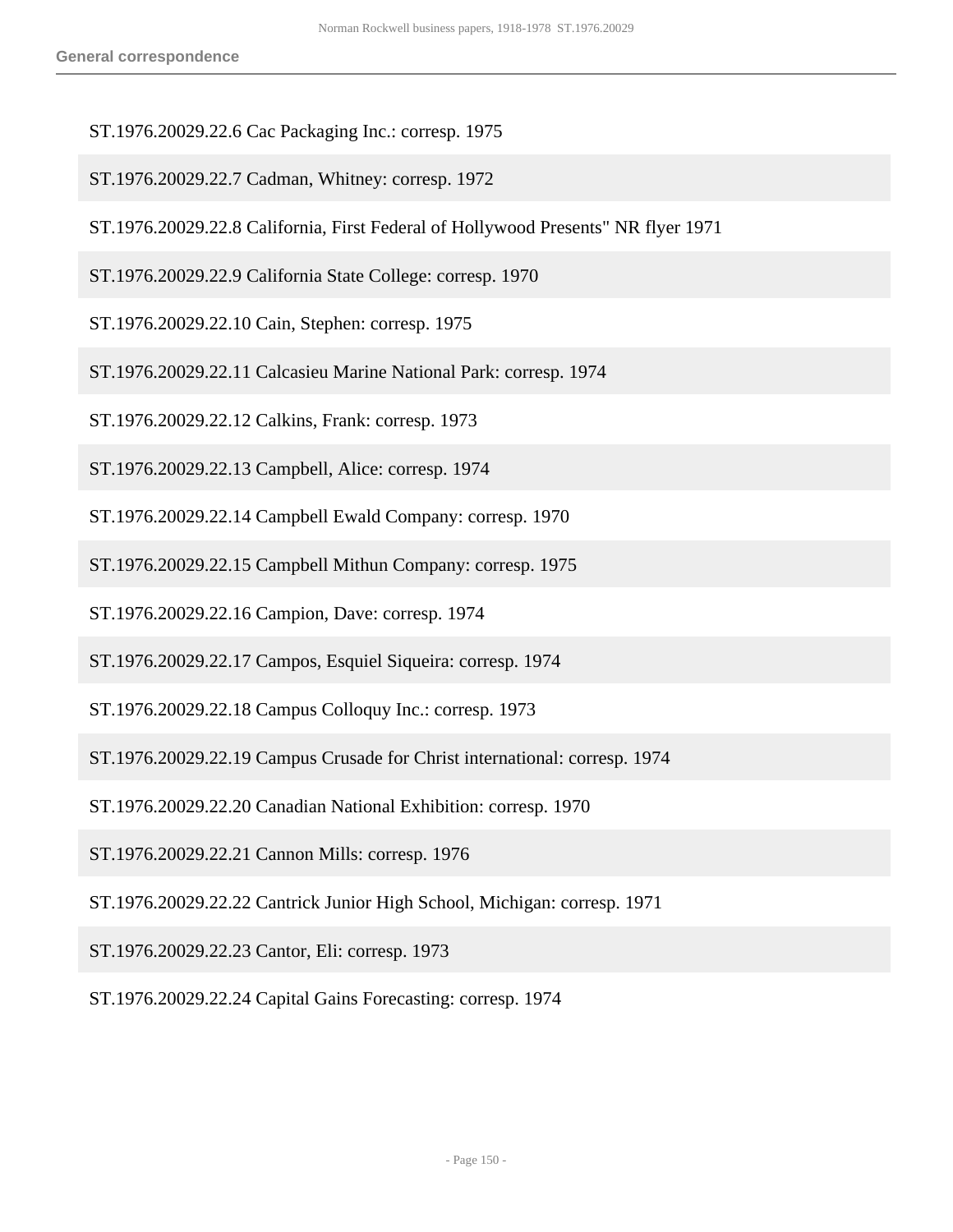ST.1976.20029.22.6 Cac Packaging Inc.: corresp. 1975

ST.1976.20029.22.7 Cadman, Whitney: corresp. 1972

ST.1976.20029.22.8 California, First Federal of Hollywood Presents" NR flyer 1971

ST.1976.20029.22.9 California State College: corresp. 1970

ST.1976.20029.22.10 Cain, Stephen: corresp. 1975

ST.1976.20029.22.11 Calcasieu Marine National Park: corresp. 1974

ST.1976.20029.22.12 Calkins, Frank: corresp. 1973

ST.1976.20029.22.13 Campbell, Alice: corresp. 1974

ST.1976.20029.22.14 Campbell Ewald Company: corresp. 1970

ST.1976.20029.22.15 Campbell Mithun Company: corresp. 1975

ST.1976.20029.22.16 Campion, Dave: corresp. 1974

ST.1976.20029.22.17 Campos, Esquiel Siqueira: corresp. 1974

ST.1976.20029.22.18 Campus Colloquy Inc.: corresp. 1973

ST.1976.20029.22.19 Campus Crusade for Christ international: corresp. 1974

ST.1976.20029.22.20 Canadian National Exhibition: corresp. 1970

ST.1976.20029.22.21 Cannon Mills: corresp. 1976

ST.1976.20029.22.22 Cantrick Junior High School, Michigan: corresp. 1971

ST.1976.20029.22.23 Cantor, Eli: corresp. 1973

ST.1976.20029.22.24 Capital Gains Forecasting: corresp. 1974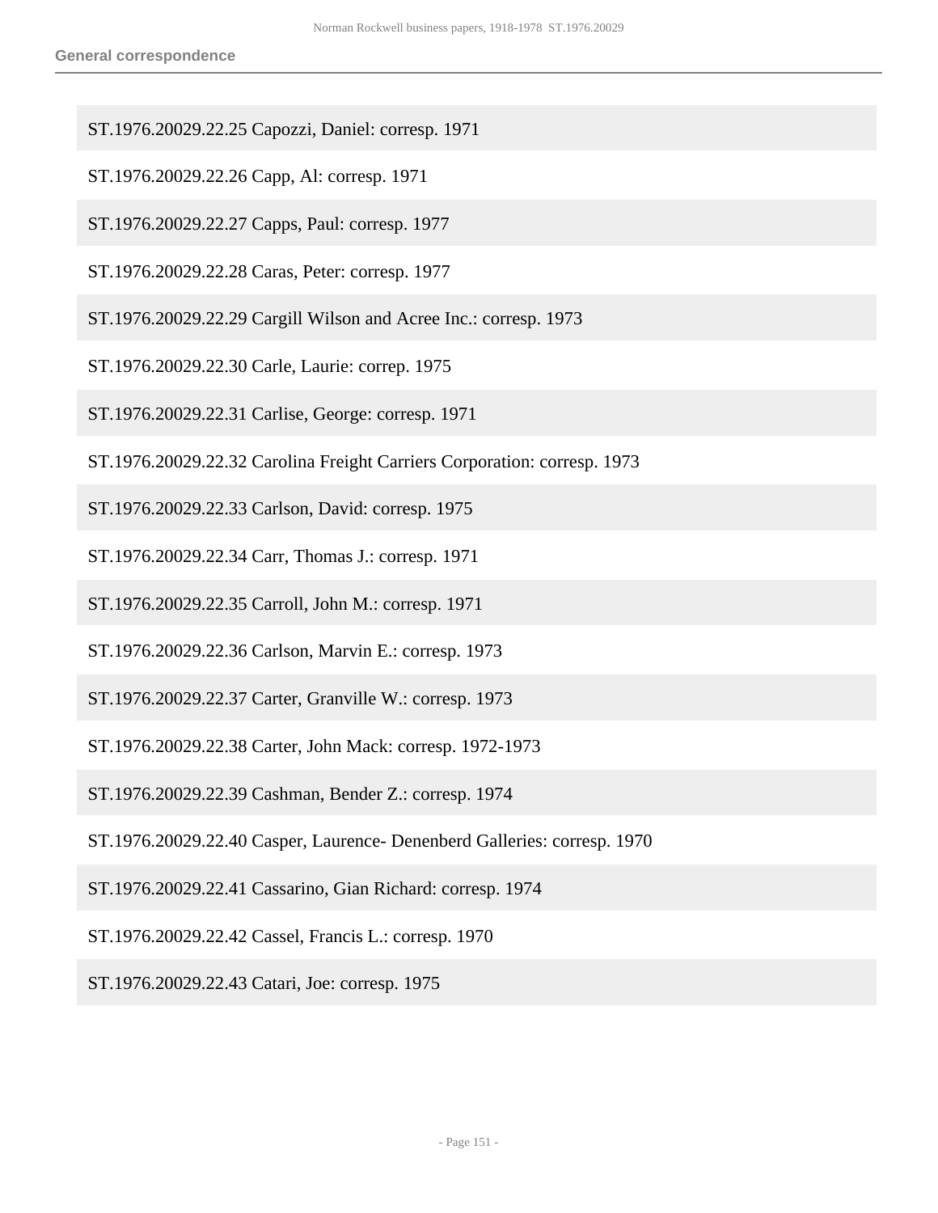ST.1976.20029.22.25 Capozzi, Daniel: corresp. 1971

ST.1976.20029.22.26 Capp, Al: corresp. 1971

ST.1976.20029.22.27 Capps, Paul: corresp. 1977

ST.1976.20029.22.28 Caras, Peter: corresp. 1977

ST.1976.20029.22.29 Cargill Wilson and Acree Inc.: corresp. 1973

ST.1976.20029.22.30 Carle, Laurie: correp. 1975

ST.1976.20029.22.31 Carlise, George: corresp. 1971

ST.1976.20029.22.32 Carolina Freight Carriers Corporation: corresp. 1973

ST.1976.20029.22.33 Carlson, David: corresp. 1975

ST.1976.20029.22.34 Carr, Thomas J.: corresp. 1971

ST.1976.20029.22.35 Carroll, John M.: corresp. 1971

ST.1976.20029.22.36 Carlson, Marvin E.: corresp. 1973

ST.1976.20029.22.37 Carter, Granville W.: corresp. 1973

ST.1976.20029.22.38 Carter, John Mack: corresp. 1972-1973

ST.1976.20029.22.39 Cashman, Bender Z.: corresp. 1974

ST.1976.20029.22.40 Casper, Laurence- Denenberd Galleries: corresp. 1970

ST.1976.20029.22.41 Cassarino, Gian Richard: corresp. 1974

ST.1976.20029.22.42 Cassel, Francis L.: corresp. 1970

ST.1976.20029.22.43 Catari, Joe: corresp. 1975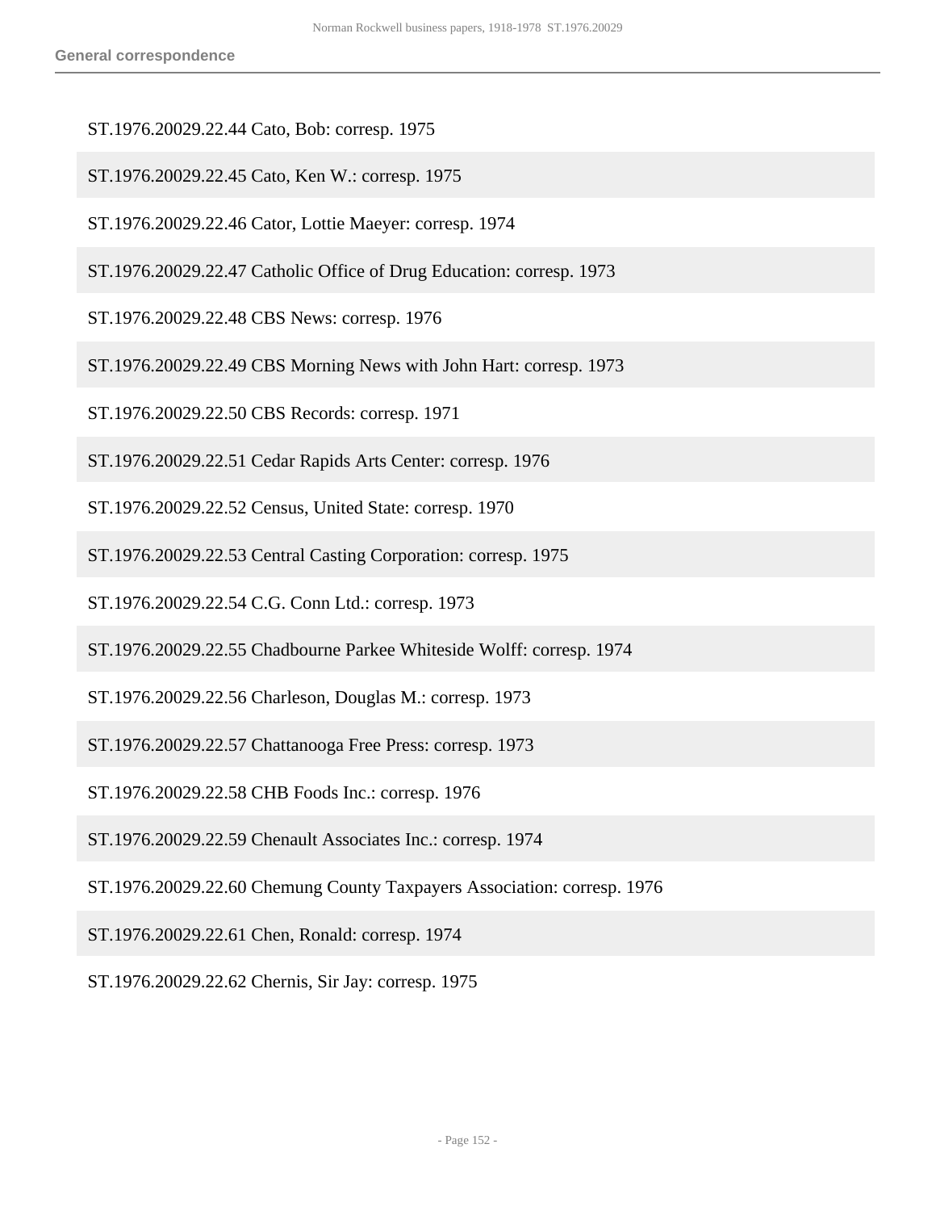ST.1976.20029.22.44 Cato, Bob: corresp. 1975

ST.1976.20029.22.45 Cato, Ken W.: corresp. 1975

ST.1976.20029.22.46 Cator, Lottie Maeyer: corresp. 1974

ST.1976.20029.22.47 Catholic Office of Drug Education: corresp. 1973

ST.1976.20029.22.48 CBS News: corresp. 1976

ST.1976.20029.22.49 CBS Morning News with John Hart: corresp. 1973

ST.1976.20029.22.50 CBS Records: corresp. 1971

ST.1976.20029.22.51 Cedar Rapids Arts Center: corresp. 1976

ST.1976.20029.22.52 Census, United State: corresp. 1970

ST.1976.20029.22.53 Central Casting Corporation: corresp. 1975

ST.1976.20029.22.54 C.G. Conn Ltd.: corresp. 1973

ST.1976.20029.22.55 Chadbourne Parkee Whiteside Wolff: corresp. 1974

ST.1976.20029.22.56 Charleson, Douglas M.: corresp. 1973

ST.1976.20029.22.57 Chattanooga Free Press: corresp. 1973

ST.1976.20029.22.58 CHB Foods Inc.: corresp. 1976

ST.1976.20029.22.59 Chenault Associates Inc.: corresp. 1974

ST.1976.20029.22.60 Chemung County Taxpayers Association: corresp. 1976

ST.1976.20029.22.61 Chen, Ronald: corresp. 1974

ST.1976.20029.22.62 Chernis, Sir Jay: corresp. 1975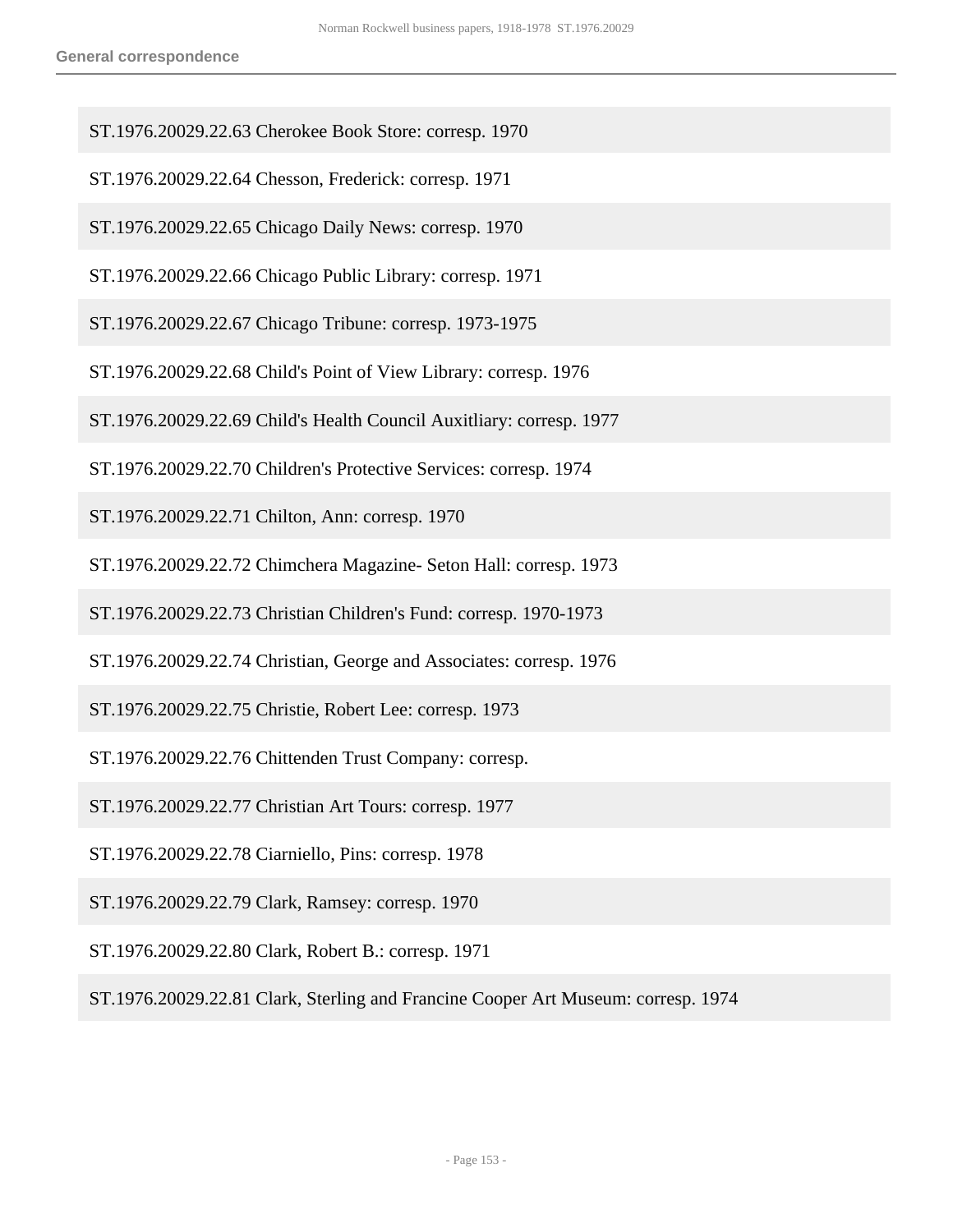ST.1976.20029.22.63 Cherokee Book Store: corresp. 1970

ST.1976.20029.22.64 Chesson, Frederick: corresp. 1971

ST.1976.20029.22.65 Chicago Daily News: corresp. 1970

ST.1976.20029.22.66 Chicago Public Library: corresp. 1971

ST.1976.20029.22.67 Chicago Tribune: corresp. 1973-1975

ST.1976.20029.22.68 Child's Point of View Library: corresp. 1976

ST.1976.20029.22.69 Child's Health Council Auxitliary: corresp. 1977

ST.1976.20029.22.70 Children's Protective Services: corresp. 1974

ST.1976.20029.22.71 Chilton, Ann: corresp. 1970

ST.1976.20029.22.72 Chimchera Magazine- Seton Hall: corresp. 1973

ST.1976.20029.22.73 Christian Children's Fund: corresp. 1970-1973

ST.1976.20029.22.74 Christian, George and Associates: corresp. 1976

ST.1976.20029.22.75 Christie, Robert Lee: corresp. 1973

ST.1976.20029.22.76 Chittenden Trust Company: corresp.

ST.1976.20029.22.77 Christian Art Tours: corresp. 1977

ST.1976.20029.22.78 Ciarniello, Pins: corresp. 1978

ST.1976.20029.22.79 Clark, Ramsey: corresp. 1970

ST.1976.20029.22.80 Clark, Robert B.: corresp. 1971

ST.1976.20029.22.81 Clark, Sterling and Francine Cooper Art Museum: corresp. 1974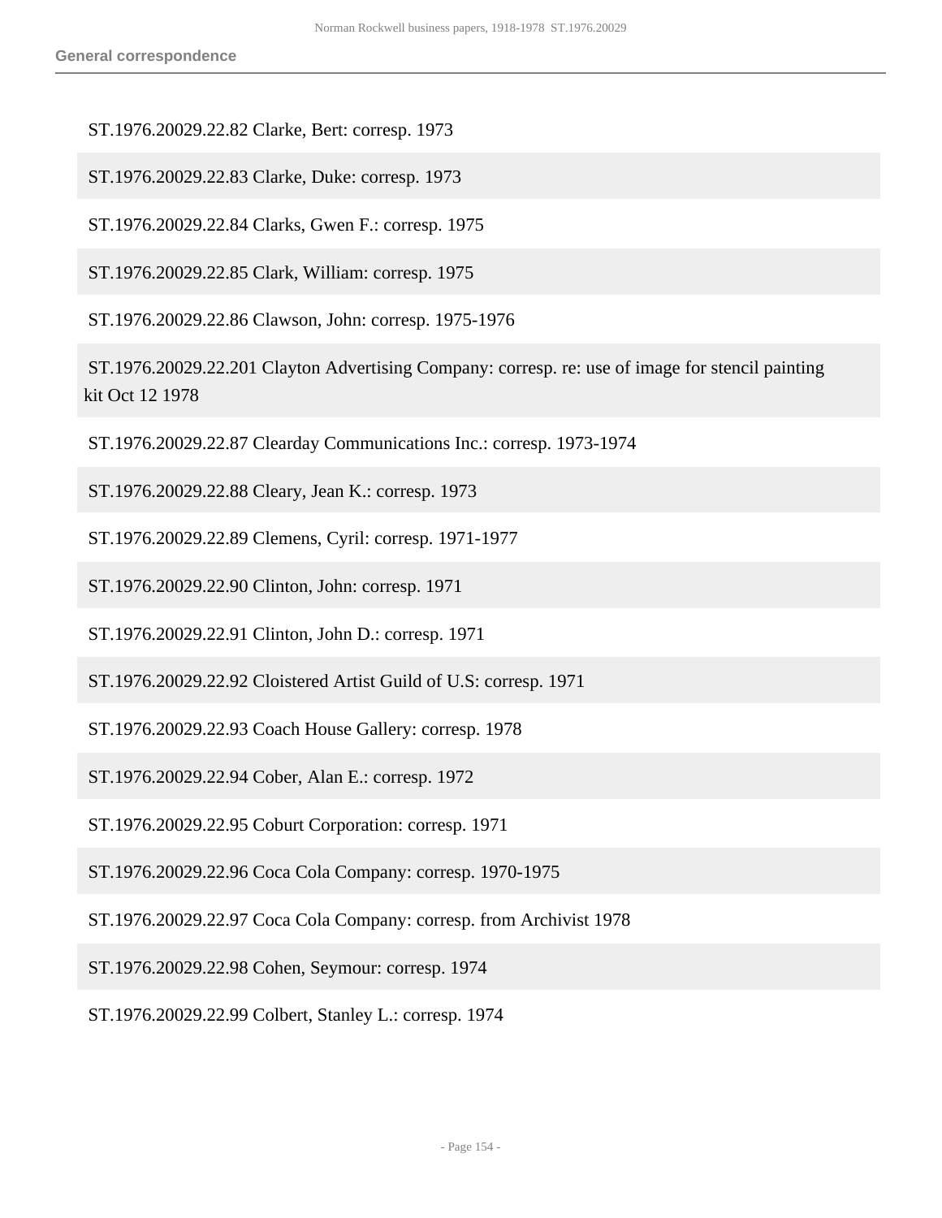ST.1976.20029.22.82 Clarke, Bert: corresp. 1973

ST.1976.20029.22.83 Clarke, Duke: corresp. 1973

ST.1976.20029.22.84 Clarks, Gwen F.: corresp. 1975

ST.1976.20029.22.85 Clark, William: corresp. 1975

ST.1976.20029.22.86 Clawson, John: corresp. 1975-1976

ST.1976.20029.22.201 Clayton Advertising Company: corresp. re: use of image for stencil painting kit Oct 12 1978

ST.1976.20029.22.87 Clearday Communications Inc.: corresp. 1973-1974

ST.1976.20029.22.88 Cleary, Jean K.: corresp. 1973

ST.1976.20029.22.89 Clemens, Cyril: corresp. 1971-1977

ST.1976.20029.22.90 Clinton, John: corresp. 1971

ST.1976.20029.22.91 Clinton, John D.: corresp. 1971

ST.1976.20029.22.92 Cloistered Artist Guild of U.S: corresp. 1971

ST.1976.20029.22.93 Coach House Gallery: corresp. 1978

ST.1976.20029.22.94 Cober, Alan E.: corresp. 1972

ST.1976.20029.22.95 Coburt Corporation: corresp. 1971

ST.1976.20029.22.96 Coca Cola Company: corresp. 1970-1975

ST.1976.20029.22.97 Coca Cola Company: corresp. from Archivist 1978

ST.1976.20029.22.98 Cohen, Seymour: corresp. 1974

ST.1976.20029.22.99 Colbert, Stanley L.: corresp. 1974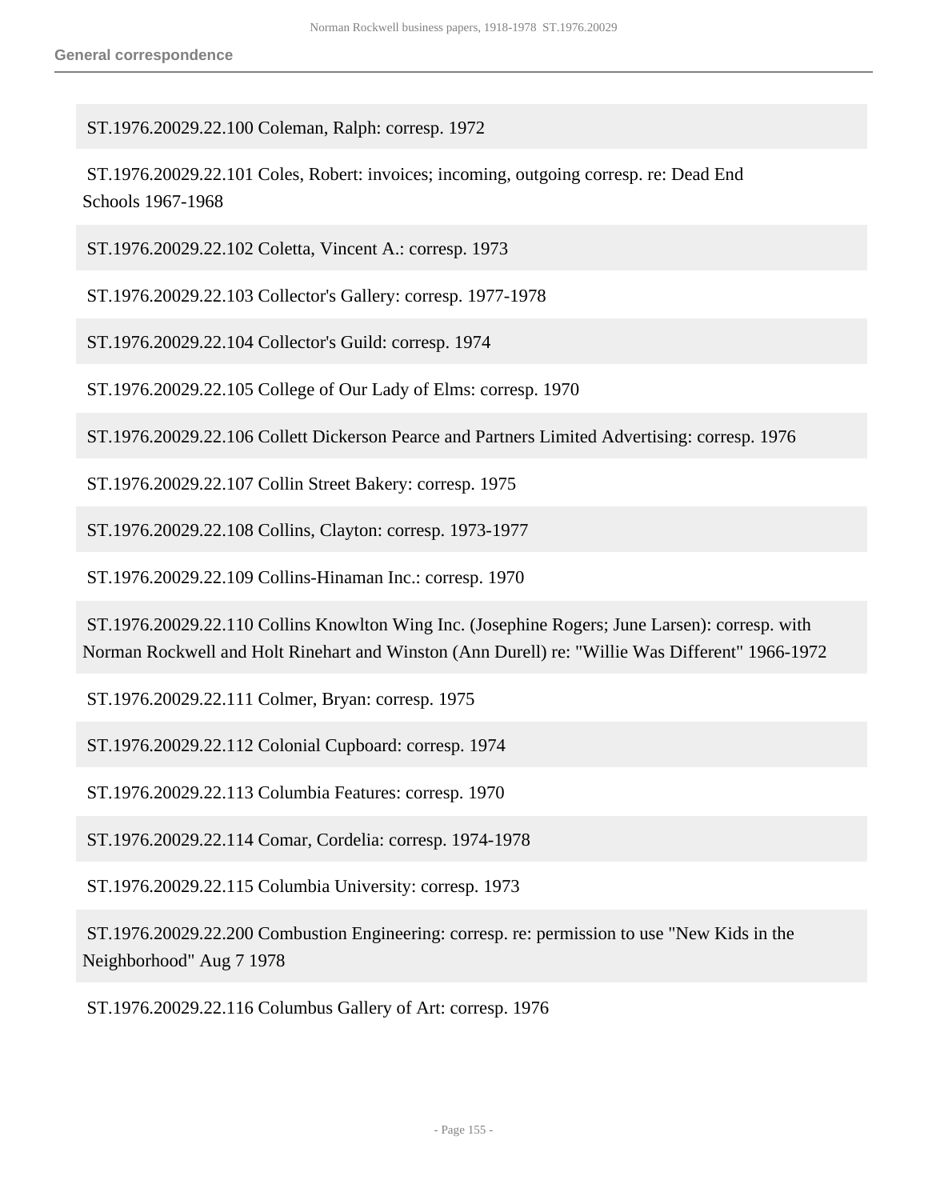ST.1976.20029.22.100 Coleman, Ralph: corresp. 1972

ST.1976.20029.22.101 Coles, Robert: invoices; incoming, outgoing corresp. re: Dead End Schools 1967-1968

ST.1976.20029.22.102 Coletta, Vincent A.: corresp. 1973

ST.1976.20029.22.103 Collector's Gallery: corresp. 1977-1978

ST.1976.20029.22.104 Collector's Guild: corresp. 1974

ST.1976.20029.22.105 College of Our Lady of Elms: corresp. 1970

ST.1976.20029.22.106 Collett Dickerson Pearce and Partners Limited Advertising: corresp. 1976

ST.1976.20029.22.107 Collin Street Bakery: corresp. 1975

ST.1976.20029.22.108 Collins, Clayton: corresp. 1973-1977

ST.1976.20029.22.109 Collins-Hinaman Inc.: corresp. 1970

ST.1976.20029.22.110 Collins Knowlton Wing Inc. (Josephine Rogers; June Larsen): corresp. with Norman Rockwell and Holt Rinehart and Winston (Ann Durell) re: "Willie Was Different" 1966-1972

ST.1976.20029.22.111 Colmer, Bryan: corresp. 1975

ST.1976.20029.22.112 Colonial Cupboard: corresp. 1974

ST.1976.20029.22.113 Columbia Features: corresp. 1970

ST.1976.20029.22.114 Comar, Cordelia: corresp. 1974-1978

ST.1976.20029.22.115 Columbia University: corresp. 1973

ST.1976.20029.22.200 Combustion Engineering: corresp. re: permission to use "New Kids in the Neighborhood" Aug 7 1978

ST.1976.20029.22.116 Columbus Gallery of Art: corresp. 1976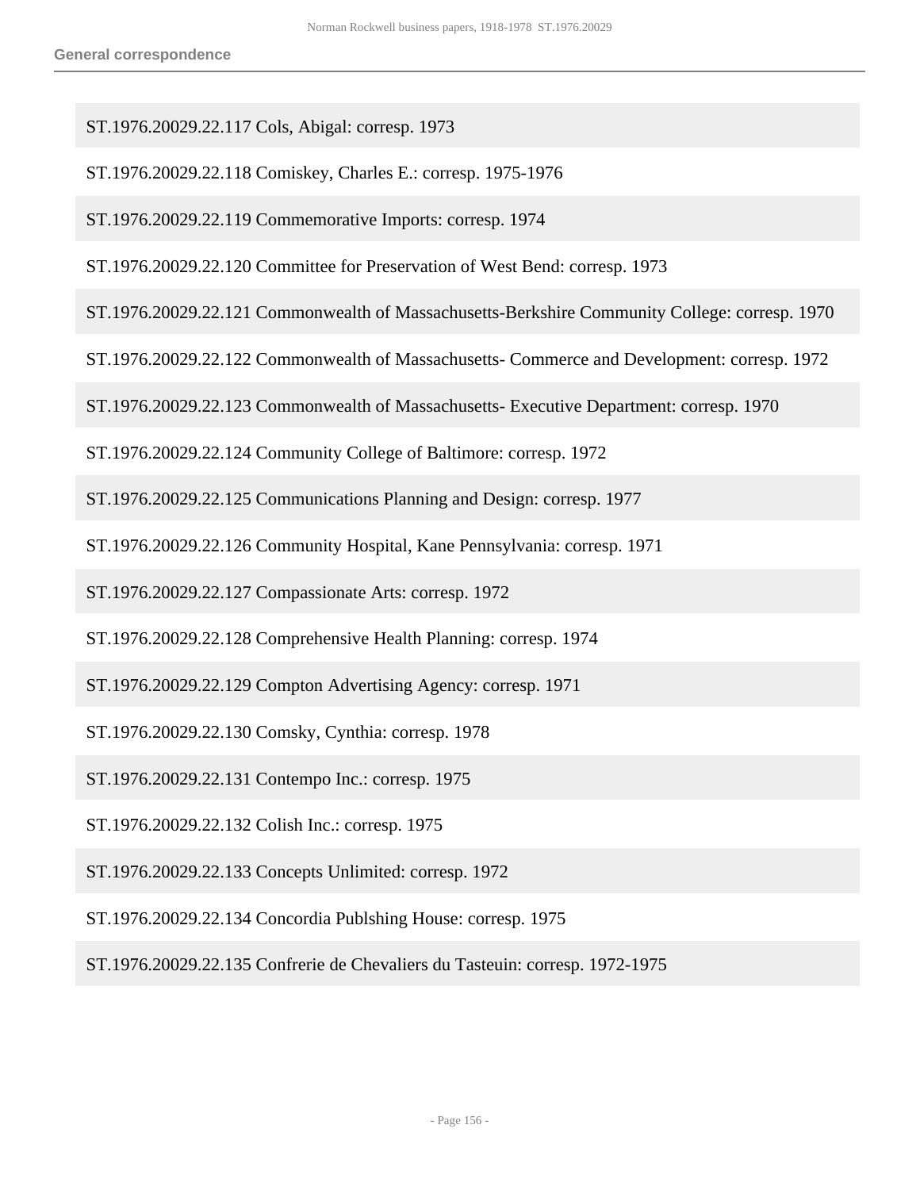ST.1976.20029.22.117 Cols, Abigal: corresp. 1973

ST.1976.20029.22.118 Comiskey, Charles E.: corresp. 1975-1976

ST.1976.20029.22.119 Commemorative Imports: corresp. 1974

ST.1976.20029.22.120 Committee for Preservation of West Bend: corresp. 1973

ST.1976.20029.22.121 Commonwealth of Massachusetts-Berkshire Community College: corresp. 1970

ST.1976.20029.22.122 Commonwealth of Massachusetts- Commerce and Development: corresp. 1972

ST.1976.20029.22.123 Commonwealth of Massachusetts- Executive Department: corresp. 1970

ST.1976.20029.22.124 Community College of Baltimore: corresp. 1972

ST.1976.20029.22.125 Communications Planning and Design: corresp. 1977

ST.1976.20029.22.126 Community Hospital, Kane Pennsylvania: corresp. 1971

ST.1976.20029.22.127 Compassionate Arts: corresp. 1972

ST.1976.20029.22.128 Comprehensive Health Planning: corresp. 1974

ST.1976.20029.22.129 Compton Advertising Agency: corresp. 1971

ST.1976.20029.22.130 Comsky, Cynthia: corresp. 1978

ST.1976.20029.22.131 Contempo Inc.: corresp. 1975

ST.1976.20029.22.132 Colish Inc.: corresp. 1975

ST.1976.20029.22.133 Concepts Unlimited: corresp. 1972

ST.1976.20029.22.134 Concordia Publshing House: corresp. 1975

ST.1976.20029.22.135 Confrerie de Chevaliers du Tasteuin: corresp. 1972-1975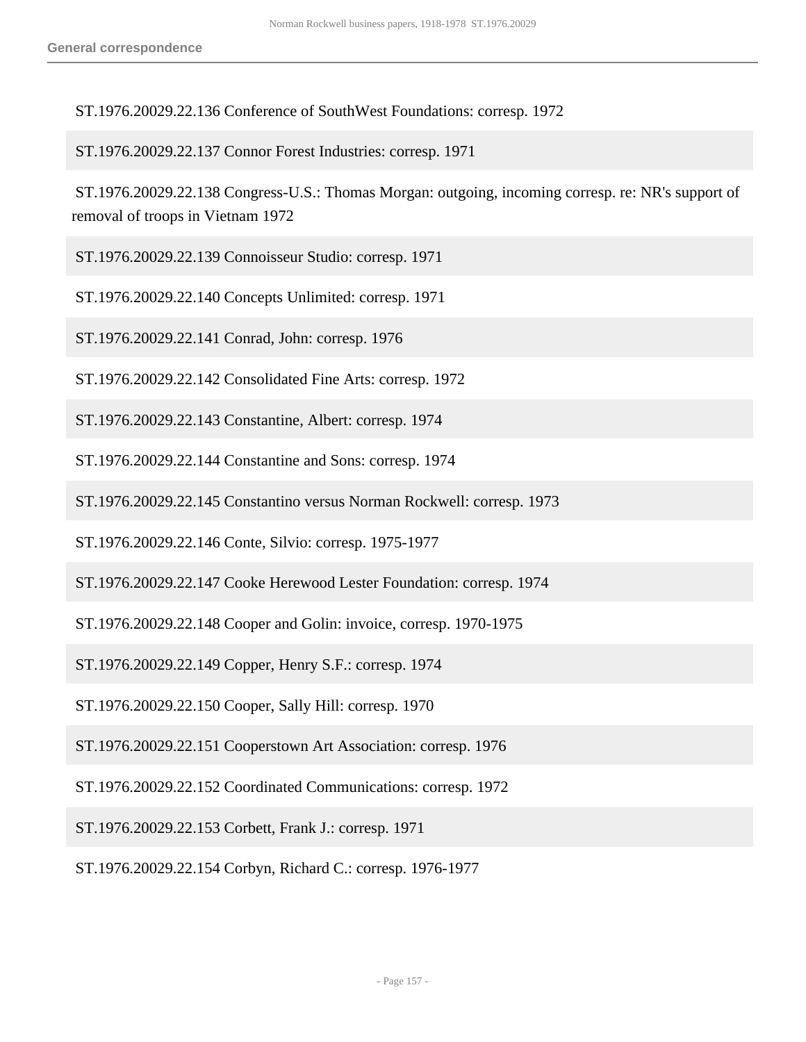ST.1976.20029.22.136 Conference of SouthWest Foundations: corresp. 1972

ST.1976.20029.22.137 Connor Forest Industries: corresp. 1971

ST.1976.20029.22.138 Congress-U.S.: Thomas Morgan: outgoing, incoming corresp. re: NR's support of removal of troops in Vietnam 1972

ST.1976.20029.22.139 Connoisseur Studio: corresp. 1971

ST.1976.20029.22.140 Concepts Unlimited: corresp. 1971

ST.1976.20029.22.141 Conrad, John: corresp. 1976

ST.1976.20029.22.142 Consolidated Fine Arts: corresp. 1972

ST.1976.20029.22.143 Constantine, Albert: corresp. 1974

ST.1976.20029.22.144 Constantine and Sons: corresp. 1974

ST.1976.20029.22.145 Constantino versus Norman Rockwell: corresp. 1973

ST.1976.20029.22.146 Conte, Silvio: corresp. 1975-1977

ST.1976.20029.22.147 Cooke Herewood Lester Foundation: corresp. 1974

ST.1976.20029.22.148 Cooper and Golin: invoice, corresp. 1970-1975

ST.1976.20029.22.149 Copper, Henry S.F.: corresp. 1974

ST.1976.20029.22.150 Cooper, Sally Hill: corresp. 1970

ST.1976.20029.22.151 Cooperstown Art Association: corresp. 1976

ST.1976.20029.22.152 Coordinated Communications: corresp. 1972

ST.1976.20029.22.153 Corbett, Frank J.: corresp. 1971

ST.1976.20029.22.154 Corbyn, Richard C.: corresp. 1976-1977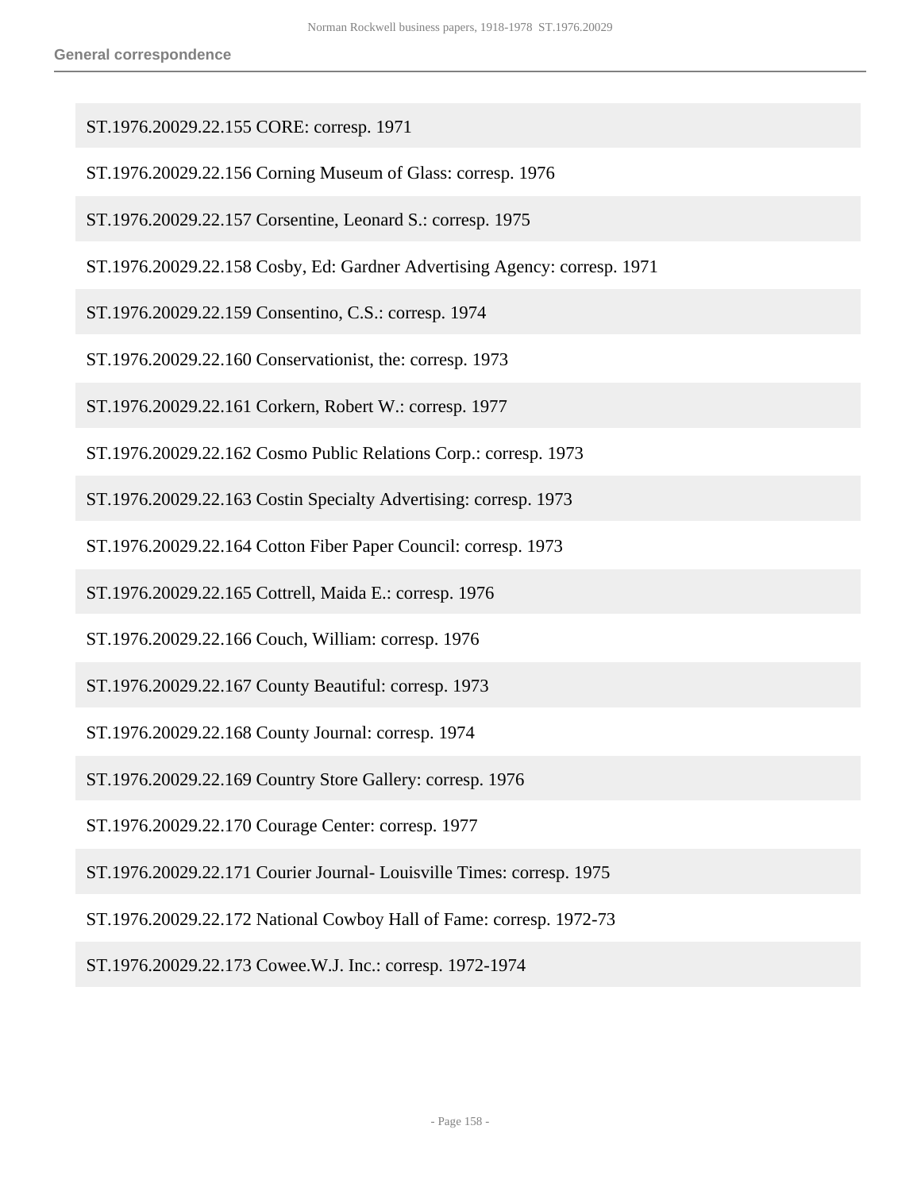ST.1976.20029.22.155 CORE: corresp. 1971

ST.1976.20029.22.156 Corning Museum of Glass: corresp. 1976

ST.1976.20029.22.157 Corsentine, Leonard S.: corresp. 1975

ST.1976.20029.22.158 Cosby, Ed: Gardner Advertising Agency: corresp. 1971

ST.1976.20029.22.159 Consentino, C.S.: corresp. 1974

ST.1976.20029.22.160 Conservationist, the: corresp. 1973

ST.1976.20029.22.161 Corkern, Robert W.: corresp. 1977

ST.1976.20029.22.162 Cosmo Public Relations Corp.: corresp. 1973

ST.1976.20029.22.163 Costin Specialty Advertising: corresp. 1973

ST.1976.20029.22.164 Cotton Fiber Paper Council: corresp. 1973

ST.1976.20029.22.165 Cottrell, Maida E.: corresp. 1976

ST.1976.20029.22.166 Couch, William: corresp. 1976

ST.1976.20029.22.167 County Beautiful: corresp. 1973

ST.1976.20029.22.168 County Journal: corresp. 1974

ST.1976.20029.22.169 Country Store Gallery: corresp. 1976

ST.1976.20029.22.170 Courage Center: corresp. 1977

ST.1976.20029.22.171 Courier Journal- Louisville Times: corresp. 1975

ST.1976.20029.22.172 National Cowboy Hall of Fame: corresp. 1972-73

ST.1976.20029.22.173 Cowee.W.J. Inc.: corresp. 1972-1974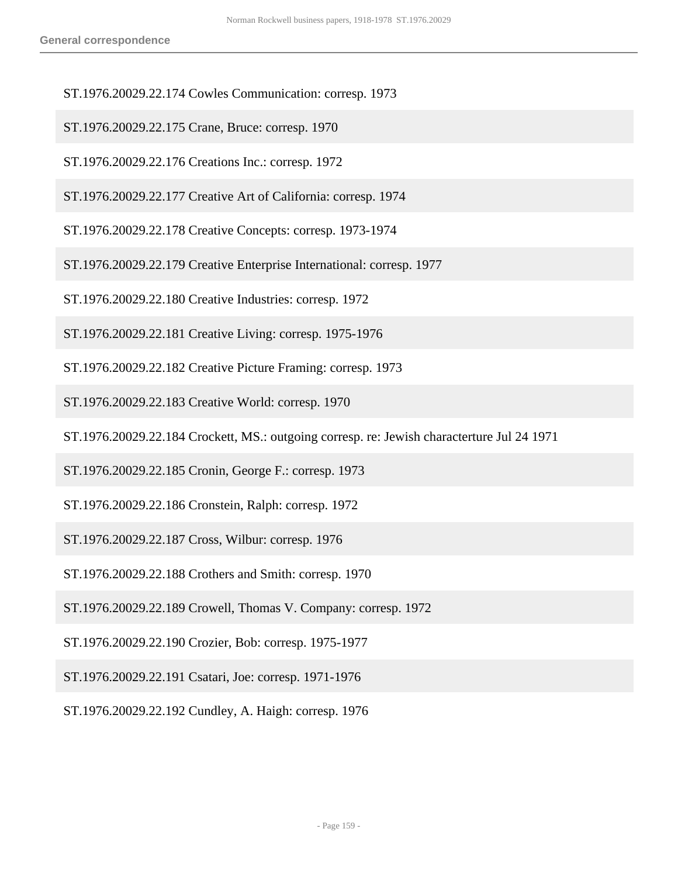ST.1976.20029.22.174 Cowles Communication: corresp. 1973

ST.1976.20029.22.175 Crane, Bruce: corresp. 1970

ST.1976.20029.22.176 Creations Inc.: corresp. 1972

ST.1976.20029.22.177 Creative Art of California: corresp. 1974

ST.1976.20029.22.178 Creative Concepts: corresp. 1973-1974

ST.1976.20029.22.179 Creative Enterprise International: corresp. 1977

ST.1976.20029.22.180 Creative Industries: corresp. 1972

ST.1976.20029.22.181 Creative Living: corresp. 1975-1976

ST.1976.20029.22.182 Creative Picture Framing: corresp. 1973

ST.1976.20029.22.183 Creative World: corresp. 1970

ST.1976.20029.22.184 Crockett, MS.: outgoing corresp. re: Jewish characterture Jul 24 1971

ST.1976.20029.22.185 Cronin, George F.: corresp. 1973

ST.1976.20029.22.186 Cronstein, Ralph: corresp. 1972

ST.1976.20029.22.187 Cross, Wilbur: corresp. 1976

ST.1976.20029.22.188 Crothers and Smith: corresp. 1970

ST.1976.20029.22.189 Crowell, Thomas V. Company: corresp. 1972

ST.1976.20029.22.190 Crozier, Bob: corresp. 1975-1977

ST.1976.20029.22.191 Csatari, Joe: corresp. 1971-1976

ST.1976.20029.22.192 Cundley, A. Haigh: corresp. 1976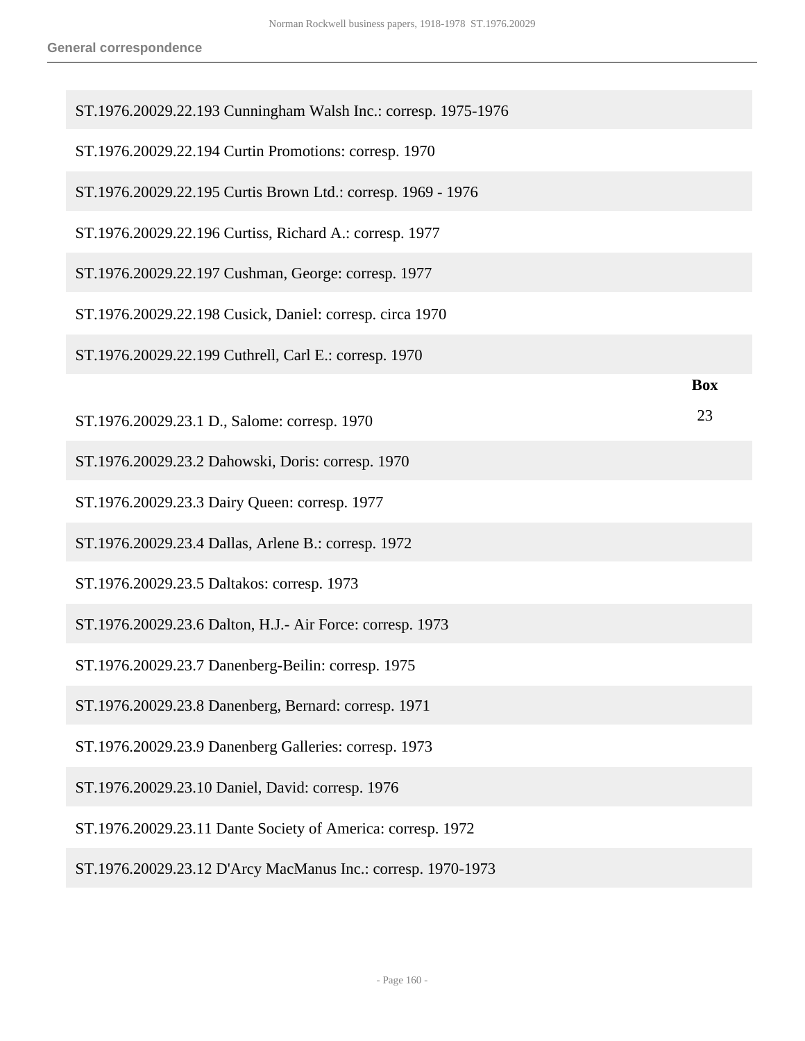ST.1976.20029.22.193 Cunningham Walsh Inc.: corresp. 1975-1976

ST.1976.20029.22.194 Curtin Promotions: corresp. 1970

ST.1976.20029.22.195 Curtis Brown Ltd.: corresp. 1969 - 1976

ST.1976.20029.22.196 Curtiss, Richard A.: corresp. 1977

ST.1976.20029.22.197 Cushman, George: corresp. 1977

ST.1976.20029.22.198 Cusick, Daniel: corresp. circa 1970

ST.1976.20029.22.199 Cuthrell, Carl E.: corresp. 1970

**Box** 23

ST.1976.20029.23.1 D., Salome: corresp. 1970

ST.1976.20029.23.2 Dahowski, Doris: corresp. 1970

ST.1976.20029.23.3 Dairy Queen: corresp. 1977

ST.1976.20029.23.4 Dallas, Arlene B.: corresp. 1972

ST.1976.20029.23.5 Daltakos: corresp. 1973

ST.1976.20029.23.6 Dalton, H.J.- Air Force: corresp. 1973

ST.1976.20029.23.7 Danenberg-Beilin: corresp. 1975

ST.1976.20029.23.8 Danenberg, Bernard: corresp. 1971

ST.1976.20029.23.9 Danenberg Galleries: corresp. 1973

ST.1976.20029.23.10 Daniel, David: corresp. 1976

ST.1976.20029.23.11 Dante Society of America: corresp. 1972

ST.1976.20029.23.12 D'Arcy MacManus Inc.: corresp. 1970-1973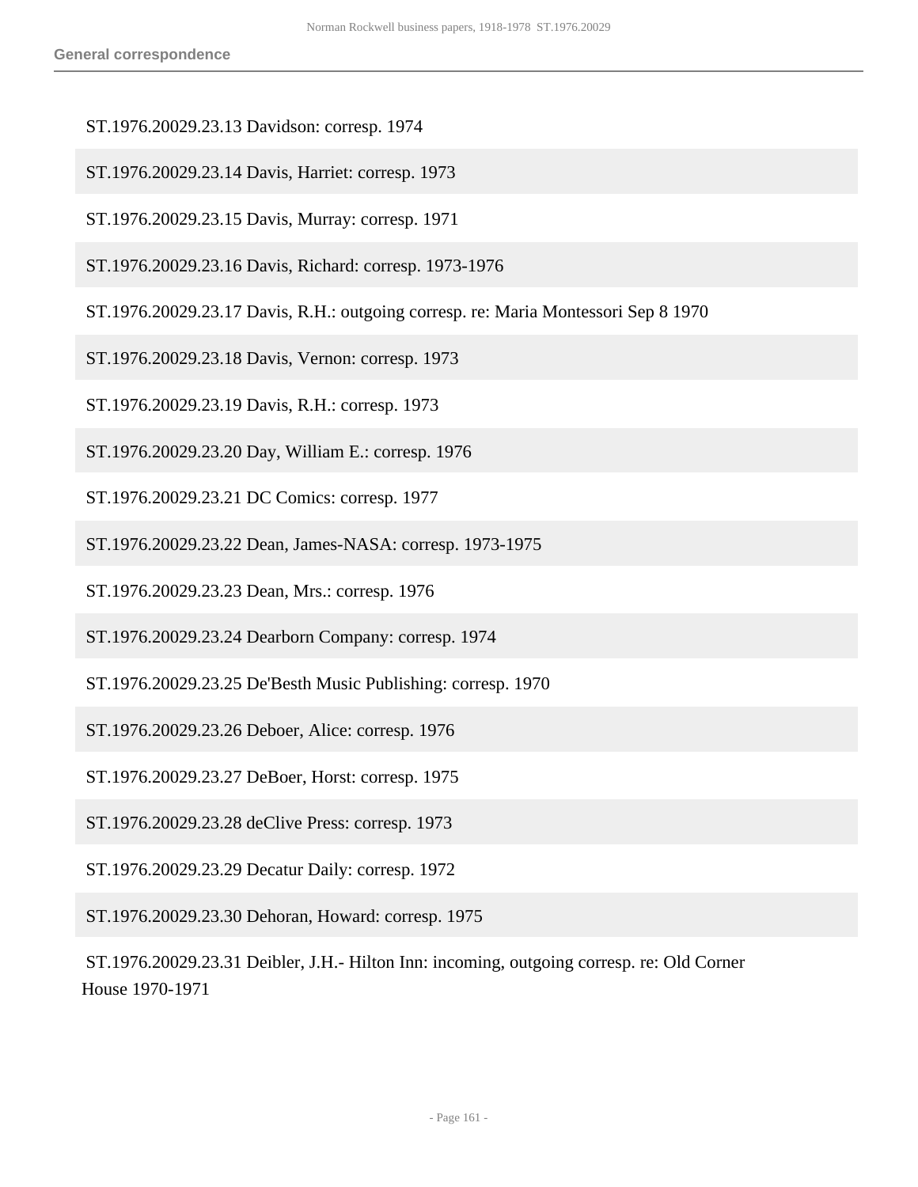ST.1976.20029.23.13 Davidson: corresp. 1974

ST.1976.20029.23.14 Davis, Harriet: corresp. 1973

ST.1976.20029.23.15 Davis, Murray: corresp. 1971

ST.1976.20029.23.16 Davis, Richard: corresp. 1973-1976

ST.1976.20029.23.17 Davis, R.H.: outgoing corresp. re: Maria Montessori Sep 8 1970

ST.1976.20029.23.18 Davis, Vernon: corresp. 1973

ST.1976.20029.23.19 Davis, R.H.: corresp. 1973

ST.1976.20029.23.20 Day, William E.: corresp. 1976

ST.1976.20029.23.21 DC Comics: corresp. 1977

ST.1976.20029.23.22 Dean, James-NASA: corresp. 1973-1975

ST.1976.20029.23.23 Dean, Mrs.: corresp. 1976

ST.1976.20029.23.24 Dearborn Company: corresp. 1974

ST.1976.20029.23.25 De'Besth Music Publishing: corresp. 1970

ST.1976.20029.23.26 Deboer, Alice: corresp. 1976

ST.1976.20029.23.27 DeBoer, Horst: corresp. 1975

ST.1976.20029.23.28 deClive Press: corresp. 1973

ST.1976.20029.23.29 Decatur Daily: corresp. 1972

ST.1976.20029.23.30 Dehoran, Howard: corresp. 1975

ST.1976.20029.23.31 Deibler, J.H.- Hilton Inn: incoming, outgoing corresp. re: Old Corner House 1970-1971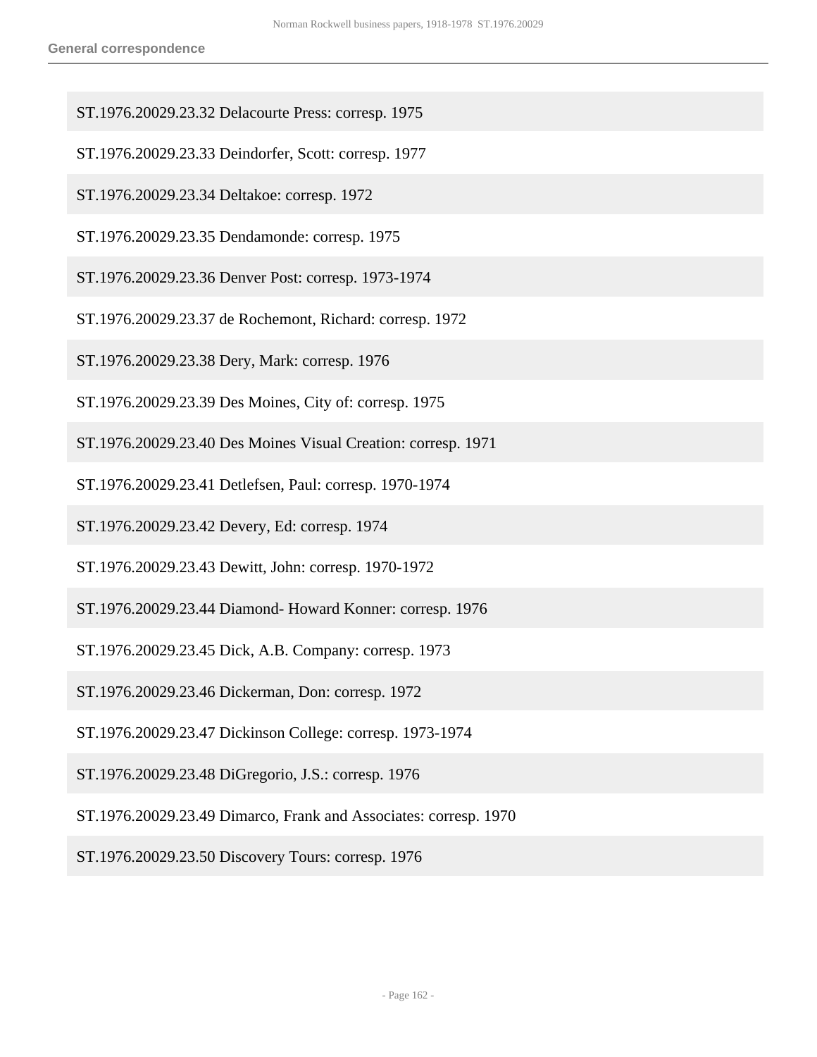ST.1976.20029.23.32 Delacourte Press: corresp. 1975

ST.1976.20029.23.33 Deindorfer, Scott: corresp. 1977

ST.1976.20029.23.34 Deltakoe: corresp. 1972

ST.1976.20029.23.35 Dendamonde: corresp. 1975

ST.1976.20029.23.36 Denver Post: corresp. 1973-1974

ST.1976.20029.23.37 de Rochemont, Richard: corresp. 1972

ST.1976.20029.23.38 Dery, Mark: corresp. 1976

ST.1976.20029.23.39 Des Moines, City of: corresp. 1975

ST.1976.20029.23.40 Des Moines Visual Creation: corresp. 1971

ST.1976.20029.23.41 Detlefsen, Paul: corresp. 1970-1974

ST.1976.20029.23.42 Devery, Ed: corresp. 1974

ST.1976.20029.23.43 Dewitt, John: corresp. 1970-1972

ST.1976.20029.23.44 Diamond- Howard Konner: corresp. 1976

ST.1976.20029.23.45 Dick, A.B. Company: corresp. 1973

ST.1976.20029.23.46 Dickerman, Don: corresp. 1972

ST.1976.20029.23.47 Dickinson College: corresp. 1973-1974

ST.1976.20029.23.48 DiGregorio, J.S.: corresp. 1976

ST.1976.20029.23.49 Dimarco, Frank and Associates: corresp. 1970

ST.1976.20029.23.50 Discovery Tours: corresp. 1976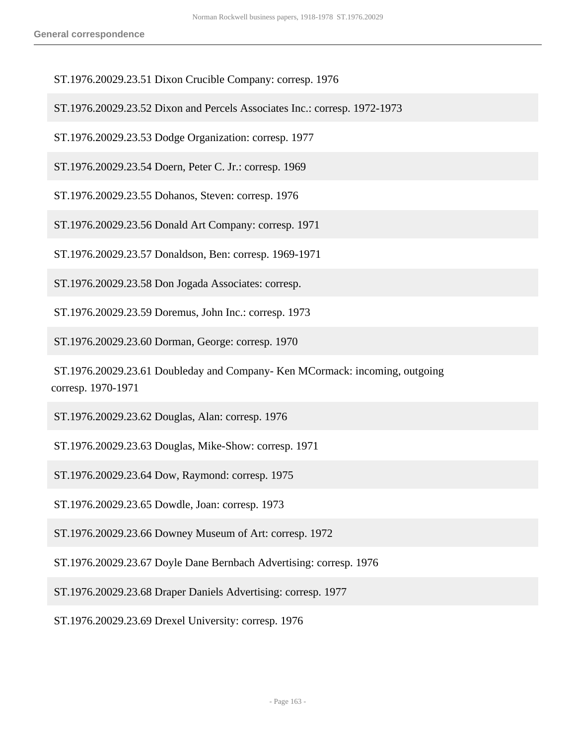ST.1976.20029.23.51 Dixon Crucible Company: corresp. 1976

ST.1976.20029.23.52 Dixon and Percels Associates Inc.: corresp. 1972-1973

ST.1976.20029.23.53 Dodge Organization: corresp. 1977

ST.1976.20029.23.54 Doern, Peter C. Jr.: corresp. 1969

ST.1976.20029.23.55 Dohanos, Steven: corresp. 1976

ST.1976.20029.23.56 Donald Art Company: corresp. 1971

ST.1976.20029.23.57 Donaldson, Ben: corresp. 1969-1971

ST.1976.20029.23.58 Don Jogada Associates: corresp.

ST.1976.20029.23.59 Doremus, John Inc.: corresp. 1973

ST.1976.20029.23.60 Dorman, George: corresp. 1970

ST.1976.20029.23.61 Doubleday and Company- Ken MCormack: incoming, outgoing corresp. 1970-1971

ST.1976.20029.23.62 Douglas, Alan: corresp. 1976

ST.1976.20029.23.63 Douglas, Mike-Show: corresp. 1971

ST.1976.20029.23.64 Dow, Raymond: corresp. 1975

ST.1976.20029.23.65 Dowdle, Joan: corresp. 1973

ST.1976.20029.23.66 Downey Museum of Art: corresp. 1972

ST.1976.20029.23.67 Doyle Dane Bernbach Advertising: corresp. 1976

ST.1976.20029.23.68 Draper Daniels Advertising: corresp. 1977

ST.1976.20029.23.69 Drexel University: corresp. 1976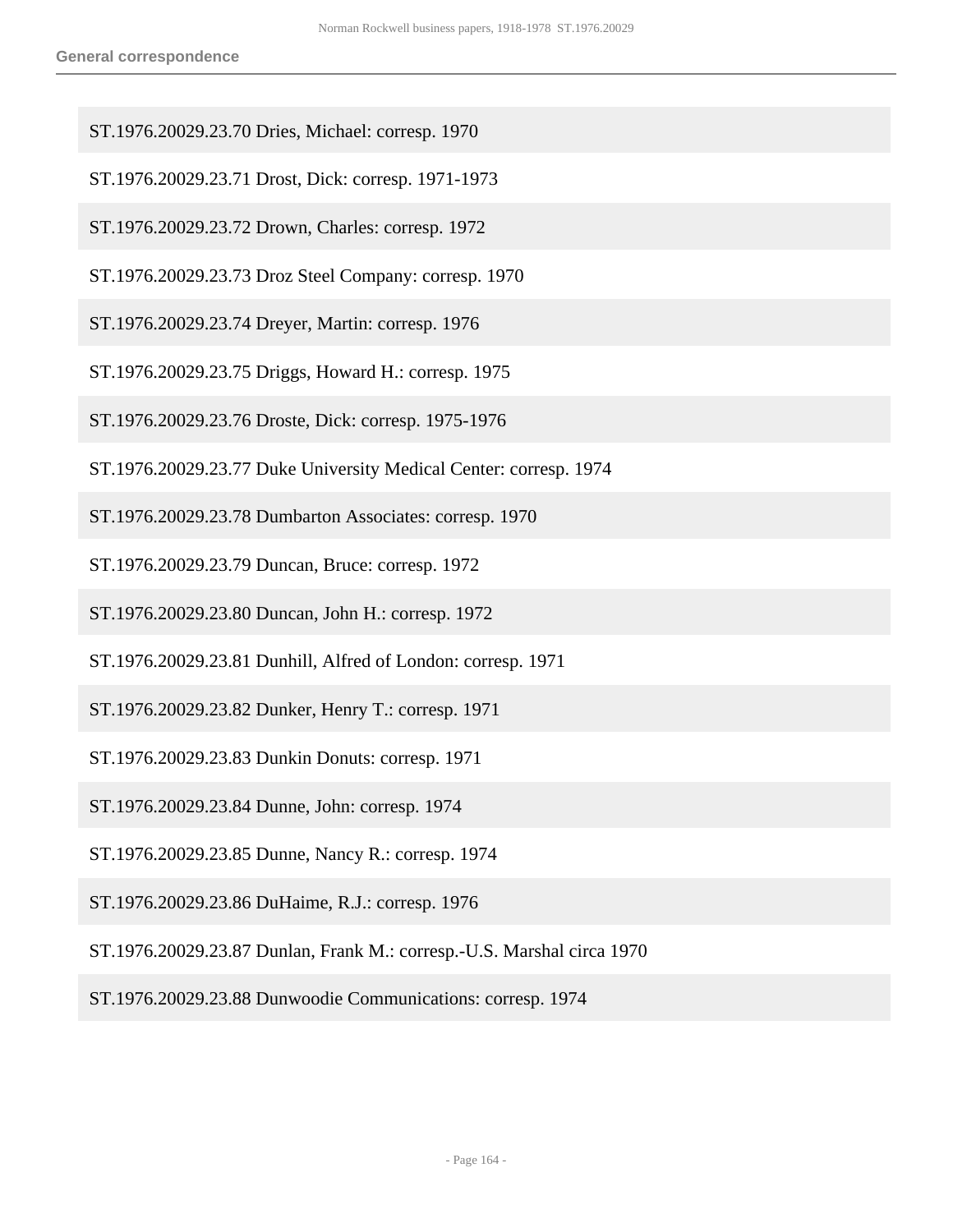ST.1976.20029.23.70 Dries, Michael: corresp. 1970

ST.1976.20029.23.71 Drost, Dick: corresp. 1971-1973

ST.1976.20029.23.72 Drown, Charles: corresp. 1972

ST.1976.20029.23.73 Droz Steel Company: corresp. 1970

ST.1976.20029.23.74 Dreyer, Martin: corresp. 1976

ST.1976.20029.23.75 Driggs, Howard H.: corresp. 1975

ST.1976.20029.23.76 Droste, Dick: corresp. 1975-1976

ST.1976.20029.23.77 Duke University Medical Center: corresp. 1974

ST.1976.20029.23.78 Dumbarton Associates: corresp. 1970

ST.1976.20029.23.79 Duncan, Bruce: corresp. 1972

ST.1976.20029.23.80 Duncan, John H.: corresp. 1972

ST.1976.20029.23.81 Dunhill, Alfred of London: corresp. 1971

ST.1976.20029.23.82 Dunker, Henry T.: corresp. 1971

ST.1976.20029.23.83 Dunkin Donuts: corresp. 1971

ST.1976.20029.23.84 Dunne, John: corresp. 1974

ST.1976.20029.23.85 Dunne, Nancy R.: corresp. 1974

ST.1976.20029.23.86 DuHaime, R.J.: corresp. 1976

ST.1976.20029.23.87 Dunlan, Frank M.: corresp.-U.S. Marshal circa 1970

ST.1976.20029.23.88 Dunwoodie Communications: corresp. 1974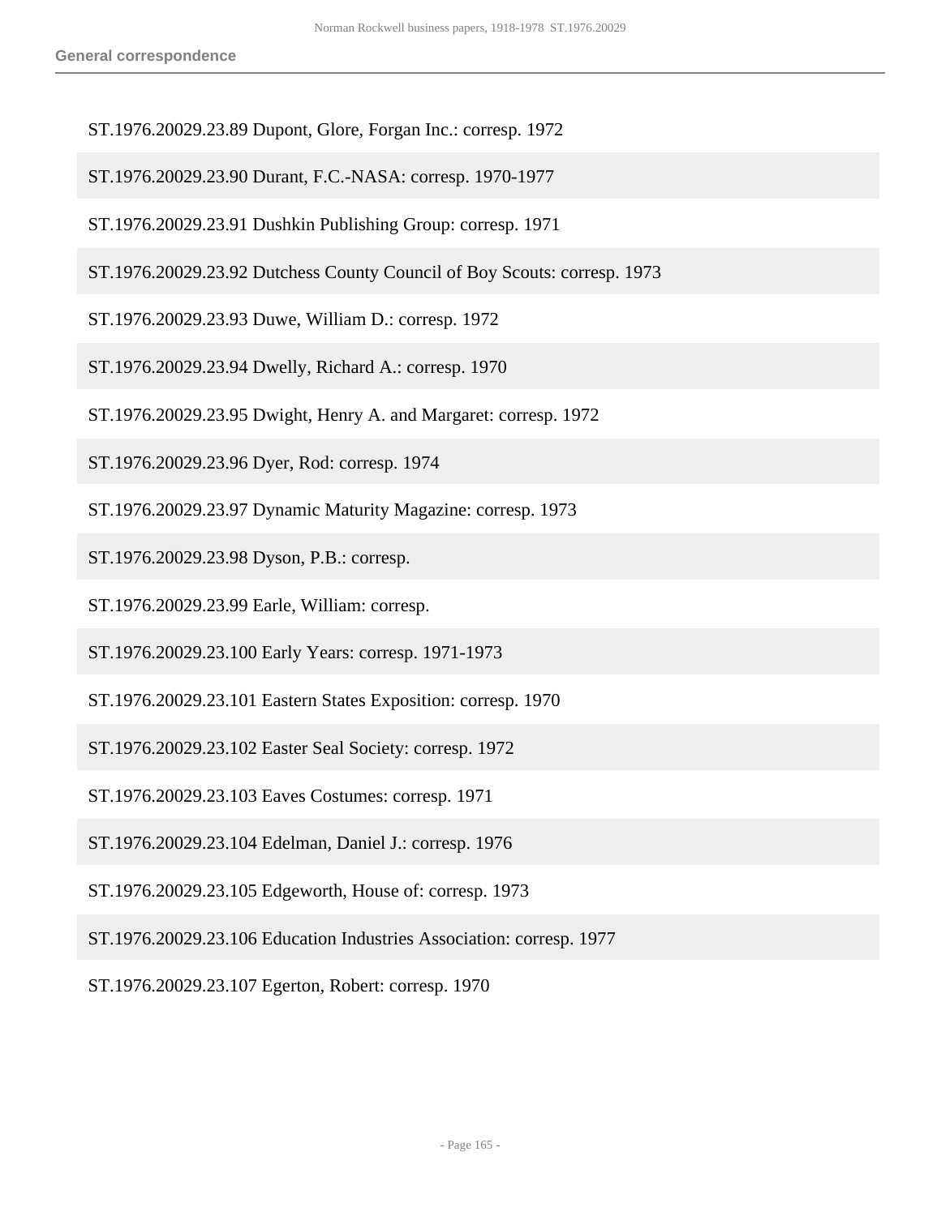ST.1976.20029.23.89 Dupont, Glore, Forgan Inc.: corresp. 1972

ST.1976.20029.23.90 Durant, F.C.-NASA: corresp. 1970-1977

ST.1976.20029.23.91 Dushkin Publishing Group: corresp. 1971

ST.1976.20029.23.92 Dutchess County Council of Boy Scouts: corresp. 1973

ST.1976.20029.23.93 Duwe, William D.: corresp. 1972

ST.1976.20029.23.94 Dwelly, Richard A.: corresp. 1970

ST.1976.20029.23.95 Dwight, Henry A. and Margaret: corresp. 1972

ST.1976.20029.23.96 Dyer, Rod: corresp. 1974

ST.1976.20029.23.97 Dynamic Maturity Magazine: corresp. 1973

ST.1976.20029.23.98 Dyson, P.B.: corresp.

ST.1976.20029.23.99 Earle, William: corresp.

ST.1976.20029.23.100 Early Years: corresp. 1971-1973

ST.1976.20029.23.101 Eastern States Exposition: corresp. 1970

ST.1976.20029.23.102 Easter Seal Society: corresp. 1972

ST.1976.20029.23.103 Eaves Costumes: corresp. 1971

ST.1976.20029.23.104 Edelman, Daniel J.: corresp. 1976

ST.1976.20029.23.105 Edgeworth, House of: corresp. 1973

ST.1976.20029.23.106 Education Industries Association: corresp. 1977

ST.1976.20029.23.107 Egerton, Robert: corresp. 1970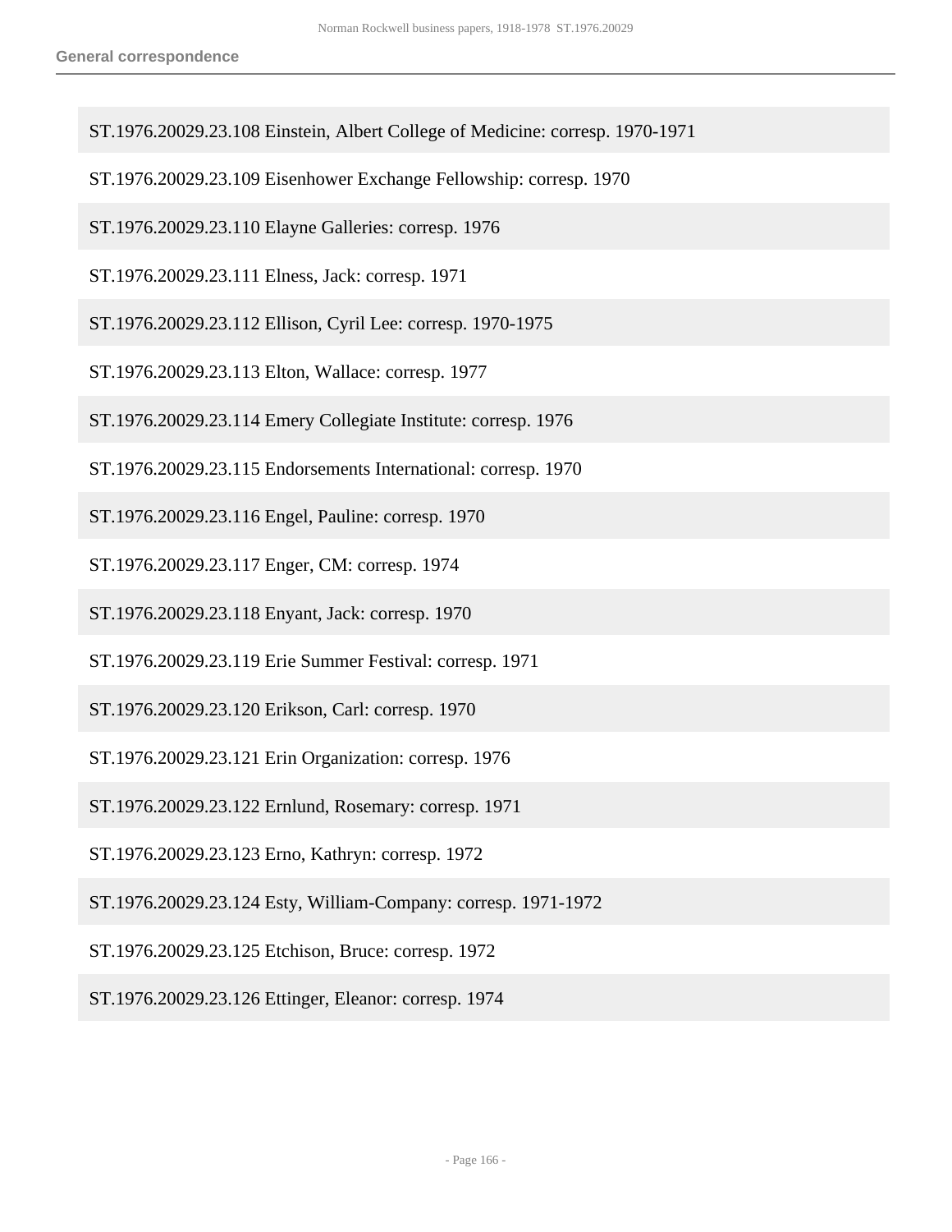ST.1976.20029.23.108 Einstein, Albert College of Medicine: corresp. 1970-1971

ST.1976.20029.23.109 Eisenhower Exchange Fellowship: corresp. 1970

ST.1976.20029.23.110 Elayne Galleries: corresp. 1976

ST.1976.20029.23.111 Elness, Jack: corresp. 1971

ST.1976.20029.23.112 Ellison, Cyril Lee: corresp. 1970-1975

ST.1976.20029.23.113 Elton, Wallace: corresp. 1977

ST.1976.20029.23.114 Emery Collegiate Institute: corresp. 1976

ST.1976.20029.23.115 Endorsements International: corresp. 1970

ST.1976.20029.23.116 Engel, Pauline: corresp. 1970

ST.1976.20029.23.117 Enger, CM: corresp. 1974

ST.1976.20029.23.118 Enyant, Jack: corresp. 1970

ST.1976.20029.23.119 Erie Summer Festival: corresp. 1971

ST.1976.20029.23.120 Erikson, Carl: corresp. 1970

ST.1976.20029.23.121 Erin Organization: corresp. 1976

ST.1976.20029.23.122 Ernlund, Rosemary: corresp. 1971

ST.1976.20029.23.123 Erno, Kathryn: corresp. 1972

ST.1976.20029.23.124 Esty, William-Company: corresp. 1971-1972

ST.1976.20029.23.125 Etchison, Bruce: corresp. 1972

ST.1976.20029.23.126 Ettinger, Eleanor: corresp. 1974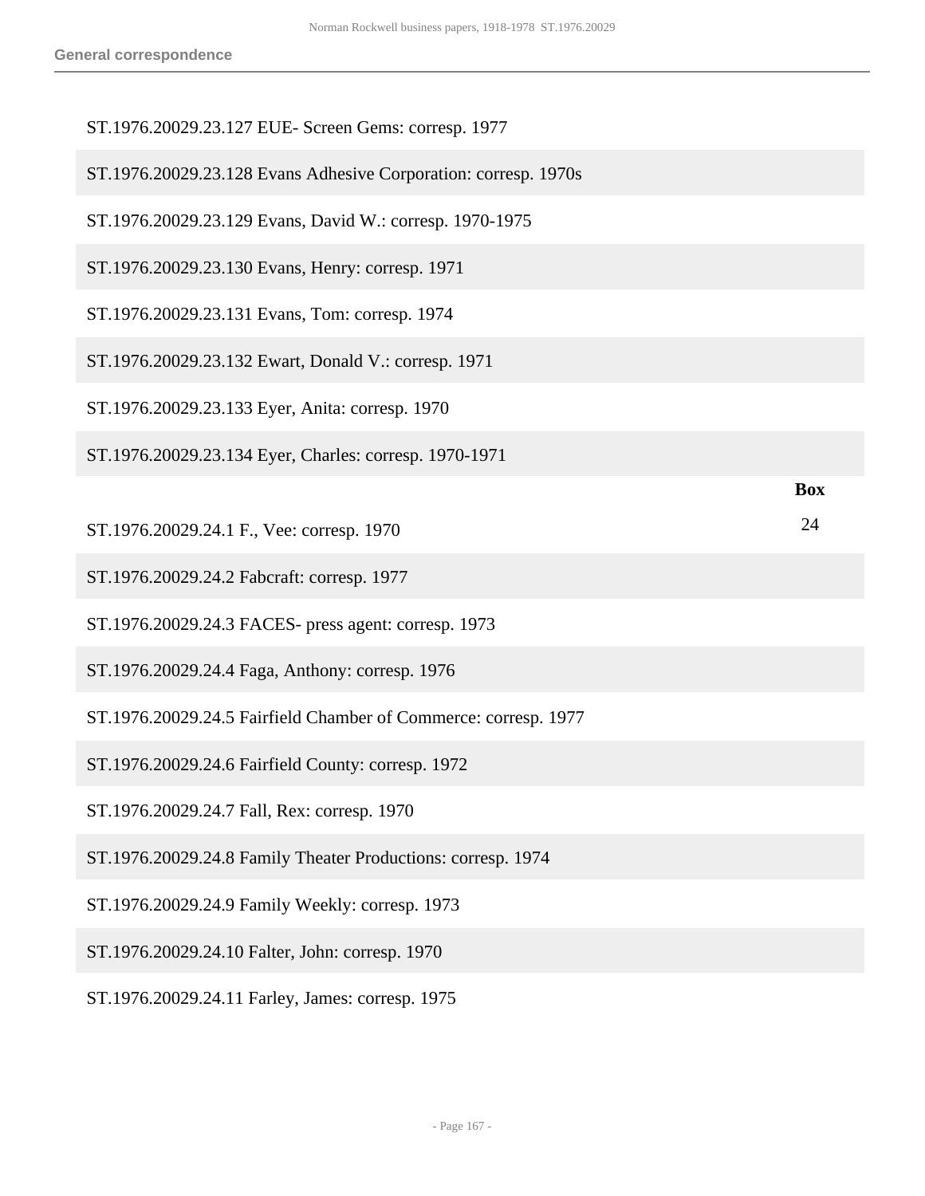ST.1976.20029.23.127 EUE- Screen Gems: corresp. 1977

ST.1976.20029.23.128 Evans Adhesive Corporation: corresp. 1970s

ST.1976.20029.23.129 Evans, David W.: corresp. 1970-1975

ST.1976.20029.23.130 Evans, Henry: corresp. 1971

ST.1976.20029.23.131 Evans, Tom: corresp. 1974

ST.1976.20029.23.132 Ewart, Donald V.: corresp. 1971

ST.1976.20029.23.133 Eyer, Anita: corresp. 1970

ST.1976.20029.23.134 Eyer, Charles: corresp. 1970-1971

**Box** 24

ST.1976.20029.24.1 F., Vee: corresp. 1970

ST.1976.20029.24.2 Fabcraft: corresp. 1977

ST.1976.20029.24.3 FACES- press agent: corresp. 1973

ST.1976.20029.24.4 Faga, Anthony: corresp. 1976

ST.1976.20029.24.5 Fairfield Chamber of Commerce: corresp. 1977

ST.1976.20029.24.6 Fairfield County: corresp. 1972

ST.1976.20029.24.7 Fall, Rex: corresp. 1970

ST.1976.20029.24.8 Family Theater Productions: corresp. 1974

ST.1976.20029.24.9 Family Weekly: corresp. 1973

ST.1976.20029.24.10 Falter, John: corresp. 1970

ST.1976.20029.24.11 Farley, James: corresp. 1975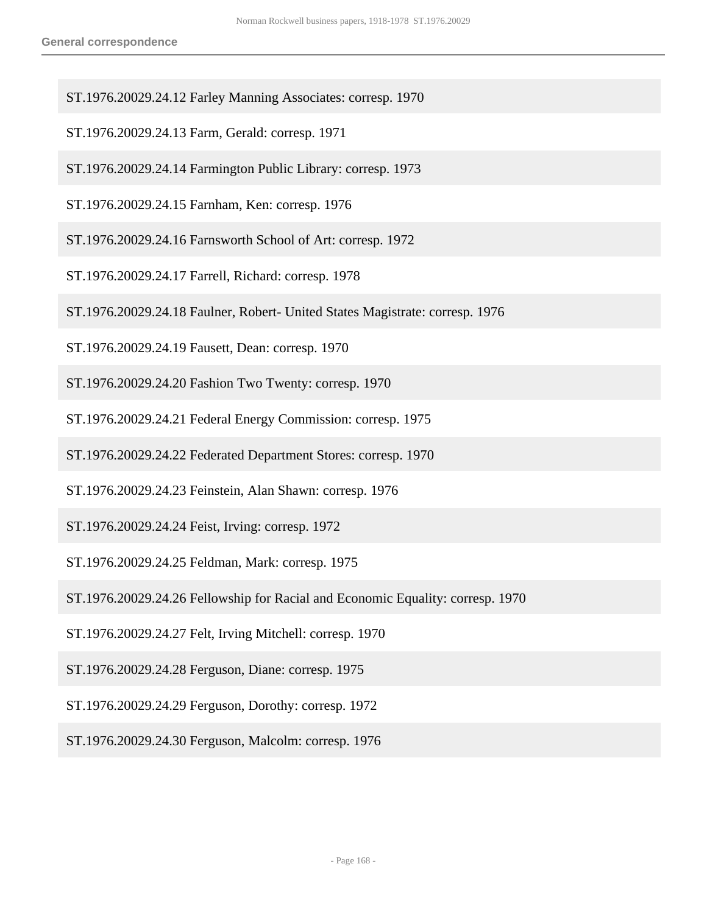ST.1976.20029.24.12 Farley Manning Associates: corresp. 1970

ST.1976.20029.24.13 Farm, Gerald: corresp. 1971

ST.1976.20029.24.14 Farmington Public Library: corresp. 1973

ST.1976.20029.24.15 Farnham, Ken: corresp. 1976

ST.1976.20029.24.16 Farnsworth School of Art: corresp. 1972

ST.1976.20029.24.17 Farrell, Richard: corresp. 1978

ST.1976.20029.24.18 Faulner, Robert- United States Magistrate: corresp. 1976

ST.1976.20029.24.19 Fausett, Dean: corresp. 1970

ST.1976.20029.24.20 Fashion Two Twenty: corresp. 1970

ST.1976.20029.24.21 Federal Energy Commission: corresp. 1975

ST.1976.20029.24.22 Federated Department Stores: corresp. 1970

ST.1976.20029.24.23 Feinstein, Alan Shawn: corresp. 1976

ST.1976.20029.24.24 Feist, Irving: corresp. 1972

ST.1976.20029.24.25 Feldman, Mark: corresp. 1975

ST.1976.20029.24.26 Fellowship for Racial and Economic Equality: corresp. 1970

ST.1976.20029.24.27 Felt, Irving Mitchell: corresp. 1970

ST.1976.20029.24.28 Ferguson, Diane: corresp. 1975

ST.1976.20029.24.29 Ferguson, Dorothy: corresp. 1972

ST.1976.20029.24.30 Ferguson, Malcolm: corresp. 1976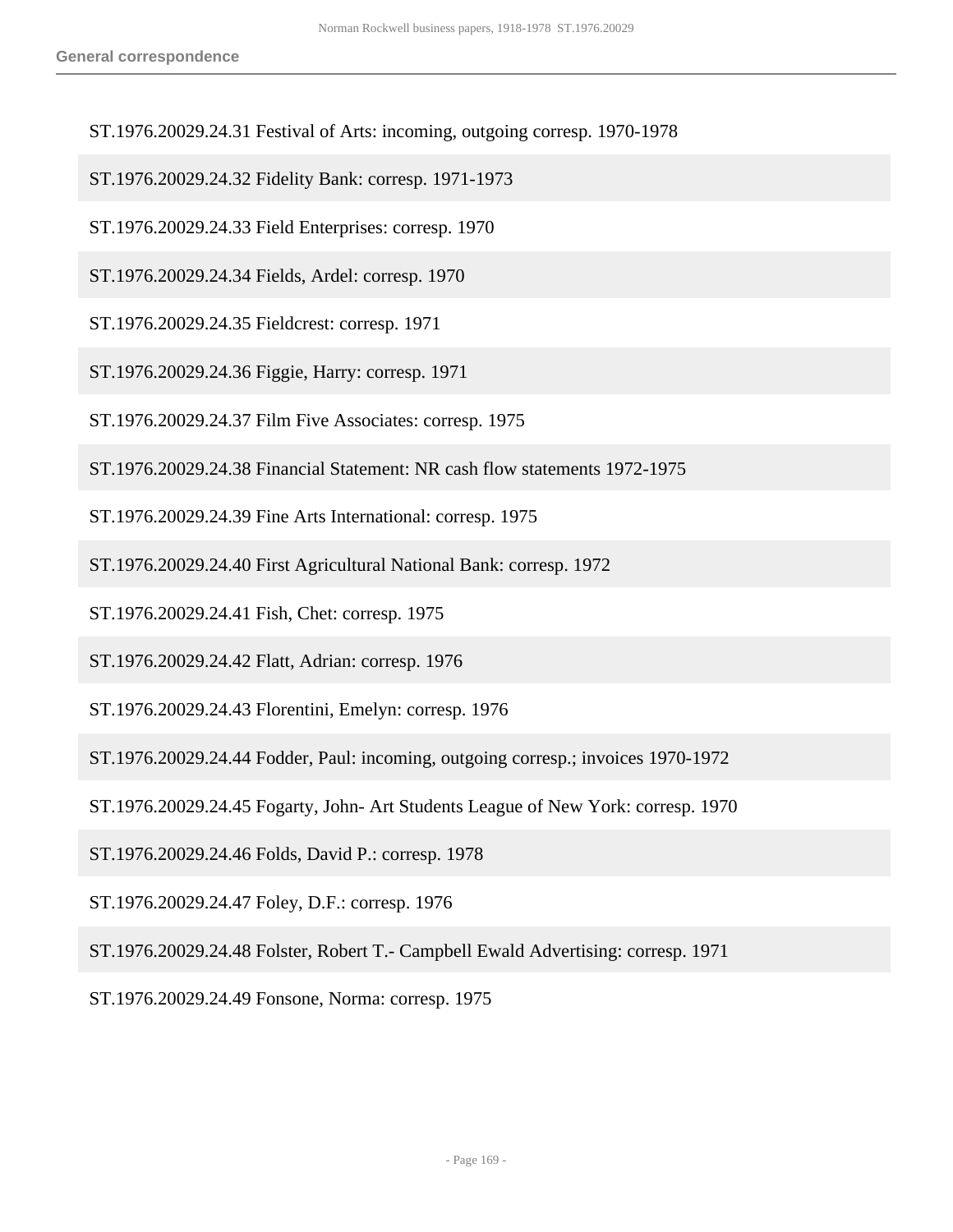ST.1976.20029.24.31 Festival of Arts: incoming, outgoing corresp. 1970-1978

ST.1976.20029.24.32 Fidelity Bank: corresp. 1971-1973

ST.1976.20029.24.33 Field Enterprises: corresp. 1970

ST.1976.20029.24.34 Fields, Ardel: corresp. 1970

ST.1976.20029.24.35 Fieldcrest: corresp. 1971

ST.1976.20029.24.36 Figgie, Harry: corresp. 1971

ST.1976.20029.24.37 Film Five Associates: corresp. 1975

ST.1976.20029.24.38 Financial Statement: NR cash flow statements 1972-1975

ST.1976.20029.24.39 Fine Arts International: corresp. 1975

ST.1976.20029.24.40 First Agricultural National Bank: corresp. 1972

ST.1976.20029.24.41 Fish, Chet: corresp. 1975

ST.1976.20029.24.42 Flatt, Adrian: corresp. 1976

ST.1976.20029.24.43 Florentini, Emelyn: corresp. 1976

ST.1976.20029.24.44 Fodder, Paul: incoming, outgoing corresp.; invoices 1970-1972

ST.1976.20029.24.45 Fogarty, John- Art Students League of New York: corresp. 1970

ST.1976.20029.24.46 Folds, David P.: corresp. 1978

ST.1976.20029.24.47 Foley, D.F.: corresp. 1976

ST.1976.20029.24.48 Folster, Robert T.- Campbell Ewald Advertising: corresp. 1971

ST.1976.20029.24.49 Fonsone, Norma: corresp. 1975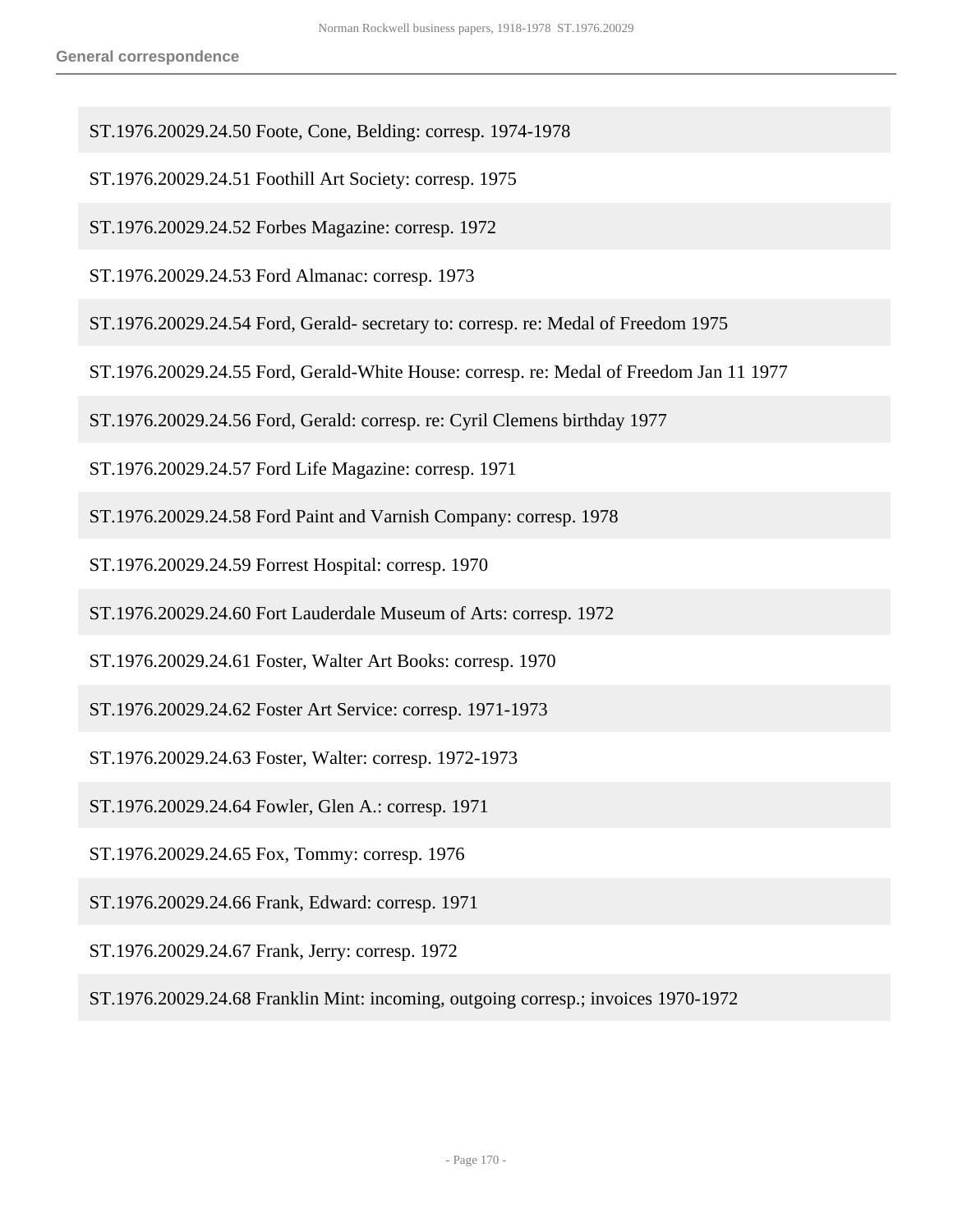ST.1976.20029.24.50 Foote, Cone, Belding: corresp. 1974-1978

ST.1976.20029.24.51 Foothill Art Society: corresp. 1975

ST.1976.20029.24.52 Forbes Magazine: corresp. 1972

ST.1976.20029.24.53 Ford Almanac: corresp. 1973

ST.1976.20029.24.54 Ford, Gerald- secretary to: corresp. re: Medal of Freedom 1975

ST.1976.20029.24.55 Ford, Gerald-White House: corresp. re: Medal of Freedom Jan 11 1977

ST.1976.20029.24.56 Ford, Gerald: corresp. re: Cyril Clemens birthday 1977

ST.1976.20029.24.57 Ford Life Magazine: corresp. 1971

ST.1976.20029.24.58 Ford Paint and Varnish Company: corresp. 1978

ST.1976.20029.24.59 Forrest Hospital: corresp. 1970

ST.1976.20029.24.60 Fort Lauderdale Museum of Arts: corresp. 1972

ST.1976.20029.24.61 Foster, Walter Art Books: corresp. 1970

ST.1976.20029.24.62 Foster Art Service: corresp. 1971-1973

ST.1976.20029.24.63 Foster, Walter: corresp. 1972-1973

ST.1976.20029.24.64 Fowler, Glen A.: corresp. 1971

ST.1976.20029.24.65 Fox, Tommy: corresp. 1976

ST.1976.20029.24.66 Frank, Edward: corresp. 1971

ST.1976.20029.24.67 Frank, Jerry: corresp. 1972

ST.1976.20029.24.68 Franklin Mint: incoming, outgoing corresp.; invoices 1970-1972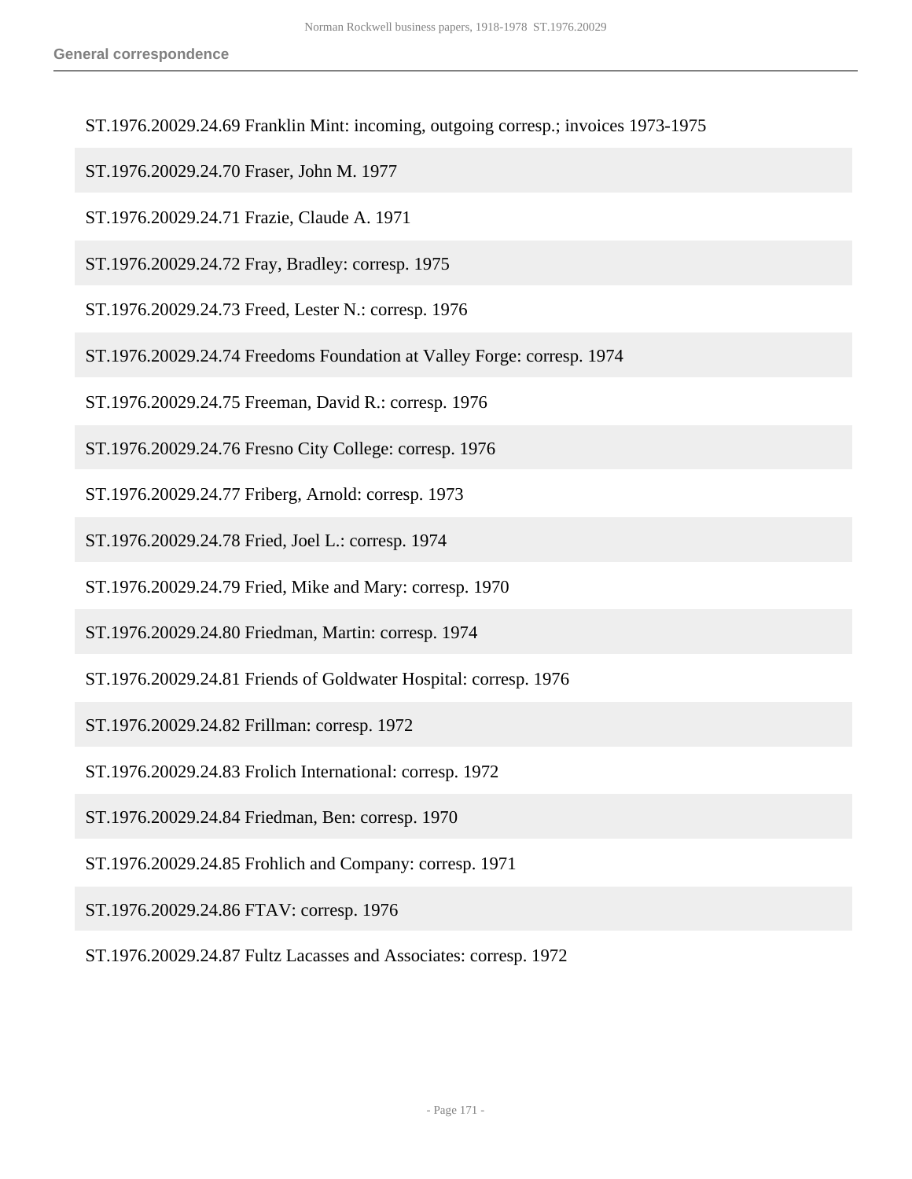ST.1976.20029.24.69 Franklin Mint: incoming, outgoing corresp.; invoices 1973-1975

ST.1976.20029.24.70 Fraser, John M. 1977

ST.1976.20029.24.71 Frazie, Claude A. 1971

ST.1976.20029.24.72 Fray, Bradley: corresp. 1975

ST.1976.20029.24.73 Freed, Lester N.: corresp. 1976

ST.1976.20029.24.74 Freedoms Foundation at Valley Forge: corresp. 1974

ST.1976.20029.24.75 Freeman, David R.: corresp. 1976

ST.1976.20029.24.76 Fresno City College: corresp. 1976

ST.1976.20029.24.77 Friberg, Arnold: corresp. 1973

ST.1976.20029.24.78 Fried, Joel L.: corresp. 1974

ST.1976.20029.24.79 Fried, Mike and Mary: corresp. 1970

ST.1976.20029.24.80 Friedman, Martin: corresp. 1974

ST.1976.20029.24.81 Friends of Goldwater Hospital: corresp. 1976

ST.1976.20029.24.82 Frillman: corresp. 1972

ST.1976.20029.24.83 Frolich International: corresp. 1972

ST.1976.20029.24.84 Friedman, Ben: corresp. 1970

ST.1976.20029.24.85 Frohlich and Company: corresp. 1971

ST.1976.20029.24.86 FTAV: corresp. 1976

ST.1976.20029.24.87 Fultz Lacasses and Associates: corresp. 1972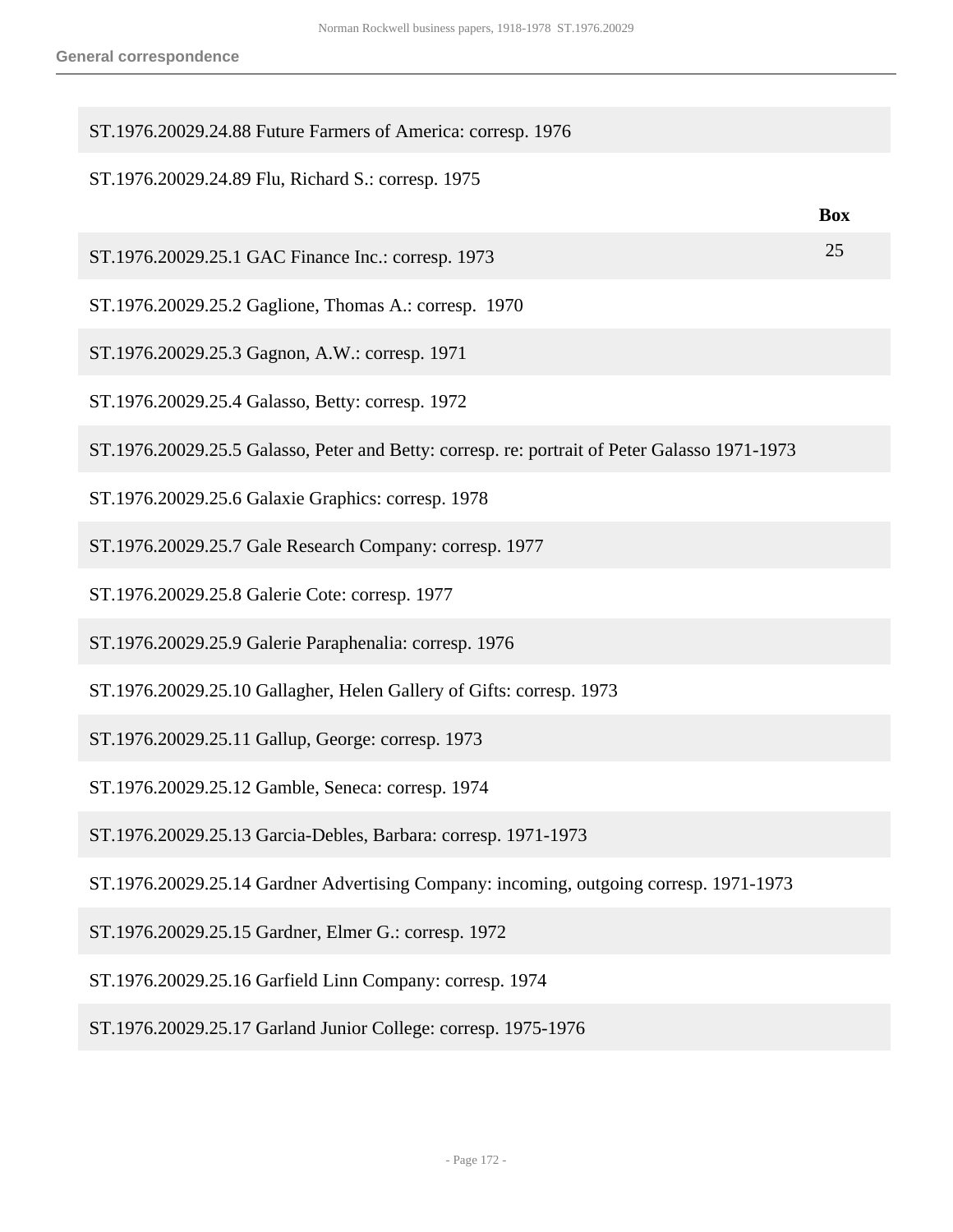ST.1976.20029.24.88 Future Farmers of America: corresp. 1976

ST.1976.20029.24.89 Flu, Richard S.: corresp. 1975

| | Box |
|---|---|
| ST.1976.20029.25.1 GAC Finance Inc.: corresp. 1973 | 25 |
| ST.1976.20029.25.2 Gaglione, Thomas A.: corresp. 1970 | |
| ST.1976.20029.25.3 Gagnon, A.W.: corresp. 1971 | |
| ST.1976.20029.25.4 Galasso, Betty: corresp. 1972 | |
| ST.1976.20029.25.5 Galasso, Peter and Betty: corresp. re: portrait of Peter Galasso 1971-1973 | |
| ST.1976.20029.25.6 Galaxie Graphics: corresp. 1978 | |
| ST.1976.20029.25.7 Gale Research Company: corresp. 1977 | |
| ST.1976.20029.25.8 Galerie Cote: corresp. 1977 | |
| ST.1976.20029.25.9 Galerie Paraphenalia: corresp. 1976 | |
| ST.1976.20029.25.10 Gallagher, Helen Gallery of Gifts: corresp. 1973 | |
| ST.1976.20029.25.11 Gallup, George: corresp. 1973 | |
| ST.1976.20029.25.12 Gamble, Seneca: corresp. 1974 | |
| ST.1976.20029.25.13 Garcia-Debles, Barbara: corresp. 1971-1973 | |
| ST.1976.20029.25.14 Gardner Advertising Company: incoming, outgoing corresp. 1971-1973 | |
| ST.1976.20029.25.15 Gardner, Elmer G.: corresp. 1972 | |
| ST.1976.20029.25.16 Garfield Linn Company: corresp. 1974 | |
| ST.1976.20029.25.17 Garland Junior College: corresp. 1975-1976 | |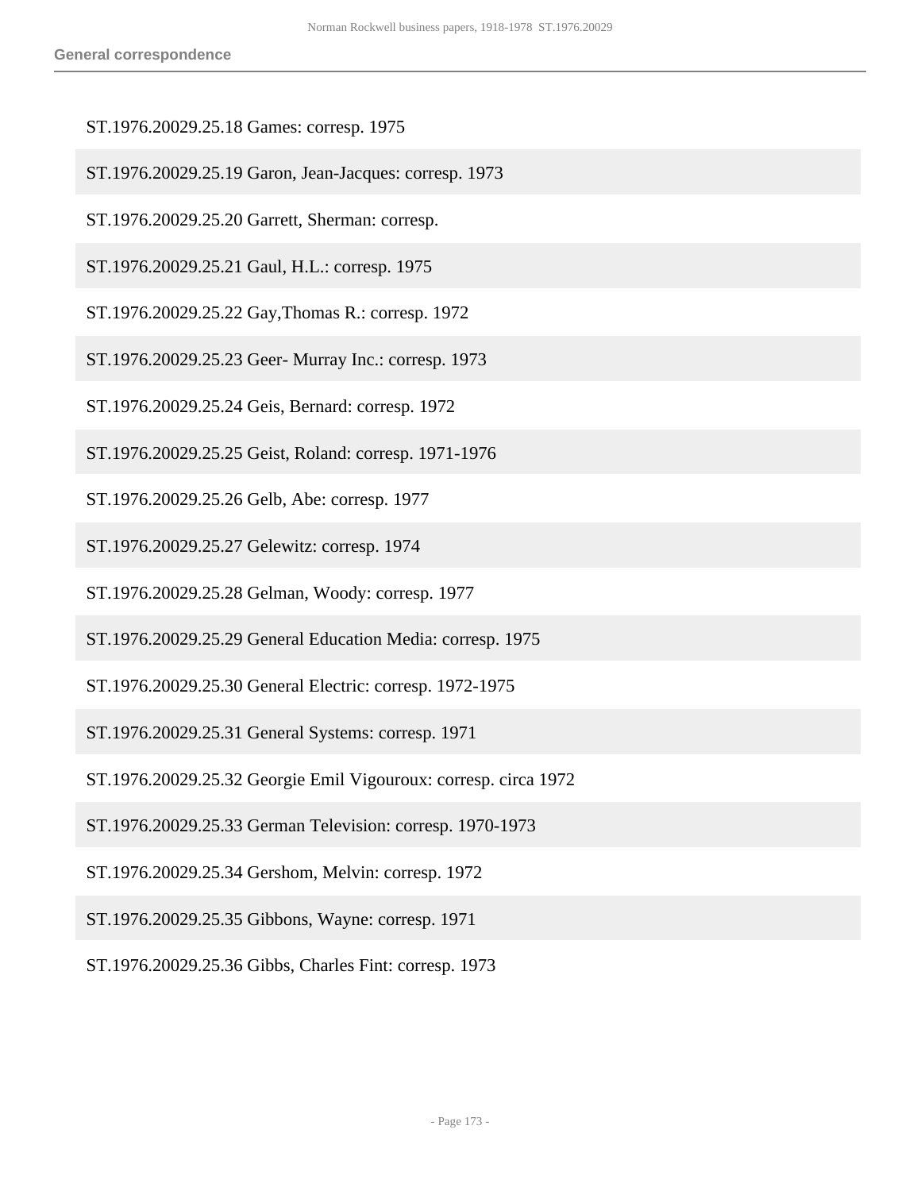ST.1976.20029.25.18 Games: corresp. 1975

ST.1976.20029.25.19 Garon, Jean-Jacques: corresp. 1973

ST.1976.20029.25.20 Garrett, Sherman: corresp.

ST.1976.20029.25.21 Gaul, H.L.: corresp. 1975

ST.1976.20029.25.22 Gay,Thomas R.: corresp. 1972

ST.1976.20029.25.23 Geer- Murray Inc.: corresp. 1973

ST.1976.20029.25.24 Geis, Bernard: corresp. 1972

ST.1976.20029.25.25 Geist, Roland: corresp. 1971-1976

ST.1976.20029.25.26 Gelb, Abe: corresp. 1977

ST.1976.20029.25.27 Gelewitz: corresp. 1974

ST.1976.20029.25.28 Gelman, Woody: corresp. 1977

ST.1976.20029.25.29 General Education Media: corresp. 1975

ST.1976.20029.25.30 General Electric: corresp. 1972-1975

ST.1976.20029.25.31 General Systems: corresp. 1971

ST.1976.20029.25.32 Georgie Emil Vigouroux: corresp. circa 1972

ST.1976.20029.25.33 German Television: corresp. 1970-1973

ST.1976.20029.25.34 Gershom, Melvin: corresp. 1972

ST.1976.20029.25.35 Gibbons, Wayne: corresp. 1971

ST.1976.20029.25.36 Gibbs, Charles Fint: corresp. 1973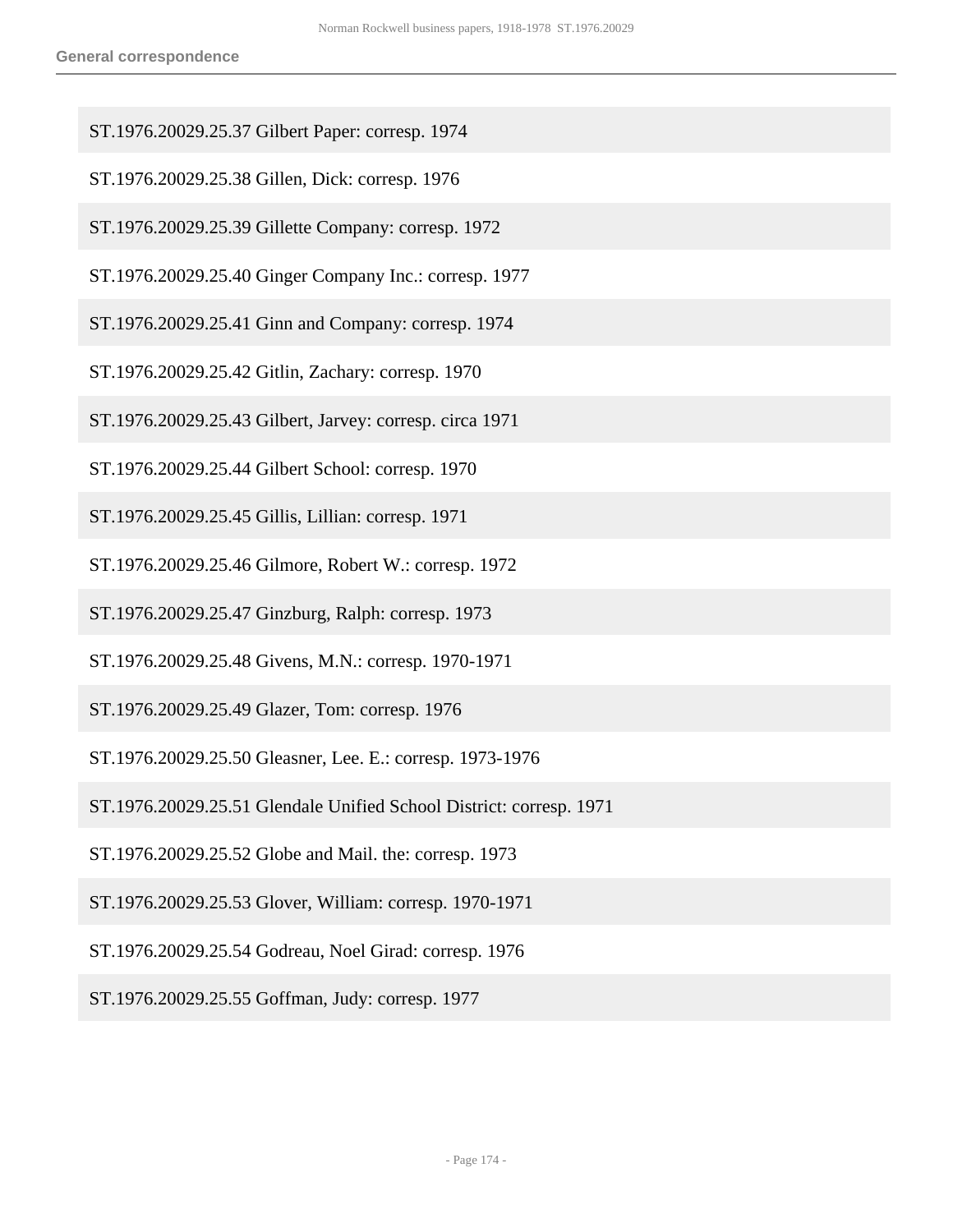ST.1976.20029.25.37 Gilbert Paper: corresp. 1974

ST.1976.20029.25.38 Gillen, Dick: corresp. 1976

ST.1976.20029.25.39 Gillette Company: corresp. 1972

ST.1976.20029.25.40 Ginger Company Inc.: corresp. 1977

ST.1976.20029.25.41 Ginn and Company: corresp. 1974

ST.1976.20029.25.42 Gitlin, Zachary: corresp. 1970

ST.1976.20029.25.43 Gilbert, Jarvey: corresp. circa 1971

ST.1976.20029.25.44 Gilbert School: corresp. 1970

ST.1976.20029.25.45 Gillis, Lillian: corresp. 1971

ST.1976.20029.25.46 Gilmore, Robert W.: corresp. 1972

ST.1976.20029.25.47 Ginzburg, Ralph: corresp. 1973

ST.1976.20029.25.48 Givens, M.N.: corresp. 1970-1971

ST.1976.20029.25.49 Glazer, Tom: corresp. 1976

ST.1976.20029.25.50 Gleasner, Lee. E.: corresp. 1973-1976

ST.1976.20029.25.51 Glendale Unified School District: corresp. 1971

ST.1976.20029.25.52 Globe and Mail. the: corresp. 1973

ST.1976.20029.25.53 Glover, William: corresp. 1970-1971

ST.1976.20029.25.54 Godreau, Noel Girad: corresp. 1976

ST.1976.20029.25.55 Goffman, Judy: corresp. 1977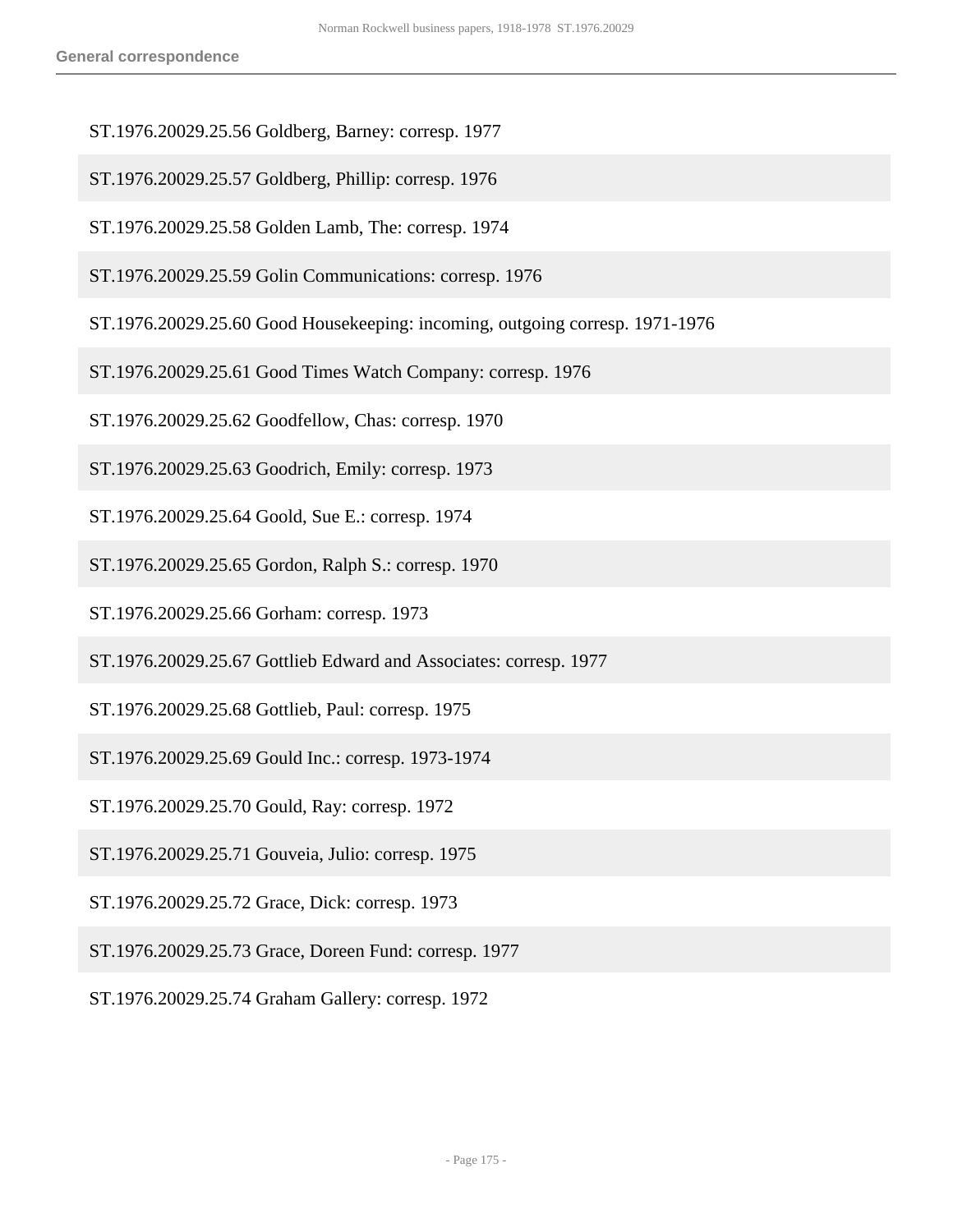ST.1976.20029.25.56 Goldberg, Barney: corresp. 1977

ST.1976.20029.25.57 Goldberg, Phillip: corresp. 1976

ST.1976.20029.25.58 Golden Lamb, The: corresp. 1974

ST.1976.20029.25.59 Golin Communications: corresp. 1976

ST.1976.20029.25.60 Good Housekeeping: incoming, outgoing corresp. 1971-1976

ST.1976.20029.25.61 Good Times Watch Company: corresp. 1976

ST.1976.20029.25.62 Goodfellow, Chas: corresp. 1970

ST.1976.20029.25.63 Goodrich, Emily: corresp. 1973

ST.1976.20029.25.64 Goold, Sue E.: corresp. 1974

ST.1976.20029.25.65 Gordon, Ralph S.: corresp. 1970

ST.1976.20029.25.66 Gorham: corresp. 1973

ST.1976.20029.25.67 Gottlieb Edward and Associates: corresp. 1977

ST.1976.20029.25.68 Gottlieb, Paul: corresp. 1975

ST.1976.20029.25.69 Gould Inc.: corresp. 1973-1974

ST.1976.20029.25.70 Gould, Ray: corresp. 1972

ST.1976.20029.25.71 Gouveia, Julio: corresp. 1975

ST.1976.20029.25.72 Grace, Dick: corresp. 1973

ST.1976.20029.25.73 Grace, Doreen Fund: corresp. 1977

ST.1976.20029.25.74 Graham Gallery: corresp. 1972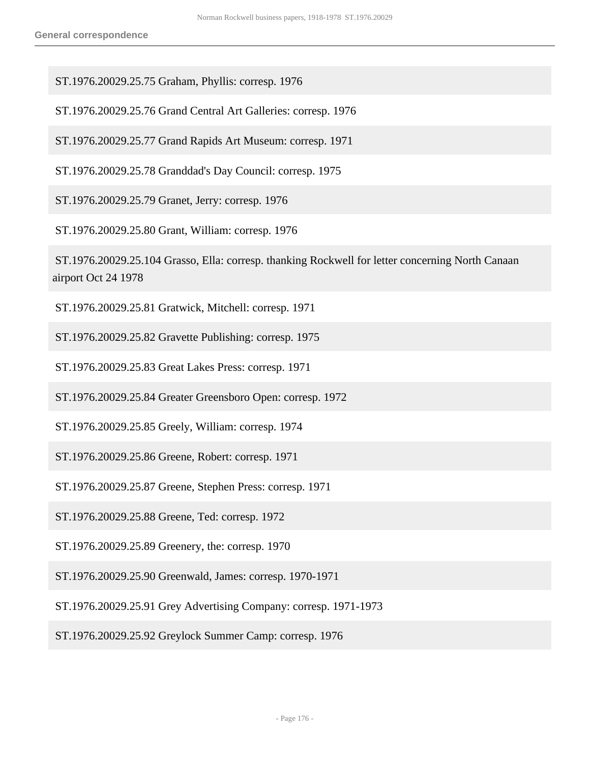ST.1976.20029.25.75 Graham, Phyllis: corresp. 1976

ST.1976.20029.25.76 Grand Central Art Galleries: corresp. 1976

ST.1976.20029.25.77 Grand Rapids Art Museum: corresp. 1971

ST.1976.20029.25.78 Granddad's Day Council: corresp. 1975

ST.1976.20029.25.79 Granet, Jerry: corresp. 1976

ST.1976.20029.25.80 Grant, William: corresp. 1976

ST.1976.20029.25.104 Grasso, Ella: corresp. thanking Rockwell for letter concerning North Canaan airport Oct 24 1978

ST.1976.20029.25.81 Gratwick, Mitchell: corresp. 1971

ST.1976.20029.25.82 Gravette Publishing: corresp. 1975

ST.1976.20029.25.83 Great Lakes Press: corresp. 1971

ST.1976.20029.25.84 Greater Greensboro Open: corresp. 1972

ST.1976.20029.25.85 Greely, William: corresp. 1974

ST.1976.20029.25.86 Greene, Robert: corresp. 1971

ST.1976.20029.25.87 Greene, Stephen Press: corresp. 1971

ST.1976.20029.25.88 Greene, Ted: corresp. 1972

ST.1976.20029.25.89 Greenery, the: corresp. 1970

ST.1976.20029.25.90 Greenwald, James: corresp. 1970-1971

ST.1976.20029.25.91 Grey Advertising Company: corresp. 1971-1973

ST.1976.20029.25.92 Greylock Summer Camp: corresp. 1976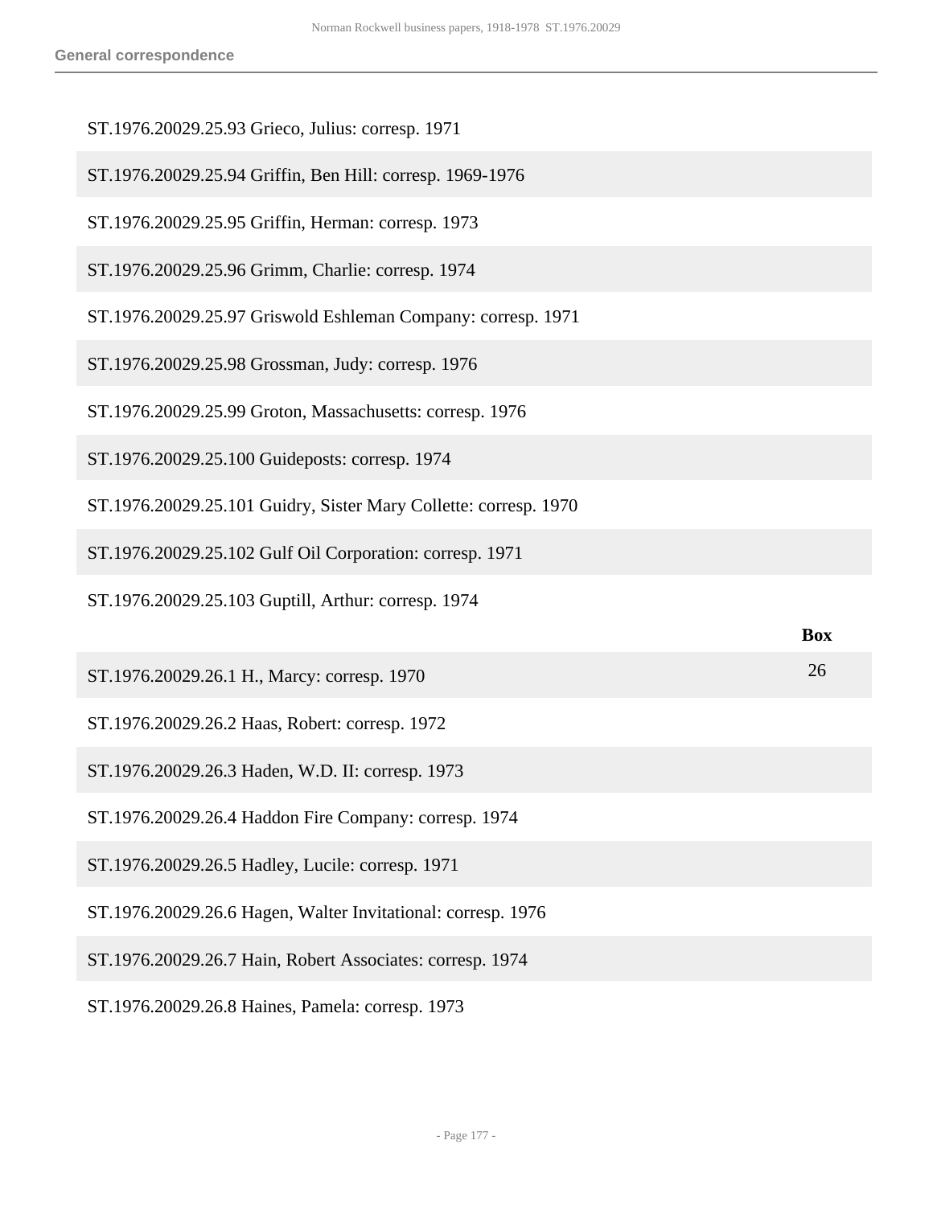ST.1976.20029.25.93 Grieco, Julius: corresp. 1971

ST.1976.20029.25.94 Griffin, Ben Hill: corresp. 1969-1976

ST.1976.20029.25.95 Griffin, Herman: corresp. 1973

ST.1976.20029.25.96 Grimm, Charlie: corresp. 1974

ST.1976.20029.25.97 Griswold Eshleman Company: corresp. 1971

ST.1976.20029.25.98 Grossman, Judy: corresp. 1976

ST.1976.20029.25.99 Groton, Massachusetts: corresp. 1976

ST.1976.20029.25.100 Guideposts: corresp. 1974

ST.1976.20029.25.101 Guidry, Sister Mary Collette: corresp. 1970

ST.1976.20029.25.102 Gulf Oil Corporation: corresp. 1971

ST.1976.20029.25.103 Guptill, Arthur: corresp. 1974

| | Box |
|---|---|
| ST.1976.20029.26.1 H., Marcy: corresp. 1970 | 26 |
| ST.1976.20029.26.2 Haas, Robert: corresp. 1972 | |
| ST.1976.20029.26.3 Haden, W.D. II: corresp. 1973 | |
| ST.1976.20029.26.4 Haddon Fire Company: corresp. 1974 | |
| ST.1976.20029.26.5 Hadley, Lucile: corresp. 1971 | |
| ST.1976.20029.26.6 Hagen, Walter Invitational: corresp. 1976 | |
| ST.1976.20029.26.7 Hain, Robert Associates: corresp. 1974 | |
| ST.1976.20029.26.8 Haines, Pamela: corresp. 1973 | |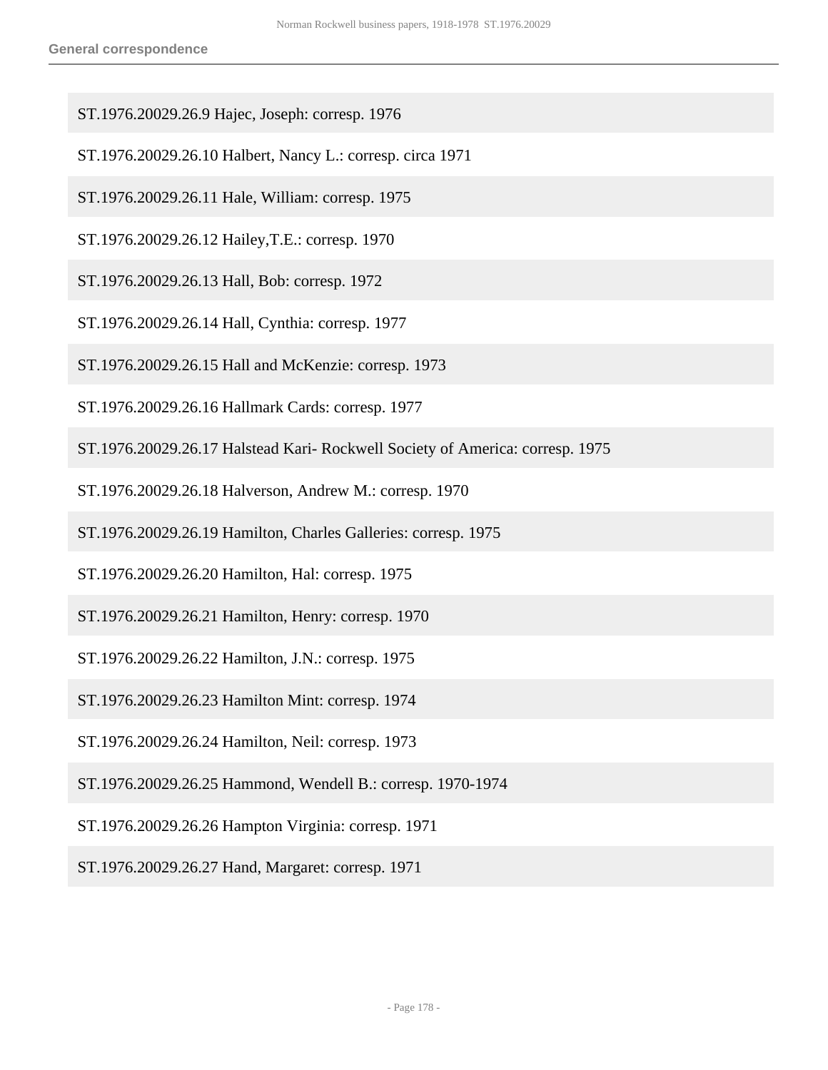ST.1976.20029.26.9 Hajec, Joseph: corresp. 1976

ST.1976.20029.26.10 Halbert, Nancy L.: corresp. circa 1971

ST.1976.20029.26.11 Hale, William: corresp. 1975

ST.1976.20029.26.12 Hailey,T.E.: corresp. 1970

ST.1976.20029.26.13 Hall, Bob: corresp. 1972

ST.1976.20029.26.14 Hall, Cynthia: corresp. 1977

ST.1976.20029.26.15 Hall and McKenzie: corresp. 1973

ST.1976.20029.26.16 Hallmark Cards: corresp. 1977

ST.1976.20029.26.17 Halstead Kari- Rockwell Society of America: corresp. 1975

ST.1976.20029.26.18 Halverson, Andrew M.: corresp. 1970

ST.1976.20029.26.19 Hamilton, Charles Galleries: corresp. 1975

ST.1976.20029.26.20 Hamilton, Hal: corresp. 1975

ST.1976.20029.26.21 Hamilton, Henry: corresp. 1970

ST.1976.20029.26.22 Hamilton, J.N.: corresp. 1975

ST.1976.20029.26.23 Hamilton Mint: corresp. 1974

ST.1976.20029.26.24 Hamilton, Neil: corresp. 1973

ST.1976.20029.26.25 Hammond, Wendell B.: corresp. 1970-1974

ST.1976.20029.26.26 Hampton Virginia: corresp. 1971

ST.1976.20029.26.27 Hand, Margaret: corresp. 1971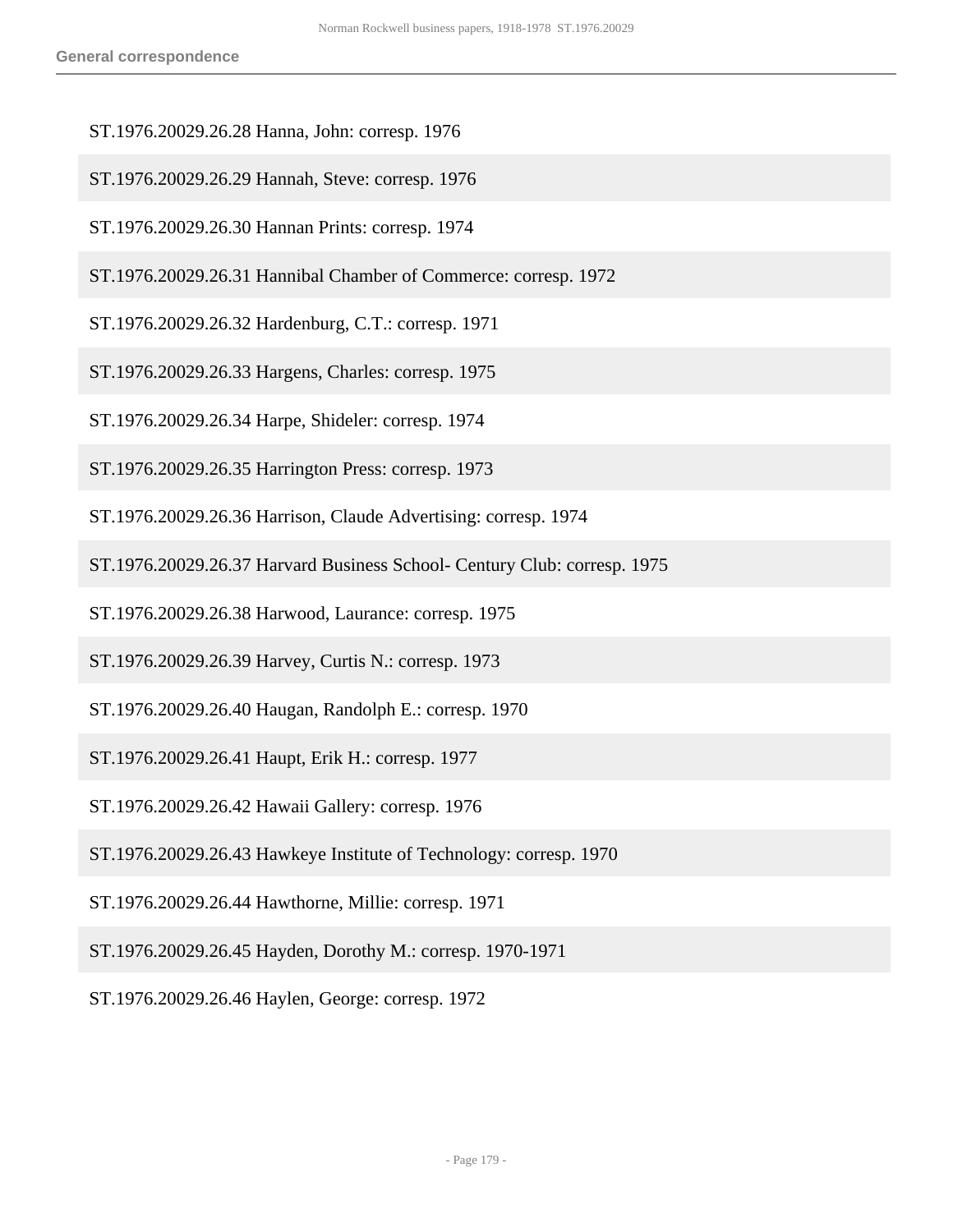ST.1976.20029.26.28 Hanna, John: corresp. 1976

ST.1976.20029.26.29 Hannah, Steve: corresp. 1976

ST.1976.20029.26.30 Hannan Prints: corresp. 1974

ST.1976.20029.26.31 Hannibal Chamber of Commerce: corresp. 1972

ST.1976.20029.26.32 Hardenburg, C.T.: corresp. 1971

ST.1976.20029.26.33 Hargens, Charles: corresp. 1975

ST.1976.20029.26.34 Harpe, Shideler: corresp. 1974

ST.1976.20029.26.35 Harrington Press: corresp. 1973

ST.1976.20029.26.36 Harrison, Claude Advertising: corresp. 1974

ST.1976.20029.26.37 Harvard Business School- Century Club: corresp. 1975

ST.1976.20029.26.38 Harwood, Laurance: corresp. 1975

ST.1976.20029.26.39 Harvey, Curtis N.: corresp. 1973

ST.1976.20029.26.40 Haugan, Randolph E.: corresp. 1970

ST.1976.20029.26.41 Haupt, Erik H.: corresp. 1977

ST.1976.20029.26.42 Hawaii Gallery: corresp. 1976

ST.1976.20029.26.43 Hawkeye Institute of Technology: corresp. 1970

ST.1976.20029.26.44 Hawthorne, Millie: corresp. 1971

ST.1976.20029.26.45 Hayden, Dorothy M.: corresp. 1970-1971

ST.1976.20029.26.46 Haylen, George: corresp. 1972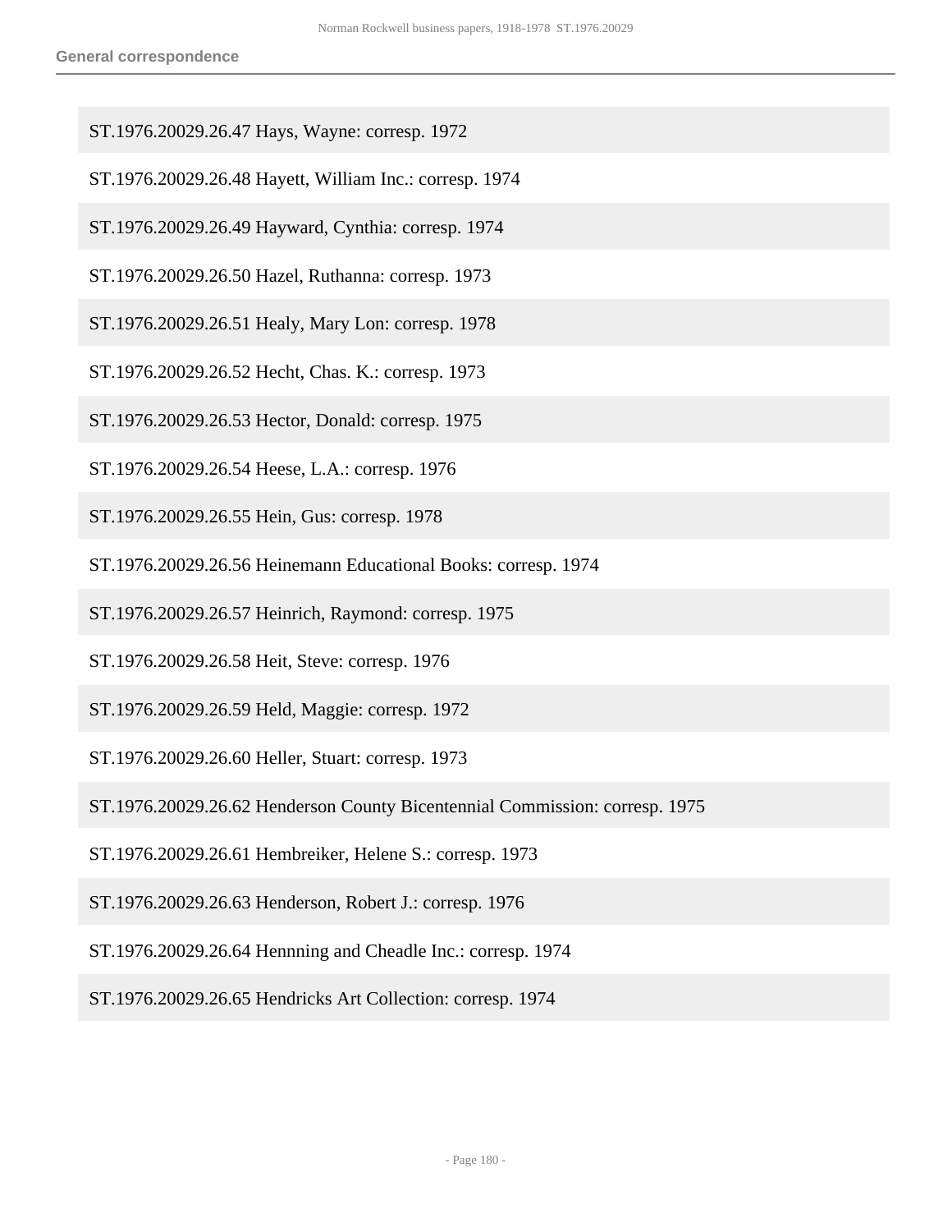ST.1976.20029.26.47 Hays, Wayne: corresp. 1972

ST.1976.20029.26.48 Hayett, William Inc.: corresp. 1974

ST.1976.20029.26.49 Hayward, Cynthia: corresp. 1974

ST.1976.20029.26.50 Hazel, Ruthanna: corresp. 1973

ST.1976.20029.26.51 Healy, Mary Lon: corresp. 1978

ST.1976.20029.26.52 Hecht, Chas. K.: corresp. 1973

ST.1976.20029.26.53 Hector, Donald: corresp. 1975

ST.1976.20029.26.54 Heese, L.A.: corresp. 1976

ST.1976.20029.26.55 Hein, Gus: corresp. 1978

ST.1976.20029.26.56 Heinemann Educational Books: corresp. 1974

ST.1976.20029.26.57 Heinrich, Raymond: corresp. 1975

ST.1976.20029.26.58 Heit, Steve: corresp. 1976

ST.1976.20029.26.59 Held, Maggie: corresp. 1972

ST.1976.20029.26.60 Heller, Stuart: corresp. 1973

ST.1976.20029.26.62 Henderson County Bicentennial Commission: corresp. 1975

ST.1976.20029.26.61 Hembreiker, Helene S.: corresp. 1973

ST.1976.20029.26.63 Henderson, Robert J.: corresp. 1976

ST.1976.20029.26.64 Hennning and Cheadle Inc.: corresp. 1974

ST.1976.20029.26.65 Hendricks Art Collection: corresp. 1974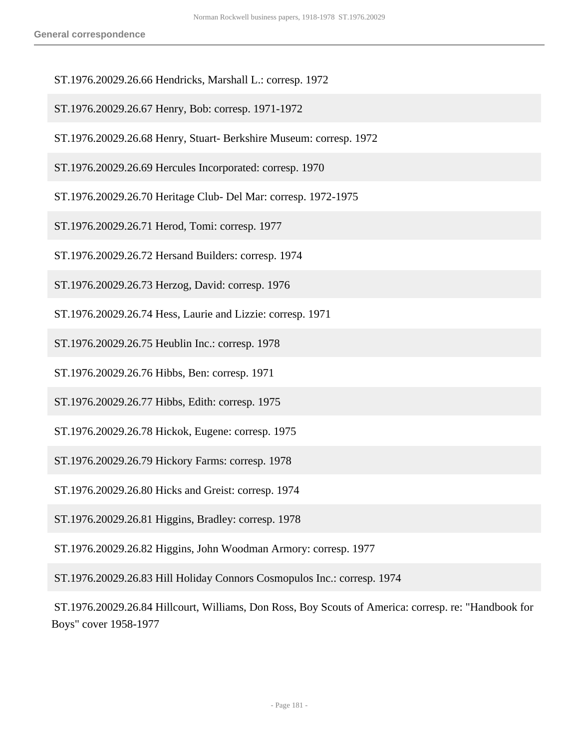ST.1976.20029.26.66 Hendricks, Marshall L.: corresp. 1972

ST.1976.20029.26.67 Henry, Bob: corresp. 1971-1972

ST.1976.20029.26.68 Henry, Stuart- Berkshire Museum: corresp. 1972

ST.1976.20029.26.69 Hercules Incorporated: corresp. 1970

ST.1976.20029.26.70 Heritage Club- Del Mar: corresp. 1972-1975

ST.1976.20029.26.71 Herod, Tomi: corresp. 1977

ST.1976.20029.26.72 Hersand Builders: corresp. 1974

ST.1976.20029.26.73 Herzog, David: corresp. 1976

ST.1976.20029.26.74 Hess, Laurie and Lizzie: corresp. 1971

ST.1976.20029.26.75 Heublin Inc.: corresp. 1978

ST.1976.20029.26.76 Hibbs, Ben: corresp. 1971

ST.1976.20029.26.77 Hibbs, Edith: corresp. 1975

ST.1976.20029.26.78 Hickok, Eugene: corresp. 1975

ST.1976.20029.26.79 Hickory Farms: corresp. 1978

ST.1976.20029.26.80 Hicks and Greist: corresp. 1974

ST.1976.20029.26.81 Higgins, Bradley: corresp. 1978

ST.1976.20029.26.82 Higgins, John Woodman Armory: corresp. 1977

ST.1976.20029.26.83 Hill Holiday Connors Cosmopulos Inc.: corresp. 1974

ST.1976.20029.26.84 Hillcourt, Williams, Don Ross, Boy Scouts of America: corresp. re: "Handbook for Boys" cover 1958-1977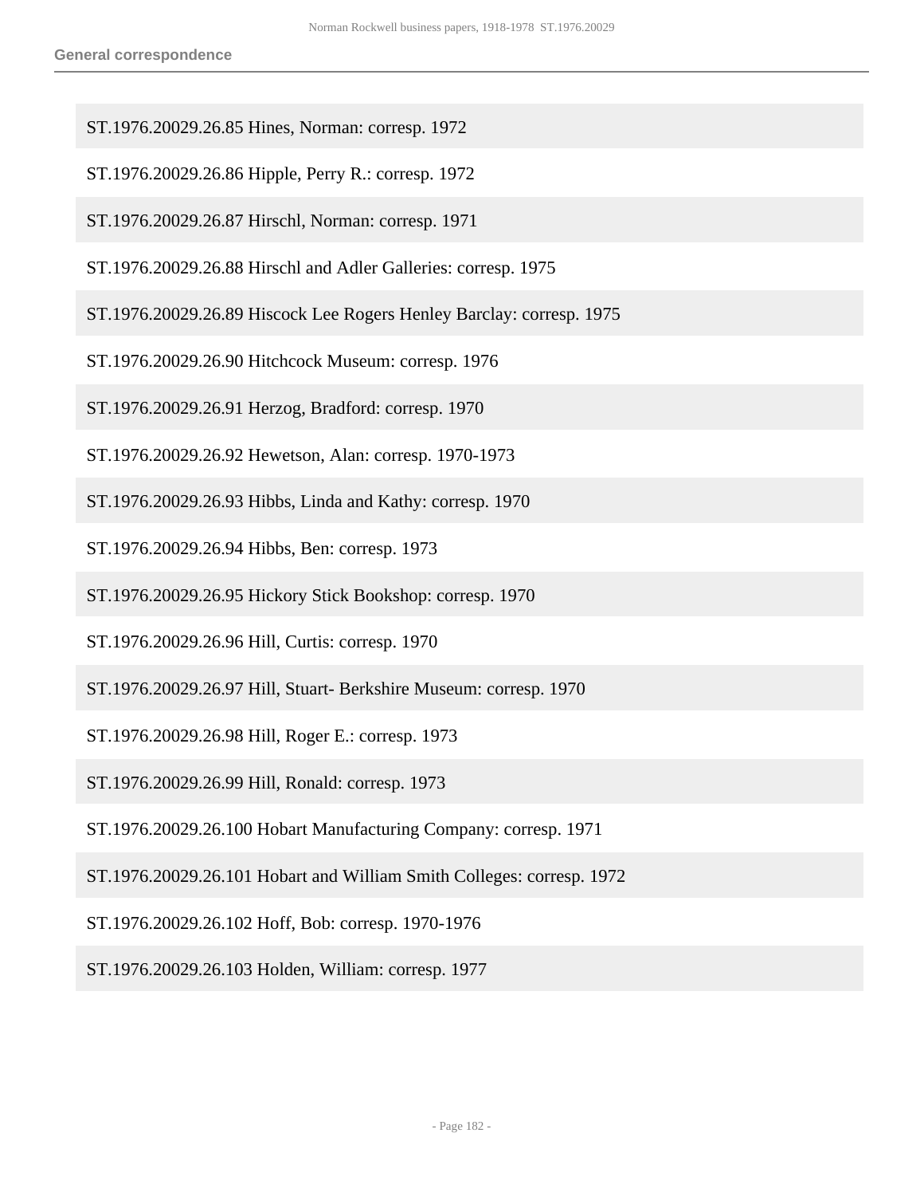ST.1976.20029.26.85 Hines, Norman: corresp. 1972

ST.1976.20029.26.86 Hipple, Perry R.: corresp. 1972

ST.1976.20029.26.87 Hirschl, Norman: corresp. 1971

ST.1976.20029.26.88 Hirschl and Adler Galleries: corresp. 1975

ST.1976.20029.26.89 Hiscock Lee Rogers Henley Barclay: corresp. 1975

ST.1976.20029.26.90 Hitchcock Museum: corresp. 1976

ST.1976.20029.26.91 Herzog, Bradford: corresp. 1970

ST.1976.20029.26.92 Hewetson, Alan: corresp. 1970-1973

ST.1976.20029.26.93 Hibbs, Linda and Kathy: corresp. 1970

ST.1976.20029.26.94 Hibbs, Ben: corresp. 1973

ST.1976.20029.26.95 Hickory Stick Bookshop: corresp. 1970

ST.1976.20029.26.96 Hill, Curtis: corresp. 1970

ST.1976.20029.26.97 Hill, Stuart- Berkshire Museum: corresp. 1970

ST.1976.20029.26.98 Hill, Roger E.: corresp. 1973

ST.1976.20029.26.99 Hill, Ronald: corresp. 1973

ST.1976.20029.26.100 Hobart Manufacturing Company: corresp. 1971

ST.1976.20029.26.101 Hobart and William Smith Colleges: corresp. 1972

ST.1976.20029.26.102 Hoff, Bob: corresp. 1970-1976

ST.1976.20029.26.103 Holden, William: corresp. 1977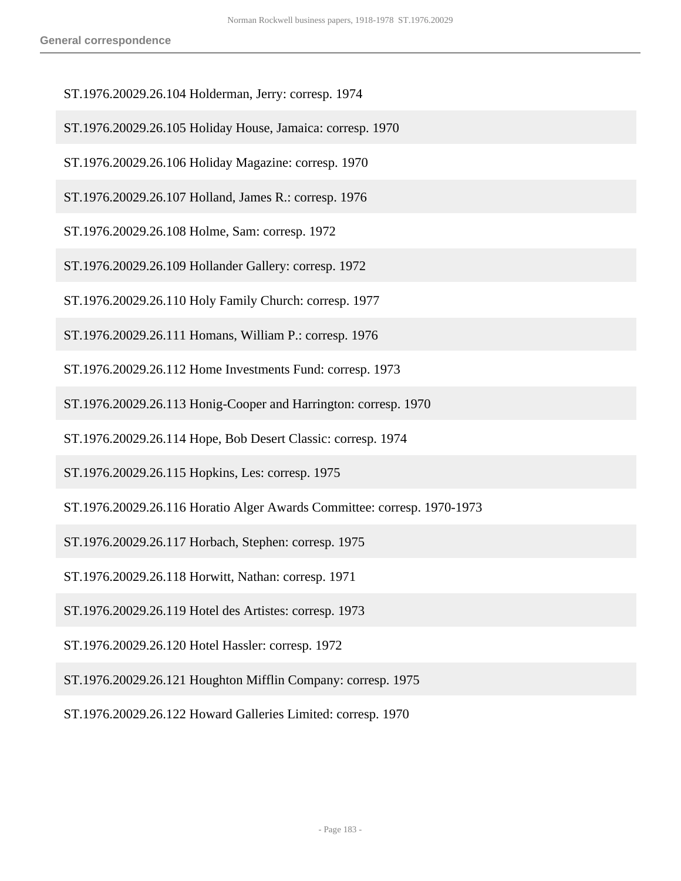ST.1976.20029.26.104 Holderman, Jerry: corresp. 1974

ST.1976.20029.26.105 Holiday House, Jamaica: corresp. 1970

ST.1976.20029.26.106 Holiday Magazine: corresp. 1970

ST.1976.20029.26.107 Holland, James R.: corresp. 1976

ST.1976.20029.26.108 Holme, Sam: corresp. 1972

ST.1976.20029.26.109 Hollander Gallery: corresp. 1972

ST.1976.20029.26.110 Holy Family Church: corresp. 1977

ST.1976.20029.26.111 Homans, William P.: corresp. 1976

ST.1976.20029.26.112 Home Investments Fund: corresp. 1973

ST.1976.20029.26.113 Honig-Cooper and Harrington: corresp. 1970

ST.1976.20029.26.114 Hope, Bob Desert Classic: corresp. 1974

ST.1976.20029.26.115 Hopkins, Les: corresp. 1975

ST.1976.20029.26.116 Horatio Alger Awards Committee: corresp. 1970-1973

ST.1976.20029.26.117 Horbach, Stephen: corresp. 1975

ST.1976.20029.26.118 Horwitt, Nathan: corresp. 1971

ST.1976.20029.26.119 Hotel des Artistes: corresp. 1973

ST.1976.20029.26.120 Hotel Hassler: corresp. 1972

ST.1976.20029.26.121 Houghton Mifflin Company: corresp. 1975

ST.1976.20029.26.122 Howard Galleries Limited: corresp. 1970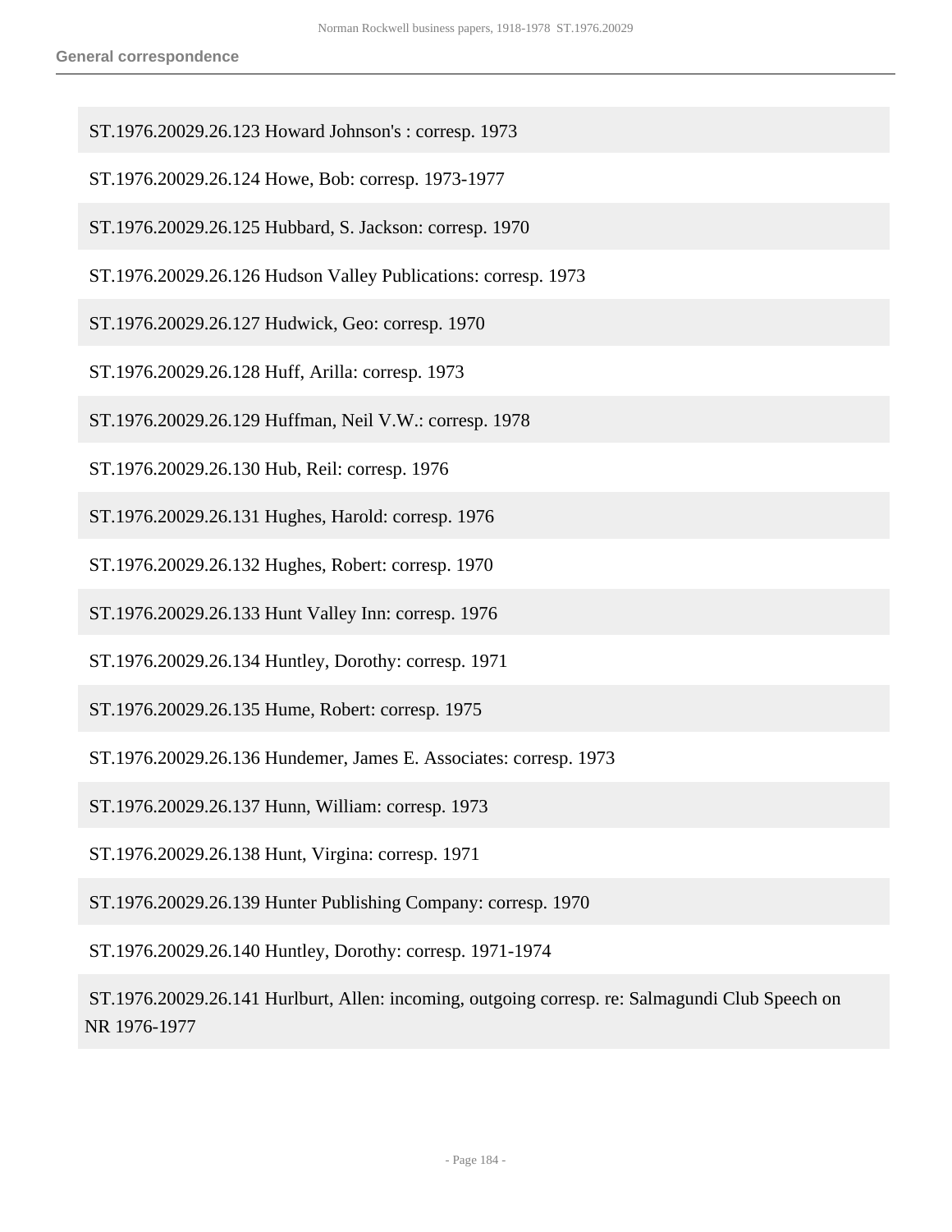ST.1976.20029.26.123 Howard Johnson's : corresp. 1973

ST.1976.20029.26.124 Howe, Bob: corresp. 1973-1977

ST.1976.20029.26.125 Hubbard, S. Jackson: corresp. 1970

ST.1976.20029.26.126 Hudson Valley Publications: corresp. 1973

ST.1976.20029.26.127 Hudwick, Geo: corresp. 1970

ST.1976.20029.26.128 Huff, Arilla: corresp. 1973

ST.1976.20029.26.129 Huffman, Neil V.W.: corresp. 1978

ST.1976.20029.26.130 Hub, Reil: corresp. 1976

ST.1976.20029.26.131 Hughes, Harold: corresp. 1976

ST.1976.20029.26.132 Hughes, Robert: corresp. 1970

ST.1976.20029.26.133 Hunt Valley Inn: corresp. 1976

ST.1976.20029.26.134 Huntley, Dorothy: corresp. 1971

ST.1976.20029.26.135 Hume, Robert: corresp. 1975

ST.1976.20029.26.136 Hundemer, James E. Associates: corresp. 1973

ST.1976.20029.26.137 Hunn, William: corresp. 1973

ST.1976.20029.26.138 Hunt, Virgina: corresp. 1971

ST.1976.20029.26.139 Hunter Publishing Company: corresp. 1970

ST.1976.20029.26.140 Huntley, Dorothy: corresp. 1971-1974

ST.1976.20029.26.141 Hurlburt, Allen: incoming, outgoing corresp. re: Salmagundi Club Speech on NR 1976-1977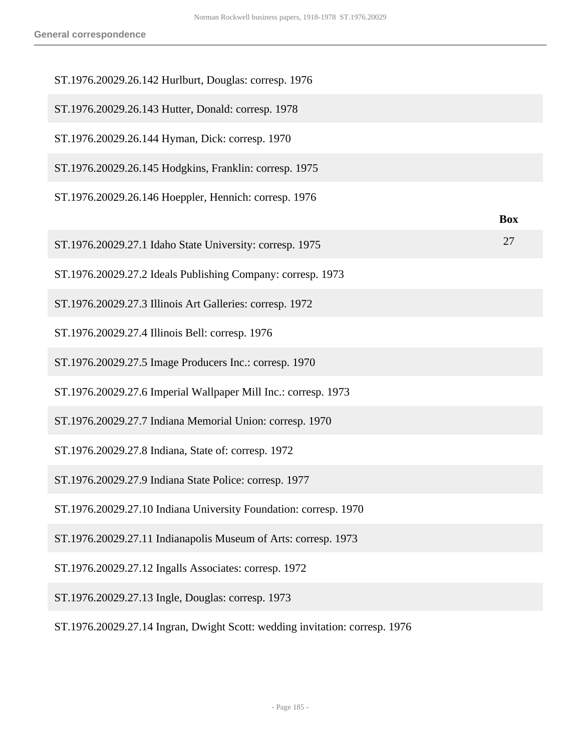ST.1976.20029.26.142 Hurlburt, Douglas: corresp. 1976

ST.1976.20029.26.143 Hutter, Donald: corresp. 1978

ST.1976.20029.26.144 Hyman, Dick: corresp. 1970

ST.1976.20029.26.145 Hodgkins, Franklin: corresp. 1975

ST.1976.20029.26.146 Hoeppler, Hennich: corresp. 1976

| | Box |
|---|---|
| ST.1976.20029.27.1 Idaho State University: corresp. 1975 | 27 |
| ST.1976.20029.27.2 Ideals Publishing Company: corresp. 1973 | |
| ST.1976.20029.27.3 Illinois Art Galleries: corresp. 1972 | |
| ST.1976.20029.27.4 Illinois Bell: corresp. 1976 | |
| ST.1976.20029.27.5 Image Producers Inc.: corresp. 1970 | |
| ST.1976.20029.27.6 Imperial Wallpaper Mill Inc.: corresp. 1973 | |
| ST.1976.20029.27.7 Indiana Memorial Union: corresp. 1970 | |
| ST.1976.20029.27.8 Indiana, State of: corresp. 1972 | |
| ST.1976.20029.27.9 Indiana State Police: corresp. 1977 | |
| ST.1976.20029.27.10 Indiana University Foundation: corresp. 1970 | |
| ST.1976.20029.27.11 Indianapolis Museum of Arts: corresp. 1973 | |
| ST.1976.20029.27.12 Ingalls Associates: corresp. 1972 | |
| ST.1976.20029.27.13 Ingle, Douglas: corresp. 1973 | |
| ST.1976.20029.27.14 Ingran, Dwight Scott: wedding invitation: corresp. 1976 | |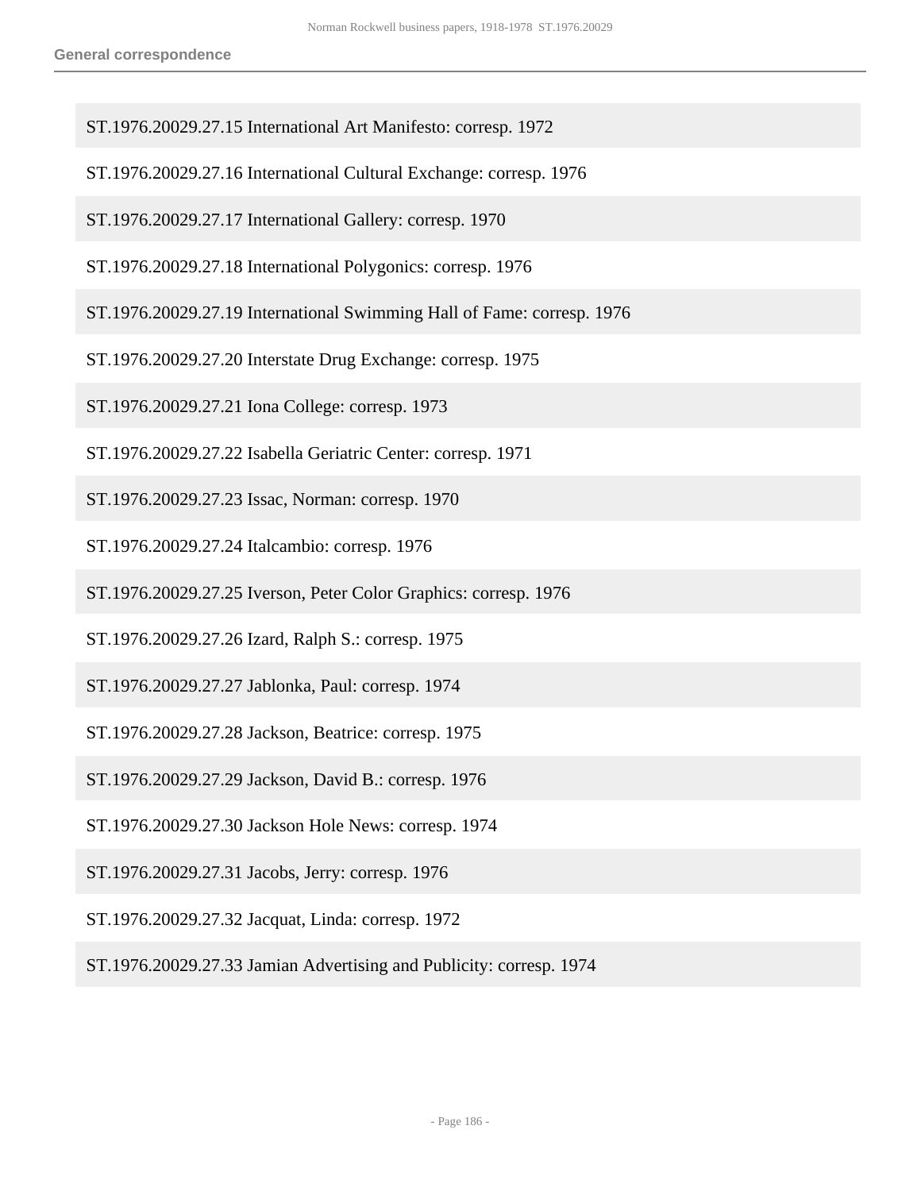ST.1976.20029.27.15 International Art Manifesto: corresp. 1972

ST.1976.20029.27.16 International Cultural Exchange: corresp. 1976

ST.1976.20029.27.17 International Gallery: corresp. 1970

ST.1976.20029.27.18 International Polygonics: corresp. 1976

ST.1976.20029.27.19 International Swimming Hall of Fame: corresp. 1976

ST.1976.20029.27.20 Interstate Drug Exchange: corresp. 1975

ST.1976.20029.27.21 Iona College: corresp. 1973

ST.1976.20029.27.22 Isabella Geriatric Center: corresp. 1971

ST.1976.20029.27.23 Issac, Norman: corresp. 1970

ST.1976.20029.27.24 Italcambio: corresp. 1976

ST.1976.20029.27.25 Iverson, Peter Color Graphics: corresp. 1976

ST.1976.20029.27.26 Izard, Ralph S.: corresp. 1975

ST.1976.20029.27.27 Jablonka, Paul: corresp. 1974

ST.1976.20029.27.28 Jackson, Beatrice: corresp. 1975

ST.1976.20029.27.29 Jackson, David B.: corresp. 1976

ST.1976.20029.27.30 Jackson Hole News: corresp. 1974

ST.1976.20029.27.31 Jacobs, Jerry: corresp. 1976

ST.1976.20029.27.32 Jacquat, Linda: corresp. 1972

ST.1976.20029.27.33 Jamian Advertising and Publicity: corresp. 1974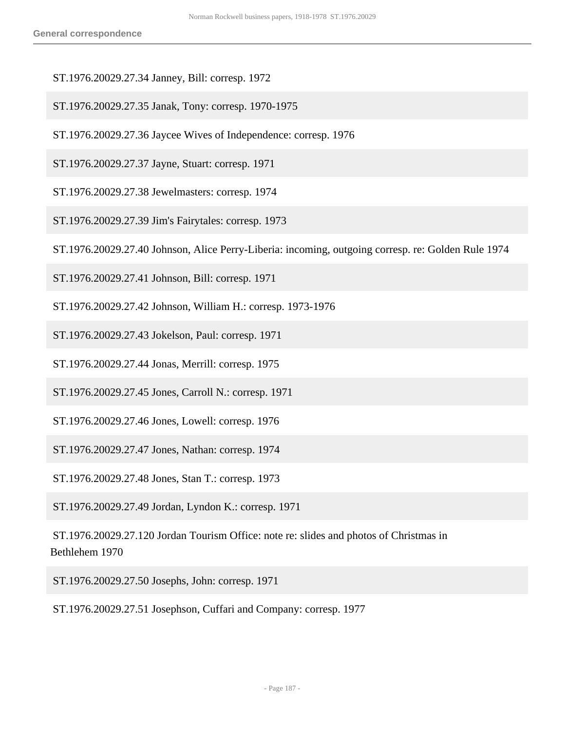ST.1976.20029.27.34 Janney, Bill: corresp. 1972

ST.1976.20029.27.35 Janak, Tony: corresp. 1970-1975

ST.1976.20029.27.36 Jaycee Wives of Independence: corresp. 1976

ST.1976.20029.27.37 Jayne, Stuart: corresp. 1971

ST.1976.20029.27.38 Jewelmasters: corresp. 1974

ST.1976.20029.27.39 Jim's Fairytales: corresp. 1973

ST.1976.20029.27.40 Johnson, Alice Perry-Liberia: incoming, outgoing corresp. re: Golden Rule 1974

ST.1976.20029.27.41 Johnson, Bill: corresp. 1971

ST.1976.20029.27.42 Johnson, William H.: corresp. 1973-1976

ST.1976.20029.27.43 Jokelson, Paul: corresp. 1971

ST.1976.20029.27.44 Jonas, Merrill: corresp. 1975

ST.1976.20029.27.45 Jones, Carroll N.: corresp. 1971

ST.1976.20029.27.46 Jones, Lowell: corresp. 1976

ST.1976.20029.27.47 Jones, Nathan: corresp. 1974

ST.1976.20029.27.48 Jones, Stan T.: corresp. 1973

ST.1976.20029.27.49 Jordan, Lyndon K.: corresp. 1971

ST.1976.20029.27.120 Jordan Tourism Office: note re: slides and photos of Christmas in Bethlehem 1970

ST.1976.20029.27.50 Josephs, John: corresp. 1971

ST.1976.20029.27.51 Josephson, Cuffari and Company: corresp. 1977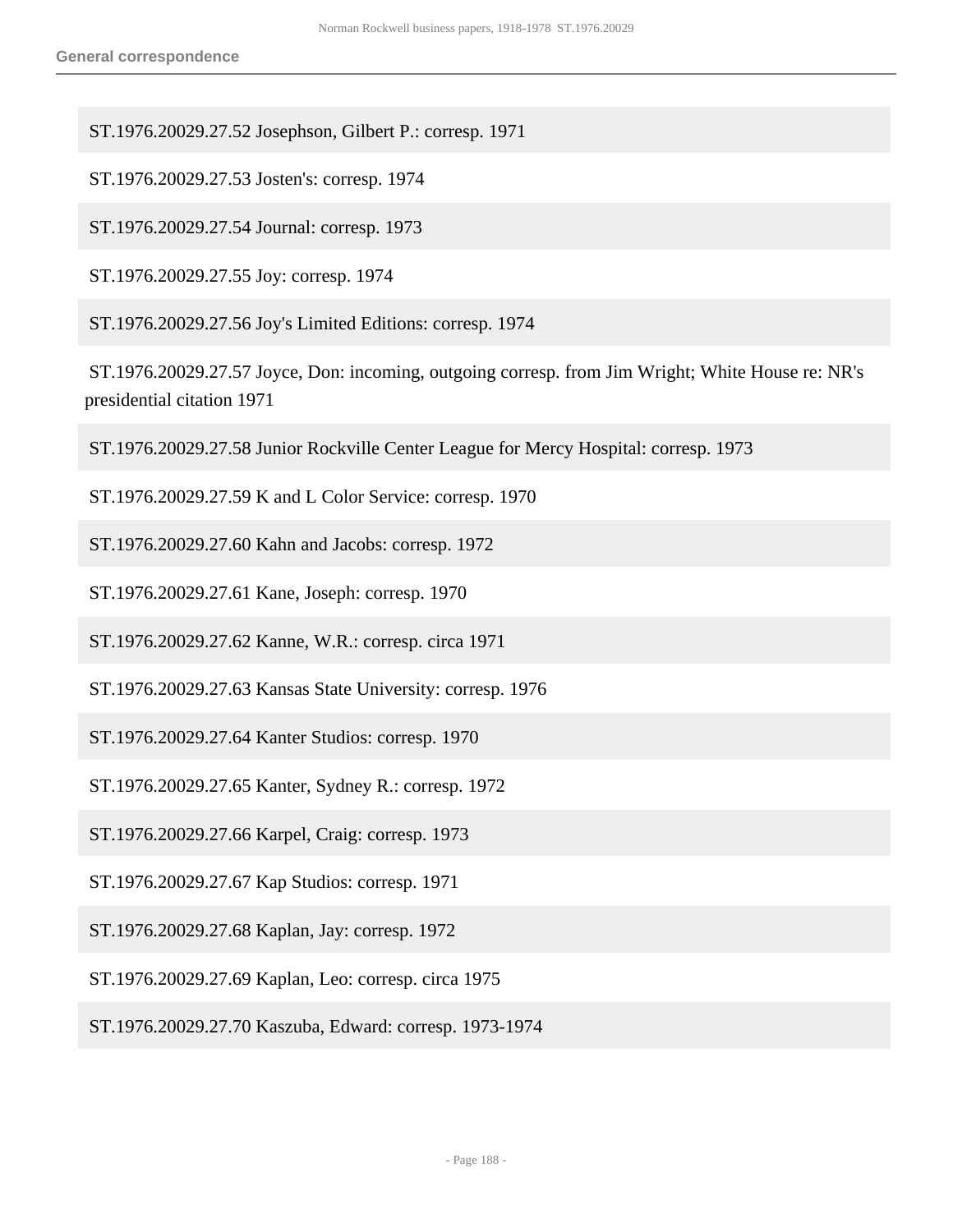ST.1976.20029.27.52 Josephson, Gilbert P.: corresp. 1971

ST.1976.20029.27.53 Josten's: corresp. 1974

ST.1976.20029.27.54 Journal: corresp. 1973

ST.1976.20029.27.55 Joy: corresp. 1974

ST.1976.20029.27.56 Joy's Limited Editions: corresp. 1974

ST.1976.20029.27.57 Joyce, Don: incoming, outgoing corresp. from Jim Wright; White House re: NR's presidential citation 1971

ST.1976.20029.27.58 Junior Rockville Center League for Mercy Hospital: corresp. 1973

ST.1976.20029.27.59 K and L Color Service: corresp. 1970

ST.1976.20029.27.60 Kahn and Jacobs: corresp. 1972

ST.1976.20029.27.61 Kane, Joseph: corresp. 1970

ST.1976.20029.27.62 Kanne, W.R.: corresp. circa 1971

ST.1976.20029.27.63 Kansas State University: corresp. 1976

ST.1976.20029.27.64 Kanter Studios: corresp. 1970

ST.1976.20029.27.65 Kanter, Sydney R.: corresp. 1972

ST.1976.20029.27.66 Karpel, Craig: corresp. 1973

ST.1976.20029.27.67 Kap Studios: corresp. 1971

ST.1976.20029.27.68 Kaplan, Jay: corresp. 1972

ST.1976.20029.27.69 Kaplan, Leo: corresp. circa 1975

ST.1976.20029.27.70 Kaszuba, Edward: corresp. 1973-1974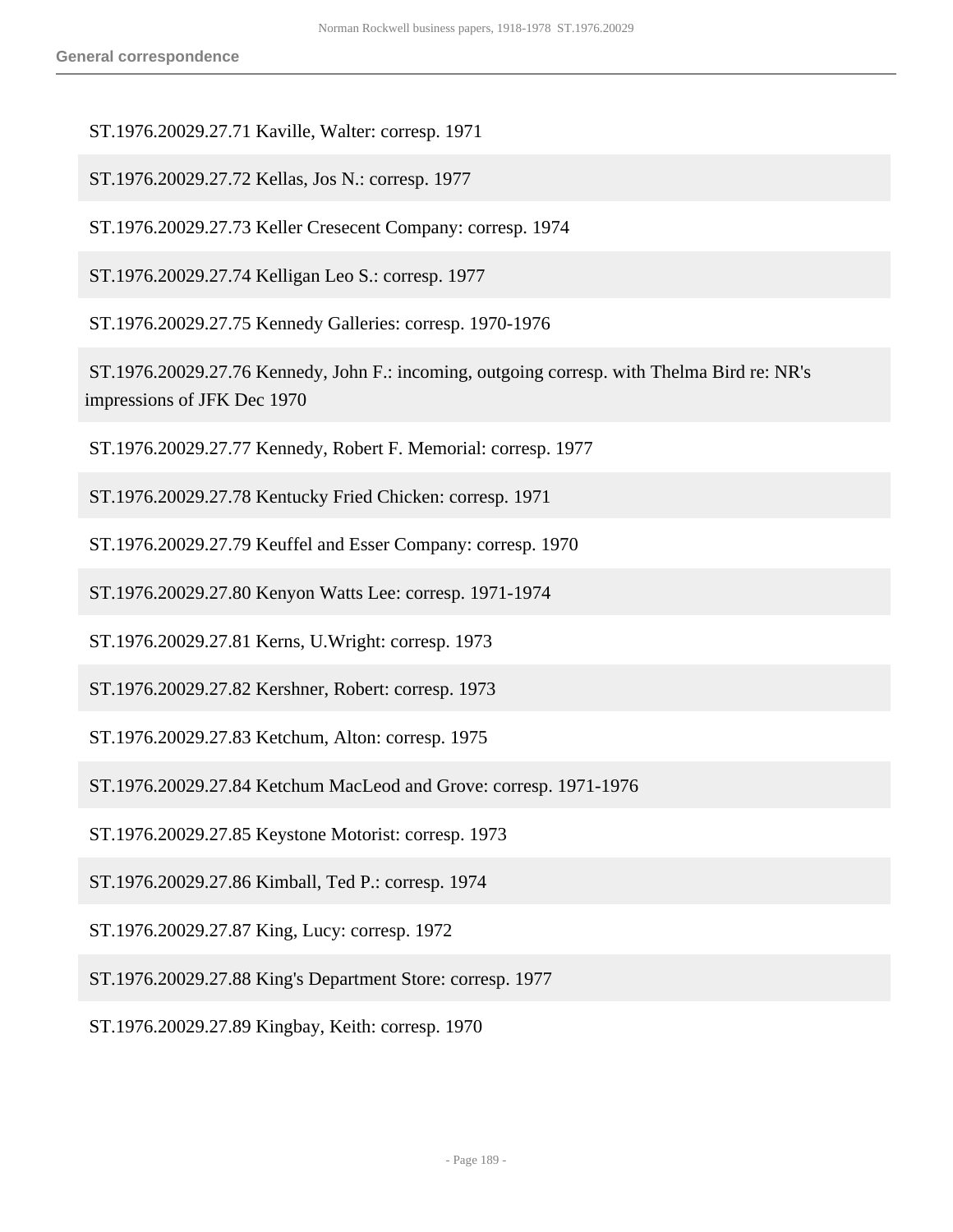ST.1976.20029.27.71 Kaville, Walter: corresp. 1971

ST.1976.20029.27.72 Kellas, Jos N.: corresp. 1977

ST.1976.20029.27.73 Keller Cresecent Company: corresp. 1974

ST.1976.20029.27.74 Kelligan Leo S.: corresp. 1977

ST.1976.20029.27.75 Kennedy Galleries: corresp. 1970-1976

ST.1976.20029.27.76 Kennedy, John F.: incoming, outgoing corresp. with Thelma Bird re: NR's impressions of JFK Dec 1970

ST.1976.20029.27.77 Kennedy, Robert F. Memorial: corresp. 1977

ST.1976.20029.27.78 Kentucky Fried Chicken: corresp. 1971

ST.1976.20029.27.79 Keuffel and Esser Company: corresp. 1970

ST.1976.20029.27.80 Kenyon Watts Lee: corresp. 1971-1974

ST.1976.20029.27.81 Kerns, U.Wright: corresp. 1973

ST.1976.20029.27.82 Kershner, Robert: corresp. 1973

ST.1976.20029.27.83 Ketchum, Alton: corresp. 1975

ST.1976.20029.27.84 Ketchum MacLeod and Grove: corresp. 1971-1976

ST.1976.20029.27.85 Keystone Motorist: corresp. 1973

ST.1976.20029.27.86 Kimball, Ted P.: corresp. 1974

ST.1976.20029.27.87 King, Lucy: corresp. 1972

ST.1976.20029.27.88 King's Department Store: corresp. 1977

ST.1976.20029.27.89 Kingbay, Keith: corresp. 1970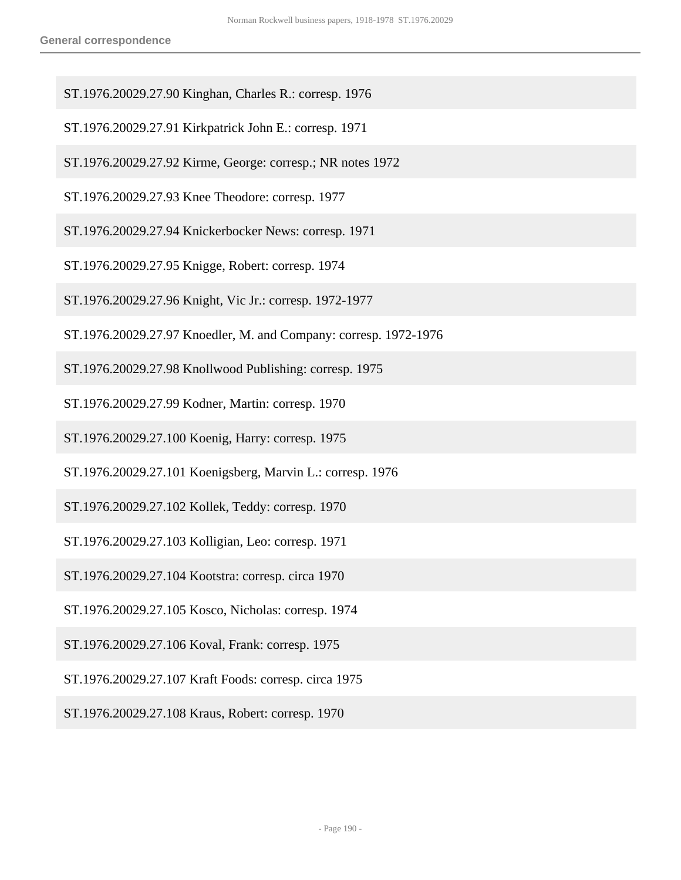ST.1976.20029.27.90 Kinghan, Charles R.: corresp. 1976

ST.1976.20029.27.91 Kirkpatrick John E.: corresp. 1971

ST.1976.20029.27.92 Kirme, George: corresp.; NR notes 1972

ST.1976.20029.27.93 Knee Theodore: corresp. 1977

ST.1976.20029.27.94 Knickerbocker News: corresp. 1971

ST.1976.20029.27.95 Knigge, Robert: corresp. 1974

ST.1976.20029.27.96 Knight, Vic Jr.: corresp. 1972-1977

ST.1976.20029.27.97 Knoedler, M. and Company: corresp. 1972-1976

ST.1976.20029.27.98 Knollwood Publishing: corresp. 1975

ST.1976.20029.27.99 Kodner, Martin: corresp. 1970

ST.1976.20029.27.100 Koenig, Harry: corresp. 1975

ST.1976.20029.27.101 Koenigsberg, Marvin L.: corresp. 1976

ST.1976.20029.27.102 Kollek, Teddy: corresp. 1970

ST.1976.20029.27.103 Kolligian, Leo: corresp. 1971

ST.1976.20029.27.104 Kootstra: corresp. circa 1970

ST.1976.20029.27.105 Kosco, Nicholas: corresp. 1974

ST.1976.20029.27.106 Koval, Frank: corresp. 1975

ST.1976.20029.27.107 Kraft Foods: corresp. circa 1975

ST.1976.20029.27.108 Kraus, Robert: corresp. 1970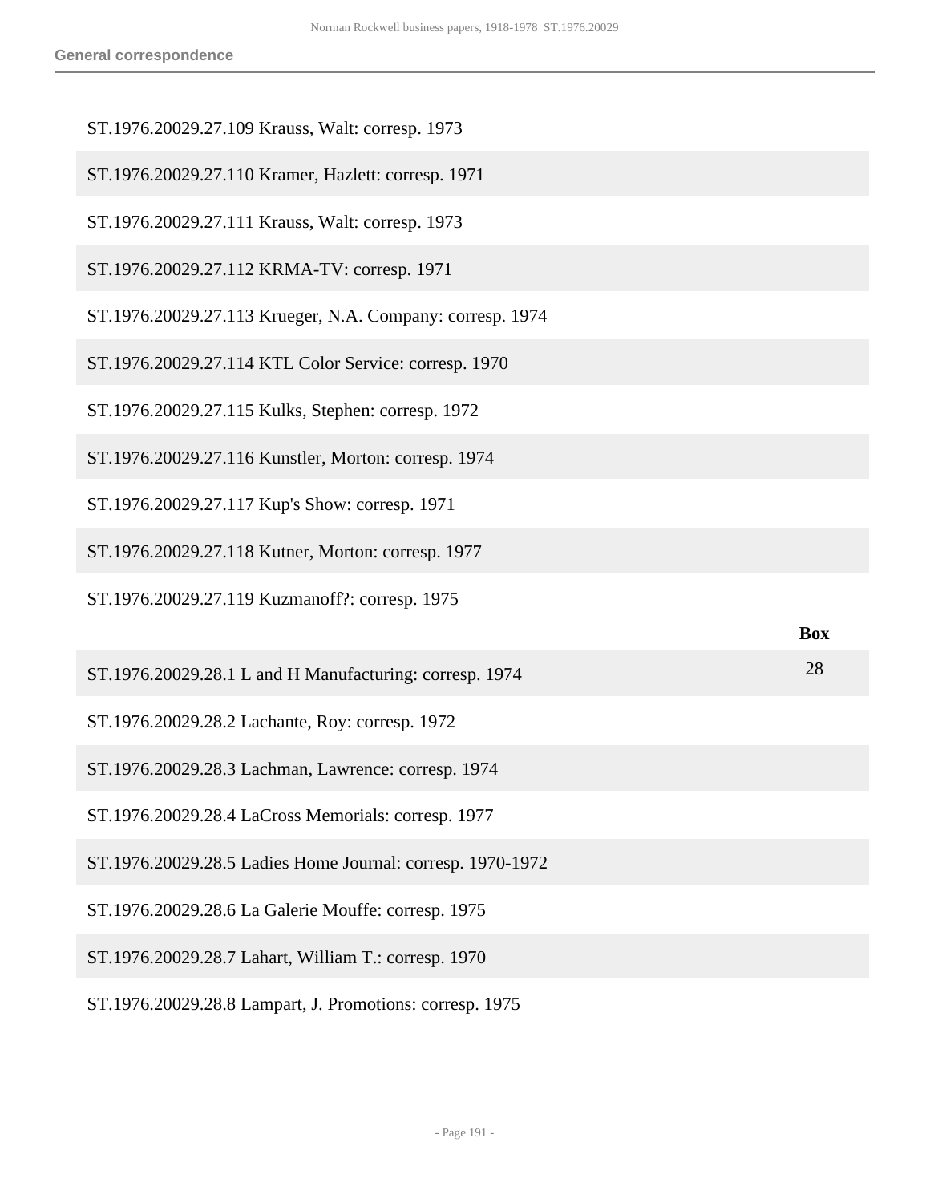ST.1976.20029.27.109 Krauss, Walt: corresp. 1973

ST.1976.20029.27.110 Kramer, Hazlett: corresp. 1971

ST.1976.20029.27.111 Krauss, Walt: corresp. 1973

ST.1976.20029.27.112 KRMA-TV: corresp. 1971

ST.1976.20029.27.113 Krueger, N.A. Company: corresp. 1974

ST.1976.20029.27.114 KTL Color Service: corresp. 1970

ST.1976.20029.27.115 Kulks, Stephen: corresp. 1972

ST.1976.20029.27.116 Kunstler, Morton: corresp. 1974

ST.1976.20029.27.117 Kup's Show: corresp. 1971

ST.1976.20029.27.118 Kutner, Morton: corresp. 1977

ST.1976.20029.27.119 Kuzmanoff?: corresp. 1975

| | Box |
|---|---|
| ST.1976.20029.28.1 L and H Manufacturing: corresp. 1974 | 28 |
| ST.1976.20029.28.2 Lachante, Roy: corresp. 1972 | |
| ST.1976.20029.28.3 Lachman, Lawrence: corresp. 1974 | |
| ST.1976.20029.28.4 LaCross Memorials: corresp. 1977 | |
| ST.1976.20029.28.5 Ladies Home Journal: corresp. 1970-1972 | |
| ST.1976.20029.28.6 La Galerie Mouffe: corresp. 1975 | |
| ST.1976.20029.28.7 Lahart, William T.: corresp. 1970 | |
| ST.1976.20029.28.8 Lampart, J. Promotions: corresp. 1975 | |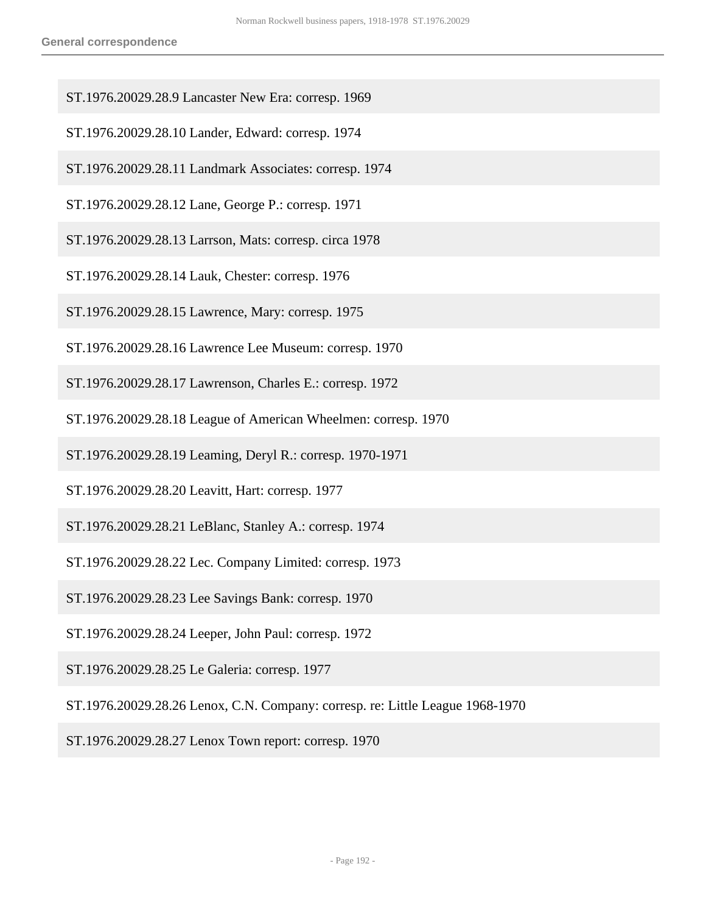ST.1976.20029.28.9 Lancaster New Era: corresp. 1969

ST.1976.20029.28.10 Lander, Edward: corresp. 1974

ST.1976.20029.28.11 Landmark Associates: corresp. 1974

ST.1976.20029.28.12 Lane, George P.: corresp. 1971

ST.1976.20029.28.13 Larrson, Mats: corresp. circa 1978

ST.1976.20029.28.14 Lauk, Chester: corresp. 1976

ST.1976.20029.28.15 Lawrence, Mary: corresp. 1975

ST.1976.20029.28.16 Lawrence Lee Museum: corresp. 1970

ST.1976.20029.28.17 Lawrenson, Charles E.: corresp. 1972

ST.1976.20029.28.18 League of American Wheelmen: corresp. 1970

ST.1976.20029.28.19 Leaming, Deryl R.: corresp. 1970-1971

ST.1976.20029.28.20 Leavitt, Hart: corresp. 1977

ST.1976.20029.28.21 LeBlanc, Stanley A.: corresp. 1974

ST.1976.20029.28.22 Lec. Company Limited: corresp. 1973

ST.1976.20029.28.23 Lee Savings Bank: corresp. 1970

ST.1976.20029.28.24 Leeper, John Paul: corresp. 1972

ST.1976.20029.28.25 Le Galeria: corresp. 1977

ST.1976.20029.28.26 Lenox, C.N. Company: corresp. re: Little League 1968-1970

ST.1976.20029.28.27 Lenox Town report: corresp. 1970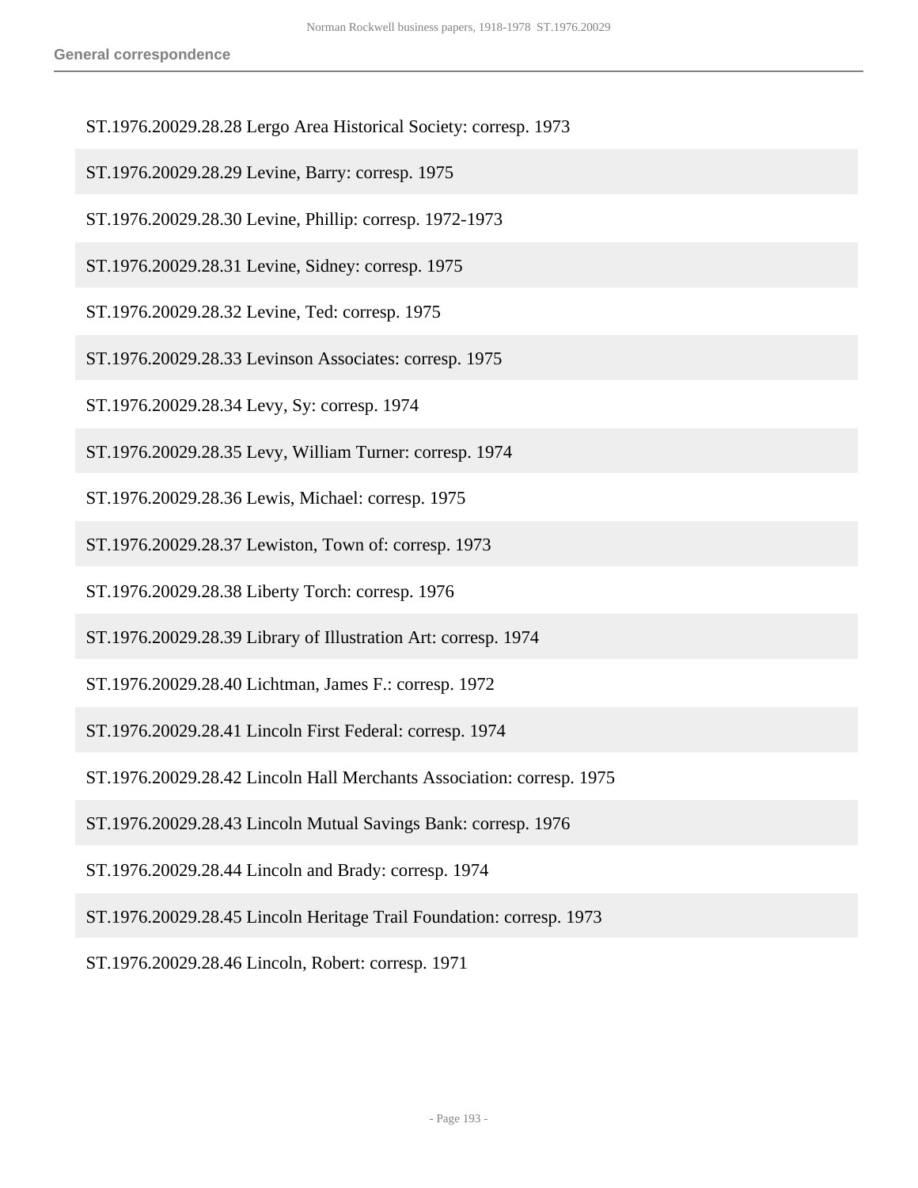ST.1976.20029.28.28 Lergo Area Historical Society: corresp. 1973

ST.1976.20029.28.29 Levine, Barry: corresp. 1975

ST.1976.20029.28.30 Levine, Phillip: corresp. 1972-1973

ST.1976.20029.28.31 Levine, Sidney: corresp. 1975

ST.1976.20029.28.32 Levine, Ted: corresp. 1975

ST.1976.20029.28.33 Levinson Associates: corresp. 1975

ST.1976.20029.28.34 Levy, Sy: corresp. 1974

ST.1976.20029.28.35 Levy, William Turner: corresp. 1974

ST.1976.20029.28.36 Lewis, Michael: corresp. 1975

ST.1976.20029.28.37 Lewiston, Town of: corresp. 1973

ST.1976.20029.28.38 Liberty Torch: corresp. 1976

ST.1976.20029.28.39 Library of Illustration Art: corresp. 1974

ST.1976.20029.28.40 Lichtman, James F.: corresp. 1972

ST.1976.20029.28.41 Lincoln First Federal: corresp. 1974

ST.1976.20029.28.42 Lincoln Hall Merchants Association: corresp. 1975

ST.1976.20029.28.43 Lincoln Mutual Savings Bank: corresp. 1976

ST.1976.20029.28.44 Lincoln and Brady: corresp. 1974

ST.1976.20029.28.45 Lincoln Heritage Trail Foundation: corresp. 1973

ST.1976.20029.28.46 Lincoln, Robert: corresp. 1971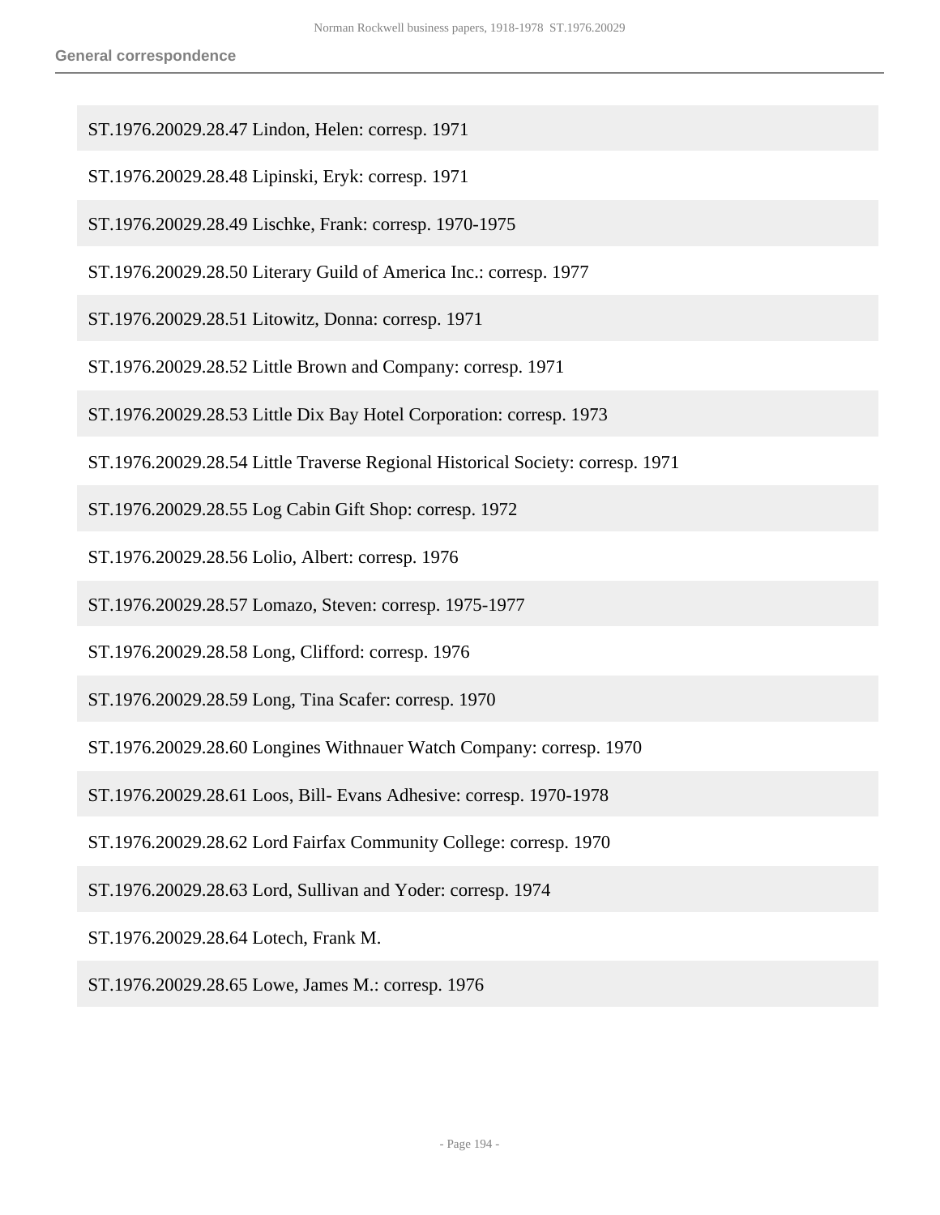ST.1976.20029.28.47 Lindon, Helen: corresp. 1971

ST.1976.20029.28.48 Lipinski, Eryk: corresp. 1971

ST.1976.20029.28.49 Lischke, Frank: corresp. 1970-1975

ST.1976.20029.28.50 Literary Guild of America Inc.: corresp. 1977

ST.1976.20029.28.51 Litowitz, Donna: corresp. 1971

ST.1976.20029.28.52 Little Brown and Company: corresp. 1971

ST.1976.20029.28.53 Little Dix Bay Hotel Corporation: corresp. 1973

ST.1976.20029.28.54 Little Traverse Regional Historical Society: corresp. 1971

ST.1976.20029.28.55 Log Cabin Gift Shop: corresp. 1972

ST.1976.20029.28.56 Lolio, Albert: corresp. 1976

ST.1976.20029.28.57 Lomazo, Steven: corresp. 1975-1977

ST.1976.20029.28.58 Long, Clifford: corresp. 1976

ST.1976.20029.28.59 Long, Tina Scafer: corresp. 1970

ST.1976.20029.28.60 Longines Withnauer Watch Company: corresp. 1970

ST.1976.20029.28.61 Loos, Bill- Evans Adhesive: corresp. 1970-1978

ST.1976.20029.28.62 Lord Fairfax Community College: corresp. 1970

ST.1976.20029.28.63 Lord, Sullivan and Yoder: corresp. 1974

ST.1976.20029.28.64 Lotech, Frank M.

ST.1976.20029.28.65 Lowe, James M.: corresp. 1976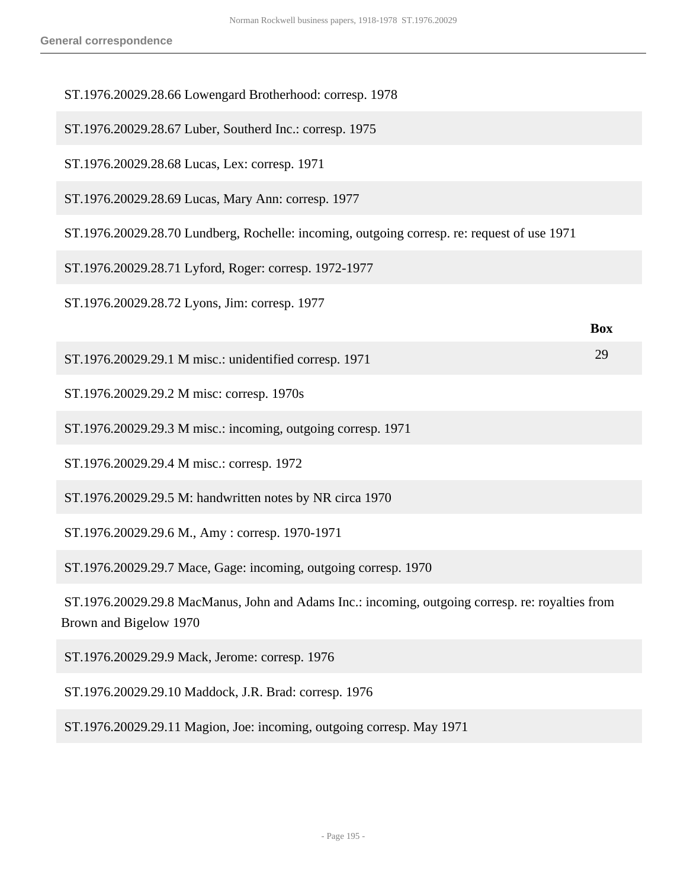ST.1976.20029.28.66 Lowengard Brotherhood: corresp. 1978

ST.1976.20029.28.67 Luber, Southerd Inc.: corresp. 1975

ST.1976.20029.28.68 Lucas, Lex: corresp. 1971

ST.1976.20029.28.69 Lucas, Mary Ann: corresp. 1977

ST.1976.20029.28.70 Lundberg, Rochelle: incoming, outgoing corresp. re: request of use 1971

ST.1976.20029.28.71 Lyford, Roger: corresp. 1972-1977

ST.1976.20029.28.72 Lyons, Jim: corresp. 1977

| | Box |
|---|---|
| ST.1976.20029.29.1 M misc.: unidentified corresp. 1971 | 29 |
| ST.1976.20029.29.2 M misc: corresp. 1970s | |
| ST.1976.20029.29.3 M misc.: incoming, outgoing corresp. 1971 | |
| ST.1976.20029.29.4 M misc.: corresp. 1972 | |
| ST.1976.20029.29.5 M: handwritten notes by NR circa 1970 | |
| ST.1976.20029.29.6 M., Amy : corresp. 1970-1971 | |
| ST.1976.20029.29.7 Mace, Gage: incoming, outgoing corresp. 1970 | |
| ST.1976.20029.29.8 MacManus, John and Adams Inc.: incoming, outgoing corresp. re: royalties from Brown and Bigelow 1970 | |
| ST.1976.20029.29.9 Mack, Jerome: corresp. 1976 | |
| ST.1976.20029.29.10 Maddock, J.R. Brad: corresp. 1976 | |
| ST.1976.20029.29.11 Magion, Joe: incoming, outgoing corresp. May 1971 | |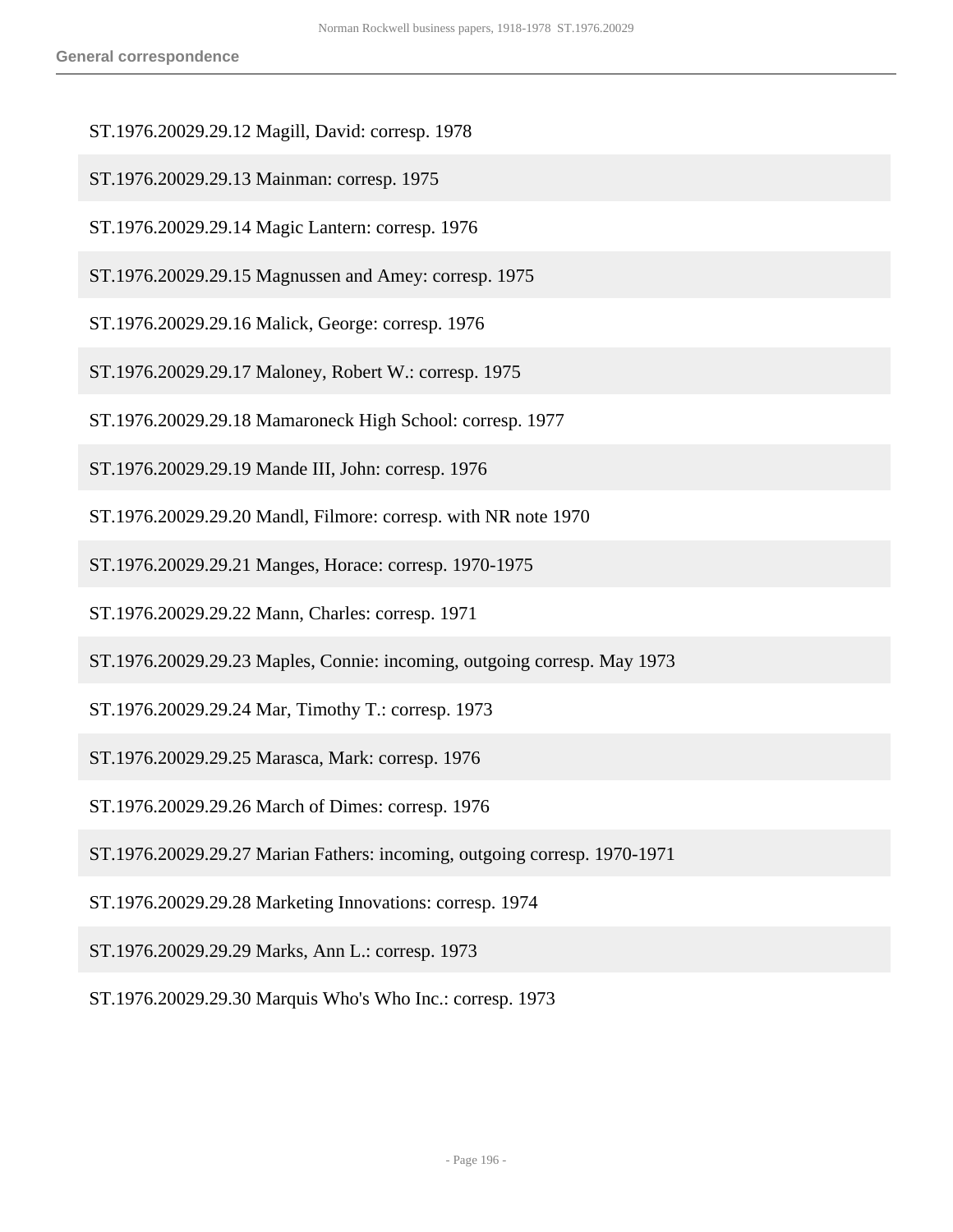ST.1976.20029.29.12 Magill, David: corresp. 1978

ST.1976.20029.29.13 Mainman: corresp. 1975

ST.1976.20029.29.14 Magic Lantern: corresp. 1976

ST.1976.20029.29.15 Magnussen and Amey: corresp. 1975

ST.1976.20029.29.16 Malick, George: corresp. 1976

ST.1976.20029.29.17 Maloney, Robert W.: corresp. 1975

ST.1976.20029.29.18 Mamaroneck High School: corresp. 1977

ST.1976.20029.29.19 Mande III, John: corresp. 1976

ST.1976.20029.29.20 Mandl, Filmore: corresp. with NR note 1970

ST.1976.20029.29.21 Manges, Horace: corresp. 1970-1975

ST.1976.20029.29.22 Mann, Charles: corresp. 1971

ST.1976.20029.29.23 Maples, Connie: incoming, outgoing corresp. May 1973

ST.1976.20029.29.24 Mar, Timothy T.: corresp. 1973

ST.1976.20029.29.25 Marasca, Mark: corresp. 1976

ST.1976.20029.29.26 March of Dimes: corresp. 1976

ST.1976.20029.29.27 Marian Fathers: incoming, outgoing corresp. 1970-1971

ST.1976.20029.29.28 Marketing Innovations: corresp. 1974

ST.1976.20029.29.29 Marks, Ann L.: corresp. 1973

ST.1976.20029.29.30 Marquis Who's Who Inc.: corresp. 1973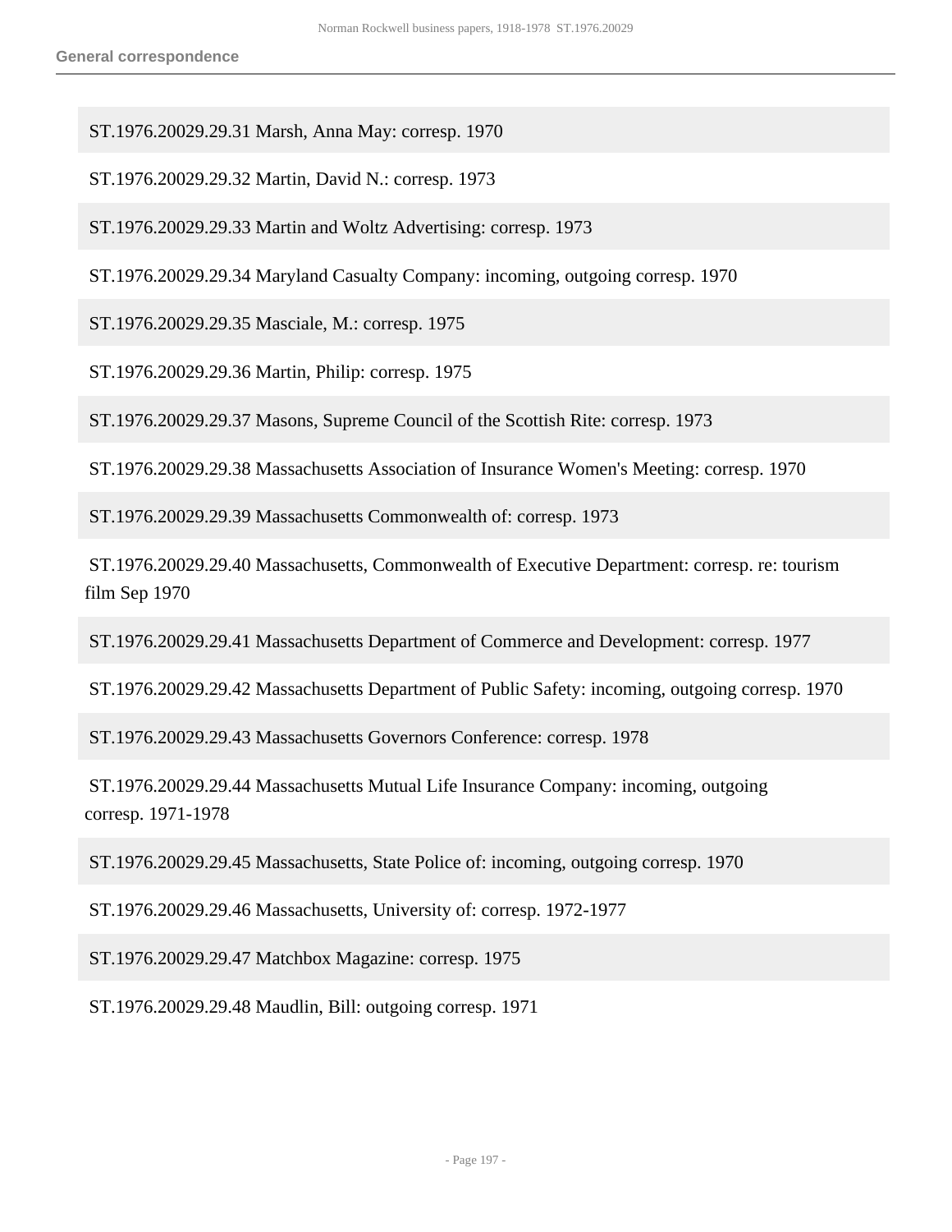ST.1976.20029.29.31 Marsh, Anna May: corresp. 1970

ST.1976.20029.29.32 Martin, David N.: corresp. 1973

ST.1976.20029.29.33 Martin and Woltz Advertising: corresp. 1973

ST.1976.20029.29.34 Maryland Casualty Company: incoming, outgoing corresp. 1970

ST.1976.20029.29.35 Masciale, M.: corresp. 1975

ST.1976.20029.29.36 Martin, Philip: corresp. 1975

ST.1976.20029.29.37 Masons, Supreme Council of the Scottish Rite: corresp. 1973

ST.1976.20029.29.38 Massachusetts Association of Insurance Women's Meeting: corresp. 1970

ST.1976.20029.29.39 Massachusetts Commonwealth of: corresp. 1973

ST.1976.20029.29.40 Massachusetts, Commonwealth of Executive Department: corresp. re: tourism film Sep 1970

ST.1976.20029.29.41 Massachusetts Department of Commerce and Development: corresp. 1977

ST.1976.20029.29.42 Massachusetts Department of Public Safety: incoming, outgoing corresp. 1970

ST.1976.20029.29.43 Massachusetts Governors Conference: corresp. 1978

ST.1976.20029.29.44 Massachusetts Mutual Life Insurance Company: incoming, outgoing corresp. 1971-1978

ST.1976.20029.29.45 Massachusetts, State Police of: incoming, outgoing corresp. 1970

ST.1976.20029.29.46 Massachusetts, University of: corresp. 1972-1977

ST.1976.20029.29.47 Matchbox Magazine: corresp. 1975

ST.1976.20029.29.48 Maudlin, Bill: outgoing corresp. 1971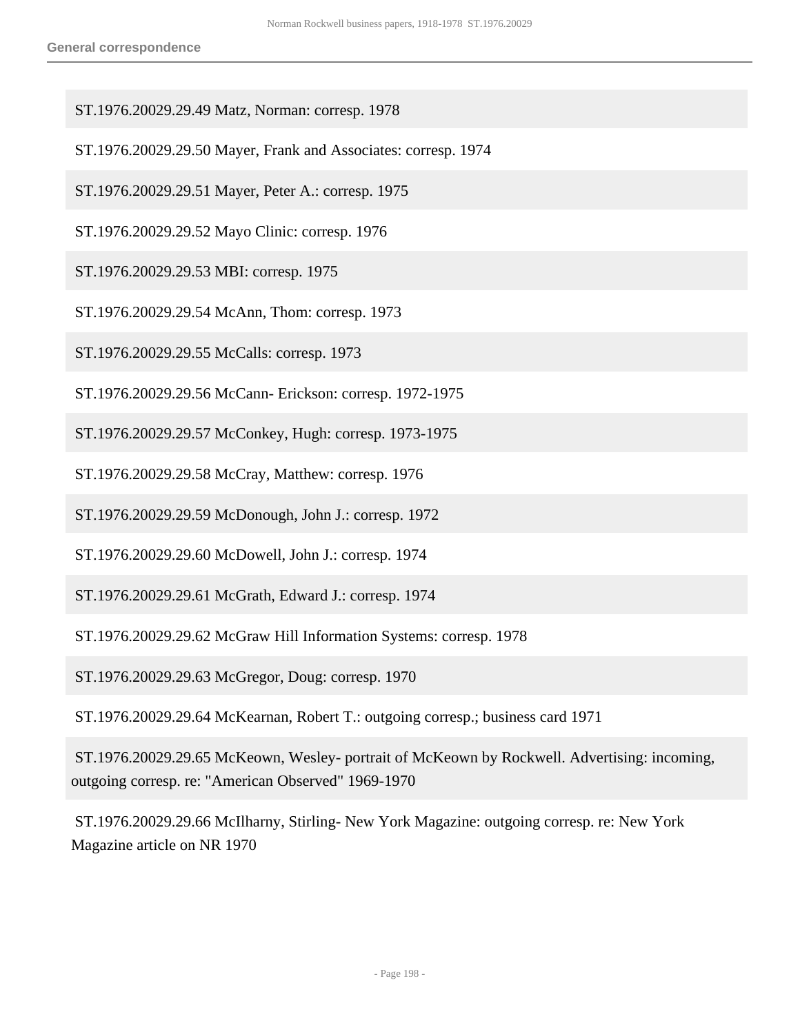ST.1976.20029.29.49 Matz, Norman: corresp. 1978

ST.1976.20029.29.50 Mayer, Frank and Associates: corresp. 1974

ST.1976.20029.29.51 Mayer, Peter A.: corresp. 1975

ST.1976.20029.29.52 Mayo Clinic: corresp. 1976

ST.1976.20029.29.53 MBI: corresp. 1975

ST.1976.20029.29.54 McAnn, Thom: corresp. 1973

ST.1976.20029.29.55 McCalls: corresp. 1973

ST.1976.20029.29.56 McCann- Erickson: corresp. 1972-1975

ST.1976.20029.29.57 McConkey, Hugh: corresp. 1973-1975

ST.1976.20029.29.58 McCray, Matthew: corresp. 1976

ST.1976.20029.29.59 McDonough, John J.: corresp. 1972

ST.1976.20029.29.60 McDowell, John J.: corresp. 1974

ST.1976.20029.29.61 McGrath, Edward J.: corresp. 1974

ST.1976.20029.29.62 McGraw Hill Information Systems: corresp. 1978

ST.1976.20029.29.63 McGregor, Doug: corresp. 1970

ST.1976.20029.29.64 McKearnan, Robert T.: outgoing corresp.; business card 1971

ST.1976.20029.29.65 McKeown, Wesley- portrait of McKeown by Rockwell. Advertising: incoming, outgoing corresp. re: "American Observed" 1969-1970

ST.1976.20029.29.66 McIlharny, Stirling- New York Magazine: outgoing corresp. re: New York Magazine article on NR 1970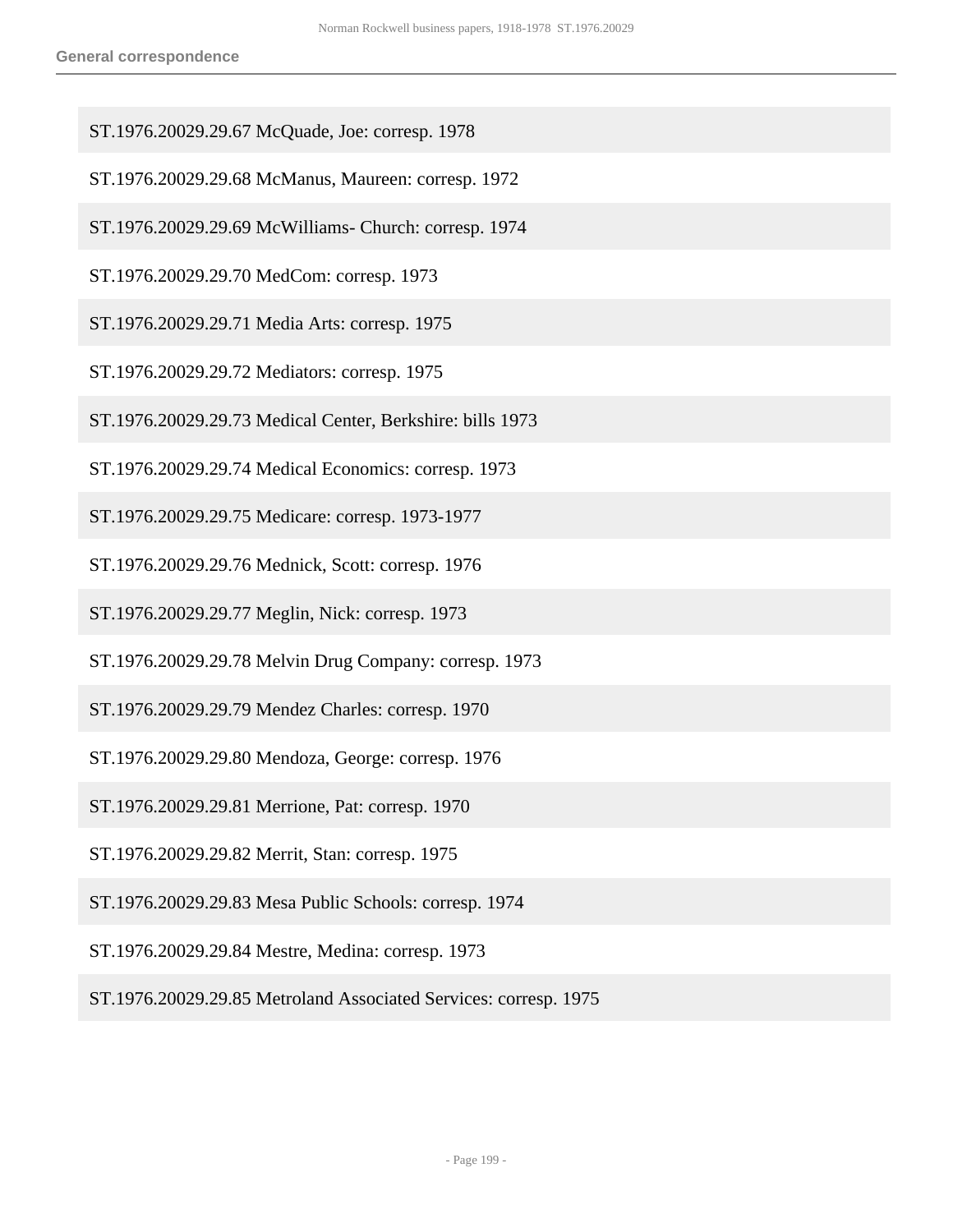ST.1976.20029.29.67 McQuade, Joe: corresp. 1978

ST.1976.20029.29.68 McManus, Maureen: corresp. 1972

ST.1976.20029.29.69 McWilliams- Church: corresp. 1974

ST.1976.20029.29.70 MedCom: corresp. 1973

ST.1976.20029.29.71 Media Arts: corresp. 1975

ST.1976.20029.29.72 Mediators: corresp. 1975

ST.1976.20029.29.73 Medical Center, Berkshire: bills 1973

ST.1976.20029.29.74 Medical Economics: corresp. 1973

ST.1976.20029.29.75 Medicare: corresp. 1973-1977

ST.1976.20029.29.76 Mednick, Scott: corresp. 1976

ST.1976.20029.29.77 Meglin, Nick: corresp. 1973

ST.1976.20029.29.78 Melvin Drug Company: corresp. 1973

ST.1976.20029.29.79 Mendez Charles: corresp. 1970

ST.1976.20029.29.80 Mendoza, George: corresp. 1976

ST.1976.20029.29.81 Merrione, Pat: corresp. 1970

ST.1976.20029.29.82 Merrit, Stan: corresp. 1975

ST.1976.20029.29.83 Mesa Public Schools: corresp. 1974

ST.1976.20029.29.84 Mestre, Medina: corresp. 1973

ST.1976.20029.29.85 Metroland Associated Services: corresp. 1975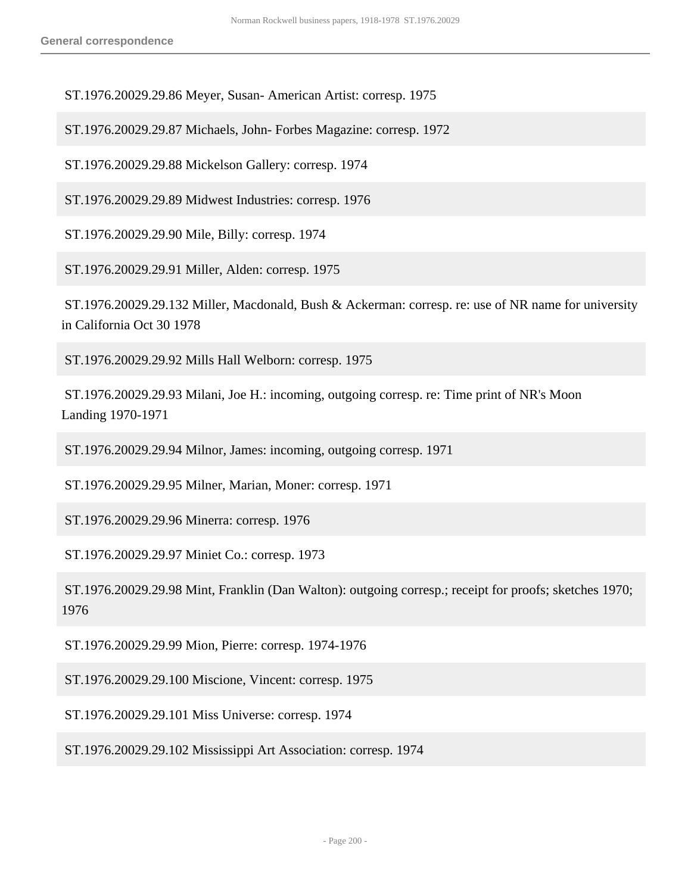ST.1976.20029.29.86 Meyer, Susan- American Artist: corresp. 1975

ST.1976.20029.29.87 Michaels, John- Forbes Magazine: corresp. 1972

ST.1976.20029.29.88 Mickelson Gallery: corresp. 1974

ST.1976.20029.29.89 Midwest Industries: corresp. 1976

ST.1976.20029.29.90 Mile, Billy: corresp. 1974

ST.1976.20029.29.91 Miller, Alden: corresp. 1975

ST.1976.20029.29.132 Miller, Macdonald, Bush & Ackerman: corresp. re: use of NR name for university in California Oct 30 1978

ST.1976.20029.29.92 Mills Hall Welborn: corresp. 1975

ST.1976.20029.29.93 Milani, Joe H.: incoming, outgoing corresp. re: Time print of NR's Moon Landing 1970-1971

ST.1976.20029.29.94 Milnor, James: incoming, outgoing corresp. 1971

ST.1976.20029.29.95 Milner, Marian, Moner: corresp. 1971

ST.1976.20029.29.96 Minerra: corresp. 1976

ST.1976.20029.29.97 Miniet Co.: corresp. 1973

ST.1976.20029.29.98 Mint, Franklin (Dan Walton): outgoing corresp.; receipt for proofs; sketches 1970; 1976

ST.1976.20029.29.99 Mion, Pierre: corresp. 1974-1976

ST.1976.20029.29.100 Miscione, Vincent: corresp. 1975

ST.1976.20029.29.101 Miss Universe: corresp. 1974

ST.1976.20029.29.102 Mississippi Art Association: corresp. 1974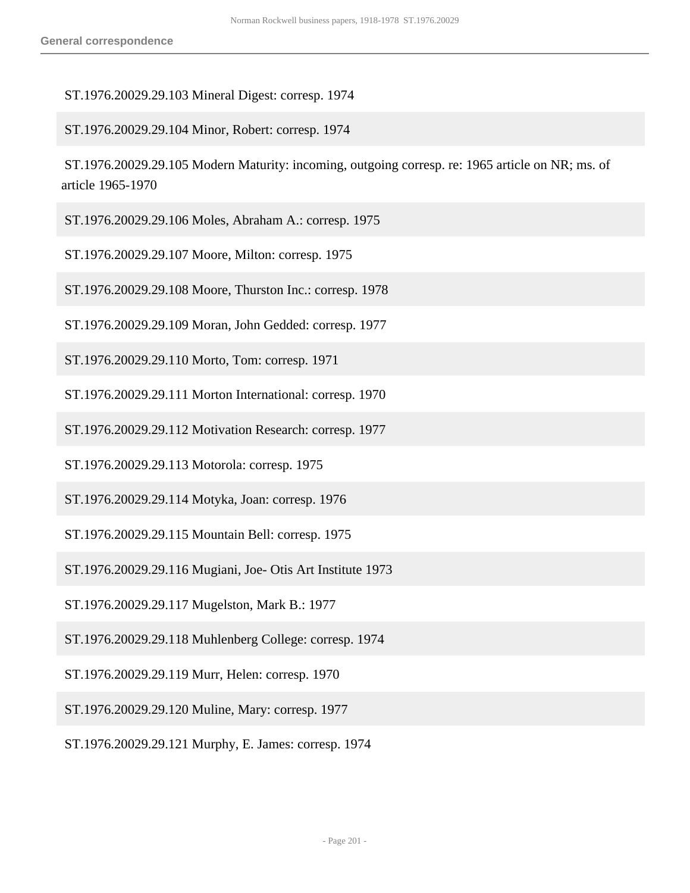ST.1976.20029.29.103 Mineral Digest: corresp. 1974

ST.1976.20029.29.104 Minor, Robert: corresp. 1974

ST.1976.20029.29.105 Modern Maturity: incoming, outgoing corresp. re: 1965 article on NR; ms. of article 1965-1970

ST.1976.20029.29.106 Moles, Abraham A.: corresp. 1975

ST.1976.20029.29.107 Moore, Milton: corresp. 1975

ST.1976.20029.29.108 Moore, Thurston Inc.: corresp. 1978

ST.1976.20029.29.109 Moran, John Gedded: corresp. 1977

ST.1976.20029.29.110 Morto, Tom: corresp. 1971

ST.1976.20029.29.111 Morton International: corresp. 1970

ST.1976.20029.29.112 Motivation Research: corresp. 1977

ST.1976.20029.29.113 Motorola: corresp. 1975

ST.1976.20029.29.114 Motyka, Joan: corresp. 1976

ST.1976.20029.29.115 Mountain Bell: corresp. 1975

ST.1976.20029.29.116 Mugiani, Joe- Otis Art Institute 1973

ST.1976.20029.29.117 Mugelston, Mark B.: 1977

ST.1976.20029.29.118 Muhlenberg College: corresp. 1974

ST.1976.20029.29.119 Murr, Helen: corresp. 1970

ST.1976.20029.29.120 Muline, Mary: corresp. 1977

ST.1976.20029.29.121 Murphy, E. James: corresp. 1974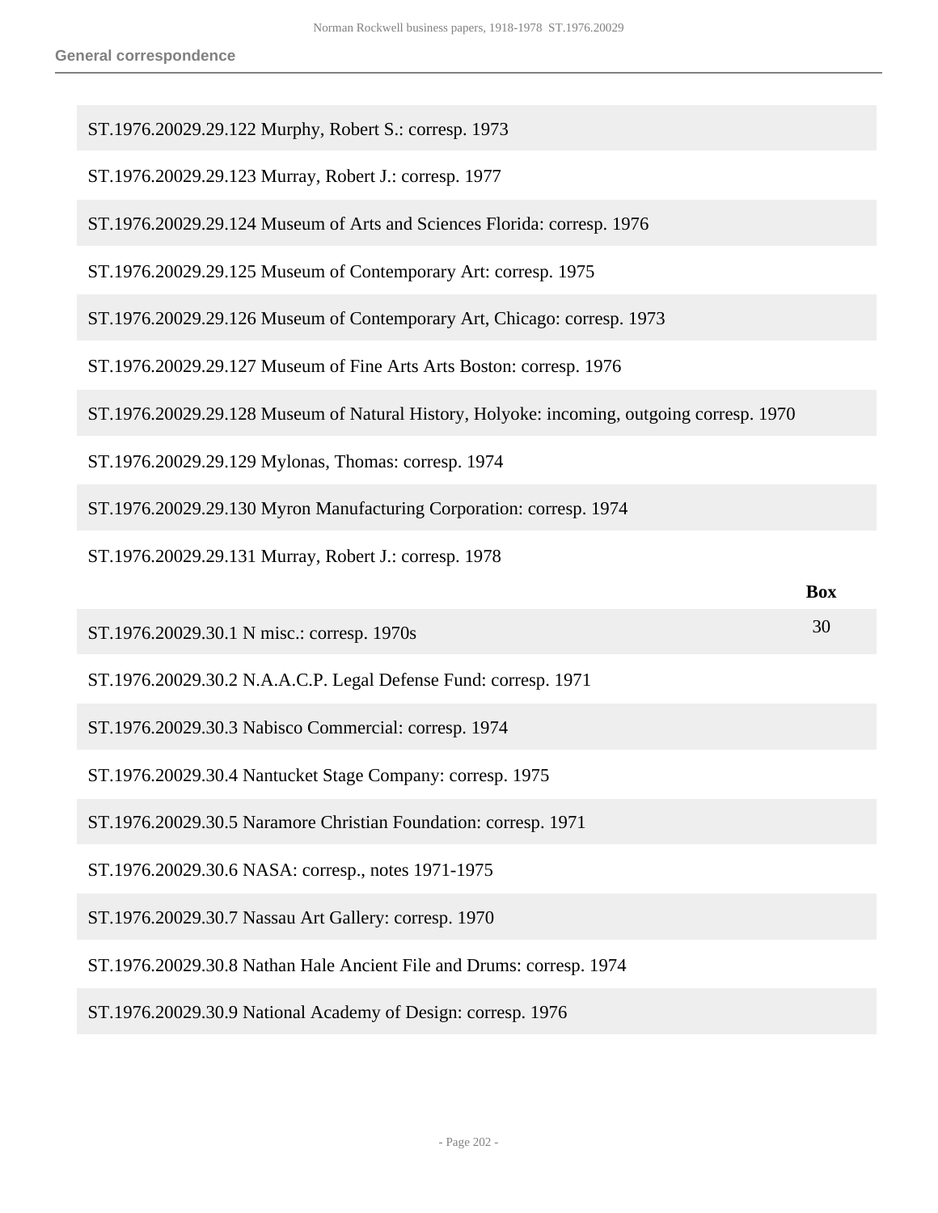ST.1976.20029.29.122 Murphy, Robert S.: corresp. 1973

ST.1976.20029.29.123 Murray, Robert J.: corresp. 1977

ST.1976.20029.29.124 Museum of Arts and Sciences Florida: corresp. 1976

ST.1976.20029.29.125 Museum of Contemporary Art: corresp. 1975

ST.1976.20029.29.126 Museum of Contemporary Art, Chicago: corresp. 1973

ST.1976.20029.29.127 Museum of Fine Arts Arts Boston: corresp. 1976

ST.1976.20029.29.128 Museum of Natural History, Holyoke: incoming, outgoing corresp. 1970

ST.1976.20029.29.129 Mylonas, Thomas: corresp. 1974

ST.1976.20029.29.130 Myron Manufacturing Corporation: corresp. 1974

ST.1976.20029.29.131 Murray, Robert J.: corresp. 1978

| | Box |
|---|---|
| ST.1976.20029.30.1 N misc.: corresp. 1970s | 30 |
| ST.1976.20029.30.2 N.A.A.C.P. Legal Defense Fund: corresp. 1971 | |
| ST.1976.20029.30.3 Nabisco Commercial: corresp. 1974 | |
| ST.1976.20029.30.4 Nantucket Stage Company: corresp. 1975 | |
| ST.1976.20029.30.5 Naramore Christian Foundation: corresp. 1971 | |
| ST.1976.20029.30.6 NASA: corresp., notes 1971-1975 | |
| ST.1976.20029.30.7 Nassau Art Gallery: corresp. 1970 | |
| ST.1976.20029.30.8 Nathan Hale Ancient File and Drums: corresp. 1974 | |
| ST.1976.20029.30.9 National Academy of Design: corresp. 1976 | |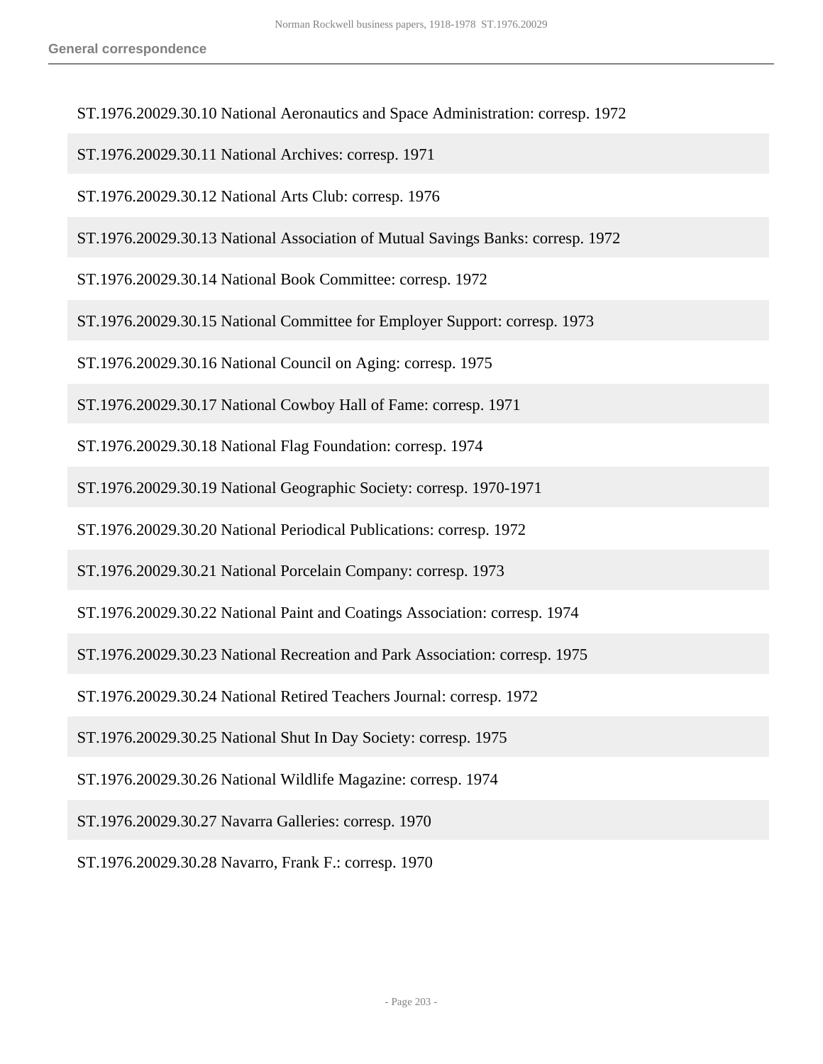ST.1976.20029.30.10 National Aeronautics and Space Administration: corresp. 1972

ST.1976.20029.30.11 National Archives: corresp. 1971

ST.1976.20029.30.12 National Arts Club: corresp. 1976

ST.1976.20029.30.13 National Association of Mutual Savings Banks: corresp. 1972

ST.1976.20029.30.14 National Book Committee: corresp. 1972

ST.1976.20029.30.15 National Committee for Employer Support: corresp. 1973

ST.1976.20029.30.16 National Council on Aging: corresp. 1975

ST.1976.20029.30.17 National Cowboy Hall of Fame: corresp. 1971

ST.1976.20029.30.18 National Flag Foundation: corresp. 1974

ST.1976.20029.30.19 National Geographic Society: corresp. 1970-1971

ST.1976.20029.30.20 National Periodical Publications: corresp. 1972

ST.1976.20029.30.21 National Porcelain Company: corresp. 1973

ST.1976.20029.30.22 National Paint and Coatings Association: corresp. 1974

ST.1976.20029.30.23 National Recreation and Park Association: corresp. 1975

ST.1976.20029.30.24 National Retired Teachers Journal: corresp. 1972

ST.1976.20029.30.25 National Shut In Day Society: corresp. 1975

ST.1976.20029.30.26 National Wildlife Magazine: corresp. 1974

ST.1976.20029.30.27 Navarra Galleries: corresp. 1970

ST.1976.20029.30.28 Navarro, Frank F.: corresp. 1970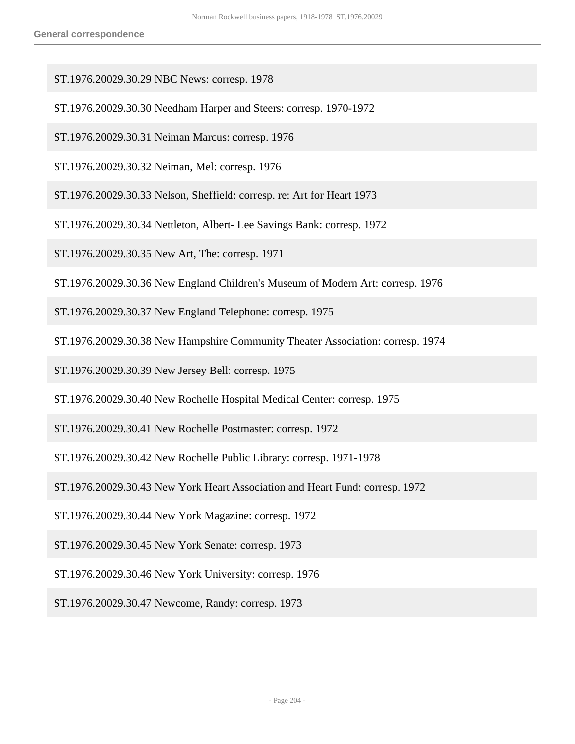ST.1976.20029.30.29 NBC News: corresp. 1978

ST.1976.20029.30.30 Needham Harper and Steers: corresp. 1970-1972

ST.1976.20029.30.31 Neiman Marcus: corresp. 1976

ST.1976.20029.30.32 Neiman, Mel: corresp. 1976

ST.1976.20029.30.33 Nelson, Sheffield: corresp. re: Art for Heart 1973

ST.1976.20029.30.34 Nettleton, Albert- Lee Savings Bank: corresp. 1972

ST.1976.20029.30.35 New Art, The: corresp. 1971

ST.1976.20029.30.36 New England Children's Museum of Modern Art: corresp. 1976

ST.1976.20029.30.37 New England Telephone: corresp. 1975

ST.1976.20029.30.38 New Hampshire Community Theater Association: corresp. 1974

ST.1976.20029.30.39 New Jersey Bell: corresp. 1975

ST.1976.20029.30.40 New Rochelle Hospital Medical Center: corresp. 1975

ST.1976.20029.30.41 New Rochelle Postmaster: corresp. 1972

ST.1976.20029.30.42 New Rochelle Public Library: corresp. 1971-1978

ST.1976.20029.30.43 New York Heart Association and Heart Fund: corresp. 1972

ST.1976.20029.30.44 New York Magazine: corresp. 1972

ST.1976.20029.30.45 New York Senate: corresp. 1973

ST.1976.20029.30.46 New York University: corresp. 1976

ST.1976.20029.30.47 Newcome, Randy: corresp. 1973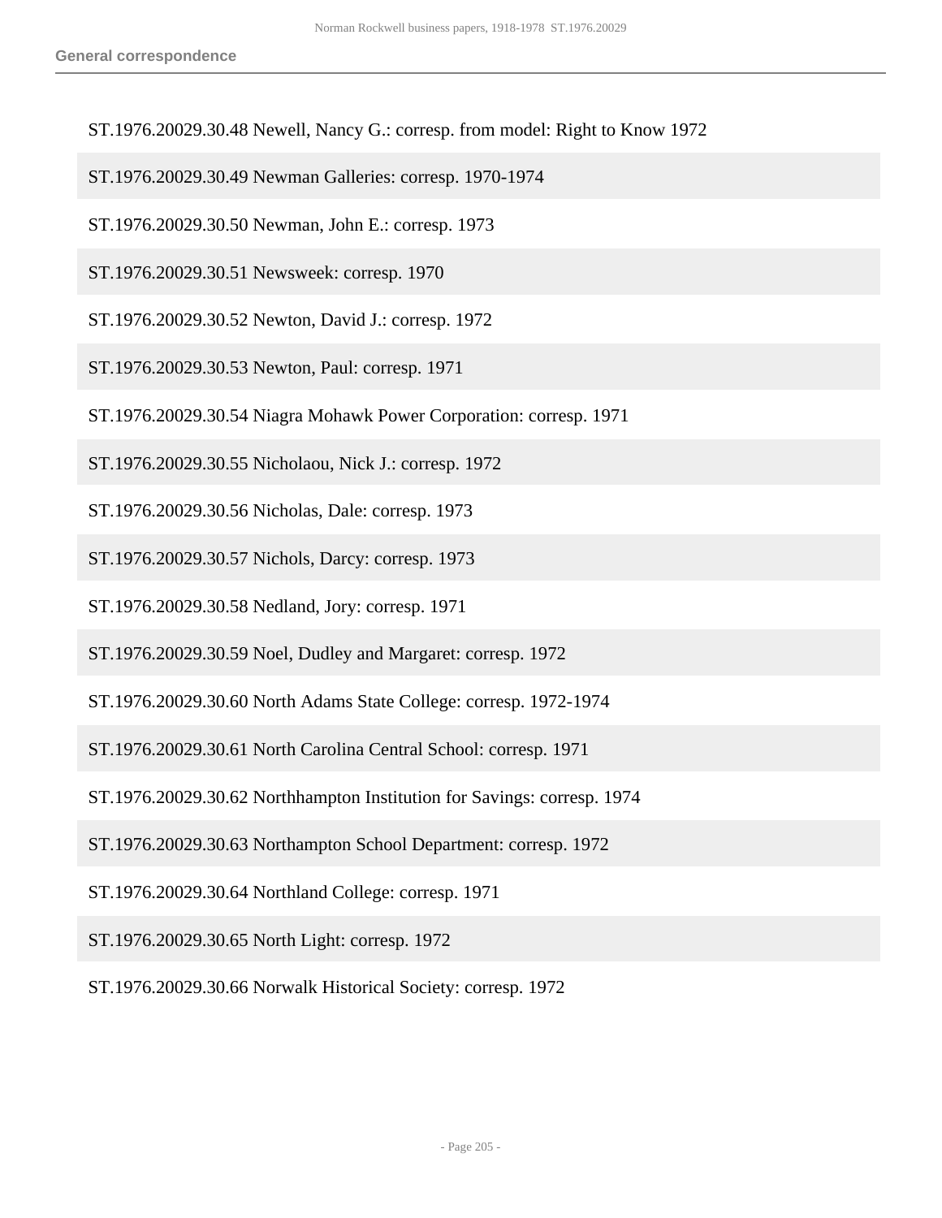ST.1976.20029.30.48 Newell, Nancy G.: corresp. from model: Right to Know 1972

ST.1976.20029.30.49 Newman Galleries: corresp. 1970-1974

ST.1976.20029.30.50 Newman, John E.: corresp. 1973

ST.1976.20029.30.51 Newsweek: corresp. 1970

ST.1976.20029.30.52 Newton, David J.: corresp. 1972

ST.1976.20029.30.53 Newton, Paul: corresp. 1971

ST.1976.20029.30.54 Niagra Mohawk Power Corporation: corresp. 1971

ST.1976.20029.30.55 Nicholaou, Nick J.: corresp. 1972

ST.1976.20029.30.56 Nicholas, Dale: corresp. 1973

ST.1976.20029.30.57 Nichols, Darcy: corresp. 1973

ST.1976.20029.30.58 Nedland, Jory: corresp. 1971

ST.1976.20029.30.59 Noel, Dudley and Margaret: corresp. 1972

ST.1976.20029.30.60 North Adams State College: corresp. 1972-1974

ST.1976.20029.30.61 North Carolina Central School: corresp. 1971

ST.1976.20029.30.62 Northhampton Institution for Savings: corresp. 1974

ST.1976.20029.30.63 Northampton School Department: corresp. 1972

ST.1976.20029.30.64 Northland College: corresp. 1971

ST.1976.20029.30.65 North Light: corresp. 1972

ST.1976.20029.30.66 Norwalk Historical Society: corresp. 1972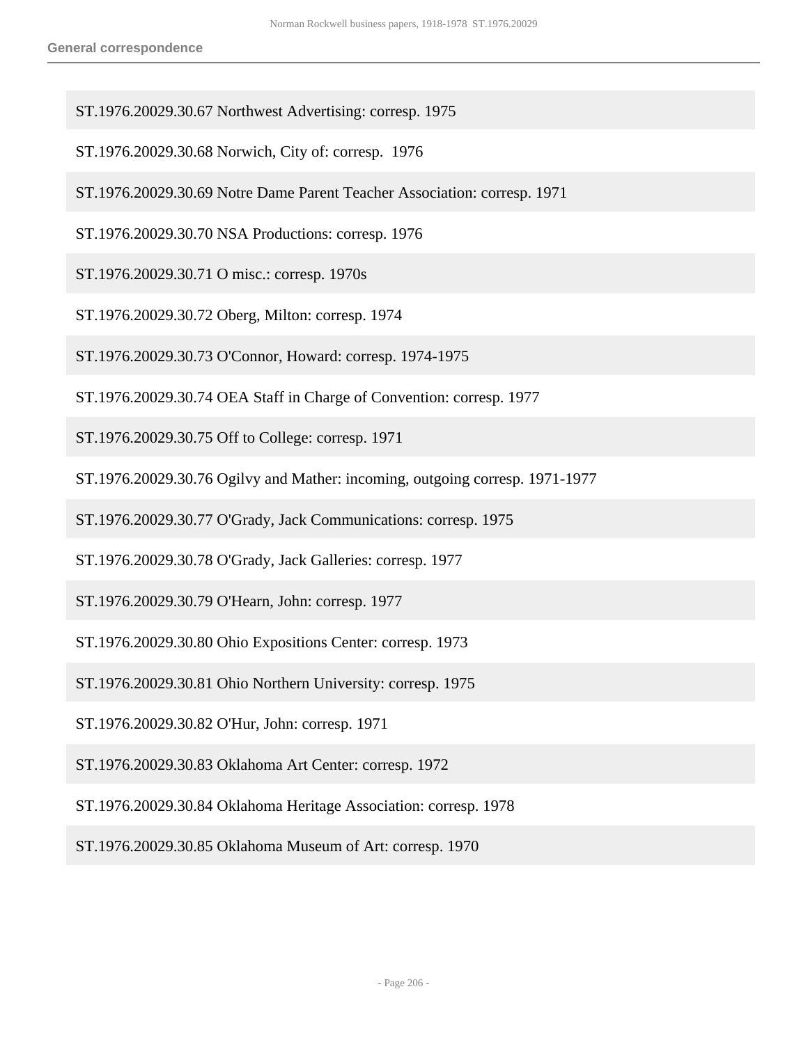ST.1976.20029.30.67 Northwest Advertising: corresp. 1975

ST.1976.20029.30.68 Norwich, City of: corresp. 1976

ST.1976.20029.30.69 Notre Dame Parent Teacher Association: corresp. 1971

ST.1976.20029.30.70 NSA Productions: corresp. 1976

ST.1976.20029.30.71 O misc.: corresp. 1970s

ST.1976.20029.30.72 Oberg, Milton: corresp. 1974

ST.1976.20029.30.73 O'Connor, Howard: corresp. 1974-1975

ST.1976.20029.30.74 OEA Staff in Charge of Convention: corresp. 1977

ST.1976.20029.30.75 Off to College: corresp. 1971

ST.1976.20029.30.76 Ogilvy and Mather: incoming, outgoing corresp. 1971-1977

ST.1976.20029.30.77 O'Grady, Jack Communications: corresp. 1975

ST.1976.20029.30.78 O'Grady, Jack Galleries: corresp. 1977

ST.1976.20029.30.79 O'Hearn, John: corresp. 1977

ST.1976.20029.30.80 Ohio Expositions Center: corresp. 1973

ST.1976.20029.30.81 Ohio Northern University: corresp. 1975

ST.1976.20029.30.82 O'Hur, John: corresp. 1971

ST.1976.20029.30.83 Oklahoma Art Center: corresp. 1972

ST.1976.20029.30.84 Oklahoma Heritage Association: corresp. 1978

ST.1976.20029.30.85 Oklahoma Museum of Art: corresp. 1970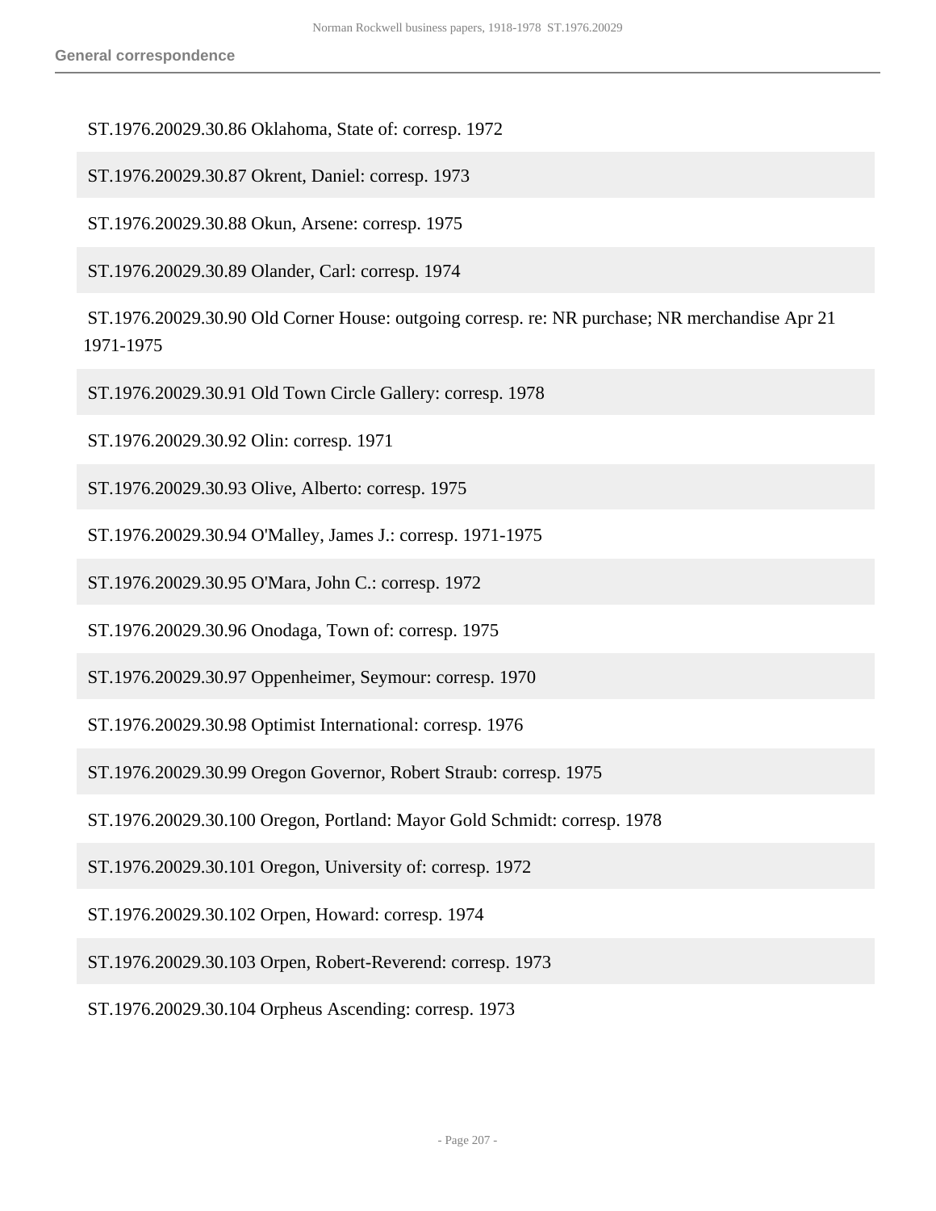ST.1976.20029.30.86 Oklahoma, State of: corresp. 1972

ST.1976.20029.30.87 Okrent, Daniel: corresp. 1973

ST.1976.20029.30.88 Okun, Arsene: corresp. 1975

ST.1976.20029.30.89 Olander, Carl: corresp. 1974

ST.1976.20029.30.90 Old Corner House: outgoing corresp. re: NR purchase; NR merchandise Apr 21 1971-1975

ST.1976.20029.30.91 Old Town Circle Gallery: corresp. 1978

ST.1976.20029.30.92 Olin: corresp. 1971

ST.1976.20029.30.93 Olive, Alberto: corresp. 1975

ST.1976.20029.30.94 O'Malley, James J.: corresp. 1971-1975

ST.1976.20029.30.95 O'Mara, John C.: corresp. 1972

ST.1976.20029.30.96 Onodaga, Town of: corresp. 1975

ST.1976.20029.30.97 Oppenheimer, Seymour: corresp. 1970

ST.1976.20029.30.98 Optimist International: corresp. 1976

ST.1976.20029.30.99 Oregon Governor, Robert Straub: corresp. 1975

ST.1976.20029.30.100 Oregon, Portland: Mayor Gold Schmidt: corresp. 1978

ST.1976.20029.30.101 Oregon, University of: corresp. 1972

ST.1976.20029.30.102 Orpen, Howard: corresp. 1974

ST.1976.20029.30.103 Orpen, Robert-Reverend: corresp. 1973

ST.1976.20029.30.104 Orpheus Ascending: corresp. 1973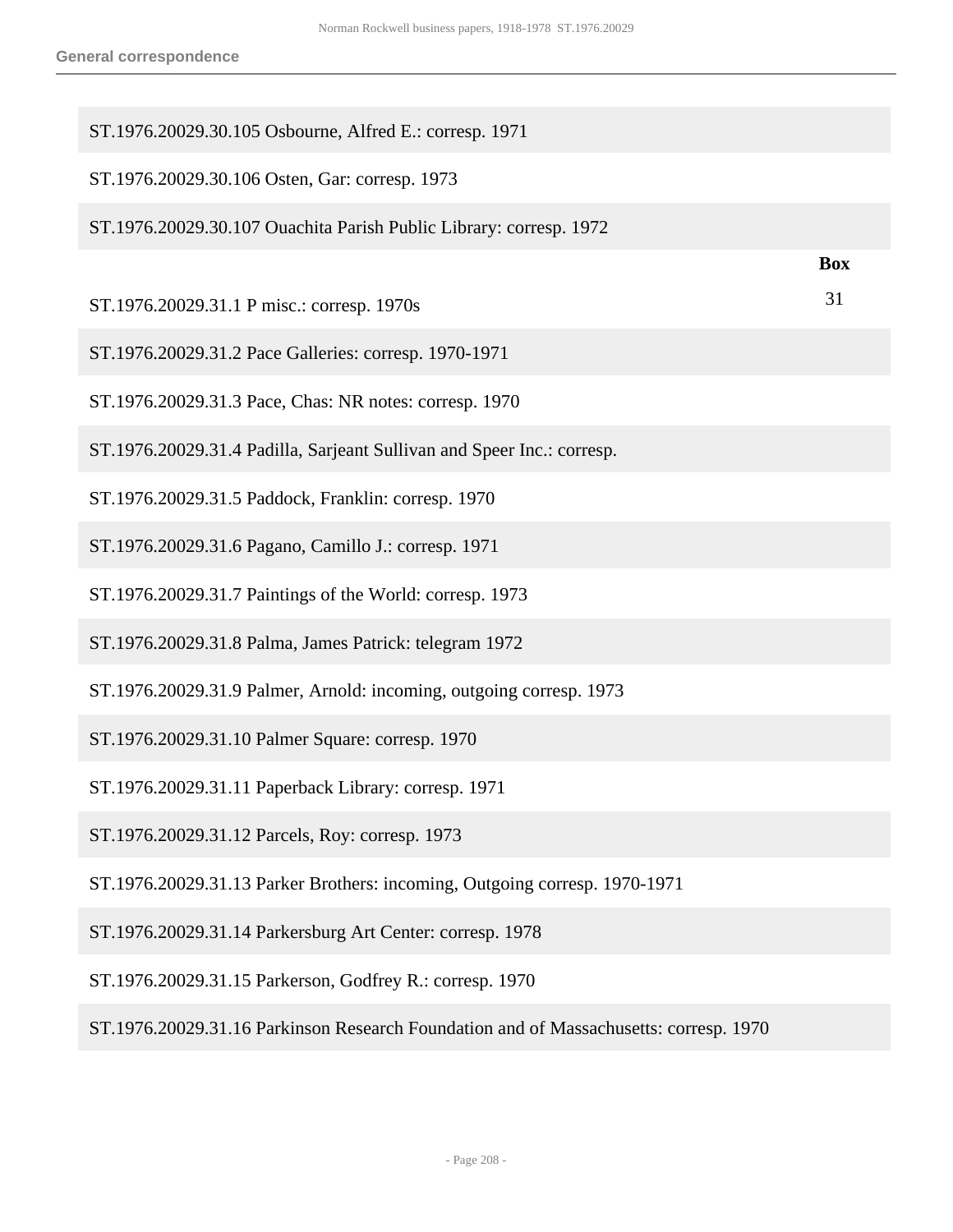ST.1976.20029.30.105 Osbourne, Alfred E.: corresp. 1971

ST.1976.20029.30.106 Osten, Gar: corresp. 1973

ST.1976.20029.30.107 Ouachita Parish Public Library: corresp. 1972

| | Box |
|---|---|
| ST.1976.20029.31.1 P misc.: corresp. 1970s | 31 |
| ST.1976.20029.31.2 Pace Galleries: corresp. 1970-1971 | |
| ST.1976.20029.31.3 Pace, Chas: NR notes: corresp. 1970 | |
| ST.1976.20029.31.4 Padilla, Sarjeant Sullivan and Speer Inc.: corresp. | |
| ST.1976.20029.31.5 Paddock, Franklin: corresp. 1970 | |
| ST.1976.20029.31.6 Pagano, Camillo J.: corresp. 1971 | |
| ST.1976.20029.31.7 Paintings of the World: corresp. 1973 | |
| ST.1976.20029.31.8 Palma, James Patrick: telegram 1972 | |
| ST.1976.20029.31.9 Palmer, Arnold: incoming, outgoing corresp. 1973 | |
| ST.1976.20029.31.10 Palmer Square: corresp. 1970 | |
| ST.1976.20029.31.11 Paperback Library: corresp. 1971 | |
| ST.1976.20029.31.12 Parcels, Roy: corresp. 1973 | |
| ST.1976.20029.31.13 Parker Brothers: incoming, Outgoing corresp. 1970-1971 | |
| ST.1976.20029.31.14 Parkersburg Art Center: corresp. 1978 | |
| ST.1976.20029.31.15 Parkerson, Godfrey R.: corresp. 1970 | |
| ST.1976.20029.31.16 Parkinson Research Foundation and of Massachusetts: corresp. 1970 | |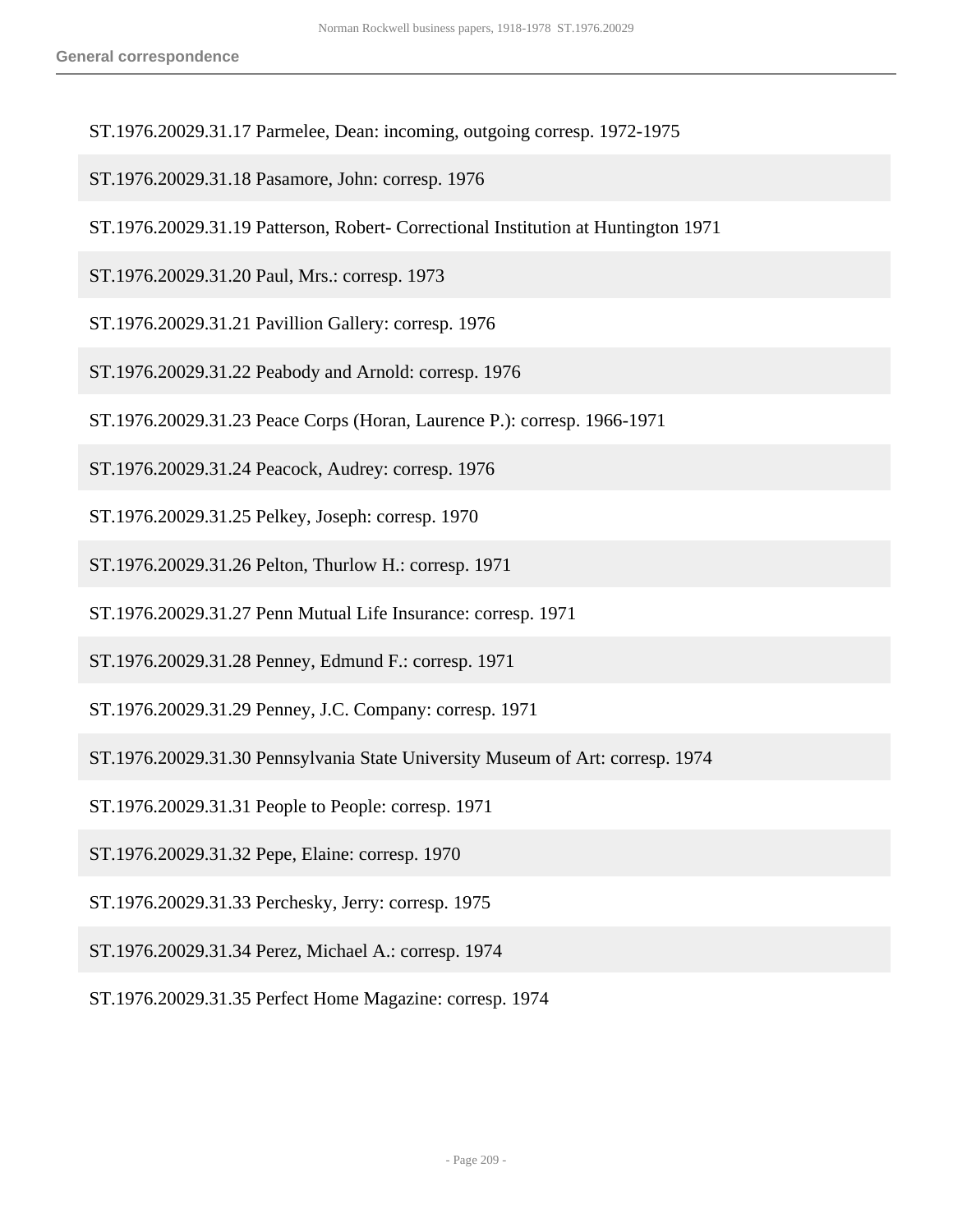ST.1976.20029.31.17 Parmelee, Dean: incoming, outgoing corresp. 1972-1975

ST.1976.20029.31.18 Pasamore, John: corresp. 1976

ST.1976.20029.31.19 Patterson, Robert- Correctional Institution at Huntington 1971

ST.1976.20029.31.20 Paul, Mrs.: corresp. 1973

ST.1976.20029.31.21 Pavillion Gallery: corresp. 1976

ST.1976.20029.31.22 Peabody and Arnold: corresp. 1976

ST.1976.20029.31.23 Peace Corps (Horan, Laurence P.): corresp. 1966-1971

ST.1976.20029.31.24 Peacock, Audrey: corresp. 1976

ST.1976.20029.31.25 Pelkey, Joseph: corresp. 1970

ST.1976.20029.31.26 Pelton, Thurlow H.: corresp. 1971

ST.1976.20029.31.27 Penn Mutual Life Insurance: corresp. 1971

ST.1976.20029.31.28 Penney, Edmund F.: corresp. 1971

ST.1976.20029.31.29 Penney, J.C. Company: corresp. 1971

ST.1976.20029.31.30 Pennsylvania State University Museum of Art: corresp. 1974

ST.1976.20029.31.31 People to People: corresp. 1971

ST.1976.20029.31.32 Pepe, Elaine: corresp. 1970

ST.1976.20029.31.33 Perchesky, Jerry: corresp. 1975

ST.1976.20029.31.34 Perez, Michael A.: corresp. 1974

ST.1976.20029.31.35 Perfect Home Magazine: corresp. 1974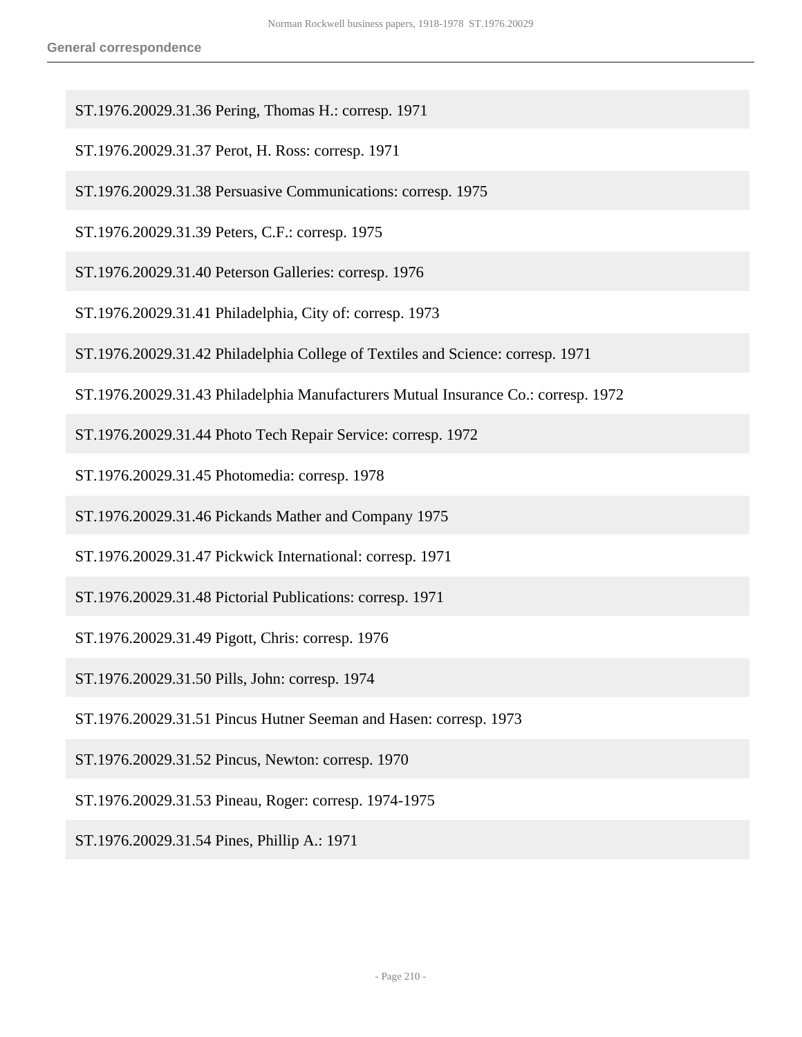ST.1976.20029.31.36 Pering, Thomas H.: corresp. 1971

ST.1976.20029.31.37 Perot, H. Ross: corresp. 1971

ST.1976.20029.31.38 Persuasive Communications: corresp. 1975

ST.1976.20029.31.39 Peters, C.F.: corresp. 1975

ST.1976.20029.31.40 Peterson Galleries: corresp. 1976

ST.1976.20029.31.41 Philadelphia, City of: corresp. 1973

ST.1976.20029.31.42 Philadelphia College of Textiles and Science: corresp. 1971

ST.1976.20029.31.43 Philadelphia Manufacturers Mutual Insurance Co.: corresp. 1972

ST.1976.20029.31.44 Photo Tech Repair Service: corresp. 1972

ST.1976.20029.31.45 Photomedia: corresp. 1978

ST.1976.20029.31.46 Pickands Mather and Company 1975

ST.1976.20029.31.47 Pickwick International: corresp. 1971

ST.1976.20029.31.48 Pictorial Publications: corresp. 1971

ST.1976.20029.31.49 Pigott, Chris: corresp. 1976

ST.1976.20029.31.50 Pills, John: corresp. 1974

ST.1976.20029.31.51 Pincus Hutner Seeman and Hasen: corresp. 1973

ST.1976.20029.31.52 Pincus, Newton: corresp. 1970

ST.1976.20029.31.53 Pineau, Roger: corresp. 1974-1975

ST.1976.20029.31.54 Pines, Phillip A.: 1971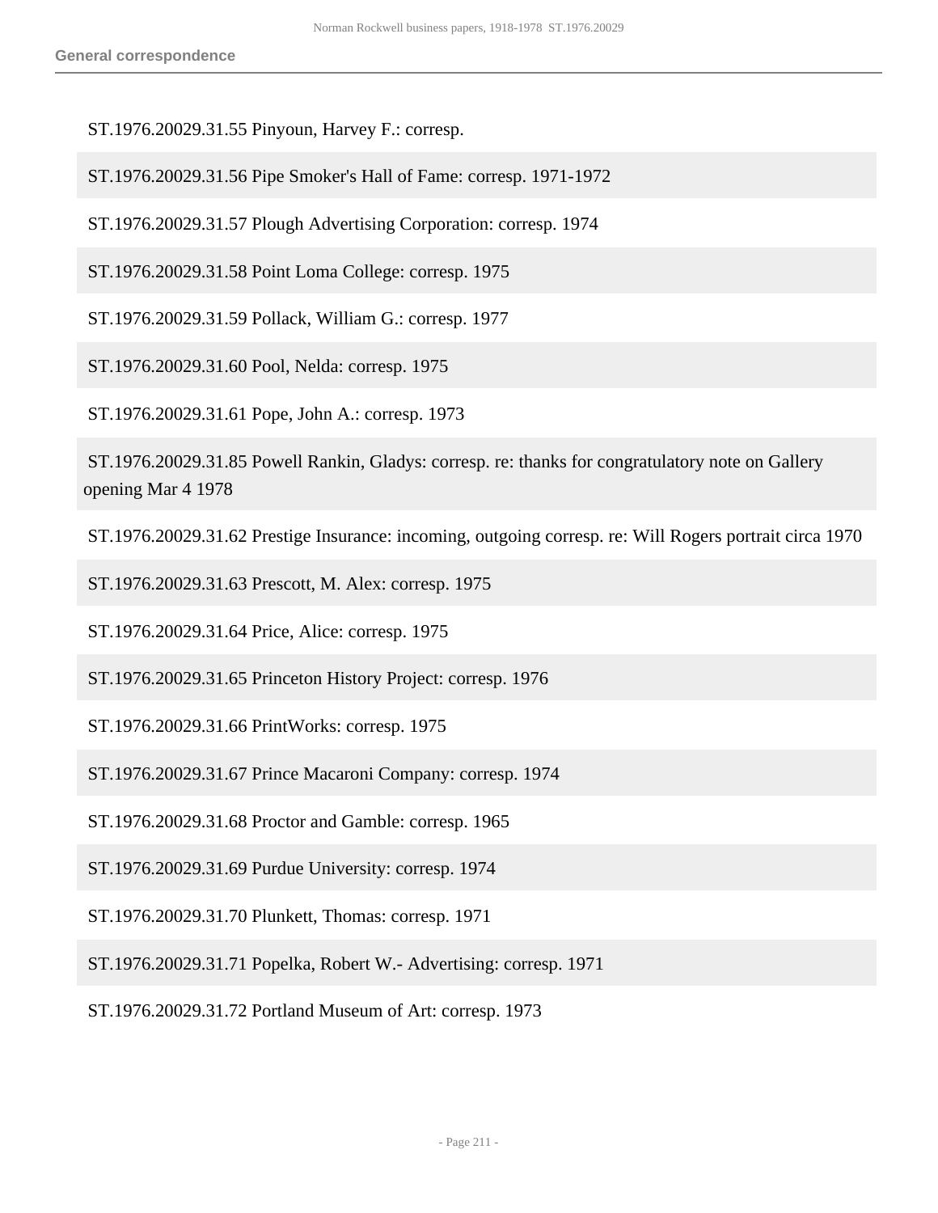ST.1976.20029.31.55 Pinyoun, Harvey F.: corresp.

ST.1976.20029.31.56 Pipe Smoker's Hall of Fame: corresp. 1971-1972

ST.1976.20029.31.57 Plough Advertising Corporation: corresp. 1974

ST.1976.20029.31.58 Point Loma College: corresp. 1975

ST.1976.20029.31.59 Pollack, William G.: corresp. 1977

ST.1976.20029.31.60 Pool, Nelda: corresp. 1975

ST.1976.20029.31.61 Pope, John A.: corresp. 1973

ST.1976.20029.31.85 Powell Rankin, Gladys: corresp. re: thanks for congratulatory note on Gallery opening Mar 4 1978

ST.1976.20029.31.62 Prestige Insurance: incoming, outgoing corresp. re: Will Rogers portrait circa 1970

ST.1976.20029.31.63 Prescott, M. Alex: corresp. 1975

ST.1976.20029.31.64 Price, Alice: corresp. 1975

ST.1976.20029.31.65 Princeton History Project: corresp. 1976

ST.1976.20029.31.66 PrintWorks: corresp. 1975

ST.1976.20029.31.67 Prince Macaroni Company: corresp. 1974

ST.1976.20029.31.68 Proctor and Gamble: corresp. 1965

ST.1976.20029.31.69 Purdue University: corresp. 1974

ST.1976.20029.31.70 Plunkett, Thomas: corresp. 1971

ST.1976.20029.31.71 Popelka, Robert W.- Advertising: corresp. 1971

ST.1976.20029.31.72 Portland Museum of Art: corresp. 1973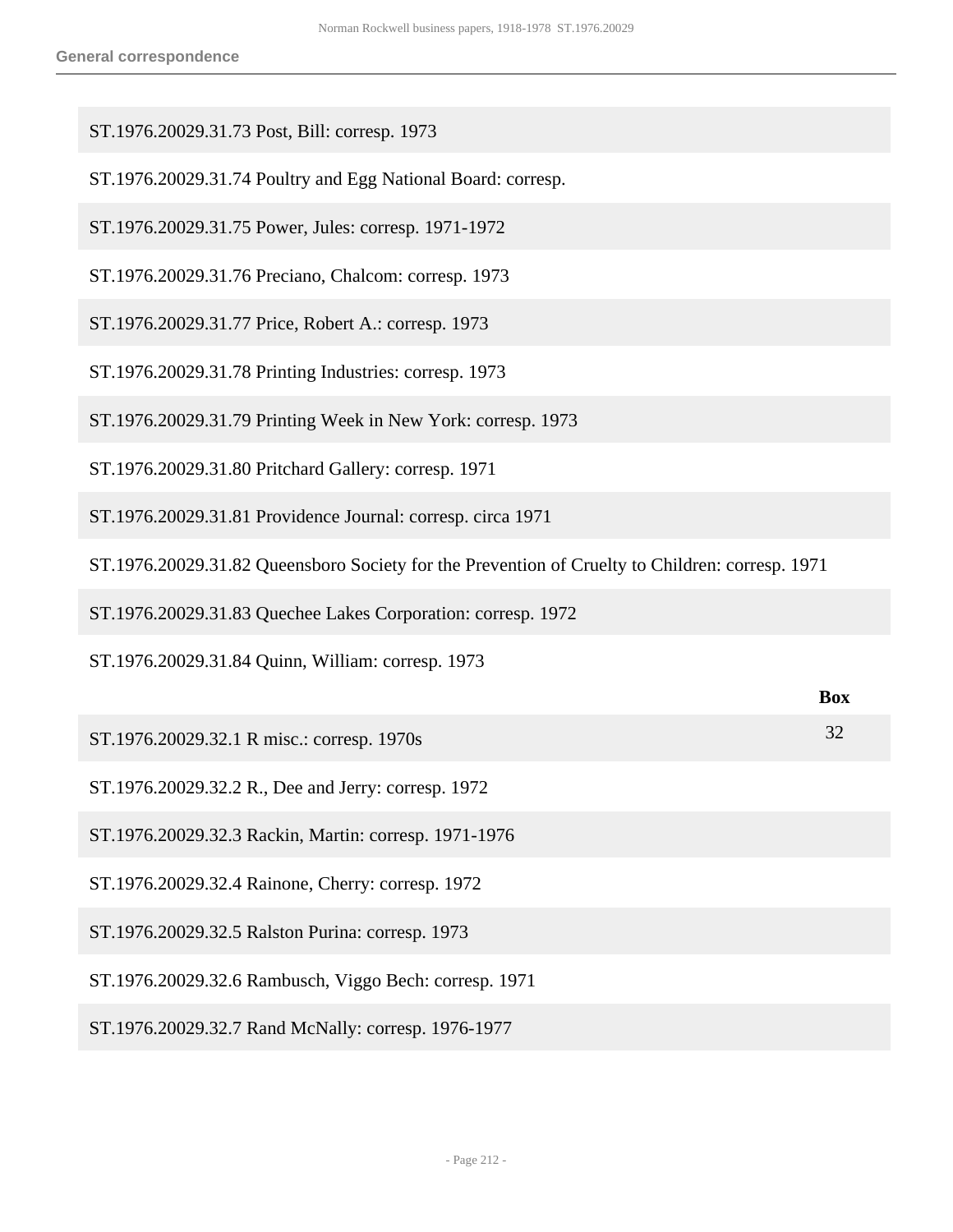ST.1976.20029.31.73 Post, Bill: corresp. 1973

ST.1976.20029.31.74 Poultry and Egg National Board: corresp.

ST.1976.20029.31.75 Power, Jules: corresp. 1971-1972

ST.1976.20029.31.76 Preciano, Chalcom: corresp. 1973

ST.1976.20029.31.77 Price, Robert A.: corresp. 1973

ST.1976.20029.31.78 Printing Industries: corresp. 1973

ST.1976.20029.31.79 Printing Week in New York: corresp. 1973

ST.1976.20029.31.80 Pritchard Gallery: corresp. 1971

ST.1976.20029.31.81 Providence Journal: corresp. circa 1971

ST.1976.20029.31.82 Queensboro Society for the Prevention of Cruelty to Children: corresp. 1971

ST.1976.20029.31.83 Quechee Lakes Corporation: corresp. 1972

ST.1976.20029.31.84 Quinn, William: corresp. 1973

| | Box |
|---|---|
| ST.1976.20029.32.1 R misc.: corresp. 1970s | 32 |
| ST.1976.20029.32.2 R., Dee and Jerry: corresp. 1972 | |
| ST.1976.20029.32.3 Rackin, Martin: corresp. 1971-1976 | |
| ST.1976.20029.32.4 Rainone, Cherry: corresp. 1972 | |
| ST.1976.20029.32.5 Ralston Purina: corresp. 1973 | |
| ST.1976.20029.32.6 Rambusch, Viggo Bech: corresp. 1971 | |
| ST.1976.20029.32.7 Rand McNally: corresp. 1976-1977 | |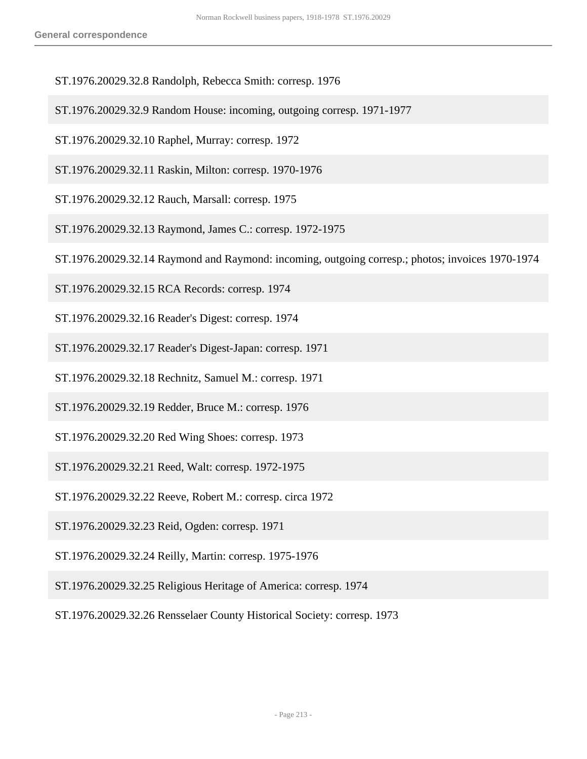ST.1976.20029.32.8 Randolph, Rebecca Smith: corresp. 1976

ST.1976.20029.32.9 Random House: incoming, outgoing corresp. 1971-1977

ST.1976.20029.32.10 Raphel, Murray: corresp. 1972

ST.1976.20029.32.11 Raskin, Milton: corresp. 1970-1976

ST.1976.20029.32.12 Rauch, Marsall: corresp. 1975

ST.1976.20029.32.13 Raymond, James C.: corresp. 1972-1975

ST.1976.20029.32.14 Raymond and Raymond: incoming, outgoing corresp.; photos; invoices 1970-1974

ST.1976.20029.32.15 RCA Records: corresp. 1974

ST.1976.20029.32.16 Reader's Digest: corresp. 1974

ST.1976.20029.32.17 Reader's Digest-Japan: corresp. 1971

ST.1976.20029.32.18 Rechnitz, Samuel M.: corresp. 1971

ST.1976.20029.32.19 Redder, Bruce M.: corresp. 1976

ST.1976.20029.32.20 Red Wing Shoes: corresp. 1973

ST.1976.20029.32.21 Reed, Walt: corresp. 1972-1975

ST.1976.20029.32.22 Reeve, Robert M.: corresp. circa 1972

ST.1976.20029.32.23 Reid, Ogden: corresp. 1971

ST.1976.20029.32.24 Reilly, Martin: corresp. 1975-1976

ST.1976.20029.32.25 Religious Heritage of America: corresp. 1974

ST.1976.20029.32.26 Rensselaer County Historical Society: corresp. 1973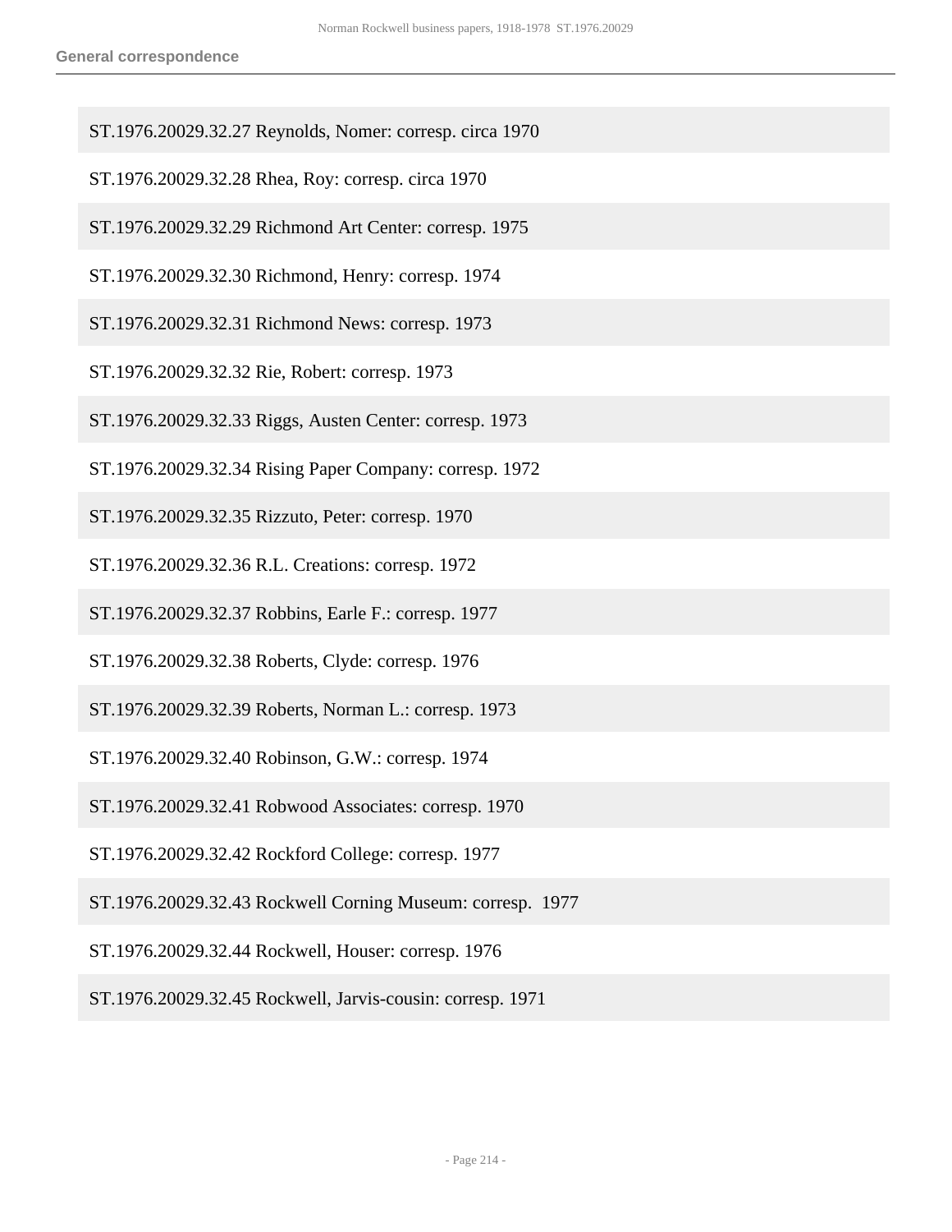ST.1976.20029.32.27 Reynolds, Nomer: corresp. circa 1970

ST.1976.20029.32.28 Rhea, Roy: corresp. circa 1970

ST.1976.20029.32.29 Richmond Art Center: corresp. 1975

ST.1976.20029.32.30 Richmond, Henry: corresp. 1974

ST.1976.20029.32.31 Richmond News: corresp. 1973

ST.1976.20029.32.32 Rie, Robert: corresp. 1973

ST.1976.20029.32.33 Riggs, Austen Center: corresp. 1973

ST.1976.20029.32.34 Rising Paper Company: corresp. 1972

ST.1976.20029.32.35 Rizzuto, Peter: corresp. 1970

ST.1976.20029.32.36 R.L. Creations: corresp. 1972

ST.1976.20029.32.37 Robbins, Earle F.: corresp. 1977

ST.1976.20029.32.38 Roberts, Clyde: corresp. 1976

ST.1976.20029.32.39 Roberts, Norman L.: corresp. 1973

ST.1976.20029.32.40 Robinson, G.W.: corresp. 1974

ST.1976.20029.32.41 Robwood Associates: corresp. 1970

ST.1976.20029.32.42 Rockford College: corresp. 1977

ST.1976.20029.32.43 Rockwell Corning Museum: corresp. 1977

ST.1976.20029.32.44 Rockwell, Houser: corresp. 1976

ST.1976.20029.32.45 Rockwell, Jarvis-cousin: corresp. 1971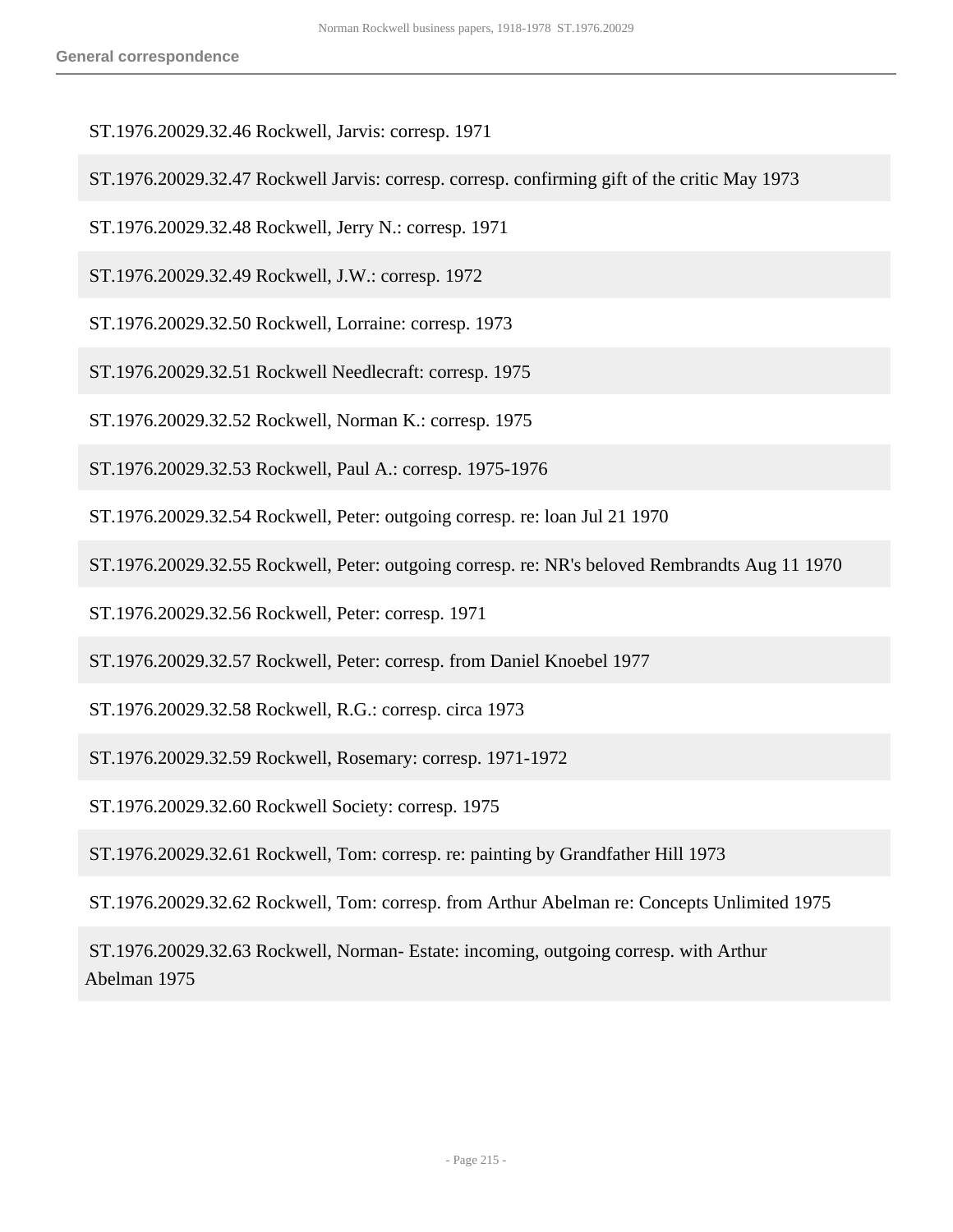ST.1976.20029.32.46 Rockwell, Jarvis: corresp. 1971

ST.1976.20029.32.47 Rockwell Jarvis: corresp. corresp. confirming gift of the critic May 1973

ST.1976.20029.32.48 Rockwell, Jerry N.: corresp. 1971

ST.1976.20029.32.49 Rockwell, J.W.: corresp. 1972

ST.1976.20029.32.50 Rockwell, Lorraine: corresp. 1973

ST.1976.20029.32.51 Rockwell Needlecraft: corresp. 1975

ST.1976.20029.32.52 Rockwell, Norman K.: corresp. 1975

ST.1976.20029.32.53 Rockwell, Paul A.: corresp. 1975-1976

ST.1976.20029.32.54 Rockwell, Peter: outgoing corresp. re: loan Jul 21 1970

ST.1976.20029.32.55 Rockwell, Peter: outgoing corresp. re: NR's beloved Rembrandts Aug 11 1970

ST.1976.20029.32.56 Rockwell, Peter: corresp. 1971

ST.1976.20029.32.57 Rockwell, Peter: corresp. from Daniel Knoebel 1977

ST.1976.20029.32.58 Rockwell, R.G.: corresp. circa 1973

ST.1976.20029.32.59 Rockwell, Rosemary: corresp. 1971-1972

ST.1976.20029.32.60 Rockwell Society: corresp. 1975

ST.1976.20029.32.61 Rockwell, Tom: corresp. re: painting by Grandfather Hill 1973

ST.1976.20029.32.62 Rockwell, Tom: corresp. from Arthur Abelman re: Concepts Unlimited 1975

ST.1976.20029.32.63 Rockwell, Norman- Estate: incoming, outgoing corresp. with Arthur Abelman 1975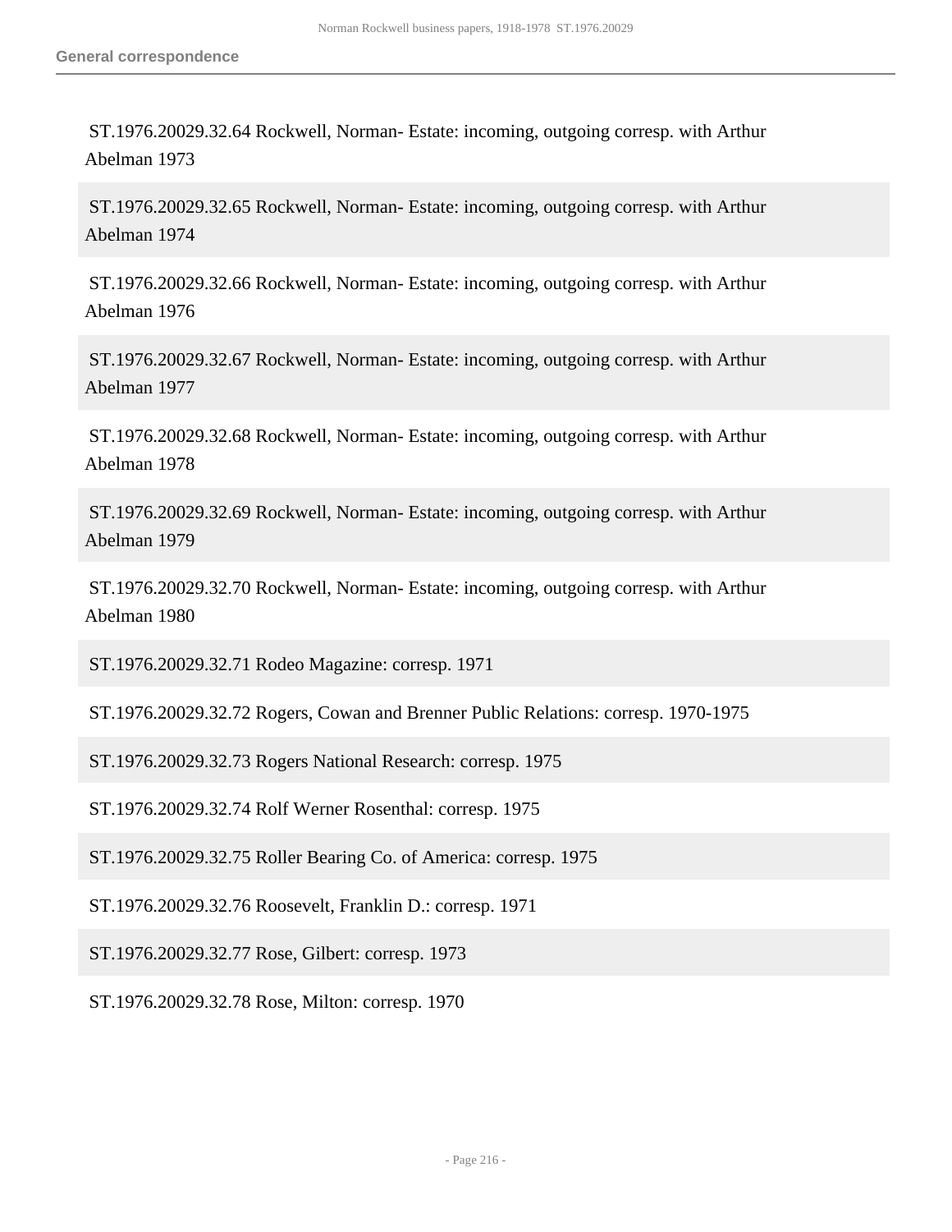ST.1976.20029.32.64 Rockwell, Norman- Estate: incoming, outgoing corresp. with Arthur Abelman 1973

ST.1976.20029.32.65 Rockwell, Norman- Estate: incoming, outgoing corresp. with Arthur Abelman 1974

ST.1976.20029.32.66 Rockwell, Norman- Estate: incoming, outgoing corresp. with Arthur Abelman 1976

ST.1976.20029.32.67 Rockwell, Norman- Estate: incoming, outgoing corresp. with Arthur Abelman 1977

ST.1976.20029.32.68 Rockwell, Norman- Estate: incoming, outgoing corresp. with Arthur Abelman 1978

ST.1976.20029.32.69 Rockwell, Norman- Estate: incoming, outgoing corresp. with Arthur Abelman 1979

ST.1976.20029.32.70 Rockwell, Norman- Estate: incoming, outgoing corresp. with Arthur Abelman 1980

ST.1976.20029.32.71 Rodeo Magazine: corresp. 1971

ST.1976.20029.32.72 Rogers, Cowan and Brenner Public Relations: corresp. 1970-1975

ST.1976.20029.32.73 Rogers National Research: corresp. 1975

ST.1976.20029.32.74 Rolf Werner Rosenthal: corresp. 1975

ST.1976.20029.32.75 Roller Bearing Co. of America: corresp. 1975

ST.1976.20029.32.76 Roosevelt, Franklin D.: corresp. 1971

ST.1976.20029.32.77 Rose, Gilbert: corresp. 1973

ST.1976.20029.32.78 Rose, Milton: corresp. 1970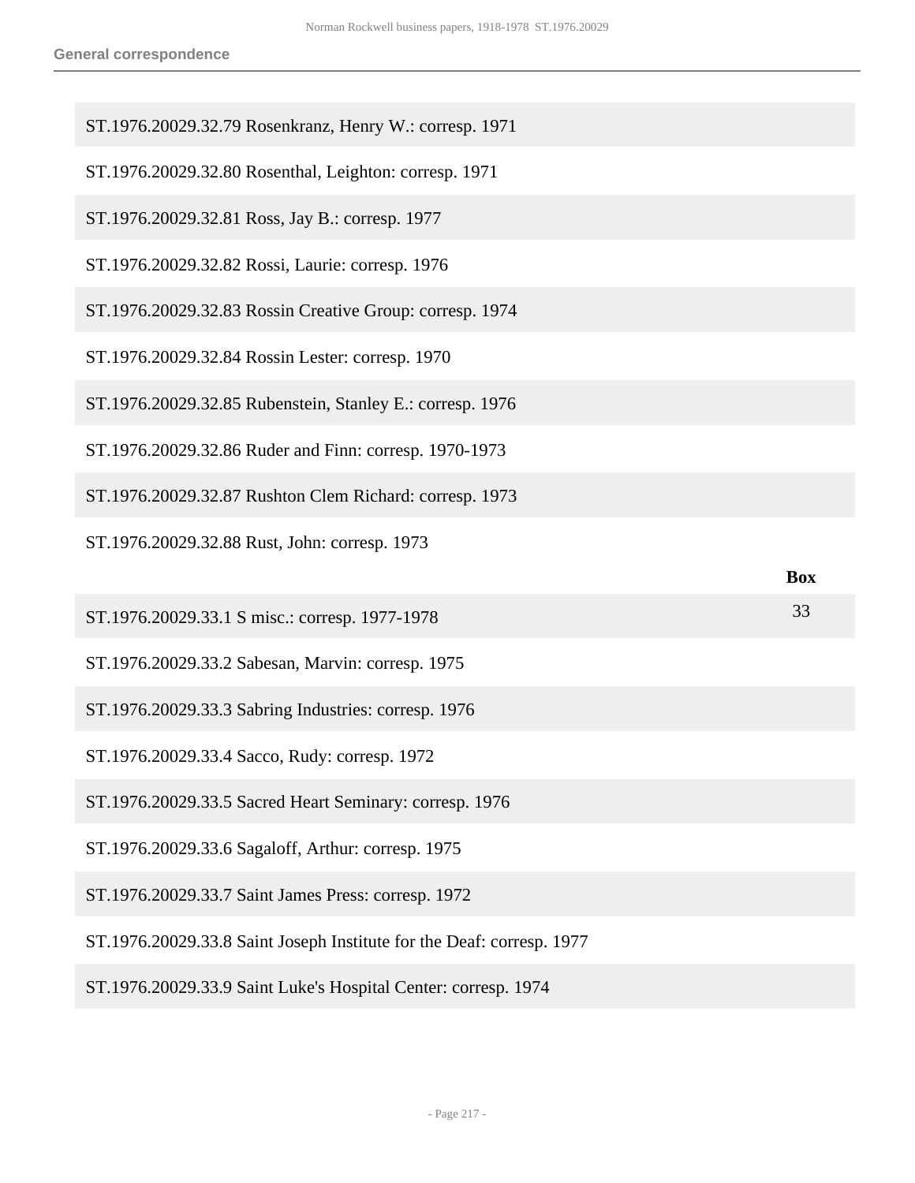ST.1976.20029.32.79 Rosenkranz, Henry W.: corresp. 1971

ST.1976.20029.32.80 Rosenthal, Leighton: corresp. 1971

ST.1976.20029.32.81 Ross, Jay B.: corresp. 1977

ST.1976.20029.32.82 Rossi, Laurie: corresp. 1976

ST.1976.20029.32.83 Rossin Creative Group: corresp. 1974

ST.1976.20029.32.84 Rossin Lester: corresp. 1970

ST.1976.20029.32.85 Rubenstein, Stanley E.: corresp. 1976

ST.1976.20029.32.86 Ruder and Finn: corresp. 1970-1973

ST.1976.20029.32.87 Rushton Clem Richard: corresp. 1973

ST.1976.20029.32.88 Rust, John: corresp. 1973

| | Box |
|---|---|
| ST.1976.20029.33.1 S misc.: corresp. 1977-1978 | 33 |
| ST.1976.20029.33.2 Sabesan, Marvin: corresp. 1975 | |
| ST.1976.20029.33.3 Sabring Industries: corresp. 1976 | |
| ST.1976.20029.33.4 Sacco, Rudy: corresp. 1972 | |
| ST.1976.20029.33.5 Sacred Heart Seminary: corresp. 1976 | |
| ST.1976.20029.33.6 Sagaloff, Arthur: corresp. 1975 | |
| ST.1976.20029.33.7 Saint James Press: corresp. 1972 | |
| ST.1976.20029.33.8 Saint Joseph Institute for the Deaf: corresp. 1977 | |
| ST.1976.20029.33.9 Saint Luke's Hospital Center: corresp. 1974 | |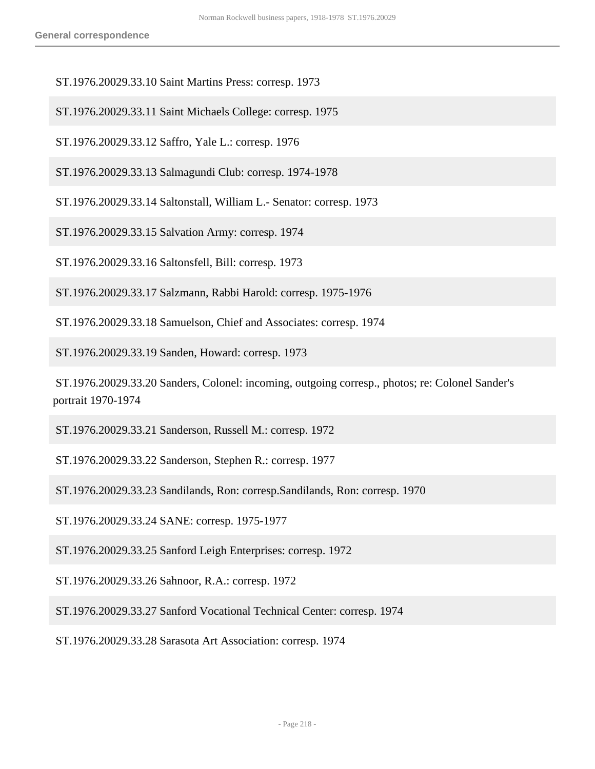ST.1976.20029.33.10 Saint Martins Press: corresp. 1973

ST.1976.20029.33.11 Saint Michaels College: corresp. 1975

ST.1976.20029.33.12 Saffro, Yale L.: corresp. 1976

ST.1976.20029.33.13 Salmagundi Club: corresp. 1974-1978

ST.1976.20029.33.14 Saltonstall, William L.- Senator: corresp. 1973

ST.1976.20029.33.15 Salvation Army: corresp. 1974

ST.1976.20029.33.16 Saltonsfell, Bill: corresp. 1973

ST.1976.20029.33.17 Salzmann, Rabbi Harold: corresp. 1975-1976

ST.1976.20029.33.18 Samuelson, Chief and Associates: corresp. 1974

ST.1976.20029.33.19 Sanden, Howard: corresp. 1973

ST.1976.20029.33.20 Sanders, Colonel: incoming, outgoing corresp., photos; re: Colonel Sander's portrait 1970-1974

ST.1976.20029.33.21 Sanderson, Russell M.: corresp. 1972

ST.1976.20029.33.22 Sanderson, Stephen R.: corresp. 1977

ST.1976.20029.33.23 Sandilands, Ron: corresp.Sandilands, Ron: corresp. 1970

ST.1976.20029.33.24 SANE: corresp. 1975-1977

ST.1976.20029.33.25 Sanford Leigh Enterprises: corresp. 1972

ST.1976.20029.33.26 Sahnoor, R.A.: corresp. 1972

ST.1976.20029.33.27 Sanford Vocational Technical Center: corresp. 1974

ST.1976.20029.33.28 Sarasota Art Association: corresp. 1974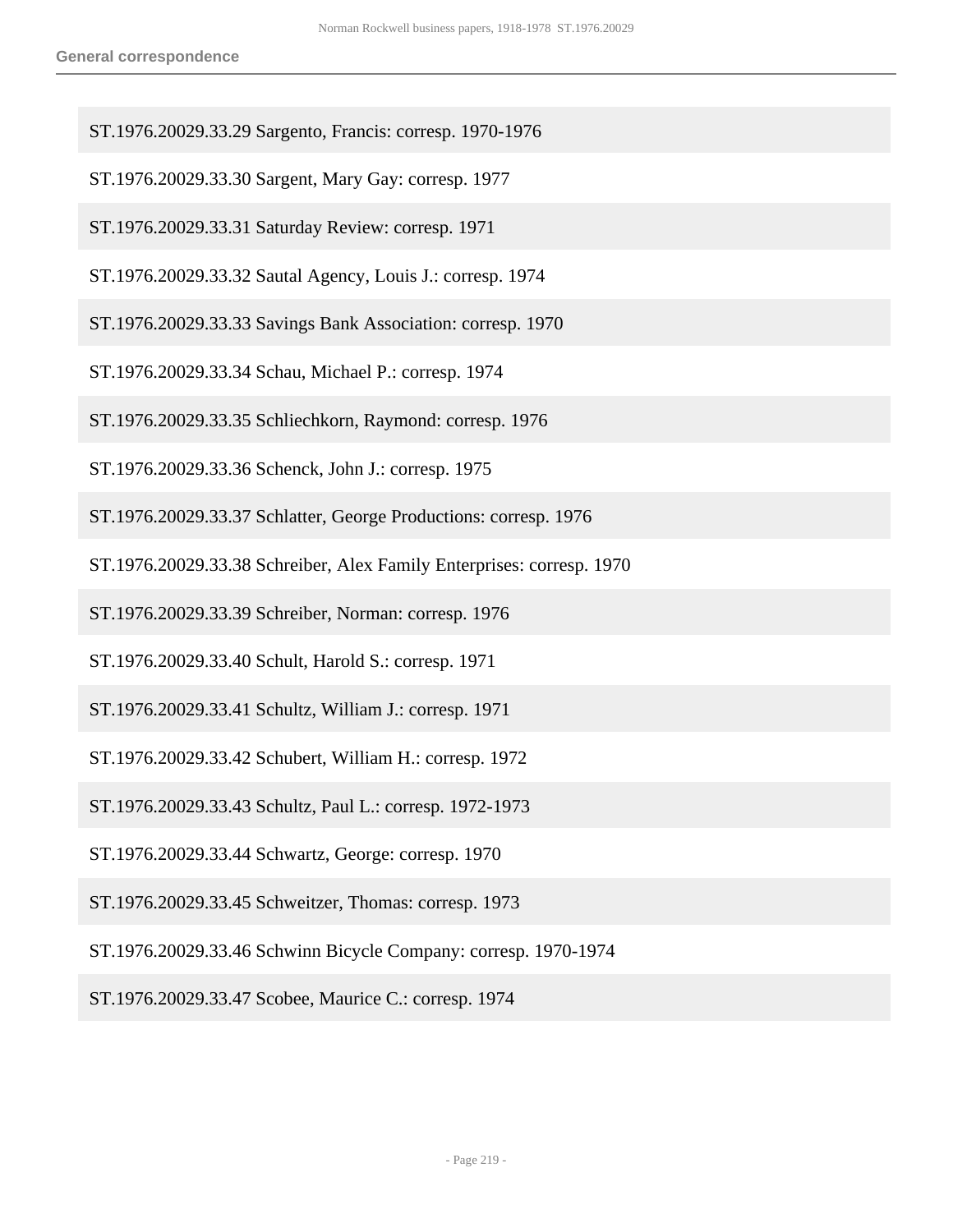ST.1976.20029.33.29 Sargento, Francis: corresp. 1970-1976

ST.1976.20029.33.30 Sargent, Mary Gay: corresp. 1977

ST.1976.20029.33.31 Saturday Review: corresp. 1971

ST.1976.20029.33.32 Sautal Agency, Louis J.: corresp. 1974

ST.1976.20029.33.33 Savings Bank Association: corresp. 1970

ST.1976.20029.33.34 Schau, Michael P.: corresp. 1974

ST.1976.20029.33.35 Schliechkorn, Raymond: corresp. 1976

ST.1976.20029.33.36 Schenck, John J.: corresp. 1975

ST.1976.20029.33.37 Schlatter, George Productions: corresp. 1976

ST.1976.20029.33.38 Schreiber, Alex Family Enterprises: corresp. 1970

ST.1976.20029.33.39 Schreiber, Norman: corresp. 1976

ST.1976.20029.33.40 Schult, Harold S.: corresp. 1971

ST.1976.20029.33.41 Schultz, William J.: corresp. 1971

ST.1976.20029.33.42 Schubert, William H.: corresp. 1972

ST.1976.20029.33.43 Schultz, Paul L.: corresp. 1972-1973

ST.1976.20029.33.44 Schwartz, George: corresp. 1970

ST.1976.20029.33.45 Schweitzer, Thomas: corresp. 1973

ST.1976.20029.33.46 Schwinn Bicycle Company: corresp. 1970-1974

ST.1976.20029.33.47 Scobee, Maurice C.: corresp. 1974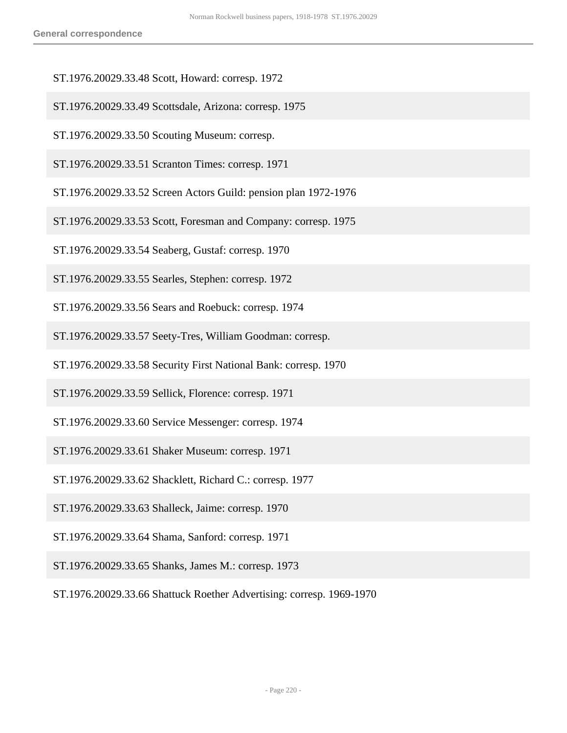ST.1976.20029.33.48 Scott, Howard: corresp. 1972

ST.1976.20029.33.49 Scottsdale, Arizona: corresp. 1975

ST.1976.20029.33.50 Scouting Museum: corresp.

ST.1976.20029.33.51 Scranton Times: corresp. 1971

ST.1976.20029.33.52 Screen Actors Guild: pension plan 1972-1976

ST.1976.20029.33.53 Scott, Foresman and Company: corresp. 1975

ST.1976.20029.33.54 Seaberg, Gustaf: corresp. 1970

ST.1976.20029.33.55 Searles, Stephen: corresp. 1972

ST.1976.20029.33.56 Sears and Roebuck: corresp. 1974

ST.1976.20029.33.57 Seety-Tres, William Goodman: corresp.

ST.1976.20029.33.58 Security First National Bank: corresp. 1970

ST.1976.20029.33.59 Sellick, Florence: corresp. 1971

ST.1976.20029.33.60 Service Messenger: corresp. 1974

ST.1976.20029.33.61 Shaker Museum: corresp. 1971

ST.1976.20029.33.62 Shacklett, Richard C.: corresp. 1977

ST.1976.20029.33.63 Shalleck, Jaime: corresp. 1970

ST.1976.20029.33.64 Shama, Sanford: corresp. 1971

ST.1976.20029.33.65 Shanks, James M.: corresp. 1973

ST.1976.20029.33.66 Shattuck Roether Advertising: corresp. 1969-1970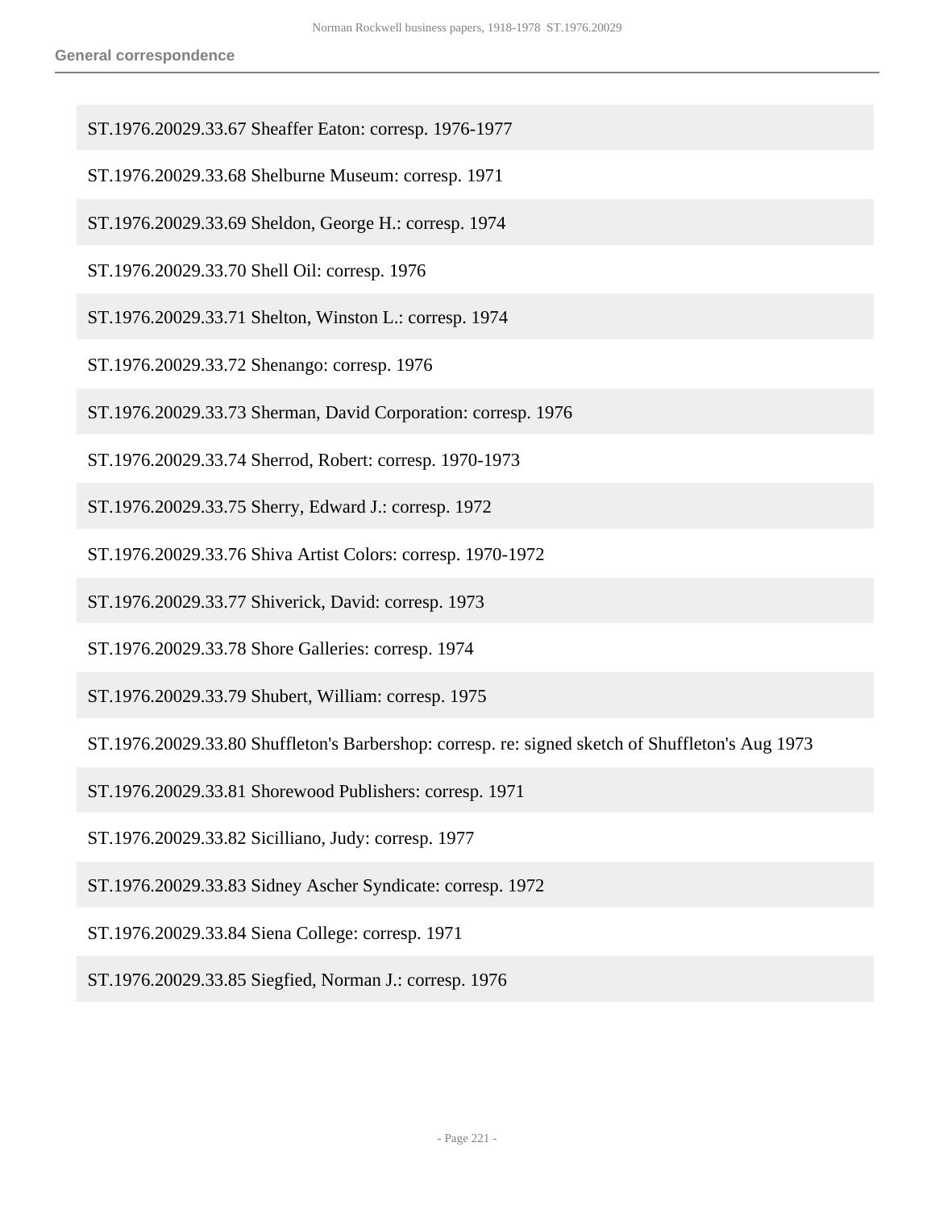ST.1976.20029.33.67 Sheaffer Eaton: corresp. 1976-1977

ST.1976.20029.33.68 Shelburne Museum: corresp. 1971

ST.1976.20029.33.69 Sheldon, George H.: corresp. 1974

ST.1976.20029.33.70 Shell Oil: corresp. 1976

ST.1976.20029.33.71 Shelton, Winston L.: corresp. 1974

ST.1976.20029.33.72 Shenango: corresp. 1976

ST.1976.20029.33.73 Sherman, David Corporation: corresp. 1976

ST.1976.20029.33.74 Sherrod, Robert: corresp. 1970-1973

ST.1976.20029.33.75 Sherry, Edward J.: corresp. 1972

ST.1976.20029.33.76 Shiva Artist Colors: corresp. 1970-1972

ST.1976.20029.33.77 Shiverick, David: corresp. 1973

ST.1976.20029.33.78 Shore Galleries: corresp. 1974

ST.1976.20029.33.79 Shubert, William: corresp. 1975

ST.1976.20029.33.80 Shuffleton's Barbershop: corresp. re: signed sketch of Shuffleton's Aug 1973

ST.1976.20029.33.81 Shorewood Publishers: corresp. 1971

ST.1976.20029.33.82 Sicilliano, Judy: corresp. 1977

ST.1976.20029.33.83 Sidney Ascher Syndicate: corresp. 1972

ST.1976.20029.33.84 Siena College: corresp. 1971

ST.1976.20029.33.85 Siegfied, Norman J.: corresp. 1976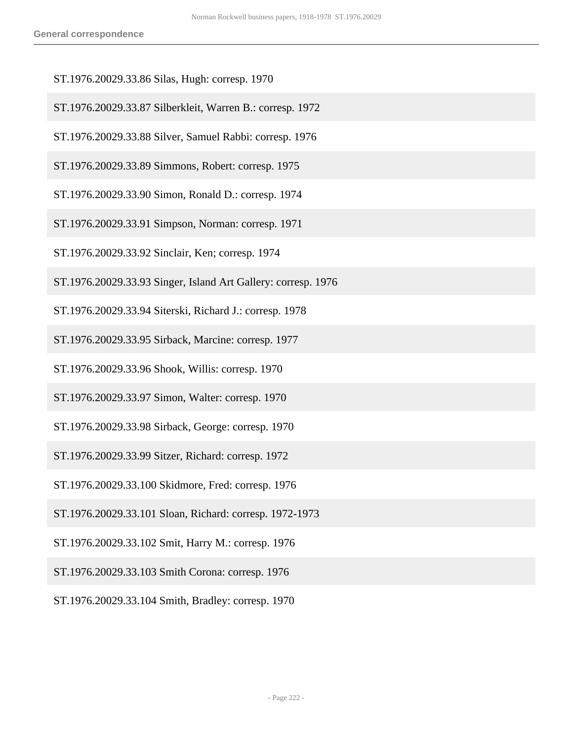ST.1976.20029.33.86 Silas, Hugh: corresp. 1970

ST.1976.20029.33.87 Silberkleit, Warren B.: corresp. 1972

ST.1976.20029.33.88 Silver, Samuel Rabbi: corresp. 1976

ST.1976.20029.33.89 Simmons, Robert: corresp. 1975

ST.1976.20029.33.90 Simon, Ronald D.: corresp. 1974

ST.1976.20029.33.91 Simpson, Norman: corresp. 1971

ST.1976.20029.33.92 Sinclair, Ken; corresp. 1974

ST.1976.20029.33.93 Singer, Island Art Gallery: corresp. 1976

ST.1976.20029.33.94 Siterski, Richard J.: corresp. 1978

ST.1976.20029.33.95 Sirback, Marcine: corresp. 1977

ST.1976.20029.33.96 Shook, Willis: corresp. 1970

ST.1976.20029.33.97 Simon, Walter: corresp. 1970

ST.1976.20029.33.98 Sirback, George: corresp. 1970

ST.1976.20029.33.99 Sitzer, Richard: corresp. 1972

ST.1976.20029.33.100 Skidmore, Fred: corresp. 1976

ST.1976.20029.33.101 Sloan, Richard: corresp. 1972-1973

ST.1976.20029.33.102 Smit, Harry M.: corresp. 1976

ST.1976.20029.33.103 Smith Corona: corresp. 1976

ST.1976.20029.33.104 Smith, Bradley: corresp. 1970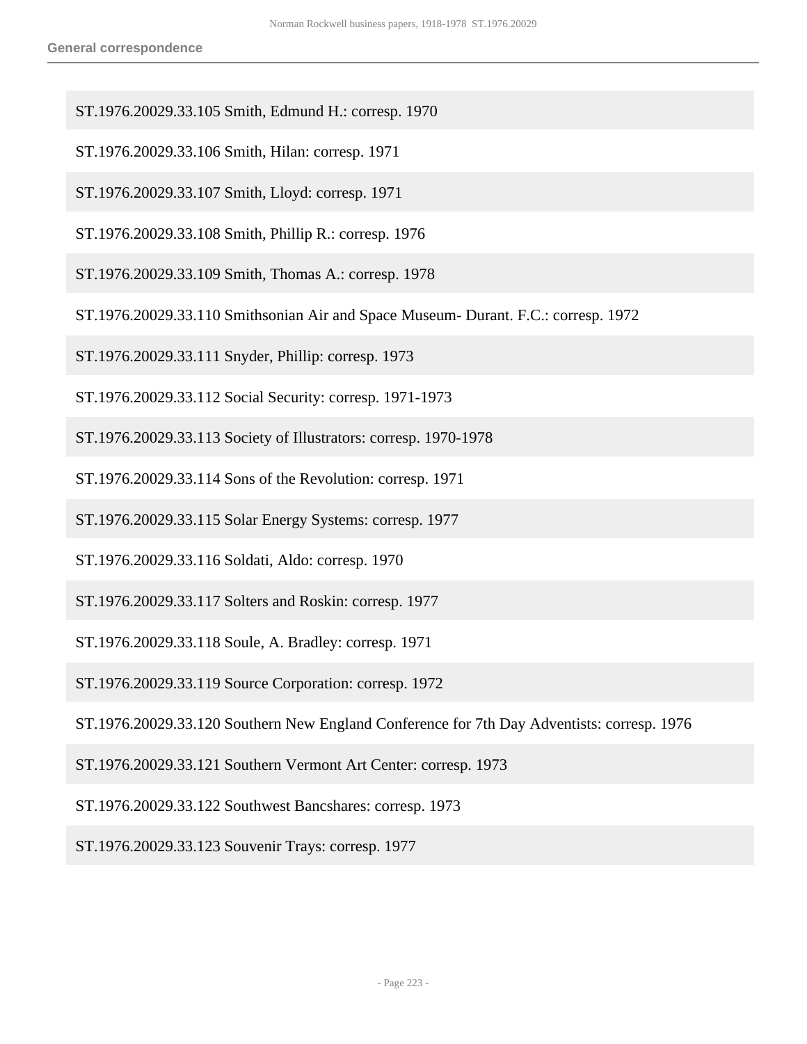ST.1976.20029.33.105 Smith, Edmund H.: corresp. 1970

ST.1976.20029.33.106 Smith, Hilan: corresp. 1971

ST.1976.20029.33.107 Smith, Lloyd: corresp. 1971

ST.1976.20029.33.108 Smith, Phillip R.: corresp. 1976

ST.1976.20029.33.109 Smith, Thomas A.: corresp. 1978

ST.1976.20029.33.110 Smithsonian Air and Space Museum- Durant. F.C.: corresp. 1972

ST.1976.20029.33.111 Snyder, Phillip: corresp. 1973

ST.1976.20029.33.112 Social Security: corresp. 1971-1973

ST.1976.20029.33.113 Society of Illustrators: corresp. 1970-1978

ST.1976.20029.33.114 Sons of the Revolution: corresp. 1971

ST.1976.20029.33.115 Solar Energy Systems: corresp. 1977

ST.1976.20029.33.116 Soldati, Aldo: corresp. 1970

ST.1976.20029.33.117 Solters and Roskin: corresp. 1977

ST.1976.20029.33.118 Soule, A. Bradley: corresp. 1971

ST.1976.20029.33.119 Source Corporation: corresp. 1972

ST.1976.20029.33.120 Southern New England Conference for 7th Day Adventists: corresp. 1976

ST.1976.20029.33.121 Southern Vermont Art Center: corresp. 1973

ST.1976.20029.33.122 Southwest Bancshares: corresp. 1973

ST.1976.20029.33.123 Souvenir Trays: corresp. 1977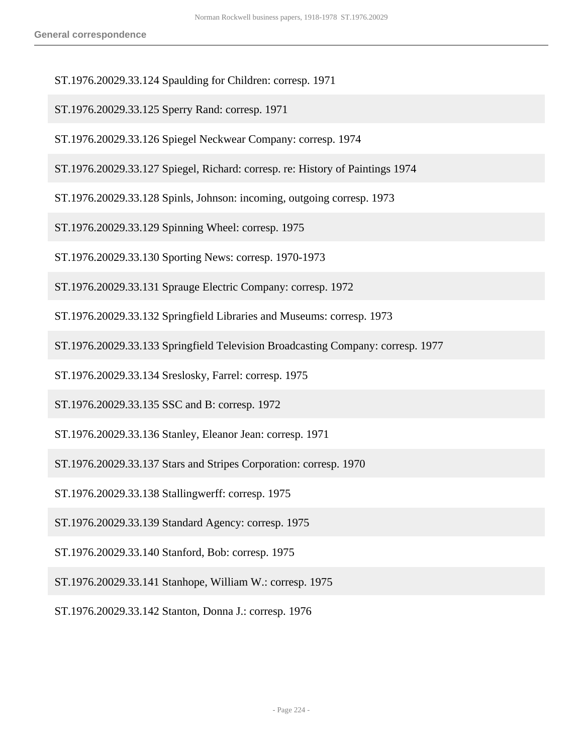ST.1976.20029.33.124 Spaulding for Children: corresp. 1971

ST.1976.20029.33.125 Sperry Rand: corresp. 1971

ST.1976.20029.33.126 Spiegel Neckwear Company: corresp. 1974

ST.1976.20029.33.127 Spiegel, Richard: corresp. re: History of Paintings 1974

ST.1976.20029.33.128 Spinls, Johnson: incoming, outgoing corresp. 1973

ST.1976.20029.33.129 Spinning Wheel: corresp. 1975

ST.1976.20029.33.130 Sporting News: corresp. 1970-1973

ST.1976.20029.33.131 Sprauge Electric Company: corresp. 1972

ST.1976.20029.33.132 Springfield Libraries and Museums: corresp. 1973

ST.1976.20029.33.133 Springfield Television Broadcasting Company: corresp. 1977

ST.1976.20029.33.134 Sreslosky, Farrel: corresp. 1975

ST.1976.20029.33.135 SSC and B: corresp. 1972

ST.1976.20029.33.136 Stanley, Eleanor Jean: corresp. 1971

ST.1976.20029.33.137 Stars and Stripes Corporation: corresp. 1970

ST.1976.20029.33.138 Stallingwerff: corresp. 1975

ST.1976.20029.33.139 Standard Agency: corresp. 1975

ST.1976.20029.33.140 Stanford, Bob: corresp. 1975

ST.1976.20029.33.141 Stanhope, William W.: corresp. 1975

ST.1976.20029.33.142 Stanton, Donna J.: corresp. 1976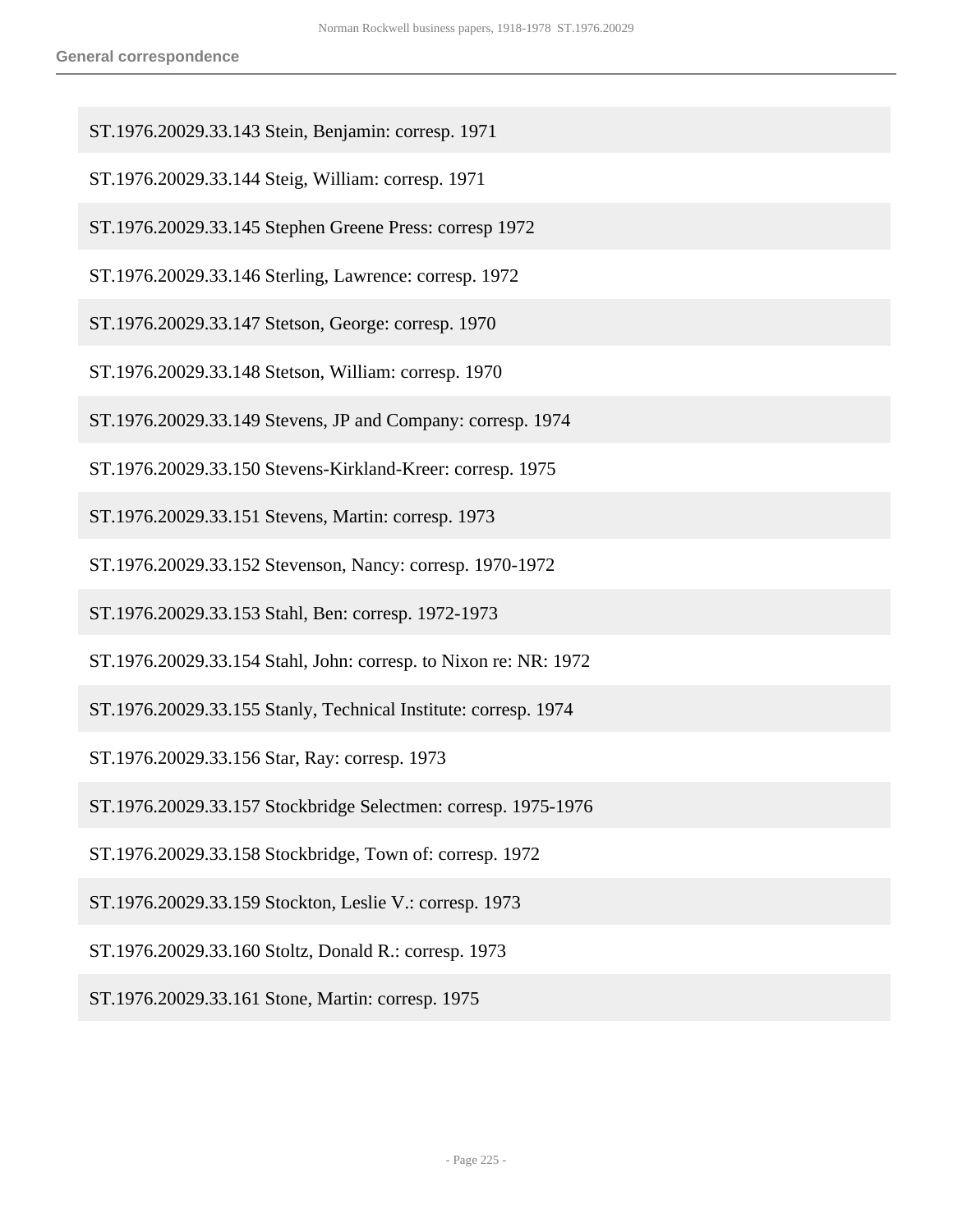ST.1976.20029.33.143 Stein, Benjamin: corresp. 1971

ST.1976.20029.33.144 Steig, William: corresp. 1971

ST.1976.20029.33.145 Stephen Greene Press: corresp 1972

ST.1976.20029.33.146 Sterling, Lawrence: corresp. 1972

ST.1976.20029.33.147 Stetson, George: corresp. 1970

ST.1976.20029.33.148 Stetson, William: corresp. 1970

ST.1976.20029.33.149 Stevens, JP and Company: corresp. 1974

ST.1976.20029.33.150 Stevens-Kirkland-Kreer: corresp. 1975

ST.1976.20029.33.151 Stevens, Martin: corresp. 1973

ST.1976.20029.33.152 Stevenson, Nancy: corresp. 1970-1972

ST.1976.20029.33.153 Stahl, Ben: corresp. 1972-1973

ST.1976.20029.33.154 Stahl, John: corresp. to Nixon re: NR: 1972

ST.1976.20029.33.155 Stanly, Technical Institute: corresp. 1974

ST.1976.20029.33.156 Star, Ray: corresp. 1973

ST.1976.20029.33.157 Stockbridge Selectmen: corresp. 1975-1976

ST.1976.20029.33.158 Stockbridge, Town of: corresp. 1972

ST.1976.20029.33.159 Stockton, Leslie V.: corresp. 1973

ST.1976.20029.33.160 Stoltz, Donald R.: corresp. 1973

ST.1976.20029.33.161 Stone, Martin: corresp. 1975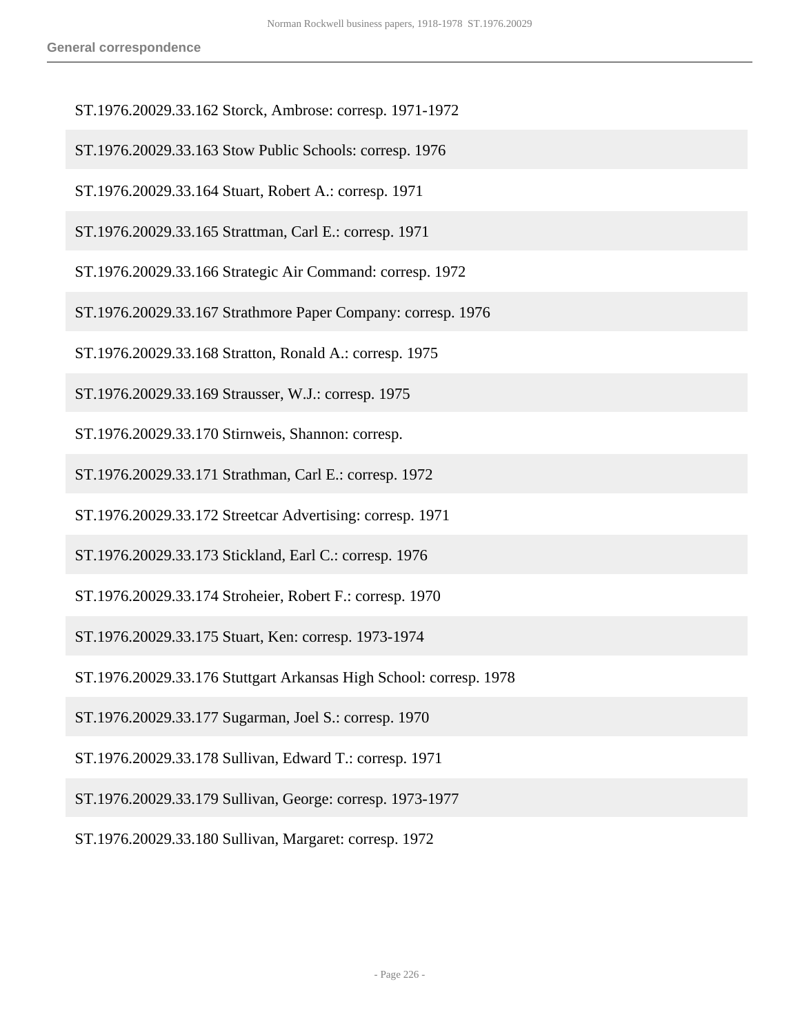ST.1976.20029.33.162 Storck, Ambrose: corresp. 1971-1972

ST.1976.20029.33.163 Stow Public Schools: corresp. 1976

ST.1976.20029.33.164 Stuart, Robert A.: corresp. 1971

ST.1976.20029.33.165 Strattman, Carl E.: corresp. 1971

ST.1976.20029.33.166 Strategic Air Command: corresp. 1972

ST.1976.20029.33.167 Strathmore Paper Company: corresp. 1976

ST.1976.20029.33.168 Stratton, Ronald A.: corresp. 1975

ST.1976.20029.33.169 Strausser, W.J.: corresp. 1975

ST.1976.20029.33.170 Stirnweis, Shannon: corresp.

ST.1976.20029.33.171 Strathman, Carl E.: corresp. 1972

ST.1976.20029.33.172 Streetcar Advertising: corresp. 1971

ST.1976.20029.33.173 Stickland, Earl C.: corresp. 1976

ST.1976.20029.33.174 Stroheier, Robert F.: corresp. 1970

ST.1976.20029.33.175 Stuart, Ken: corresp. 1973-1974

ST.1976.20029.33.176 Stuttgart Arkansas High School: corresp. 1978

ST.1976.20029.33.177 Sugarman, Joel S.: corresp. 1970

ST.1976.20029.33.178 Sullivan, Edward T.: corresp. 1971

ST.1976.20029.33.179 Sullivan, George: corresp. 1973-1977

ST.1976.20029.33.180 Sullivan, Margaret: corresp. 1972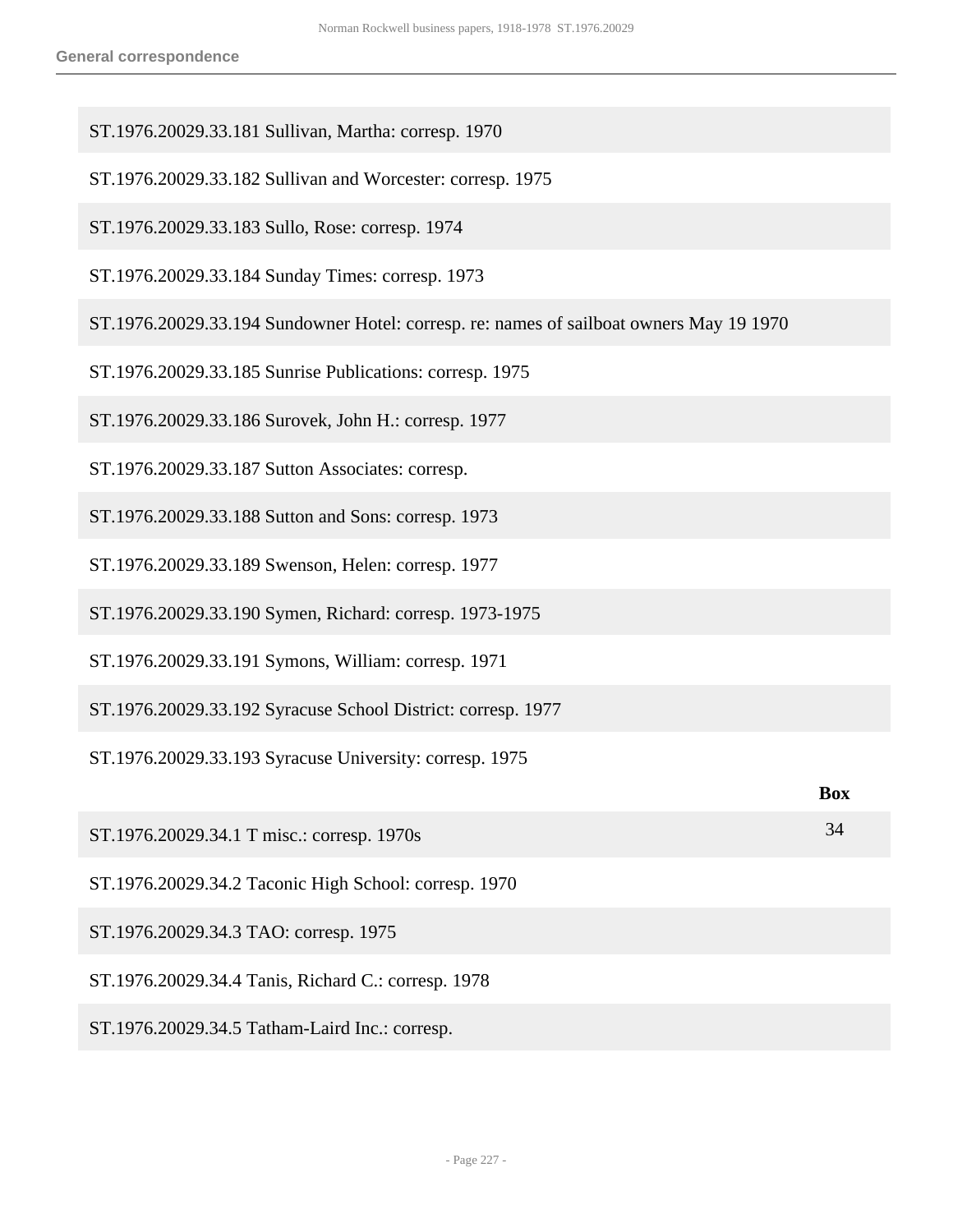ST.1976.20029.33.181 Sullivan, Martha: corresp. 1970

ST.1976.20029.33.182 Sullivan and Worcester: corresp. 1975

ST.1976.20029.33.183 Sullo, Rose: corresp. 1974

ST.1976.20029.33.184 Sunday Times: corresp. 1973

ST.1976.20029.33.194 Sundowner Hotel: corresp. re: names of sailboat owners May 19 1970

ST.1976.20029.33.185 Sunrise Publications: corresp. 1975

ST.1976.20029.33.186 Surovek, John H.: corresp. 1977

ST.1976.20029.33.187 Sutton Associates: corresp.

ST.1976.20029.33.188 Sutton and Sons: corresp. 1973

ST.1976.20029.33.189 Swenson, Helen: corresp. 1977

ST.1976.20029.33.190 Symen, Richard: corresp. 1973-1975

ST.1976.20029.33.191 Symons, William: corresp. 1971

ST.1976.20029.33.192 Syracuse School District: corresp. 1977

ST.1976.20029.33.193 Syracuse University: corresp. 1975

| | Box |
|---|---|
| ST.1976.20029.34.1 T misc.: corresp. 1970s | 34 |
| ST.1976.20029.34.2 Taconic High School: corresp. 1970 | |
| ST.1976.20029.34.3 TAO: corresp. 1975 | |
| ST.1976.20029.34.4 Tanis, Richard C.: corresp. 1978 | |
| ST.1976.20029.34.5 Tatham-Laird Inc.: corresp. | |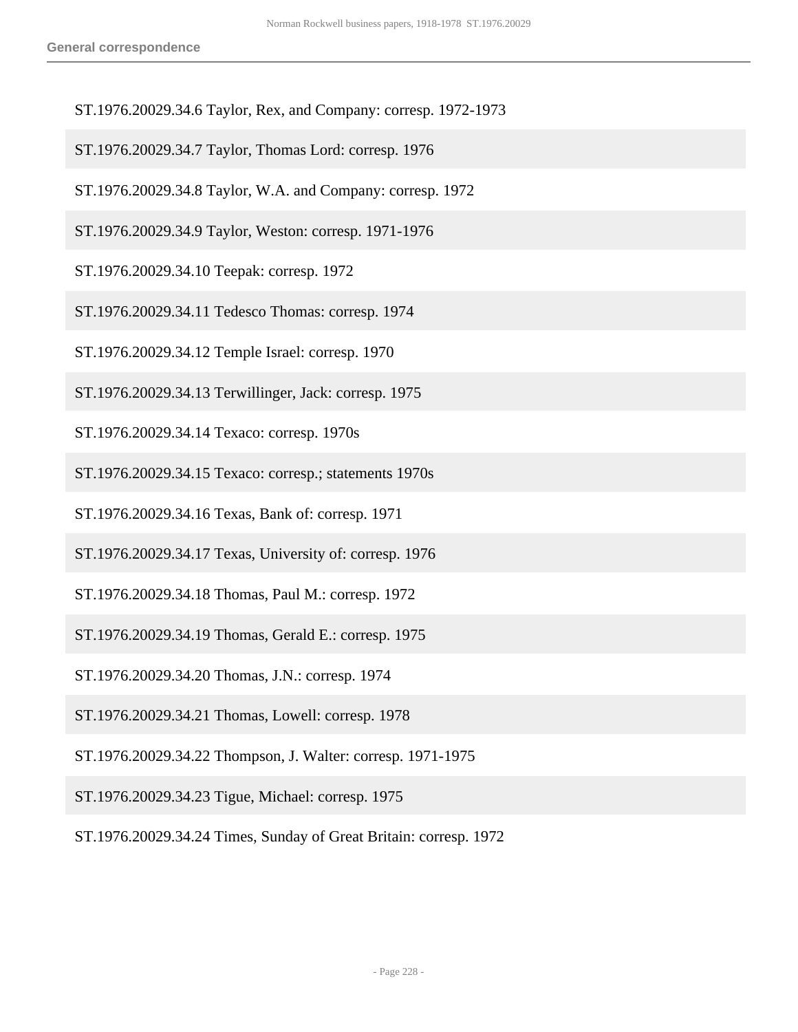ST.1976.20029.34.6 Taylor, Rex, and Company: corresp. 1972-1973

ST.1976.20029.34.7 Taylor, Thomas Lord: corresp. 1976

ST.1976.20029.34.8 Taylor, W.A. and Company: corresp. 1972

ST.1976.20029.34.9 Taylor, Weston: corresp. 1971-1976

ST.1976.20029.34.10 Teepak: corresp. 1972

ST.1976.20029.34.11 Tedesco Thomas: corresp. 1974

ST.1976.20029.34.12 Temple Israel: corresp. 1970

ST.1976.20029.34.13 Terwillinger, Jack: corresp. 1975

ST.1976.20029.34.14 Texaco: corresp. 1970s

ST.1976.20029.34.15 Texaco: corresp.; statements 1970s

ST.1976.20029.34.16 Texas, Bank of: corresp. 1971

ST.1976.20029.34.17 Texas, University of: corresp. 1976

ST.1976.20029.34.18 Thomas, Paul M.: corresp. 1972

ST.1976.20029.34.19 Thomas, Gerald E.: corresp. 1975

ST.1976.20029.34.20 Thomas, J.N.: corresp. 1974

ST.1976.20029.34.21 Thomas, Lowell: corresp. 1978

ST.1976.20029.34.22 Thompson, J. Walter: corresp. 1971-1975

ST.1976.20029.34.23 Tigue, Michael: corresp. 1975

ST.1976.20029.34.24 Times, Sunday of Great Britain: corresp. 1972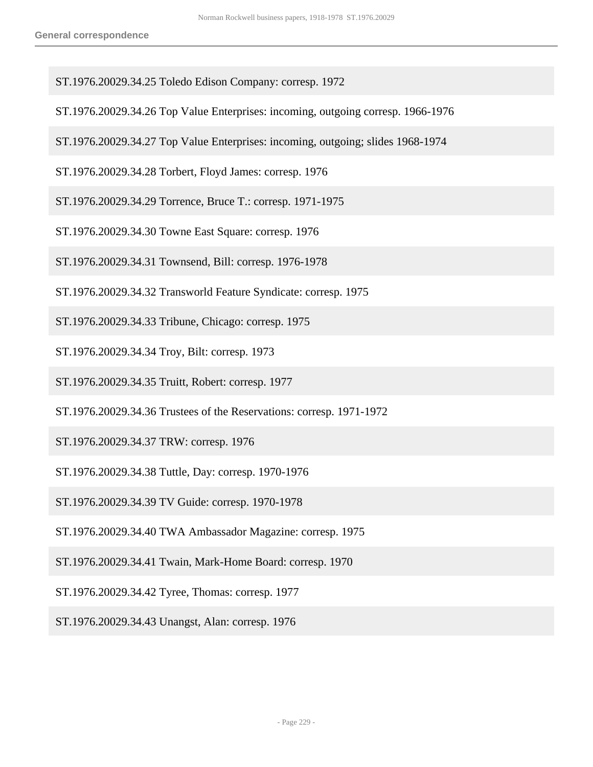ST.1976.20029.34.25 Toledo Edison Company: corresp. 1972

ST.1976.20029.34.26 Top Value Enterprises: incoming, outgoing corresp. 1966-1976

ST.1976.20029.34.27 Top Value Enterprises: incoming, outgoing; slides 1968-1974

ST.1976.20029.34.28 Torbert, Floyd James: corresp. 1976

ST.1976.20029.34.29 Torrence, Bruce T.: corresp. 1971-1975

ST.1976.20029.34.30 Towne East Square: corresp. 1976

ST.1976.20029.34.31 Townsend, Bill: corresp. 1976-1978

ST.1976.20029.34.32 Transworld Feature Syndicate: corresp. 1975

ST.1976.20029.34.33 Tribune, Chicago: corresp. 1975

ST.1976.20029.34.34 Troy, Bilt: corresp. 1973

ST.1976.20029.34.35 Truitt, Robert: corresp. 1977

ST.1976.20029.34.36 Trustees of the Reservations: corresp. 1971-1972

ST.1976.20029.34.37 TRW: corresp. 1976

ST.1976.20029.34.38 Tuttle, Day: corresp. 1970-1976

ST.1976.20029.34.39 TV Guide: corresp. 1970-1978

ST.1976.20029.34.40 TWA Ambassador Magazine: corresp. 1975

ST.1976.20029.34.41 Twain, Mark-Home Board: corresp. 1970

ST.1976.20029.34.42 Tyree, Thomas: corresp. 1977

ST.1976.20029.34.43 Unangst, Alan: corresp. 1976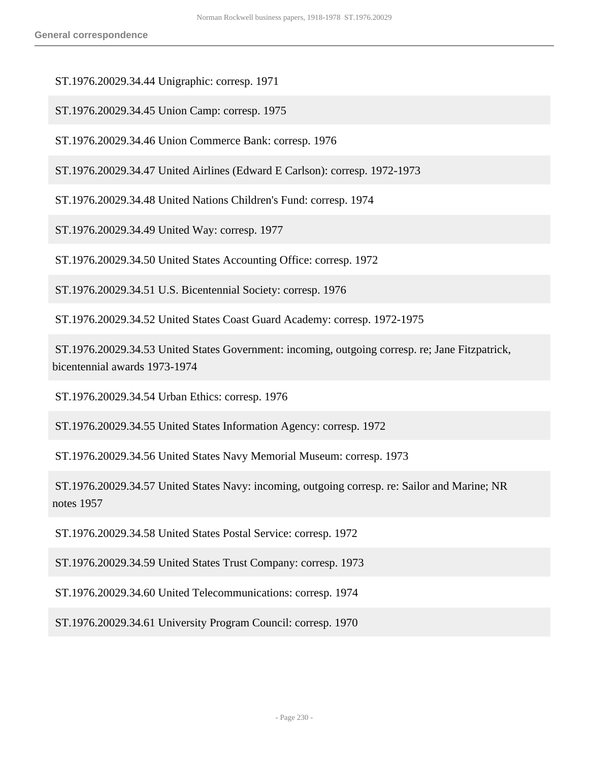ST.1976.20029.34.44 Unigraphic: corresp. 1971

ST.1976.20029.34.45 Union Camp: corresp. 1975

ST.1976.20029.34.46 Union Commerce Bank: corresp. 1976

ST.1976.20029.34.47 United Airlines (Edward E Carlson): corresp. 1972-1973

ST.1976.20029.34.48 United Nations Children's Fund: corresp. 1974

ST.1976.20029.34.49 United Way: corresp. 1977

ST.1976.20029.34.50 United States Accounting Office: corresp. 1972

ST.1976.20029.34.51 U.S. Bicentennial Society: corresp. 1976

ST.1976.20029.34.52 United States Coast Guard Academy: corresp. 1972-1975

ST.1976.20029.34.53 United States Government: incoming, outgoing corresp. re; Jane Fitzpatrick, bicentennial awards 1973-1974

ST.1976.20029.34.54 Urban Ethics: corresp. 1976

ST.1976.20029.34.55 United States Information Agency: corresp. 1972

ST.1976.20029.34.56 United States Navy Memorial Museum: corresp. 1973

ST.1976.20029.34.57 United States Navy: incoming, outgoing corresp. re: Sailor and Marine; NR notes 1957

ST.1976.20029.34.58 United States Postal Service: corresp. 1972

ST.1976.20029.34.59 United States Trust Company: corresp. 1973

ST.1976.20029.34.60 United Telecommunications: corresp. 1974

ST.1976.20029.34.61 University Program Council: corresp. 1970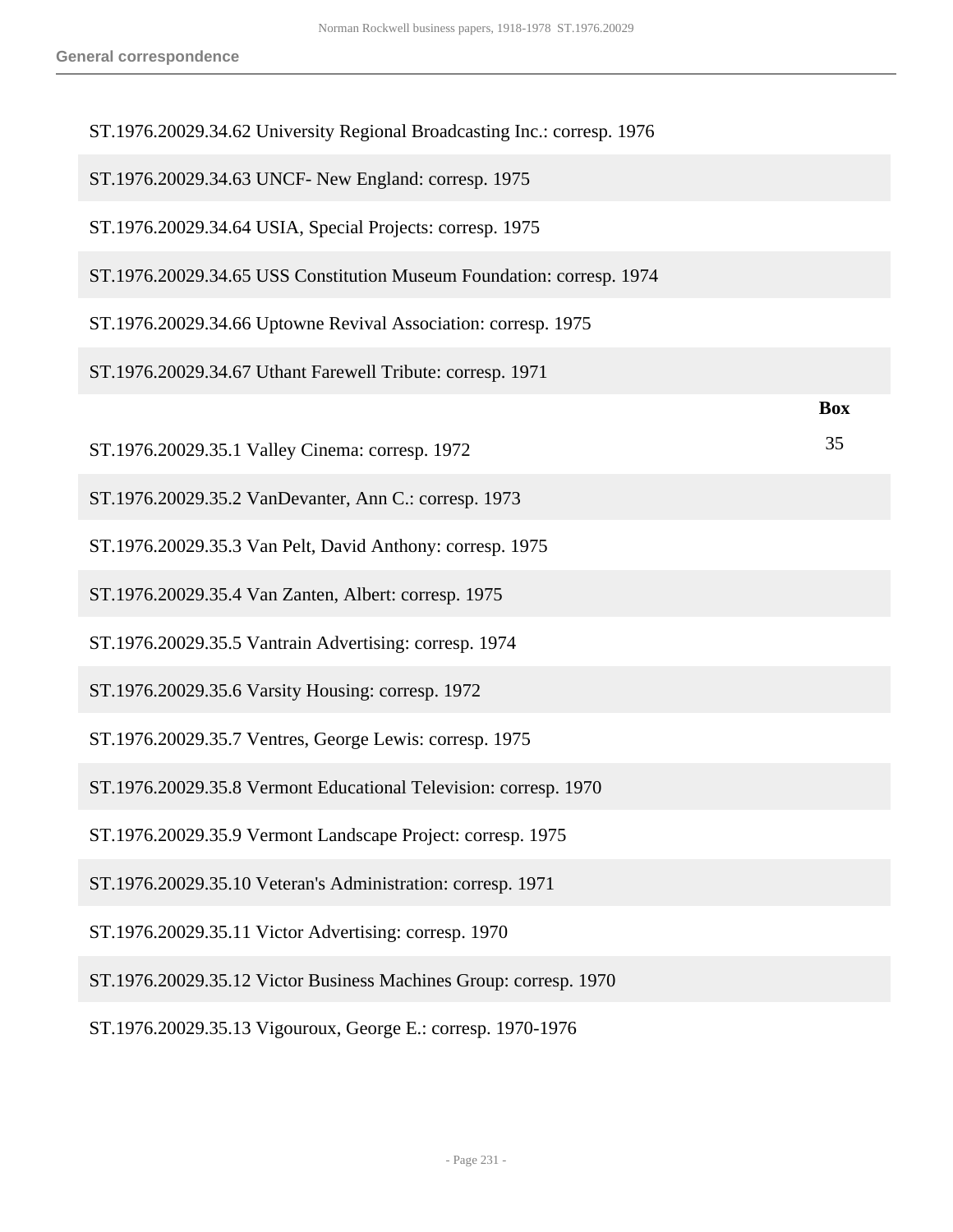ST.1976.20029.34.62 University Regional Broadcasting Inc.: corresp. 1976

ST.1976.20029.34.63 UNCF- New England: corresp. 1975

ST.1976.20029.34.64 USIA, Special Projects: corresp. 1975

ST.1976.20029.34.65 USS Constitution Museum Foundation: corresp. 1974

ST.1976.20029.34.66 Uptowne Revival Association: corresp. 1975

ST.1976.20029.34.67 Uthant Farewell Tribute: corresp. 1971

| | Box |
|---|---|
| ST.1976.20029.35.1 Valley Cinema: corresp. 1972 | 35 |
| ST.1976.20029.35.2 VanDevanter, Ann C.: corresp. 1973 | |
| ST.1976.20029.35.3 Van Pelt, David Anthony: corresp. 1975 | |
| ST.1976.20029.35.4 Van Zanten, Albert: corresp. 1975 | |
| ST.1976.20029.35.5 Vantrain Advertising: corresp. 1974 | |
| ST.1976.20029.35.6 Varsity Housing: corresp. 1972 | |
| ST.1976.20029.35.7 Ventres, George Lewis: corresp. 1975 | |
| ST.1976.20029.35.8 Vermont Educational Television: corresp. 1970 | |
| ST.1976.20029.35.9 Vermont Landscape Project: corresp. 1975 | |
| ST.1976.20029.35.10 Veteran's Administration: corresp. 1971 | |
| ST.1976.20029.35.11 Victor Advertising: corresp. 1970 | |
| ST.1976.20029.35.12 Victor Business Machines Group: corresp. 1970 | |
| ST.1976.20029.35.13 Vigouroux, George E.: corresp. 1970-1976 | |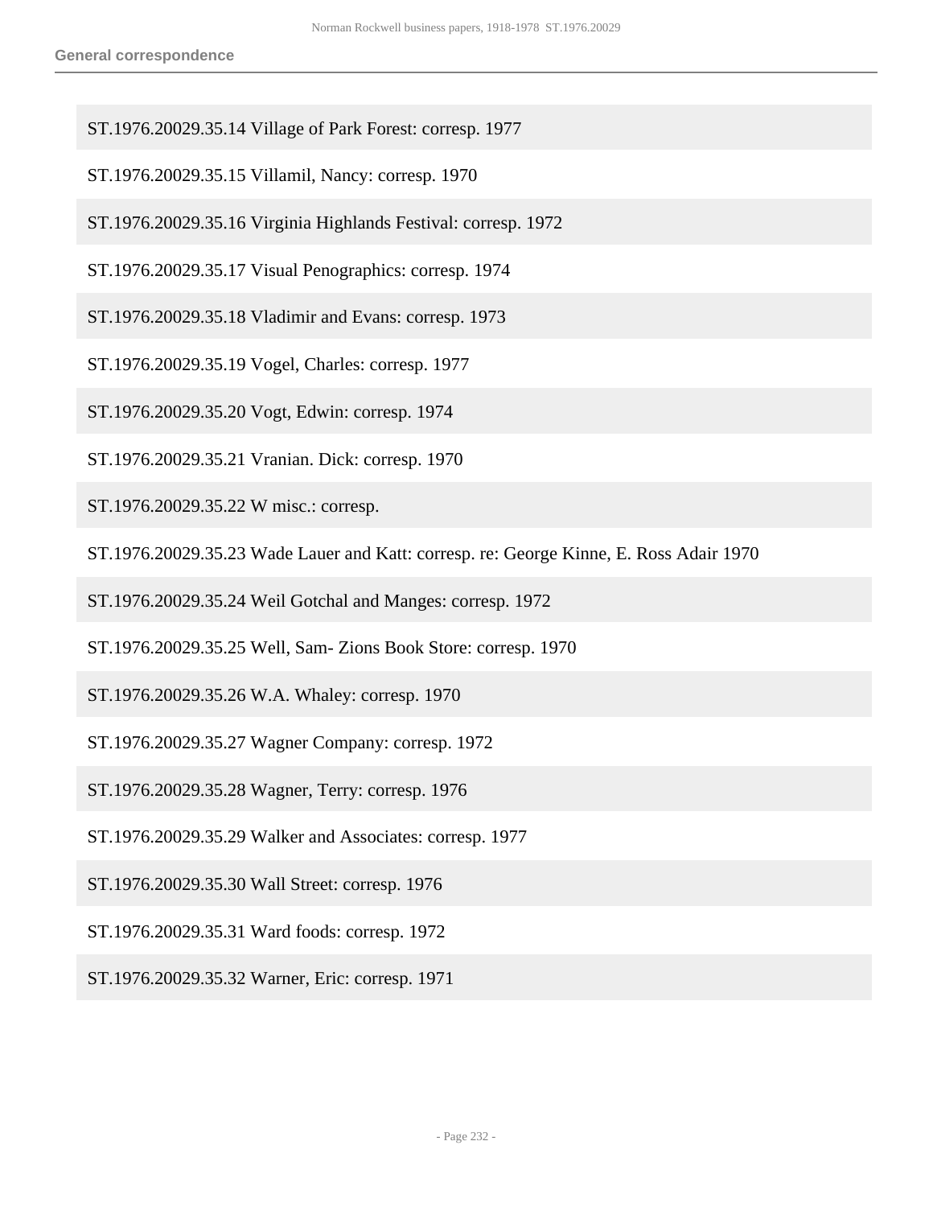ST.1976.20029.35.14 Village of Park Forest: corresp. 1977

ST.1976.20029.35.15 Villamil, Nancy: corresp. 1970

ST.1976.20029.35.16 Virginia Highlands Festival: corresp. 1972

ST.1976.20029.35.17 Visual Penographics: corresp. 1974

ST.1976.20029.35.18 Vladimir and Evans: corresp. 1973

ST.1976.20029.35.19 Vogel, Charles: corresp. 1977

ST.1976.20029.35.20 Vogt, Edwin: corresp. 1974

ST.1976.20029.35.21 Vranian. Dick: corresp. 1970

ST.1976.20029.35.22 W misc.: corresp.

ST.1976.20029.35.23 Wade Lauer and Katt: corresp. re: George Kinne, E. Ross Adair 1970

ST.1976.20029.35.24 Weil Gotchal and Manges: corresp. 1972

ST.1976.20029.35.25 Well, Sam- Zions Book Store: corresp. 1970

ST.1976.20029.35.26 W.A. Whaley: corresp. 1970

ST.1976.20029.35.27 Wagner Company: corresp. 1972

ST.1976.20029.35.28 Wagner, Terry: corresp. 1976

ST.1976.20029.35.29 Walker and Associates: corresp. 1977

ST.1976.20029.35.30 Wall Street: corresp. 1976

ST.1976.20029.35.31 Ward foods: corresp. 1972

ST.1976.20029.35.32 Warner, Eric: corresp. 1971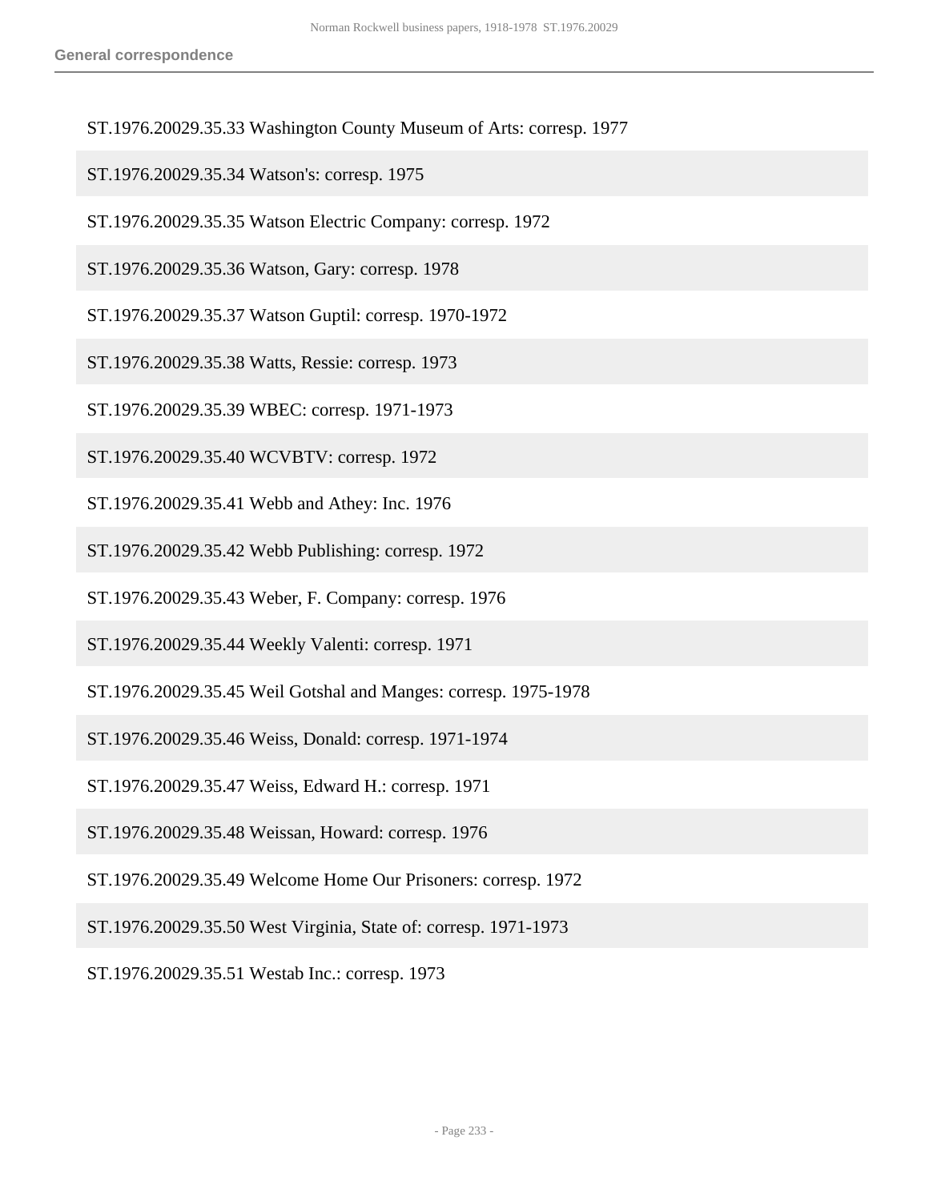ST.1976.20029.35.33 Washington County Museum of Arts: corresp. 1977

ST.1976.20029.35.34 Watson's: corresp. 1975

ST.1976.20029.35.35 Watson Electric Company: corresp. 1972

ST.1976.20029.35.36 Watson, Gary: corresp. 1978

ST.1976.20029.35.37 Watson Guptil: corresp. 1970-1972

ST.1976.20029.35.38 Watts, Ressie: corresp. 1973

ST.1976.20029.35.39 WBEC: corresp. 1971-1973

ST.1976.20029.35.40 WCVBTV: corresp. 1972

ST.1976.20029.35.41 Webb and Athey: Inc. 1976

ST.1976.20029.35.42 Webb Publishing: corresp. 1972

ST.1976.20029.35.43 Weber, F. Company: corresp. 1976

ST.1976.20029.35.44 Weekly Valenti: corresp. 1971

ST.1976.20029.35.45 Weil Gotshal and Manges: corresp. 1975-1978

ST.1976.20029.35.46 Weiss, Donald: corresp. 1971-1974

ST.1976.20029.35.47 Weiss, Edward H.: corresp. 1971

ST.1976.20029.35.48 Weissan, Howard: corresp. 1976

ST.1976.20029.35.49 Welcome Home Our Prisoners: corresp. 1972

ST.1976.20029.35.50 West Virginia, State of: corresp. 1971-1973

ST.1976.20029.35.51 Westab Inc.: corresp. 1973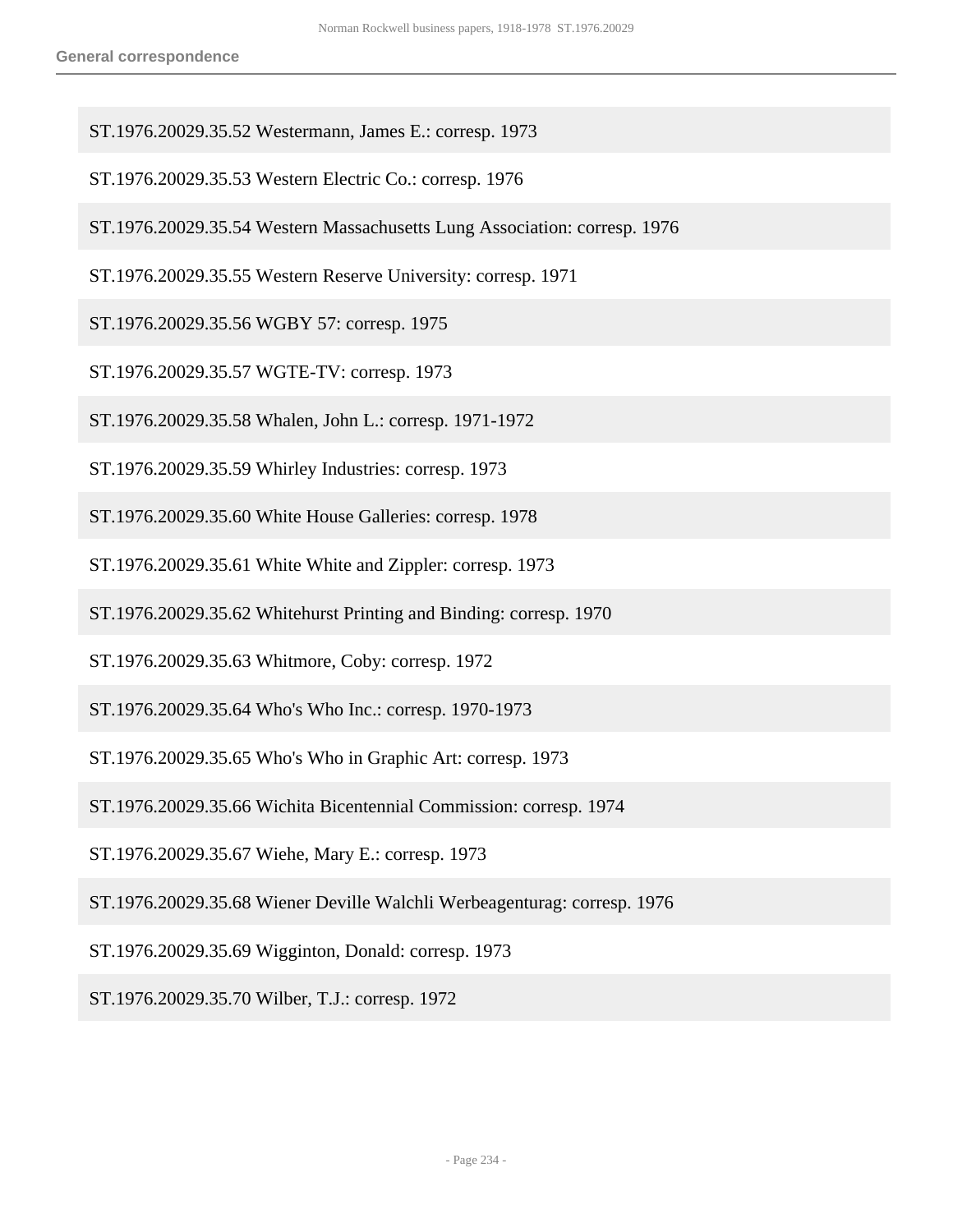ST.1976.20029.35.52 Westermann, James E.: corresp. 1973

ST.1976.20029.35.53 Western Electric Co.: corresp. 1976

ST.1976.20029.35.54 Western Massachusetts Lung Association: corresp. 1976

ST.1976.20029.35.55 Western Reserve University: corresp. 1971

ST.1976.20029.35.56 WGBY 57: corresp. 1975

ST.1976.20029.35.57 WGTE-TV: corresp. 1973

ST.1976.20029.35.58 Whalen, John L.: corresp. 1971-1972

ST.1976.20029.35.59 Whirley Industries: corresp. 1973

ST.1976.20029.35.60 White House Galleries: corresp. 1978

ST.1976.20029.35.61 White White and Zippler: corresp. 1973

ST.1976.20029.35.62 Whitehurst Printing and Binding: corresp. 1970

ST.1976.20029.35.63 Whitmore, Coby: corresp. 1972

ST.1976.20029.35.64 Who's Who Inc.: corresp. 1970-1973

ST.1976.20029.35.65 Who's Who in Graphic Art: corresp. 1973

ST.1976.20029.35.66 Wichita Bicentennial Commission: corresp. 1974

ST.1976.20029.35.67 Wiehe, Mary E.: corresp. 1973

ST.1976.20029.35.68 Wiener Deville Walchli Werbeagenturag: corresp. 1976

ST.1976.20029.35.69 Wigginton, Donald: corresp. 1973

ST.1976.20029.35.70 Wilber, T.J.: corresp. 1972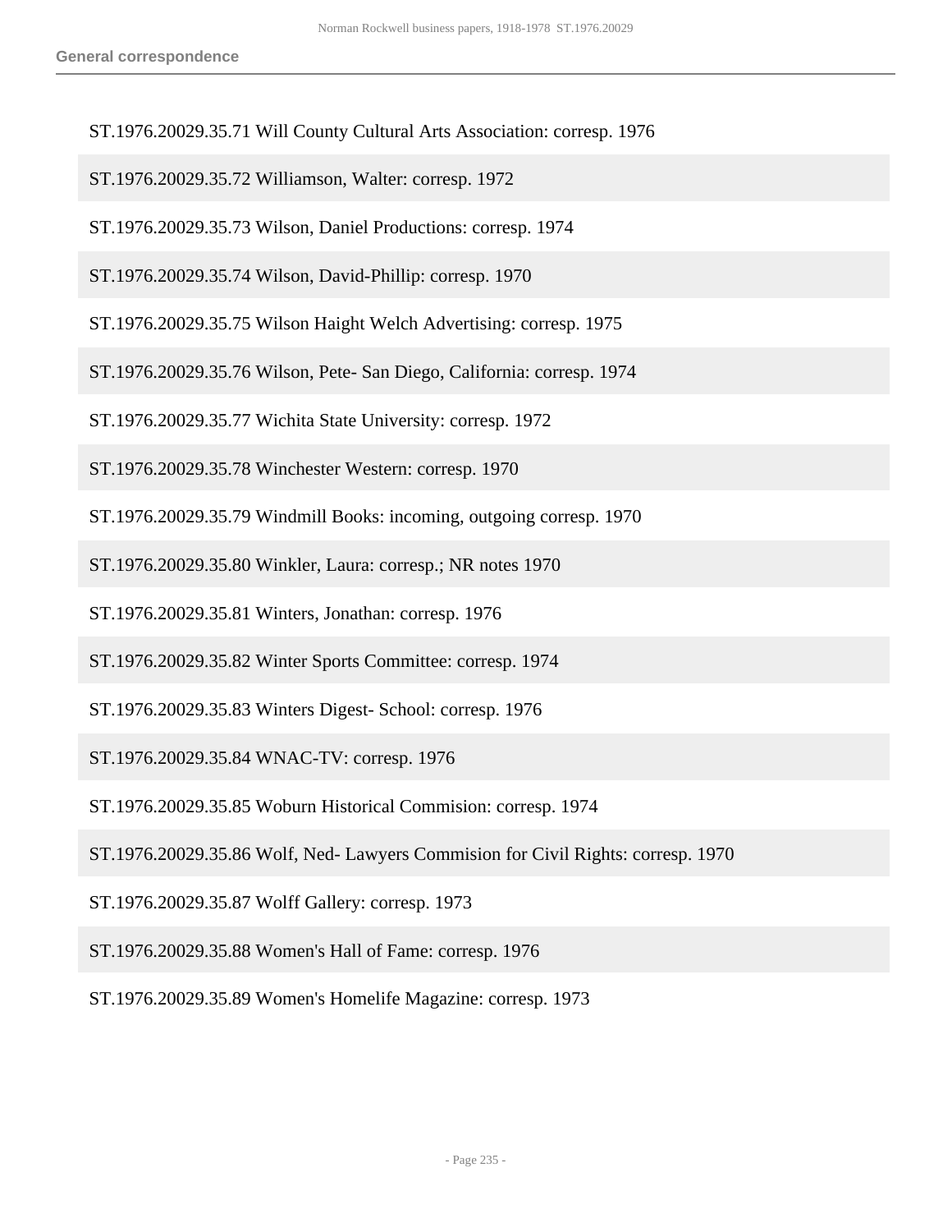ST.1976.20029.35.71 Will County Cultural Arts Association: corresp. 1976

ST.1976.20029.35.72 Williamson, Walter: corresp. 1972

ST.1976.20029.35.73 Wilson, Daniel Productions: corresp. 1974

ST.1976.20029.35.74 Wilson, David-Phillip: corresp. 1970

ST.1976.20029.35.75 Wilson Haight Welch Advertising: corresp. 1975

ST.1976.20029.35.76 Wilson, Pete- San Diego, California: corresp. 1974

ST.1976.20029.35.77 Wichita State University: corresp. 1972

ST.1976.20029.35.78 Winchester Western: corresp. 1970

ST.1976.20029.35.79 Windmill Books: incoming, outgoing corresp. 1970

ST.1976.20029.35.80 Winkler, Laura: corresp.; NR notes 1970

ST.1976.20029.35.81 Winters, Jonathan: corresp. 1976

ST.1976.20029.35.82 Winter Sports Committee: corresp. 1974

ST.1976.20029.35.83 Winters Digest- School: corresp. 1976

ST.1976.20029.35.84 WNAC-TV: corresp. 1976

ST.1976.20029.35.85 Woburn Historical Commision: corresp. 1974

ST.1976.20029.35.86 Wolf, Ned- Lawyers Commision for Civil Rights: corresp. 1970

ST.1976.20029.35.87 Wolff Gallery: corresp. 1973

ST.1976.20029.35.88 Women's Hall of Fame: corresp. 1976

ST.1976.20029.35.89 Women's Homelife Magazine: corresp. 1973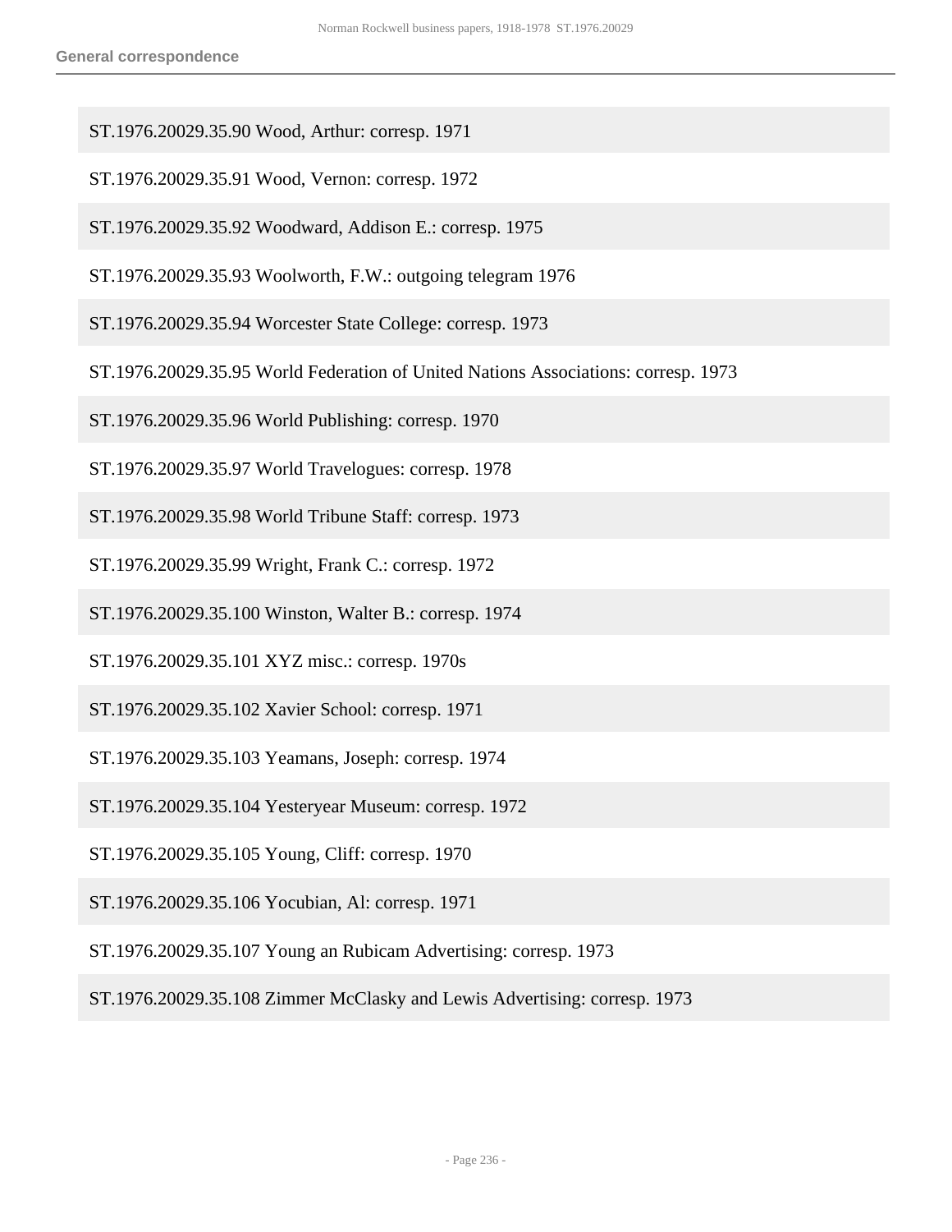ST.1976.20029.35.90 Wood, Arthur: corresp. 1971

ST.1976.20029.35.91 Wood, Vernon: corresp. 1972

ST.1976.20029.35.92 Woodward, Addison E.: corresp. 1975

ST.1976.20029.35.93 Woolworth, F.W.: outgoing telegram 1976

ST.1976.20029.35.94 Worcester State College: corresp. 1973

ST.1976.20029.35.95 World Federation of United Nations Associations: corresp. 1973

ST.1976.20029.35.96 World Publishing: corresp. 1970

ST.1976.20029.35.97 World Travelogues: corresp. 1978

ST.1976.20029.35.98 World Tribune Staff: corresp. 1973

ST.1976.20029.35.99 Wright, Frank C.: corresp. 1972

ST.1976.20029.35.100 Winston, Walter B.: corresp. 1974

ST.1976.20029.35.101 XYZ misc.: corresp. 1970s

ST.1976.20029.35.102 Xavier School: corresp. 1971

ST.1976.20029.35.103 Yeamans, Joseph: corresp. 1974

ST.1976.20029.35.104 Yesteryear Museum: corresp. 1972

ST.1976.20029.35.105 Young, Cliff: corresp. 1970

ST.1976.20029.35.106 Yocubian, Al: corresp. 1971

ST.1976.20029.35.107 Young an Rubicam Advertising: corresp. 1973

ST.1976.20029.35.108 Zimmer McClasky and Lewis Advertising: corresp. 1973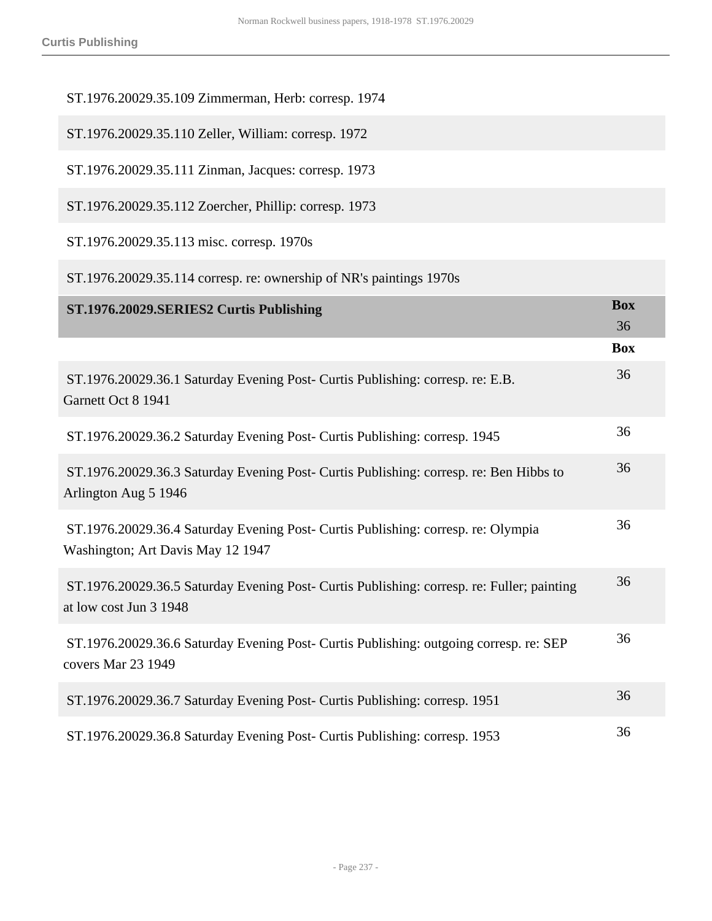ST.1976.20029.35.109 Zimmerman, Herb: corresp. 1974

ST.1976.20029.35.110 Zeller, William: corresp. 1972

ST.1976.20029.35.111 Zinman, Jacques: corresp. 1973

ST.1976.20029.35.112 Zoercher, Phillip: corresp. 1973

ST.1976.20029.35.113 misc. corresp. 1970s

ST.1976.20029.35.114 corresp. re: ownership of NR's paintings 1970s

| **ST.1976.20029.SERIES2 Curtis Publishing** | **Box** 36 |
|---|---|
| | **Box** |
| ST.1976.20029.36.1 Saturday Evening Post- Curtis Publishing: corresp. re: E.B. Garnett Oct 8 1941 | 36 |
| ST.1976.20029.36.2 Saturday Evening Post- Curtis Publishing: corresp. 1945 | 36 |
| ST.1976.20029.36.3 Saturday Evening Post- Curtis Publishing: corresp. re: Ben Hibbs to Arlington Aug 5 1946 | 36 |
| ST.1976.20029.36.4 Saturday Evening Post- Curtis Publishing: corresp. re: Olympia Washington; Art Davis May 12 1947 | 36 |
| ST.1976.20029.36.5 Saturday Evening Post- Curtis Publishing: corresp. re: Fuller; painting at low cost Jun 3 1948 | 36 |
| ST.1976.20029.36.6 Saturday Evening Post- Curtis Publishing: outgoing corresp. re: SEP covers Mar 23 1949 | 36 |
| ST.1976.20029.36.7 Saturday Evening Post- Curtis Publishing: corresp. 1951 | 36 |
| ST.1976.20029.36.8 Saturday Evening Post- Curtis Publishing: corresp. 1953 | 36 |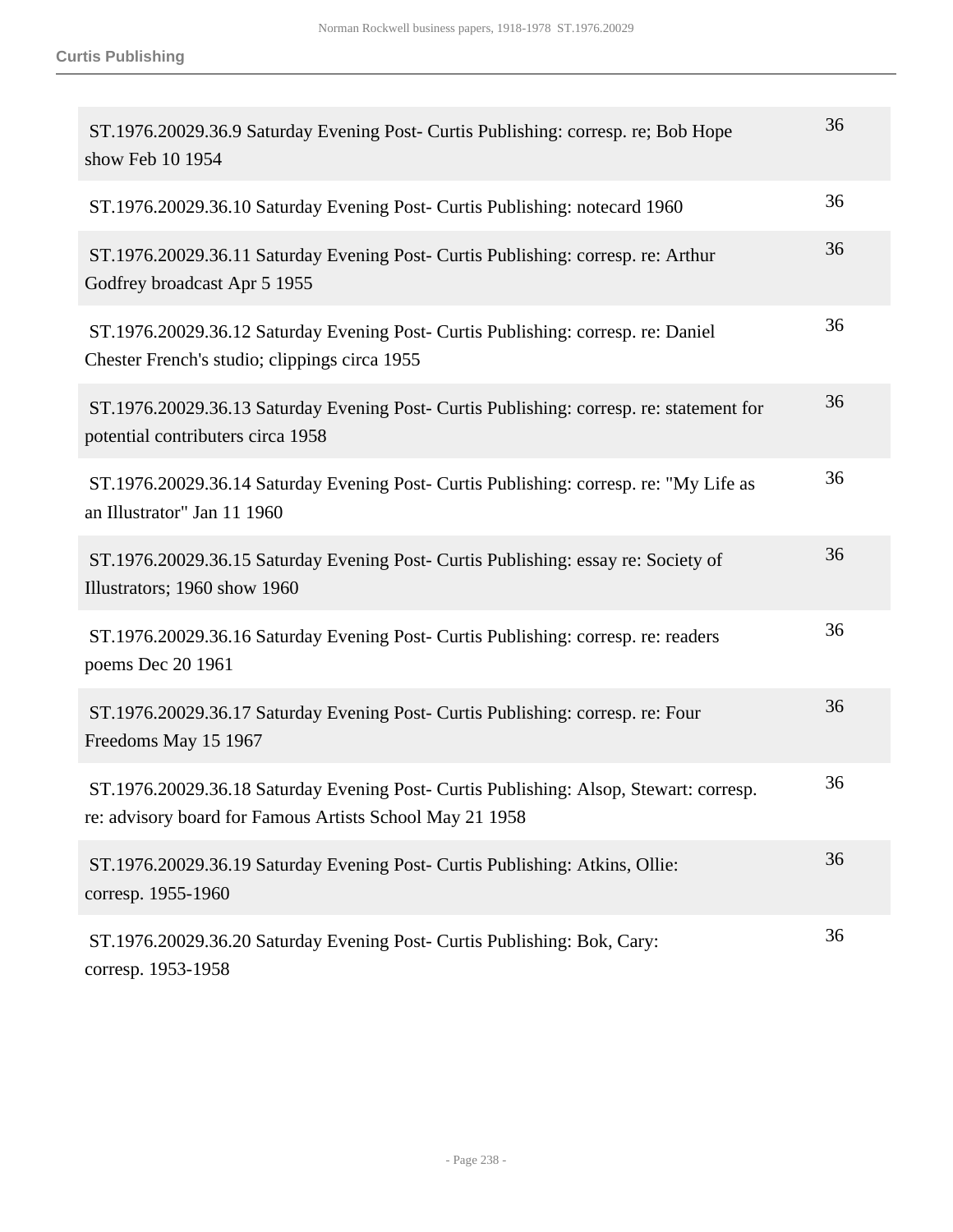| | |
|---|---|
| ST.1976.20029.36.9 Saturday Evening Post- Curtis Publishing: corresp. re; Bob Hope show Feb 10 1954 | 36 |
| ST.1976.20029.36.10 Saturday Evening Post- Curtis Publishing: notecard 1960 | 36 |
| ST.1976.20029.36.11 Saturday Evening Post- Curtis Publishing: corresp. re: Arthur Godfrey broadcast Apr 5 1955 | 36 |
| ST.1976.20029.36.12 Saturday Evening Post- Curtis Publishing: corresp. re: Daniel Chester French's studio; clippings circa 1955 | 36 |
| ST.1976.20029.36.13 Saturday Evening Post- Curtis Publishing: corresp. re: statement for potential contributers circa 1958 | 36 |
| ST.1976.20029.36.14 Saturday Evening Post- Curtis Publishing: corresp. re: "My Life as an Illustrator" Jan 11 1960 | 36 |
| ST.1976.20029.36.15 Saturday Evening Post- Curtis Publishing: essay re: Society of Illustrators; 1960 show 1960 | 36 |
| ST.1976.20029.36.16 Saturday Evening Post- Curtis Publishing: corresp. re: readers poems Dec 20 1961 | 36 |
| ST.1976.20029.36.17 Saturday Evening Post- Curtis Publishing: corresp. re: Four Freedoms May 15 1967 | 36 |
| ST.1976.20029.36.18 Saturday Evening Post- Curtis Publishing: Alsop, Stewart: corresp. re: advisory board for Famous Artists School May 21 1958 | 36 |
| ST.1976.20029.36.19 Saturday Evening Post- Curtis Publishing: Atkins, Ollie: corresp. 1955-1960 | 36 |
| ST.1976.20029.36.20 Saturday Evening Post- Curtis Publishing: Bok, Cary: corresp. 1953-1958 | 36 |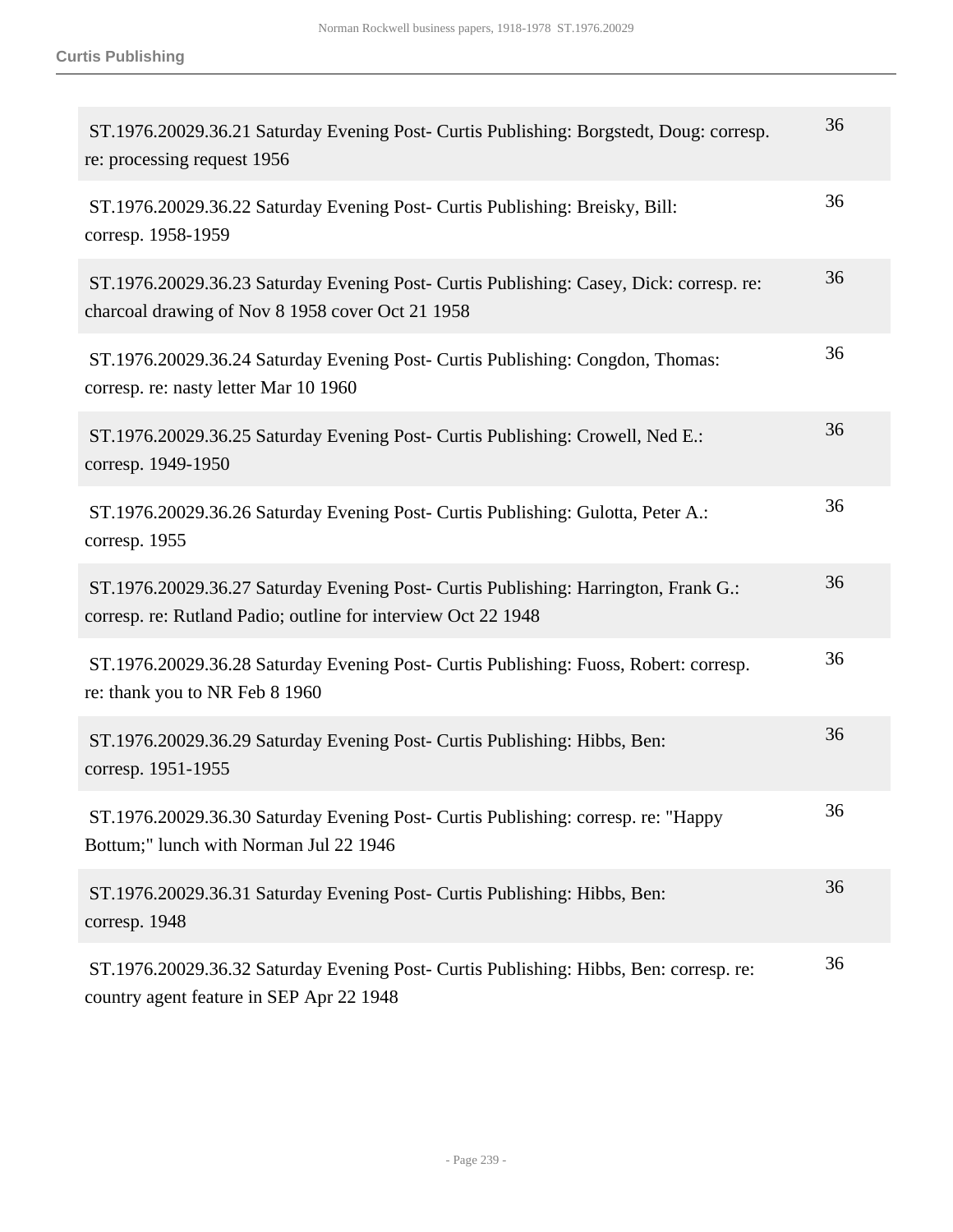| | |
|---|---|
| ST.1976.20029.36.21 Saturday Evening Post- Curtis Publishing: Borgstedt, Doug: corresp. re: processing request 1956 | 36 |
| ST.1976.20029.36.22 Saturday Evening Post- Curtis Publishing: Breisky, Bill: corresp. 1958-1959 | 36 |
| ST.1976.20029.36.23 Saturday Evening Post- Curtis Publishing: Casey, Dick: corresp. re: charcoal drawing of Nov 8 1958 cover Oct 21 1958 | 36 |
| ST.1976.20029.36.24 Saturday Evening Post- Curtis Publishing: Congdon, Thomas: corresp. re: nasty letter Mar 10 1960 | 36 |
| ST.1976.20029.36.25 Saturday Evening Post- Curtis Publishing: Crowell, Ned E.: corresp. 1949-1950 | 36 |
| ST.1976.20029.36.26 Saturday Evening Post- Curtis Publishing: Gulotta, Peter A.: corresp. 1955 | 36 |
| ST.1976.20029.36.27 Saturday Evening Post- Curtis Publishing: Harrington, Frank G.: corresp. re: Rutland Padio; outline for interview Oct 22 1948 | 36 |
| ST.1976.20029.36.28 Saturday Evening Post- Curtis Publishing: Fuoss, Robert: corresp. re: thank you to NR Feb 8 1960 | 36 |
| ST.1976.20029.36.29 Saturday Evening Post- Curtis Publishing: Hibbs, Ben: corresp. 1951-1955 | 36 |
| ST.1976.20029.36.30 Saturday Evening Post- Curtis Publishing: corresp. re: "Happy Bottum;" lunch with Norman Jul 22 1946 | 36 |
| ST.1976.20029.36.31 Saturday Evening Post- Curtis Publishing: Hibbs, Ben: corresp. 1948 | 36 |
| ST.1976.20029.36.32 Saturday Evening Post- Curtis Publishing: Hibbs, Ben: corresp. re: country agent feature in SEP Apr 22 1948 | 36 |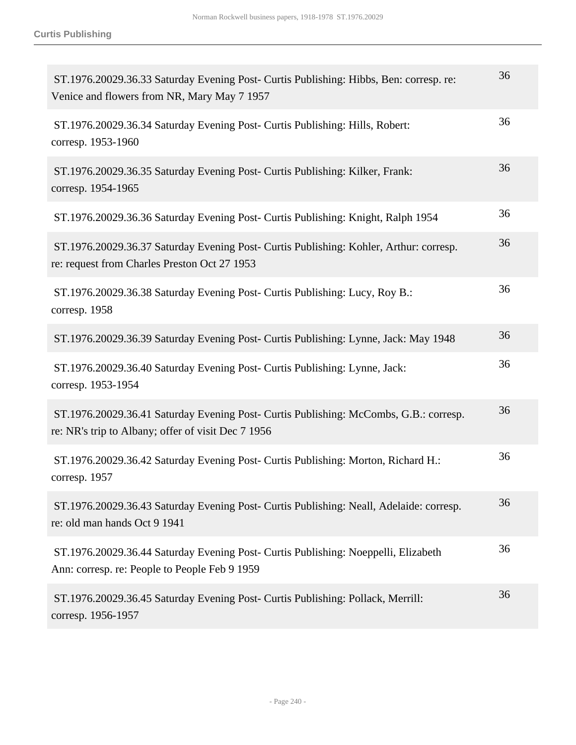**Curtis Publishing**

| | |
|---|---|
| ST.1976.20029.36.33 Saturday Evening Post- Curtis Publishing: Hibbs, Ben: corresp. re: Venice and flowers from NR, Mary May 7 1957 | 36 |
| ST.1976.20029.36.34 Saturday Evening Post- Curtis Publishing: Hills, Robert: corresp. 1953-1960 | 36 |
| ST.1976.20029.36.35 Saturday Evening Post- Curtis Publishing: Kilker, Frank: corresp. 1954-1965 | 36 |
| ST.1976.20029.36.36 Saturday Evening Post- Curtis Publishing: Knight, Ralph 1954 | 36 |
| ST.1976.20029.36.37 Saturday Evening Post- Curtis Publishing: Kohler, Arthur: corresp. re: request from Charles Preston Oct 27 1953 | 36 |
| ST.1976.20029.36.38 Saturday Evening Post- Curtis Publishing: Lucy, Roy B.: corresp. 1958 | 36 |
| ST.1976.20029.36.39 Saturday Evening Post- Curtis Publishing: Lynne, Jack: May 1948 | 36 |
| ST.1976.20029.36.40 Saturday Evening Post- Curtis Publishing: Lynne, Jack: corresp. 1953-1954 | 36 |
| ST.1976.20029.36.41 Saturday Evening Post- Curtis Publishing: McCombs, G.B.: corresp. re: NR's trip to Albany; offer of visit Dec 7 1956 | 36 |
| ST.1976.20029.36.42 Saturday Evening Post- Curtis Publishing: Morton, Richard H.: corresp. 1957 | 36 |
| ST.1976.20029.36.43 Saturday Evening Post- Curtis Publishing: Neall, Adelaide: corresp. re: old man hands Oct 9 1941 | 36 |
| ST.1976.20029.36.44 Saturday Evening Post- Curtis Publishing: Noeppelli, Elizabeth Ann: corresp. re: People to People Feb 9 1959 | 36 |
| ST.1976.20029.36.45 Saturday Evening Post- Curtis Publishing: Pollack, Merrill: corresp. 1956-1957 | 36 |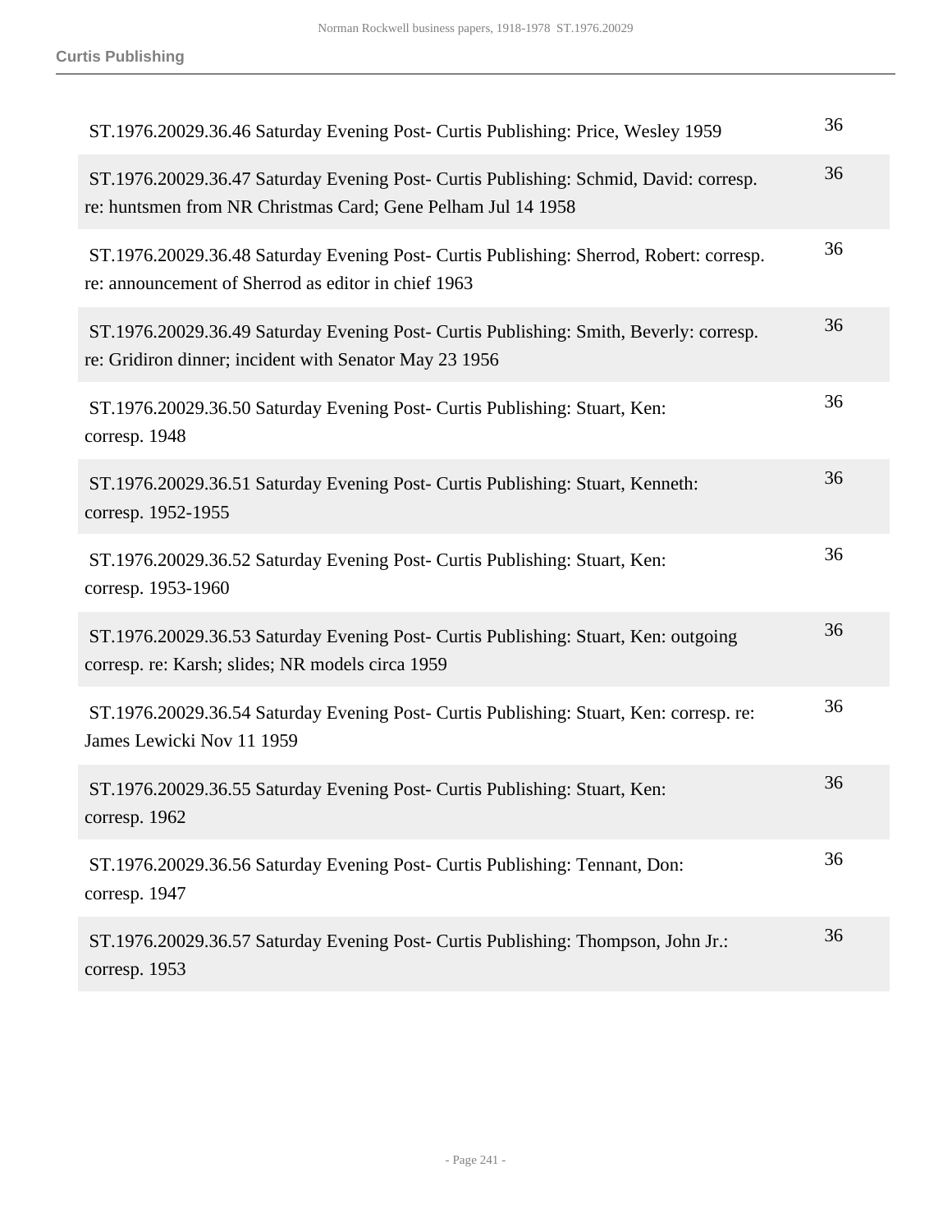| | |
|---|---|
| ST.1976.20029.36.46 Saturday Evening Post- Curtis Publishing: Price, Wesley 1959 | 36 |
| ST.1976.20029.36.47 Saturday Evening Post- Curtis Publishing: Schmid, David: corresp. re: huntsmen from NR Christmas Card; Gene Pelham Jul 14 1958 | 36 |
| ST.1976.20029.36.48 Saturday Evening Post- Curtis Publishing: Sherrod, Robert: corresp. re: announcement of Sherrod as editor in chief 1963 | 36 |
| ST.1976.20029.36.49 Saturday Evening Post- Curtis Publishing: Smith, Beverly: corresp. re: Gridiron dinner; incident with Senator May 23 1956 | 36 |
| ST.1976.20029.36.50 Saturday Evening Post- Curtis Publishing: Stuart, Ken: corresp. 1948 | 36 |
| ST.1976.20029.36.51 Saturday Evening Post- Curtis Publishing: Stuart, Kenneth: corresp. 1952-1955 | 36 |
| ST.1976.20029.36.52 Saturday Evening Post- Curtis Publishing: Stuart, Ken: corresp. 1953-1960 | 36 |
| ST.1976.20029.36.53 Saturday Evening Post- Curtis Publishing: Stuart, Ken: outgoing corresp. re: Karsh; slides; NR models circa 1959 | 36 |
| ST.1976.20029.36.54 Saturday Evening Post- Curtis Publishing: Stuart, Ken: corresp. re: James Lewicki Nov 11 1959 | 36 |
| ST.1976.20029.36.55 Saturday Evening Post- Curtis Publishing: Stuart, Ken: corresp. 1962 | 36 |
| ST.1976.20029.36.56 Saturday Evening Post- Curtis Publishing: Tennant, Don: corresp. 1947 | 36 |
| ST.1976.20029.36.57 Saturday Evening Post- Curtis Publishing: Thompson, John Jr.: corresp. 1953 | 36 |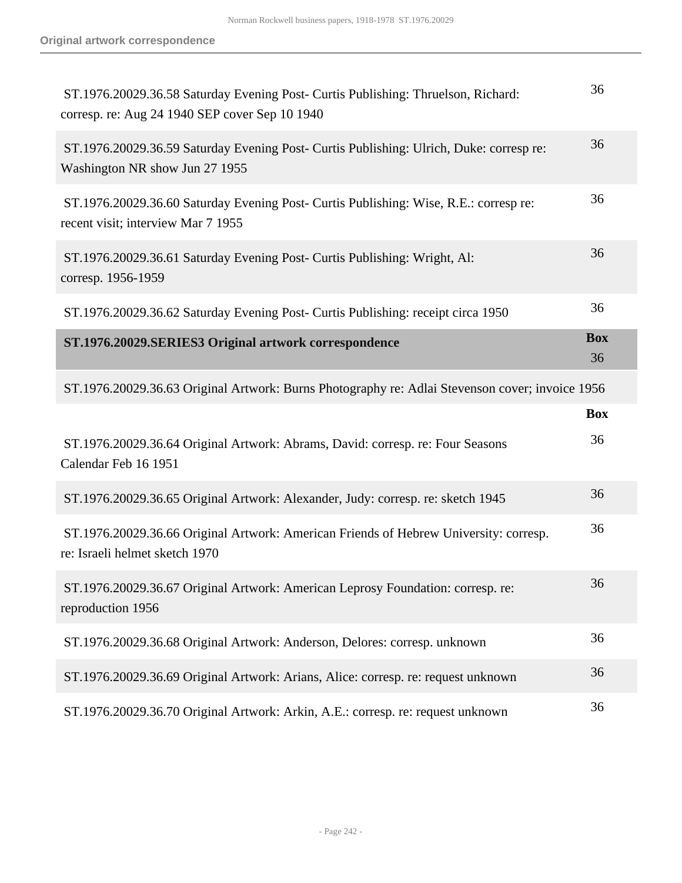| | |
|---|---|
| ST.1976.20029.36.58 Saturday Evening Post- Curtis Publishing: Thruelson, Richard: corresp. re: Aug 24 1940 SEP cover Sep 10 1940 | 36 |
| ST.1976.20029.36.59 Saturday Evening Post- Curtis Publishing: Ulrich, Duke: corresp re: Washington NR show Jun 27 1955 | 36 |
| ST.1976.20029.36.60 Saturday Evening Post- Curtis Publishing: Wise, R.E.: corresp re: recent visit; interview Mar 7 1955 | 36 |
| ST.1976.20029.36.61 Saturday Evening Post- Curtis Publishing: Wright, Al: corresp. 1956-1959 | 36 |
| ST.1976.20029.36.62 Saturday Evening Post- Curtis Publishing: receipt circa 1950 | 36 |

| **ST.1976.20029.SERIES3 Original artwork correspondence** | **Box** 36 |
|---|---|
| ST.1976.20029.36.63 Original Artwork: Burns Photography re: Adlai Stevenson cover; invoice 1956 | |
| | **Box** |
| ST.1976.20029.36.64 Original Artwork: Abrams, David: corresp. re: Four Seasons Calendar Feb 16 1951 | 36 |
| ST.1976.20029.36.65 Original Artwork: Alexander, Judy: corresp. re: sketch 1945 | 36 |
| ST.1976.20029.36.66 Original Artwork: American Friends of Hebrew University: corresp. re: Israeli helmet sketch 1970 | 36 |
| ST.1976.20029.36.67 Original Artwork: American Leprosy Foundation: corresp. re: reproduction 1956 | 36 |
| ST.1976.20029.36.68 Original Artwork: Anderson, Delores: corresp. unknown | 36 |
| ST.1976.20029.36.69 Original Artwork: Arians, Alice: corresp. re: request unknown | 36 |
| ST.1976.20029.36.70 Original Artwork: Arkin, A.E.: corresp. re: request unknown | 36 |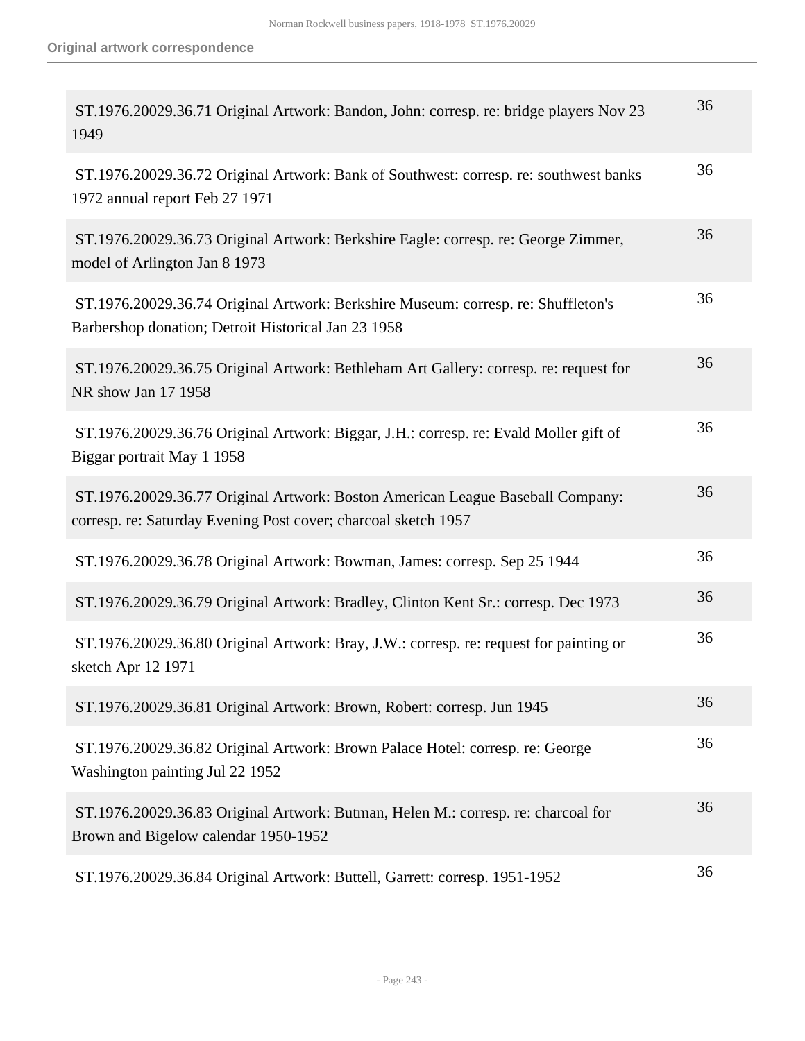**Original artwork correspondence**

| | |
|---|---|
| ST.1976.20029.36.71 Original Artwork: Bandon, John: corresp. re: bridge players Nov 23 1949 | 36 |
| ST.1976.20029.36.72 Original Artwork: Bank of Southwest: corresp. re: southwest banks 1972 annual report Feb 27 1971 | 36 |
| ST.1976.20029.36.73 Original Artwork: Berkshire Eagle: corresp. re: George Zimmer, model of Arlington Jan 8 1973 | 36 |
| ST.1976.20029.36.74 Original Artwork: Berkshire Museum: corresp. re: Shuffleton's Barbershop donation; Detroit Historical Jan 23 1958 | 36 |
| ST.1976.20029.36.75 Original Artwork: Bethleham Art Gallery: corresp. re: request for NR show Jan 17 1958 | 36 |
| ST.1976.20029.36.76 Original Artwork: Biggar, J.H.: corresp. re: Evald Moller gift of Biggar portrait May 1 1958 | 36 |
| ST.1976.20029.36.77 Original Artwork: Boston American League Baseball Company: corresp. re: Saturday Evening Post cover; charcoal sketch 1957 | 36 |
| ST.1976.20029.36.78 Original Artwork: Bowman, James: corresp. Sep 25 1944 | 36 |
| ST.1976.20029.36.79 Original Artwork: Bradley, Clinton Kent Sr.: corresp. Dec 1973 | 36 |
| ST.1976.20029.36.80 Original Artwork: Bray, J.W.: corresp. re: request for painting or sketch Apr 12 1971 | 36 |
| ST.1976.20029.36.81 Original Artwork: Brown, Robert: corresp. Jun 1945 | 36 |
| ST.1976.20029.36.82 Original Artwork: Brown Palace Hotel: corresp. re: George Washington painting Jul 22 1952 | 36 |
| ST.1976.20029.36.83 Original Artwork: Butman, Helen M.: corresp. re: charcoal for Brown and Bigelow calendar 1950-1952 | 36 |
| ST.1976.20029.36.84 Original Artwork: Buttell, Garrett: corresp. 1951-1952 | 36 |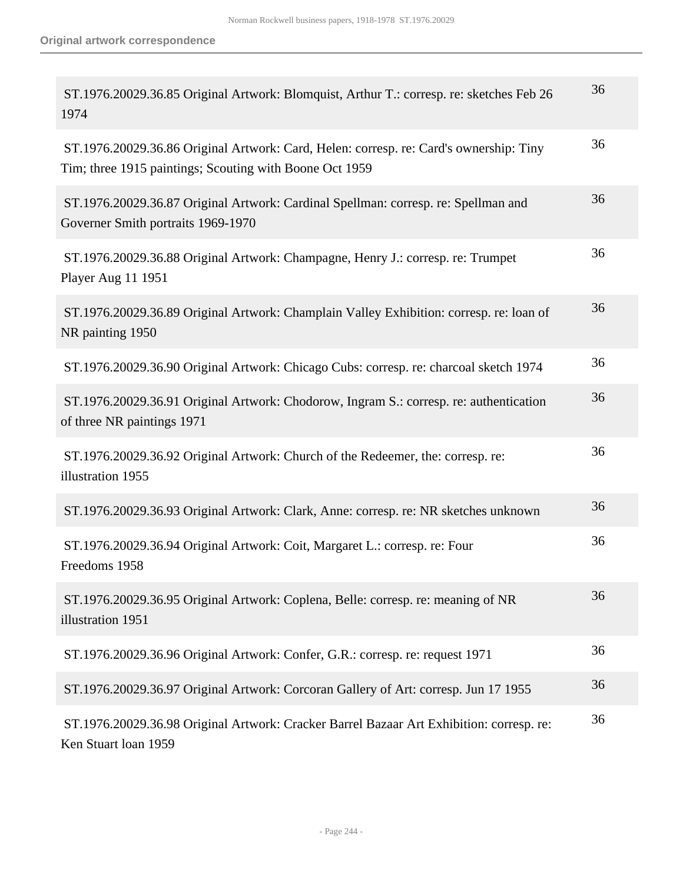**Original artwork correspondence**

| | |
|---|---|
| ST.1976.20029.36.85 Original Artwork: Blomquist, Arthur T.: corresp. re: sketches Feb 26 1974 | 36 |
| ST.1976.20029.36.86 Original Artwork: Card, Helen: corresp. re: Card's ownership: Tiny Tim; three 1915 paintings; Scouting with Boone Oct 1959 | 36 |
| ST.1976.20029.36.87 Original Artwork: Cardinal Spellman: corresp. re: Spellman and Governer Smith portraits 1969-1970 | 36 |
| ST.1976.20029.36.88 Original Artwork: Champagne, Henry J.: corresp. re: Trumpet Player Aug 11 1951 | 36 |
| ST.1976.20029.36.89 Original Artwork: Champlain Valley Exhibition: corresp. re: loan of NR painting 1950 | 36 |
| ST.1976.20029.36.90 Original Artwork: Chicago Cubs: corresp. re: charcoal sketch 1974 | 36 |
| ST.1976.20029.36.91 Original Artwork: Chodorow, Ingram S.: corresp. re: authentication of three NR paintings 1971 | 36 |
| ST.1976.20029.36.92 Original Artwork: Church of the Redeemer, the: corresp. re: illustration 1955 | 36 |
| ST.1976.20029.36.93 Original Artwork: Clark, Anne: corresp. re: NR sketches unknown | 36 |
| ST.1976.20029.36.94 Original Artwork: Coit, Margaret L.: corresp. re: Four Freedoms 1958 | 36 |
| ST.1976.20029.36.95 Original Artwork: Coplena, Belle: corresp. re: meaning of NR illustration 1951 | 36 |
| ST.1976.20029.36.96 Original Artwork: Confer, G.R.: corresp. re: request 1971 | 36 |
| ST.1976.20029.36.97 Original Artwork: Corcoran Gallery of Art: corresp. Jun 17 1955 | 36 |
| ST.1976.20029.36.98 Original Artwork: Cracker Barrel Bazaar Art Exhibition: corresp. re: Ken Stuart loan 1959 | 36 |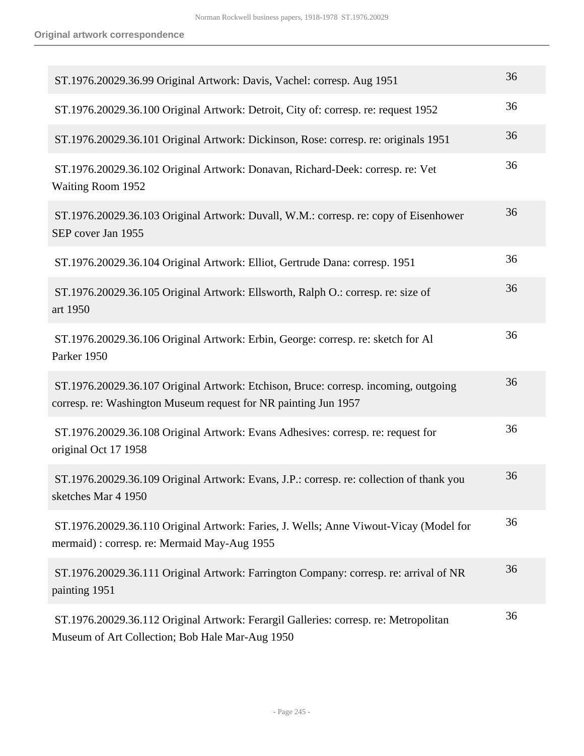**Original artwork correspondence**

| | |
|---|---|
| ST.1976.20029.36.99 Original Artwork: Davis, Vachel: corresp. Aug 1951 | 36 |
| ST.1976.20029.36.100 Original Artwork: Detroit, City of: corresp. re: request 1952 | 36 |
| ST.1976.20029.36.101 Original Artwork: Dickinson, Rose: corresp. re: originals 1951 | 36 |
| ST.1976.20029.36.102 Original Artwork: Donavan, Richard-Deek: corresp. re: Vet Waiting Room 1952 | 36 |
| ST.1976.20029.36.103 Original Artwork: Duvall, W.M.: corresp. re: copy of Eisenhower SEP cover Jan 1955 | 36 |
| ST.1976.20029.36.104 Original Artwork: Elliot, Gertrude Dana: corresp. 1951 | 36 |
| ST.1976.20029.36.105 Original Artwork: Ellsworth, Ralph O.: corresp. re: size of art 1950 | 36 |
| ST.1976.20029.36.106 Original Artwork: Erbin, George: corresp. re: sketch for Al Parker 1950 | 36 |
| ST.1976.20029.36.107 Original Artwork: Etchison, Bruce: corresp. incoming, outgoing corresp. re: Washington Museum request for NR painting Jun 1957 | 36 |
| ST.1976.20029.36.108 Original Artwork: Evans Adhesives: corresp. re: request for original Oct 17 1958 | 36 |
| ST.1976.20029.36.109 Original Artwork: Evans, J.P.: corresp. re: collection of thank you sketches Mar 4 1950 | 36 |
| ST.1976.20029.36.110 Original Artwork: Faries, J. Wells; Anne Viwout-Vicay (Model for mermaid) : corresp. re: Mermaid May-Aug 1955 | 36 |
| ST.1976.20029.36.111 Original Artwork: Farrington Company: corresp. re: arrival of NR painting 1951 | 36 |
| ST.1976.20029.36.112 Original Artwork: Ferargil Galleries: corresp. re: Metropolitan Museum of Art Collection; Bob Hale Mar-Aug 1950 | 36 |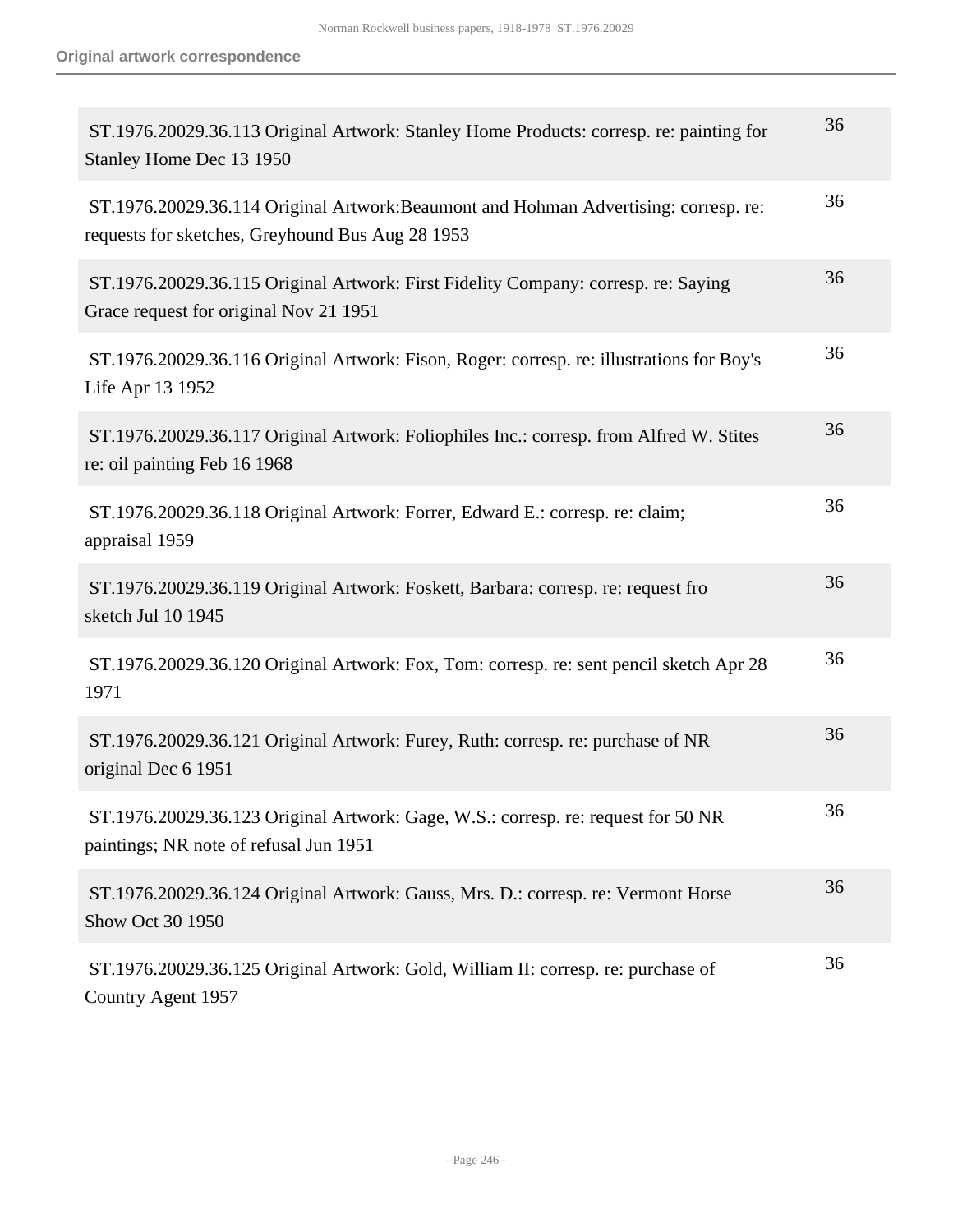## Original artwork correspondence

| | |
|---|---|
| ST.1976.20029.36.113 Original Artwork: Stanley Home Products: corresp. re: painting for Stanley Home Dec 13 1950 | 36 |
| ST.1976.20029.36.114 Original Artwork:Beaumont and Hohman Advertising: corresp. re: requests for sketches, Greyhound Bus Aug 28 1953 | 36 |
| ST.1976.20029.36.115 Original Artwork: First Fidelity Company: corresp. re: Saying Grace request for original Nov 21 1951 | 36 |
| ST.1976.20029.36.116 Original Artwork: Fison, Roger: corresp. re: illustrations for Boy's Life Apr 13 1952 | 36 |
| ST.1976.20029.36.117 Original Artwork: Foliophiles Inc.: corresp. from Alfred W. Stites re: oil painting Feb 16 1968 | 36 |
| ST.1976.20029.36.118 Original Artwork: Forrer, Edward E.: corresp. re: claim; appraisal 1959 | 36 |
| ST.1976.20029.36.119 Original Artwork: Foskett, Barbara: corresp. re: request fro sketch Jul 10 1945 | 36 |
| ST.1976.20029.36.120 Original Artwork: Fox, Tom: corresp. re: sent pencil sketch Apr 28 1971 | 36 |
| ST.1976.20029.36.121 Original Artwork: Furey, Ruth: corresp. re: purchase of NR original Dec 6 1951 | 36 |
| ST.1976.20029.36.123 Original Artwork: Gage, W.S.: corresp. re: request for 50 NR paintings; NR note of refusal Jun 1951 | 36 |
| ST.1976.20029.36.124 Original Artwork: Gauss, Mrs. D.: corresp. re: Vermont Horse Show Oct 30 1950 | 36 |
| ST.1976.20029.36.125 Original Artwork: Gold, William II: corresp. re: purchase of Country Agent 1957 | 36 |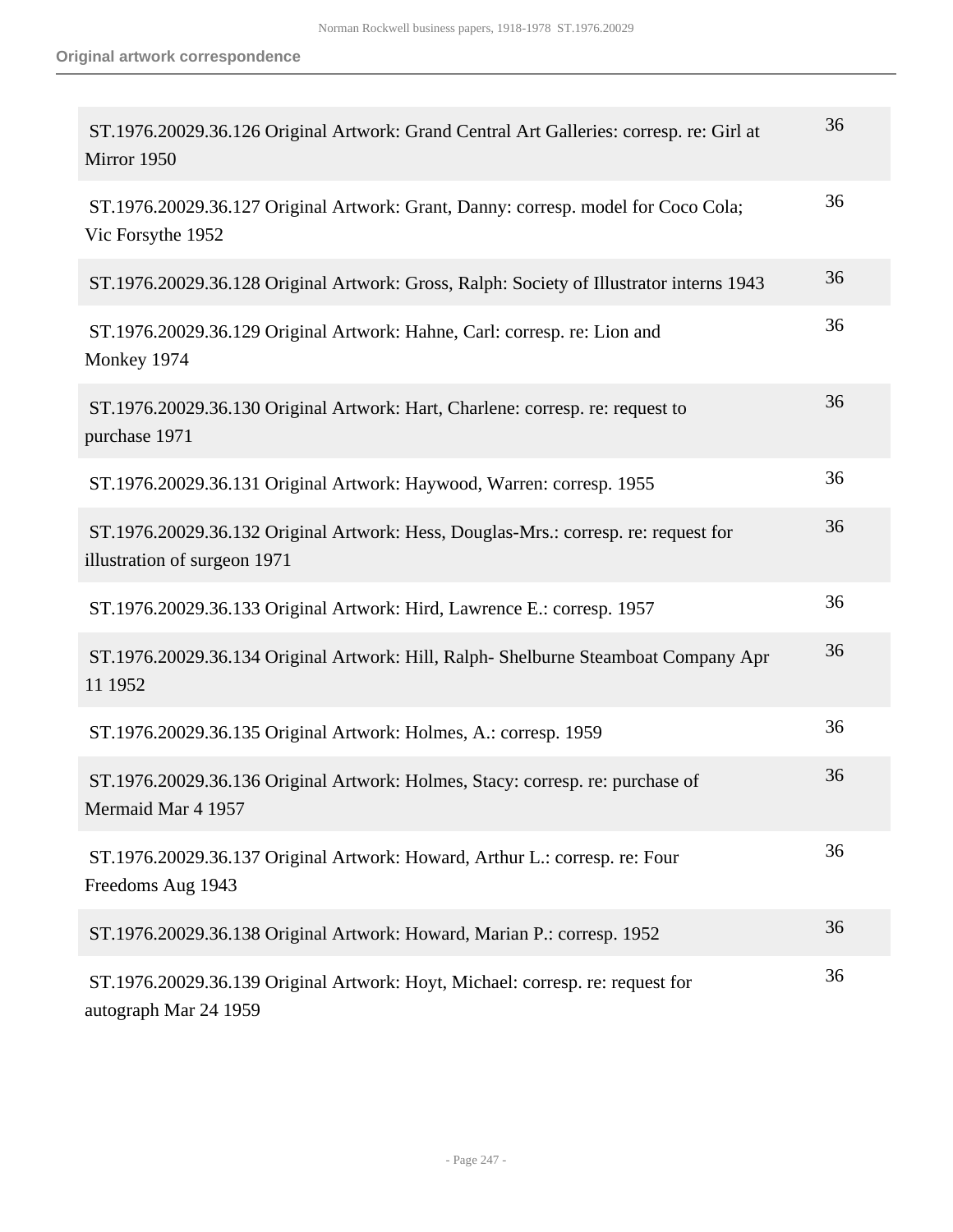**Original artwork correspondence**

| | |
|---|---|
| ST.1976.20029.36.126 Original Artwork: Grand Central Art Galleries: corresp. re: Girl at Mirror 1950 | 36 |
| ST.1976.20029.36.127 Original Artwork: Grant, Danny: corresp. model for Coco Cola; Vic Forsythe 1952 | 36 |
| ST.1976.20029.36.128 Original Artwork: Gross, Ralph: Society of Illustrator interns 1943 | 36 |
| ST.1976.20029.36.129 Original Artwork: Hahne, Carl: corresp. re: Lion and Monkey 1974 | 36 |
| ST.1976.20029.36.130 Original Artwork: Hart, Charlene: corresp. re: request to purchase 1971 | 36 |
| ST.1976.20029.36.131 Original Artwork: Haywood, Warren: corresp. 1955 | 36 |
| ST.1976.20029.36.132 Original Artwork: Hess, Douglas-Mrs.: corresp. re: request for illustration of surgeon 1971 | 36 |
| ST.1976.20029.36.133 Original Artwork: Hird, Lawrence E.: corresp. 1957 | 36 |
| ST.1976.20029.36.134 Original Artwork: Hill, Ralph- Shelburne Steamboat Company Apr 11 1952 | 36 |
| ST.1976.20029.36.135 Original Artwork: Holmes, A.: corresp. 1959 | 36 |
| ST.1976.20029.36.136 Original Artwork: Holmes, Stacy: corresp. re: purchase of Mermaid Mar 4 1957 | 36 |
| ST.1976.20029.36.137 Original Artwork: Howard, Arthur L.: corresp. re: Four Freedoms Aug 1943 | 36 |
| ST.1976.20029.36.138 Original Artwork: Howard, Marian P.: corresp. 1952 | 36 |
| ST.1976.20029.36.139 Original Artwork: Hoyt, Michael: corresp. re: request for autograph Mar 24 1959 | 36 |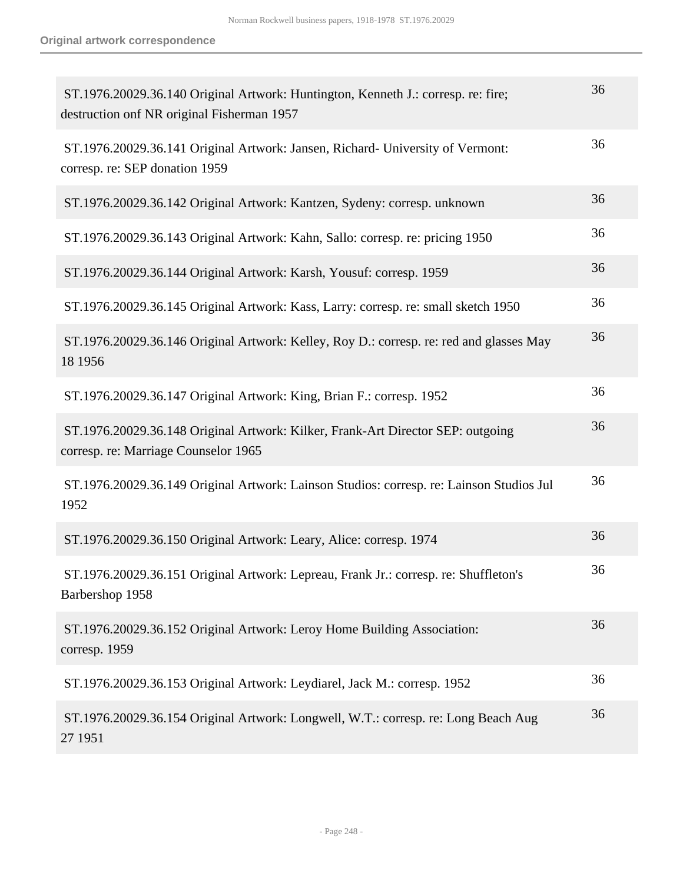**Original artwork correspondence**

| | |
|---|---|
| ST.1976.20029.36.140 Original Artwork: Huntington, Kenneth J.: corresp. re: fire; destruction onf NR original Fisherman 1957 | 36 |
| ST.1976.20029.36.141 Original Artwork: Jansen, Richard- University of Vermont: corresp. re: SEP donation 1959 | 36 |
| ST.1976.20029.36.142 Original Artwork: Kantzen, Sydeny: corresp. unknown | 36 |
| ST.1976.20029.36.143 Original Artwork: Kahn, Sallo: corresp. re: pricing 1950 | 36 |
| ST.1976.20029.36.144 Original Artwork: Karsh, Yousuf: corresp. 1959 | 36 |
| ST.1976.20029.36.145 Original Artwork: Kass, Larry: corresp. re: small sketch 1950 | 36 |
| ST.1976.20029.36.146 Original Artwork: Kelley, Roy D.: corresp. re: red and glasses May 18 1956 | 36 |
| ST.1976.20029.36.147 Original Artwork: King, Brian F.: corresp. 1952 | 36 |
| ST.1976.20029.36.148 Original Artwork: Kilker, Frank-Art Director SEP: outgoing corresp. re: Marriage Counselor 1965 | 36 |
| ST.1976.20029.36.149 Original Artwork: Lainson Studios: corresp. re: Lainson Studios Jul 1952 | 36 |
| ST.1976.20029.36.150 Original Artwork: Leary, Alice: corresp. 1974 | 36 |
| ST.1976.20029.36.151 Original Artwork: Lepreau, Frank Jr.: corresp. re: Shuffleton's Barbershop 1958 | 36 |
| ST.1976.20029.36.152 Original Artwork: Leroy Home Building Association: corresp. 1959 | 36 |
| ST.1976.20029.36.153 Original Artwork: Leydiarel, Jack M.: corresp. 1952 | 36 |
| ST.1976.20029.36.154 Original Artwork: Longwell, W.T.: corresp. re: Long Beach Aug 27 1951 | 36 |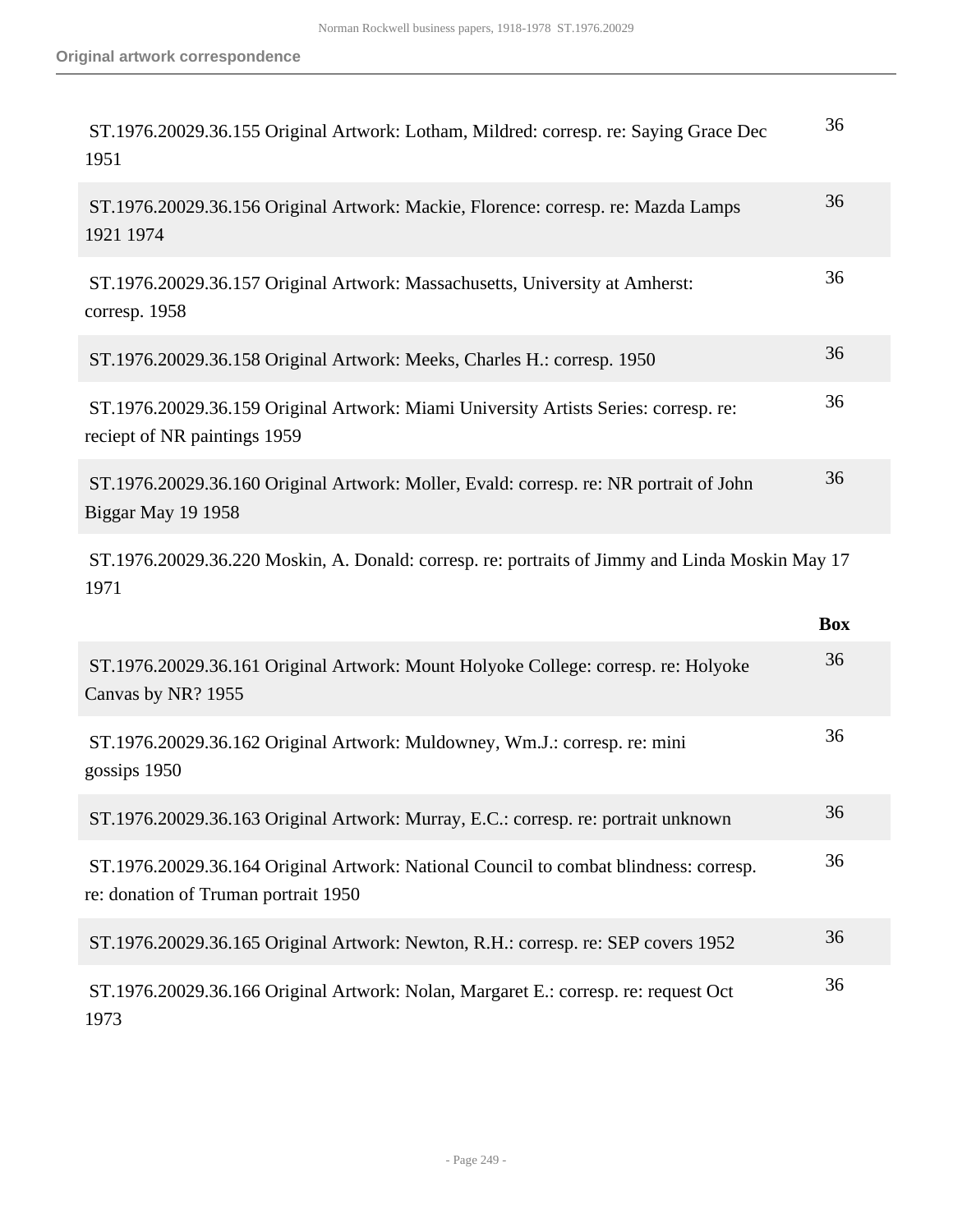| | |
|---|---|
| ST.1976.20029.36.155 Original Artwork: Lotham, Mildred: corresp. re: Saying Grace Dec 1951 | 36 |
| ST.1976.20029.36.156 Original Artwork: Mackie, Florence: corresp. re: Mazda Lamps 1921 1974 | 36 |
| ST.1976.20029.36.157 Original Artwork: Massachusetts, University at Amherst: corresp. 1958 | 36 |
| ST.1976.20029.36.158 Original Artwork: Meeks, Charles H.: corresp. 1950 | 36 |
| ST.1976.20029.36.159 Original Artwork: Miami University Artists Series: corresp. re: reciept of NR paintings 1959 | 36 |
| ST.1976.20029.36.160 Original Artwork: Moller, Evald: corresp. re: NR portrait of John Biggar May 19 1958 | 36 |

ST.1976.20029.36.220 Moskin, A. Donald: corresp. re: portraits of Jimmy and Linda Moskin May 17 1971

| | Box |
|---|---|
| ST.1976.20029.36.161 Original Artwork: Mount Holyoke College: corresp. re: Holyoke Canvas by NR? 1955 | 36 |
| ST.1976.20029.36.162 Original Artwork: Muldowney, Wm.J.: corresp. re: mini gossips 1950 | 36 |
| ST.1976.20029.36.163 Original Artwork: Murray, E.C.: corresp. re: portrait unknown | 36 |
| ST.1976.20029.36.164 Original Artwork: National Council to combat blindness: corresp. re: donation of Truman portrait 1950 | 36 |
| ST.1976.20029.36.165 Original Artwork: Newton, R.H.: corresp. re: SEP covers 1952 | 36 |
| ST.1976.20029.36.166 Original Artwork: Nolan, Margaret E.: corresp. re: request Oct 1973 | 36 |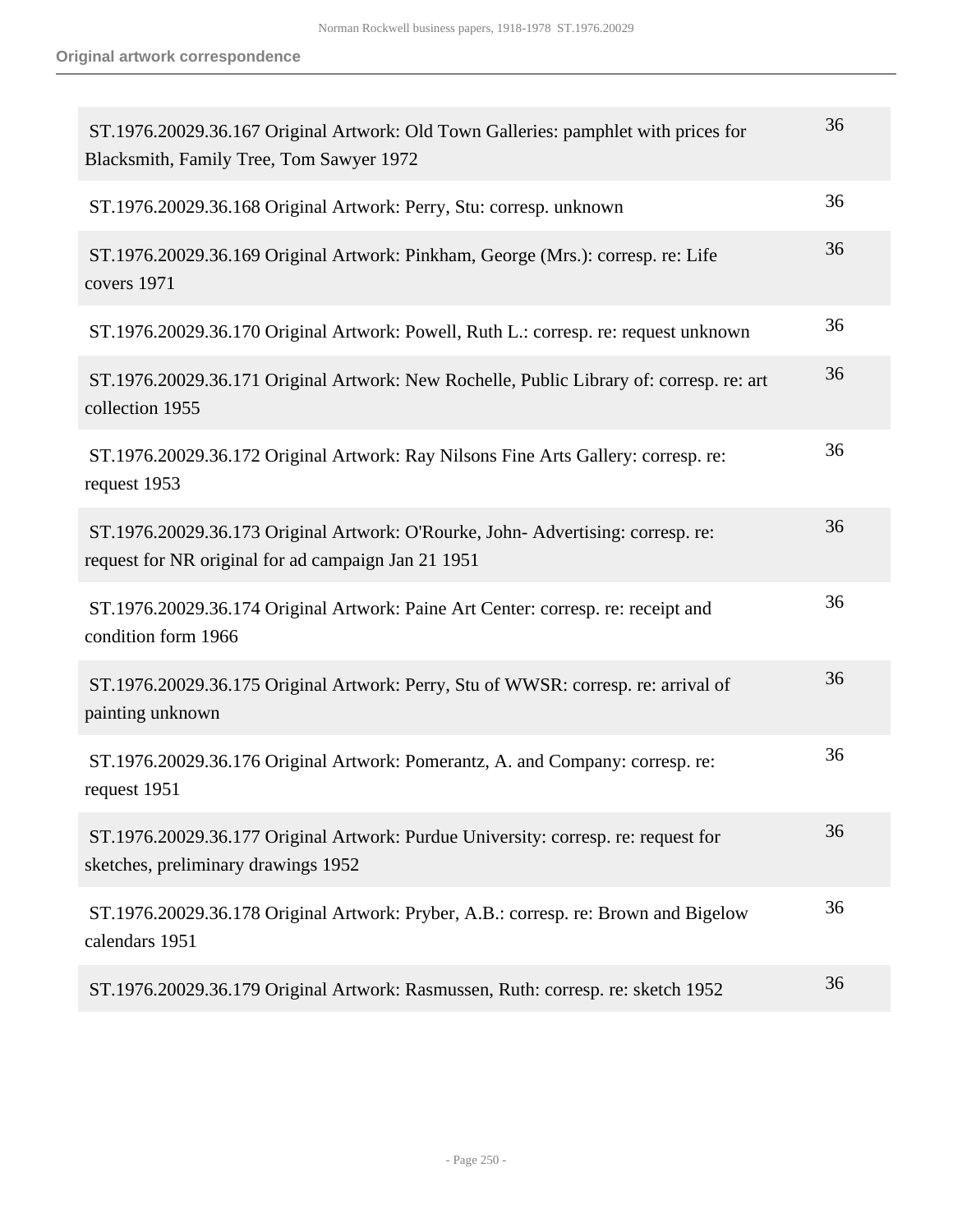**Original artwork correspondence**

| | |
|---|---|
| ST.1976.20029.36.167 Original Artwork: Old Town Galleries: pamphlet with prices for Blacksmith, Family Tree, Tom Sawyer 1972 | 36 |
| ST.1976.20029.36.168 Original Artwork: Perry, Stu: corresp. unknown | 36 |
| ST.1976.20029.36.169 Original Artwork: Pinkham, George (Mrs.): corresp. re: Life covers 1971 | 36 |
| ST.1976.20029.36.170 Original Artwork: Powell, Ruth L.: corresp. re: request unknown | 36 |
| ST.1976.20029.36.171 Original Artwork: New Rochelle, Public Library of: corresp. re: art collection 1955 | 36 |
| ST.1976.20029.36.172 Original Artwork: Ray Nilsons Fine Arts Gallery: corresp. re: request 1953 | 36 |
| ST.1976.20029.36.173 Original Artwork: O'Rourke, John- Advertising: corresp. re: request for NR original for ad campaign Jan 21 1951 | 36 |
| ST.1976.20029.36.174 Original Artwork: Paine Art Center: corresp. re: receipt and condition form 1966 | 36 |
| ST.1976.20029.36.175 Original Artwork: Perry, Stu of WWSR: corresp. re: arrival of painting unknown | 36 |
| ST.1976.20029.36.176 Original Artwork: Pomerantz, A. and Company: corresp. re: request 1951 | 36 |
| ST.1976.20029.36.177 Original Artwork: Purdue University: corresp. re: request for sketches, preliminary drawings 1952 | 36 |
| ST.1976.20029.36.178 Original Artwork: Pryber, A.B.: corresp. re: Brown and Bigelow calendars 1951 | 36 |
| ST.1976.20029.36.179 Original Artwork: Rasmussen, Ruth: corresp. re: sketch 1952 | 36 |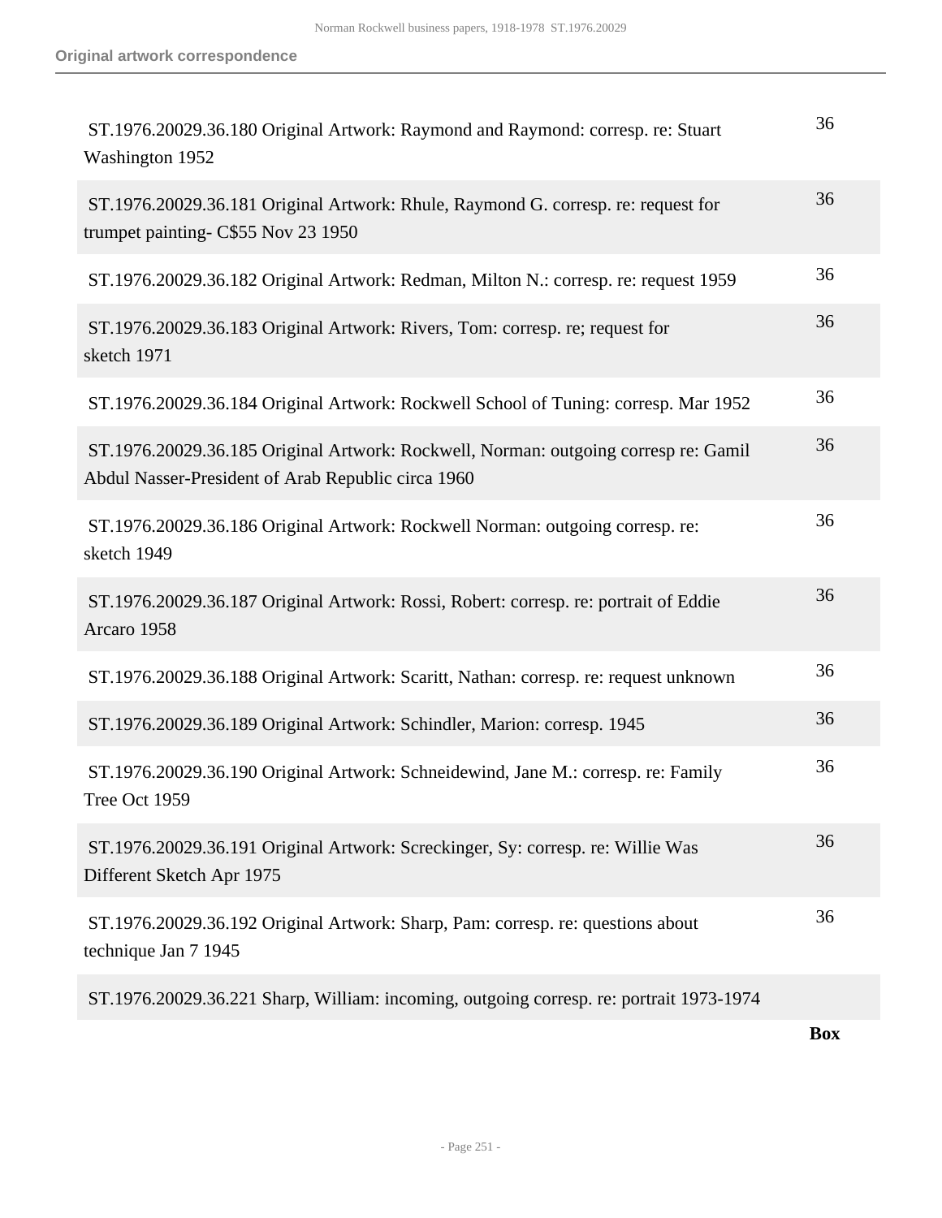**Original artwork correspondence**

| | |
|---|---|
| ST.1976.20029.36.180 Original Artwork: Raymond and Raymond: corresp. re: Stuart Washington 1952 | 36 |
| ST.1976.20029.36.181 Original Artwork: Rhule, Raymond G. corresp. re: request for trumpet painting- C$55 Nov 23 1950 | 36 |
| ST.1976.20029.36.182 Original Artwork: Redman, Milton N.: corresp. re: request 1959 | 36 |
| ST.1976.20029.36.183 Original Artwork: Rivers, Tom: corresp. re; request for sketch 1971 | 36 |
| ST.1976.20029.36.184 Original Artwork: Rockwell School of Tuning: corresp. Mar 1952 | 36 |
| ST.1976.20029.36.185 Original Artwork: Rockwell, Norman: outgoing corresp re: Gamil Abdul Nasser-President of Arab Republic circa 1960 | 36 |
| ST.1976.20029.36.186 Original Artwork: Rockwell Norman: outgoing corresp. re: sketch 1949 | 36 |
| ST.1976.20029.36.187 Original Artwork: Rossi, Robert: corresp. re: portrait of Eddie Arcaro 1958 | 36 |
| ST.1976.20029.36.188 Original Artwork: Scaritt, Nathan: corresp. re: request unknown | 36 |
| ST.1976.20029.36.189 Original Artwork: Schindler, Marion: corresp. 1945 | 36 |
| ST.1976.20029.36.190 Original Artwork: Schneidewind, Jane M.: corresp. re: Family Tree Oct 1959 | 36 |
| ST.1976.20029.36.191 Original Artwork: Screckinger, Sy: corresp. re: Willie Was Different Sketch Apr 1975 | 36 |
| ST.1976.20029.36.192 Original Artwork: Sharp, Pam: corresp. re: questions about technique Jan 7 1945 | 36 |
| ST.1976.20029.36.221 Sharp, William: incoming, outgoing corresp. re: portrait 1973-1974 | |
| | **Box** |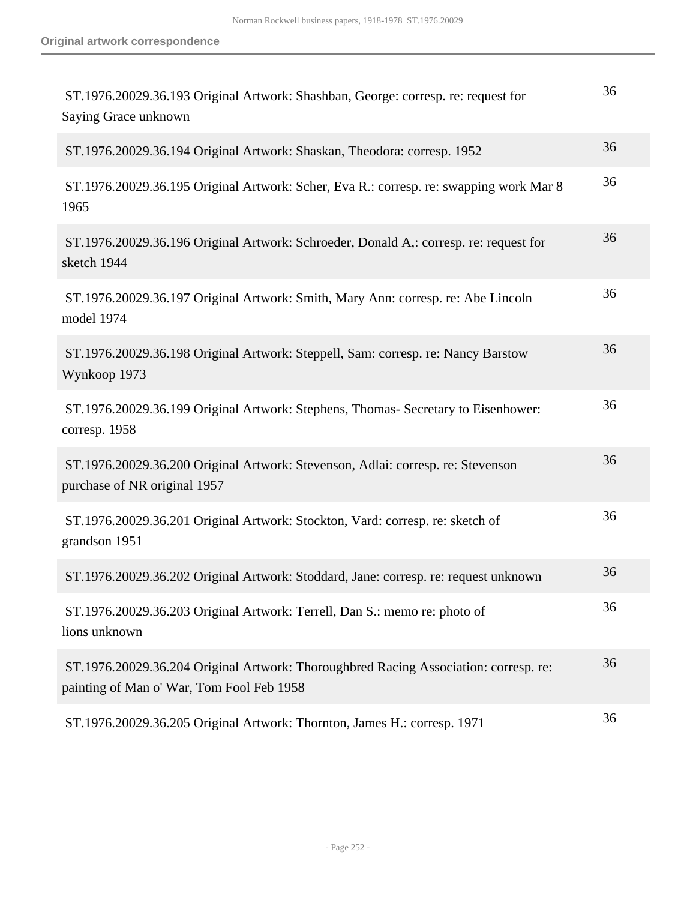## Original artwork correspondence

| | |
|---|---|
| ST.1976.20029.36.193 Original Artwork: Shashban, George: corresp. re: request for Saying Grace unknown | 36 |
| ST.1976.20029.36.194 Original Artwork: Shaskan, Theodora: corresp. 1952 | 36 |
| ST.1976.20029.36.195 Original Artwork: Scher, Eva R.: corresp. re: swapping work Mar 8 1965 | 36 |
| ST.1976.20029.36.196 Original Artwork: Schroeder, Donald A,: corresp. re: request for sketch 1944 | 36 |
| ST.1976.20029.36.197 Original Artwork: Smith, Mary Ann: corresp. re: Abe Lincoln model 1974 | 36 |
| ST.1976.20029.36.198 Original Artwork: Steppell, Sam: corresp. re: Nancy Barstow Wynkoop 1973 | 36 |
| ST.1976.20029.36.199 Original Artwork: Stephens, Thomas- Secretary to Eisenhower: corresp. 1958 | 36 |
| ST.1976.20029.36.200 Original Artwork: Stevenson, Adlai: corresp. re: Stevenson purchase of NR original 1957 | 36 |
| ST.1976.20029.36.201 Original Artwork: Stockton, Vard: corresp. re: sketch of grandson 1951 | 36 |
| ST.1976.20029.36.202 Original Artwork: Stoddard, Jane: corresp. re: request unknown | 36 |
| ST.1976.20029.36.203 Original Artwork: Terrell, Dan S.: memo re: photo of lions unknown | 36 |
| ST.1976.20029.36.204 Original Artwork: Thoroughbred Racing Association: corresp. re: painting of Man o' War, Tom Fool Feb 1958 | 36 |
| ST.1976.20029.36.205 Original Artwork: Thornton, James H.: corresp. 1971 | 36 |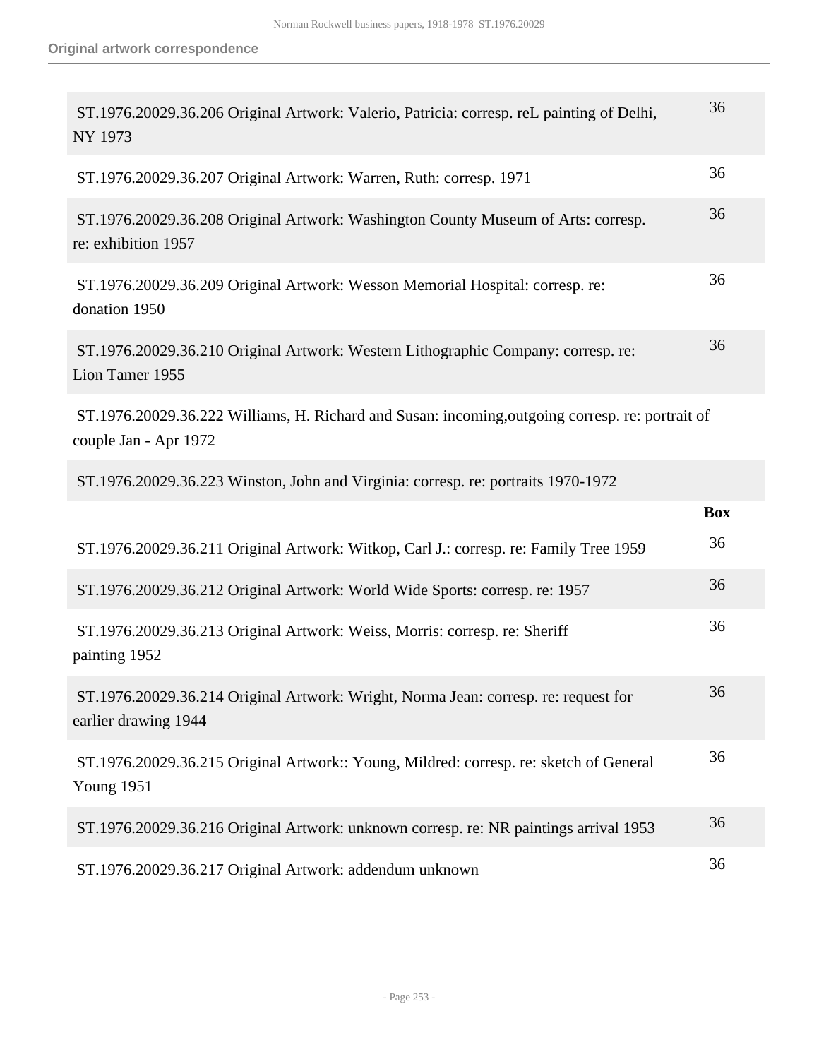**Original artwork correspondence**

| | |
|---|---|
| ST.1976.20029.36.206 Original Artwork: Valerio, Patricia: corresp. reL painting of Delhi, NY 1973 | 36 |
| ST.1976.20029.36.207 Original Artwork: Warren, Ruth: corresp. 1971 | 36 |
| ST.1976.20029.36.208 Original Artwork: Washington County Museum of Arts: corresp. re: exhibition 1957 | 36 |
| ST.1976.20029.36.209 Original Artwork: Wesson Memorial Hospital: corresp. re: donation 1950 | 36 |
| ST.1976.20029.36.210 Original Artwork: Western Lithographic Company: corresp. re: Lion Tamer 1955 | 36 |
| ST.1976.20029.36.222 Williams, H. Richard and Susan: incoming,outgoing corresp. re: portrait of couple Jan - Apr 1972 | |
| ST.1976.20029.36.223 Winston, John and Virginia: corresp. re: portraits 1970-1972 | |

| | Box |
|---|---|
| ST.1976.20029.36.211 Original Artwork: Witkop, Carl J.: corresp. re: Family Tree 1959 | 36 |
| ST.1976.20029.36.212 Original Artwork: World Wide Sports: corresp. re: 1957 | 36 |
| ST.1976.20029.36.213 Original Artwork: Weiss, Morris: corresp. re: Sheriff painting 1952 | 36 |
| ST.1976.20029.36.214 Original Artwork: Wright, Norma Jean: corresp. re: request for earlier drawing 1944 | 36 |
| ST.1976.20029.36.215 Original Artwork:: Young, Mildred: corresp. re: sketch of General Young 1951 | 36 |
| ST.1976.20029.36.216 Original Artwork: unknown corresp. re: NR paintings arrival 1953 | 36 |
| ST.1976.20029.36.217 Original Artwork: addendum unknown | 36 |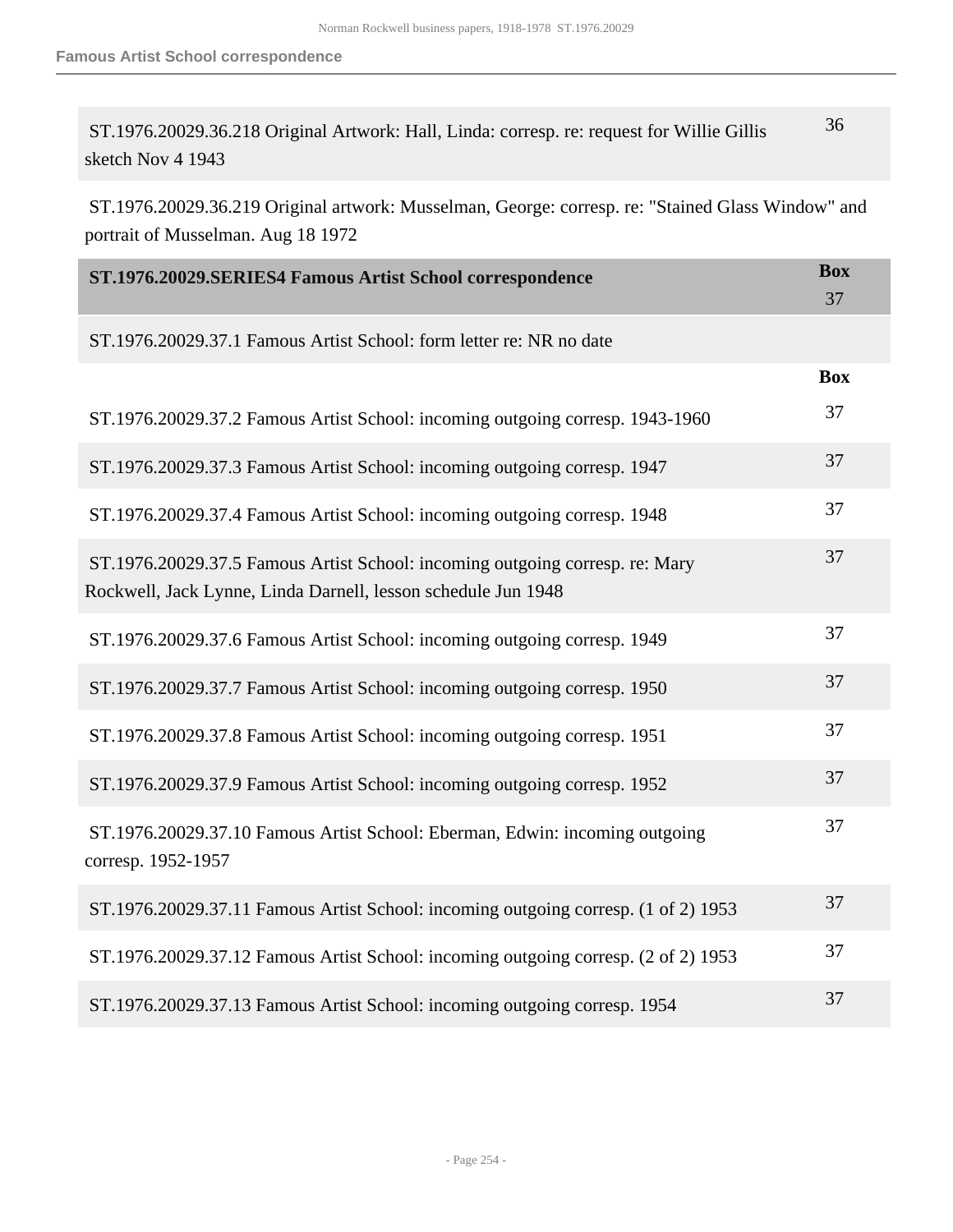| | |
|---|---|
| ST.1976.20029.36.218 Original Artwork: Hall, Linda: corresp. re: request for Willie Gillis sketch Nov 4 1943 | 36 |
| ST.1976.20029.36.219 Original artwork: Musselman, George: corresp. re: "Stained Glass Window" and portrait of Musselman. Aug 18 1972 | |

| **ST.1976.20029.SERIES4 Famous Artist School correspondence** | **Box** 37 |
|---|---|
| ST.1976.20029.37.1 Famous Artist School: form letter re: NR no date | |

| | **Box** |
|---|---|
| ST.1976.20029.37.2 Famous Artist School: incoming outgoing corresp. 1943-1960 | 37 |
| ST.1976.20029.37.3 Famous Artist School: incoming outgoing corresp. 1947 | 37 |
| ST.1976.20029.37.4 Famous Artist School: incoming outgoing corresp. 1948 | 37 |
| ST.1976.20029.37.5 Famous Artist School: incoming outgoing corresp. re: Mary Rockwell, Jack Lynne, Linda Darnell, lesson schedule Jun 1948 | 37 |
| ST.1976.20029.37.6 Famous Artist School: incoming outgoing corresp. 1949 | 37 |
| ST.1976.20029.37.7 Famous Artist School: incoming outgoing corresp. 1950 | 37 |
| ST.1976.20029.37.8 Famous Artist School: incoming outgoing corresp. 1951 | 37 |
| ST.1976.20029.37.9 Famous Artist School: incoming outgoing corresp. 1952 | 37 |
| ST.1976.20029.37.10 Famous Artist School: Eberman, Edwin: incoming outgoing corresp. 1952-1957 | 37 |
| ST.1976.20029.37.11 Famous Artist School: incoming outgoing corresp. (1 of 2) 1953 | 37 |
| ST.1976.20029.37.12 Famous Artist School: incoming outgoing corresp. (2 of 2) 1953 | 37 |
| ST.1976.20029.37.13 Famous Artist School: incoming outgoing corresp. 1954 | 37 |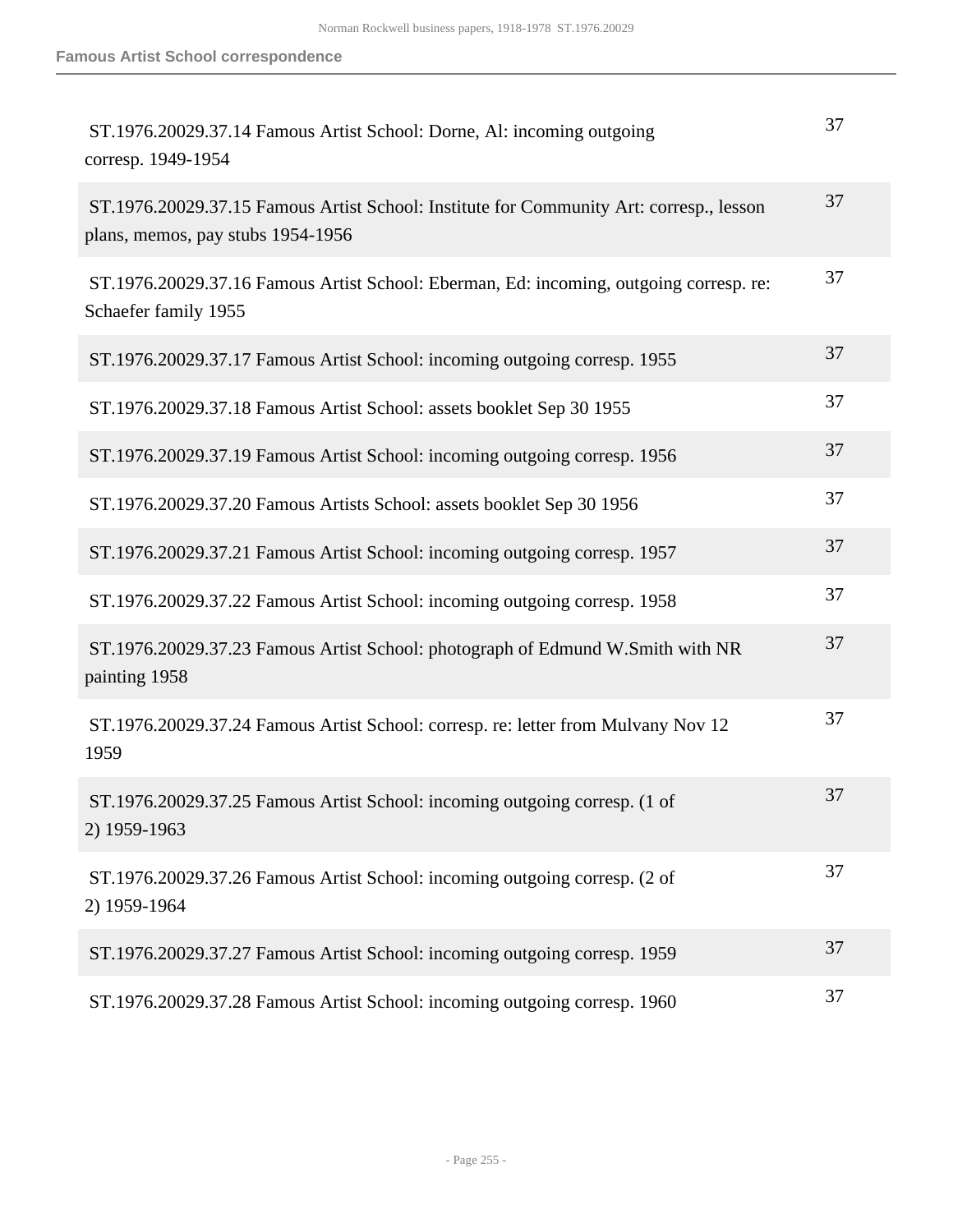## Famous Artist School correspondence

| | |
|---|---|
| ST.1976.20029.37.14 Famous Artist School: Dorne, Al: incoming outgoing corresp. 1949-1954 | 37 |
| ST.1976.20029.37.15 Famous Artist School: Institute for Community Art: corresp., lesson plans, memos, pay stubs 1954-1956 | 37 |
| ST.1976.20029.37.16 Famous Artist School: Eberman, Ed: incoming, outgoing corresp. re: Schaefer family 1955 | 37 |
| ST.1976.20029.37.17 Famous Artist School: incoming outgoing corresp. 1955 | 37 |
| ST.1976.20029.37.18 Famous Artist School: assets booklet Sep 30 1955 | 37 |
| ST.1976.20029.37.19 Famous Artist School: incoming outgoing corresp. 1956 | 37 |
| ST.1976.20029.37.20 Famous Artists School: assets booklet Sep 30 1956 | 37 |
| ST.1976.20029.37.21 Famous Artist School: incoming outgoing corresp. 1957 | 37 |
| ST.1976.20029.37.22 Famous Artist School: incoming outgoing corresp. 1958 | 37 |
| ST.1976.20029.37.23 Famous Artist School: photograph of Edmund W.Smith with NR painting 1958 | 37 |
| ST.1976.20029.37.24 Famous Artist School: corresp. re: letter from Mulvany Nov 12 1959 | 37 |
| ST.1976.20029.37.25 Famous Artist School: incoming outgoing corresp. (1 of 2) 1959-1963 | 37 |
| ST.1976.20029.37.26 Famous Artist School: incoming outgoing corresp. (2 of 2) 1959-1964 | 37 |
| ST.1976.20029.37.27 Famous Artist School: incoming outgoing corresp. 1959 | 37 |
| ST.1976.20029.37.28 Famous Artist School: incoming outgoing corresp. 1960 | 37 |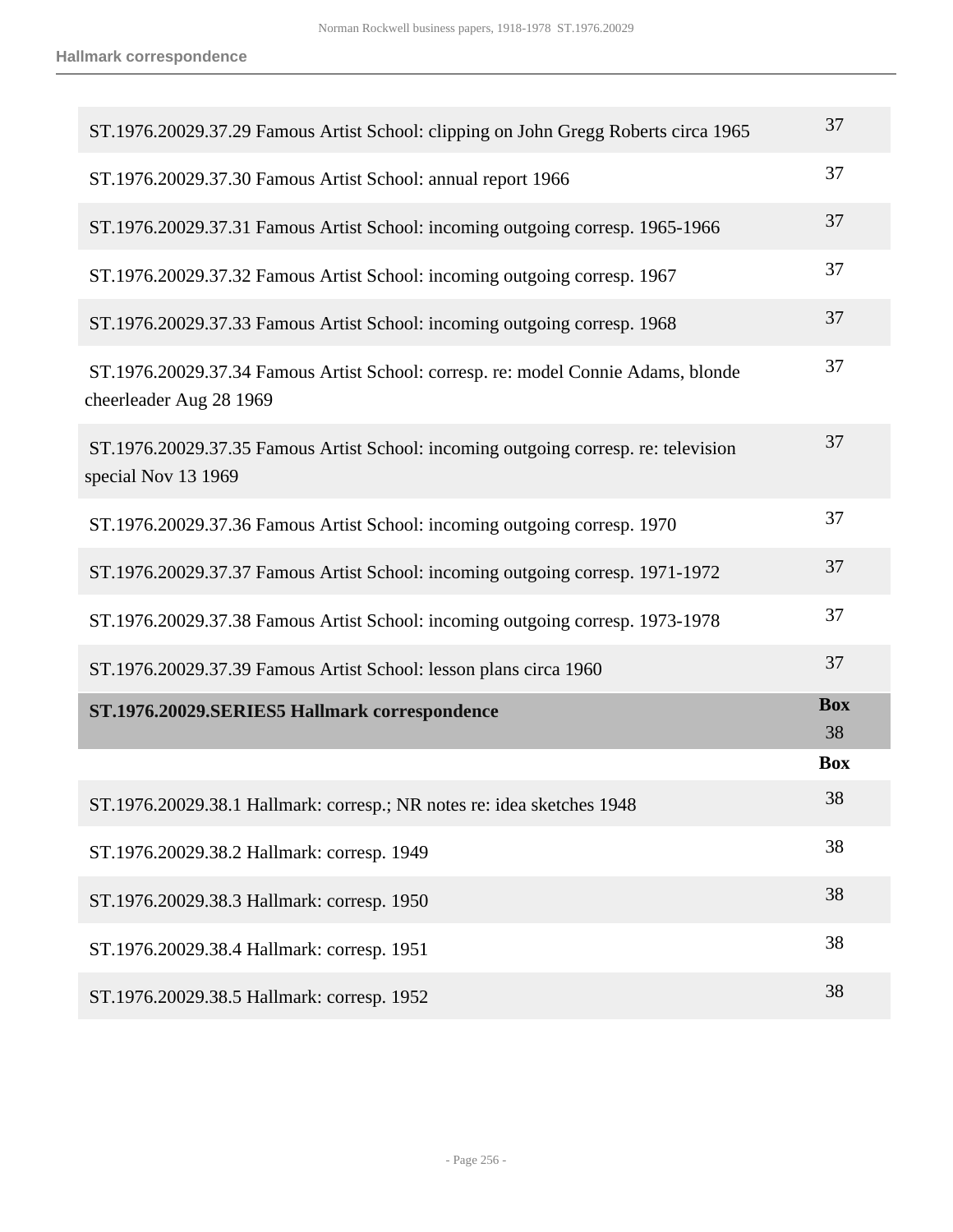| | |
|---|---|
| ST.1976.20029.37.29 Famous Artist School: clipping on John Gregg Roberts circa 1965 | 37 |
| ST.1976.20029.37.30 Famous Artist School: annual report 1966 | 37 |
| ST.1976.20029.37.31 Famous Artist School: incoming outgoing corresp. 1965-1966 | 37 |
| ST.1976.20029.37.32 Famous Artist School: incoming outgoing corresp. 1967 | 37 |
| ST.1976.20029.37.33 Famous Artist School: incoming outgoing corresp. 1968 | 37 |
| ST.1976.20029.37.34 Famous Artist School: corresp. re: model Connie Adams, blonde cheerleader Aug 28 1969 | 37 |
| ST.1976.20029.37.35 Famous Artist School: incoming outgoing corresp. re: television special Nov 13 1969 | 37 |
| ST.1976.20029.37.36 Famous Artist School: incoming outgoing corresp. 1970 | 37 |
| ST.1976.20029.37.37 Famous Artist School: incoming outgoing corresp. 1971-1972 | 37 |
| ST.1976.20029.37.38 Famous Artist School: incoming outgoing corresp. 1973-1978 | 37 |
| ST.1976.20029.37.39 Famous Artist School: lesson plans circa 1960 | 37 |

| ST.1976.20029.SERIES5 Hallmark correspondence | Box 38 |
|---|---|
| | **Box** |
| ST.1976.20029.38.1 Hallmark: corresp.; NR notes re: idea sketches 1948 | 38 |
| ST.1976.20029.38.2 Hallmark: corresp. 1949 | 38 |
| ST.1976.20029.38.3 Hallmark: corresp. 1950 | 38 |
| ST.1976.20029.38.4 Hallmark: corresp. 1951 | 38 |
| ST.1976.20029.38.5 Hallmark: corresp. 1952 | 38 |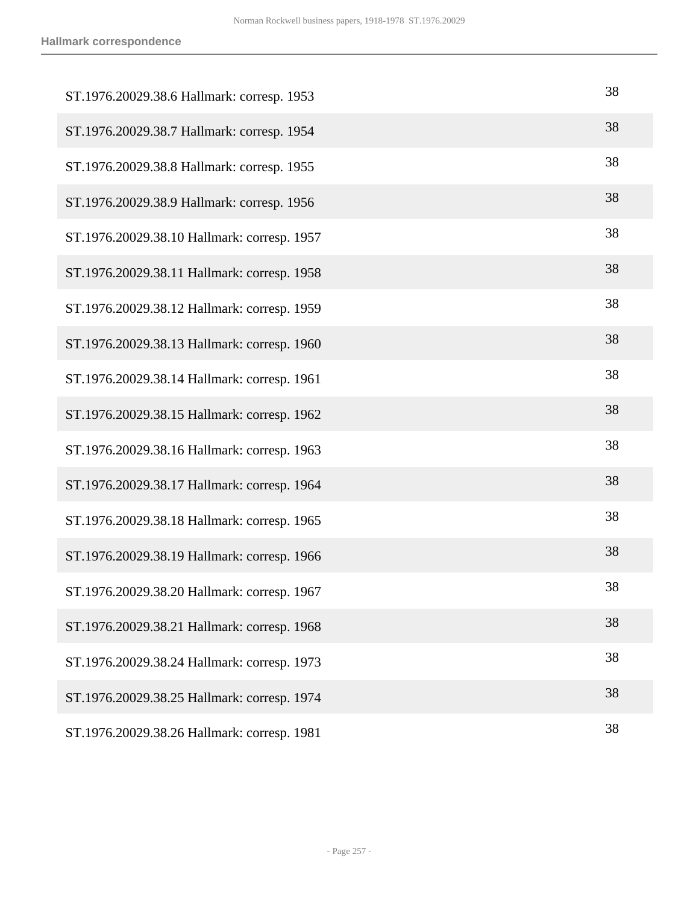| | |
|---|---|
| ST.1976.20029.38.6 Hallmark: corresp. 1953 | 38 |
| ST.1976.20029.38.7 Hallmark: corresp. 1954 | 38 |
| ST.1976.20029.38.8 Hallmark: corresp. 1955 | 38 |
| ST.1976.20029.38.9 Hallmark: corresp. 1956 | 38 |
| ST.1976.20029.38.10 Hallmark: corresp. 1957 | 38 |
| ST.1976.20029.38.11 Hallmark: corresp. 1958 | 38 |
| ST.1976.20029.38.12 Hallmark: corresp. 1959 | 38 |
| ST.1976.20029.38.13 Hallmark: corresp. 1960 | 38 |
| ST.1976.20029.38.14 Hallmark: corresp. 1961 | 38 |
| ST.1976.20029.38.15 Hallmark: corresp. 1962 | 38 |
| ST.1976.20029.38.16 Hallmark: corresp. 1963 | 38 |
| ST.1976.20029.38.17 Hallmark: corresp. 1964 | 38 |
| ST.1976.20029.38.18 Hallmark: corresp. 1965 | 38 |
| ST.1976.20029.38.19 Hallmark: corresp. 1966 | 38 |
| ST.1976.20029.38.20 Hallmark: corresp. 1967 | 38 |
| ST.1976.20029.38.21 Hallmark: corresp. 1968 | 38 |
| ST.1976.20029.38.24 Hallmark: corresp. 1973 | 38 |
| ST.1976.20029.38.25 Hallmark: corresp. 1974 | 38 |
| ST.1976.20029.38.26 Hallmark: corresp. 1981 | 38 |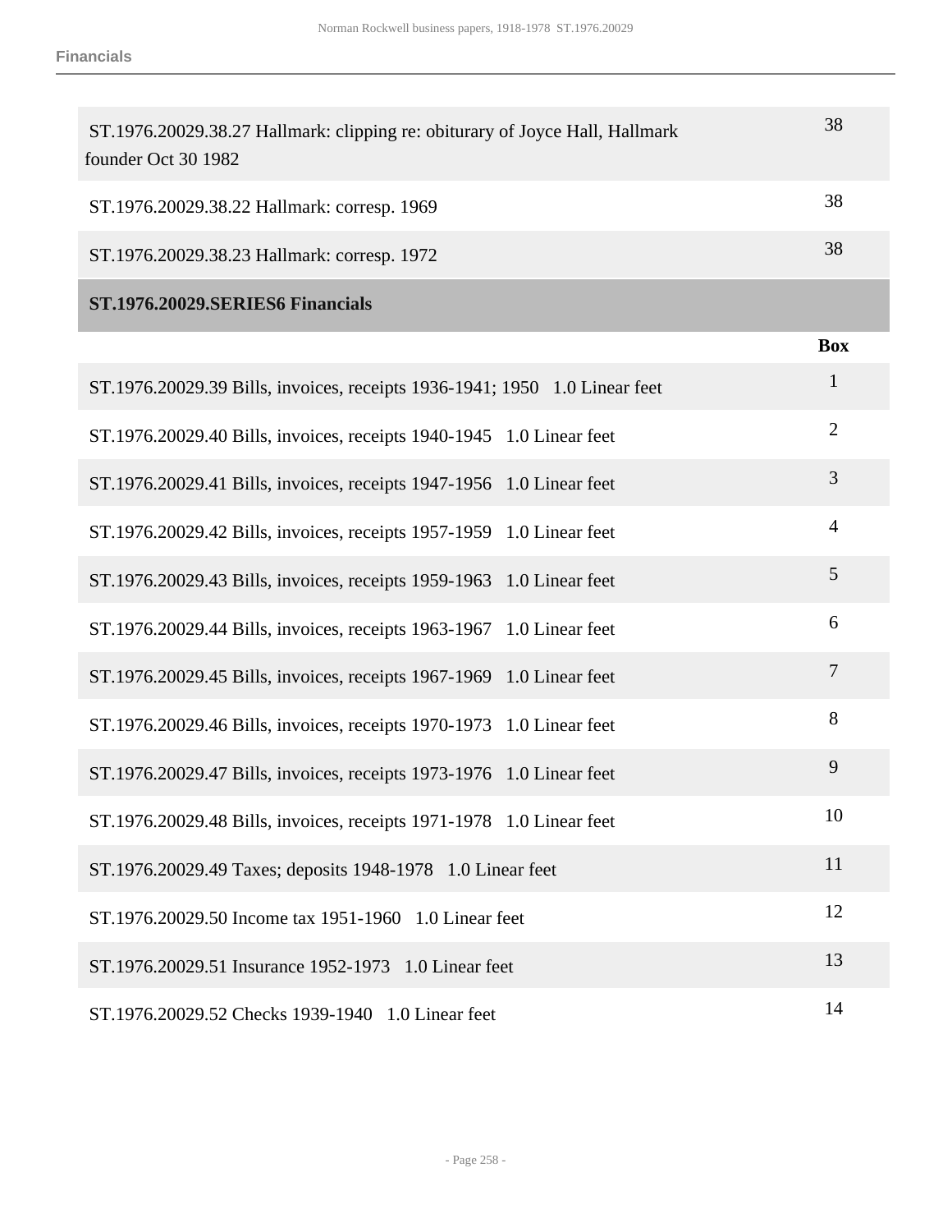| | |
|---|---|
| ST.1976.20029.38.27 Hallmark: clipping re: obiturary of Joyce Hall, Hallmark founder Oct 30 1982 | 38 |
| ST.1976.20029.38.22 Hallmark: corresp. 1969 | 38 |
| ST.1976.20029.38.23 Hallmark: corresp. 1972 | 38 |

## ST.1976.20029.SERIES6 Financials

| | Box |
|---|---|
| ST.1976.20029.39 Bills, invoices, receipts 1936-1941; 1950 1.0 Linear feet | 1 |
| ST.1976.20029.40 Bills, invoices, receipts 1940-1945 1.0 Linear feet | 2 |
| ST.1976.20029.41 Bills, invoices, receipts 1947-1956 1.0 Linear feet | 3 |
| ST.1976.20029.42 Bills, invoices, receipts 1957-1959 1.0 Linear feet | 4 |
| ST.1976.20029.43 Bills, invoices, receipts 1959-1963 1.0 Linear feet | 5 |
| ST.1976.20029.44 Bills, invoices, receipts 1963-1967 1.0 Linear feet | 6 |
| ST.1976.20029.45 Bills, invoices, receipts 1967-1969 1.0 Linear feet | 7 |
| ST.1976.20029.46 Bills, invoices, receipts 1970-1973 1.0 Linear feet | 8 |
| ST.1976.20029.47 Bills, invoices, receipts 1973-1976 1.0 Linear feet | 9 |
| ST.1976.20029.48 Bills, invoices, receipts 1971-1978 1.0 Linear feet | 10 |
| ST.1976.20029.49 Taxes; deposits 1948-1978 1.0 Linear feet | 11 |
| ST.1976.20029.50 Income tax 1951-1960 1.0 Linear feet | 12 |
| ST.1976.20029.51 Insurance 1952-1973 1.0 Linear feet | 13 |
| ST.1976.20029.52 Checks 1939-1940 1.0 Linear feet | 14 |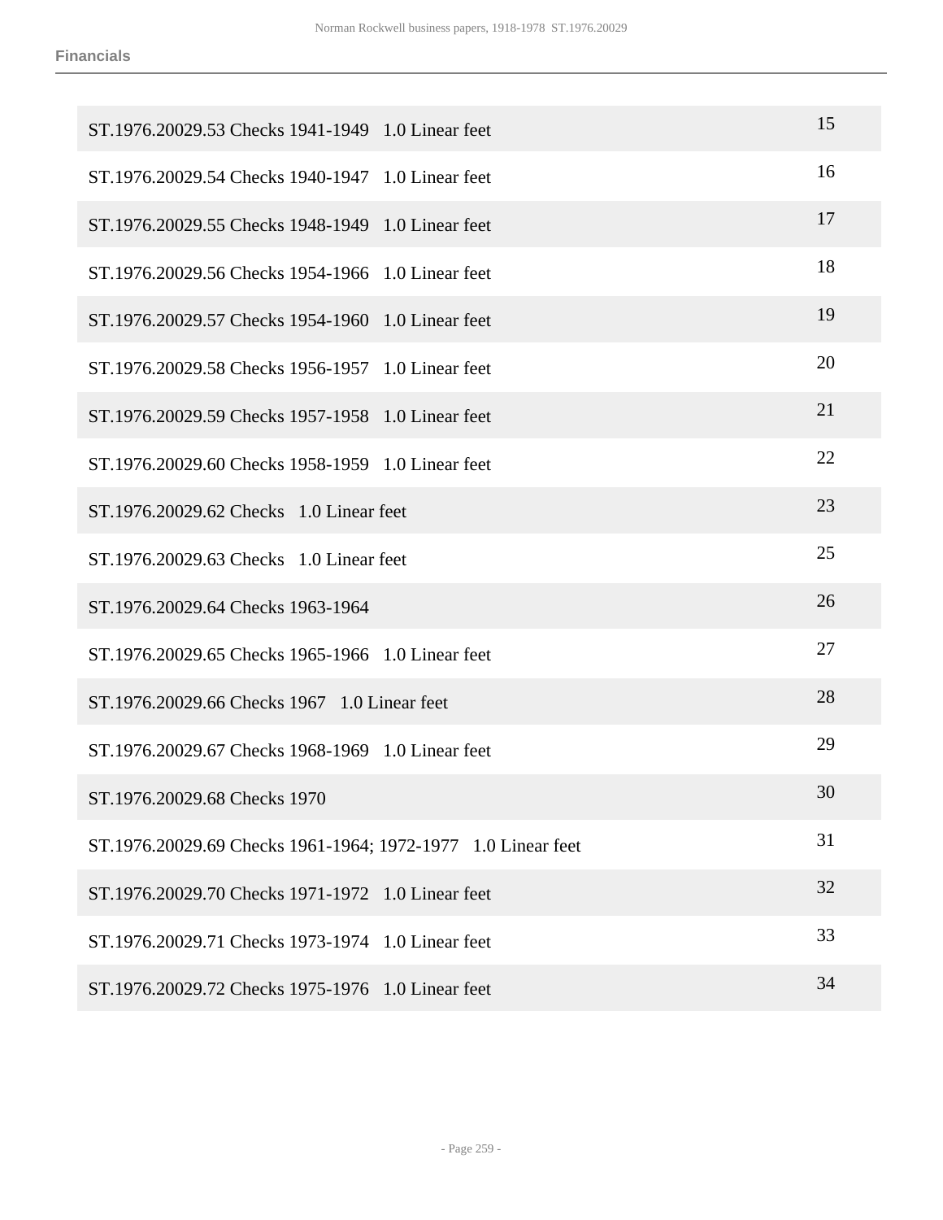| | |
|---|---|
| ST.1976.20029.53 Checks 1941-1949 1.0 Linear feet | 15 |
| ST.1976.20029.54 Checks 1940-1947 1.0 Linear feet | 16 |
| ST.1976.20029.55 Checks 1948-1949 1.0 Linear feet | 17 |
| ST.1976.20029.56 Checks 1954-1966 1.0 Linear feet | 18 |
| ST.1976.20029.57 Checks 1954-1960 1.0 Linear feet | 19 |
| ST.1976.20029.58 Checks 1956-1957 1.0 Linear feet | 20 |
| ST.1976.20029.59 Checks 1957-1958 1.0 Linear feet | 21 |
| ST.1976.20029.60 Checks 1958-1959 1.0 Linear feet | 22 |
| ST.1976.20029.62 Checks 1.0 Linear feet | 23 |
| ST.1976.20029.63 Checks 1.0 Linear feet | 25 |
| ST.1976.20029.64 Checks 1963-1964 | 26 |
| ST.1976.20029.65 Checks 1965-1966 1.0 Linear feet | 27 |
| ST.1976.20029.66 Checks 1967 1.0 Linear feet | 28 |
| ST.1976.20029.67 Checks 1968-1969 1.0 Linear feet | 29 |
| ST.1976.20029.68 Checks 1970 | 30 |
| ST.1976.20029.69 Checks 1961-1964; 1972-1977 1.0 Linear feet | 31 |
| ST.1976.20029.70 Checks 1971-1972 1.0 Linear feet | 32 |
| ST.1976.20029.71 Checks 1973-1974 1.0 Linear feet | 33 |
| ST.1976.20029.72 Checks 1975-1976 1.0 Linear feet | 34 |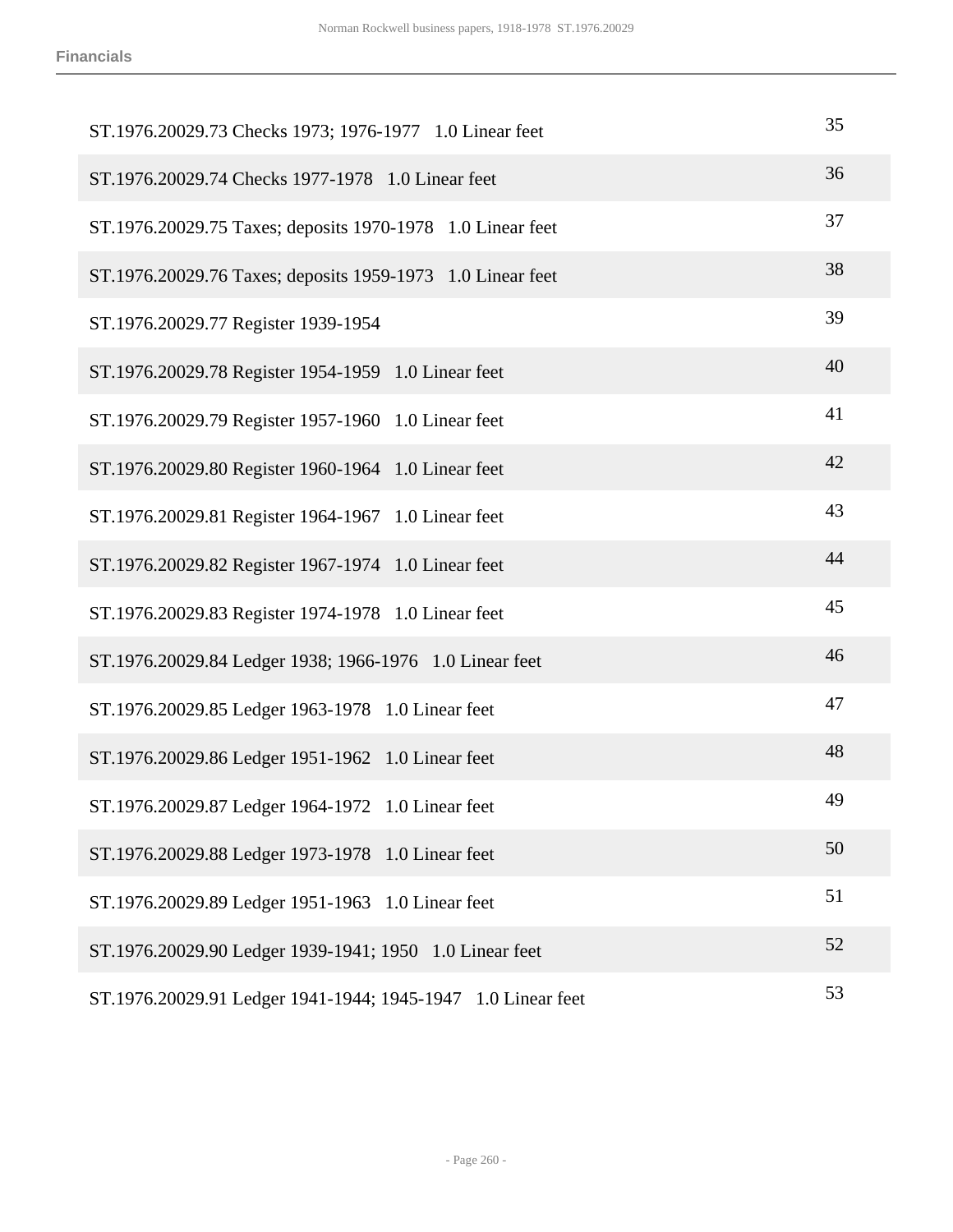**Financials**

| | |
|---|---|
| ST.1976.20029.73 Checks 1973; 1976-1977   1.0 Linear feet | 35 |
| ST.1976.20029.74 Checks 1977-1978   1.0 Linear feet | 36 |
| ST.1976.20029.75 Taxes; deposits 1970-1978   1.0 Linear feet | 37 |
| ST.1976.20029.76 Taxes; deposits 1959-1973   1.0 Linear feet | 38 |
| ST.1976.20029.77 Register 1939-1954 | 39 |
| ST.1976.20029.78 Register 1954-1959   1.0 Linear feet | 40 |
| ST.1976.20029.79 Register 1957-1960   1.0 Linear feet | 41 |
| ST.1976.20029.80 Register 1960-1964   1.0 Linear feet | 42 |
| ST.1976.20029.81 Register 1964-1967   1.0 Linear feet | 43 |
| ST.1976.20029.82 Register 1967-1974   1.0 Linear feet | 44 |
| ST.1976.20029.83 Register 1974-1978   1.0 Linear feet | 45 |
| ST.1976.20029.84 Ledger 1938; 1966-1976   1.0 Linear feet | 46 |
| ST.1976.20029.85 Ledger 1963-1978   1.0 Linear feet | 47 |
| ST.1976.20029.86 Ledger 1951-1962   1.0 Linear feet | 48 |
| ST.1976.20029.87 Ledger 1964-1972   1.0 Linear feet | 49 |
| ST.1976.20029.88 Ledger 1973-1978   1.0 Linear feet | 50 |
| ST.1976.20029.89 Ledger 1951-1963   1.0 Linear feet | 51 |
| ST.1976.20029.90 Ledger 1939-1941; 1950   1.0 Linear feet | 52 |
| ST.1976.20029.91 Ledger 1941-1944; 1945-1947   1.0 Linear feet | 53 |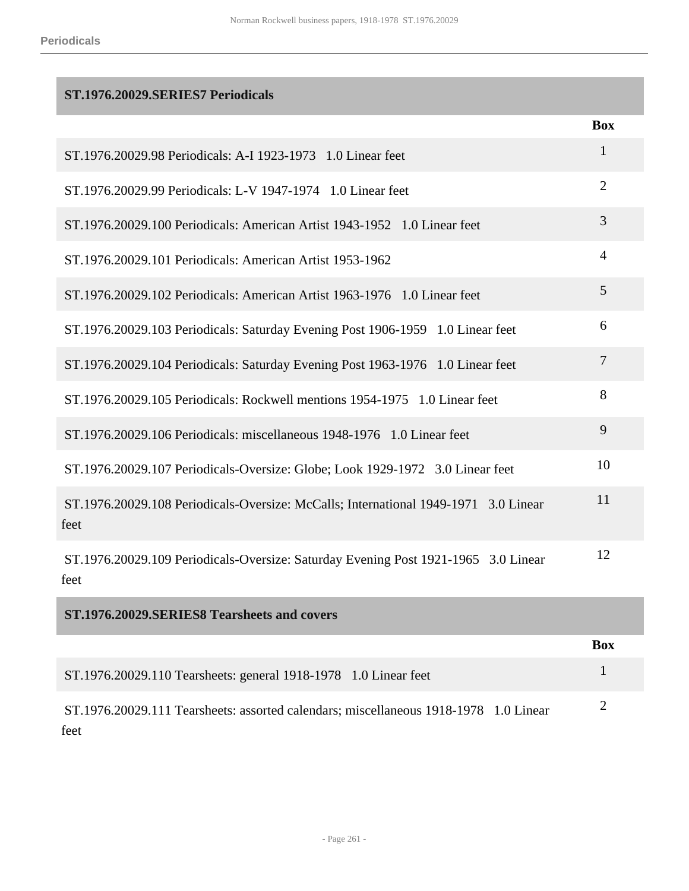## ST.1976.20029.SERIES7 Periodicals

| | Box |
|---|---|
| ST.1976.20029.98 Periodicals: A-I 1923-1973 1.0 Linear feet | 1 |
| ST.1976.20029.99 Periodicals: L-V 1947-1974 1.0 Linear feet | 2 |
| ST.1976.20029.100 Periodicals: American Artist 1943-1952 1.0 Linear feet | 3 |
| ST.1976.20029.101 Periodicals: American Artist 1953-1962 | 4 |
| ST.1976.20029.102 Periodicals: American Artist 1963-1976 1.0 Linear feet | 5 |
| ST.1976.20029.103 Periodicals: Saturday Evening Post 1906-1959 1.0 Linear feet | 6 |
| ST.1976.20029.104 Periodicals: Saturday Evening Post 1963-1976 1.0 Linear feet | 7 |
| ST.1976.20029.105 Periodicals: Rockwell mentions 1954-1975 1.0 Linear feet | 8 |
| ST.1976.20029.106 Periodicals: miscellaneous 1948-1976 1.0 Linear feet | 9 |
| ST.1976.20029.107 Periodicals-Oversize: Globe; Look 1929-1972 3.0 Linear feet | 10 |
| ST.1976.20029.108 Periodicals-Oversize: McCalls; International 1949-1971 3.0 Linear feet | 11 |
| ST.1976.20029.109 Periodicals-Oversize: Saturday Evening Post 1921-1965 3.0 Linear feet | 12 |

## ST.1976.20029.SERIES8 Tearsheets and covers

| | Box |
|---|---|
| ST.1976.20029.110 Tearsheets: general 1918-1978 1.0 Linear feet | 1 |
| ST.1976.20029.111 Tearsheets: assorted calendars; miscellaneous 1918-1978 1.0 Linear feet | 2 |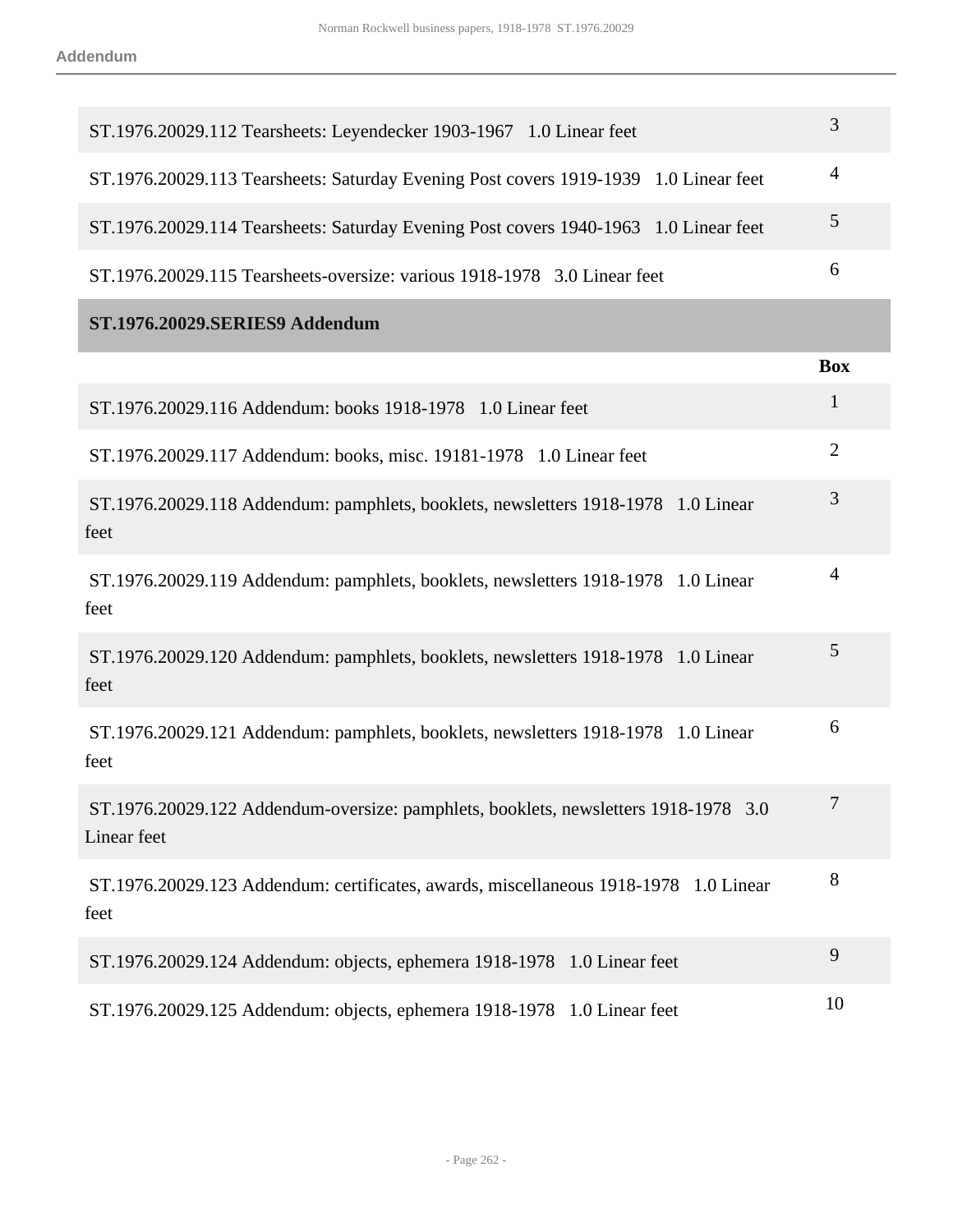| | |
|---|---|
| ST.1976.20029.112 Tearsheets: Leyendecker 1903-1967 1.0 Linear feet | 3 |
| ST.1976.20029.113 Tearsheets: Saturday Evening Post covers 1919-1939 1.0 Linear feet | 4 |
| ST.1976.20029.114 Tearsheets: Saturday Evening Post covers 1940-1963 1.0 Linear feet | 5 |
| ST.1976.20029.115 Tearsheets-oversize: various 1918-1978 3.0 Linear feet | 6 |

**ST.1976.20029.SERIES9 Addendum**

| | Box |
|---|---|
| ST.1976.20029.116 Addendum: books 1918-1978 1.0 Linear feet | 1 |
| ST.1976.20029.117 Addendum: books, misc. 19181-1978 1.0 Linear feet | 2 |
| ST.1976.20029.118 Addendum: pamphlets, booklets, newsletters 1918-1978 1.0 Linear feet | 3 |
| ST.1976.20029.119 Addendum: pamphlets, booklets, newsletters 1918-1978 1.0 Linear feet | 4 |
| ST.1976.20029.120 Addendum: pamphlets, booklets, newsletters 1918-1978 1.0 Linear feet | 5 |
| ST.1976.20029.121 Addendum: pamphlets, booklets, newsletters 1918-1978 1.0 Linear feet | 6 |
| ST.1976.20029.122 Addendum-oversize: pamphlets, booklets, newsletters 1918-1978 3.0 Linear feet | 7 |
| ST.1976.20029.123 Addendum: certificates, awards, miscellaneous 1918-1978 1.0 Linear feet | 8 |
| ST.1976.20029.124 Addendum: objects, ephemera 1918-1978 1.0 Linear feet | 9 |
| ST.1976.20029.125 Addendum: objects, ephemera 1918-1978 1.0 Linear feet | 10 |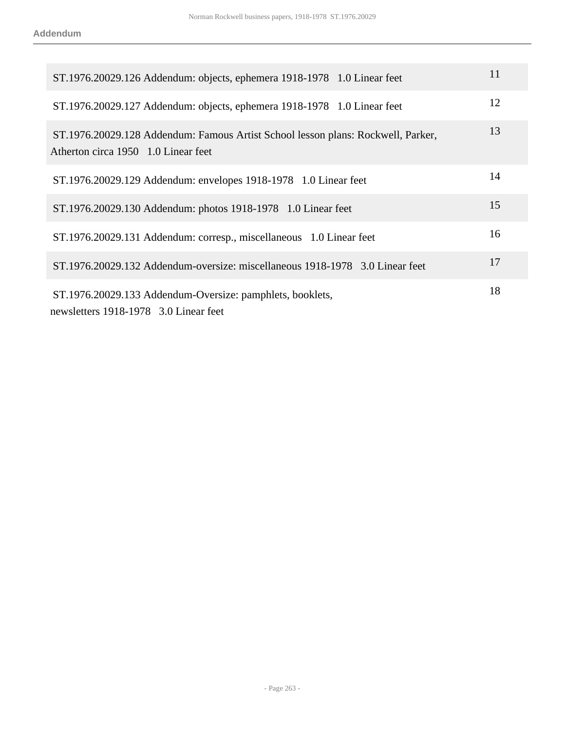## Addendum

| | |
|---|---|
| ST.1976.20029.126 Addendum: objects, ephemera 1918-1978 1.0 Linear feet | 11 |
| ST.1976.20029.127 Addendum: objects, ephemera 1918-1978 1.0 Linear feet | 12 |
| ST.1976.20029.128 Addendum: Famous Artist School lesson plans: Rockwell, Parker, Atherton circa 1950 1.0 Linear feet | 13 |
| ST.1976.20029.129 Addendum: envelopes 1918-1978 1.0 Linear feet | 14 |
| ST.1976.20029.130 Addendum: photos 1918-1978 1.0 Linear feet | 15 |
| ST.1976.20029.131 Addendum: corresp., miscellaneous 1.0 Linear feet | 16 |
| ST.1976.20029.132 Addendum-oversize: miscellaneous 1918-1978 3.0 Linear feet | 17 |
| ST.1976.20029.133 Addendum-Oversize: pamphlets, booklets, newsletters 1918-1978 3.0 Linear feet | 18 |